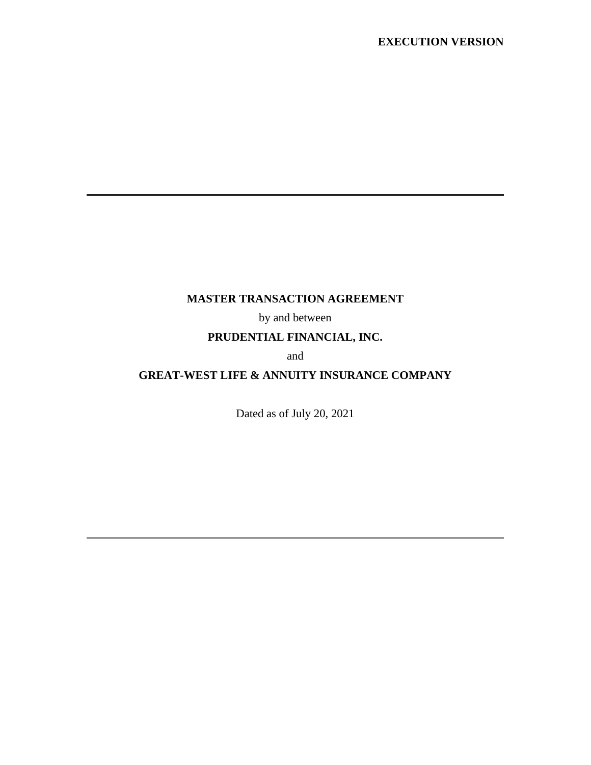**EXECUTION VERSION**

---

# MASTER TRANSACTION AGREEMENT

by and between

**PRUDENTIAL FINANCIAL, INC.**

and

**GREAT-WEST LIFE & ANNUITY INSURANCE COMPANY**

Dated as of July 20, 2021

---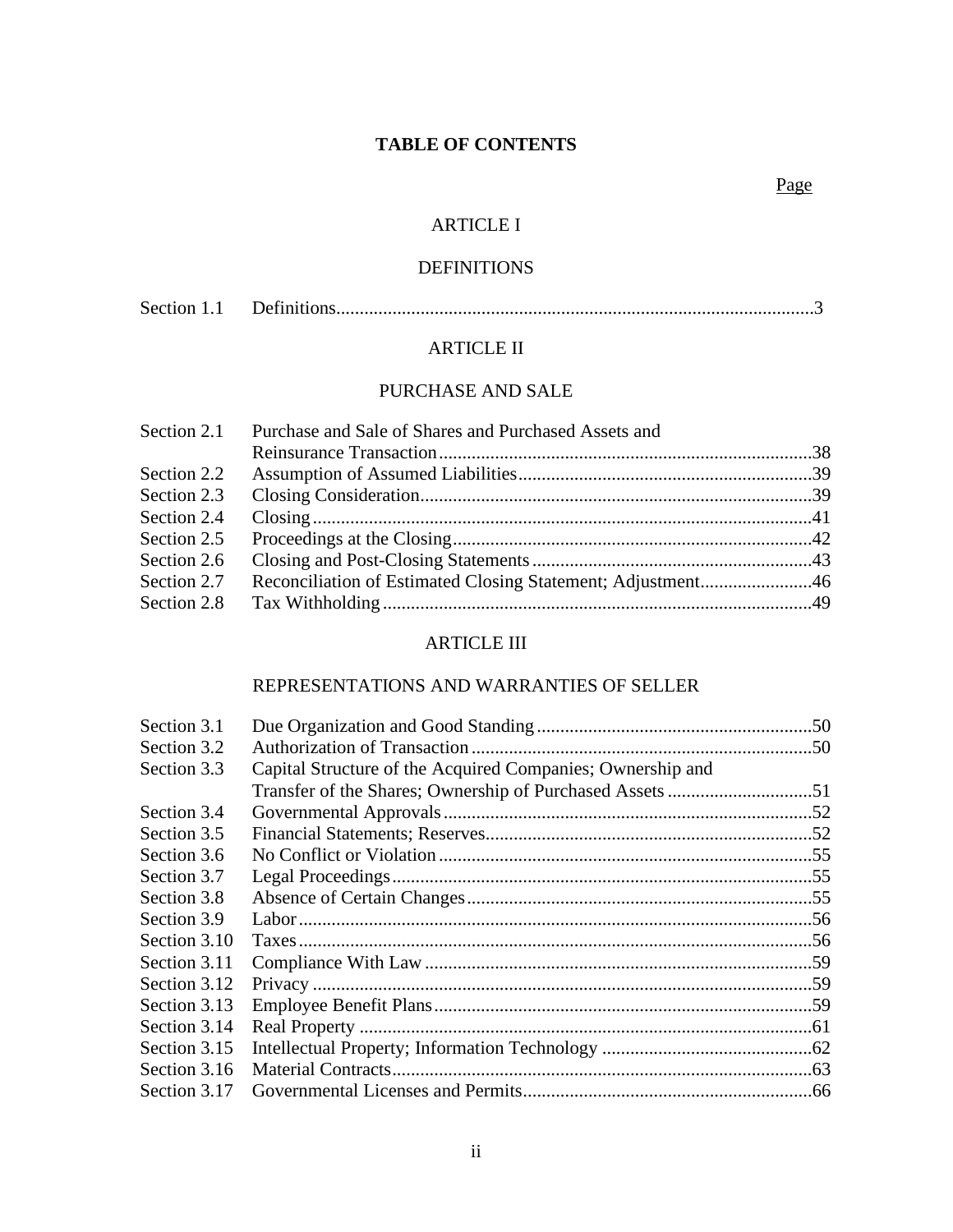# TABLE OF CONTENTS

| | | Page |
|---|---|---|
| | **ARTICLE I** | |
| | **DEFINITIONS** | |
| Section 1.1 | Definitions | 3 |
| | **ARTICLE II** | |
| | **PURCHASE AND SALE** | |
| Section 2.1 | Purchase and Sale of Shares and Purchased Assets and Reinsurance Transaction | 38 |
| Section 2.2 | Assumption of Assumed Liabilities | 39 |
| Section 2.3 | Closing Consideration | 39 |
| Section 2.4 | Closing | 41 |
| Section 2.5 | Proceedings at the Closing | 42 |
| Section 2.6 | Closing and Post-Closing Statements | 43 |
| Section 2.7 | Reconciliation of Estimated Closing Statement; Adjustment | 46 |
| Section 2.8 | Tax Withholding | 49 |
| | **ARTICLE III** | |
| | **REPRESENTATIONS AND WARRANTIES OF SELLER** | |
| Section 3.1 | Due Organization and Good Standing | 50 |
| Section 3.2 | Authorization of Transaction | 50 |
| Section 3.3 | Capital Structure of the Acquired Companies; Ownership and Transfer of the Shares; Ownership of Purchased Assets | 51 |
| Section 3.4 | Governmental Approvals | 52 |
| Section 3.5 | Financial Statements; Reserves | 52 |
| Section 3.6 | No Conflict or Violation | 55 |
| Section 3.7 | Legal Proceedings | 55 |
| Section 3.8 | Absence of Certain Changes | 55 |
| Section 3.9 | Labor | 56 |
| Section 3.10 | Taxes | 56 |
| Section 3.11 | Compliance With Law | 59 |
| Section 3.12 | Privacy | 59 |
| Section 3.13 | Employee Benefit Plans | 59 |
| Section 3.14 | Real Property | 61 |
| Section 3.15 | Intellectual Property; Information Technology | 62 |
| Section 3.16 | Material Contracts | 63 |
| Section 3.17 | Governmental Licenses and Permits | 66 |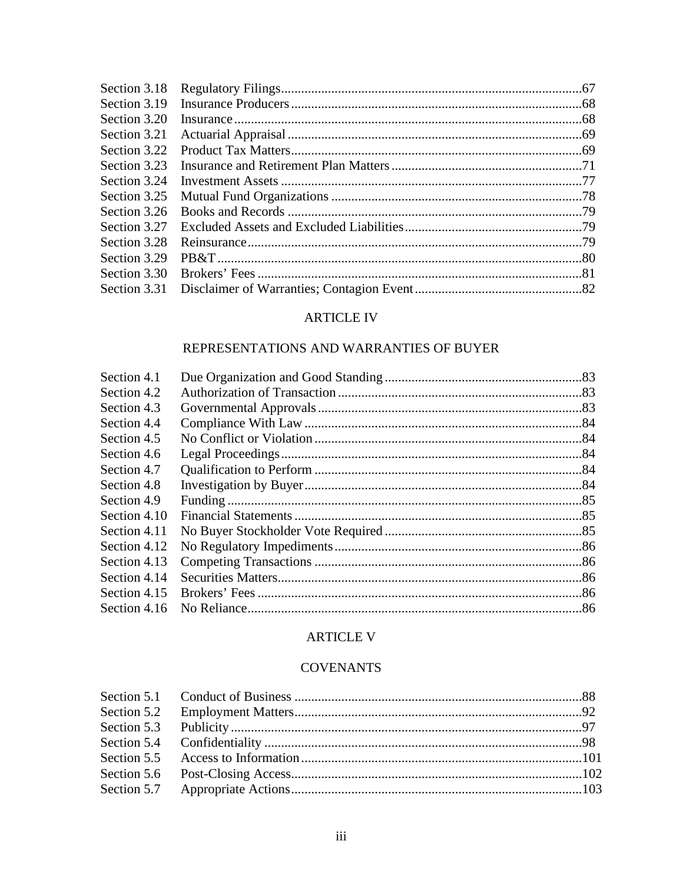| | | |
|---|---|---|
| Section 3.18 | Regulatory Filings | 67 |
| Section 3.19 | Insurance Producers | 68 |
| Section 3.20 | Insurance | 68 |
| Section 3.21 | Actuarial Appraisal | 69 |
| Section 3.22 | Product Tax Matters | 69 |
| Section 3.23 | Insurance and Retirement Plan Matters | 71 |
| Section 3.24 | Investment Assets | 77 |
| Section 3.25 | Mutual Fund Organizations | 78 |
| Section 3.26 | Books and Records | 79 |
| Section 3.27 | Excluded Assets and Excluded Liabilities | 79 |
| Section 3.28 | Reinsurance | 79 |
| Section 3.29 | PB&T | 80 |
| Section 3.30 | Brokers' Fees | 81 |
| Section 3.31 | Disclaimer of Warranties; Contagion Event | 82 |

## ARTICLE IV

## REPRESENTATIONS AND WARRANTIES OF BUYER

| | | |
|---|---|---|
| Section 4.1 | Due Organization and Good Standing | 83 |
| Section 4.2 | Authorization of Transaction | 83 |
| Section 4.3 | Governmental Approvals | 83 |
| Section 4.4 | Compliance With Law | 84 |
| Section 4.5 | No Conflict or Violation | 84 |
| Section 4.6 | Legal Proceedings | 84 |
| Section 4.7 | Qualification to Perform | 84 |
| Section 4.8 | Investigation by Buyer | 84 |
| Section 4.9 | Funding | 85 |
| Section 4.10 | Financial Statements | 85 |
| Section 4.11 | No Buyer Stockholder Vote Required | 85 |
| Section 4.12 | No Regulatory Impediments | 86 |
| Section 4.13 | Competing Transactions | 86 |
| Section 4.14 | Securities Matters | 86 |
| Section 4.15 | Brokers' Fees | 86 |
| Section 4.16 | No Reliance | 86 |

## ARTICLE V

## COVENANTS

| | | |
|---|---|---|
| Section 5.1 | Conduct of Business | 88 |
| Section 5.2 | Employment Matters | 92 |
| Section 5.3 | Publicity | 97 |
| Section 5.4 | Confidentiality | 98 |
| Section 5.5 | Access to Information | 101 |
| Section 5.6 | Post-Closing Access | 102 |
| Section 5.7 | Appropriate Actions | 103 |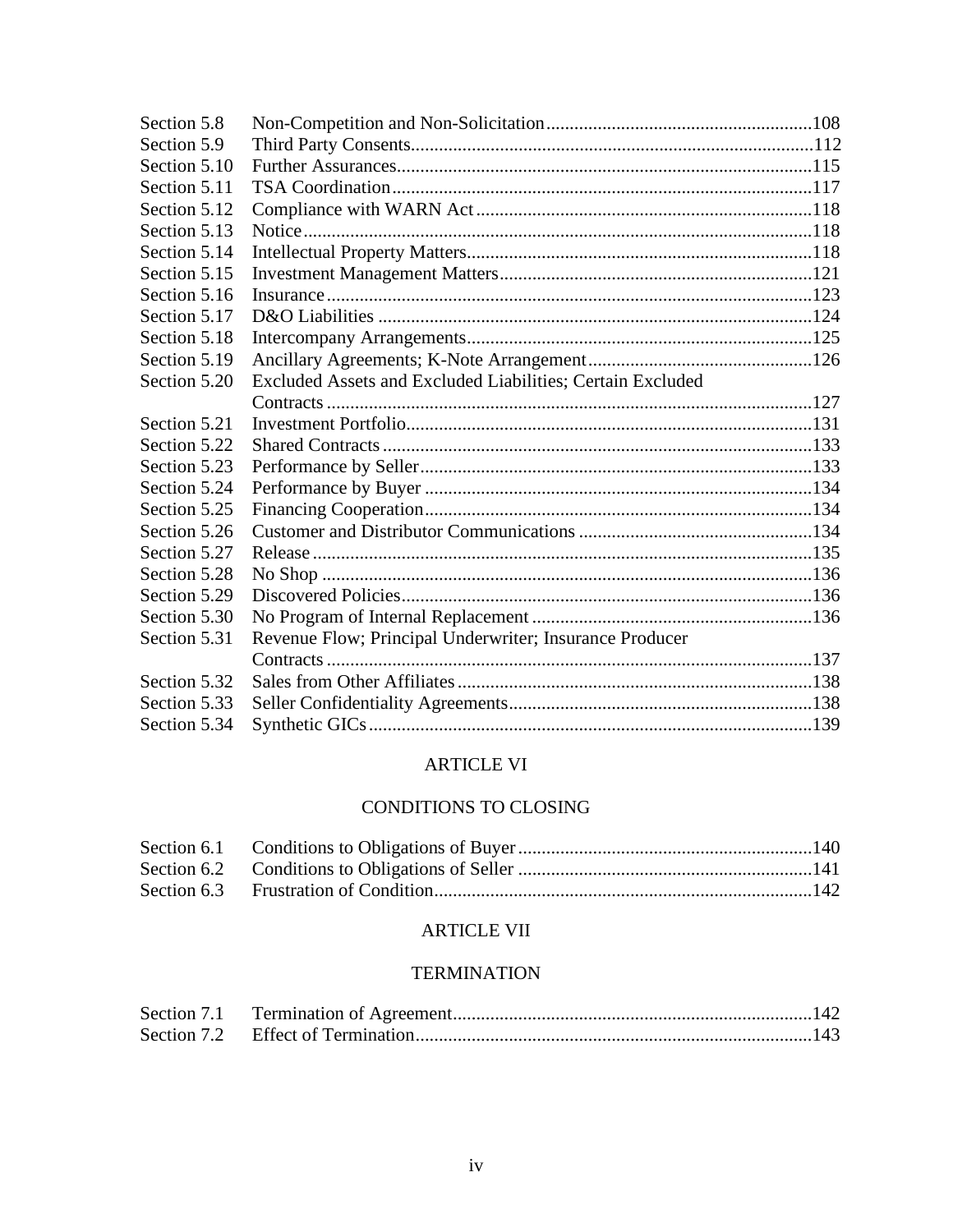| | | |
|---|---|---|
| Section 5.8 | Non-Competition and Non-Solicitation | 108 |
| Section 5.9 | Third Party Consents | 112 |
| Section 5.10 | Further Assurances | 115 |
| Section 5.11 | TSA Coordination | 117 |
| Section 5.12 | Compliance with WARN Act | 118 |
| Section 5.13 | Notice | 118 |
| Section 5.14 | Intellectual Property Matters | 118 |
| Section 5.15 | Investment Management Matters | 121 |
| Section 5.16 | Insurance | 123 |
| Section 5.17 | D&O Liabilities | 124 |
| Section 5.18 | Intercompany Arrangements | 125 |
| Section 5.19 | Ancillary Agreements; K-Note Arrangement | 126 |
| Section 5.20 | Excluded Assets and Excluded Liabilities; Certain Excluded Contracts | 127 |
| Section 5.21 | Investment Portfolio | 131 |
| Section 5.22 | Shared Contracts | 133 |
| Section 5.23 | Performance by Seller | 133 |
| Section 5.24 | Performance by Buyer | 134 |
| Section 5.25 | Financing Cooperation | 134 |
| Section 5.26 | Customer and Distributor Communications | 134 |
| Section 5.27 | Release | 135 |
| Section 5.28 | No Shop | 136 |
| Section 5.29 | Discovered Policies | 136 |
| Section 5.30 | No Program of Internal Replacement | 136 |
| Section 5.31 | Revenue Flow; Principal Underwriter; Insurance Producer Contracts | 137 |
| Section 5.32 | Sales from Other Affiliates | 138 |
| Section 5.33 | Seller Confidentiality Agreements | 138 |
| Section 5.34 | Synthetic GICs | 139 |

ARTICLE VI

CONDITIONS TO CLOSING

| | | |
|---|---|---|
| Section 6.1 | Conditions to Obligations of Buyer | 140 |
| Section 6.2 | Conditions to Obligations of Seller | 141 |
| Section 6.3 | Frustration of Condition | 142 |

ARTICLE VII

TERMINATION

| | | |
|---|---|---|
| Section 7.1 | Termination of Agreement | 142 |
| Section 7.2 | Effect of Termination | 143 |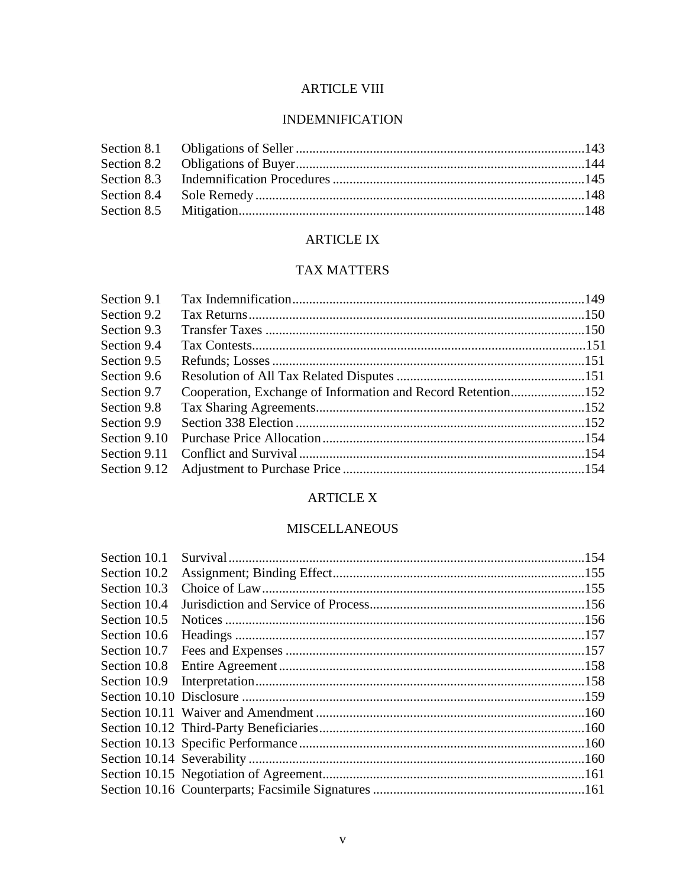ARTICLE VIII

INDEMNIFICATION

| | | |
|---|---|---|
| Section 8.1 | Obligations of Seller | 143 |
| Section 8.2 | Obligations of Buyer | 144 |
| Section 8.3 | Indemnification Procedures | 145 |
| Section 8.4 | Sole Remedy | 148 |
| Section 8.5 | Mitigation | 148 |

ARTICLE IX

TAX MATTERS

| | | |
|---|---|---|
| Section 9.1 | Tax Indemnification | 149 |
| Section 9.2 | Tax Returns | 150 |
| Section 9.3 | Transfer Taxes | 150 |
| Section 9.4 | Tax Contests | 151 |
| Section 9.5 | Refunds; Losses | 151 |
| Section 9.6 | Resolution of All Tax Related Disputes | 151 |
| Section 9.7 | Cooperation, Exchange of Information and Record Retention | 152 |
| Section 9.8 | Tax Sharing Agreements | 152 |
| Section 9.9 | Section 338 Election | 152 |
| Section 9.10 | Purchase Price Allocation | 154 |
| Section 9.11 | Conflict and Survival | 154 |
| Section 9.12 | Adjustment to Purchase Price | 154 |

ARTICLE X

MISCELLANEOUS

| | | |
|---|---|---|
| Section 10.1 | Survival | 154 |
| Section 10.2 | Assignment; Binding Effect | 155 |
| Section 10.3 | Choice of Law | 155 |
| Section 10.4 | Jurisdiction and Service of Process | 156 |
| Section 10.5 | Notices | 156 |
| Section 10.6 | Headings | 157 |
| Section 10.7 | Fees and Expenses | 157 |
| Section 10.8 | Entire Agreement | 158 |
| Section 10.9 | Interpretation | 158 |
| Section 10.10 | Disclosure | 159 |
| Section 10.11 | Waiver and Amendment | 160 |
| Section 10.12 | Third-Party Beneficiaries | 160 |
| Section 10.13 | Specific Performance | 160 |
| Section 10.14 | Severability | 160 |
| Section 10.15 | Negotiation of Agreement | 161 |
| Section 10.16 | Counterparts; Facsimile Signatures | 161 |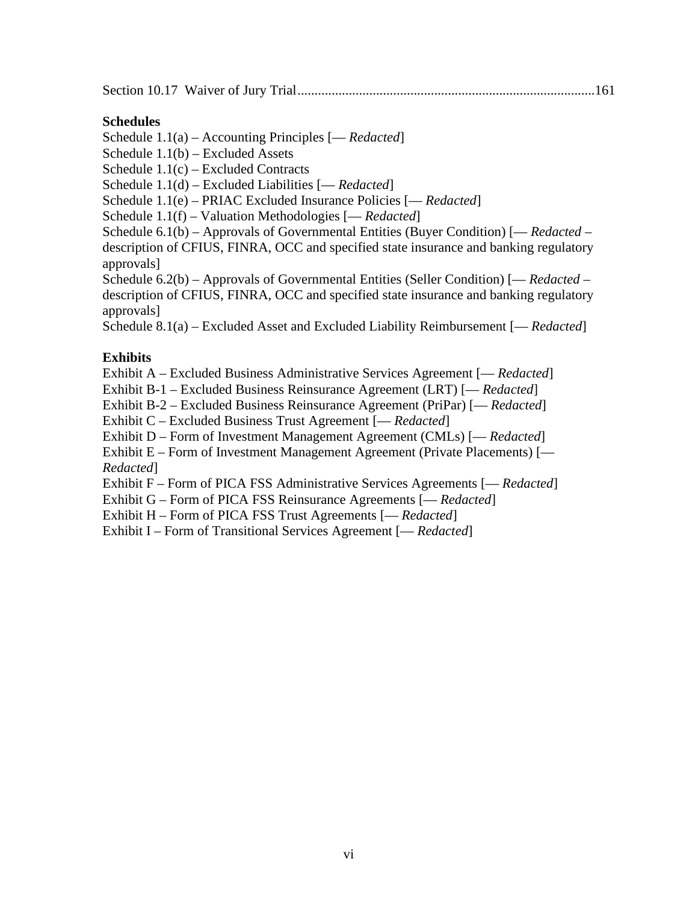Section 10.17 Waiver of Jury Trial......................................................................................161

**Schedules**

Schedule 1.1(a) – Accounting Principles [— *Redacted*]
Schedule 1.1(b) – Excluded Assets
Schedule 1.1(c) – Excluded Contracts
Schedule 1.1(d) – Excluded Liabilities [— *Redacted*]
Schedule 1.1(e) – PRIAC Excluded Insurance Policies [— *Redacted*]
Schedule 1.1(f) – Valuation Methodologies [— *Redacted*]
Schedule 6.1(b) – Approvals of Governmental Entities (Buyer Condition) [— *Redacted* – description of CFIUS, FINRA, OCC and specified state insurance and banking regulatory approvals]
Schedule 6.2(b) – Approvals of Governmental Entities (Seller Condition) [— *Redacted* – description of CFIUS, FINRA, OCC and specified state insurance and banking regulatory approvals]
Schedule 8.1(a) – Excluded Asset and Excluded Liability Reimbursement [— *Redacted*]

**Exhibits**

Exhibit A – Excluded Business Administrative Services Agreement [— *Redacted*]
Exhibit B-1 – Excluded Business Reinsurance Agreement (LRT) [— *Redacted*]
Exhibit B-2 – Excluded Business Reinsurance Agreement (PriPar) [— *Redacted*]
Exhibit C – Excluded Business Trust Agreement [— *Redacted*]
Exhibit D – Form of Investment Management Agreement (CMLs) [— *Redacted*]
Exhibit E – Form of Investment Management Agreement (Private Placements) [— *Redacted*]
Exhibit F – Form of PICA FSS Administrative Services Agreements [— *Redacted*]
Exhibit G – Form of PICA FSS Reinsurance Agreements [— *Redacted*]
Exhibit H – Form of PICA FSS Trust Agreements [— *Redacted*]
Exhibit I – Form of Transitional Services Agreement [— *Redacted*]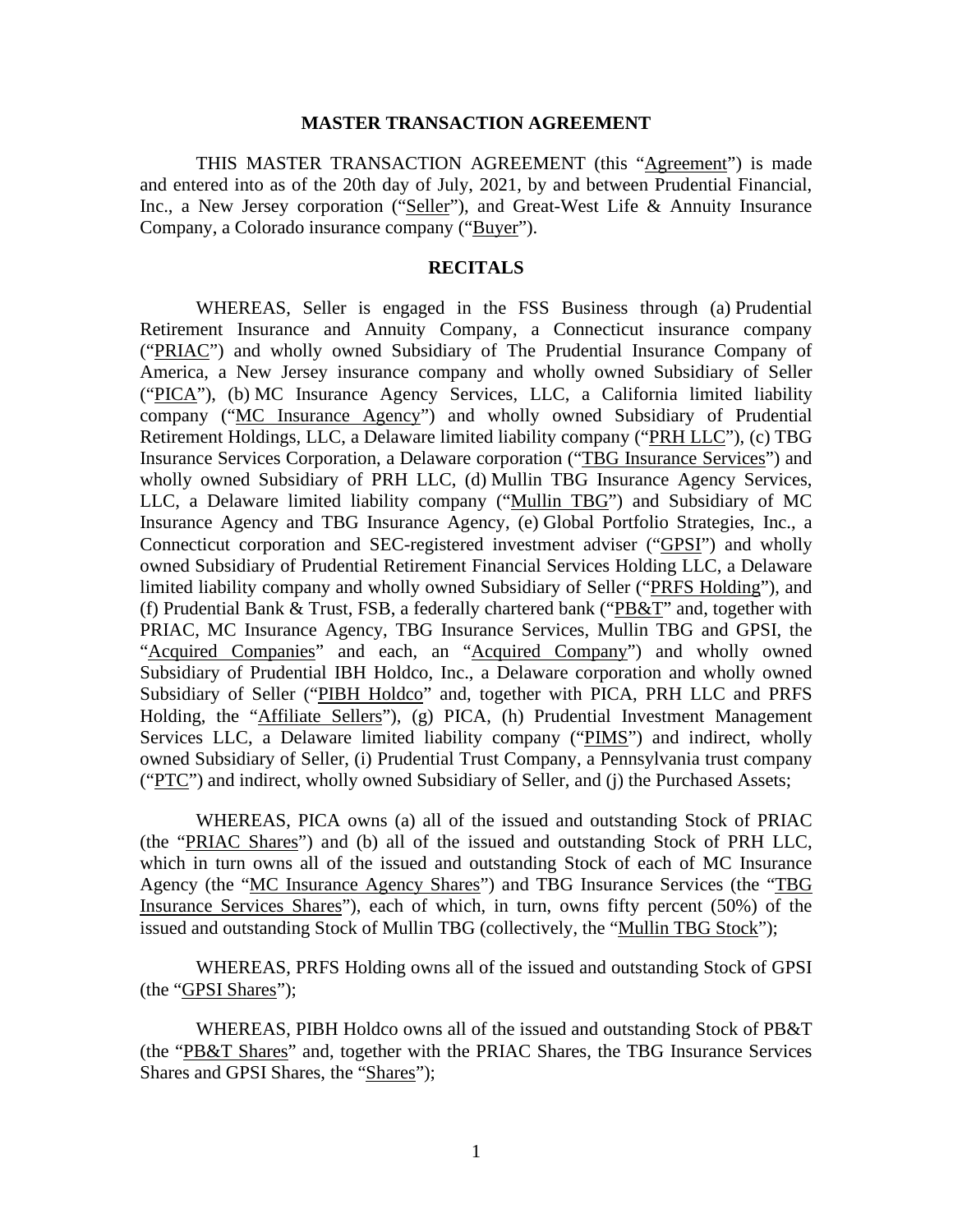# MASTER TRANSACTION AGREEMENT

THIS MASTER TRANSACTION AGREEMENT (this "Agreement") is made and entered into as of the 20th day of July, 2021, by and between Prudential Financial, Inc., a New Jersey corporation ("Seller"), and Great-West Life & Annuity Insurance Company, a Colorado insurance company ("Buyer").

## RECITALS

WHEREAS, Seller is engaged in the FSS Business through (a) Prudential Retirement Insurance and Annuity Company, a Connecticut insurance company ("PRIAC") and wholly owned Subsidiary of The Prudential Insurance Company of America, a New Jersey insurance company and wholly owned Subsidiary of Seller ("PICA"), (b) MC Insurance Agency Services, LLC, a California limited liability company ("MC Insurance Agency") and wholly owned Subsidiary of Prudential Retirement Holdings, LLC, a Delaware limited liability company ("PRH LLC"), (c) TBG Insurance Services Corporation, a Delaware corporation ("TBG Insurance Services") and wholly owned Subsidiary of PRH LLC, (d) Mullin TBG Insurance Agency Services, LLC, a Delaware limited liability company ("Mullin TBG") and Subsidiary of MC Insurance Agency and TBG Insurance Agency, (e) Global Portfolio Strategies, Inc., a Connecticut corporation and SEC-registered investment adviser ("GPSI") and wholly owned Subsidiary of Prudential Retirement Financial Services Holding LLC, a Delaware limited liability company and wholly owned Subsidiary of Seller ("PRFS Holding"), and (f) Prudential Bank & Trust, FSB, a federally chartered bank ("PB&T" and, together with PRIAC, MC Insurance Agency, TBG Insurance Services, Mullin TBG and GPSI, the "Acquired Companies" and each, an "Acquired Company") and wholly owned Subsidiary of Prudential IBH Holdco, Inc., a Delaware corporation and wholly owned Subsidiary of Seller ("PIBH Holdco" and, together with PICA, PRH LLC and PRFS Holding, the "Affiliate Sellers"), (g) PICA, (h) Prudential Investment Management Services LLC, a Delaware limited liability company ("PIMS") and indirect, wholly owned Subsidiary of Seller, (i) Prudential Trust Company, a Pennsylvania trust company ("PTC") and indirect, wholly owned Subsidiary of Seller, and (j) the Purchased Assets;

WHEREAS, PICA owns (a) all of the issued and outstanding Stock of PRIAC (the "PRIAC Shares") and (b) all of the issued and outstanding Stock of PRH LLC, which in turn owns all of the issued and outstanding Stock of each of MC Insurance Agency (the "MC Insurance Agency Shares") and TBG Insurance Services (the "TBG Insurance Services Shares"), each of which, in turn, owns fifty percent (50%) of the issued and outstanding Stock of Mullin TBG (collectively, the "Mullin TBG Stock");

WHEREAS, PRFS Holding owns all of the issued and outstanding Stock of GPSI (the "GPSI Shares");

WHEREAS, PIBH Holdco owns all of the issued and outstanding Stock of PB&T (the "PB&T Shares" and, together with the PRIAC Shares, the TBG Insurance Services Shares and GPSI Shares, the "Shares");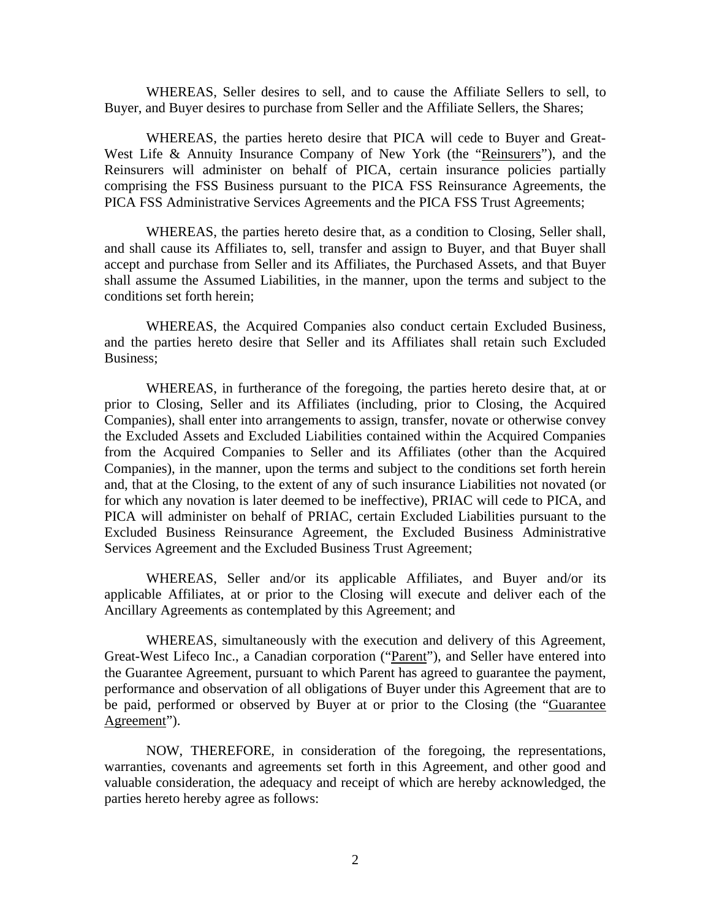WHEREAS, Seller desires to sell, and to cause the Affiliate Sellers to sell, to Buyer, and Buyer desires to purchase from Seller and the Affiliate Sellers, the Shares;

WHEREAS, the parties hereto desire that PICA will cede to Buyer and Great-West Life & Annuity Insurance Company of New York (the "Reinsurers"), and the Reinsurers will administer on behalf of PICA, certain insurance policies partially comprising the FSS Business pursuant to the PICA FSS Reinsurance Agreements, the PICA FSS Administrative Services Agreements and the PICA FSS Trust Agreements;

WHEREAS, the parties hereto desire that, as a condition to Closing, Seller shall, and shall cause its Affiliates to, sell, transfer and assign to Buyer, and that Buyer shall accept and purchase from Seller and its Affiliates, the Purchased Assets, and that Buyer shall assume the Assumed Liabilities, in the manner, upon the terms and subject to the conditions set forth herein;

WHEREAS, the Acquired Companies also conduct certain Excluded Business, and the parties hereto desire that Seller and its Affiliates shall retain such Excluded Business;

WHEREAS, in furtherance of the foregoing, the parties hereto desire that, at or prior to Closing, Seller and its Affiliates (including, prior to Closing, the Acquired Companies), shall enter into arrangements to assign, transfer, novate or otherwise convey the Excluded Assets and Excluded Liabilities contained within the Acquired Companies from the Acquired Companies to Seller and its Affiliates (other than the Acquired Companies), in the manner, upon the terms and subject to the conditions set forth herein and, that at the Closing, to the extent of any of such insurance Liabilities not novated (or for which any novation is later deemed to be ineffective), PRIAC will cede to PICA, and PICA will administer on behalf of PRIAC, certain Excluded Liabilities pursuant to the Excluded Business Reinsurance Agreement, the Excluded Business Administrative Services Agreement and the Excluded Business Trust Agreement;

WHEREAS, Seller and/or its applicable Affiliates, and Buyer and/or its applicable Affiliates, at or prior to the Closing will execute and deliver each of the Ancillary Agreements as contemplated by this Agreement; and

WHEREAS, simultaneously with the execution and delivery of this Agreement, Great-West Lifeco Inc., a Canadian corporation ("Parent"), and Seller have entered into the Guarantee Agreement, pursuant to which Parent has agreed to guarantee the payment, performance and observation of all obligations of Buyer under this Agreement that are to be paid, performed or observed by Buyer at or prior to the Closing (the "Guarantee Agreement").

NOW, THEREFORE, in consideration of the foregoing, the representations, warranties, covenants and agreements set forth in this Agreement, and other good and valuable consideration, the adequacy and receipt of which are hereby acknowledged, the parties hereto hereby agree as follows: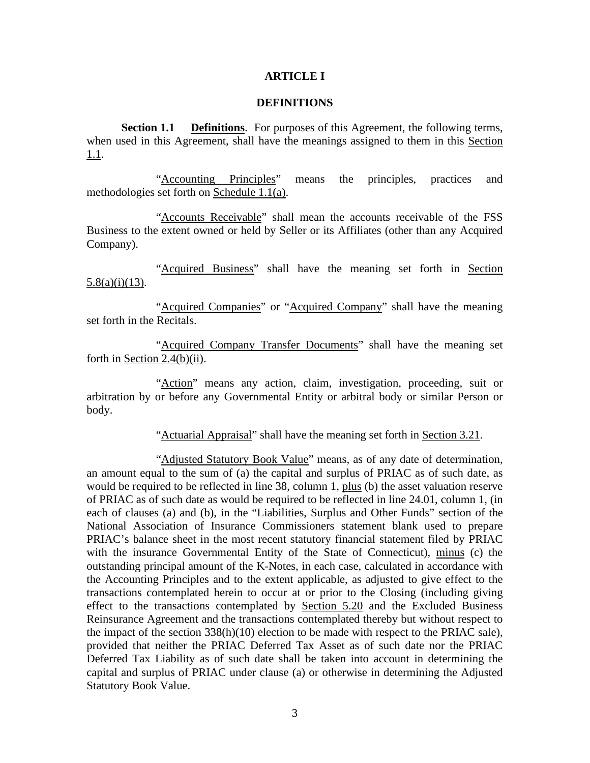# ARTICLE I

## DEFINITIONS

**Section 1.1 Definitions**. For purposes of this Agreement, the following terms, when used in this Agreement, shall have the meanings assigned to them in this Section 1.1.

"Accounting Principles" means the principles, practices and methodologies set forth on Schedule 1.1(a).

"Accounts Receivable" shall mean the accounts receivable of the FSS Business to the extent owned or held by Seller or its Affiliates (other than any Acquired Company).

"Acquired Business" shall have the meaning set forth in Section 5.8(a)(i)(13).

"Acquired Companies" or "Acquired Company" shall have the meaning set forth in the Recitals.

"Acquired Company Transfer Documents" shall have the meaning set forth in Section 2.4(b)(ii).

"Action" means any action, claim, investigation, proceeding, suit or arbitration by or before any Governmental Entity or arbitral body or similar Person or body.

"Actuarial Appraisal" shall have the meaning set forth in Section 3.21.

"Adjusted Statutory Book Value" means, as of any date of determination, an amount equal to the sum of (a) the capital and surplus of PRIAC as of such date, as would be required to be reflected in line 38, column 1, plus (b) the asset valuation reserve of PRIAC as of such date as would be required to be reflected in line 24.01, column 1, (in each of clauses (a) and (b), in the "Liabilities, Surplus and Other Funds" section of the National Association of Insurance Commissioners statement blank used to prepare PRIAC's balance sheet in the most recent statutory financial statement filed by PRIAC with the insurance Governmental Entity of the State of Connecticut), minus (c) the outstanding principal amount of the K-Notes, in each case, calculated in accordance with the Accounting Principles and to the extent applicable, as adjusted to give effect to the transactions contemplated herein to occur at or prior to the Closing (including giving effect to the transactions contemplated by Section 5.20 and the Excluded Business Reinsurance Agreement and the transactions contemplated thereby but without respect to the impact of the section 338(h)(10) election to be made with respect to the PRIAC sale), provided that neither the PRIAC Deferred Tax Asset as of such date nor the PRIAC Deferred Tax Liability as of such date shall be taken into account in determining the capital and surplus of PRIAC under clause (a) or otherwise in determining the Adjusted Statutory Book Value.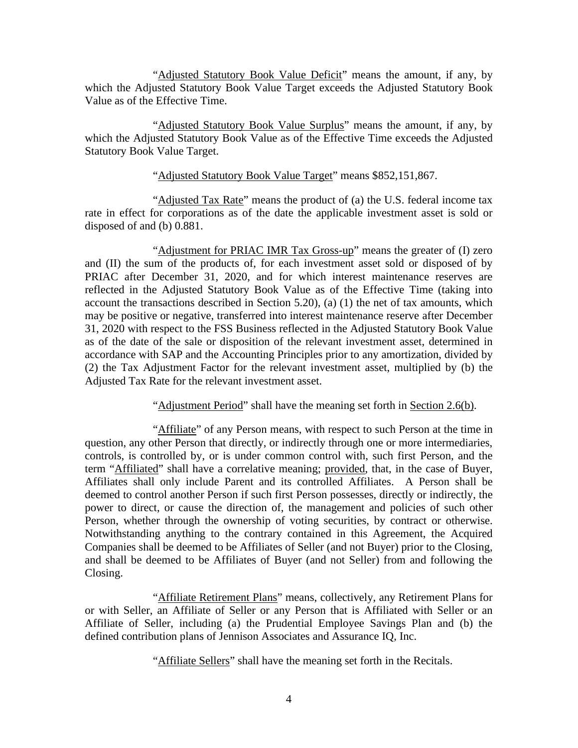"Adjusted Statutory Book Value Deficit" means the amount, if any, by which the Adjusted Statutory Book Value Target exceeds the Adjusted Statutory Book Value as of the Effective Time.

"Adjusted Statutory Book Value Surplus" means the amount, if any, by which the Adjusted Statutory Book Value as of the Effective Time exceeds the Adjusted Statutory Book Value Target.

"Adjusted Statutory Book Value Target" means $852,151,867.

"Adjusted Tax Rate" means the product of (a) the U.S. federal income tax rate in effect for corporations as of the date the applicable investment asset is sold or disposed of and (b) 0.881.

"Adjustment for PRIAC IMR Tax Gross-up" means the greater of (I) zero and (II) the sum of the products of, for each investment asset sold or disposed of by PRIAC after December 31, 2020, and for which interest maintenance reserves are reflected in the Adjusted Statutory Book Value as of the Effective Time (taking into account the transactions described in Section 5.20), (a) (1) the net of tax amounts, which may be positive or negative, transferred into interest maintenance reserve after December 31, 2020 with respect to the FSS Business reflected in the Adjusted Statutory Book Value as of the date of the sale or disposition of the relevant investment asset, determined in accordance with SAP and the Accounting Principles prior to any amortization, divided by (2) the Tax Adjustment Factor for the relevant investment asset, multiplied by (b) the Adjusted Tax Rate for the relevant investment asset.

"Adjustment Period" shall have the meaning set forth in Section 2.6(b).

"Affiliate" of any Person means, with respect to such Person at the time in question, any other Person that directly, or indirectly through one or more intermediaries, controls, is controlled by, or is under common control with, such first Person, and the term "Affiliated" shall have a correlative meaning; provided, that, in the case of Buyer, Affiliates shall only include Parent and its controlled Affiliates. A Person shall be deemed to control another Person if such first Person possesses, directly or indirectly, the power to direct, or cause the direction of, the management and policies of such other Person, whether through the ownership of voting securities, by contract or otherwise. Notwithstanding anything to the contrary contained in this Agreement, the Acquired Companies shall be deemed to be Affiliates of Seller (and not Buyer) prior to the Closing, and shall be deemed to be Affiliates of Buyer (and not Seller) from and following the Closing.

"Affiliate Retirement Plans" means, collectively, any Retirement Plans for or with Seller, an Affiliate of Seller or any Person that is Affiliated with Seller or an Affiliate of Seller, including (a) the Prudential Employee Savings Plan and (b) the defined contribution plans of Jennison Associates and Assurance IQ, Inc.

"Affiliate Sellers" shall have the meaning set forth in the Recitals.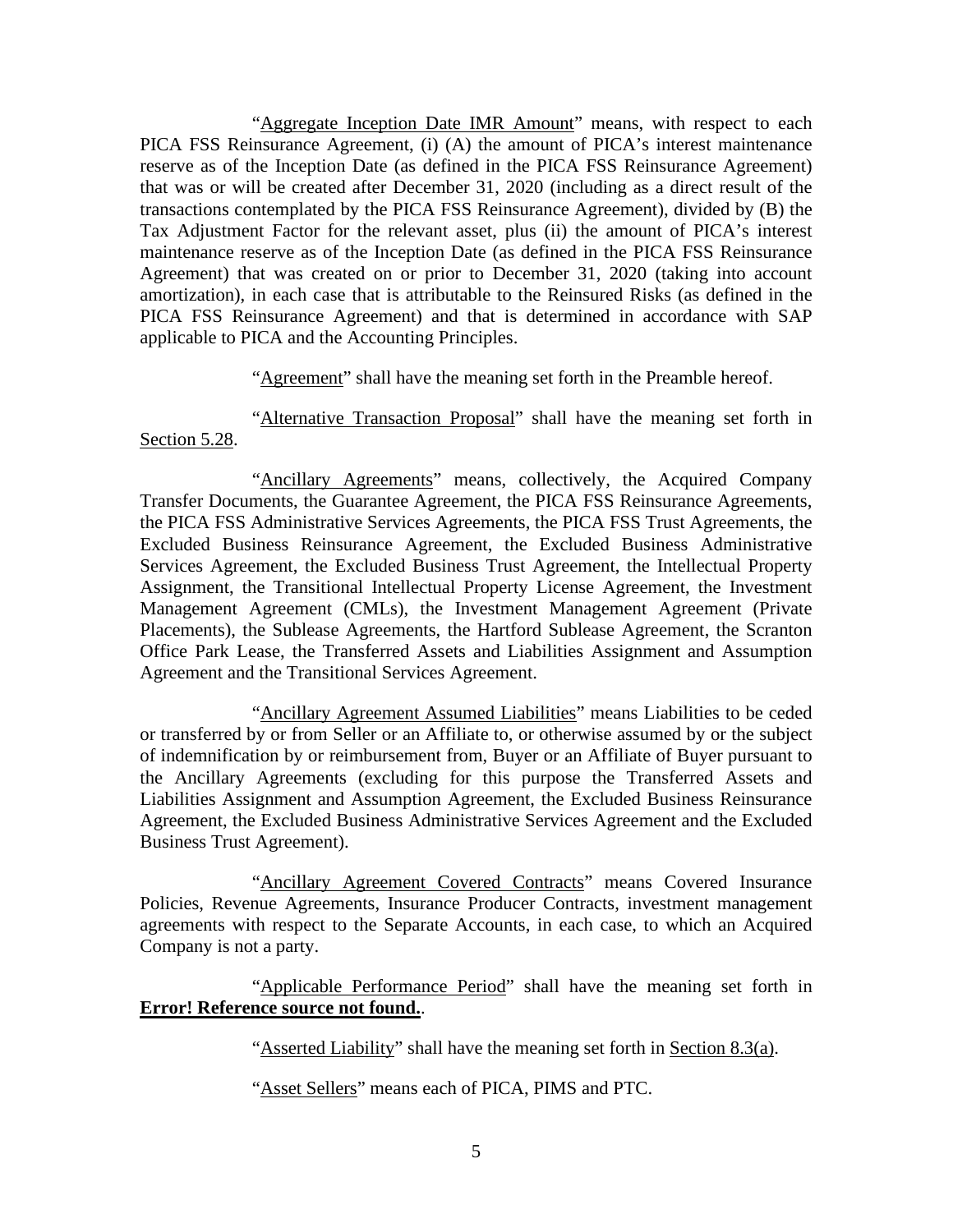"Aggregate Inception Date IMR Amount" means, with respect to each PICA FSS Reinsurance Agreement, (i) (A) the amount of PICA's interest maintenance reserve as of the Inception Date (as defined in the PICA FSS Reinsurance Agreement) that was or will be created after December 31, 2020 (including as a direct result of the transactions contemplated by the PICA FSS Reinsurance Agreement), divided by (B) the Tax Adjustment Factor for the relevant asset, plus (ii) the amount of PICA's interest maintenance reserve as of the Inception Date (as defined in the PICA FSS Reinsurance Agreement) that was created on or prior to December 31, 2020 (taking into account amortization), in each case that is attributable to the Reinsured Risks (as defined in the PICA FSS Reinsurance Agreement) and that is determined in accordance with SAP applicable to PICA and the Accounting Principles.

"Agreement" shall have the meaning set forth in the Preamble hereof.

"Alternative Transaction Proposal" shall have the meaning set forth in Section 5.28.

"Ancillary Agreements" means, collectively, the Acquired Company Transfer Documents, the Guarantee Agreement, the PICA FSS Reinsurance Agreements, the PICA FSS Administrative Services Agreements, the PICA FSS Trust Agreements, the Excluded Business Reinsurance Agreement, the Excluded Business Administrative Services Agreement, the Excluded Business Trust Agreement, the Intellectual Property Assignment, the Transitional Intellectual Property License Agreement, the Investment Management Agreement (CMLs), the Investment Management Agreement (Private Placements), the Sublease Agreements, the Hartford Sublease Agreement, the Scranton Office Park Lease, the Transferred Assets and Liabilities Assignment and Assumption Agreement and the Transitional Services Agreement.

"Ancillary Agreement Assumed Liabilities" means Liabilities to be ceded or transferred by or from Seller or an Affiliate to, or otherwise assumed by or the subject of indemnification by or reimbursement from, Buyer or an Affiliate of Buyer pursuant to the Ancillary Agreements (excluding for this purpose the Transferred Assets and Liabilities Assignment and Assumption Agreement, the Excluded Business Reinsurance Agreement, the Excluded Business Administrative Services Agreement and the Excluded Business Trust Agreement).

"Ancillary Agreement Covered Contracts" means Covered Insurance Policies, Revenue Agreements, Insurance Producer Contracts, investment management agreements with respect to the Separate Accounts, in each case, to which an Acquired Company is not a party.

"Applicable Performance Period" shall have the meaning set forth in **Error! Reference source not found.**.

"Asserted Liability" shall have the meaning set forth in Section 8.3(a).

"Asset Sellers" means each of PICA, PIMS and PTC.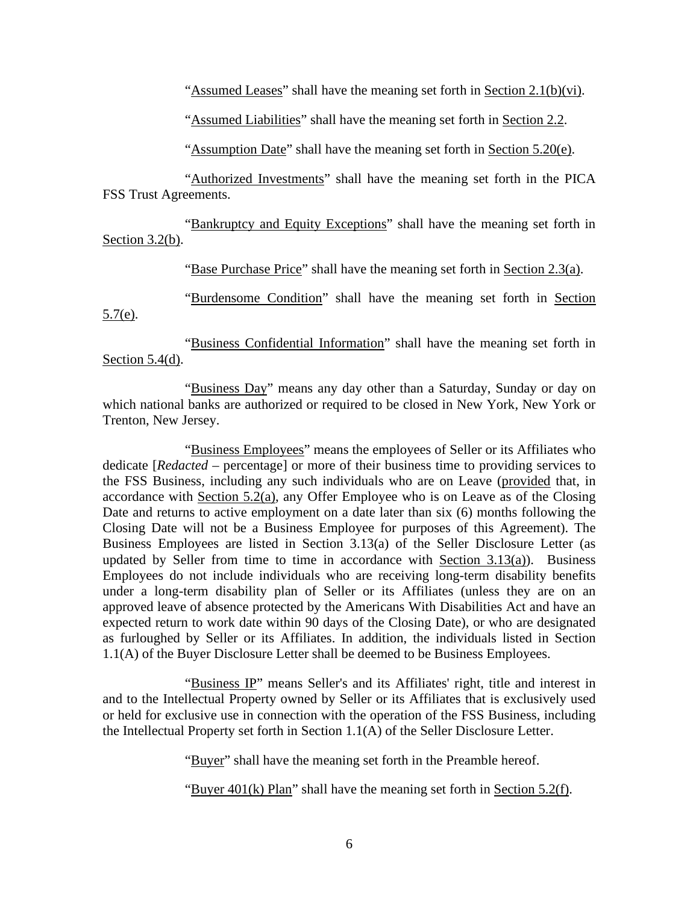"Assumed Leases" shall have the meaning set forth in Section 2.1(b)(vi).

"Assumed Liabilities" shall have the meaning set forth in Section 2.2.

"Assumption Date" shall have the meaning set forth in Section 5.20(e).

"Authorized Investments" shall have the meaning set forth in the PICA FSS Trust Agreements.

"Bankruptcy and Equity Exceptions" shall have the meaning set forth in Section 3.2(b).

"Base Purchase Price" shall have the meaning set forth in Section 2.3(a).

"Burdensome Condition" shall have the meaning set forth in Section 5.7(e).

"Business Confidential Information" shall have the meaning set forth in Section 5.4(d).

"Business Day" means any day other than a Saturday, Sunday or day on which national banks are authorized or required to be closed in New York, New York or Trenton, New Jersey.

"Business Employees" means the employees of Seller or its Affiliates who dedicate [*Redacted* – percentage] or more of their business time to providing services to the FSS Business, including any such individuals who are on Leave (provided that, in accordance with Section 5.2(a), any Offer Employee who is on Leave as of the Closing Date and returns to active employment on a date later than six (6) months following the Closing Date will not be a Business Employee for purposes of this Agreement). The Business Employees are listed in Section 3.13(a) of the Seller Disclosure Letter (as updated by Seller from time to time in accordance with Section 3.13(a)). Business Employees do not include individuals who are receiving long-term disability benefits under a long-term disability plan of Seller or its Affiliates (unless they are on an approved leave of absence protected by the Americans With Disabilities Act and have an expected return to work date within 90 days of the Closing Date), or who are designated as furloughed by Seller or its Affiliates. In addition, the individuals listed in Section 1.1(A) of the Buyer Disclosure Letter shall be deemed to be Business Employees.

"Business IP" means Seller's and its Affiliates' right, title and interest in and to the Intellectual Property owned by Seller or its Affiliates that is exclusively used or held for exclusive use in connection with the operation of the FSS Business, including the Intellectual Property set forth in Section 1.1(A) of the Seller Disclosure Letter.

"Buyer" shall have the meaning set forth in the Preamble hereof.

"Buyer 401(k) Plan" shall have the meaning set forth in Section 5.2(f).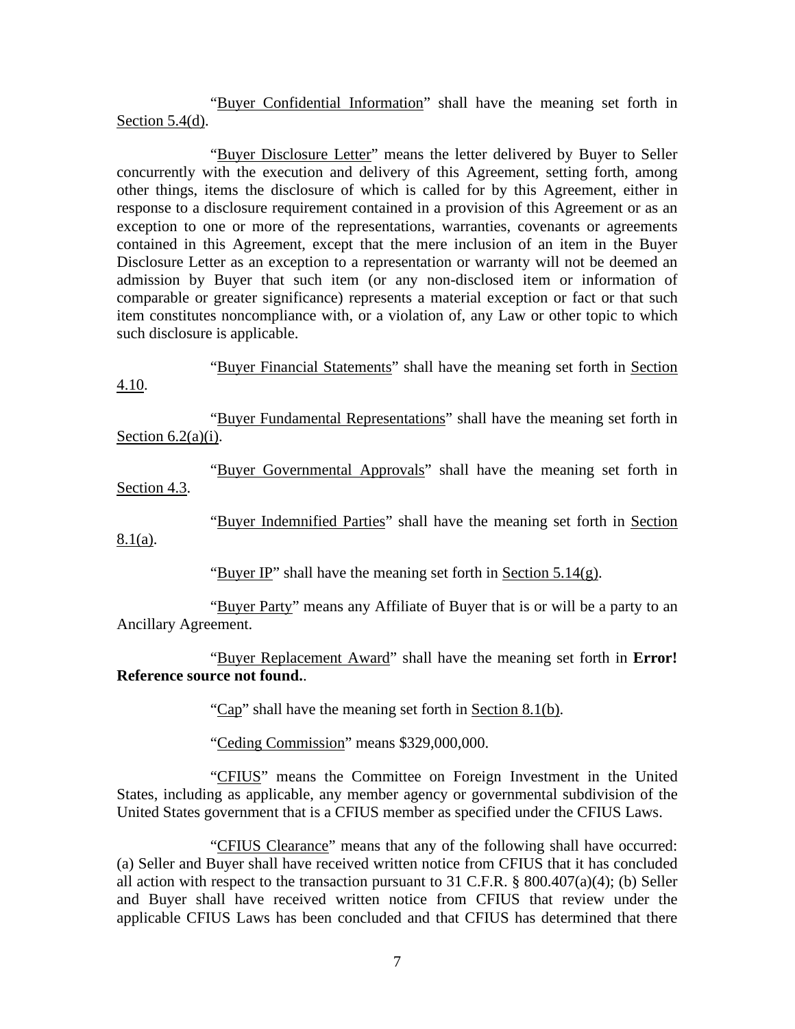"Buyer Confidential Information" shall have the meaning set forth in Section 5.4(d).

"Buyer Disclosure Letter" means the letter delivered by Buyer to Seller concurrently with the execution and delivery of this Agreement, setting forth, among other things, items the disclosure of which is called for by this Agreement, either in response to a disclosure requirement contained in a provision of this Agreement or as an exception to one or more of the representations, warranties, covenants or agreements contained in this Agreement, except that the mere inclusion of an item in the Buyer Disclosure Letter as an exception to a representation or warranty will not be deemed an admission by Buyer that such item (or any non-disclosed item or information of comparable or greater significance) represents a material exception or fact or that such item constitutes noncompliance with, or a violation of, any Law or other topic to which such disclosure is applicable.

"Buyer Financial Statements" shall have the meaning set forth in Section 4.10.

"Buyer Fundamental Representations" shall have the meaning set forth in Section 6.2(a)(i).

"Buyer Governmental Approvals" shall have the meaning set forth in Section 4.3.

"Buyer Indemnified Parties" shall have the meaning set forth in Section 8.1(a).

"Buyer IP" shall have the meaning set forth in Section 5.14(g).

"Buyer Party" means any Affiliate of Buyer that is or will be a party to an Ancillary Agreement.

"Buyer Replacement Award" shall have the meaning set forth in **Error! Reference source not found.**.

"Cap" shall have the meaning set forth in Section 8.1(b).

"Ceding Commission" means $329,000,000.

"CFIUS" means the Committee on Foreign Investment in the United States, including as applicable, any member agency or governmental subdivision of the United States government that is a CFIUS member as specified under the CFIUS Laws.

"CFIUS Clearance" means that any of the following shall have occurred: (a) Seller and Buyer shall have received written notice from CFIUS that it has concluded all action with respect to the transaction pursuant to 31 C.F.R. § 800.407(a)(4); (b) Seller and Buyer shall have received written notice from CFIUS that review under the applicable CFIUS Laws has been concluded and that CFIUS has determined that there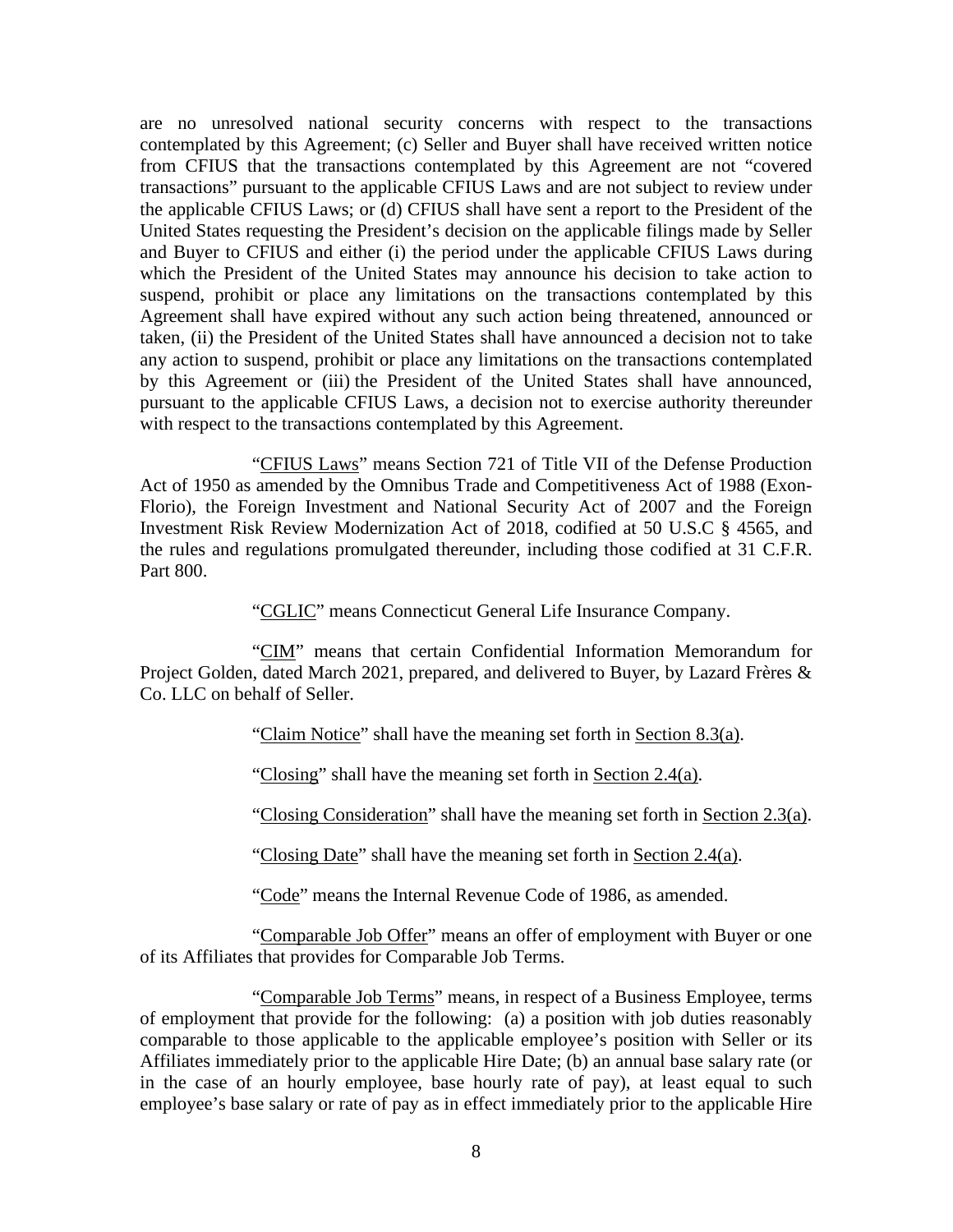are no unresolved national security concerns with respect to the transactions contemplated by this Agreement; (c) Seller and Buyer shall have received written notice from CFIUS that the transactions contemplated by this Agreement are not "covered transactions" pursuant to the applicable CFIUS Laws and are not subject to review under the applicable CFIUS Laws; or (d) CFIUS shall have sent a report to the President of the United States requesting the President's decision on the applicable filings made by Seller and Buyer to CFIUS and either (i) the period under the applicable CFIUS Laws during which the President of the United States may announce his decision to take action to suspend, prohibit or place any limitations on the transactions contemplated by this Agreement shall have expired without any such action being threatened, announced or taken, (ii) the President of the United States shall have announced a decision not to take any action to suspend, prohibit or place any limitations on the transactions contemplated by this Agreement or (iii) the President of the United States shall have announced, pursuant to the applicable CFIUS Laws, a decision not to exercise authority thereunder with respect to the transactions contemplated by this Agreement.

"CFIUS Laws" means Section 721 of Title VII of the Defense Production Act of 1950 as amended by the Omnibus Trade and Competitiveness Act of 1988 (Exon-Florio), the Foreign Investment and National Security Act of 2007 and the Foreign Investment Risk Review Modernization Act of 2018, codified at 50 U.S.C § 4565, and the rules and regulations promulgated thereunder, including those codified at 31 C.F.R. Part 800.

"CGLIC" means Connecticut General Life Insurance Company.

"CIM" means that certain Confidential Information Memorandum for Project Golden, dated March 2021, prepared, and delivered to Buyer, by Lazard Frères & Co. LLC on behalf of Seller.

"Claim Notice" shall have the meaning set forth in Section 8.3(a).

"Closing" shall have the meaning set forth in Section 2.4(a).

"Closing Consideration" shall have the meaning set forth in Section 2.3(a).

"Closing Date" shall have the meaning set forth in Section 2.4(a).

"Code" means the Internal Revenue Code of 1986, as amended.

"Comparable Job Offer" means an offer of employment with Buyer or one of its Affiliates that provides for Comparable Job Terms.

"Comparable Job Terms" means, in respect of a Business Employee, terms of employment that provide for the following: (a) a position with job duties reasonably comparable to those applicable to the applicable employee's position with Seller or its Affiliates immediately prior to the applicable Hire Date; (b) an annual base salary rate (or in the case of an hourly employee, base hourly rate of pay), at least equal to such employee's base salary or rate of pay as in effect immediately prior to the applicable Hire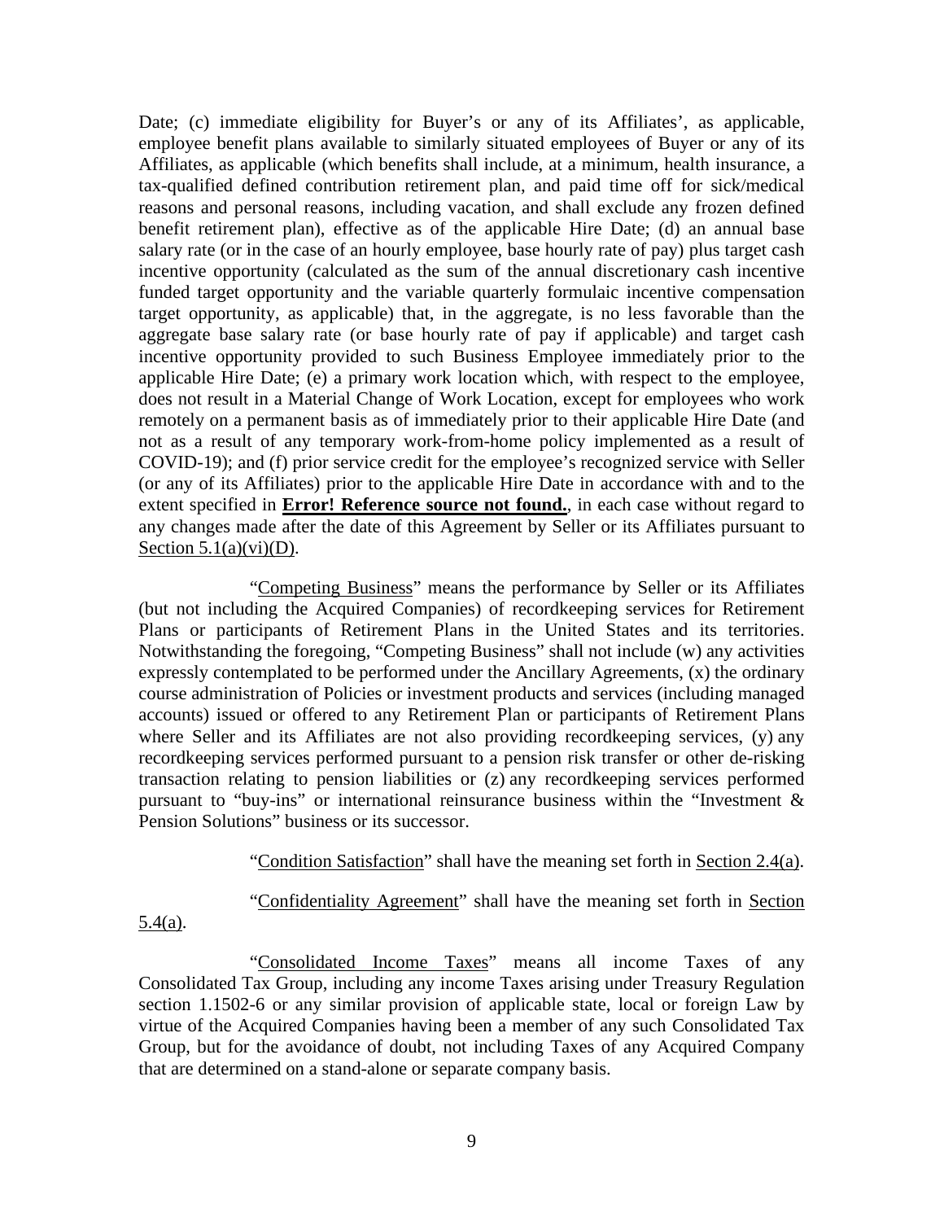Date; (c) immediate eligibility for Buyer's or any of its Affiliates', as applicable, employee benefit plans available to similarly situated employees of Buyer or any of its Affiliates, as applicable (which benefits shall include, at a minimum, health insurance, a tax-qualified defined contribution retirement plan, and paid time off for sick/medical reasons and personal reasons, including vacation, and shall exclude any frozen defined benefit retirement plan), effective as of the applicable Hire Date; (d) an annual base salary rate (or in the case of an hourly employee, base hourly rate of pay) plus target cash incentive opportunity (calculated as the sum of the annual discretionary cash incentive funded target opportunity and the variable quarterly formulaic incentive compensation target opportunity, as applicable) that, in the aggregate, is no less favorable than the aggregate base salary rate (or base hourly rate of pay if applicable) and target cash incentive opportunity provided to such Business Employee immediately prior to the applicable Hire Date; (e) a primary work location which, with respect to the employee, does not result in a Material Change of Work Location, except for employees who work remotely on a permanent basis as of immediately prior to their applicable Hire Date (and not as a result of any temporary work-from-home policy implemented as a result of COVID-19); and (f) prior service credit for the employee's recognized service with Seller (or any of its Affiliates) prior to the applicable Hire Date in accordance with and to the extent specified in **Error! Reference source not found.**, in each case without regard to any changes made after the date of this Agreement by Seller or its Affiliates pursuant to Section 5.1(a)(vi)(D).

"Competing Business" means the performance by Seller or its Affiliates (but not including the Acquired Companies) of recordkeeping services for Retirement Plans or participants of Retirement Plans in the United States and its territories. Notwithstanding the foregoing, "Competing Business" shall not include (w) any activities expressly contemplated to be performed under the Ancillary Agreements, (x) the ordinary course administration of Policies or investment products and services (including managed accounts) issued or offered to any Retirement Plan or participants of Retirement Plans where Seller and its Affiliates are not also providing recordkeeping services, (y) any recordkeeping services performed pursuant to a pension risk transfer or other de-risking transaction relating to pension liabilities or (z) any recordkeeping services performed pursuant to "buy-ins" or international reinsurance business within the "Investment & Pension Solutions" business or its successor.

"Condition Satisfaction" shall have the meaning set forth in Section 2.4(a).

"Confidentiality Agreement" shall have the meaning set forth in Section 5.4(a).

"Consolidated Income Taxes" means all income Taxes of any Consolidated Tax Group, including any income Taxes arising under Treasury Regulation section 1.1502-6 or any similar provision of applicable state, local or foreign Law by virtue of the Acquired Companies having been a member of any such Consolidated Tax Group, but for the avoidance of doubt, not including Taxes of any Acquired Company that are determined on a stand-alone or separate company basis.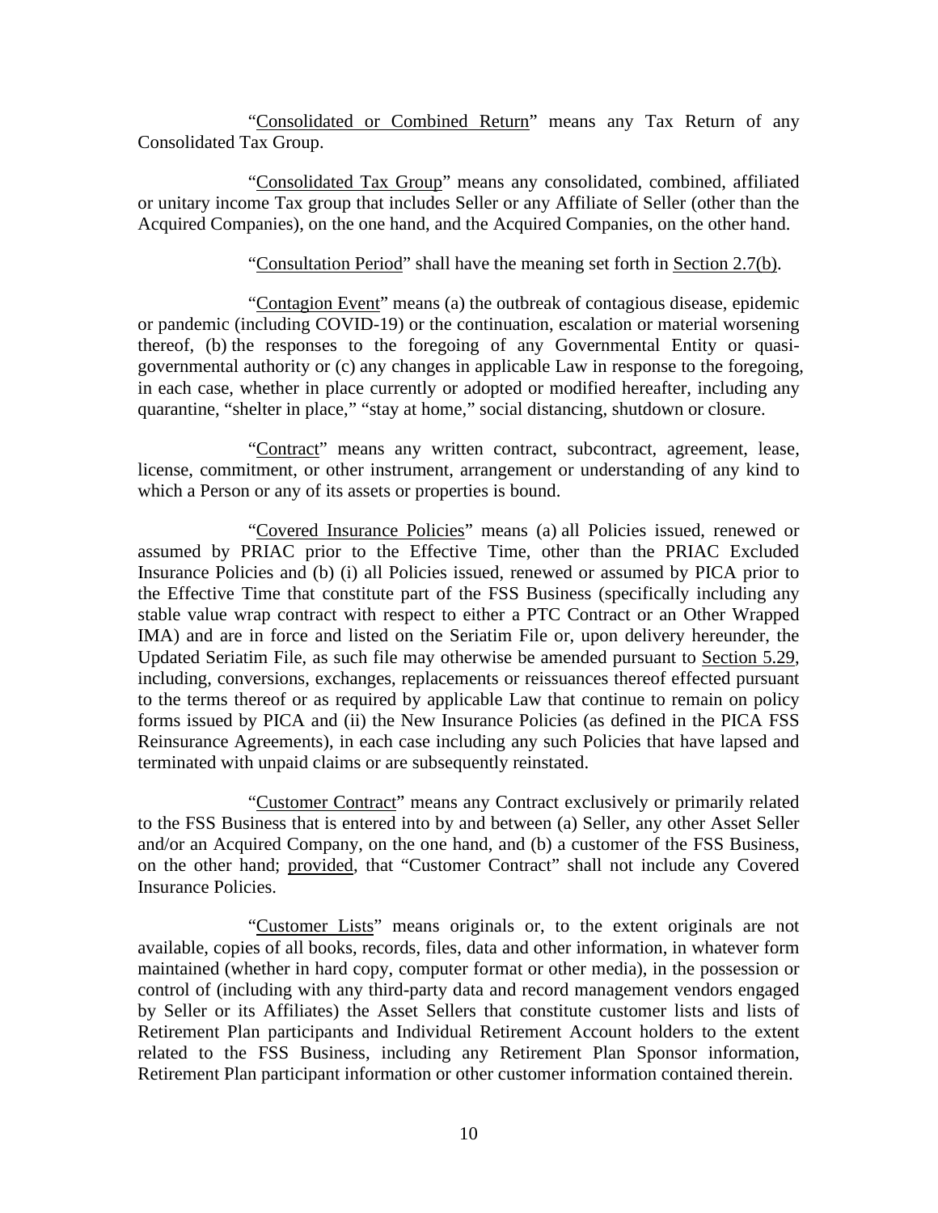"Consolidated or Combined Return" means any Tax Return of any Consolidated Tax Group.

"Consolidated Tax Group" means any consolidated, combined, affiliated or unitary income Tax group that includes Seller or any Affiliate of Seller (other than the Acquired Companies), on the one hand, and the Acquired Companies, on the other hand.

"Consultation Period" shall have the meaning set forth in Section 2.7(b).

"Contagion Event" means (a) the outbreak of contagious disease, epidemic or pandemic (including COVID-19) or the continuation, escalation or material worsening thereof, (b) the responses to the foregoing of any Governmental Entity or quasi-governmental authority or (c) any changes in applicable Law in response to the foregoing, in each case, whether in place currently or adopted or modified hereafter, including any quarantine, "shelter in place," "stay at home," social distancing, shutdown or closure.

"Contract" means any written contract, subcontract, agreement, lease, license, commitment, or other instrument, arrangement or understanding of any kind to which a Person or any of its assets or properties is bound.

"Covered Insurance Policies" means (a) all Policies issued, renewed or assumed by PRIAC prior to the Effective Time, other than the PRIAC Excluded Insurance Policies and (b) (i) all Policies issued, renewed or assumed by PICA prior to the Effective Time that constitute part of the FSS Business (specifically including any stable value wrap contract with respect to either a PTC Contract or an Other Wrapped IMA) and are in force and listed on the Seriatim File or, upon delivery hereunder, the Updated Seriatim File, as such file may otherwise be amended pursuant to Section 5.29, including, conversions, exchanges, replacements or reissuances thereof effected pursuant to the terms thereof or as required by applicable Law that continue to remain on policy forms issued by PICA and (ii) the New Insurance Policies (as defined in the PICA FSS Reinsurance Agreements), in each case including any such Policies that have lapsed and terminated with unpaid claims or are subsequently reinstated.

"Customer Contract" means any Contract exclusively or primarily related to the FSS Business that is entered into by and between (a) Seller, any other Asset Seller and/or an Acquired Company, on the one hand, and (b) a customer of the FSS Business, on the other hand; provided, that "Customer Contract" shall not include any Covered Insurance Policies.

"Customer Lists" means originals or, to the extent originals are not available, copies of all books, records, files, data and other information, in whatever form maintained (whether in hard copy, computer format or other media), in the possession or control of (including with any third-party data and record management vendors engaged by Seller or its Affiliates) the Asset Sellers that constitute customer lists and lists of Retirement Plan participants and Individual Retirement Account holders to the extent related to the FSS Business, including any Retirement Plan Sponsor information, Retirement Plan participant information or other customer information contained therein.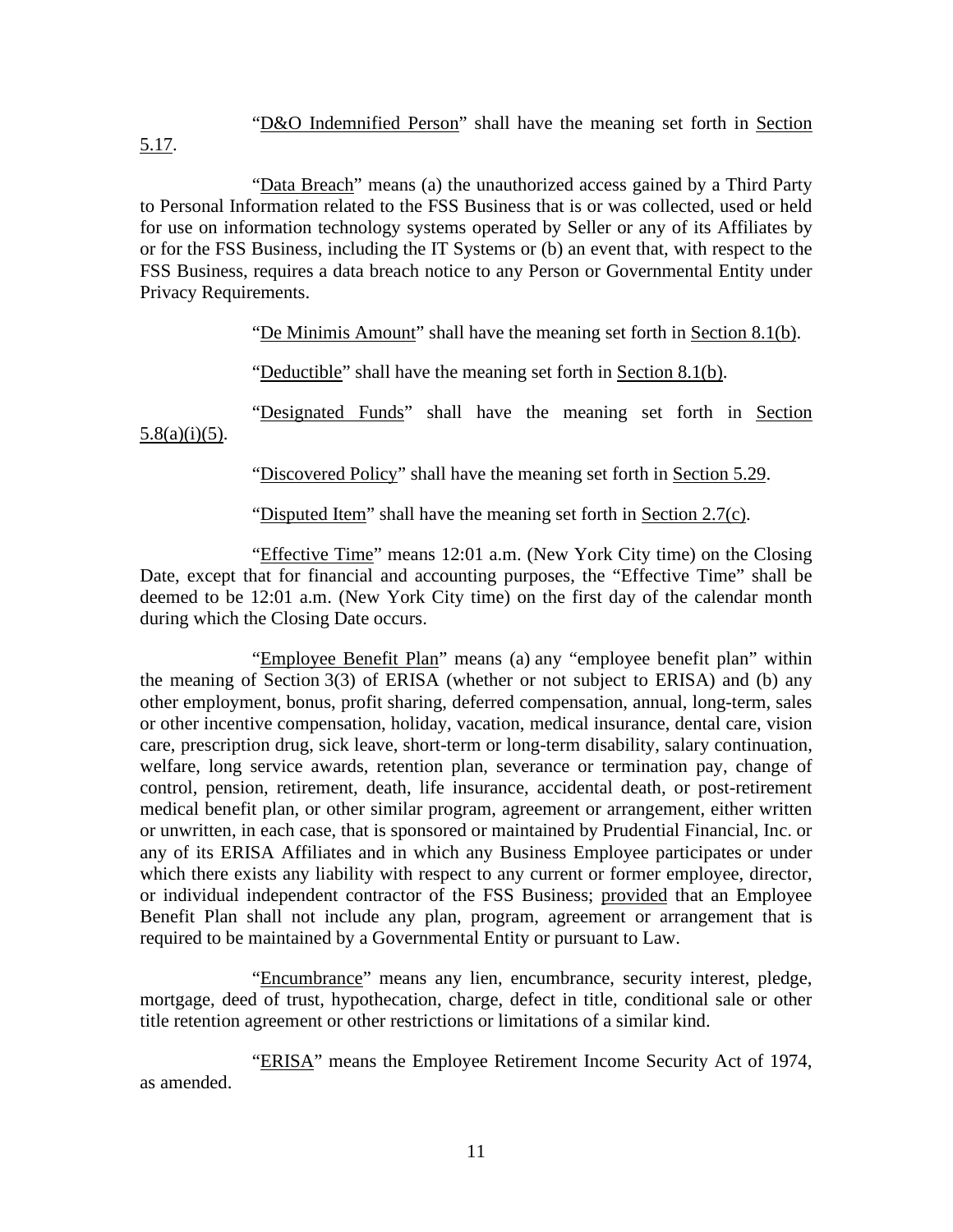"D&O Indemnified Person" shall have the meaning set forth in Section 5.17.

"Data Breach" means (a) the unauthorized access gained by a Third Party to Personal Information related to the FSS Business that is or was collected, used or held for use on information technology systems operated by Seller or any of its Affiliates by or for the FSS Business, including the IT Systems or (b) an event that, with respect to the FSS Business, requires a data breach notice to any Person or Governmental Entity under Privacy Requirements.

"De Minimis Amount" shall have the meaning set forth in Section 8.1(b).

"Deductible" shall have the meaning set forth in Section 8.1(b).

"Designated Funds" shall have the meaning set forth in Section 5.8(a)(i)(5).

"Discovered Policy" shall have the meaning set forth in Section 5.29.

"Disputed Item" shall have the meaning set forth in Section 2.7(c).

"Effective Time" means 12:01 a.m. (New York City time) on the Closing Date, except that for financial and accounting purposes, the "Effective Time" shall be deemed to be 12:01 a.m. (New York City time) on the first day of the calendar month during which the Closing Date occurs.

"Employee Benefit Plan" means (a) any "employee benefit plan" within the meaning of Section 3(3) of ERISA (whether or not subject to ERISA) and (b) any other employment, bonus, profit sharing, deferred compensation, annual, long-term, sales or other incentive compensation, holiday, vacation, medical insurance, dental care, vision care, prescription drug, sick leave, short-term or long-term disability, salary continuation, welfare, long service awards, retention plan, severance or termination pay, change of control, pension, retirement, death, life insurance, accidental death, or post-retirement medical benefit plan, or other similar program, agreement or arrangement, either written or unwritten, in each case, that is sponsored or maintained by Prudential Financial, Inc. or any of its ERISA Affiliates and in which any Business Employee participates or under which there exists any liability with respect to any current or former employee, director, or individual independent contractor of the FSS Business; provided that an Employee Benefit Plan shall not include any plan, program, agreement or arrangement that is required to be maintained by a Governmental Entity or pursuant to Law.

"Encumbrance" means any lien, encumbrance, security interest, pledge, mortgage, deed of trust, hypothecation, charge, defect in title, conditional sale or other title retention agreement or other restrictions or limitations of a similar kind.

"ERISA" means the Employee Retirement Income Security Act of 1974, as amended.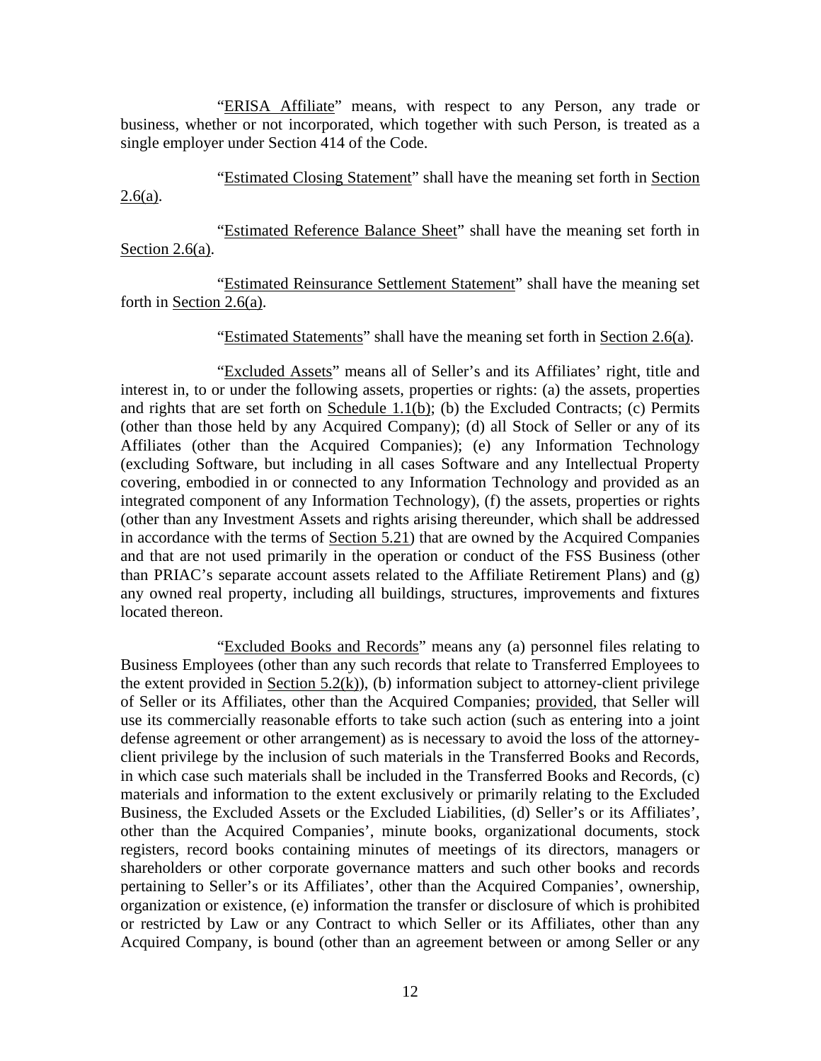"ERISA Affiliate" means, with respect to any Person, any trade or business, whether or not incorporated, which together with such Person, is treated as a single employer under Section 414 of the Code.

"Estimated Closing Statement" shall have the meaning set forth in Section 2.6(a).

"Estimated Reference Balance Sheet" shall have the meaning set forth in Section 2.6(a).

"Estimated Reinsurance Settlement Statement" shall have the meaning set forth in Section 2.6(a).

"Estimated Statements" shall have the meaning set forth in Section 2.6(a).

"Excluded Assets" means all of Seller's and its Affiliates' right, title and interest in, to or under the following assets, properties or rights: (a) the assets, properties and rights that are set forth on Schedule 1.1(b); (b) the Excluded Contracts; (c) Permits (other than those held by any Acquired Company); (d) all Stock of Seller or any of its Affiliates (other than the Acquired Companies); (e) any Information Technology (excluding Software, but including in all cases Software and any Intellectual Property covering, embodied in or connected to any Information Technology and provided as an integrated component of any Information Technology), (f) the assets, properties or rights (other than any Investment Assets and rights arising thereunder, which shall be addressed in accordance with the terms of Section 5.21) that are owned by the Acquired Companies and that are not used primarily in the operation or conduct of the FSS Business (other than PRIAC's separate account assets related to the Affiliate Retirement Plans) and (g) any owned real property, including all buildings, structures, improvements and fixtures located thereon.

"Excluded Books and Records" means any (a) personnel files relating to Business Employees (other than any such records that relate to Transferred Employees to the extent provided in Section 5.2(k)), (b) information subject to attorney-client privilege of Seller or its Affiliates, other than the Acquired Companies; provided, that Seller will use its commercially reasonable efforts to take such action (such as entering into a joint defense agreement or other arrangement) as is necessary to avoid the loss of the attorney-client privilege by the inclusion of such materials in the Transferred Books and Records, in which case such materials shall be included in the Transferred Books and Records, (c) materials and information to the extent exclusively or primarily relating to the Excluded Business, the Excluded Assets or the Excluded Liabilities, (d) Seller's or its Affiliates', other than the Acquired Companies', minute books, organizational documents, stock registers, record books containing minutes of meetings of its directors, managers or shareholders or other corporate governance matters and such other books and records pertaining to Seller's or its Affiliates', other than the Acquired Companies', ownership, organization or existence, (e) information the transfer or disclosure of which is prohibited or restricted by Law or any Contract to which Seller or its Affiliates, other than any Acquired Company, is bound (other than an agreement between or among Seller or any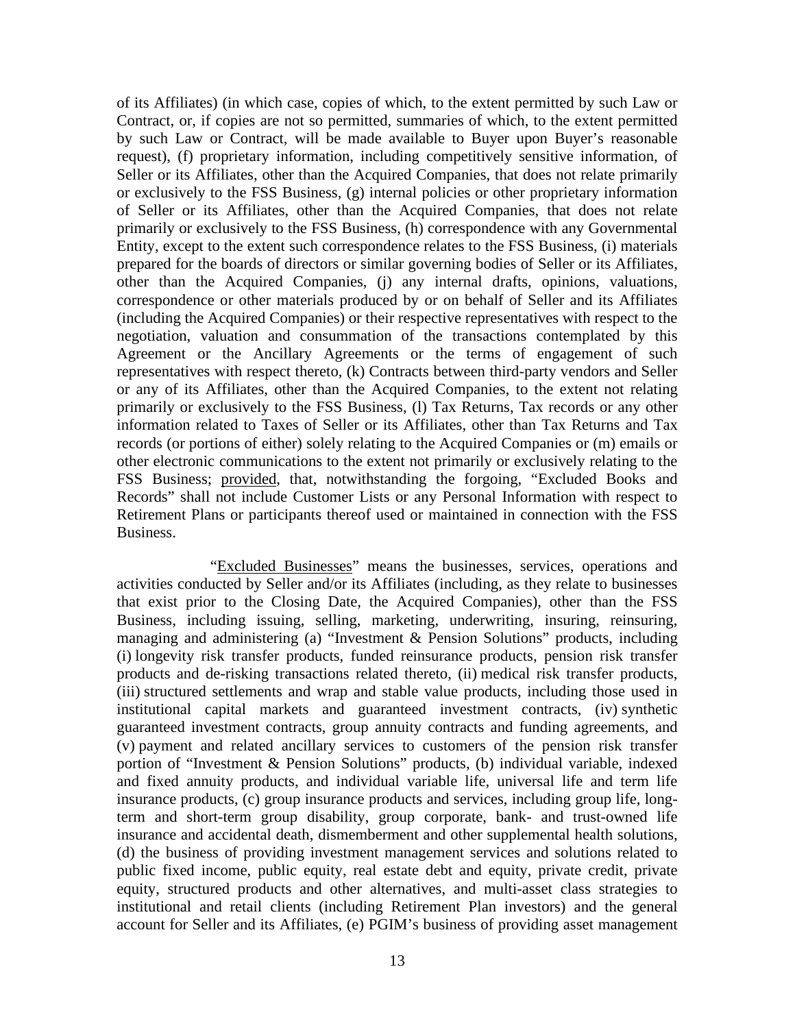of its Affiliates) (in which case, copies of which, to the extent permitted by such Law or Contract, or, if copies are not so permitted, summaries of which, to the extent permitted by such Law or Contract, will be made available to Buyer upon Buyer's reasonable request), (f) proprietary information, including competitively sensitive information, of Seller or its Affiliates, other than the Acquired Companies, that does not relate primarily or exclusively to the FSS Business, (g) internal policies or other proprietary information of Seller or its Affiliates, other than the Acquired Companies, that does not relate primarily or exclusively to the FSS Business, (h) correspondence with any Governmental Entity, except to the extent such correspondence relates to the FSS Business, (i) materials prepared for the boards of directors or similar governing bodies of Seller or its Affiliates, other than the Acquired Companies, (j) any internal drafts, opinions, valuations, correspondence or other materials produced by or on behalf of Seller and its Affiliates (including the Acquired Companies) or their respective representatives with respect to the negotiation, valuation and consummation of the transactions contemplated by this Agreement or the Ancillary Agreements or the terms of engagement of such representatives with respect thereto, (k) Contracts between third-party vendors and Seller or any of its Affiliates, other than the Acquired Companies, to the extent not relating primarily or exclusively to the FSS Business, (l) Tax Returns, Tax records or any other information related to Taxes of Seller or its Affiliates, other than Tax Returns and Tax records (or portions of either) solely relating to the Acquired Companies or (m) emails or other electronic communications to the extent not primarily or exclusively relating to the FSS Business; provided, that, notwithstanding the forgoing, "Excluded Books and Records" shall not include Customer Lists or any Personal Information with respect to Retirement Plans or participants thereof used or maintained in connection with the FSS Business.

"Excluded Businesses" means the businesses, services, operations and activities conducted by Seller and/or its Affiliates (including, as they relate to businesses that exist prior to the Closing Date, the Acquired Companies), other than the FSS Business, including issuing, selling, marketing, underwriting, insuring, reinsuring, managing and administering (a) "Investment & Pension Solutions" products, including (i) longevity risk transfer products, funded reinsurance products, pension risk transfer products and de-risking transactions related thereto, (ii) medical risk transfer products, (iii) structured settlements and wrap and stable value products, including those used in institutional capital markets and guaranteed investment contracts, (iv) synthetic guaranteed investment contracts, group annuity contracts and funding agreements, and (v) payment and related ancillary services to customers of the pension risk transfer portion of "Investment & Pension Solutions" products, (b) individual variable, indexed and fixed annuity products, and individual variable life, universal life and term life insurance products, (c) group insurance products and services, including group life, long-term and short-term group disability, group corporate, bank- and trust-owned life insurance and accidental death, dismemberment and other supplemental health solutions, (d) the business of providing investment management services and solutions related to public fixed income, public equity, real estate debt and equity, private credit, private equity, structured products and other alternatives, and multi-asset class strategies to institutional and retail clients (including Retirement Plan investors) and the general account for Seller and its Affiliates, (e) PGIM's business of providing asset management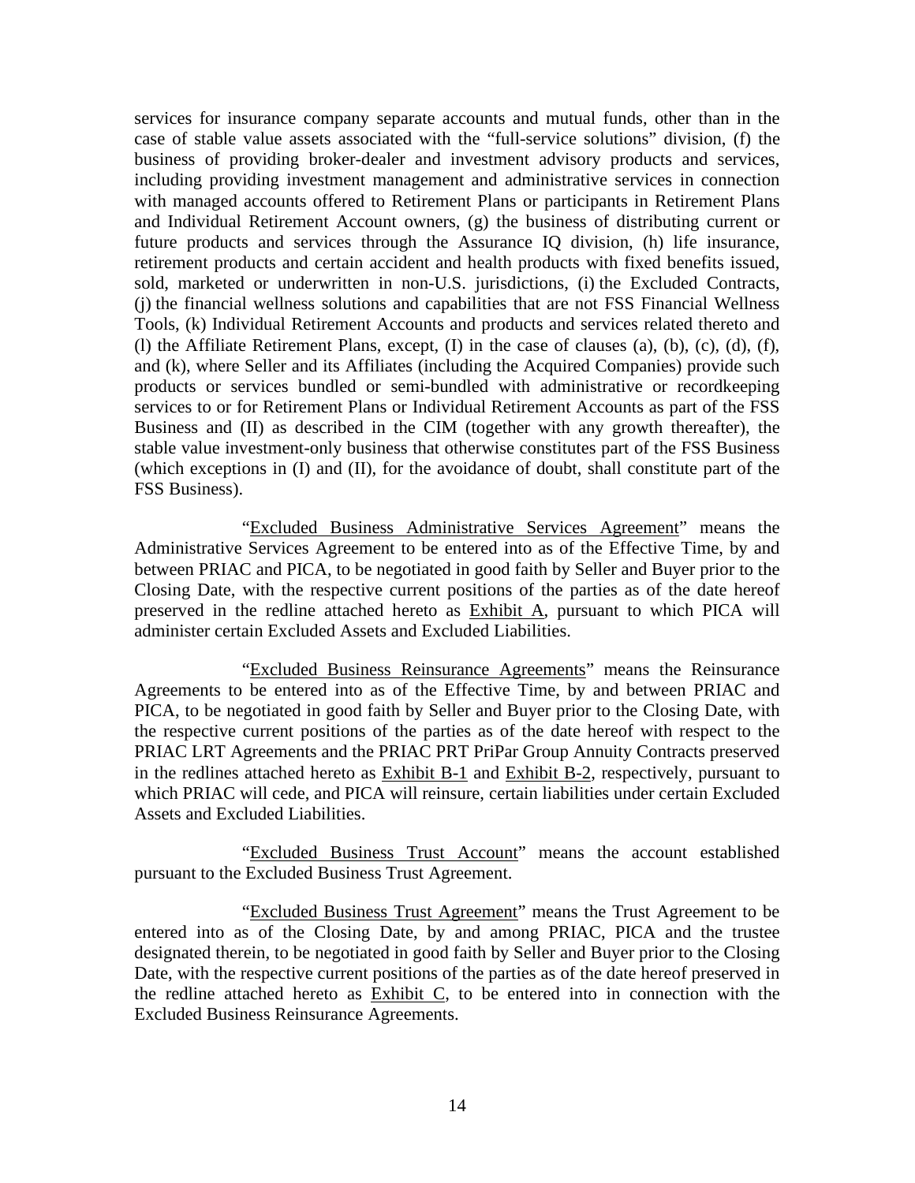services for insurance company separate accounts and mutual funds, other than in the case of stable value assets associated with the "full-service solutions" division, (f) the business of providing broker-dealer and investment advisory products and services, including providing investment management and administrative services in connection with managed accounts offered to Retirement Plans or participants in Retirement Plans and Individual Retirement Account owners, (g) the business of distributing current or future products and services through the Assurance IQ division, (h) life insurance, retirement products and certain accident and health products with fixed benefits issued, sold, marketed or underwritten in non-U.S. jurisdictions, (i) the Excluded Contracts, (j) the financial wellness solutions and capabilities that are not FSS Financial Wellness Tools, (k) Individual Retirement Accounts and products and services related thereto and (l) the Affiliate Retirement Plans, except, (I) in the case of clauses (a), (b), (c), (d), (f), and (k), where Seller and its Affiliates (including the Acquired Companies) provide such products or services bundled or semi-bundled with administrative or recordkeeping services to or for Retirement Plans or Individual Retirement Accounts as part of the FSS Business and (II) as described in the CIM (together with any growth thereafter), the stable value investment-only business that otherwise constitutes part of the FSS Business (which exceptions in (I) and (II), for the avoidance of doubt, shall constitute part of the FSS Business).

"Excluded Business Administrative Services Agreement" means the Administrative Services Agreement to be entered into as of the Effective Time, by and between PRIAC and PICA, to be negotiated in good faith by Seller and Buyer prior to the Closing Date, with the respective current positions of the parties as of the date hereof preserved in the redline attached hereto as Exhibit A, pursuant to which PICA will administer certain Excluded Assets and Excluded Liabilities.

"Excluded Business Reinsurance Agreements" means the Reinsurance Agreements to be entered into as of the Effective Time, by and between PRIAC and PICA, to be negotiated in good faith by Seller and Buyer prior to the Closing Date, with the respective current positions of the parties as of the date hereof with respect to the PRIAC LRT Agreements and the PRIAC PRT PriPar Group Annuity Contracts preserved in the redlines attached hereto as Exhibit B-1 and Exhibit B-2, respectively, pursuant to which PRIAC will cede, and PICA will reinsure, certain liabilities under certain Excluded Assets and Excluded Liabilities.

"Excluded Business Trust Account" means the account established pursuant to the Excluded Business Trust Agreement.

"Excluded Business Trust Agreement" means the Trust Agreement to be entered into as of the Closing Date, by and among PRIAC, PICA and the trustee designated therein, to be negotiated in good faith by Seller and Buyer prior to the Closing Date, with the respective current positions of the parties as of the date hereof preserved in the redline attached hereto as Exhibit C, to be entered into in connection with the Excluded Business Reinsurance Agreements.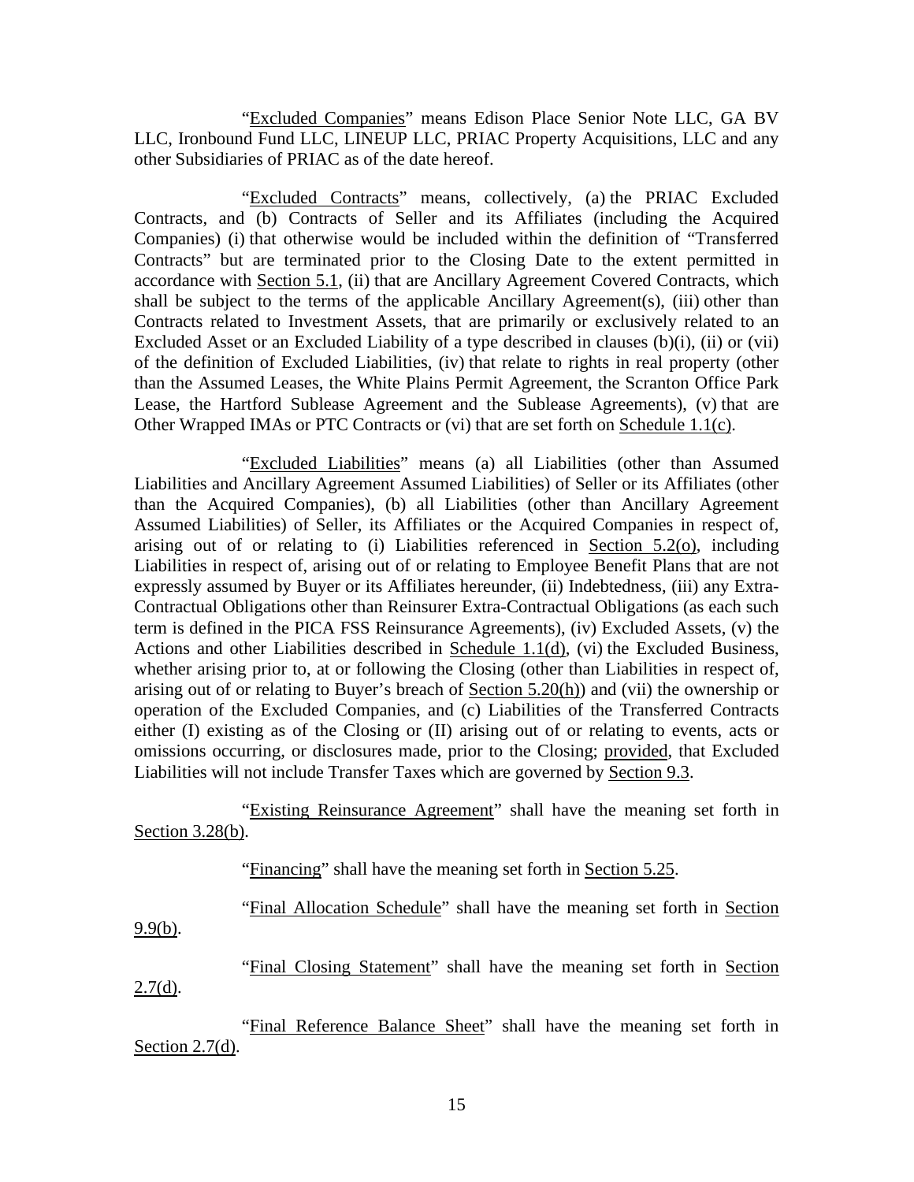"Excluded Companies" means Edison Place Senior Note LLC, GA BV LLC, Ironbound Fund LLC, LINEUP LLC, PRIAC Property Acquisitions, LLC and any other Subsidiaries of PRIAC as of the date hereof.

"Excluded Contracts" means, collectively, (a) the PRIAC Excluded Contracts, and (b) Contracts of Seller and its Affiliates (including the Acquired Companies) (i) that otherwise would be included within the definition of "Transferred Contracts" but are terminated prior to the Closing Date to the extent permitted in accordance with Section 5.1, (ii) that are Ancillary Agreement Covered Contracts, which shall be subject to the terms of the applicable Ancillary Agreement(s), (iii) other than Contracts related to Investment Assets, that are primarily or exclusively related to an Excluded Asset or an Excluded Liability of a type described in clauses (b)(i), (ii) or (vii) of the definition of Excluded Liabilities, (iv) that relate to rights in real property (other than the Assumed Leases, the White Plains Permit Agreement, the Scranton Office Park Lease, the Hartford Sublease Agreement and the Sublease Agreements), (v) that are Other Wrapped IMAs or PTC Contracts or (vi) that are set forth on Schedule 1.1(c).

"Excluded Liabilities" means (a) all Liabilities (other than Assumed Liabilities and Ancillary Agreement Assumed Liabilities) of Seller or its Affiliates (other than the Acquired Companies), (b) all Liabilities (other than Ancillary Agreement Assumed Liabilities) of Seller, its Affiliates or the Acquired Companies in respect of, arising out of or relating to (i) Liabilities referenced in Section 5.2(o), including Liabilities in respect of, arising out of or relating to Employee Benefit Plans that are not expressly assumed by Buyer or its Affiliates hereunder, (ii) Indebtedness, (iii) any Extra-Contractual Obligations other than Reinsurer Extra-Contractual Obligations (as each such term is defined in the PICA FSS Reinsurance Agreements), (iv) Excluded Assets, (v) the Actions and other Liabilities described in Schedule 1.1(d), (vi) the Excluded Business, whether arising prior to, at or following the Closing (other than Liabilities in respect of, arising out of or relating to Buyer's breach of Section 5.20(h)) and (vii) the ownership or operation of the Excluded Companies, and (c) Liabilities of the Transferred Contracts either (I) existing as of the Closing or (II) arising out of or relating to events, acts or omissions occurring, or disclosures made, prior to the Closing; provided, that Excluded Liabilities will not include Transfer Taxes which are governed by Section 9.3.

"Existing Reinsurance Agreement" shall have the meaning set forth in Section 3.28(b).

"Financing" shall have the meaning set forth in Section 5.25.

"Final Allocation Schedule" shall have the meaning set forth in Section 9.9(b).

"Final Closing Statement" shall have the meaning set forth in Section 2.7(d).

"Final Reference Balance Sheet" shall have the meaning set forth in Section 2.7(d).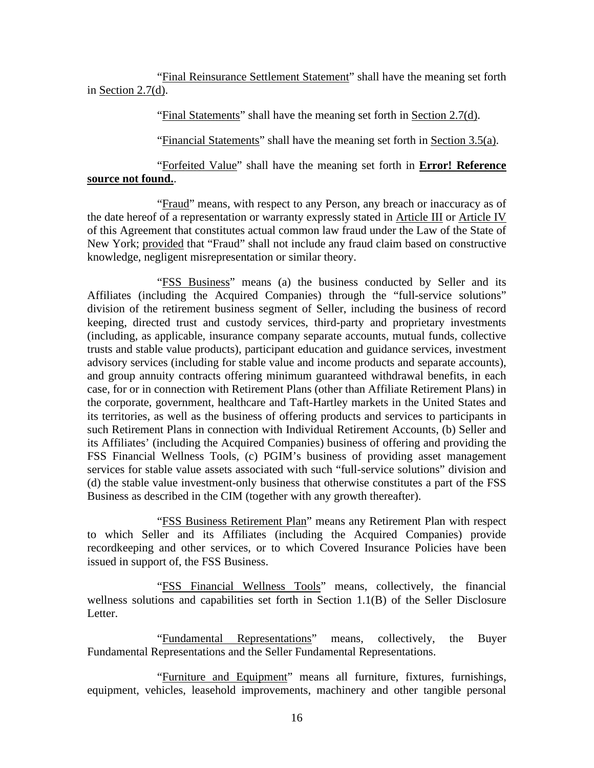"Final Reinsurance Settlement Statement" shall have the meaning set forth in Section 2.7(d).

"Final Statements" shall have the meaning set forth in Section 2.7(d).

"Financial Statements" shall have the meaning set forth in Section 3.5(a).

"Forfeited Value" shall have the meaning set forth in **Error! Reference source not found.**.

"Fraud" means, with respect to any Person, any breach or inaccuracy as of the date hereof of a representation or warranty expressly stated in Article III or Article IV of this Agreement that constitutes actual common law fraud under the Law of the State of New York; provided that "Fraud" shall not include any fraud claim based on constructive knowledge, negligent misrepresentation or similar theory.

"FSS Business" means (a) the business conducted by Seller and its Affiliates (including the Acquired Companies) through the "full-service solutions" division of the retirement business segment of Seller, including the business of record keeping, directed trust and custody services, third-party and proprietary investments (including, as applicable, insurance company separate accounts, mutual funds, collective trusts and stable value products), participant education and guidance services, investment advisory services (including for stable value and income products and separate accounts), and group annuity contracts offering minimum guaranteed withdrawal benefits, in each case, for or in connection with Retirement Plans (other than Affiliate Retirement Plans) in the corporate, government, healthcare and Taft-Hartley markets in the United States and its territories, as well as the business of offering products and services to participants in such Retirement Plans in connection with Individual Retirement Accounts, (b) Seller and its Affiliates' (including the Acquired Companies) business of offering and providing the FSS Financial Wellness Tools, (c) PGIM's business of providing asset management services for stable value assets associated with such "full-service solutions" division and (d) the stable value investment-only business that otherwise constitutes a part of the FSS Business as described in the CIM (together with any growth thereafter).

"FSS Business Retirement Plan" means any Retirement Plan with respect to which Seller and its Affiliates (including the Acquired Companies) provide recordkeeping and other services, or to which Covered Insurance Policies have been issued in support of, the FSS Business.

"FSS Financial Wellness Tools" means, collectively, the financial wellness solutions and capabilities set forth in Section 1.1(B) of the Seller Disclosure Letter.

"Fundamental Representations" means, collectively, the Buyer Fundamental Representations and the Seller Fundamental Representations.

"Furniture and Equipment" means all furniture, fixtures, furnishings, equipment, vehicles, leasehold improvements, machinery and other tangible personal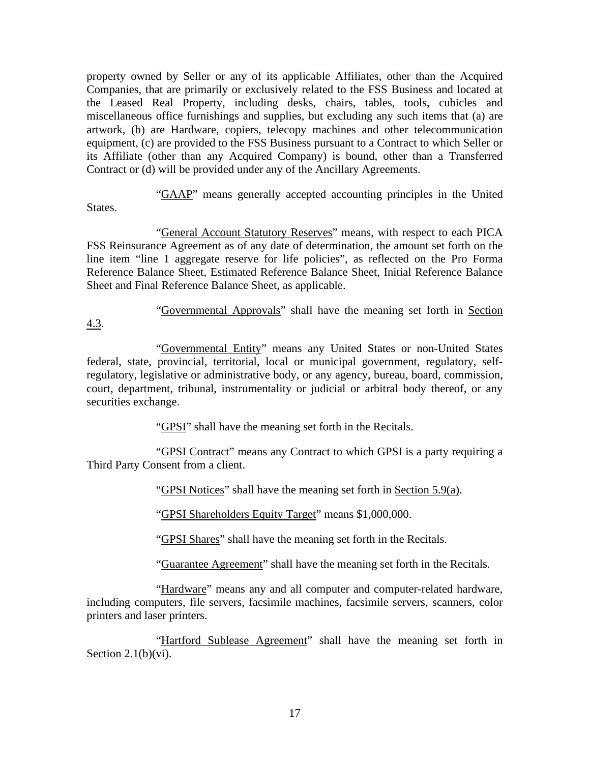property owned by Seller or any of its applicable Affiliates, other than the Acquired Companies, that are primarily or exclusively related to the FSS Business and located at the Leased Real Property, including desks, chairs, tables, tools, cubicles and miscellaneous office furnishings and supplies, but excluding any such items that (a) are artwork, (b) are Hardware, copiers, telecopy machines and other telecommunication equipment, (c) are provided to the FSS Business pursuant to a Contract to which Seller or its Affiliate (other than any Acquired Company) is bound, other than a Transferred Contract or (d) will be provided under any of the Ancillary Agreements.

"GAAP" means generally accepted accounting principles in the United States.

"General Account Statutory Reserves" means, with respect to each PICA FSS Reinsurance Agreement as of any date of determination, the amount set forth on the line item "line 1 aggregate reserve for life policies", as reflected on the Pro Forma Reference Balance Sheet, Estimated Reference Balance Sheet, Initial Reference Balance Sheet and Final Reference Balance Sheet, as applicable.

"Governmental Approvals" shall have the meaning set forth in Section 4.3.

"Governmental Entity" means any United States or non-United States federal, state, provincial, territorial, local or municipal government, regulatory, self-regulatory, legislative or administrative body, or any agency, bureau, board, commission, court, department, tribunal, instrumentality or judicial or arbitral body thereof, or any securities exchange.

"GPSI" shall have the meaning set forth in the Recitals.

"GPSI Contract" means any Contract to which GPSI is a party requiring a Third Party Consent from a client.

"GPSI Notices" shall have the meaning set forth in Section 5.9(a).

"GPSI Shareholders Equity Target" means $1,000,000.

"GPSI Shares" shall have the meaning set forth in the Recitals.

"Guarantee Agreement" shall have the meaning set forth in the Recitals.

"Hardware" means any and all computer and computer-related hardware, including computers, file servers, facsimile machines, facsimile servers, scanners, color printers and laser printers.

"Hartford Sublease Agreement" shall have the meaning set forth in Section 2.1(b)(vi).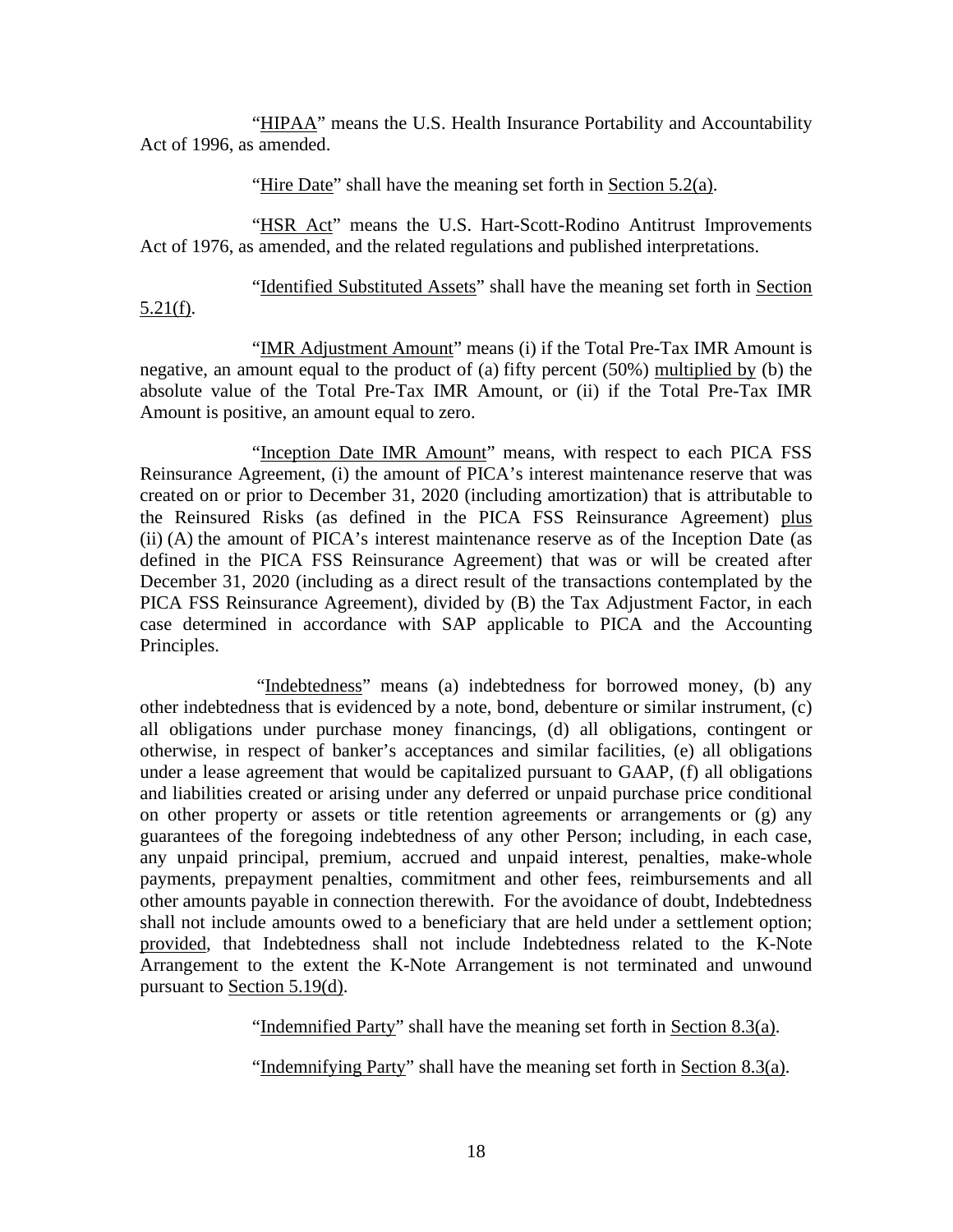"HIPAA" means the U.S. Health Insurance Portability and Accountability Act of 1996, as amended.

"Hire Date" shall have the meaning set forth in Section 5.2(a).

"HSR Act" means the U.S. Hart-Scott-Rodino Antitrust Improvements Act of 1976, as amended, and the related regulations and published interpretations.

"Identified Substituted Assets" shall have the meaning set forth in Section 5.21(f).

"IMR Adjustment Amount" means (i) if the Total Pre-Tax IMR Amount is negative, an amount equal to the product of (a) fifty percent (50%) multiplied by (b) the absolute value of the Total Pre-Tax IMR Amount, or (ii) if the Total Pre-Tax IMR Amount is positive, an amount equal to zero.

"Inception Date IMR Amount" means, with respect to each PICA FSS Reinsurance Agreement, (i) the amount of PICA's interest maintenance reserve that was created on or prior to December 31, 2020 (including amortization) that is attributable to the Reinsured Risks (as defined in the PICA FSS Reinsurance Agreement) plus (ii) (A) the amount of PICA's interest maintenance reserve as of the Inception Date (as defined in the PICA FSS Reinsurance Agreement) that was or will be created after December 31, 2020 (including as a direct result of the transactions contemplated by the PICA FSS Reinsurance Agreement), divided by (B) the Tax Adjustment Factor, in each case determined in accordance with SAP applicable to PICA and the Accounting Principles.

"Indebtedness" means (a) indebtedness for borrowed money, (b) any other indebtedness that is evidenced by a note, bond, debenture or similar instrument, (c) all obligations under purchase money financings, (d) all obligations, contingent or otherwise, in respect of banker's acceptances and similar facilities, (e) all obligations under a lease agreement that would be capitalized pursuant to GAAP, (f) all obligations and liabilities created or arising under any deferred or unpaid purchase price conditional on other property or assets or title retention agreements or arrangements or (g) any guarantees of the foregoing indebtedness of any other Person; including, in each case, any unpaid principal, premium, accrued and unpaid interest, penalties, make-whole payments, prepayment penalties, commitment and other fees, reimbursements and all other amounts payable in connection therewith. For the avoidance of doubt, Indebtedness shall not include amounts owed to a beneficiary that are held under a settlement option; provided, that Indebtedness shall not include Indebtedness related to the K-Note Arrangement to the extent the K-Note Arrangement is not terminated and unwound pursuant to Section 5.19(d).

"Indemnified Party" shall have the meaning set forth in Section 8.3(a).

"Indemnifying Party" shall have the meaning set forth in Section 8.3(a).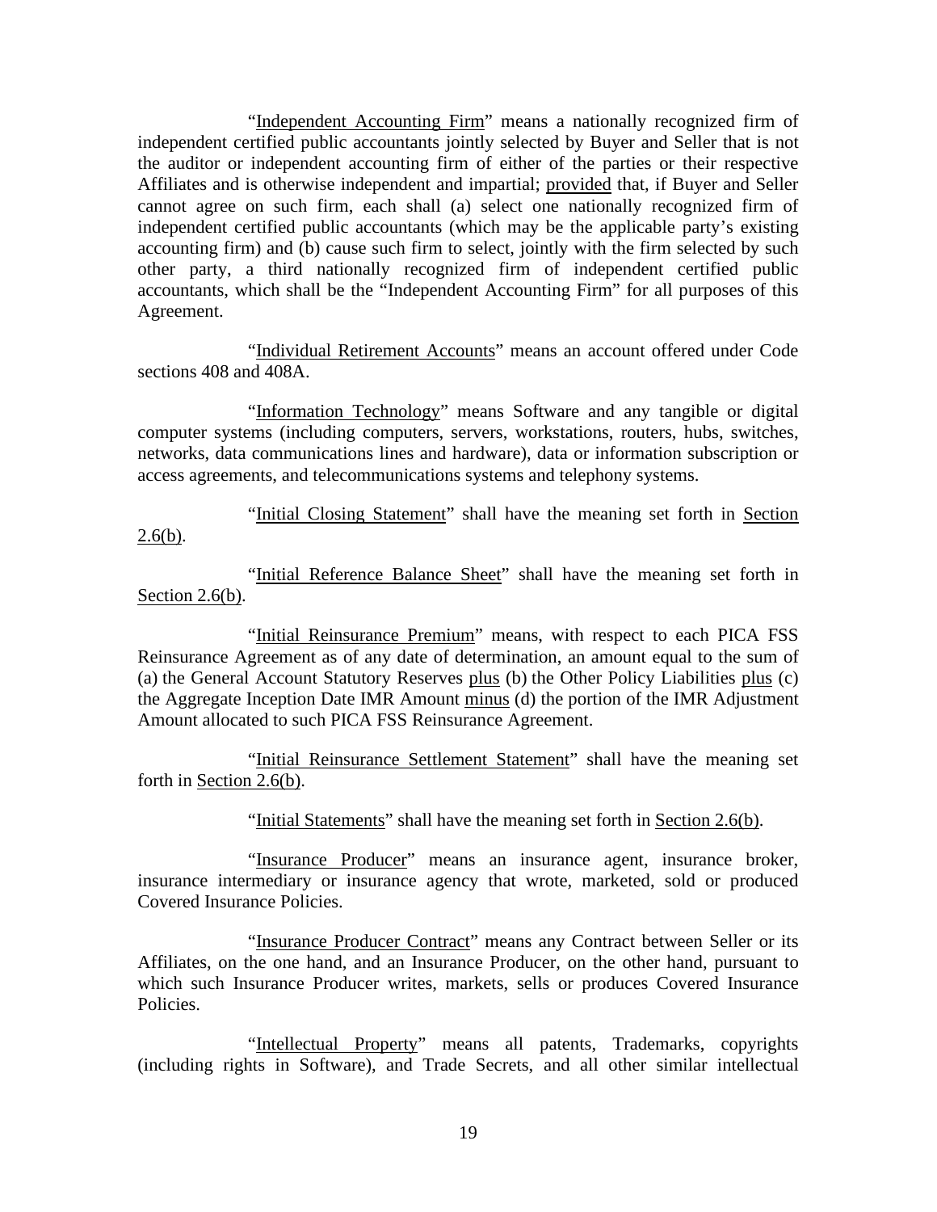"Independent Accounting Firm" means a nationally recognized firm of independent certified public accountants jointly selected by Buyer and Seller that is not the auditor or independent accounting firm of either of the parties or their respective Affiliates and is otherwise independent and impartial; provided that, if Buyer and Seller cannot agree on such firm, each shall (a) select one nationally recognized firm of independent certified public accountants (which may be the applicable party's existing accounting firm) and (b) cause such firm to select, jointly with the firm selected by such other party, a third nationally recognized firm of independent certified public accountants, which shall be the "Independent Accounting Firm" for all purposes of this Agreement.

"Individual Retirement Accounts" means an account offered under Code sections 408 and 408A.

"Information Technology" means Software and any tangible or digital computer systems (including computers, servers, workstations, routers, hubs, switches, networks, data communications lines and hardware), data or information subscription or access agreements, and telecommunications systems and telephony systems.

"Initial Closing Statement" shall have the meaning set forth in Section 2.6(b).

"Initial Reference Balance Sheet" shall have the meaning set forth in Section 2.6(b).

"Initial Reinsurance Premium" means, with respect to each PICA FSS Reinsurance Agreement as of any date of determination, an amount equal to the sum of (a) the General Account Statutory Reserves plus (b) the Other Policy Liabilities plus (c) the Aggregate Inception Date IMR Amount minus (d) the portion of the IMR Adjustment Amount allocated to such PICA FSS Reinsurance Agreement.

"Initial Reinsurance Settlement Statement" shall have the meaning set forth in Section 2.6(b).

"Initial Statements" shall have the meaning set forth in Section 2.6(b).

"Insurance Producer" means an insurance agent, insurance broker, insurance intermediary or insurance agency that wrote, marketed, sold or produced Covered Insurance Policies.

"Insurance Producer Contract" means any Contract between Seller or its Affiliates, on the one hand, and an Insurance Producer, on the other hand, pursuant to which such Insurance Producer writes, markets, sells or produces Covered Insurance Policies.

"Intellectual Property" means all patents, Trademarks, copyrights (including rights in Software), and Trade Secrets, and all other similar intellectual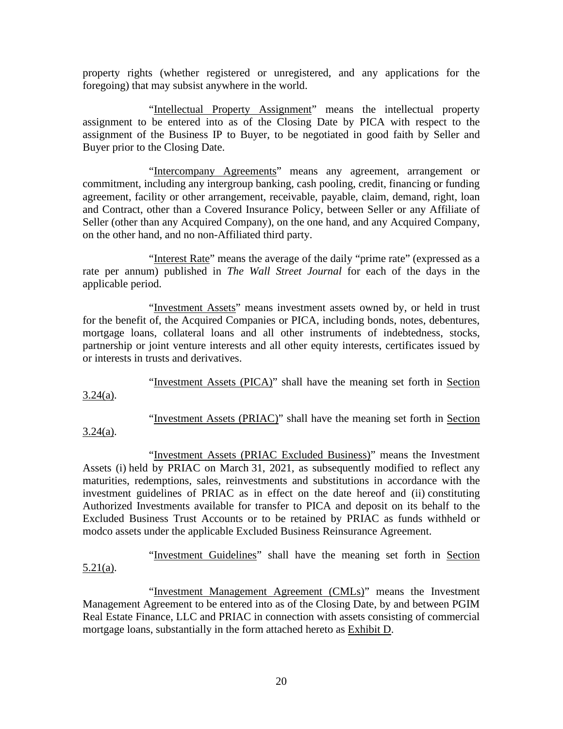property rights (whether registered or unregistered, and any applications for the foregoing) that may subsist anywhere in the world.

"Intellectual Property Assignment" means the intellectual property assignment to be entered into as of the Closing Date by PICA with respect to the assignment of the Business IP to Buyer, to be negotiated in good faith by Seller and Buyer prior to the Closing Date.

"Intercompany Agreements" means any agreement, arrangement or commitment, including any intergroup banking, cash pooling, credit, financing or funding agreement, facility or other arrangement, receivable, payable, claim, demand, right, loan and Contract, other than a Covered Insurance Policy, between Seller or any Affiliate of Seller (other than any Acquired Company), on the one hand, and any Acquired Company, on the other hand, and no non-Affiliated third party.

"Interest Rate" means the average of the daily "prime rate" (expressed as a rate per annum) published in *The Wall Street Journal* for each of the days in the applicable period.

"Investment Assets" means investment assets owned by, or held in trust for the benefit of, the Acquired Companies or PICA, including bonds, notes, debentures, mortgage loans, collateral loans and all other instruments of indebtedness, stocks, partnership or joint venture interests and all other equity interests, certificates issued by or interests in trusts and derivatives.

"Investment Assets (PICA)" shall have the meaning set forth in Section 3.24(a).

"Investment Assets (PRIAC)" shall have the meaning set forth in Section 3.24(a).

"Investment Assets (PRIAC Excluded Business)" means the Investment Assets (i) held by PRIAC on March 31, 2021, as subsequently modified to reflect any maturities, redemptions, sales, reinvestments and substitutions in accordance with the investment guidelines of PRIAC as in effect on the date hereof and (ii) constituting Authorized Investments available for transfer to PICA and deposit on its behalf to the Excluded Business Trust Accounts or to be retained by PRIAC as funds withheld or modco assets under the applicable Excluded Business Reinsurance Agreement.

"Investment Guidelines" shall have the meaning set forth in Section 5.21(a).

"Investment Management Agreement (CMLs)" means the Investment Management Agreement to be entered into as of the Closing Date, by and between PGIM Real Estate Finance, LLC and PRIAC in connection with assets consisting of commercial mortgage loans, substantially in the form attached hereto as Exhibit D.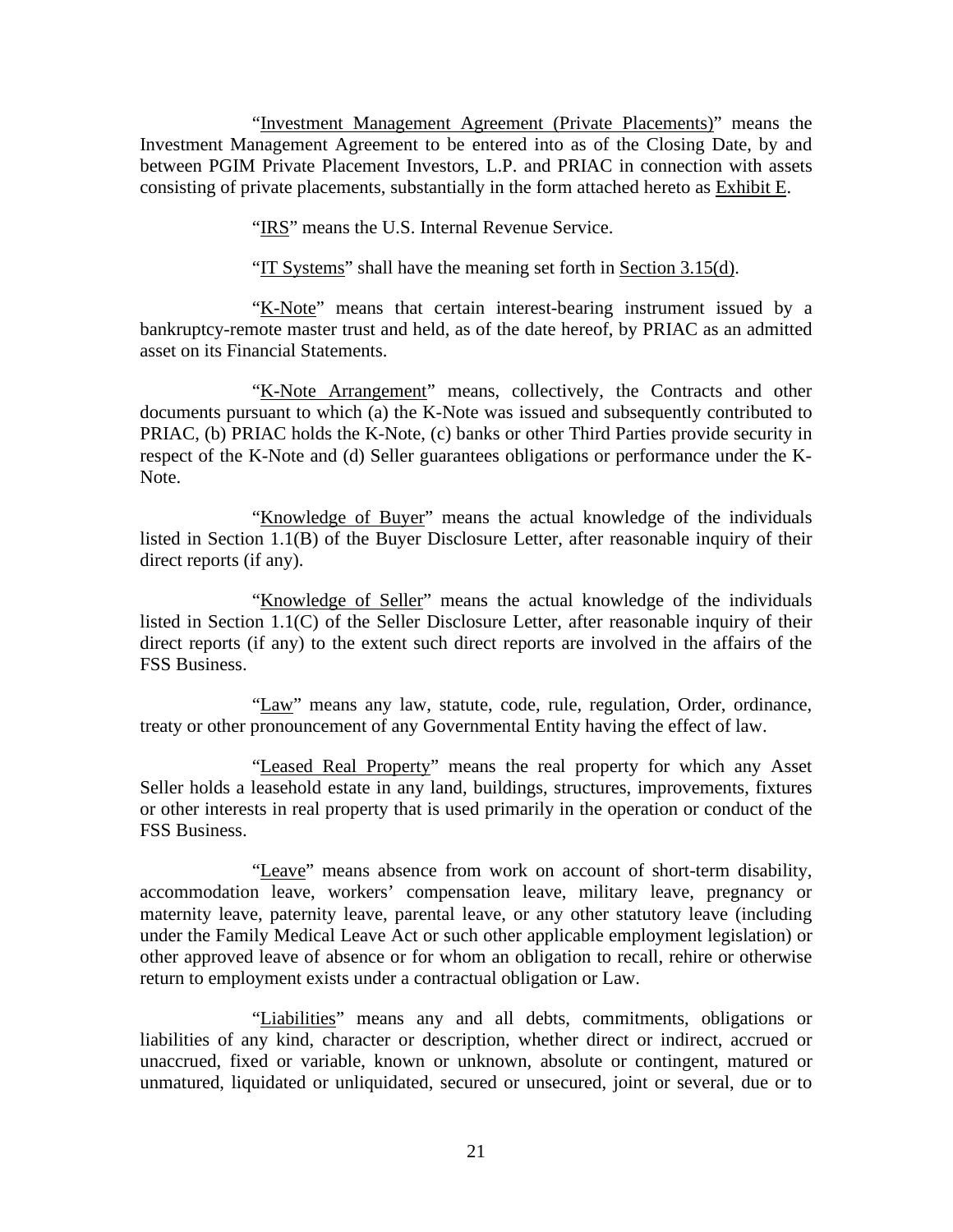"Investment Management Agreement (Private Placements)" means the Investment Management Agreement to be entered into as of the Closing Date, by and between PGIM Private Placement Investors, L.P. and PRIAC in connection with assets consisting of private placements, substantially in the form attached hereto as Exhibit E.

"IRS" means the U.S. Internal Revenue Service.

"IT Systems" shall have the meaning set forth in Section 3.15(d).

"K-Note" means that certain interest-bearing instrument issued by a bankruptcy-remote master trust and held, as of the date hereof, by PRIAC as an admitted asset on its Financial Statements.

"K-Note Arrangement" means, collectively, the Contracts and other documents pursuant to which (a) the K-Note was issued and subsequently contributed to PRIAC, (b) PRIAC holds the K-Note, (c) banks or other Third Parties provide security in respect of the K-Note and (d) Seller guarantees obligations or performance under the K-Note.

"Knowledge of Buyer" means the actual knowledge of the individuals listed in Section 1.1(B) of the Buyer Disclosure Letter, after reasonable inquiry of their direct reports (if any).

"Knowledge of Seller" means the actual knowledge of the individuals listed in Section 1.1(C) of the Seller Disclosure Letter, after reasonable inquiry of their direct reports (if any) to the extent such direct reports are involved in the affairs of the FSS Business.

"Law" means any law, statute, code, rule, regulation, Order, ordinance, treaty or other pronouncement of any Governmental Entity having the effect of law.

"Leased Real Property" means the real property for which any Asset Seller holds a leasehold estate in any land, buildings, structures, improvements, fixtures or other interests in real property that is used primarily in the operation or conduct of the FSS Business.

"Leave" means absence from work on account of short-term disability, accommodation leave, workers' compensation leave, military leave, pregnancy or maternity leave, paternity leave, parental leave, or any other statutory leave (including under the Family Medical Leave Act or such other applicable employment legislation) or other approved leave of absence or for whom an obligation to recall, rehire or otherwise return to employment exists under a contractual obligation or Law.

"Liabilities" means any and all debts, commitments, obligations or liabilities of any kind, character or description, whether direct or indirect, accrued or unaccrued, fixed or variable, known or unknown, absolute or contingent, matured or unmatured, liquidated or unliquidated, secured or unsecured, joint or several, due or to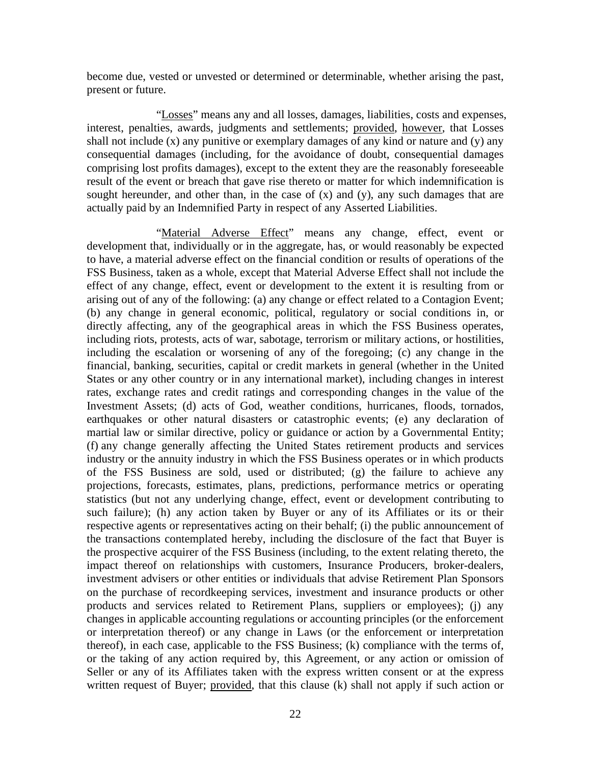become due, vested or unvested or determined or determinable, whether arising the past, present or future.

"Losses" means any and all losses, damages, liabilities, costs and expenses, interest, penalties, awards, judgments and settlements; provided, however, that Losses shall not include (x) any punitive or exemplary damages of any kind or nature and (y) any consequential damages (including, for the avoidance of doubt, consequential damages comprising lost profits damages), except to the extent they are the reasonably foreseeable result of the event or breach that gave rise thereto or matter for which indemnification is sought hereunder, and other than, in the case of (x) and (y), any such damages that are actually paid by an Indemnified Party in respect of any Asserted Liabilities.

"Material Adverse Effect" means any change, effect, event or development that, individually or in the aggregate, has, or would reasonably be expected to have, a material adverse effect on the financial condition or results of operations of the FSS Business, taken as a whole, except that Material Adverse Effect shall not include the effect of any change, effect, event or development to the extent it is resulting from or arising out of any of the following: (a) any change or effect related to a Contagion Event; (b) any change in general economic, political, regulatory or social conditions in, or directly affecting, any of the geographical areas in which the FSS Business operates, including riots, protests, acts of war, sabotage, terrorism or military actions, or hostilities, including the escalation or worsening of any of the foregoing; (c) any change in the financial, banking, securities, capital or credit markets in general (whether in the United States or any other country or in any international market), including changes in interest rates, exchange rates and credit ratings and corresponding changes in the value of the Investment Assets; (d) acts of God, weather conditions, hurricanes, floods, tornados, earthquakes or other natural disasters or catastrophic events; (e) any declaration of martial law or similar directive, policy or guidance or action by a Governmental Entity; (f) any change generally affecting the United States retirement products and services industry or the annuity industry in which the FSS Business operates or in which products of the FSS Business are sold, used or distributed; (g) the failure to achieve any projections, forecasts, estimates, plans, predictions, performance metrics or operating statistics (but not any underlying change, effect, event or development contributing to such failure); (h) any action taken by Buyer or any of its Affiliates or its or their respective agents or representatives acting on their behalf; (i) the public announcement of the transactions contemplated hereby, including the disclosure of the fact that Buyer is the prospective acquirer of the FSS Business (including, to the extent relating thereto, the impact thereof on relationships with customers, Insurance Producers, broker-dealers, investment advisers or other entities or individuals that advise Retirement Plan Sponsors on the purchase of recordkeeping services, investment and insurance products or other products and services related to Retirement Plans, suppliers or employees); (j) any changes in applicable accounting regulations or accounting principles (or the enforcement or interpretation thereof) or any change in Laws (or the enforcement or interpretation thereof), in each case, applicable to the FSS Business; (k) compliance with the terms of, or the taking of any action required by, this Agreement, or any action or omission of Seller or any of its Affiliates taken with the express written consent or at the express written request of Buyer; provided, that this clause (k) shall not apply if such action or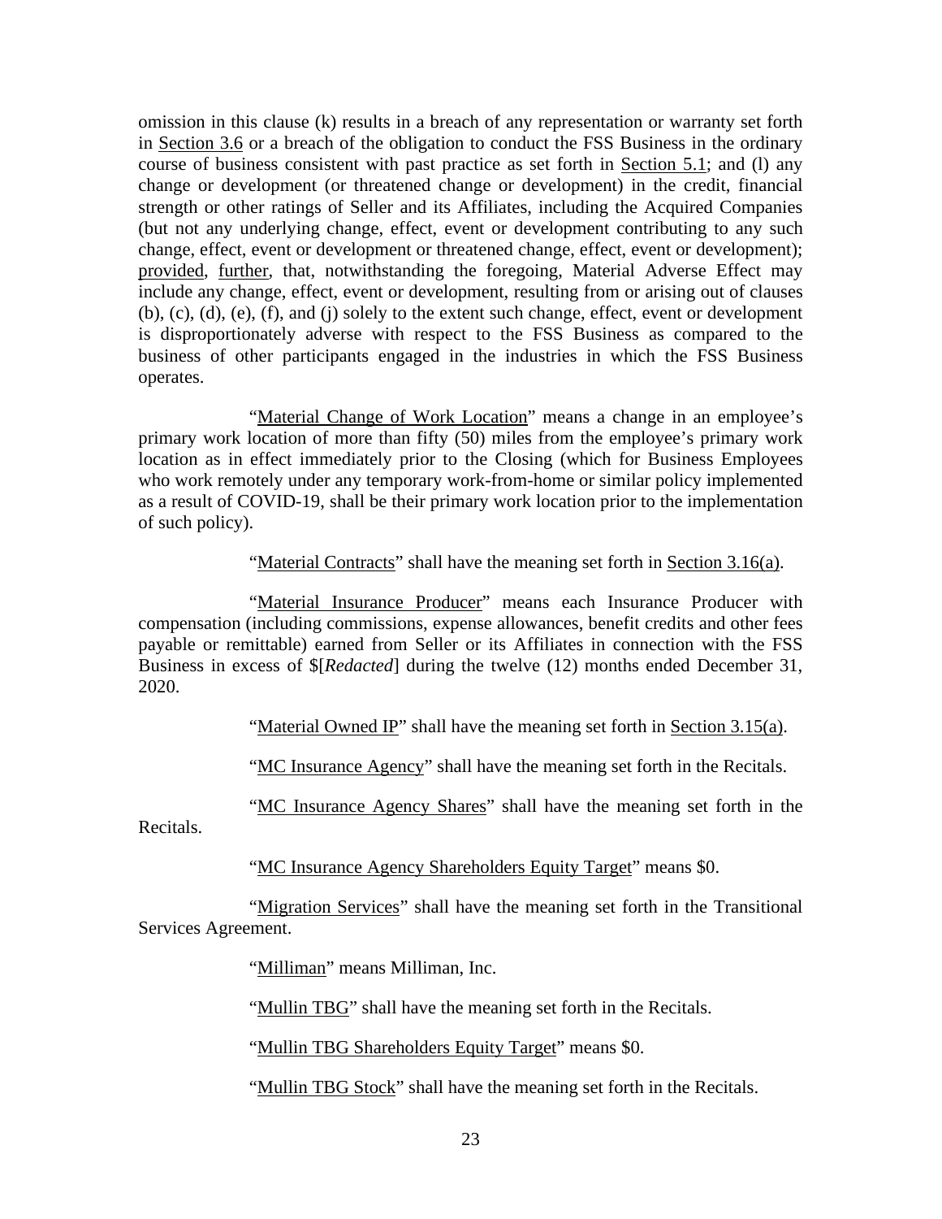omission in this clause (k) results in a breach of any representation or warranty set forth in Section 3.6 or a breach of the obligation to conduct the FSS Business in the ordinary course of business consistent with past practice as set forth in Section 5.1; and (l) any change or development (or threatened change or development) in the credit, financial strength or other ratings of Seller and its Affiliates, including the Acquired Companies (but not any underlying change, effect, event or development contributing to any such change, effect, event or development or threatened change, effect, event or development); provided, further, that, notwithstanding the foregoing, Material Adverse Effect may include any change, effect, event or development, resulting from or arising out of clauses (b), (c), (d), (e), (f), and (j) solely to the extent such change, effect, event or development is disproportionately adverse with respect to the FSS Business as compared to the business of other participants engaged in the industries in which the FSS Business operates.

"Material Change of Work Location" means a change in an employee's primary work location of more than fifty (50) miles from the employee's primary work location as in effect immediately prior to the Closing (which for Business Employees who work remotely under any temporary work-from-home or similar policy implemented as a result of COVID-19, shall be their primary work location prior to the implementation of such policy).

"Material Contracts" shall have the meaning set forth in Section 3.16(a).

"Material Insurance Producer" means each Insurance Producer with compensation (including commissions, expense allowances, benefit credits and other fees payable or remittable) earned from Seller or its Affiliates in connection with the FSS Business in excess of $[*Redacted*] during the twelve (12) months ended December 31, 2020.

"Material Owned IP" shall have the meaning set forth in Section 3.15(a).

"MC Insurance Agency" shall have the meaning set forth in the Recitals.

"MC Insurance Agency Shares" shall have the meaning set forth in the Recitals.

"MC Insurance Agency Shareholders Equity Target" means $0.

"Migration Services" shall have the meaning set forth in the Transitional Services Agreement.

"Milliman" means Milliman, Inc.

"Mullin TBG" shall have the meaning set forth in the Recitals.

"Mullin TBG Shareholders Equity Target" means $0.

"Mullin TBG Stock" shall have the meaning set forth in the Recitals.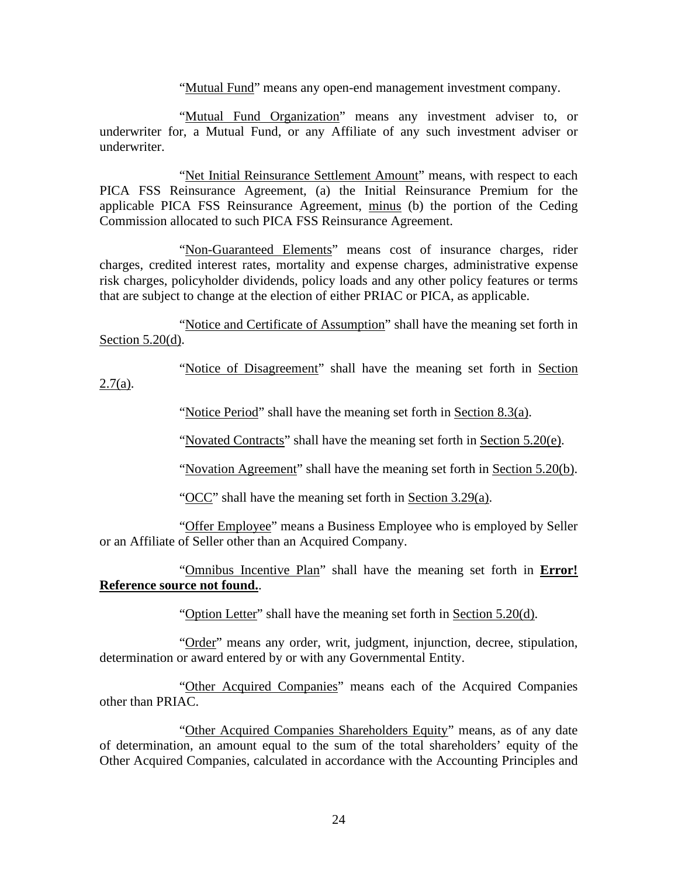"Mutual Fund" means any open-end management investment company.

"Mutual Fund Organization" means any investment adviser to, or underwriter for, a Mutual Fund, or any Affiliate of any such investment adviser or underwriter.

"Net Initial Reinsurance Settlement Amount" means, with respect to each PICA FSS Reinsurance Agreement, (a) the Initial Reinsurance Premium for the applicable PICA FSS Reinsurance Agreement, minus (b) the portion of the Ceding Commission allocated to such PICA FSS Reinsurance Agreement.

"Non-Guaranteed Elements" means cost of insurance charges, rider charges, credited interest rates, mortality and expense charges, administrative expense risk charges, policyholder dividends, policy loads and any other policy features or terms that are subject to change at the election of either PRIAC or PICA, as applicable.

"Notice and Certificate of Assumption" shall have the meaning set forth in Section 5.20(d).

"Notice of Disagreement" shall have the meaning set forth in Section 2.7(a).

"Notice Period" shall have the meaning set forth in Section 8.3(a).

"Novated Contracts" shall have the meaning set forth in Section 5.20(e).

"Novation Agreement" shall have the meaning set forth in Section 5.20(b).

"OCC" shall have the meaning set forth in Section 3.29(a).

"Offer Employee" means a Business Employee who is employed by Seller or an Affiliate of Seller other than an Acquired Company.

"Omnibus Incentive Plan" shall have the meaning set forth in **Error! Reference source not found.**.

"Option Letter" shall have the meaning set forth in Section 5.20(d).

"Order" means any order, writ, judgment, injunction, decree, stipulation, determination or award entered by or with any Governmental Entity.

"Other Acquired Companies" means each of the Acquired Companies other than PRIAC.

"Other Acquired Companies Shareholders Equity" means, as of any date of determination, an amount equal to the sum of the total shareholders' equity of the Other Acquired Companies, calculated in accordance with the Accounting Principles and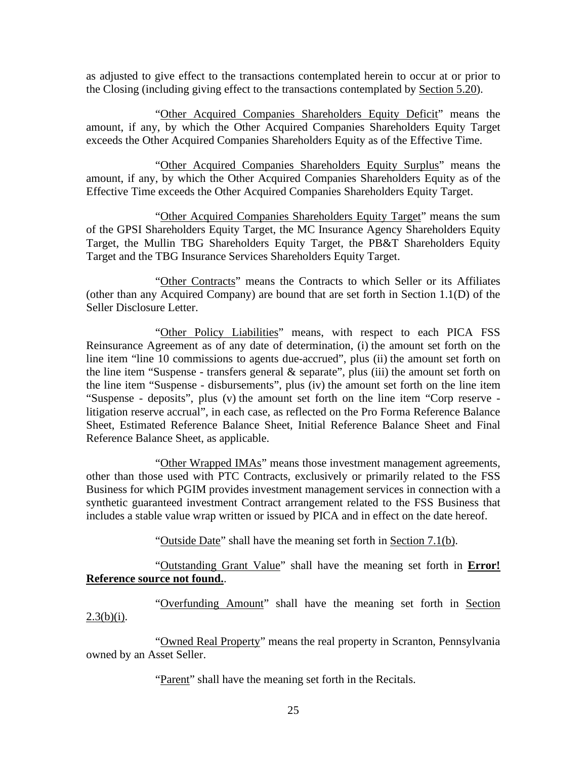as adjusted to give effect to the transactions contemplated herein to occur at or prior to the Closing (including giving effect to the transactions contemplated by Section 5.20).

"Other Acquired Companies Shareholders Equity Deficit" means the amount, if any, by which the Other Acquired Companies Shareholders Equity Target exceeds the Other Acquired Companies Shareholders Equity as of the Effective Time.

"Other Acquired Companies Shareholders Equity Surplus" means the amount, if any, by which the Other Acquired Companies Shareholders Equity as of the Effective Time exceeds the Other Acquired Companies Shareholders Equity Target.

"Other Acquired Companies Shareholders Equity Target" means the sum of the GPSI Shareholders Equity Target, the MC Insurance Agency Shareholders Equity Target, the Mullin TBG Shareholders Equity Target, the PB&T Shareholders Equity Target and the TBG Insurance Services Shareholders Equity Target.

"Other Contracts" means the Contracts to which Seller or its Affiliates (other than any Acquired Company) are bound that are set forth in Section 1.1(D) of the Seller Disclosure Letter.

"Other Policy Liabilities" means, with respect to each PICA FSS Reinsurance Agreement as of any date of determination, (i) the amount set forth on the line item "line 10 commissions to agents due-accrued", plus (ii) the amount set forth on the line item "Suspense - transfers general & separate", plus (iii) the amount set forth on the line item "Suspense - disbursements", plus (iv) the amount set forth on the line item "Suspense - deposits", plus (v) the amount set forth on the line item "Corp reserve - litigation reserve accrual", in each case, as reflected on the Pro Forma Reference Balance Sheet, Estimated Reference Balance Sheet, Initial Reference Balance Sheet and Final Reference Balance Sheet, as applicable.

"Other Wrapped IMAs" means those investment management agreements, other than those used with PTC Contracts, exclusively or primarily related to the FSS Business for which PGIM provides investment management services in connection with a synthetic guaranteed investment Contract arrangement related to the FSS Business that includes a stable value wrap written or issued by PICA and in effect on the date hereof.

"Outside Date" shall have the meaning set forth in Section 7.1(b).

"Outstanding Grant Value" shall have the meaning set forth in **Error! Reference source not found.**.

"Overfunding Amount" shall have the meaning set forth in Section 2.3(b)(i).

"Owned Real Property" means the real property in Scranton, Pennsylvania owned by an Asset Seller.

"Parent" shall have the meaning set forth in the Recitals.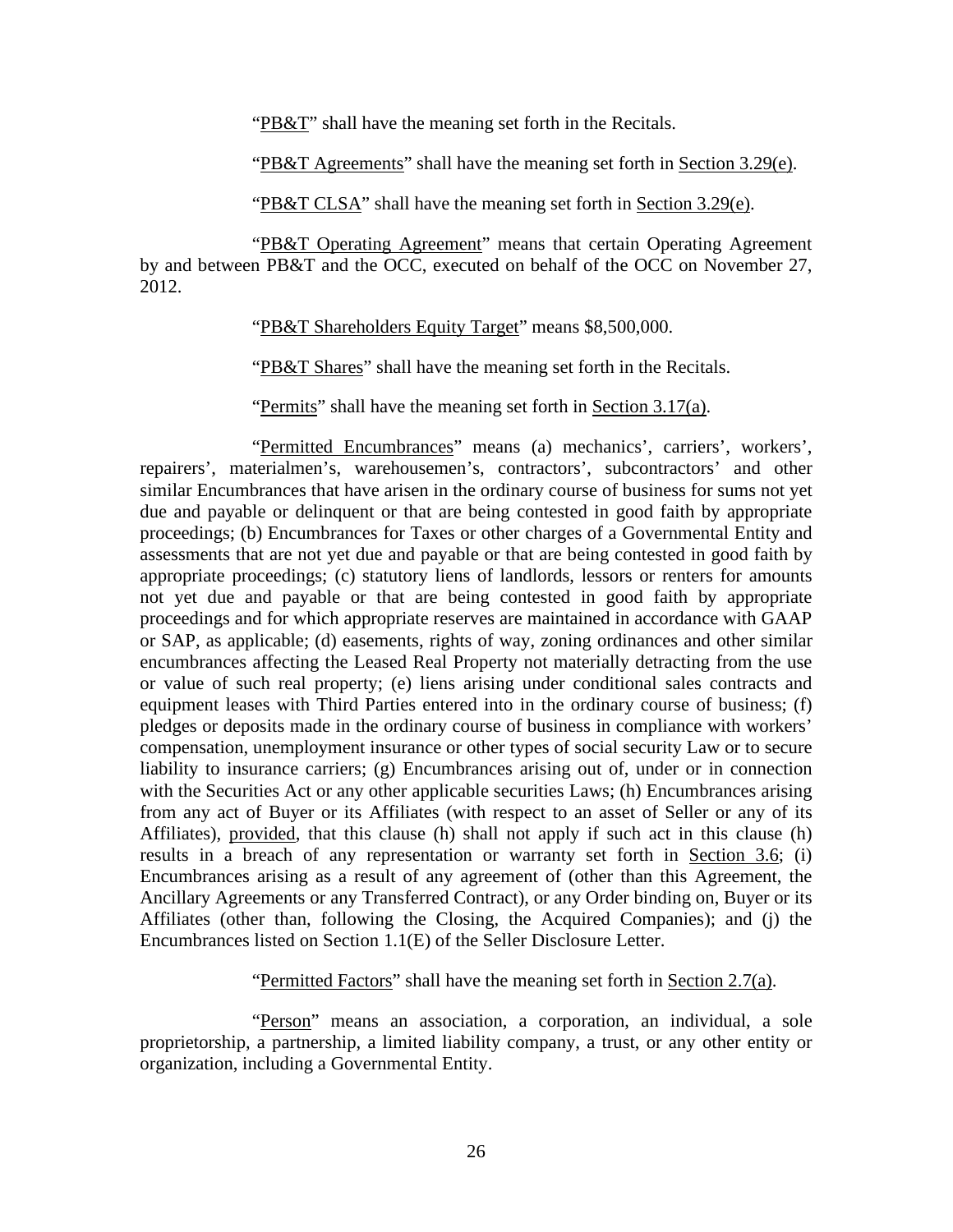"PB&T" shall have the meaning set forth in the Recitals.

"PB&T Agreements" shall have the meaning set forth in Section 3.29(e).

"PB&T CLSA" shall have the meaning set forth in Section 3.29(e).

"PB&T Operating Agreement" means that certain Operating Agreement by and between PB&T and the OCC, executed on behalf of the OCC on November 27, 2012.

"PB&T Shareholders Equity Target" means $8,500,000.

"PB&T Shares" shall have the meaning set forth in the Recitals.

"Permits" shall have the meaning set forth in Section 3.17(a).

"Permitted Encumbrances" means (a) mechanics', carriers', workers', repairers', materialmen's, warehousemen's, contractors', subcontractors' and other similar Encumbrances that have arisen in the ordinary course of business for sums not yet due and payable or delinquent or that are being contested in good faith by appropriate proceedings; (b) Encumbrances for Taxes or other charges of a Governmental Entity and assessments that are not yet due and payable or that are being contested in good faith by appropriate proceedings; (c) statutory liens of landlords, lessors or renters for amounts not yet due and payable or that are being contested in good faith by appropriate proceedings and for which appropriate reserves are maintained in accordance with GAAP or SAP, as applicable; (d) easements, rights of way, zoning ordinances and other similar encumbrances affecting the Leased Real Property not materially detracting from the use or value of such real property; (e) liens arising under conditional sales contracts and equipment leases with Third Parties entered into in the ordinary course of business; (f) pledges or deposits made in the ordinary course of business in compliance with workers' compensation, unemployment insurance or other types of social security Law or to secure liability to insurance carriers; (g) Encumbrances arising out of, under or in connection with the Securities Act or any other applicable securities Laws; (h) Encumbrances arising from any act of Buyer or its Affiliates (with respect to an asset of Seller or any of its Affiliates), provided, that this clause (h) shall not apply if such act in this clause (h) results in a breach of any representation or warranty set forth in Section 3.6; (i) Encumbrances arising as a result of any agreement of (other than this Agreement, the Ancillary Agreements or any Transferred Contract), or any Order binding on, Buyer or its Affiliates (other than, following the Closing, the Acquired Companies); and (j) the Encumbrances listed on Section 1.1(E) of the Seller Disclosure Letter.

"Permitted Factors" shall have the meaning set forth in Section 2.7(a).

"Person" means an association, a corporation, an individual, a sole proprietorship, a partnership, a limited liability company, a trust, or any other entity or organization, including a Governmental Entity.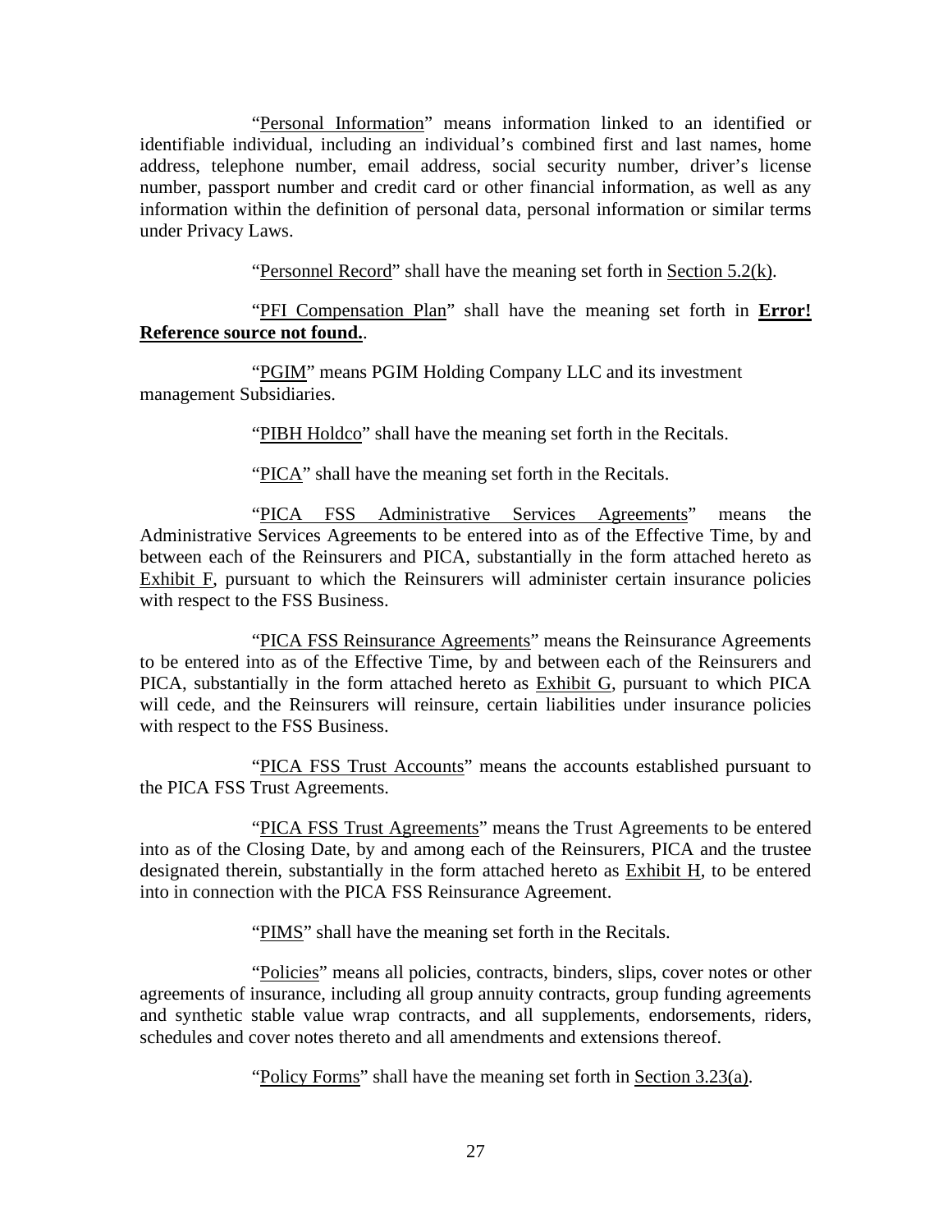"Personal Information" means information linked to an identified or identifiable individual, including an individual's combined first and last names, home address, telephone number, email address, social security number, driver's license number, passport number and credit card or other financial information, as well as any information within the definition of personal data, personal information or similar terms under Privacy Laws.

"Personnel Record" shall have the meaning set forth in Section 5.2(k).

"PFI Compensation Plan" shall have the meaning set forth in **Error! Reference source not found.**.

"PGIM" means PGIM Holding Company LLC and its investment management Subsidiaries.

"PIBH Holdco" shall have the meaning set forth in the Recitals.

"PICA" shall have the meaning set forth in the Recitals.

"PICA FSS Administrative Services Agreements" means the Administrative Services Agreements to be entered into as of the Effective Time, by and between each of the Reinsurers and PICA, substantially in the form attached hereto as Exhibit F, pursuant to which the Reinsurers will administer certain insurance policies with respect to the FSS Business.

"PICA FSS Reinsurance Agreements" means the Reinsurance Agreements to be entered into as of the Effective Time, by and between each of the Reinsurers and PICA, substantially in the form attached hereto as Exhibit G, pursuant to which PICA will cede, and the Reinsurers will reinsure, certain liabilities under insurance policies with respect to the FSS Business.

"PICA FSS Trust Accounts" means the accounts established pursuant to the PICA FSS Trust Agreements.

"PICA FSS Trust Agreements" means the Trust Agreements to be entered into as of the Closing Date, by and among each of the Reinsurers, PICA and the trustee designated therein, substantially in the form attached hereto as Exhibit H, to be entered into in connection with the PICA FSS Reinsurance Agreement.

"PIMS" shall have the meaning set forth in the Recitals.

"Policies" means all policies, contracts, binders, slips, cover notes or other agreements of insurance, including all group annuity contracts, group funding agreements and synthetic stable value wrap contracts, and all supplements, endorsements, riders, schedules and cover notes thereto and all amendments and extensions thereof.

"Policy Forms" shall have the meaning set forth in Section 3.23(a).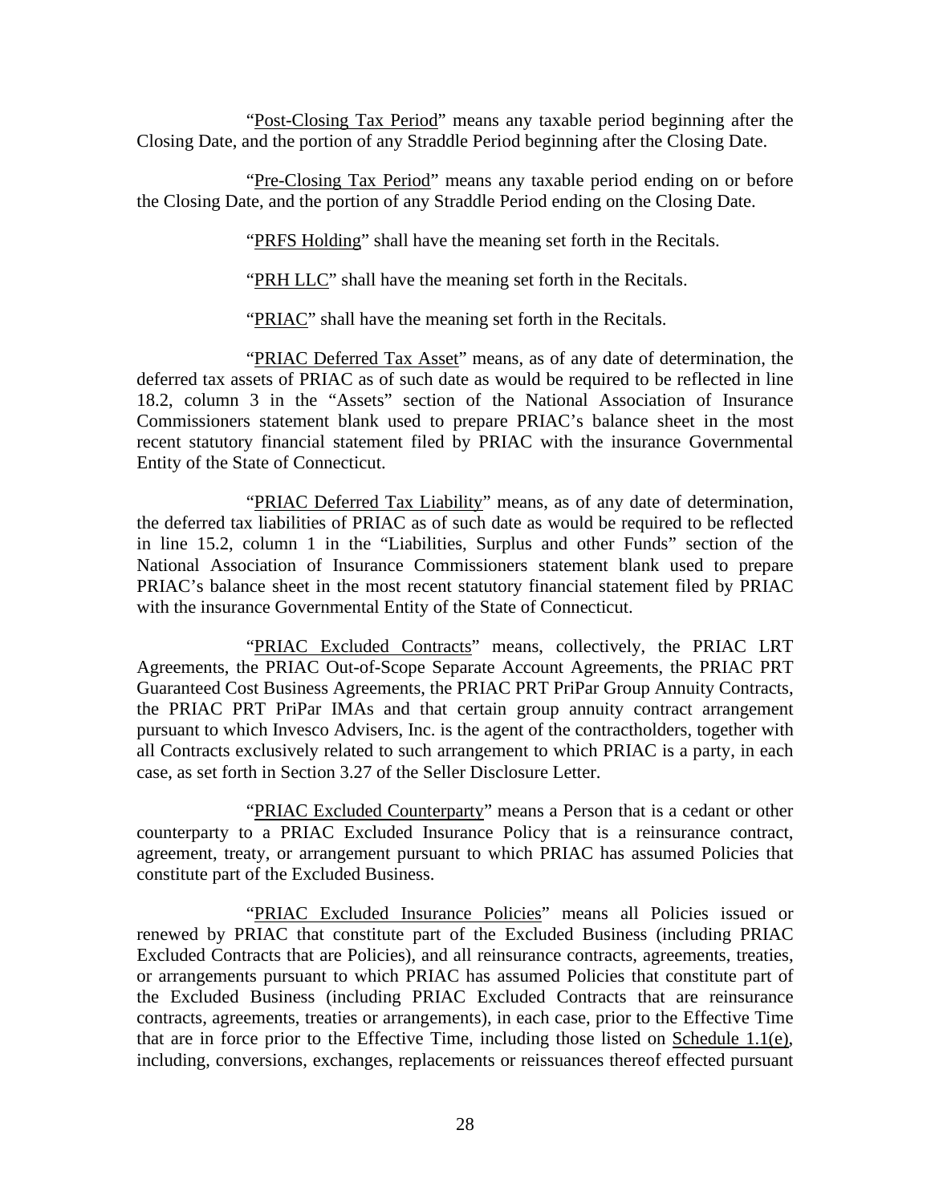"Post-Closing Tax Period" means any taxable period beginning after the Closing Date, and the portion of any Straddle Period beginning after the Closing Date.

"Pre-Closing Tax Period" means any taxable period ending on or before the Closing Date, and the portion of any Straddle Period ending on the Closing Date.

"PRFS Holding" shall have the meaning set forth in the Recitals.

"PRH LLC" shall have the meaning set forth in the Recitals.

"PRIAC" shall have the meaning set forth in the Recitals.

"PRIAC Deferred Tax Asset" means, as of any date of determination, the deferred tax assets of PRIAC as of such date as would be required to be reflected in line 18.2, column 3 in the "Assets" section of the National Association of Insurance Commissioners statement blank used to prepare PRIAC's balance sheet in the most recent statutory financial statement filed by PRIAC with the insurance Governmental Entity of the State of Connecticut.

"PRIAC Deferred Tax Liability" means, as of any date of determination, the deferred tax liabilities of PRIAC as of such date as would be required to be reflected in line 15.2, column 1 in the "Liabilities, Surplus and other Funds" section of the National Association of Insurance Commissioners statement blank used to prepare PRIAC's balance sheet in the most recent statutory financial statement filed by PRIAC with the insurance Governmental Entity of the State of Connecticut.

"PRIAC Excluded Contracts" means, collectively, the PRIAC LRT Agreements, the PRIAC Out-of-Scope Separate Account Agreements, the PRIAC PRT Guaranteed Cost Business Agreements, the PRIAC PRT PriPar Group Annuity Contracts, the PRIAC PRT PriPar IMAs and that certain group annuity contract arrangement pursuant to which Invesco Advisers, Inc. is the agent of the contractholders, together with all Contracts exclusively related to such arrangement to which PRIAC is a party, in each case, as set forth in Section 3.27 of the Seller Disclosure Letter.

"PRIAC Excluded Counterparty" means a Person that is a cedant or other counterparty to a PRIAC Excluded Insurance Policy that is a reinsurance contract, agreement, treaty, or arrangement pursuant to which PRIAC has assumed Policies that constitute part of the Excluded Business.

"PRIAC Excluded Insurance Policies" means all Policies issued or renewed by PRIAC that constitute part of the Excluded Business (including PRIAC Excluded Contracts that are Policies), and all reinsurance contracts, agreements, treaties, or arrangements pursuant to which PRIAC has assumed Policies that constitute part of the Excluded Business (including PRIAC Excluded Contracts that are reinsurance contracts, agreements, treaties or arrangements), in each case, prior to the Effective Time that are in force prior to the Effective Time, including those listed on Schedule 1.1(e), including, conversions, exchanges, replacements or reissuances thereof effected pursuant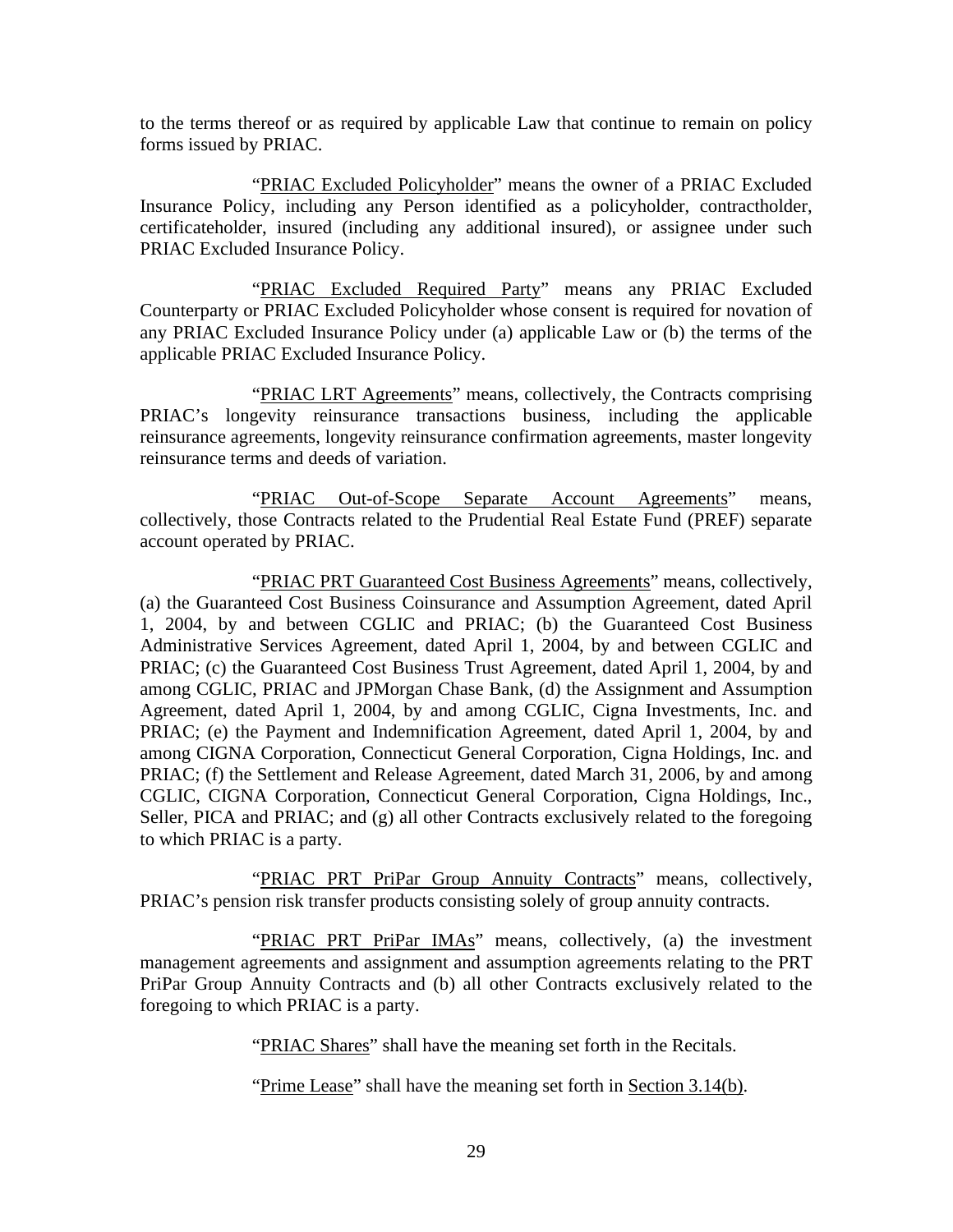to the terms thereof or as required by applicable Law that continue to remain on policy forms issued by PRIAC.

"PRIAC Excluded Policyholder" means the owner of a PRIAC Excluded Insurance Policy, including any Person identified as a policyholder, contractholder, certificateholder, insured (including any additional insured), or assignee under such PRIAC Excluded Insurance Policy.

"PRIAC Excluded Required Party" means any PRIAC Excluded Counterparty or PRIAC Excluded Policyholder whose consent is required for novation of any PRIAC Excluded Insurance Policy under (a) applicable Law or (b) the terms of the applicable PRIAC Excluded Insurance Policy.

"PRIAC LRT Agreements" means, collectively, the Contracts comprising PRIAC's longevity reinsurance transactions business, including the applicable reinsurance agreements, longevity reinsurance confirmation agreements, master longevity reinsurance terms and deeds of variation.

"PRIAC Out-of-Scope Separate Account Agreements" means, collectively, those Contracts related to the Prudential Real Estate Fund (PREF) separate account operated by PRIAC.

"PRIAC PRT Guaranteed Cost Business Agreements" means, collectively, (a) the Guaranteed Cost Business Coinsurance and Assumption Agreement, dated April 1, 2004, by and between CGLIC and PRIAC; (b) the Guaranteed Cost Business Administrative Services Agreement, dated April 1, 2004, by and between CGLIC and PRIAC; (c) the Guaranteed Cost Business Trust Agreement, dated April 1, 2004, by and among CGLIC, PRIAC and JPMorgan Chase Bank, (d) the Assignment and Assumption Agreement, dated April 1, 2004, by and among CGLIC, Cigna Investments, Inc. and PRIAC; (e) the Payment and Indemnification Agreement, dated April 1, 2004, by and among CIGNA Corporation, Connecticut General Corporation, Cigna Holdings, Inc. and PRIAC; (f) the Settlement and Release Agreement, dated March 31, 2006, by and among CGLIC, CIGNA Corporation, Connecticut General Corporation, Cigna Holdings, Inc., Seller, PICA and PRIAC; and (g) all other Contracts exclusively related to the foregoing to which PRIAC is a party.

"PRIAC PRT PriPar Group Annuity Contracts" means, collectively, PRIAC's pension risk transfer products consisting solely of group annuity contracts.

"PRIAC PRT PriPar IMAs" means, collectively, (a) the investment management agreements and assignment and assumption agreements relating to the PRT PriPar Group Annuity Contracts and (b) all other Contracts exclusively related to the foregoing to which PRIAC is a party.

"PRIAC Shares" shall have the meaning set forth in the Recitals.

"Prime Lease" shall have the meaning set forth in Section 3.14(b).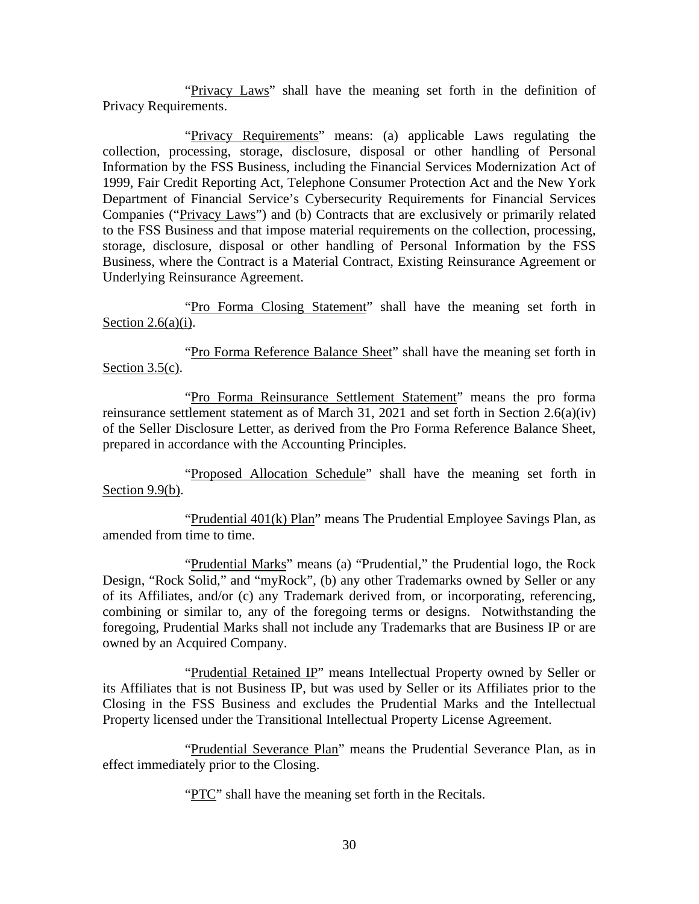"Privacy Laws" shall have the meaning set forth in the definition of Privacy Requirements.

"Privacy Requirements" means: (a) applicable Laws regulating the collection, processing, storage, disclosure, disposal or other handling of Personal Information by the FSS Business, including the Financial Services Modernization Act of 1999, Fair Credit Reporting Act, Telephone Consumer Protection Act and the New York Department of Financial Service's Cybersecurity Requirements for Financial Services Companies ("Privacy Laws") and (b) Contracts that are exclusively or primarily related to the FSS Business and that impose material requirements on the collection, processing, storage, disclosure, disposal or other handling of Personal Information by the FSS Business, where the Contract is a Material Contract, Existing Reinsurance Agreement or Underlying Reinsurance Agreement.

"Pro Forma Closing Statement" shall have the meaning set forth in Section 2.6(a)(i).

"Pro Forma Reference Balance Sheet" shall have the meaning set forth in Section 3.5(c).

"Pro Forma Reinsurance Settlement Statement" means the pro forma reinsurance settlement statement as of March 31, 2021 and set forth in Section 2.6(a)(iv) of the Seller Disclosure Letter, as derived from the Pro Forma Reference Balance Sheet, prepared in accordance with the Accounting Principles.

"Proposed Allocation Schedule" shall have the meaning set forth in Section 9.9(b).

"Prudential 401(k) Plan" means The Prudential Employee Savings Plan, as amended from time to time.

"Prudential Marks" means (a) "Prudential," the Prudential logo, the Rock Design, "Rock Solid," and "myRock", (b) any other Trademarks owned by Seller or any of its Affiliates, and/or (c) any Trademark derived from, or incorporating, referencing, combining or similar to, any of the foregoing terms or designs. Notwithstanding the foregoing, Prudential Marks shall not include any Trademarks that are Business IP or are owned by an Acquired Company.

"Prudential Retained IP" means Intellectual Property owned by Seller or its Affiliates that is not Business IP, but was used by Seller or its Affiliates prior to the Closing in the FSS Business and excludes the Prudential Marks and the Intellectual Property licensed under the Transitional Intellectual Property License Agreement.

"Prudential Severance Plan" means the Prudential Severance Plan, as in effect immediately prior to the Closing.

"PTC" shall have the meaning set forth in the Recitals.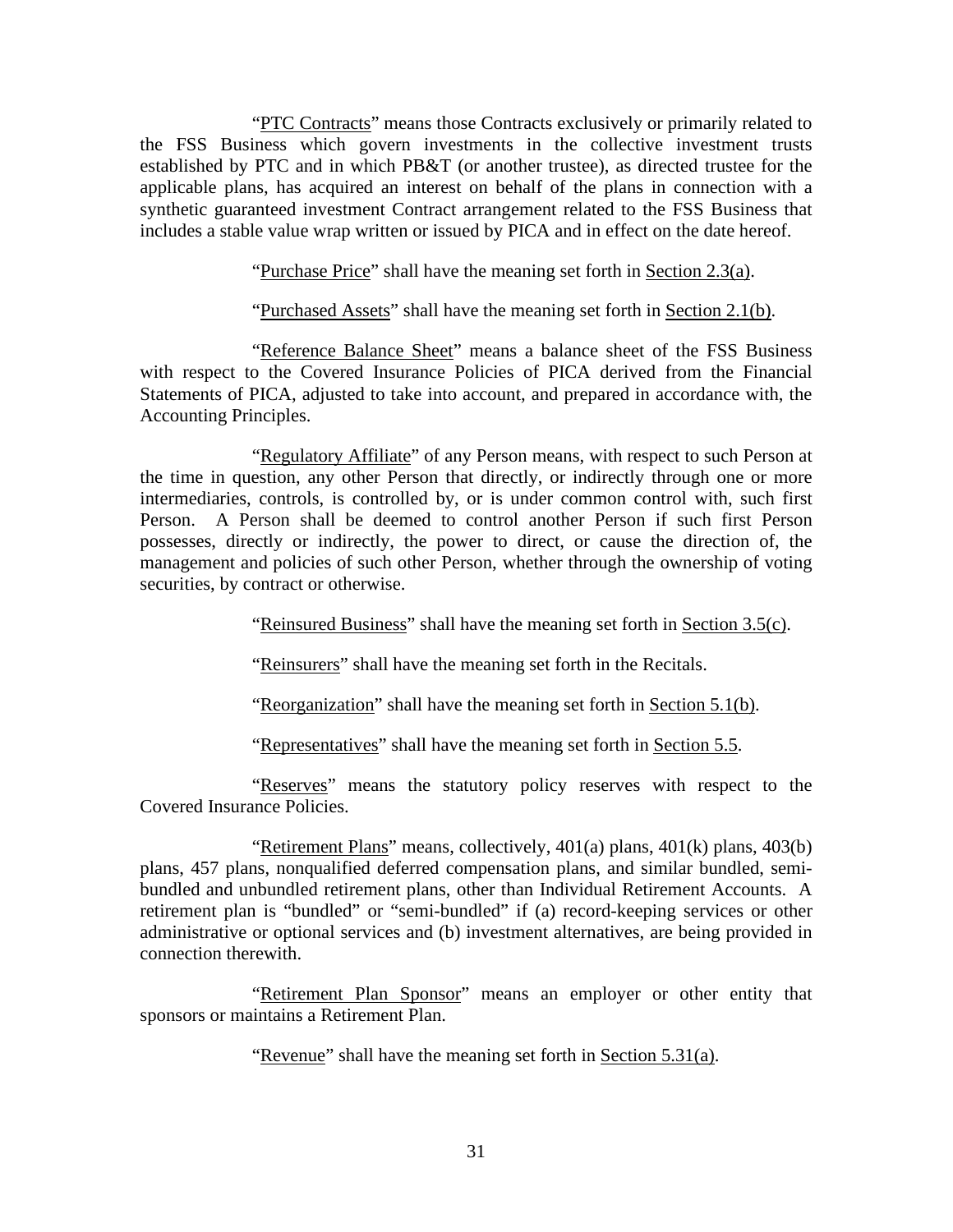"PTC Contracts" means those Contracts exclusively or primarily related to the FSS Business which govern investments in the collective investment trusts established by PTC and in which PB&T (or another trustee), as directed trustee for the applicable plans, has acquired an interest on behalf of the plans in connection with a synthetic guaranteed investment Contract arrangement related to the FSS Business that includes a stable value wrap written or issued by PICA and in effect on the date hereof.

"Purchase Price" shall have the meaning set forth in Section 2.3(a).

"Purchased Assets" shall have the meaning set forth in Section 2.1(b).

"Reference Balance Sheet" means a balance sheet of the FSS Business with respect to the Covered Insurance Policies of PICA derived from the Financial Statements of PICA, adjusted to take into account, and prepared in accordance with, the Accounting Principles.

"Regulatory Affiliate" of any Person means, with respect to such Person at the time in question, any other Person that directly, or indirectly through one or more intermediaries, controls, is controlled by, or is under common control with, such first Person. A Person shall be deemed to control another Person if such first Person possesses, directly or indirectly, the power to direct, or cause the direction of, the management and policies of such other Person, whether through the ownership of voting securities, by contract or otherwise.

"Reinsured Business" shall have the meaning set forth in Section 3.5(c).

"Reinsurers" shall have the meaning set forth in the Recitals.

"Reorganization" shall have the meaning set forth in Section 5.1(b).

"Representatives" shall have the meaning set forth in Section 5.5.

"Reserves" means the statutory policy reserves with respect to the Covered Insurance Policies.

"Retirement Plans" means, collectively, 401(a) plans, 401(k) plans, 403(b) plans, 457 plans, nonqualified deferred compensation plans, and similar bundled, semi-bundled and unbundled retirement plans, other than Individual Retirement Accounts. A retirement plan is "bundled" or "semi-bundled" if (a) record-keeping services or other administrative or optional services and (b) investment alternatives, are being provided in connection therewith.

"Retirement Plan Sponsor" means an employer or other entity that sponsors or maintains a Retirement Plan.

"Revenue" shall have the meaning set forth in Section 5.31(a).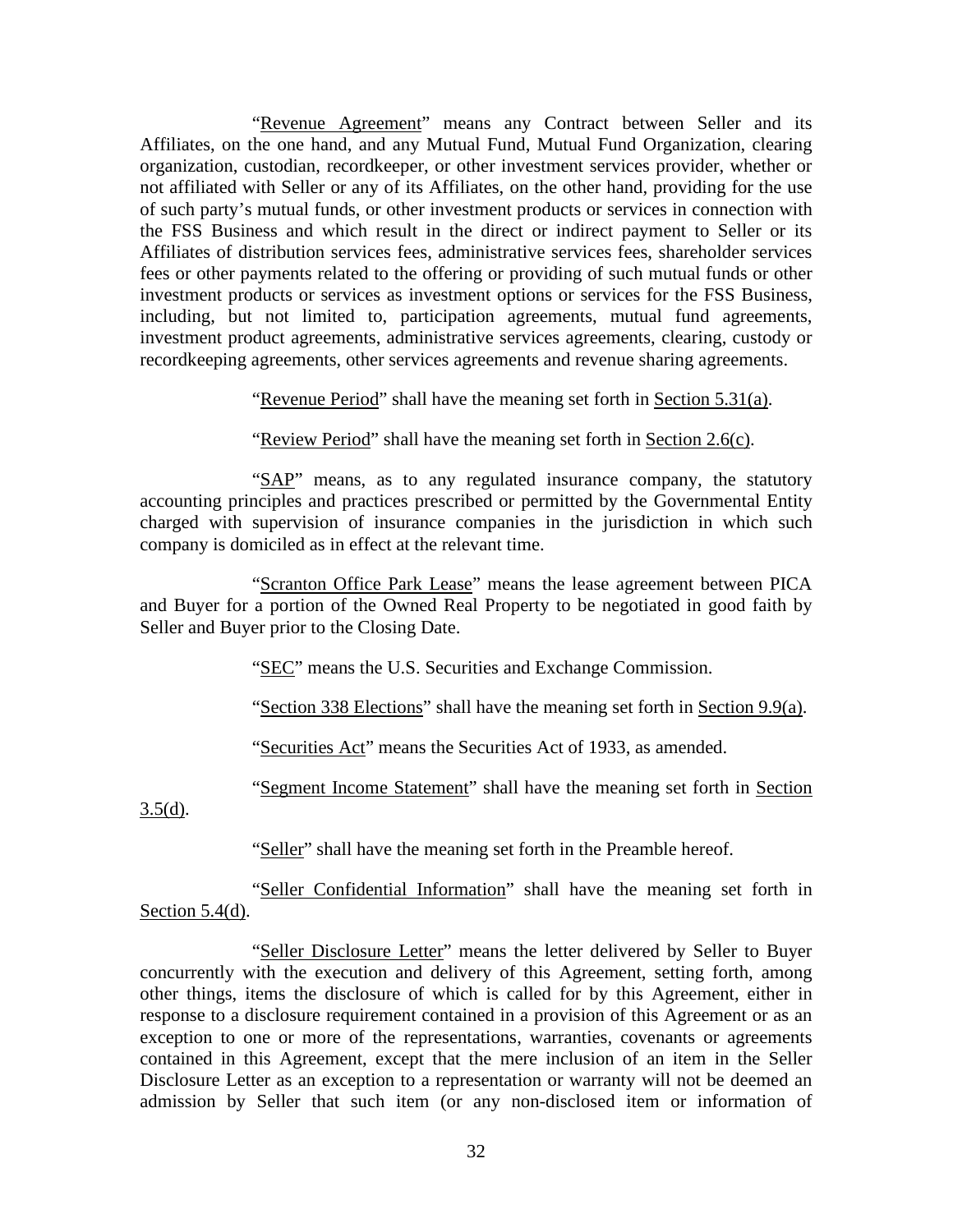"Revenue Agreement" means any Contract between Seller and its Affiliates, on the one hand, and any Mutual Fund, Mutual Fund Organization, clearing organization, custodian, recordkeeper, or other investment services provider, whether or not affiliated with Seller or any of its Affiliates, on the other hand, providing for the use of such party's mutual funds, or other investment products or services in connection with the FSS Business and which result in the direct or indirect payment to Seller or its Affiliates of distribution services fees, administrative services fees, shareholder services fees or other payments related to the offering or providing of such mutual funds or other investment products or services as investment options or services for the FSS Business, including, but not limited to, participation agreements, mutual fund agreements, investment product agreements, administrative services agreements, clearing, custody or recordkeeping agreements, other services agreements and revenue sharing agreements.

"Revenue Period" shall have the meaning set forth in Section 5.31(a).

"Review Period" shall have the meaning set forth in Section 2.6(c).

"SAP" means, as to any regulated insurance company, the statutory accounting principles and practices prescribed or permitted by the Governmental Entity charged with supervision of insurance companies in the jurisdiction in which such company is domiciled as in effect at the relevant time.

"Scranton Office Park Lease" means the lease agreement between PICA and Buyer for a portion of the Owned Real Property to be negotiated in good faith by Seller and Buyer prior to the Closing Date.

"SEC" means the U.S. Securities and Exchange Commission.

"Section 338 Elections" shall have the meaning set forth in Section 9.9(a).

"Securities Act" means the Securities Act of 1933, as amended.

"Segment Income Statement" shall have the meaning set forth in Section 3.5(d).

"Seller" shall have the meaning set forth in the Preamble hereof.

"Seller Confidential Information" shall have the meaning set forth in Section 5.4(d).

"Seller Disclosure Letter" means the letter delivered by Seller to Buyer concurrently with the execution and delivery of this Agreement, setting forth, among other things, items the disclosure of which is called for by this Agreement, either in response to a disclosure requirement contained in a provision of this Agreement or as an exception to one or more of the representations, warranties, covenants or agreements contained in this Agreement, except that the mere inclusion of an item in the Seller Disclosure Letter as an exception to a representation or warranty will not be deemed an admission by Seller that such item (or any non-disclosed item or information of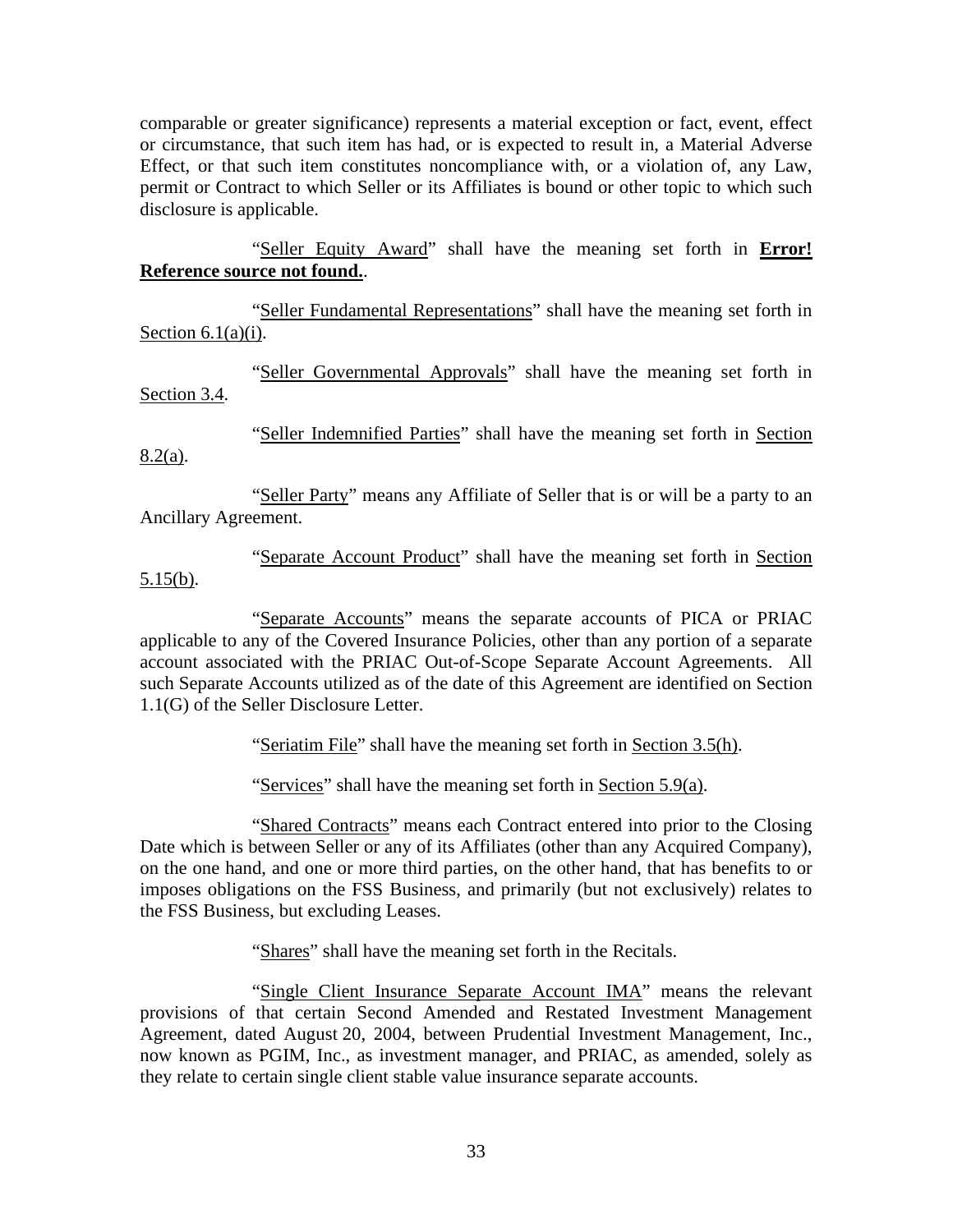comparable or greater significance) represents a material exception or fact, event, effect or circumstance, that such item has had, or is expected to result in, a Material Adverse Effect, or that such item constitutes noncompliance with, or a violation of, any Law, permit or Contract to which Seller or its Affiliates is bound or other topic to which such disclosure is applicable.

"Seller Equity Award" shall have the meaning set forth in **Error! Reference source not found.**.

"Seller Fundamental Representations" shall have the meaning set forth in Section 6.1(a)(i).

"Seller Governmental Approvals" shall have the meaning set forth in Section 3.4.

"Seller Indemnified Parties" shall have the meaning set forth in Section 8.2(a).

"Seller Party" means any Affiliate of Seller that is or will be a party to an Ancillary Agreement.

"Separate Account Product" shall have the meaning set forth in Section 5.15(b).

"Separate Accounts" means the separate accounts of PICA or PRIAC applicable to any of the Covered Insurance Policies, other than any portion of a separate account associated with the PRIAC Out-of-Scope Separate Account Agreements. All such Separate Accounts utilized as of the date of this Agreement are identified on Section 1.1(G) of the Seller Disclosure Letter.

"Seriatim File" shall have the meaning set forth in Section 3.5(h).

"Services" shall have the meaning set forth in Section 5.9(a).

"Shared Contracts" means each Contract entered into prior to the Closing Date which is between Seller or any of its Affiliates (other than any Acquired Company), on the one hand, and one or more third parties, on the other hand, that has benefits to or imposes obligations on the FSS Business, and primarily (but not exclusively) relates to the FSS Business, but excluding Leases.

"Shares" shall have the meaning set forth in the Recitals.

"Single Client Insurance Separate Account IMA" means the relevant provisions of that certain Second Amended and Restated Investment Management Agreement, dated August 20, 2004, between Prudential Investment Management, Inc., now known as PGIM, Inc., as investment manager, and PRIAC, as amended, solely as they relate to certain single client stable value insurance separate accounts.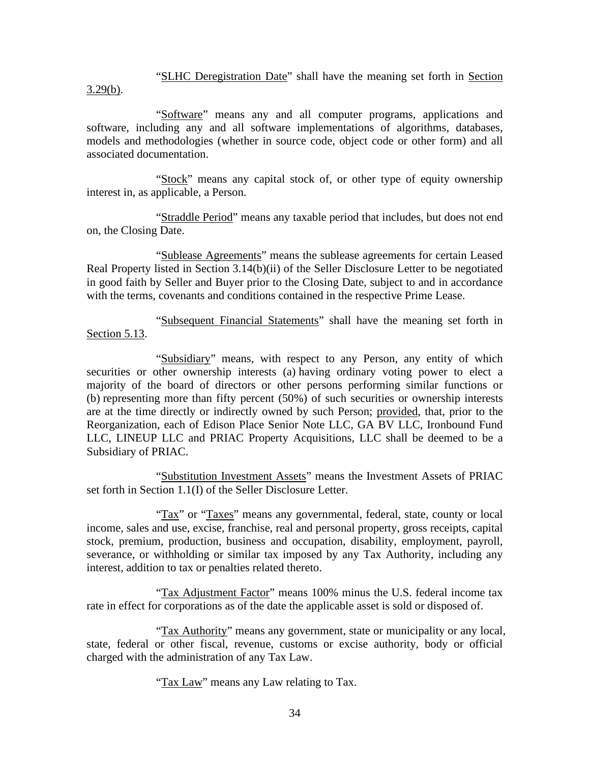"SLHC Deregistration Date" shall have the meaning set forth in Section 3.29(b).

"Software" means any and all computer programs, applications and software, including any and all software implementations of algorithms, databases, models and methodologies (whether in source code, object code or other form) and all associated documentation.

"Stock" means any capital stock of, or other type of equity ownership interest in, as applicable, a Person.

"Straddle Period" means any taxable period that includes, but does not end on, the Closing Date.

"Sublease Agreements" means the sublease agreements for certain Leased Real Property listed in Section 3.14(b)(ii) of the Seller Disclosure Letter to be negotiated in good faith by Seller and Buyer prior to the Closing Date, subject to and in accordance with the terms, covenants and conditions contained in the respective Prime Lease.

"Subsequent Financial Statements" shall have the meaning set forth in Section 5.13.

"Subsidiary" means, with respect to any Person, any entity of which securities or other ownership interests (a) having ordinary voting power to elect a majority of the board of directors or other persons performing similar functions or (b) representing more than fifty percent (50%) of such securities or ownership interests are at the time directly or indirectly owned by such Person; provided, that, prior to the Reorganization, each of Edison Place Senior Note LLC, GA BV LLC, Ironbound Fund LLC, LINEUP LLC and PRIAC Property Acquisitions, LLC shall be deemed to be a Subsidiary of PRIAC.

"Substitution Investment Assets" means the Investment Assets of PRIAC set forth in Section 1.1(I) of the Seller Disclosure Letter.

"Tax" or "Taxes" means any governmental, federal, state, county or local income, sales and use, excise, franchise, real and personal property, gross receipts, capital stock, premium, production, business and occupation, disability, employment, payroll, severance, or withholding or similar tax imposed by any Tax Authority, including any interest, addition to tax or penalties related thereto.

"Tax Adjustment Factor" means 100% minus the U.S. federal income tax rate in effect for corporations as of the date the applicable asset is sold or disposed of.

"Tax Authority" means any government, state or municipality or any local, state, federal or other fiscal, revenue, customs or excise authority, body or official charged with the administration of any Tax Law.

"Tax Law" means any Law relating to Tax.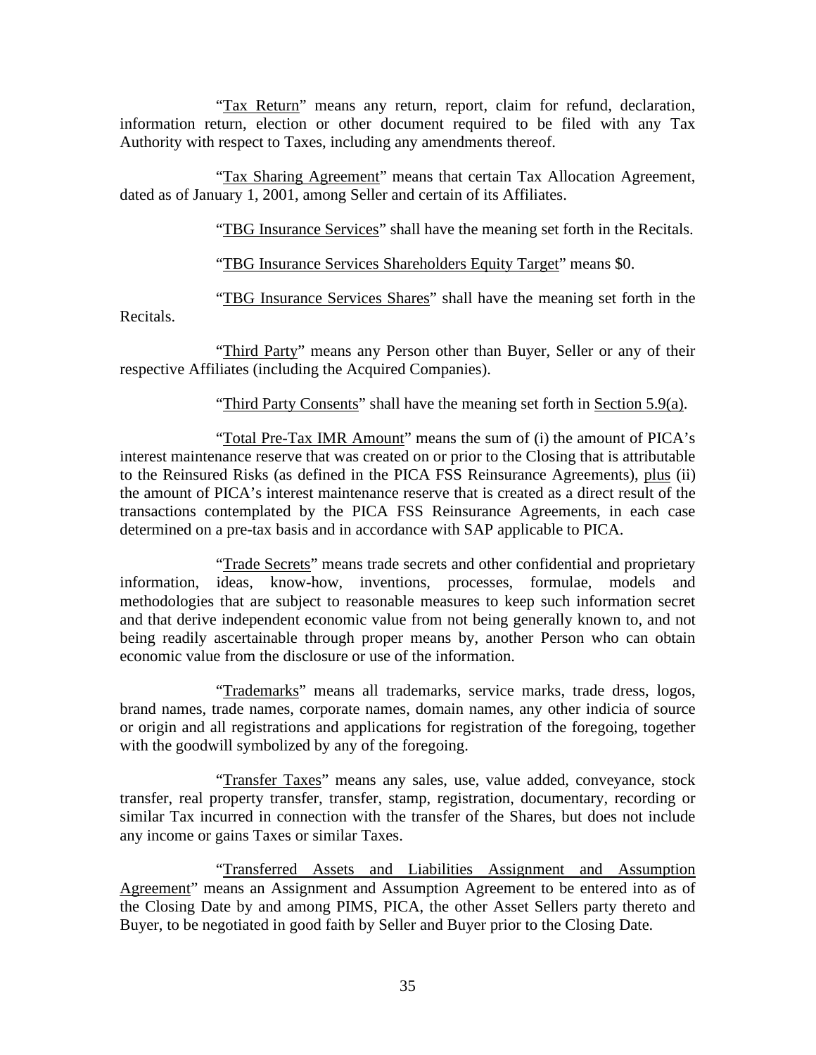"Tax Return" means any return, report, claim for refund, declaration, information return, election or other document required to be filed with any Tax Authority with respect to Taxes, including any amendments thereof.

"Tax Sharing Agreement" means that certain Tax Allocation Agreement, dated as of January 1, 2001, among Seller and certain of its Affiliates.

"TBG Insurance Services" shall have the meaning set forth in the Recitals.

"TBG Insurance Services Shareholders Equity Target" means $0.

"TBG Insurance Services Shares" shall have the meaning set forth in the Recitals.

"Third Party" means any Person other than Buyer, Seller or any of their respective Affiliates (including the Acquired Companies).

"Third Party Consents" shall have the meaning set forth in Section 5.9(a).

"Total Pre-Tax IMR Amount" means the sum of (i) the amount of PICA's interest maintenance reserve that was created on or prior to the Closing that is attributable to the Reinsured Risks (as defined in the PICA FSS Reinsurance Agreements), plus (ii) the amount of PICA's interest maintenance reserve that is created as a direct result of the transactions contemplated by the PICA FSS Reinsurance Agreements, in each case determined on a pre-tax basis and in accordance with SAP applicable to PICA.

"Trade Secrets" means trade secrets and other confidential and proprietary information, ideas, know-how, inventions, processes, formulae, models and methodologies that are subject to reasonable measures to keep such information secret and that derive independent economic value from not being generally known to, and not being readily ascertainable through proper means by, another Person who can obtain economic value from the disclosure or use of the information.

"Trademarks" means all trademarks, service marks, trade dress, logos, brand names, trade names, corporate names, domain names, any other indicia of source or origin and all registrations and applications for registration of the foregoing, together with the goodwill symbolized by any of the foregoing.

"Transfer Taxes" means any sales, use, value added, conveyance, stock transfer, real property transfer, transfer, stamp, registration, documentary, recording or similar Tax incurred in connection with the transfer of the Shares, but does not include any income or gains Taxes or similar Taxes.

"Transferred Assets and Liabilities Assignment and Assumption Agreement" means an Assignment and Assumption Agreement to be entered into as of the Closing Date by and among PIMS, PICA, the other Asset Sellers party thereto and Buyer, to be negotiated in good faith by Seller and Buyer prior to the Closing Date.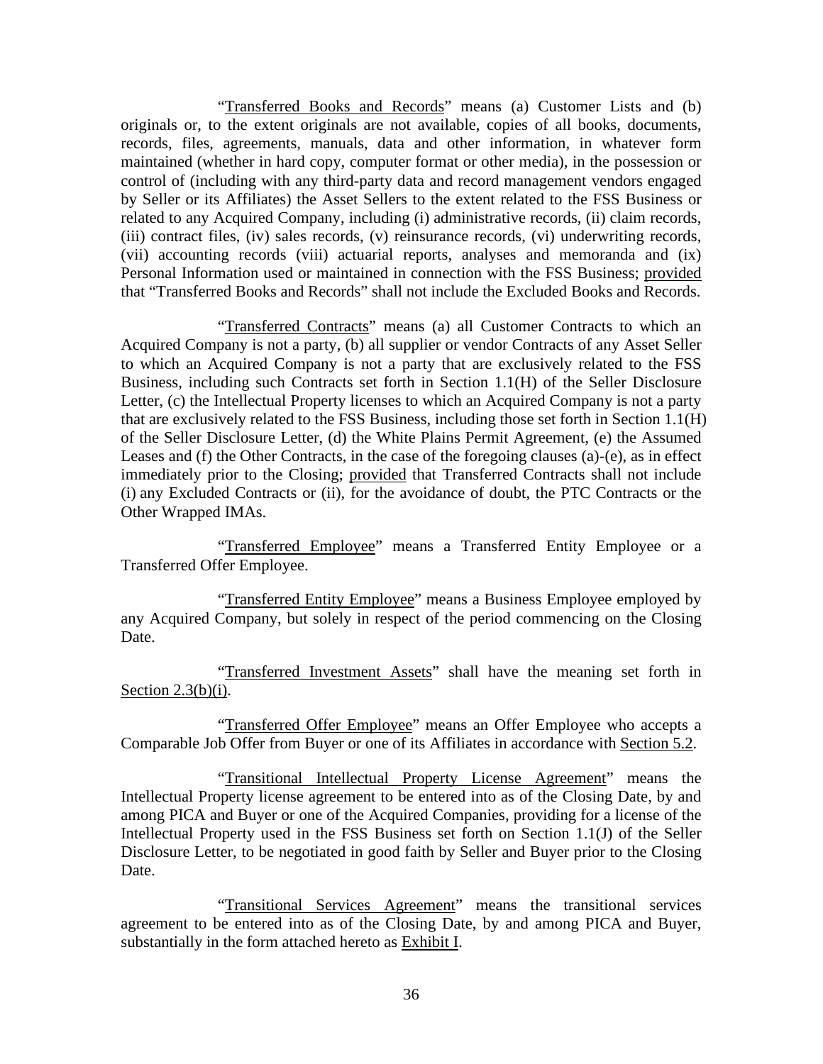"Transferred Books and Records" means (a) Customer Lists and (b) originals or, to the extent originals are not available, copies of all books, documents, records, files, agreements, manuals, data and other information, in whatever form maintained (whether in hard copy, computer format or other media), in the possession or control of (including with any third-party data and record management vendors engaged by Seller or its Affiliates) the Asset Sellers to the extent related to the FSS Business or related to any Acquired Company, including (i) administrative records, (ii) claim records, (iii) contract files, (iv) sales records, (v) reinsurance records, (vi) underwriting records, (vii) accounting records (viii) actuarial reports, analyses and memoranda and (ix) Personal Information used or maintained in connection with the FSS Business; provided that "Transferred Books and Records" shall not include the Excluded Books and Records.

"Transferred Contracts" means (a) all Customer Contracts to which an Acquired Company is not a party, (b) all supplier or vendor Contracts of any Asset Seller to which an Acquired Company is not a party that are exclusively related to the FSS Business, including such Contracts set forth in Section 1.1(H) of the Seller Disclosure Letter, (c) the Intellectual Property licenses to which an Acquired Company is not a party that are exclusively related to the FSS Business, including those set forth in Section 1.1(H) of the Seller Disclosure Letter, (d) the White Plains Permit Agreement, (e) the Assumed Leases and (f) the Other Contracts, in the case of the foregoing clauses (a)-(e), as in effect immediately prior to the Closing; provided that Transferred Contracts shall not include (i) any Excluded Contracts or (ii), for the avoidance of doubt, the PTC Contracts or the Other Wrapped IMAs.

"Transferred Employee" means a Transferred Entity Employee or a Transferred Offer Employee.

"Transferred Entity Employee" means a Business Employee employed by any Acquired Company, but solely in respect of the period commencing on the Closing Date.

"Transferred Investment Assets" shall have the meaning set forth in Section 2.3(b)(i).

"Transferred Offer Employee" means an Offer Employee who accepts a Comparable Job Offer from Buyer or one of its Affiliates in accordance with Section 5.2.

"Transitional Intellectual Property License Agreement" means the Intellectual Property license agreement to be entered into as of the Closing Date, by and among PICA and Buyer or one of the Acquired Companies, providing for a license of the Intellectual Property used in the FSS Business set forth on Section 1.1(J) of the Seller Disclosure Letter, to be negotiated in good faith by Seller and Buyer prior to the Closing Date.

"Transitional Services Agreement" means the transitional services agreement to be entered into as of the Closing Date, by and among PICA and Buyer, substantially in the form attached hereto as Exhibit I.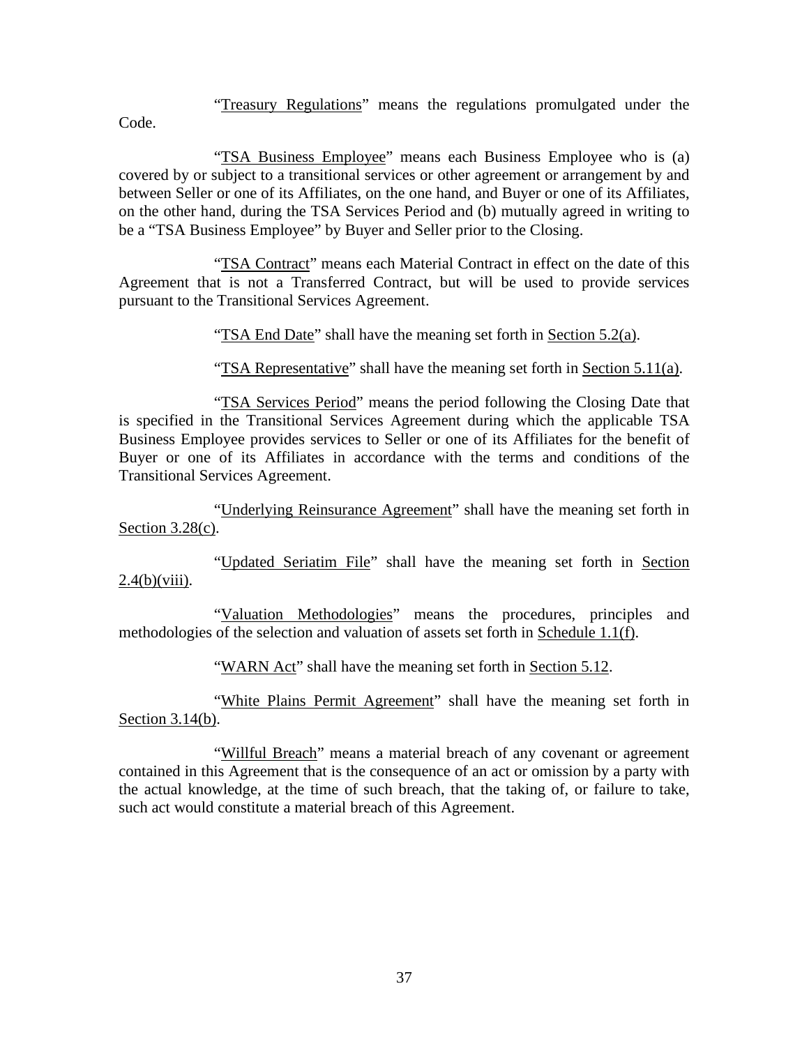"Treasury Regulations" means the regulations promulgated under the Code.

"TSA Business Employee" means each Business Employee who is (a) covered by or subject to a transitional services or other agreement or arrangement by and between Seller or one of its Affiliates, on the one hand, and Buyer or one of its Affiliates, on the other hand, during the TSA Services Period and (b) mutually agreed in writing to be a "TSA Business Employee" by Buyer and Seller prior to the Closing.

"TSA Contract" means each Material Contract in effect on the date of this Agreement that is not a Transferred Contract, but will be used to provide services pursuant to the Transitional Services Agreement.

"TSA End Date" shall have the meaning set forth in Section 5.2(a).

"TSA Representative" shall have the meaning set forth in Section 5.11(a).

"TSA Services Period" means the period following the Closing Date that is specified in the Transitional Services Agreement during which the applicable TSA Business Employee provides services to Seller or one of its Affiliates for the benefit of Buyer or one of its Affiliates in accordance with the terms and conditions of the Transitional Services Agreement.

"Underlying Reinsurance Agreement" shall have the meaning set forth in Section 3.28(c).

"Updated Seriatim File" shall have the meaning set forth in Section 2.4(b)(viii).

"Valuation Methodologies" means the procedures, principles and methodologies of the selection and valuation of assets set forth in Schedule 1.1(f).

"WARN Act" shall have the meaning set forth in Section 5.12.

"White Plains Permit Agreement" shall have the meaning set forth in Section 3.14(b).

"Willful Breach" means a material breach of any covenant or agreement contained in this Agreement that is the consequence of an act or omission by a party with the actual knowledge, at the time of such breach, that the taking of, or failure to take, such act would constitute a material breach of this Agreement.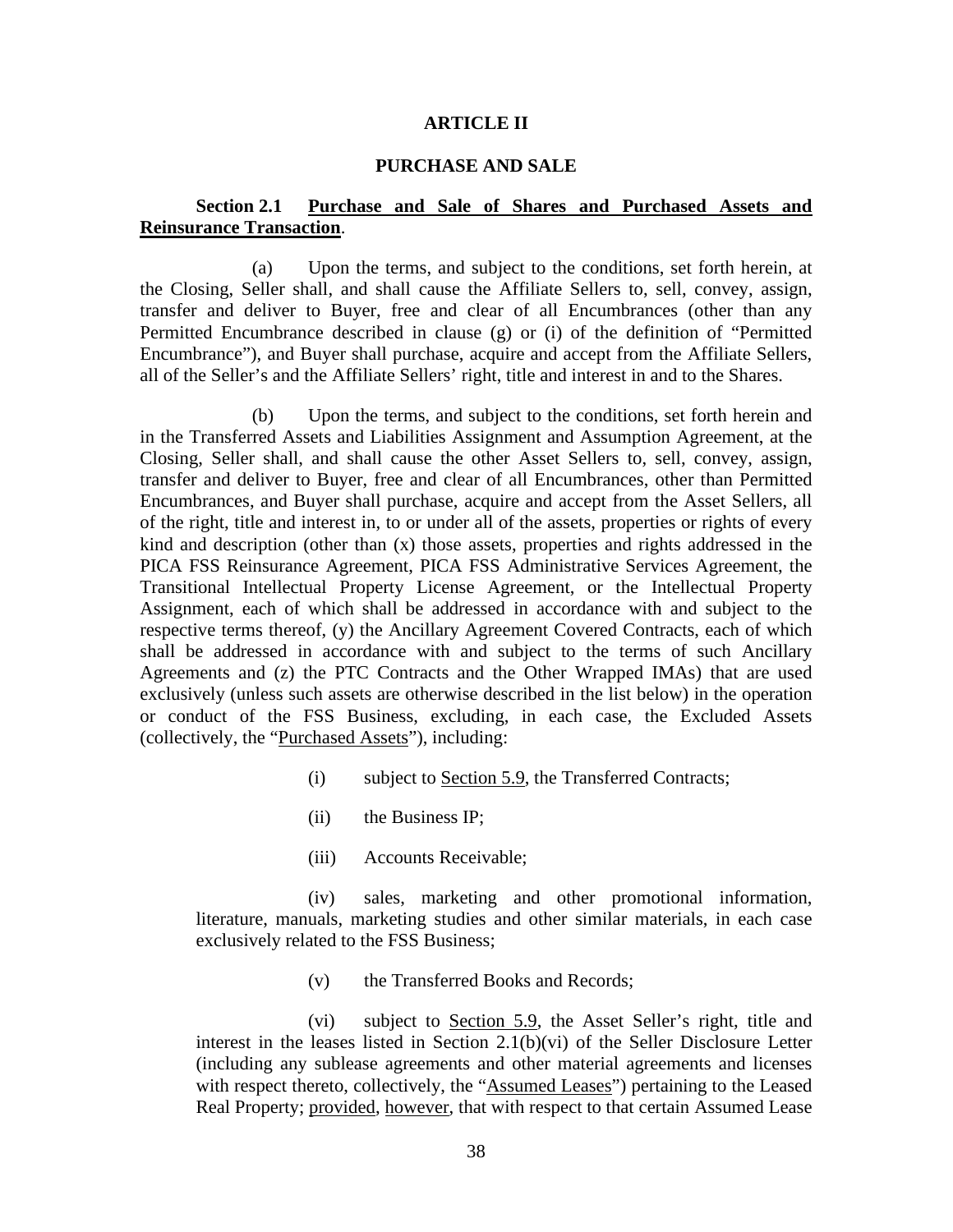## ARTICLE II

## PURCHASE AND SALE

**Section 2.1 Purchase and Sale of Shares and Purchased Assets and Reinsurance Transaction**.

(a) Upon the terms, and subject to the conditions, set forth herein, at the Closing, Seller shall, and shall cause the Affiliate Sellers to, sell, convey, assign, transfer and deliver to Buyer, free and clear of all Encumbrances (other than any Permitted Encumbrance described in clause (g) or (i) of the definition of "Permitted Encumbrance"), and Buyer shall purchase, acquire and accept from the Affiliate Sellers, all of the Seller's and the Affiliate Sellers' right, title and interest in and to the Shares.

(b) Upon the terms, and subject to the conditions, set forth herein and in the Transferred Assets and Liabilities Assignment and Assumption Agreement, at the Closing, Seller shall, and shall cause the other Asset Sellers to, sell, convey, assign, transfer and deliver to Buyer, free and clear of all Encumbrances, other than Permitted Encumbrances, and Buyer shall purchase, acquire and accept from the Asset Sellers, all of the right, title and interest in, to or under all of the assets, properties or rights of every kind and description (other than (x) those assets, properties and rights addressed in the PICA FSS Reinsurance Agreement, PICA FSS Administrative Services Agreement, the Transitional Intellectual Property License Agreement, or the Intellectual Property Assignment, each of which shall be addressed in accordance with and subject to the respective terms thereof, (y) the Ancillary Agreement Covered Contracts, each of which shall be addressed in accordance with and subject to the terms of such Ancillary Agreements and (z) the PTC Contracts and the Other Wrapped IMAs) that are used exclusively (unless such assets are otherwise described in the list below) in the operation or conduct of the FSS Business, excluding, in each case, the Excluded Assets (collectively, the "Purchased Assets"), including:

(i) subject to Section 5.9, the Transferred Contracts;

(ii) the Business IP;

(iii) Accounts Receivable;

(iv) sales, marketing and other promotional information, literature, manuals, marketing studies and other similar materials, in each case exclusively related to the FSS Business;

(v) the Transferred Books and Records;

(vi) subject to Section 5.9, the Asset Seller's right, title and interest in the leases listed in Section 2.1(b)(vi) of the Seller Disclosure Letter (including any sublease agreements and other material agreements and licenses with respect thereto, collectively, the "Assumed Leases") pertaining to the Leased Real Property; provided, however, that with respect to that certain Assumed Lease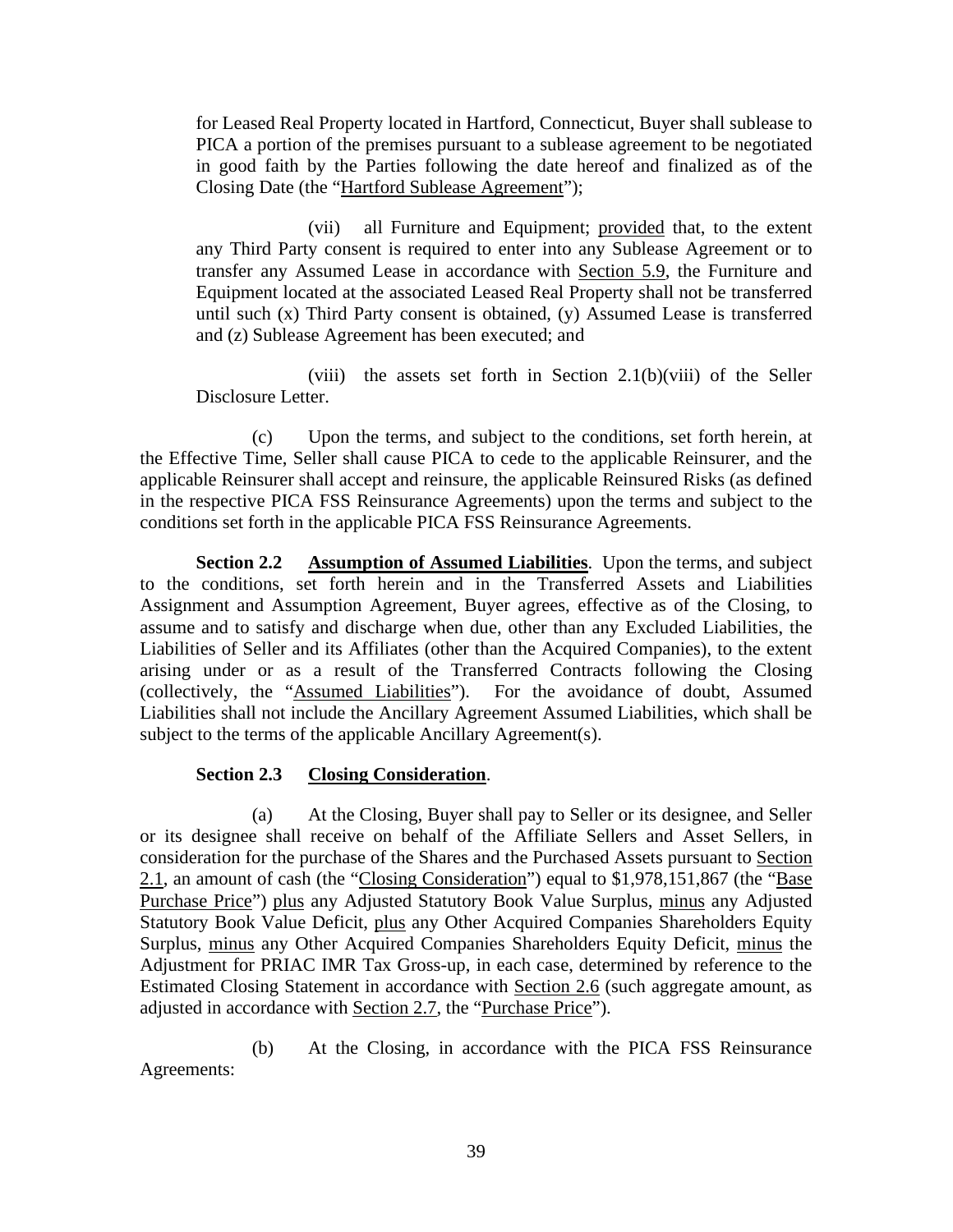for Leased Real Property located in Hartford, Connecticut, Buyer shall sublease to PICA a portion of the premises pursuant to a sublease agreement to be negotiated in good faith by the Parties following the date hereof and finalized as of the Closing Date (the "Hartford Sublease Agreement");

(vii) all Furniture and Equipment; provided that, to the extent any Third Party consent is required to enter into any Sublease Agreement or to transfer any Assumed Lease in accordance with Section 5.9, the Furniture and Equipment located at the associated Leased Real Property shall not be transferred until such (x) Third Party consent is obtained, (y) Assumed Lease is transferred and (z) Sublease Agreement has been executed; and

(viii) the assets set forth in Section 2.1(b)(viii) of the Seller Disclosure Letter.

(c) Upon the terms, and subject to the conditions, set forth herein, at the Effective Time, Seller shall cause PICA to cede to the applicable Reinsurer, and the applicable Reinsurer shall accept and reinsure, the applicable Reinsured Risks (as defined in the respective PICA FSS Reinsurance Agreements) upon the terms and subject to the conditions set forth in the applicable PICA FSS Reinsurance Agreements.

**Section 2.2 Assumption of Assumed Liabilities**. Upon the terms, and subject to the conditions, set forth herein and in the Transferred Assets and Liabilities Assignment and Assumption Agreement, Buyer agrees, effective as of the Closing, to assume and to satisfy and discharge when due, other than any Excluded Liabilities, the Liabilities of Seller and its Affiliates (other than the Acquired Companies), to the extent arising under or as a result of the Transferred Contracts following the Closing (collectively, the "Assumed Liabilities"). For the avoidance of doubt, Assumed Liabilities shall not include the Ancillary Agreement Assumed Liabilities, which shall be subject to the terms of the applicable Ancillary Agreement(s).

**Section 2.3 Closing Consideration**.

(a) At the Closing, Buyer shall pay to Seller or its designee, and Seller or its designee shall receive on behalf of the Affiliate Sellers and Asset Sellers, in consideration for the purchase of the Shares and the Purchased Assets pursuant to Section 2.1, an amount of cash (the "Closing Consideration") equal to $1,978,151,867 (the "Base Purchase Price") plus any Adjusted Statutory Book Value Surplus, minus any Adjusted Statutory Book Value Deficit, plus any Other Acquired Companies Shareholders Equity Surplus, minus any Other Acquired Companies Shareholders Equity Deficit, minus the Adjustment for PRIAC IMR Tax Gross-up, in each case, determined by reference to the Estimated Closing Statement in accordance with Section 2.6 (such aggregate amount, as adjusted in accordance with Section 2.7, the "Purchase Price").

(b) At the Closing, in accordance with the PICA FSS Reinsurance Agreements: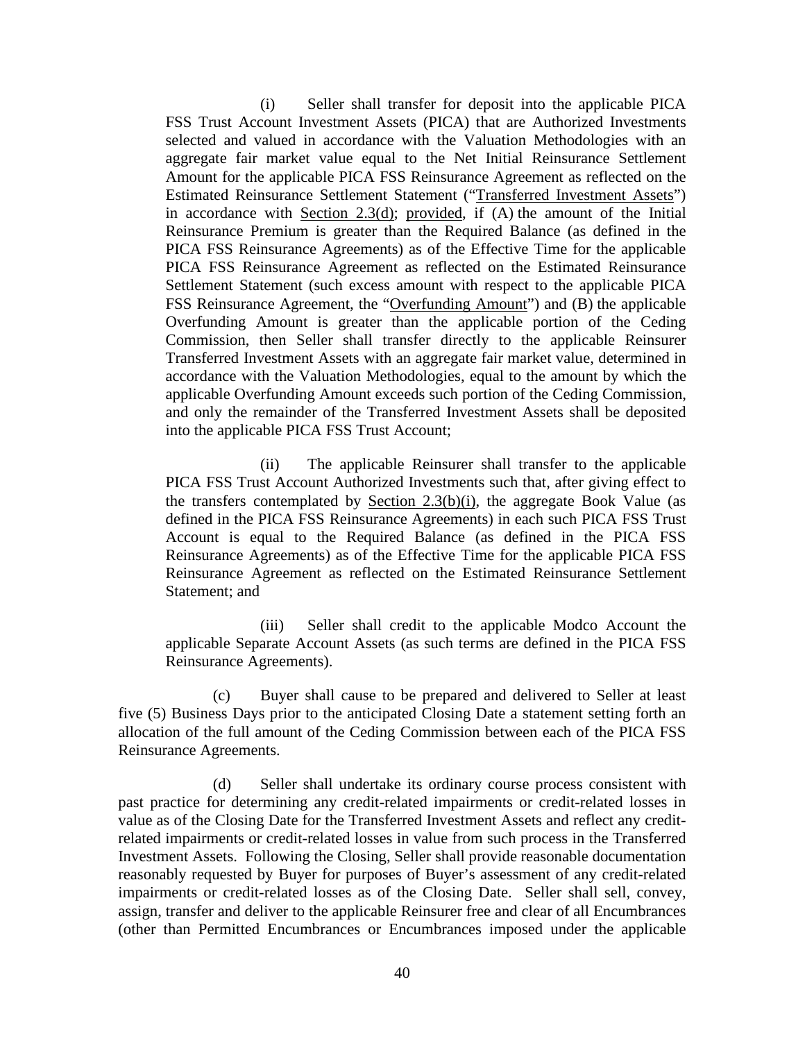(i) Seller shall transfer for deposit into the applicable PICA FSS Trust Account Investment Assets (PICA) that are Authorized Investments selected and valued in accordance with the Valuation Methodologies with an aggregate fair market value equal to the Net Initial Reinsurance Settlement Amount for the applicable PICA FSS Reinsurance Agreement as reflected on the Estimated Reinsurance Settlement Statement ("Transferred Investment Assets") in accordance with Section 2.3(d); provided, if (A) the amount of the Initial Reinsurance Premium is greater than the Required Balance (as defined in the PICA FSS Reinsurance Agreements) as of the Effective Time for the applicable PICA FSS Reinsurance Agreement as reflected on the Estimated Reinsurance Settlement Statement (such excess amount with respect to the applicable PICA FSS Reinsurance Agreement, the "Overfunding Amount") and (B) the applicable Overfunding Amount is greater than the applicable portion of the Ceding Commission, then Seller shall transfer directly to the applicable Reinsurer Transferred Investment Assets with an aggregate fair market value, determined in accordance with the Valuation Methodologies, equal to the amount by which the applicable Overfunding Amount exceeds such portion of the Ceding Commission, and only the remainder of the Transferred Investment Assets shall be deposited into the applicable PICA FSS Trust Account;

(ii) The applicable Reinsurer shall transfer to the applicable PICA FSS Trust Account Authorized Investments such that, after giving effect to the transfers contemplated by Section 2.3(b)(i), the aggregate Book Value (as defined in the PICA FSS Reinsurance Agreements) in each such PICA FSS Trust Account is equal to the Required Balance (as defined in the PICA FSS Reinsurance Agreements) as of the Effective Time for the applicable PICA FSS Reinsurance Agreement as reflected on the Estimated Reinsurance Settlement Statement; and

(iii) Seller shall credit to the applicable Modco Account the applicable Separate Account Assets (as such terms are defined in the PICA FSS Reinsurance Agreements).

(c) Buyer shall cause to be prepared and delivered to Seller at least five (5) Business Days prior to the anticipated Closing Date a statement setting forth an allocation of the full amount of the Ceding Commission between each of the PICA FSS Reinsurance Agreements.

(d) Seller shall undertake its ordinary course process consistent with past practice for determining any credit-related impairments or credit-related losses in value as of the Closing Date for the Transferred Investment Assets and reflect any credit-related impairments or credit-related losses in value from such process in the Transferred Investment Assets. Following the Closing, Seller shall provide reasonable documentation reasonably requested by Buyer for purposes of Buyer's assessment of any credit-related impairments or credit-related losses as of the Closing Date. Seller shall sell, convey, assign, transfer and deliver to the applicable Reinsurer free and clear of all Encumbrances (other than Permitted Encumbrances or Encumbrances imposed under the applicable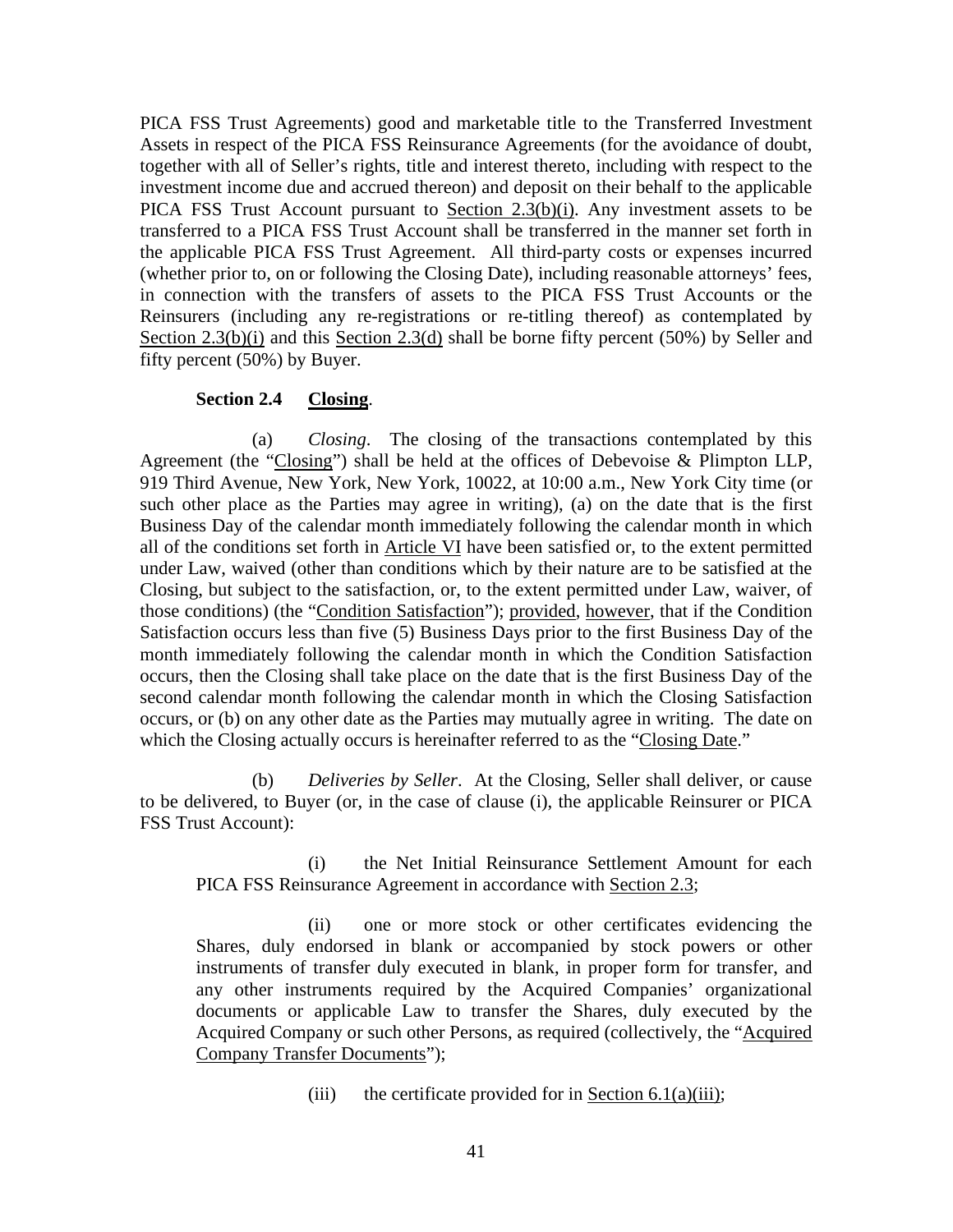PICA FSS Trust Agreements) good and marketable title to the Transferred Investment Assets in respect of the PICA FSS Reinsurance Agreements (for the avoidance of doubt, together with all of Seller's rights, title and interest thereto, including with respect to the investment income due and accrued thereon) and deposit on their behalf to the applicable PICA FSS Trust Account pursuant to Section 2.3(b)(i). Any investment assets to be transferred to a PICA FSS Trust Account shall be transferred in the manner set forth in the applicable PICA FSS Trust Agreement. All third-party costs or expenses incurred (whether prior to, on or following the Closing Date), including reasonable attorneys' fees, in connection with the transfers of assets to the PICA FSS Trust Accounts or the Reinsurers (including any re-registrations or re-titling thereof) as contemplated by Section 2.3(b)(i) and this Section 2.3(d) shall be borne fifty percent (50%) by Seller and fifty percent (50%) by Buyer.

**Section 2.4 Closing**.

(a) *Closing*. The closing of the transactions contemplated by this Agreement (the "Closing") shall be held at the offices of Debevoise & Plimpton LLP, 919 Third Avenue, New York, New York, 10022, at 10:00 a.m., New York City time (or such other place as the Parties may agree in writing), (a) on the date that is the first Business Day of the calendar month immediately following the calendar month in which all of the conditions set forth in Article VI have been satisfied or, to the extent permitted under Law, waived (other than conditions which by their nature are to be satisfied at the Closing, but subject to the satisfaction, or, to the extent permitted under Law, waiver, of those conditions) (the "Condition Satisfaction"); provided, however, that if the Condition Satisfaction occurs less than five (5) Business Days prior to the first Business Day of the month immediately following the calendar month in which the Condition Satisfaction occurs, then the Closing shall take place on the date that is the first Business Day of the second calendar month following the calendar month in which the Closing Satisfaction occurs, or (b) on any other date as the Parties may mutually agree in writing. The date on which the Closing actually occurs is hereinafter referred to as the "Closing Date."

(b) *Deliveries by Seller*. At the Closing, Seller shall deliver, or cause to be delivered, to Buyer (or, in the case of clause (i), the applicable Reinsurer or PICA FSS Trust Account):

(i) the Net Initial Reinsurance Settlement Amount for each PICA FSS Reinsurance Agreement in accordance with Section 2.3;

(ii) one or more stock or other certificates evidencing the Shares, duly endorsed in blank or accompanied by stock powers or other instruments of transfer duly executed in blank, in proper form for transfer, and any other instruments required by the Acquired Companies' organizational documents or applicable Law to transfer the Shares, duly executed by the Acquired Company or such other Persons, as required (collectively, the "Acquired Company Transfer Documents");

(iii) the certificate provided for in Section 6.1(a)(iii);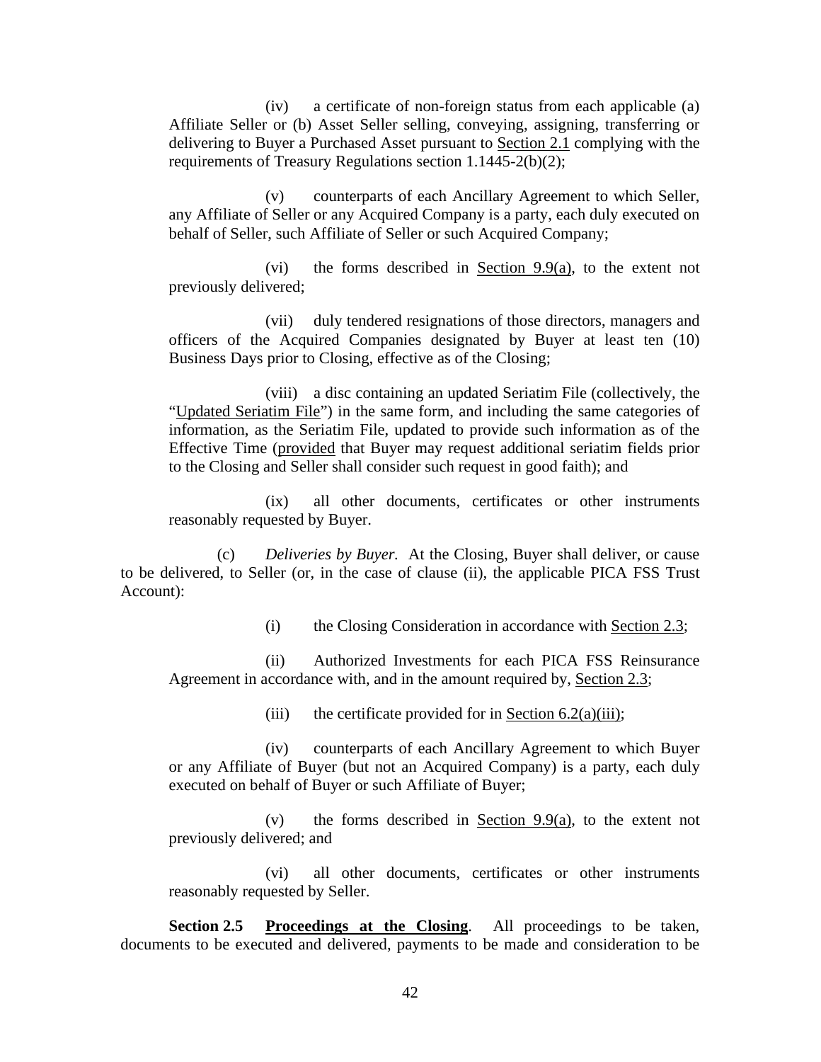(iv) a certificate of non-foreign status from each applicable (a) Affiliate Seller or (b) Asset Seller selling, conveying, assigning, transferring or delivering to Buyer a Purchased Asset pursuant to Section 2.1 complying with the requirements of Treasury Regulations section 1.1445-2(b)(2);

(v) counterparts of each Ancillary Agreement to which Seller, any Affiliate of Seller or any Acquired Company is a party, each duly executed on behalf of Seller, such Affiliate of Seller or such Acquired Company;

(vi) the forms described in Section 9.9(a), to the extent not previously delivered;

(vii) duly tendered resignations of those directors, managers and officers of the Acquired Companies designated by Buyer at least ten (10) Business Days prior to Closing, effective as of the Closing;

(viii) a disc containing an updated Seriatim File (collectively, the "Updated Seriatim File") in the same form, and including the same categories of information, as the Seriatim File, updated to provide such information as of the Effective Time (provided that Buyer may request additional seriatim fields prior to the Closing and Seller shall consider such request in good faith); and

(ix) all other documents, certificates or other instruments reasonably requested by Buyer.

(c) *Deliveries by Buyer.* At the Closing, Buyer shall deliver, or cause to be delivered, to Seller (or, in the case of clause (ii), the applicable PICA FSS Trust Account):

(i) the Closing Consideration in accordance with Section 2.3;

(ii) Authorized Investments for each PICA FSS Reinsurance Agreement in accordance with, and in the amount required by, Section 2.3;

(iii) the certificate provided for in Section 6.2(a)(iii);

(iv) counterparts of each Ancillary Agreement to which Buyer or any Affiliate of Buyer (but not an Acquired Company) is a party, each duly executed on behalf of Buyer or such Affiliate of Buyer;

(v) the forms described in Section 9.9(a), to the extent not previously delivered; and

(vi) all other documents, certificates or other instruments reasonably requested by Seller.

**Section 2.5 Proceedings at the Closing**. All proceedings to be taken, documents to be executed and delivered, payments to be made and consideration to be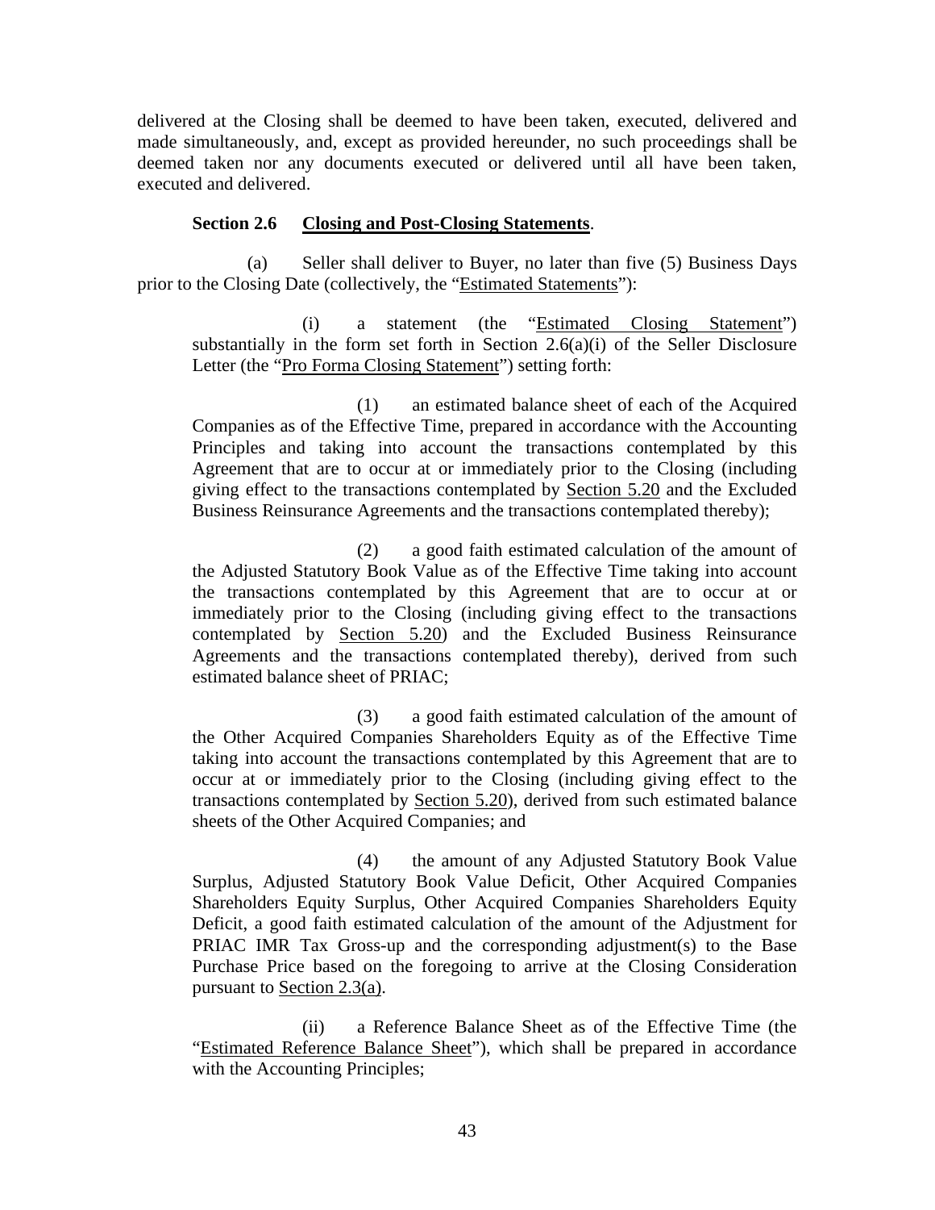delivered at the Closing shall be deemed to have been taken, executed, delivered and made simultaneously, and, except as provided hereunder, no such proceedings shall be deemed taken nor any documents executed or delivered until all have been taken, executed and delivered.

**Section 2.6 Closing and Post-Closing Statements**.

(a) Seller shall deliver to Buyer, no later than five (5) Business Days prior to the Closing Date (collectively, the "Estimated Statements"):

(i) a statement (the "Estimated Closing Statement") substantially in the form set forth in Section 2.6(a)(i) of the Seller Disclosure Letter (the "Pro Forma Closing Statement") setting forth:

(1) an estimated balance sheet of each of the Acquired Companies as of the Effective Time, prepared in accordance with the Accounting Principles and taking into account the transactions contemplated by this Agreement that are to occur at or immediately prior to the Closing (including giving effect to the transactions contemplated by Section 5.20 and the Excluded Business Reinsurance Agreements and the transactions contemplated thereby);

(2) a good faith estimated calculation of the amount of the Adjusted Statutory Book Value as of the Effective Time taking into account the transactions contemplated by this Agreement that are to occur at or immediately prior to the Closing (including giving effect to the transactions contemplated by Section 5.20) and the Excluded Business Reinsurance Agreements and the transactions contemplated thereby), derived from such estimated balance sheet of PRIAC;

(3) a good faith estimated calculation of the amount of the Other Acquired Companies Shareholders Equity as of the Effective Time taking into account the transactions contemplated by this Agreement that are to occur at or immediately prior to the Closing (including giving effect to the transactions contemplated by Section 5.20), derived from such estimated balance sheets of the Other Acquired Companies; and

(4) the amount of any Adjusted Statutory Book Value Surplus, Adjusted Statutory Book Value Deficit, Other Acquired Companies Shareholders Equity Surplus, Other Acquired Companies Shareholders Equity Deficit, a good faith estimated calculation of the amount of the Adjustment for PRIAC IMR Tax Gross-up and the corresponding adjustment(s) to the Base Purchase Price based on the foregoing to arrive at the Closing Consideration pursuant to Section 2.3(a).

(ii) a Reference Balance Sheet as of the Effective Time (the "Estimated Reference Balance Sheet"), which shall be prepared in accordance with the Accounting Principles;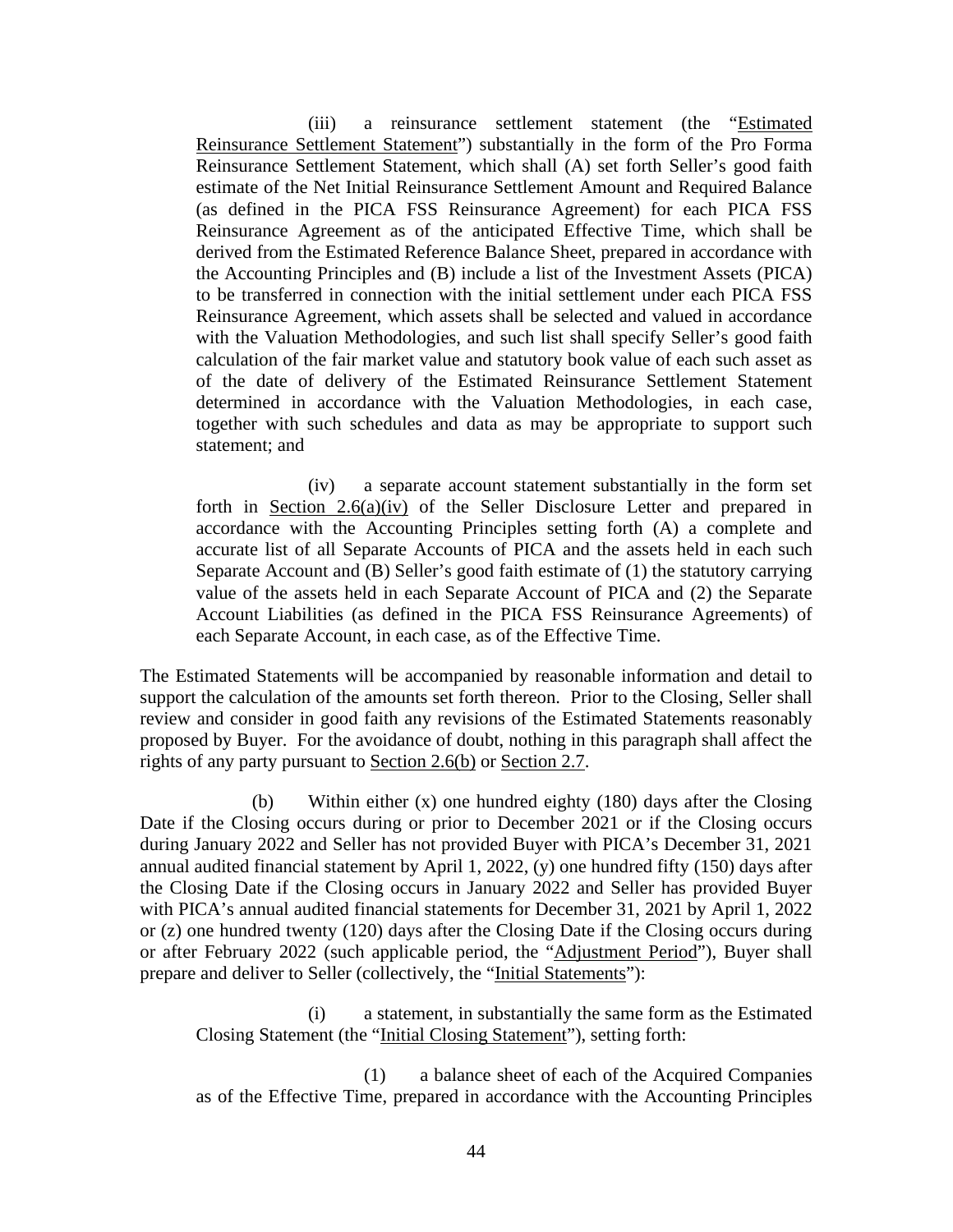(iii) a reinsurance settlement statement (the "Estimated Reinsurance Settlement Statement") substantially in the form of the Pro Forma Reinsurance Settlement Statement, which shall (A) set forth Seller's good faith estimate of the Net Initial Reinsurance Settlement Amount and Required Balance (as defined in the PICA FSS Reinsurance Agreement) for each PICA FSS Reinsurance Agreement as of the anticipated Effective Time, which shall be derived from the Estimated Reference Balance Sheet, prepared in accordance with the Accounting Principles and (B) include a list of the Investment Assets (PICA) to be transferred in connection with the initial settlement under each PICA FSS Reinsurance Agreement, which assets shall be selected and valued in accordance with the Valuation Methodologies, and such list shall specify Seller's good faith calculation of the fair market value and statutory book value of each such asset as of the date of delivery of the Estimated Reinsurance Settlement Statement determined in accordance with the Valuation Methodologies, in each case, together with such schedules and data as may be appropriate to support such statement; and

(iv) a separate account statement substantially in the form set forth in Section 2.6(a)(iv) of the Seller Disclosure Letter and prepared in accordance with the Accounting Principles setting forth (A) a complete and accurate list of all Separate Accounts of PICA and the assets held in each such Separate Account and (B) Seller's good faith estimate of (1) the statutory carrying value of the assets held in each Separate Account of PICA and (2) the Separate Account Liabilities (as defined in the PICA FSS Reinsurance Agreements) of each Separate Account, in each case, as of the Effective Time.

The Estimated Statements will be accompanied by reasonable information and detail to support the calculation of the amounts set forth thereon. Prior to the Closing, Seller shall review and consider in good faith any revisions of the Estimated Statements reasonably proposed by Buyer. For the avoidance of doubt, nothing in this paragraph shall affect the rights of any party pursuant to Section 2.6(b) or Section 2.7.

(b) Within either (x) one hundred eighty (180) days after the Closing Date if the Closing occurs during or prior to December 2021 or if the Closing occurs during January 2022 and Seller has not provided Buyer with PICA's December 31, 2021 annual audited financial statement by April 1, 2022, (y) one hundred fifty (150) days after the Closing Date if the Closing occurs in January 2022 and Seller has provided Buyer with PICA's annual audited financial statements for December 31, 2021 by April 1, 2022 or (z) one hundred twenty (120) days after the Closing Date if the Closing occurs during or after February 2022 (such applicable period, the "Adjustment Period"), Buyer shall prepare and deliver to Seller (collectively, the "Initial Statements"):

(i) a statement, in substantially the same form as the Estimated Closing Statement (the "Initial Closing Statement"), setting forth:

(1) a balance sheet of each of the Acquired Companies as of the Effective Time, prepared in accordance with the Accounting Principles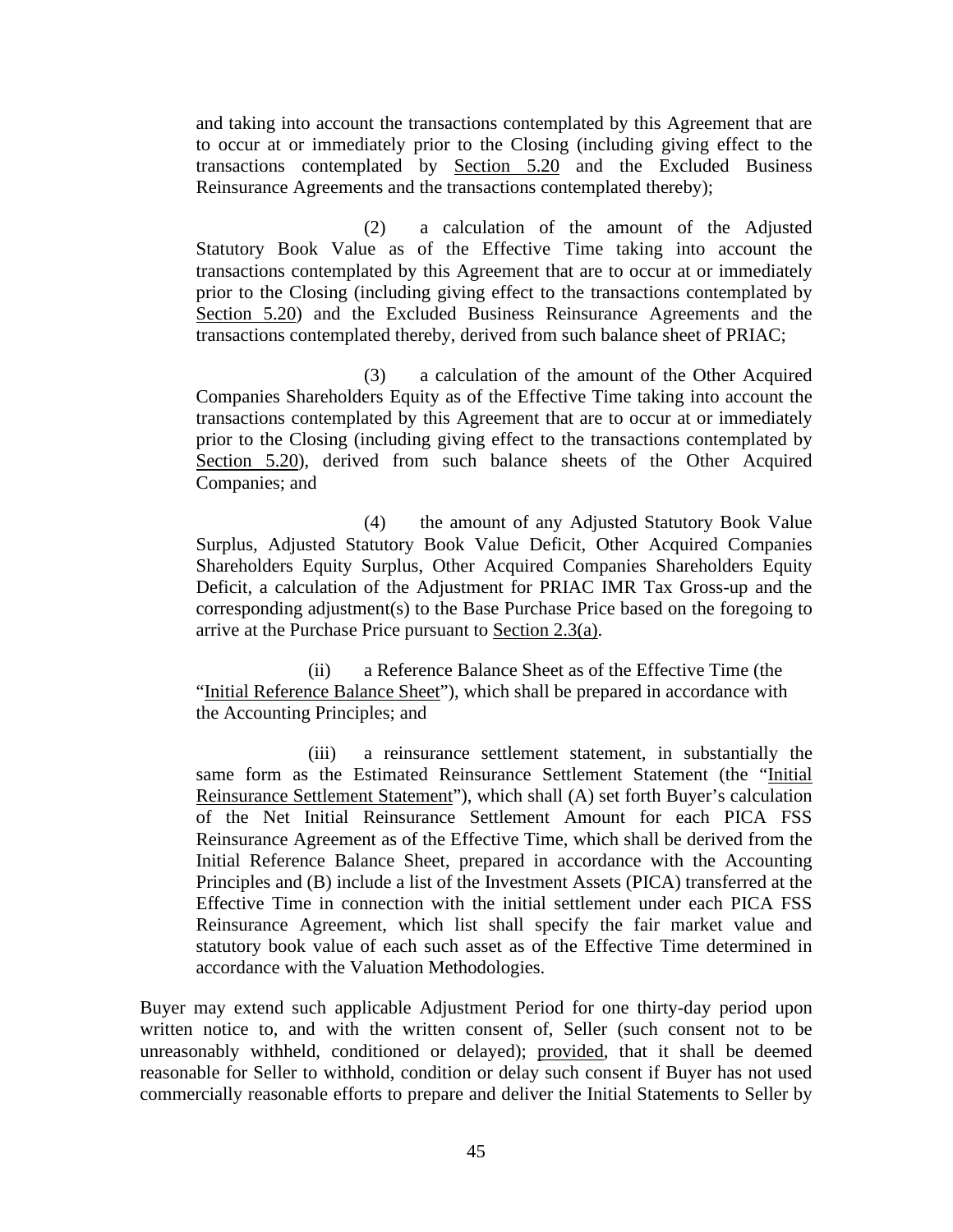and taking into account the transactions contemplated by this Agreement that are to occur at or immediately prior to the Closing (including giving effect to the transactions contemplated by Section 5.20 and the Excluded Business Reinsurance Agreements and the transactions contemplated thereby);

(2) a calculation of the amount of the Adjusted Statutory Book Value as of the Effective Time taking into account the transactions contemplated by this Agreement that are to occur at or immediately prior to the Closing (including giving effect to the transactions contemplated by Section 5.20) and the Excluded Business Reinsurance Agreements and the transactions contemplated thereby, derived from such balance sheet of PRIAC;

(3) a calculation of the amount of the Other Acquired Companies Shareholders Equity as of the Effective Time taking into account the transactions contemplated by this Agreement that are to occur at or immediately prior to the Closing (including giving effect to the transactions contemplated by Section 5.20), derived from such balance sheets of the Other Acquired Companies; and

(4) the amount of any Adjusted Statutory Book Value Surplus, Adjusted Statutory Book Value Deficit, Other Acquired Companies Shareholders Equity Surplus, Other Acquired Companies Shareholders Equity Deficit, a calculation of the Adjustment for PRIAC IMR Tax Gross-up and the corresponding adjustment(s) to the Base Purchase Price based on the foregoing to arrive at the Purchase Price pursuant to Section 2.3(a).

(ii) a Reference Balance Sheet as of the Effective Time (the "Initial Reference Balance Sheet"), which shall be prepared in accordance with the Accounting Principles; and

(iii) a reinsurance settlement statement, in substantially the same form as the Estimated Reinsurance Settlement Statement (the "Initial Reinsurance Settlement Statement"), which shall (A) set forth Buyer's calculation of the Net Initial Reinsurance Settlement Amount for each PICA FSS Reinsurance Agreement as of the Effective Time, which shall be derived from the Initial Reference Balance Sheet, prepared in accordance with the Accounting Principles and (B) include a list of the Investment Assets (PICA) transferred at the Effective Time in connection with the initial settlement under each PICA FSS Reinsurance Agreement, which list shall specify the fair market value and statutory book value of each such asset as of the Effective Time determined in accordance with the Valuation Methodologies.

Buyer may extend such applicable Adjustment Period for one thirty-day period upon written notice to, and with the written consent of, Seller (such consent not to be unreasonably withheld, conditioned or delayed); provided, that it shall be deemed reasonable for Seller to withhold, condition or delay such consent if Buyer has not used commercially reasonable efforts to prepare and deliver the Initial Statements to Seller by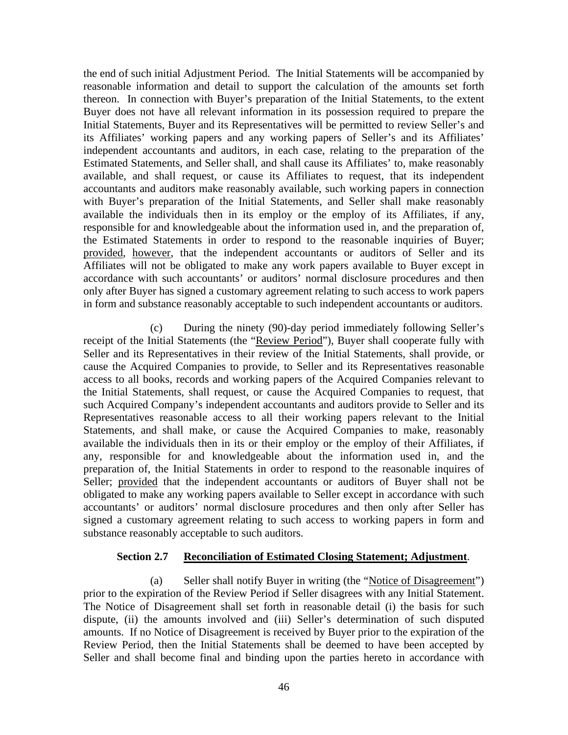the end of such initial Adjustment Period. The Initial Statements will be accompanied by reasonable information and detail to support the calculation of the amounts set forth thereon. In connection with Buyer's preparation of the Initial Statements, to the extent Buyer does not have all relevant information in its possession required to prepare the Initial Statements, Buyer and its Representatives will be permitted to review Seller's and its Affiliates' working papers and any working papers of Seller's and its Affiliates' independent accountants and auditors, in each case, relating to the preparation of the Estimated Statements, and Seller shall, and shall cause its Affiliates' to, make reasonably available, and shall request, or cause its Affiliates to request, that its independent accountants and auditors make reasonably available, such working papers in connection with Buyer's preparation of the Initial Statements, and Seller shall make reasonably available the individuals then in its employ or the employ of its Affiliates, if any, responsible for and knowledgeable about the information used in, and the preparation of, the Estimated Statements in order to respond to the reasonable inquiries of Buyer; provided, however, that the independent accountants or auditors of Seller and its Affiliates will not be obligated to make any work papers available to Buyer except in accordance with such accountants' or auditors' normal disclosure procedures and then only after Buyer has signed a customary agreement relating to such access to work papers in form and substance reasonably acceptable to such independent accountants or auditors.

(c) During the ninety (90)-day period immediately following Seller's receipt of the Initial Statements (the "Review Period"), Buyer shall cooperate fully with Seller and its Representatives in their review of the Initial Statements, shall provide, or cause the Acquired Companies to provide, to Seller and its Representatives reasonable access to all books, records and working papers of the Acquired Companies relevant to the Initial Statements, shall request, or cause the Acquired Companies to request, that such Acquired Company's independent accountants and auditors provide to Seller and its Representatives reasonable access to all their working papers relevant to the Initial Statements, and shall make, or cause the Acquired Companies to make, reasonably available the individuals then in its or their employ or the employ of their Affiliates, if any, responsible for and knowledgeable about the information used in, and the preparation of, the Initial Statements in order to respond to the reasonable inquires of Seller; provided that the independent accountants or auditors of Buyer shall not be obligated to make any working papers available to Seller except in accordance with such accountants' or auditors' normal disclosure procedures and then only after Seller has signed a customary agreement relating to such access to working papers in form and substance reasonably acceptable to such auditors.

**Section 2.7 Reconciliation of Estimated Closing Statement; Adjustment.**

(a) Seller shall notify Buyer in writing (the "Notice of Disagreement") prior to the expiration of the Review Period if Seller disagrees with any Initial Statement. The Notice of Disagreement shall set forth in reasonable detail (i) the basis for such dispute, (ii) the amounts involved and (iii) Seller's determination of such disputed amounts. If no Notice of Disagreement is received by Buyer prior to the expiration of the Review Period, then the Initial Statements shall be deemed to have been accepted by Seller and shall become final and binding upon the parties hereto in accordance with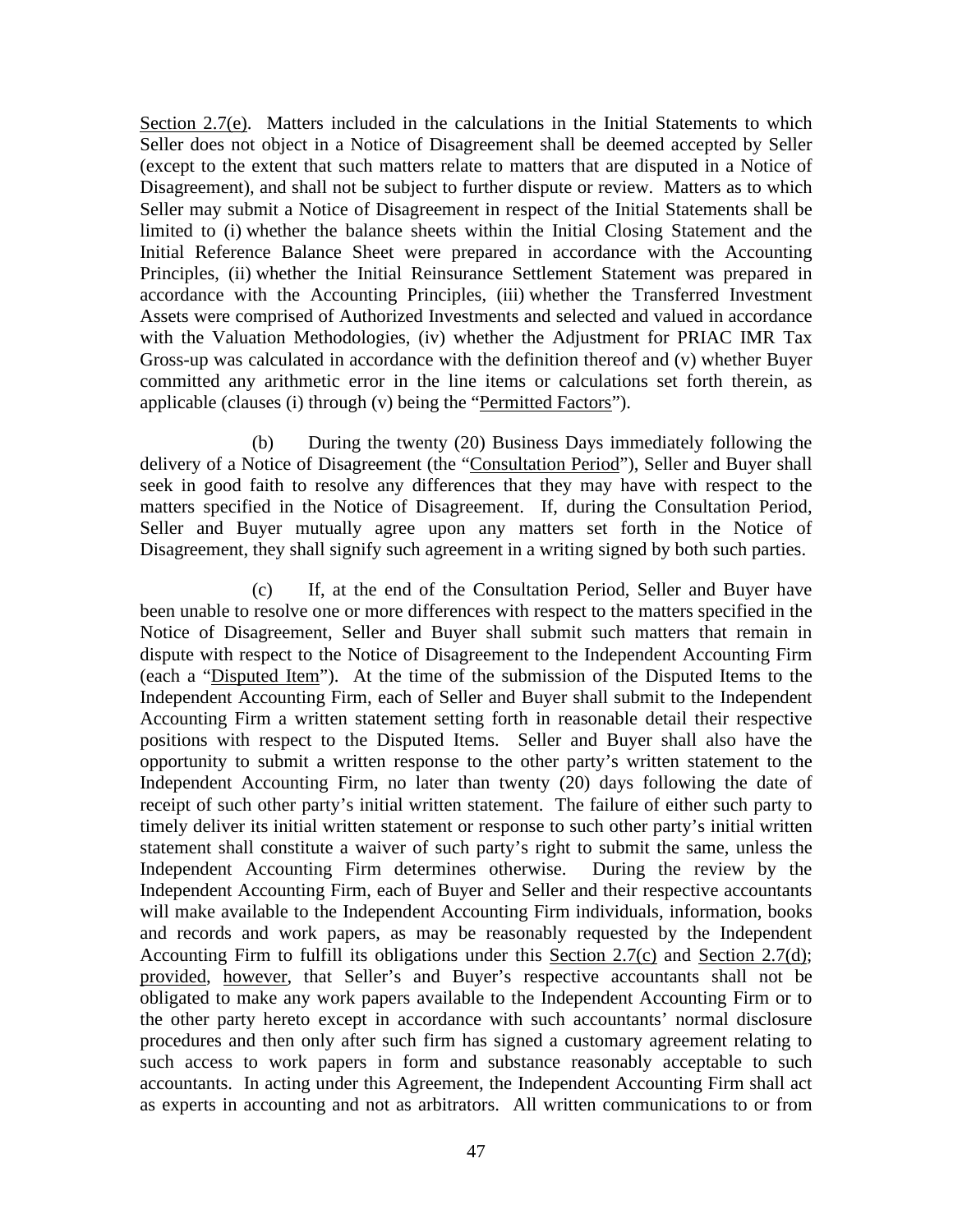Section 2.7(e). Matters included in the calculations in the Initial Statements to which Seller does not object in a Notice of Disagreement shall be deemed accepted by Seller (except to the extent that such matters relate to matters that are disputed in a Notice of Disagreement), and shall not be subject to further dispute or review. Matters as to which Seller may submit a Notice of Disagreement in respect of the Initial Statements shall be limited to (i) whether the balance sheets within the Initial Closing Statement and the Initial Reference Balance Sheet were prepared in accordance with the Accounting Principles, (ii) whether the Initial Reinsurance Settlement Statement was prepared in accordance with the Accounting Principles, (iii) whether the Transferred Investment Assets were comprised of Authorized Investments and selected and valued in accordance with the Valuation Methodologies, (iv) whether the Adjustment for PRIAC IMR Tax Gross-up was calculated in accordance with the definition thereof and (v) whether Buyer committed any arithmetic error in the line items or calculations set forth therein, as applicable (clauses (i) through (v) being the "Permitted Factors").

(b) During the twenty (20) Business Days immediately following the delivery of a Notice of Disagreement (the "Consultation Period"), Seller and Buyer shall seek in good faith to resolve any differences that they may have with respect to the matters specified in the Notice of Disagreement. If, during the Consultation Period, Seller and Buyer mutually agree upon any matters set forth in the Notice of Disagreement, they shall signify such agreement in a writing signed by both such parties.

(c) If, at the end of the Consultation Period, Seller and Buyer have been unable to resolve one or more differences with respect to the matters specified in the Notice of Disagreement, Seller and Buyer shall submit such matters that remain in dispute with respect to the Notice of Disagreement to the Independent Accounting Firm (each a "Disputed Item"). At the time of the submission of the Disputed Items to the Independent Accounting Firm, each of Seller and Buyer shall submit to the Independent Accounting Firm a written statement setting forth in reasonable detail their respective positions with respect to the Disputed Items. Seller and Buyer shall also have the opportunity to submit a written response to the other party's written statement to the Independent Accounting Firm, no later than twenty (20) days following the date of receipt of such other party's initial written statement. The failure of either such party to timely deliver its initial written statement or response to such other party's initial written statement shall constitute a waiver of such party's right to submit the same, unless the Independent Accounting Firm determines otherwise. During the review by the Independent Accounting Firm, each of Buyer and Seller and their respective accountants will make available to the Independent Accounting Firm individuals, information, books and records and work papers, as may be reasonably requested by the Independent Accounting Firm to fulfill its obligations under this Section 2.7(c) and Section 2.7(d); provided, however, that Seller's and Buyer's respective accountants shall not be obligated to make any work papers available to the Independent Accounting Firm or to the other party hereto except in accordance with such accountants' normal disclosure procedures and then only after such firm has signed a customary agreement relating to such access to work papers in form and substance reasonably acceptable to such accountants. In acting under this Agreement, the Independent Accounting Firm shall act as experts in accounting and not as arbitrators. All written communications to or from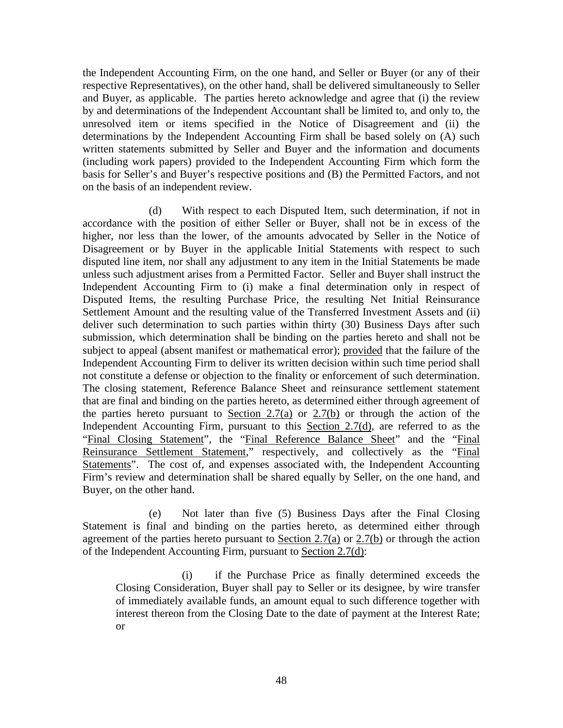the Independent Accounting Firm, on the one hand, and Seller or Buyer (or any of their respective Representatives), on the other hand, shall be delivered simultaneously to Seller and Buyer, as applicable. The parties hereto acknowledge and agree that (i) the review by and determinations of the Independent Accountant shall be limited to, and only to, the unresolved item or items specified in the Notice of Disagreement and (ii) the determinations by the Independent Accounting Firm shall be based solely on (A) such written statements submitted by Seller and Buyer and the information and documents (including work papers) provided to the Independent Accounting Firm which form the basis for Seller's and Buyer's respective positions and (B) the Permitted Factors, and not on the basis of an independent review.

(d) With respect to each Disputed Item, such determination, if not in accordance with the position of either Seller or Buyer, shall not be in excess of the higher, nor less than the lower, of the amounts advocated by Seller in the Notice of Disagreement or by Buyer in the applicable Initial Statements with respect to such disputed line item, nor shall any adjustment to any item in the Initial Statements be made unless such adjustment arises from a Permitted Factor. Seller and Buyer shall instruct the Independent Accounting Firm to (i) make a final determination only in respect of Disputed Items, the resulting Purchase Price, the resulting Net Initial Reinsurance Settlement Amount and the resulting value of the Transferred Investment Assets and (ii) deliver such determination to such parties within thirty (30) Business Days after such submission, which determination shall be binding on the parties hereto and shall not be subject to appeal (absent manifest or mathematical error); provided that the failure of the Independent Accounting Firm to deliver its written decision within such time period shall not constitute a defense or objection to the finality or enforcement of such determination. The closing statement, Reference Balance Sheet and reinsurance settlement statement that are final and binding on the parties hereto, as determined either through agreement of the parties hereto pursuant to Section 2.7(a) or 2.7(b) or through the action of the Independent Accounting Firm, pursuant to this Section 2.7(d), are referred to as the "Final Closing Statement", the "Final Reference Balance Sheet" and the "Final Reinsurance Settlement Statement," respectively, and collectively as the "Final Statements". The cost of, and expenses associated with, the Independent Accounting Firm's review and determination shall be shared equally by Seller, on the one hand, and Buyer, on the other hand.

(e) Not later than five (5) Business Days after the Final Closing Statement is final and binding on the parties hereto, as determined either through agreement of the parties hereto pursuant to Section 2.7(a) or 2.7(b) or through the action of the Independent Accounting Firm, pursuant to Section 2.7(d):

(i) if the Purchase Price as finally determined exceeds the Closing Consideration, Buyer shall pay to Seller or its designee, by wire transfer of immediately available funds, an amount equal to such difference together with interest thereon from the Closing Date to the date of payment at the Interest Rate; or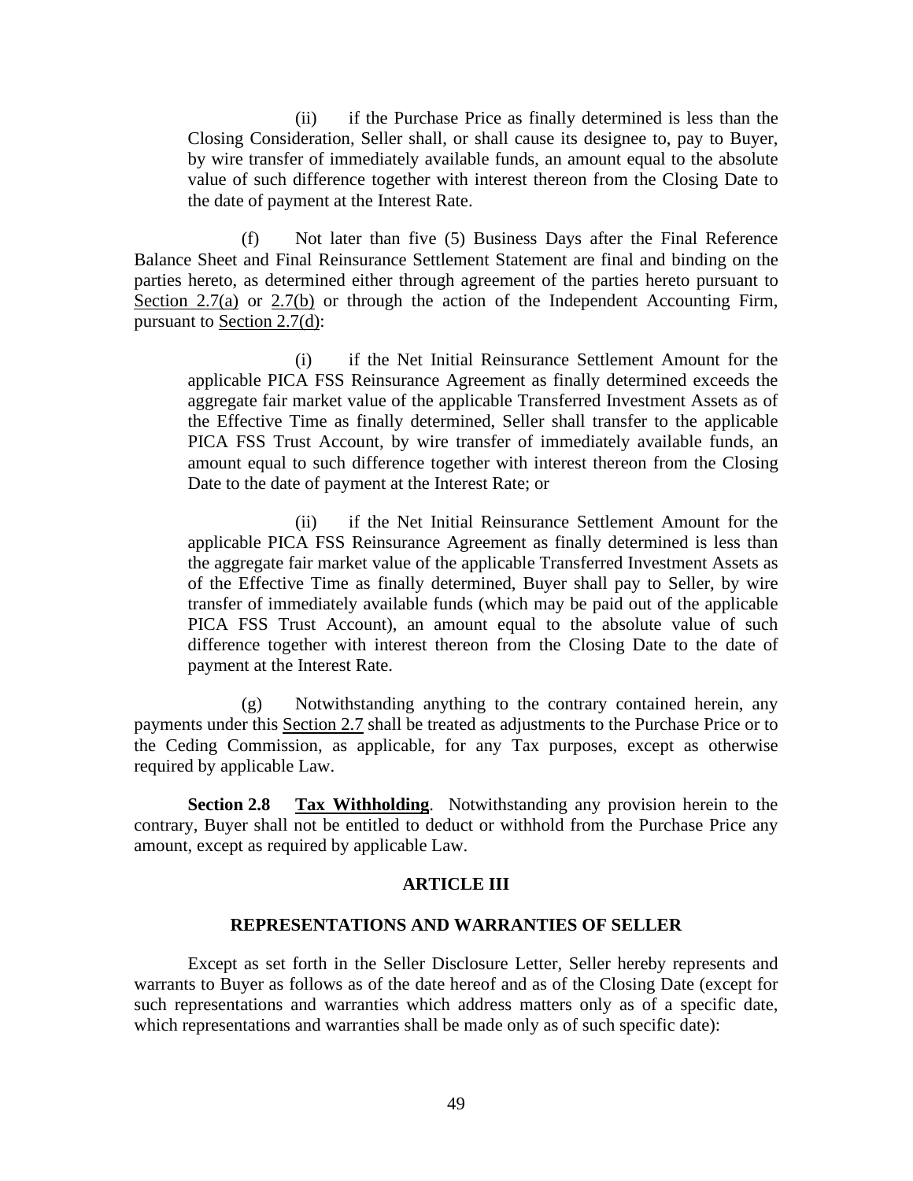(ii) if the Purchase Price as finally determined is less than the Closing Consideration, Seller shall, or shall cause its designee to, pay to Buyer, by wire transfer of immediately available funds, an amount equal to the absolute value of such difference together with interest thereon from the Closing Date to the date of payment at the Interest Rate.

(f) Not later than five (5) Business Days after the Final Reference Balance Sheet and Final Reinsurance Settlement Statement are final and binding on the parties hereto, as determined either through agreement of the parties hereto pursuant to Section 2.7(a) or 2.7(b) or through the action of the Independent Accounting Firm, pursuant to Section 2.7(d):

(i) if the Net Initial Reinsurance Settlement Amount for the applicable PICA FSS Reinsurance Agreement as finally determined exceeds the aggregate fair market value of the applicable Transferred Investment Assets as of the Effective Time as finally determined, Seller shall transfer to the applicable PICA FSS Trust Account, by wire transfer of immediately available funds, an amount equal to such difference together with interest thereon from the Closing Date to the date of payment at the Interest Rate; or

(ii) if the Net Initial Reinsurance Settlement Amount for the applicable PICA FSS Reinsurance Agreement as finally determined is less than the aggregate fair market value of the applicable Transferred Investment Assets as of the Effective Time as finally determined, Buyer shall pay to Seller, by wire transfer of immediately available funds (which may be paid out of the applicable PICA FSS Trust Account), an amount equal to the absolute value of such difference together with interest thereon from the Closing Date to the date of payment at the Interest Rate.

(g) Notwithstanding anything to the contrary contained herein, any payments under this Section 2.7 shall be treated as adjustments to the Purchase Price or to the Ceding Commission, as applicable, for any Tax purposes, except as otherwise required by applicable Law.

**Section 2.8 Tax Withholding**. Notwithstanding any provision herein to the contrary, Buyer shall not be entitled to deduct or withhold from the Purchase Price any amount, except as required by applicable Law.

## ARTICLE III

## REPRESENTATIONS AND WARRANTIES OF SELLER

Except as set forth in the Seller Disclosure Letter, Seller hereby represents and warrants to Buyer as follows as of the date hereof and as of the Closing Date (except for such representations and warranties which address matters only as of a specific date, which representations and warranties shall be made only as of such specific date):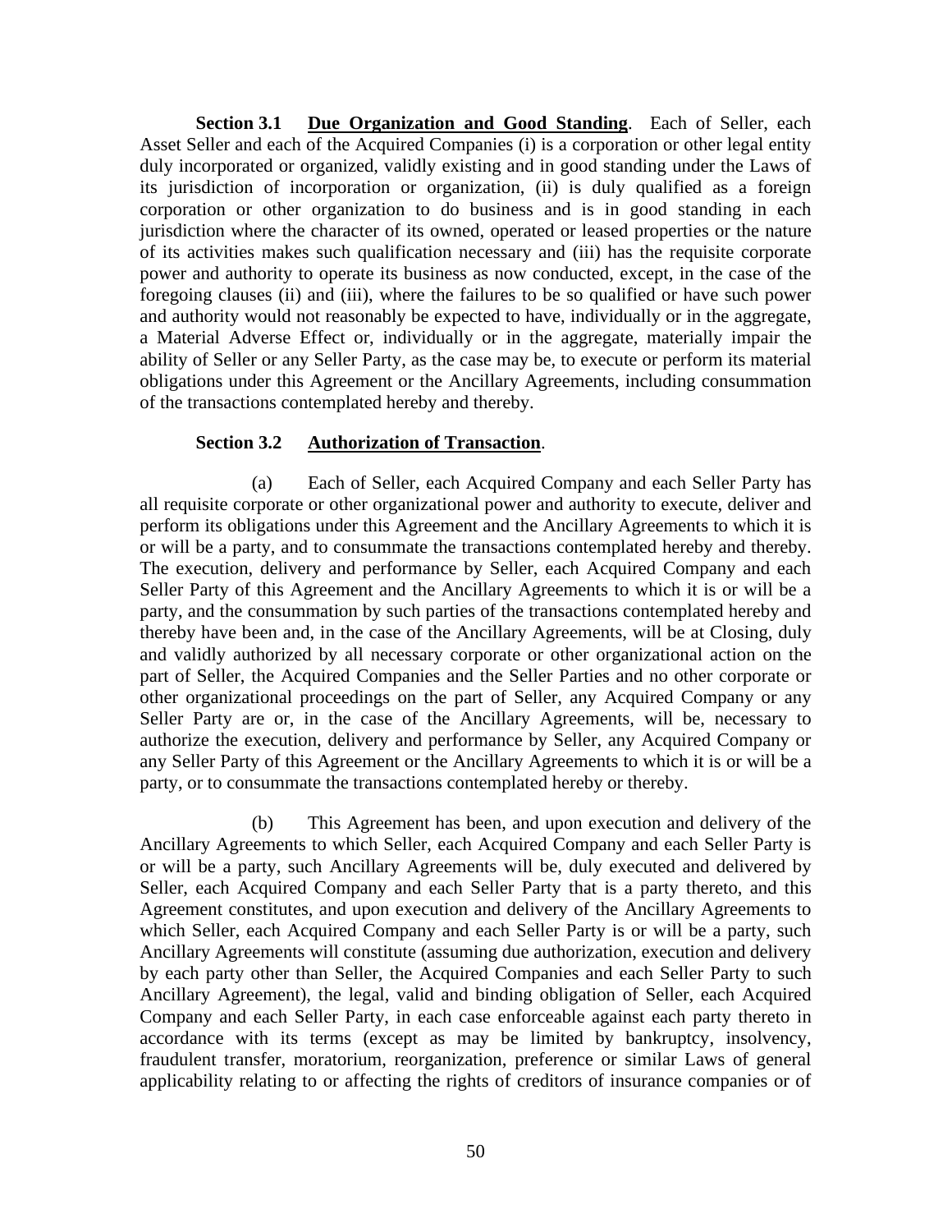**Section 3.1 Due Organization and Good Standing**. Each of Seller, each Asset Seller and each of the Acquired Companies (i) is a corporation or other legal entity duly incorporated or organized, validly existing and in good standing under the Laws of its jurisdiction of incorporation or organization, (ii) is duly qualified as a foreign corporation or other organization to do business and is in good standing in each jurisdiction where the character of its owned, operated or leased properties or the nature of its activities makes such qualification necessary and (iii) has the requisite corporate power and authority to operate its business as now conducted, except, in the case of the foregoing clauses (ii) and (iii), where the failures to be so qualified or have such power and authority would not reasonably be expected to have, individually or in the aggregate, a Material Adverse Effect or, individually or in the aggregate, materially impair the ability of Seller or any Seller Party, as the case may be, to execute or perform its material obligations under this Agreement or the Ancillary Agreements, including consummation of the transactions contemplated hereby and thereby.

**Section 3.2 Authorization of Transaction**.

(a) Each of Seller, each Acquired Company and each Seller Party has all requisite corporate or other organizational power and authority to execute, deliver and perform its obligations under this Agreement and the Ancillary Agreements to which it is or will be a party, and to consummate the transactions contemplated hereby and thereby. The execution, delivery and performance by Seller, each Acquired Company and each Seller Party of this Agreement and the Ancillary Agreements to which it is or will be a party, and the consummation by such parties of the transactions contemplated hereby and thereby have been and, in the case of the Ancillary Agreements, will be at Closing, duly and validly authorized by all necessary corporate or other organizational action on the part of Seller, the Acquired Companies and the Seller Parties and no other corporate or other organizational proceedings on the part of Seller, any Acquired Company or any Seller Party are or, in the case of the Ancillary Agreements, will be, necessary to authorize the execution, delivery and performance by Seller, any Acquired Company or any Seller Party of this Agreement or the Ancillary Agreements to which it is or will be a party, or to consummate the transactions contemplated hereby or thereby.

(b) This Agreement has been, and upon execution and delivery of the Ancillary Agreements to which Seller, each Acquired Company and each Seller Party is or will be a party, such Ancillary Agreements will be, duly executed and delivered by Seller, each Acquired Company and each Seller Party that is a party thereto, and this Agreement constitutes, and upon execution and delivery of the Ancillary Agreements to which Seller, each Acquired Company and each Seller Party is or will be a party, such Ancillary Agreements will constitute (assuming due authorization, execution and delivery by each party other than Seller, the Acquired Companies and each Seller Party to such Ancillary Agreement), the legal, valid and binding obligation of Seller, each Acquired Company and each Seller Party, in each case enforceable against each party thereto in accordance with its terms (except as may be limited by bankruptcy, insolvency, fraudulent transfer, moratorium, reorganization, preference or similar Laws of general applicability relating to or affecting the rights of creditors of insurance companies or of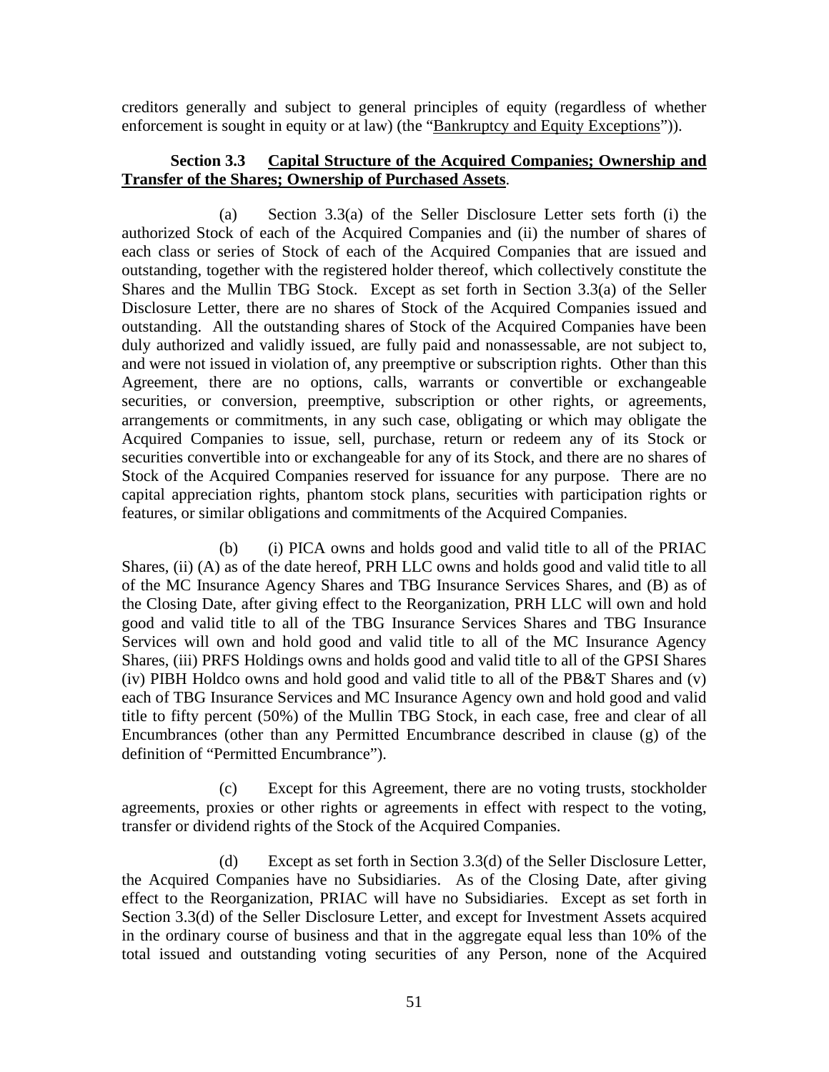creditors generally and subject to general principles of equity (regardless of whether enforcement is sought in equity or at law) (the "Bankruptcy and Equity Exceptions")).

**Section 3.3 Capital Structure of the Acquired Companies; Ownership and Transfer of the Shares; Ownership of Purchased Assets.**

(a) Section 3.3(a) of the Seller Disclosure Letter sets forth (i) the authorized Stock of each of the Acquired Companies and (ii) the number of shares of each class or series of Stock of each of the Acquired Companies that are issued and outstanding, together with the registered holder thereof, which collectively constitute the Shares and the Mullin TBG Stock. Except as set forth in Section 3.3(a) of the Seller Disclosure Letter, there are no shares of Stock of the Acquired Companies issued and outstanding. All the outstanding shares of Stock of the Acquired Companies have been duly authorized and validly issued, are fully paid and nonassessable, are not subject to, and were not issued in violation of, any preemptive or subscription rights. Other than this Agreement, there are no options, calls, warrants or convertible or exchangeable securities, or conversion, preemptive, subscription or other rights, or agreements, arrangements or commitments, in any such case, obligating or which may obligate the Acquired Companies to issue, sell, purchase, return or redeem any of its Stock or securities convertible into or exchangeable for any of its Stock, and there are no shares of Stock of the Acquired Companies reserved for issuance for any purpose. There are no capital appreciation rights, phantom stock plans, securities with participation rights or features, or similar obligations and commitments of the Acquired Companies.

(b) (i) PICA owns and holds good and valid title to all of the PRIAC Shares, (ii) (A) as of the date hereof, PRH LLC owns and holds good and valid title to all of the MC Insurance Agency Shares and TBG Insurance Services Shares, and (B) as of the Closing Date, after giving effect to the Reorganization, PRH LLC will own and hold good and valid title to all of the TBG Insurance Services Shares and TBG Insurance Services will own and hold good and valid title to all of the MC Insurance Agency Shares, (iii) PRFS Holdings owns and holds good and valid title to all of the GPSI Shares (iv) PIBH Holdco owns and hold good and valid title to all of the PB&T Shares and (v) each of TBG Insurance Services and MC Insurance Agency own and hold good and valid title to fifty percent (50%) of the Mullin TBG Stock, in each case, free and clear of all Encumbrances (other than any Permitted Encumbrance described in clause (g) of the definition of "Permitted Encumbrance").

(c) Except for this Agreement, there are no voting trusts, stockholder agreements, proxies or other rights or agreements in effect with respect to the voting, transfer or dividend rights of the Stock of the Acquired Companies.

(d) Except as set forth in Section 3.3(d) of the Seller Disclosure Letter, the Acquired Companies have no Subsidiaries. As of the Closing Date, after giving effect to the Reorganization, PRIAC will have no Subsidiaries. Except as set forth in Section 3.3(d) of the Seller Disclosure Letter, and except for Investment Assets acquired in the ordinary course of business and that in the aggregate equal less than 10% of the total issued and outstanding voting securities of any Person, none of the Acquired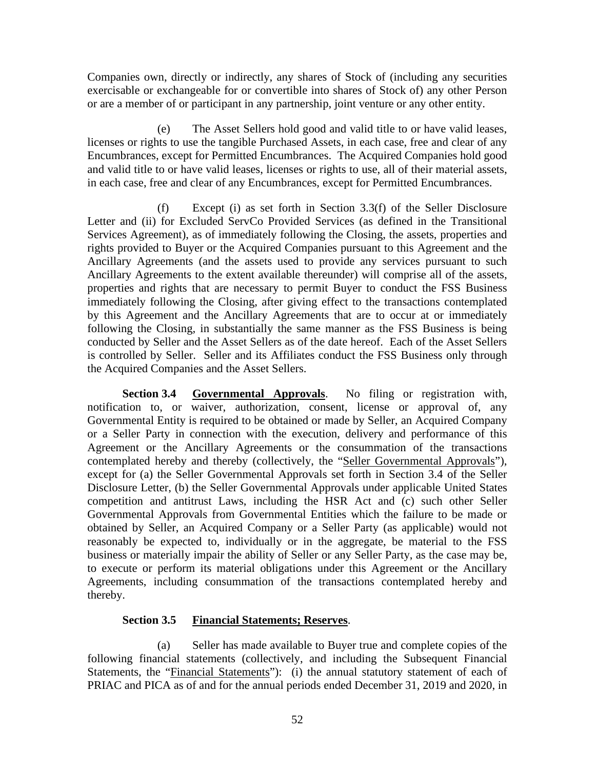Companies own, directly or indirectly, any shares of Stock of (including any securities exercisable or exchangeable for or convertible into shares of Stock of) any other Person or are a member of or participant in any partnership, joint venture or any other entity.

(e) The Asset Sellers hold good and valid title to or have valid leases, licenses or rights to use the tangible Purchased Assets, in each case, free and clear of any Encumbrances, except for Permitted Encumbrances. The Acquired Companies hold good and valid title to or have valid leases, licenses or rights to use, all of their material assets, in each case, free and clear of any Encumbrances, except for Permitted Encumbrances.

(f) Except (i) as set forth in Section 3.3(f) of the Seller Disclosure Letter and (ii) for Excluded ServCo Provided Services (as defined in the Transitional Services Agreement), as of immediately following the Closing, the assets, properties and rights provided to Buyer or the Acquired Companies pursuant to this Agreement and the Ancillary Agreements (and the assets used to provide any services pursuant to such Ancillary Agreements to the extent available thereunder) will comprise all of the assets, properties and rights that are necessary to permit Buyer to conduct the FSS Business immediately following the Closing, after giving effect to the transactions contemplated by this Agreement and the Ancillary Agreements that are to occur at or immediately following the Closing, in substantially the same manner as the FSS Business is being conducted by Seller and the Asset Sellers as of the date hereof. Each of the Asset Sellers is controlled by Seller. Seller and its Affiliates conduct the FSS Business only through the Acquired Companies and the Asset Sellers.

**Section 3.4 Governmental Approvals**. No filing or registration with, notification to, or waiver, authorization, consent, license or approval of, any Governmental Entity is required to be obtained or made by Seller, an Acquired Company or a Seller Party in connection with the execution, delivery and performance of this Agreement or the Ancillary Agreements or the consummation of the transactions contemplated hereby and thereby (collectively, the "Seller Governmental Approvals"), except for (a) the Seller Governmental Approvals set forth in Section 3.4 of the Seller Disclosure Letter, (b) the Seller Governmental Approvals under applicable United States competition and antitrust Laws, including the HSR Act and (c) such other Seller Governmental Approvals from Governmental Entities which the failure to be made or obtained by Seller, an Acquired Company or a Seller Party (as applicable) would not reasonably be expected to, individually or in the aggregate, be material to the FSS business or materially impair the ability of Seller or any Seller Party, as the case may be, to execute or perform its material obligations under this Agreement or the Ancillary Agreements, including consummation of the transactions contemplated hereby and thereby.

**Section 3.5 Financial Statements; Reserves**.

(a) Seller has made available to Buyer true and complete copies of the following financial statements (collectively, and including the Subsequent Financial Statements, the "Financial Statements"): (i) the annual statutory statement of each of PRIAC and PICA as of and for the annual periods ended December 31, 2019 and 2020, in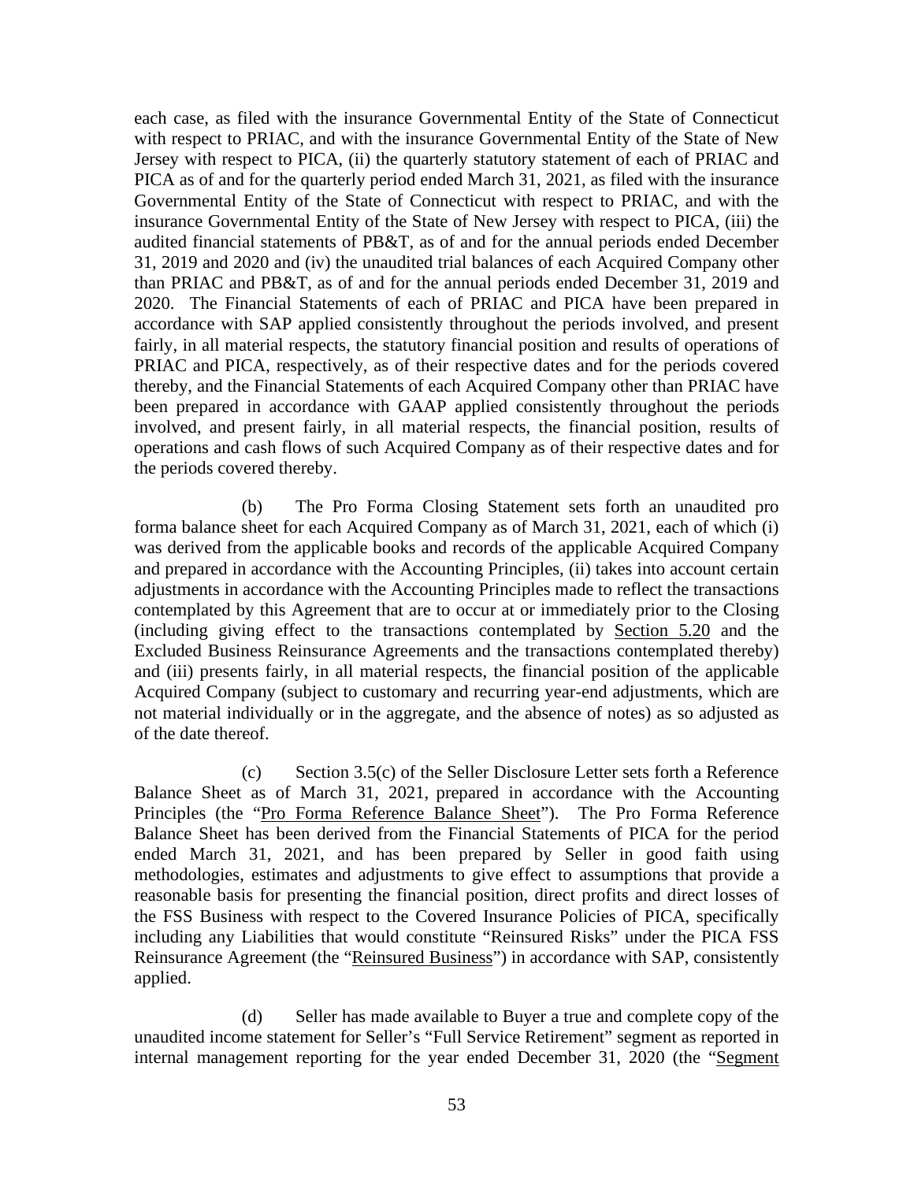each case, as filed with the insurance Governmental Entity of the State of Connecticut with respect to PRIAC, and with the insurance Governmental Entity of the State of New Jersey with respect to PICA, (ii) the quarterly statutory statement of each of PRIAC and PICA as of and for the quarterly period ended March 31, 2021, as filed with the insurance Governmental Entity of the State of Connecticut with respect to PRIAC, and with the insurance Governmental Entity of the State of New Jersey with respect to PICA, (iii) the audited financial statements of PB&T, as of and for the annual periods ended December 31, 2019 and 2020 and (iv) the unaudited trial balances of each Acquired Company other than PRIAC and PB&T, as of and for the annual periods ended December 31, 2019 and 2020. The Financial Statements of each of PRIAC and PICA have been prepared in accordance with SAP applied consistently throughout the periods involved, and present fairly, in all material respects, the statutory financial position and results of operations of PRIAC and PICA, respectively, as of their respective dates and for the periods covered thereby, and the Financial Statements of each Acquired Company other than PRIAC have been prepared in accordance with GAAP applied consistently throughout the periods involved, and present fairly, in all material respects, the financial position, results of operations and cash flows of such Acquired Company as of their respective dates and for the periods covered thereby.

(b) The Pro Forma Closing Statement sets forth an unaudited pro forma balance sheet for each Acquired Company as of March 31, 2021, each of which (i) was derived from the applicable books and records of the applicable Acquired Company and prepared in accordance with the Accounting Principles, (ii) takes into account certain adjustments in accordance with the Accounting Principles made to reflect the transactions contemplated by this Agreement that are to occur at or immediately prior to the Closing (including giving effect to the transactions contemplated by Section 5.20 and the Excluded Business Reinsurance Agreements and the transactions contemplated thereby) and (iii) presents fairly, in all material respects, the financial position of the applicable Acquired Company (subject to customary and recurring year-end adjustments, which are not material individually or in the aggregate, and the absence of notes) as so adjusted as of the date thereof.

(c) Section 3.5(c) of the Seller Disclosure Letter sets forth a Reference Balance Sheet as of March 31, 2021, prepared in accordance with the Accounting Principles (the "Pro Forma Reference Balance Sheet"). The Pro Forma Reference Balance Sheet has been derived from the Financial Statements of PICA for the period ended March 31, 2021, and has been prepared by Seller in good faith using methodologies, estimates and adjustments to give effect to assumptions that provide a reasonable basis for presenting the financial position, direct profits and direct losses of the FSS Business with respect to the Covered Insurance Policies of PICA, specifically including any Liabilities that would constitute "Reinsured Risks" under the PICA FSS Reinsurance Agreement (the "Reinsured Business") in accordance with SAP, consistently applied.

(d) Seller has made available to Buyer a true and complete copy of the unaudited income statement for Seller's "Full Service Retirement" segment as reported in internal management reporting for the year ended December 31, 2020 (the "Segment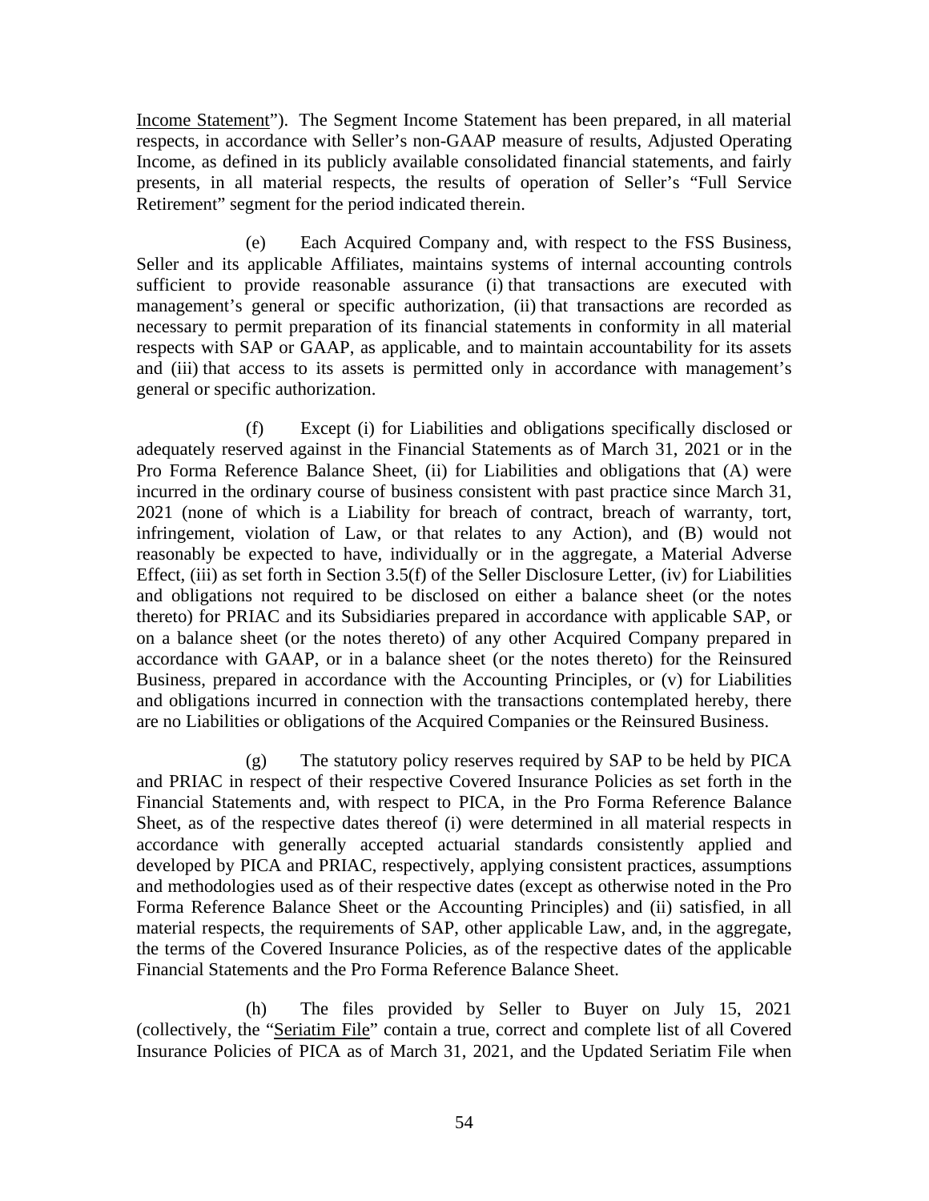Income Statement"). The Segment Income Statement has been prepared, in all material respects, in accordance with Seller's non-GAAP measure of results, Adjusted Operating Income, as defined in its publicly available consolidated financial statements, and fairly presents, in all material respects, the results of operation of Seller's "Full Service Retirement" segment for the period indicated therein.

(e) Each Acquired Company and, with respect to the FSS Business, Seller and its applicable Affiliates, maintains systems of internal accounting controls sufficient to provide reasonable assurance (i) that transactions are executed with management's general or specific authorization, (ii) that transactions are recorded as necessary to permit preparation of its financial statements in conformity in all material respects with SAP or GAAP, as applicable, and to maintain accountability for its assets and (iii) that access to its assets is permitted only in accordance with management's general or specific authorization.

(f) Except (i) for Liabilities and obligations specifically disclosed or adequately reserved against in the Financial Statements as of March 31, 2021 or in the Pro Forma Reference Balance Sheet, (ii) for Liabilities and obligations that (A) were incurred in the ordinary course of business consistent with past practice since March 31, 2021 (none of which is a Liability for breach of contract, breach of warranty, tort, infringement, violation of Law, or that relates to any Action), and (B) would not reasonably be expected to have, individually or in the aggregate, a Material Adverse Effect, (iii) as set forth in Section 3.5(f) of the Seller Disclosure Letter, (iv) for Liabilities and obligations not required to be disclosed on either a balance sheet (or the notes thereto) for PRIAC and its Subsidiaries prepared in accordance with applicable SAP, or on a balance sheet (or the notes thereto) of any other Acquired Company prepared in accordance with GAAP, or in a balance sheet (or the notes thereto) for the Reinsured Business, prepared in accordance with the Accounting Principles, or (v) for Liabilities and obligations incurred in connection with the transactions contemplated hereby, there are no Liabilities or obligations of the Acquired Companies or the Reinsured Business.

(g) The statutory policy reserves required by SAP to be held by PICA and PRIAC in respect of their respective Covered Insurance Policies as set forth in the Financial Statements and, with respect to PICA, in the Pro Forma Reference Balance Sheet, as of the respective dates thereof (i) were determined in all material respects in accordance with generally accepted actuarial standards consistently applied and developed by PICA and PRIAC, respectively, applying consistent practices, assumptions and methodologies used as of their respective dates (except as otherwise noted in the Pro Forma Reference Balance Sheet or the Accounting Principles) and (ii) satisfied, in all material respects, the requirements of SAP, other applicable Law, and, in the aggregate, the terms of the Covered Insurance Policies, as of the respective dates of the applicable Financial Statements and the Pro Forma Reference Balance Sheet.

(h) The files provided by Seller to Buyer on July 15, 2021 (collectively, the "Seriatim File" contain a true, correct and complete list of all Covered Insurance Policies of PICA as of March 31, 2021, and the Updated Seriatim File when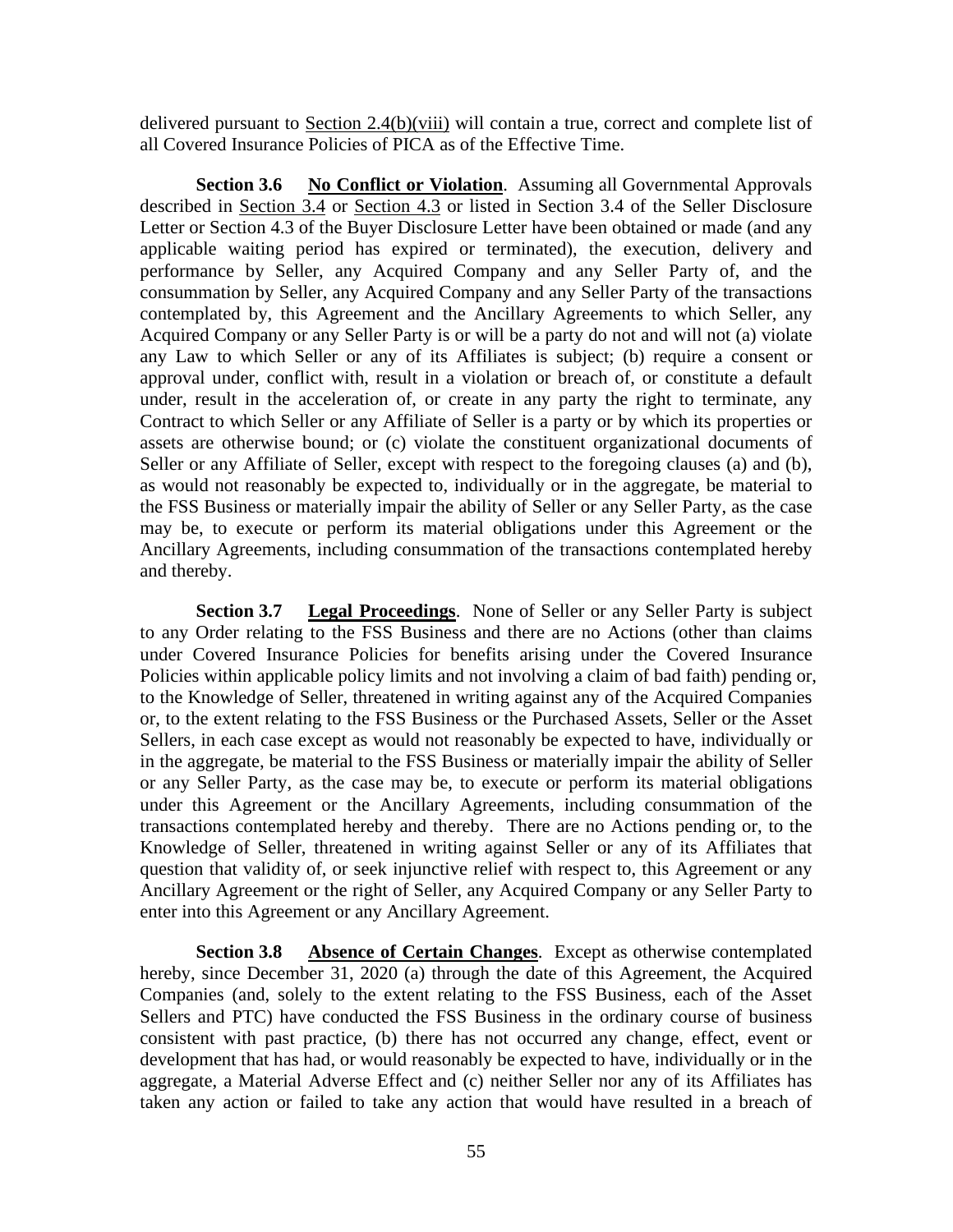delivered pursuant to Section 2.4(b)(viii) will contain a true, correct and complete list of all Covered Insurance Policies of PICA as of the Effective Time.

**Section 3.6 No Conflict or Violation**. Assuming all Governmental Approvals described in Section 3.4 or Section 4.3 or listed in Section 3.4 of the Seller Disclosure Letter or Section 4.3 of the Buyer Disclosure Letter have been obtained or made (and any applicable waiting period has expired or terminated), the execution, delivery and performance by Seller, any Acquired Company and any Seller Party of, and the consummation by Seller, any Acquired Company and any Seller Party of the transactions contemplated by, this Agreement and the Ancillary Agreements to which Seller, any Acquired Company or any Seller Party is or will be a party do not and will not (a) violate any Law to which Seller or any of its Affiliates is subject; (b) require a consent or approval under, conflict with, result in a violation or breach of, or constitute a default under, result in the acceleration of, or create in any party the right to terminate, any Contract to which Seller or any Affiliate of Seller is a party or by which its properties or assets are otherwise bound; or (c) violate the constituent organizational documents of Seller or any Affiliate of Seller, except with respect to the foregoing clauses (a) and (b), as would not reasonably be expected to, individually or in the aggregate, be material to the FSS Business or materially impair the ability of Seller or any Seller Party, as the case may be, to execute or perform its material obligations under this Agreement or the Ancillary Agreements, including consummation of the transactions contemplated hereby and thereby.

**Section 3.7 Legal Proceedings**. None of Seller or any Seller Party is subject to any Order relating to the FSS Business and there are no Actions (other than claims under Covered Insurance Policies for benefits arising under the Covered Insurance Policies within applicable policy limits and not involving a claim of bad faith) pending or, to the Knowledge of Seller, threatened in writing against any of the Acquired Companies or, to the extent relating to the FSS Business or the Purchased Assets, Seller or the Asset Sellers, in each case except as would not reasonably be expected to have, individually or in the aggregate, be material to the FSS Business or materially impair the ability of Seller or any Seller Party, as the case may be, to execute or perform its material obligations under this Agreement or the Ancillary Agreements, including consummation of the transactions contemplated hereby and thereby. There are no Actions pending or, to the Knowledge of Seller, threatened in writing against Seller or any of its Affiliates that question that validity of, or seek injunctive relief with respect to, this Agreement or any Ancillary Agreement or the right of Seller, any Acquired Company or any Seller Party to enter into this Agreement or any Ancillary Agreement.

**Section 3.8 Absence of Certain Changes**. Except as otherwise contemplated hereby, since December 31, 2020 (a) through the date of this Agreement, the Acquired Companies (and, solely to the extent relating to the FSS Business, each of the Asset Sellers and PTC) have conducted the FSS Business in the ordinary course of business consistent with past practice, (b) there has not occurred any change, effect, event or development that has had, or would reasonably be expected to have, individually or in the aggregate, a Material Adverse Effect and (c) neither Seller nor any of its Affiliates has taken any action or failed to take any action that would have resulted in a breach of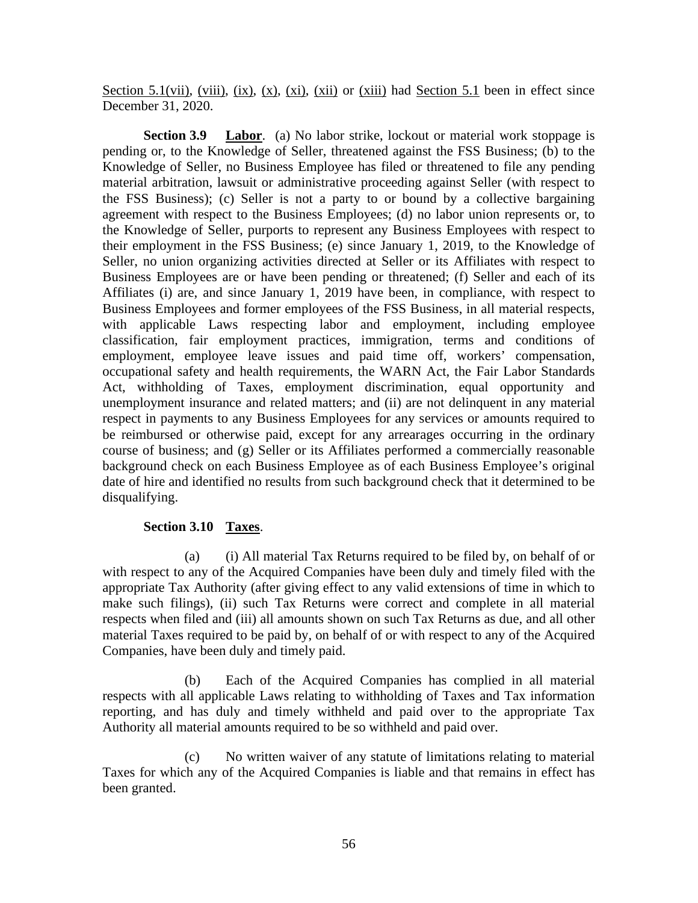Section 5.1(vii), (viii), (ix), (x), (xi), (xii) or (xiii) had Section 5.1 been in effect since December 31, 2020.

**Section 3.9 Labor**. (a) No labor strike, lockout or material work stoppage is pending or, to the Knowledge of Seller, threatened against the FSS Business; (b) to the Knowledge of Seller, no Business Employee has filed or threatened to file any pending material arbitration, lawsuit or administrative proceeding against Seller (with respect to the FSS Business); (c) Seller is not a party to or bound by a collective bargaining agreement with respect to the Business Employees; (d) no labor union represents or, to the Knowledge of Seller, purports to represent any Business Employees with respect to their employment in the FSS Business; (e) since January 1, 2019, to the Knowledge of Seller, no union organizing activities directed at Seller or its Affiliates with respect to Business Employees are or have been pending or threatened; (f) Seller and each of its Affiliates (i) are, and since January 1, 2019 have been, in compliance, with respect to Business Employees and former employees of the FSS Business, in all material respects, with applicable Laws respecting labor and employment, including employee classification, fair employment practices, immigration, terms and conditions of employment, employee leave issues and paid time off, workers' compensation, occupational safety and health requirements, the WARN Act, the Fair Labor Standards Act, withholding of Taxes, employment discrimination, equal opportunity and unemployment insurance and related matters; and (ii) are not delinquent in any material respect in payments to any Business Employees for any services or amounts required to be reimbursed or otherwise paid, except for any arrearages occurring in the ordinary course of business; and (g) Seller or its Affiliates performed a commercially reasonable background check on each Business Employee as of each Business Employee's original date of hire and identified no results from such background check that it determined to be disqualifying.

**Section 3.10 Taxes**.

(a) (i) All material Tax Returns required to be filed by, on behalf of or with respect to any of the Acquired Companies have been duly and timely filed with the appropriate Tax Authority (after giving effect to any valid extensions of time in which to make such filings), (ii) such Tax Returns were correct and complete in all material respects when filed and (iii) all amounts shown on such Tax Returns as due, and all other material Taxes required to be paid by, on behalf of or with respect to any of the Acquired Companies, have been duly and timely paid.

(b) Each of the Acquired Companies has complied in all material respects with all applicable Laws relating to withholding of Taxes and Tax information reporting, and has duly and timely withheld and paid over to the appropriate Tax Authority all material amounts required to be so withheld and paid over.

(c) No written waiver of any statute of limitations relating to material Taxes for which any of the Acquired Companies is liable and that remains in effect has been granted.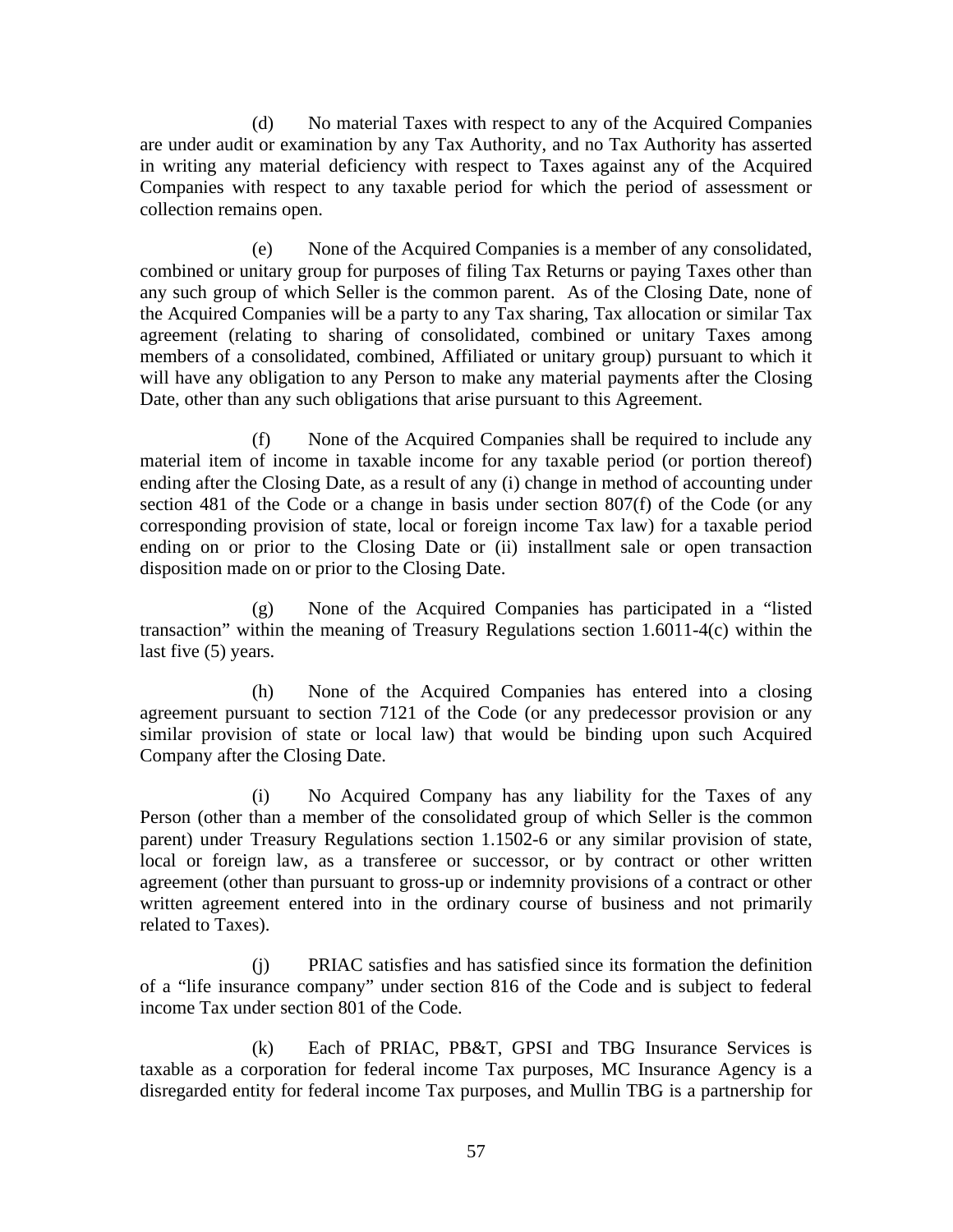(d) No material Taxes with respect to any of the Acquired Companies are under audit or examination by any Tax Authority, and no Tax Authority has asserted in writing any material deficiency with respect to Taxes against any of the Acquired Companies with respect to any taxable period for which the period of assessment or collection remains open.

(e) None of the Acquired Companies is a member of any consolidated, combined or unitary group for purposes of filing Tax Returns or paying Taxes other than any such group of which Seller is the common parent. As of the Closing Date, none of the Acquired Companies will be a party to any Tax sharing, Tax allocation or similar Tax agreement (relating to sharing of consolidated, combined or unitary Taxes among members of a consolidated, combined, Affiliated or unitary group) pursuant to which it will have any obligation to any Person to make any material payments after the Closing Date, other than any such obligations that arise pursuant to this Agreement.

(f) None of the Acquired Companies shall be required to include any material item of income in taxable income for any taxable period (or portion thereof) ending after the Closing Date, as a result of any (i) change in method of accounting under section 481 of the Code or a change in basis under section 807(f) of the Code (or any corresponding provision of state, local or foreign income Tax law) for a taxable period ending on or prior to the Closing Date or (ii) installment sale or open transaction disposition made on or prior to the Closing Date.

(g) None of the Acquired Companies has participated in a "listed transaction" within the meaning of Treasury Regulations section 1.6011-4(c) within the last five (5) years.

(h) None of the Acquired Companies has entered into a closing agreement pursuant to section 7121 of the Code (or any predecessor provision or any similar provision of state or local law) that would be binding upon such Acquired Company after the Closing Date.

(i) No Acquired Company has any liability for the Taxes of any Person (other than a member of the consolidated group of which Seller is the common parent) under Treasury Regulations section 1.1502-6 or any similar provision of state, local or foreign law, as a transferee or successor, or by contract or other written agreement (other than pursuant to gross-up or indemnity provisions of a contract or other written agreement entered into in the ordinary course of business and not primarily related to Taxes).

(j) PRIAC satisfies and has satisfied since its formation the definition of a "life insurance company" under section 816 of the Code and is subject to federal income Tax under section 801 of the Code.

(k) Each of PRIAC, PB&T, GPSI and TBG Insurance Services is taxable as a corporation for federal income Tax purposes, MC Insurance Agency is a disregarded entity for federal income Tax purposes, and Mullin TBG is a partnership for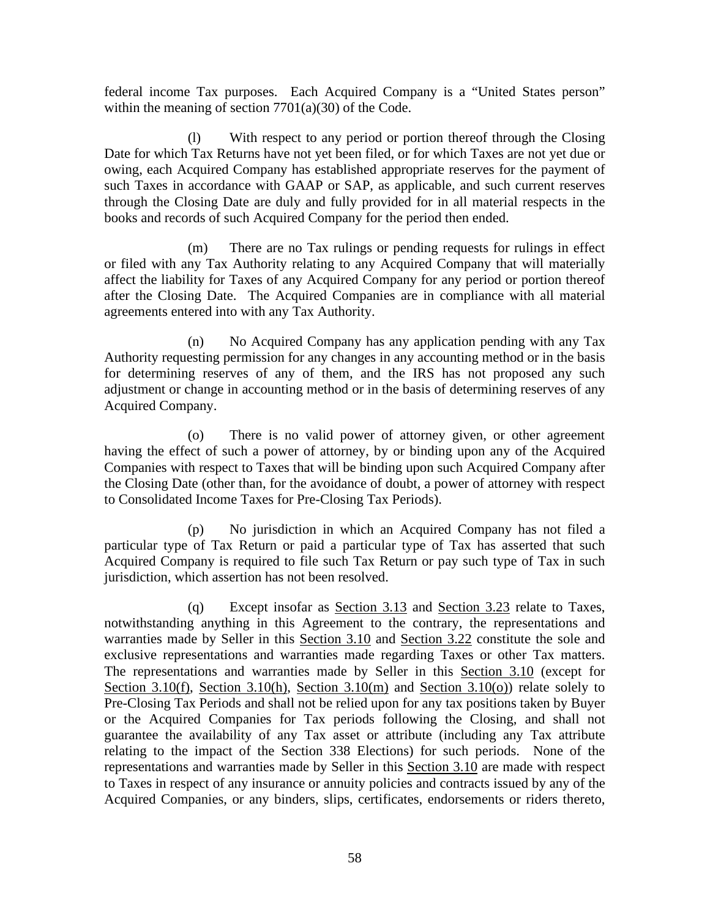federal income Tax purposes. Each Acquired Company is a "United States person" within the meaning of section 7701(a)(30) of the Code.

(l) With respect to any period or portion thereof through the Closing Date for which Tax Returns have not yet been filed, or for which Taxes are not yet due or owing, each Acquired Company has established appropriate reserves for the payment of such Taxes in accordance with GAAP or SAP, as applicable, and such current reserves through the Closing Date are duly and fully provided for in all material respects in the books and records of such Acquired Company for the period then ended.

(m) There are no Tax rulings or pending requests for rulings in effect or filed with any Tax Authority relating to any Acquired Company that will materially affect the liability for Taxes of any Acquired Company for any period or portion thereof after the Closing Date. The Acquired Companies are in compliance with all material agreements entered into with any Tax Authority.

(n) No Acquired Company has any application pending with any Tax Authority requesting permission for any changes in any accounting method or in the basis for determining reserves of any of them, and the IRS has not proposed any such adjustment or change in accounting method or in the basis of determining reserves of any Acquired Company.

(o) There is no valid power of attorney given, or other agreement having the effect of such a power of attorney, by or binding upon any of the Acquired Companies with respect to Taxes that will be binding upon such Acquired Company after the Closing Date (other than, for the avoidance of doubt, a power of attorney with respect to Consolidated Income Taxes for Pre-Closing Tax Periods).

(p) No jurisdiction in which an Acquired Company has not filed a particular type of Tax Return or paid a particular type of Tax has asserted that such Acquired Company is required to file such Tax Return or pay such type of Tax in such jurisdiction, which assertion has not been resolved.

(q) Except insofar as Section 3.13 and Section 3.23 relate to Taxes, notwithstanding anything in this Agreement to the contrary, the representations and warranties made by Seller in this Section 3.10 and Section 3.22 constitute the sole and exclusive representations and warranties made regarding Taxes or other Tax matters. The representations and warranties made by Seller in this Section 3.10 (except for Section 3.10(f), Section 3.10(h), Section 3.10(m) and Section 3.10(o)) relate solely to Pre-Closing Tax Periods and shall not be relied upon for any tax positions taken by Buyer or the Acquired Companies for Tax periods following the Closing, and shall not guarantee the availability of any Tax asset or attribute (including any Tax attribute relating to the impact of the Section 338 Elections) for such periods. None of the representations and warranties made by Seller in this Section 3.10 are made with respect to Taxes in respect of any insurance or annuity policies and contracts issued by any of the Acquired Companies, or any binders, slips, certificates, endorsements or riders thereto,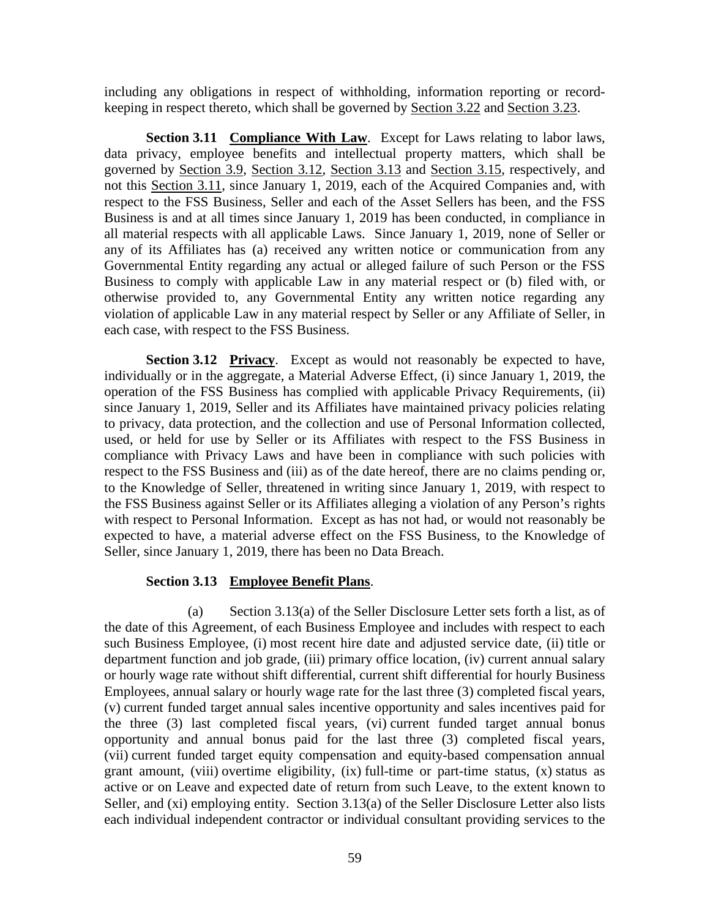including any obligations in respect of withholding, information reporting or record-keeping in respect thereto, which shall be governed by Section 3.22 and Section 3.23.

**Section 3.11 Compliance With Law**. Except for Laws relating to labor laws, data privacy, employee benefits and intellectual property matters, which shall be governed by Section 3.9, Section 3.12, Section 3.13 and Section 3.15, respectively, and not this Section 3.11, since January 1, 2019, each of the Acquired Companies and, with respect to the FSS Business, Seller and each of the Asset Sellers has been, and the FSS Business is and at all times since January 1, 2019 has been conducted, in compliance in all material respects with all applicable Laws. Since January 1, 2019, none of Seller or any of its Affiliates has (a) received any written notice or communication from any Governmental Entity regarding any actual or alleged failure of such Person or the FSS Business to comply with applicable Law in any material respect or (b) filed with, or otherwise provided to, any Governmental Entity any written notice regarding any violation of applicable Law in any material respect by Seller or any Affiliate of Seller, in each case, with respect to the FSS Business.

**Section 3.12 Privacy**. Except as would not reasonably be expected to have, individually or in the aggregate, a Material Adverse Effect, (i) since January 1, 2019, the operation of the FSS Business has complied with applicable Privacy Requirements, (ii) since January 1, 2019, Seller and its Affiliates have maintained privacy policies relating to privacy, data protection, and the collection and use of Personal Information collected, used, or held for use by Seller or its Affiliates with respect to the FSS Business in compliance with Privacy Laws and have been in compliance with such policies with respect to the FSS Business and (iii) as of the date hereof, there are no claims pending or, to the Knowledge of Seller, threatened in writing since January 1, 2019, with respect to the FSS Business against Seller or its Affiliates alleging a violation of any Person's rights with respect to Personal Information. Except as has not had, or would not reasonably be expected to have, a material adverse effect on the FSS Business, to the Knowledge of Seller, since January 1, 2019, there has been no Data Breach.

**Section 3.13 Employee Benefit Plans**.

(a) Section 3.13(a) of the Seller Disclosure Letter sets forth a list, as of the date of this Agreement, of each Business Employee and includes with respect to each such Business Employee, (i) most recent hire date and adjusted service date, (ii) title or department function and job grade, (iii) primary office location, (iv) current annual salary or hourly wage rate without shift differential, current shift differential for hourly Business Employees, annual salary or hourly wage rate for the last three (3) completed fiscal years, (v) current funded target annual sales incentive opportunity and sales incentives paid for the three (3) last completed fiscal years, (vi) current funded target annual bonus opportunity and annual bonus paid for the last three (3) completed fiscal years, (vii) current funded target equity compensation and equity-based compensation annual grant amount, (viii) overtime eligibility, (ix) full-time or part-time status, (x) status as active or on Leave and expected date of return from such Leave, to the extent known to Seller, and (xi) employing entity. Section 3.13(a) of the Seller Disclosure Letter also lists each individual independent contractor or individual consultant providing services to the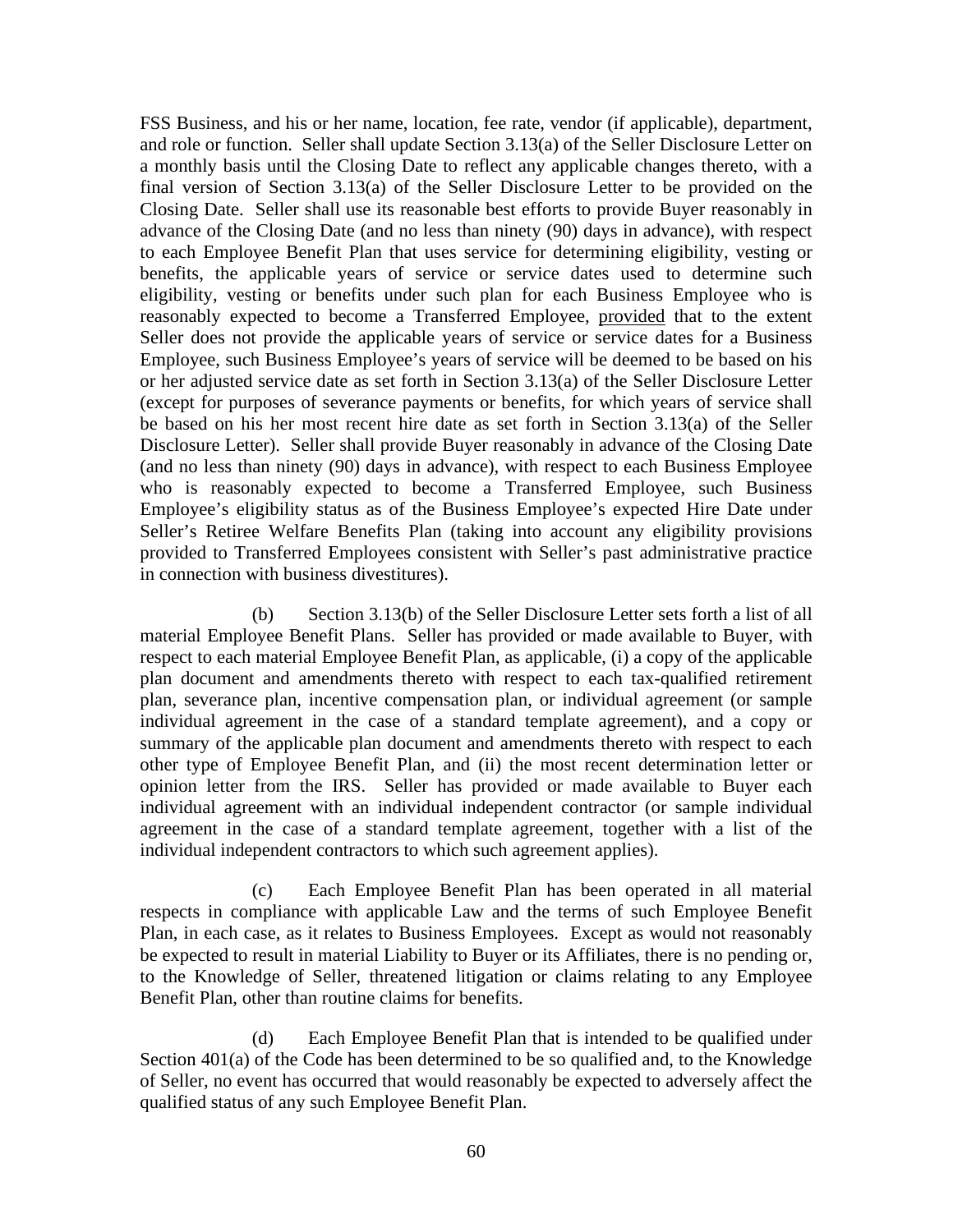FSS Business, and his or her name, location, fee rate, vendor (if applicable), department, and role or function. Seller shall update Section 3.13(a) of the Seller Disclosure Letter on a monthly basis until the Closing Date to reflect any applicable changes thereto, with a final version of Section 3.13(a) of the Seller Disclosure Letter to be provided on the Closing Date. Seller shall use its reasonable best efforts to provide Buyer reasonably in advance of the Closing Date (and no less than ninety (90) days in advance), with respect to each Employee Benefit Plan that uses service for determining eligibility, vesting or benefits, the applicable years of service or service dates used to determine such eligibility, vesting or benefits under such plan for each Business Employee who is reasonably expected to become a Transferred Employee, provided that to the extent Seller does not provide the applicable years of service or service dates for a Business Employee, such Business Employee's years of service will be deemed to be based on his or her adjusted service date as set forth in Section 3.13(a) of the Seller Disclosure Letter (except for purposes of severance payments or benefits, for which years of service shall be based on his her most recent hire date as set forth in Section 3.13(a) of the Seller Disclosure Letter). Seller shall provide Buyer reasonably in advance of the Closing Date (and no less than ninety (90) days in advance), with respect to each Business Employee who is reasonably expected to become a Transferred Employee, such Business Employee's eligibility status as of the Business Employee's expected Hire Date under Seller's Retiree Welfare Benefits Plan (taking into account any eligibility provisions provided to Transferred Employees consistent with Seller's past administrative practice in connection with business divestitures).

(b) Section 3.13(b) of the Seller Disclosure Letter sets forth a list of all material Employee Benefit Plans. Seller has provided or made available to Buyer, with respect to each material Employee Benefit Plan, as applicable, (i) a copy of the applicable plan document and amendments thereto with respect to each tax-qualified retirement plan, severance plan, incentive compensation plan, or individual agreement (or sample individual agreement in the case of a standard template agreement), and a copy or summary of the applicable plan document and amendments thereto with respect to each other type of Employee Benefit Plan, and (ii) the most recent determination letter or opinion letter from the IRS. Seller has provided or made available to Buyer each individual agreement with an individual independent contractor (or sample individual agreement in the case of a standard template agreement, together with a list of the individual independent contractors to which such agreement applies).

(c) Each Employee Benefit Plan has been operated in all material respects in compliance with applicable Law and the terms of such Employee Benefit Plan, in each case, as it relates to Business Employees. Except as would not reasonably be expected to result in material Liability to Buyer or its Affiliates, there is no pending or, to the Knowledge of Seller, threatened litigation or claims relating to any Employee Benefit Plan, other than routine claims for benefits.

(d) Each Employee Benefit Plan that is intended to be qualified under Section 401(a) of the Code has been determined to be so qualified and, to the Knowledge of Seller, no event has occurred that would reasonably be expected to adversely affect the qualified status of any such Employee Benefit Plan.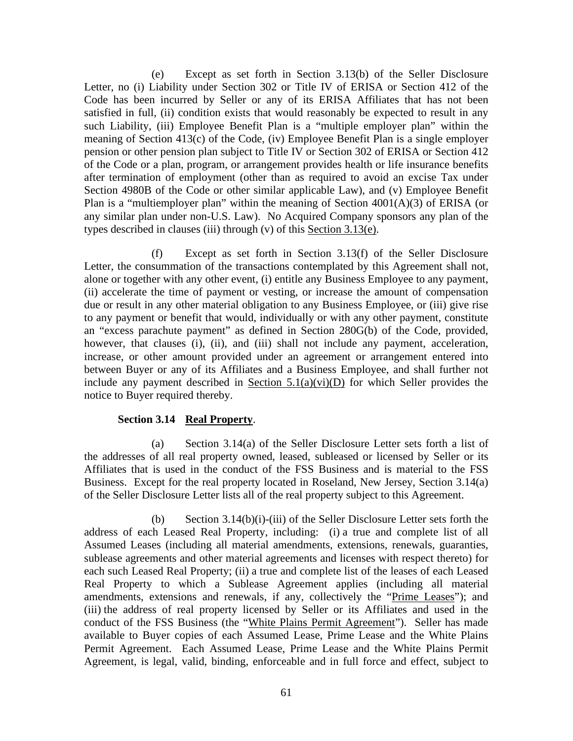(e) Except as set forth in Section 3.13(b) of the Seller Disclosure Letter, no (i) Liability under Section 302 or Title IV of ERISA or Section 412 of the Code has been incurred by Seller or any of its ERISA Affiliates that has not been satisfied in full, (ii) condition exists that would reasonably be expected to result in any such Liability, (iii) Employee Benefit Plan is a "multiple employer plan" within the meaning of Section 413(c) of the Code, (iv) Employee Benefit Plan is a single employer pension or other pension plan subject to Title IV or Section 302 of ERISA or Section 412 of the Code or a plan, program, or arrangement provides health or life insurance benefits after termination of employment (other than as required to avoid an excise Tax under Section 4980B of the Code or other similar applicable Law), and (v) Employee Benefit Plan is a "multiemployer plan" within the meaning of Section 4001(A)(3) of ERISA (or any similar plan under non-U.S. Law). No Acquired Company sponsors any plan of the types described in clauses (iii) through (v) of this Section 3.13(e).

(f) Except as set forth in Section 3.13(f) of the Seller Disclosure Letter, the consummation of the transactions contemplated by this Agreement shall not, alone or together with any other event, (i) entitle any Business Employee to any payment, (ii) accelerate the time of payment or vesting, or increase the amount of compensation due or result in any other material obligation to any Business Employee, or (iii) give rise to any payment or benefit that would, individually or with any other payment, constitute an "excess parachute payment" as defined in Section 280G(b) of the Code, provided, however, that clauses (i), (ii), and (iii) shall not include any payment, acceleration, increase, or other amount provided under an agreement or arrangement entered into between Buyer or any of its Affiliates and a Business Employee, and shall further not include any payment described in Section 5.1(a)(vi)(D) for which Seller provides the notice to Buyer required thereby.

**Section 3.14 Real Property.**

(a) Section 3.14(a) of the Seller Disclosure Letter sets forth a list of the addresses of all real property owned, leased, subleased or licensed by Seller or its Affiliates that is used in the conduct of the FSS Business and is material to the FSS Business. Except for the real property located in Roseland, New Jersey, Section 3.14(a) of the Seller Disclosure Letter lists all of the real property subject to this Agreement.

(b) Section 3.14(b)(i)-(iii) of the Seller Disclosure Letter sets forth the address of each Leased Real Property, including: (i) a true and complete list of all Assumed Leases (including all material amendments, extensions, renewals, guaranties, sublease agreements and other material agreements and licenses with respect thereto) for each such Leased Real Property; (ii) a true and complete list of the leases of each Leased Real Property to which a Sublease Agreement applies (including all material amendments, extensions and renewals, if any, collectively the "Prime Leases"); and (iii) the address of real property licensed by Seller or its Affiliates and used in the conduct of the FSS Business (the "White Plains Permit Agreement"). Seller has made available to Buyer copies of each Assumed Lease, Prime Lease and the White Plains Permit Agreement. Each Assumed Lease, Prime Lease and the White Plains Permit Agreement, is legal, valid, binding, enforceable and in full force and effect, subject to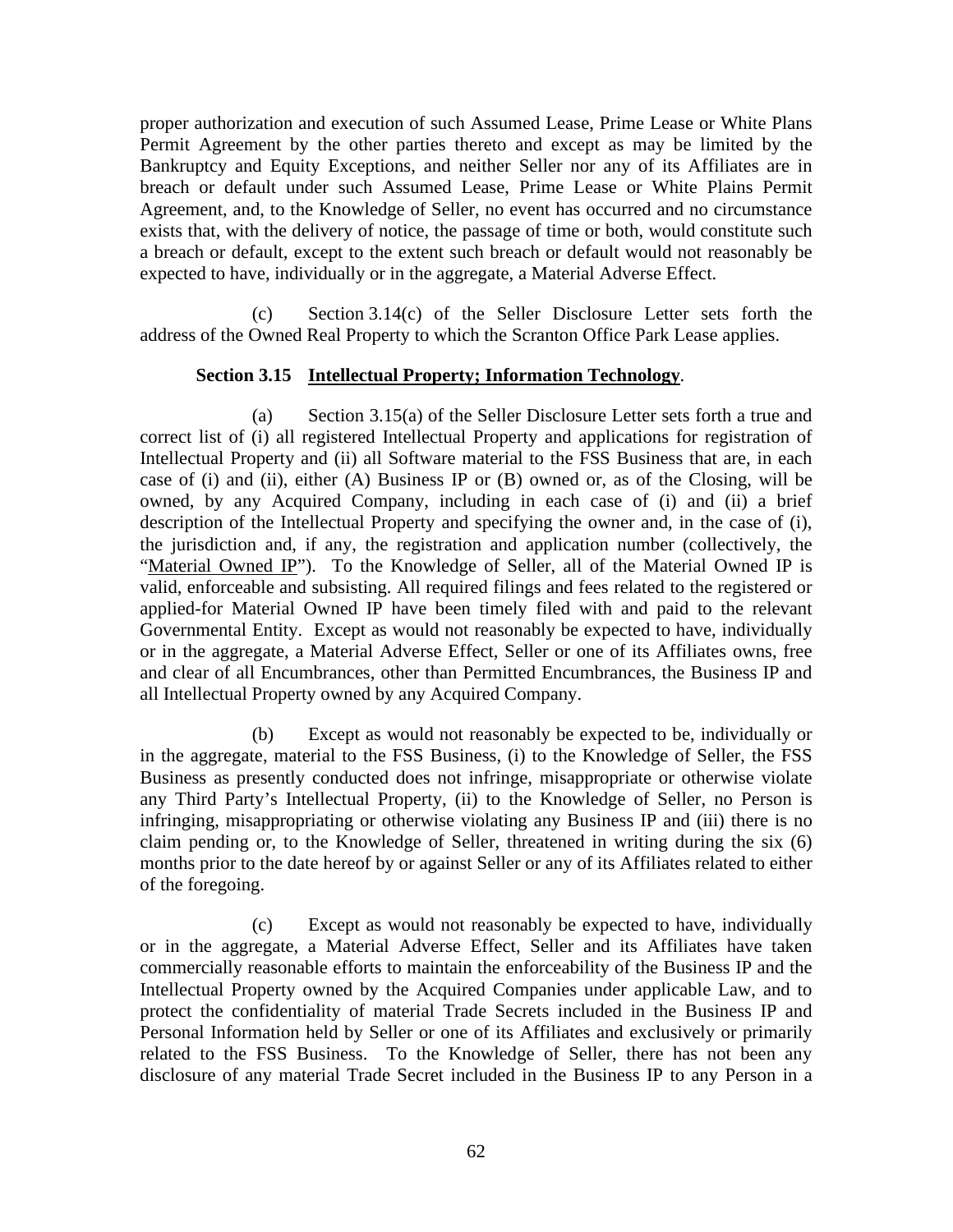proper authorization and execution of such Assumed Lease, Prime Lease or White Plans Permit Agreement by the other parties thereto and except as may be limited by the Bankruptcy and Equity Exceptions, and neither Seller nor any of its Affiliates are in breach or default under such Assumed Lease, Prime Lease or White Plains Permit Agreement, and, to the Knowledge of Seller, no event has occurred and no circumstance exists that, with the delivery of notice, the passage of time or both, would constitute such a breach or default, except to the extent such breach or default would not reasonably be expected to have, individually or in the aggregate, a Material Adverse Effect.

(c) Section 3.14(c) of the Seller Disclosure Letter sets forth the address of the Owned Real Property to which the Scranton Office Park Lease applies.

**Section 3.15 Intellectual Property; Information Technology.**

(a) Section 3.15(a) of the Seller Disclosure Letter sets forth a true and correct list of (i) all registered Intellectual Property and applications for registration of Intellectual Property and (ii) all Software material to the FSS Business that are, in each case of (i) and (ii), either (A) Business IP or (B) owned or, as of the Closing, will be owned, by any Acquired Company, including in each case of (i) and (ii) a brief description of the Intellectual Property and specifying the owner and, in the case of (i), the jurisdiction and, if any, the registration and application number (collectively, the "Material Owned IP"). To the Knowledge of Seller, all of the Material Owned IP is valid, enforceable and subsisting. All required filings and fees related to the registered or applied-for Material Owned IP have been timely filed with and paid to the relevant Governmental Entity. Except as would not reasonably be expected to have, individually or in the aggregate, a Material Adverse Effect, Seller or one of its Affiliates owns, free and clear of all Encumbrances, other than Permitted Encumbrances, the Business IP and all Intellectual Property owned by any Acquired Company.

(b) Except as would not reasonably be expected to be, individually or in the aggregate, material to the FSS Business, (i) to the Knowledge of Seller, the FSS Business as presently conducted does not infringe, misappropriate or otherwise violate any Third Party's Intellectual Property, (ii) to the Knowledge of Seller, no Person is infringing, misappropriating or otherwise violating any Business IP and (iii) there is no claim pending or, to the Knowledge of Seller, threatened in writing during the six (6) months prior to the date hereof by or against Seller or any of its Affiliates related to either of the foregoing.

(c) Except as would not reasonably be expected to have, individually or in the aggregate, a Material Adverse Effect, Seller and its Affiliates have taken commercially reasonable efforts to maintain the enforceability of the Business IP and the Intellectual Property owned by the Acquired Companies under applicable Law, and to protect the confidentiality of material Trade Secrets included in the Business IP and Personal Information held by Seller or one of its Affiliates and exclusively or primarily related to the FSS Business. To the Knowledge of Seller, there has not been any disclosure of any material Trade Secret included in the Business IP to any Person in a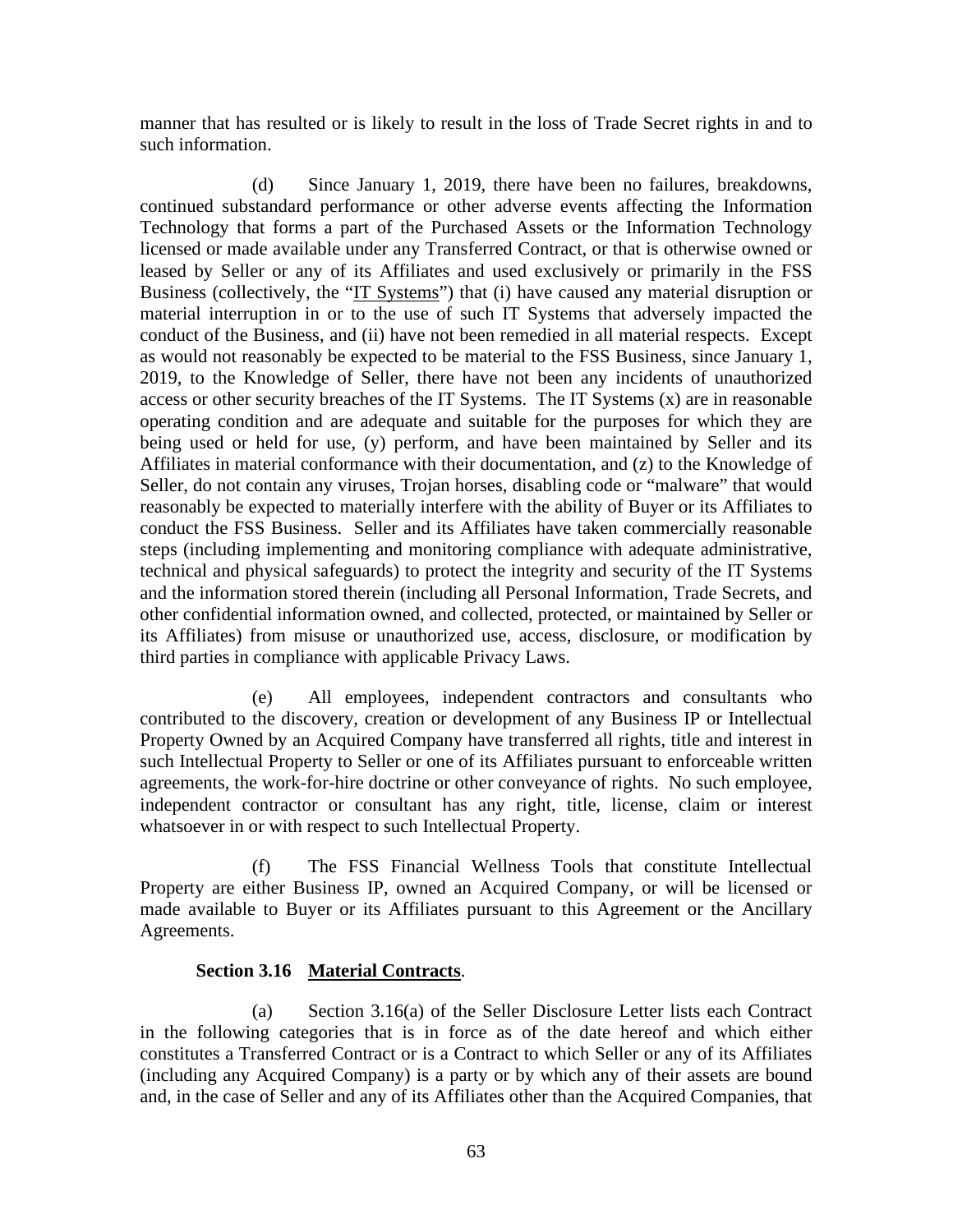manner that has resulted or is likely to result in the loss of Trade Secret rights in and to such information.

(d) Since January 1, 2019, there have been no failures, breakdowns, continued substandard performance or other adverse events affecting the Information Technology that forms a part of the Purchased Assets or the Information Technology licensed or made available under any Transferred Contract, or that is otherwise owned or leased by Seller or any of its Affiliates and used exclusively or primarily in the FSS Business (collectively, the "IT Systems") that (i) have caused any material disruption or material interruption in or to the use of such IT Systems that adversely impacted the conduct of the Business, and (ii) have not been remedied in all material respects. Except as would not reasonably be expected to be material to the FSS Business, since January 1, 2019, to the Knowledge of Seller, there have not been any incidents of unauthorized access or other security breaches of the IT Systems. The IT Systems (x) are in reasonable operating condition and are adequate and suitable for the purposes for which they are being used or held for use, (y) perform, and have been maintained by Seller and its Affiliates in material conformance with their documentation, and (z) to the Knowledge of Seller, do not contain any viruses, Trojan horses, disabling code or "malware" that would reasonably be expected to materially interfere with the ability of Buyer or its Affiliates to conduct the FSS Business. Seller and its Affiliates have taken commercially reasonable steps (including implementing and monitoring compliance with adequate administrative, technical and physical safeguards) to protect the integrity and security of the IT Systems and the information stored therein (including all Personal Information, Trade Secrets, and other confidential information owned, and collected, protected, or maintained by Seller or its Affiliates) from misuse or unauthorized use, access, disclosure, or modification by third parties in compliance with applicable Privacy Laws.

(e) All employees, independent contractors and consultants who contributed to the discovery, creation or development of any Business IP or Intellectual Property Owned by an Acquired Company have transferred all rights, title and interest in such Intellectual Property to Seller or one of its Affiliates pursuant to enforceable written agreements, the work-for-hire doctrine or other conveyance of rights. No such employee, independent contractor or consultant has any right, title, license, claim or interest whatsoever in or with respect to such Intellectual Property.

(f) The FSS Financial Wellness Tools that constitute Intellectual Property are either Business IP, owned an Acquired Company, or will be licensed or made available to Buyer or its Affiliates pursuant to this Agreement or the Ancillary Agreements.

**Section 3.16 Material Contracts**.

(a) Section 3.16(a) of the Seller Disclosure Letter lists each Contract in the following categories that is in force as of the date hereof and which either constitutes a Transferred Contract or is a Contract to which Seller or any of its Affiliates (including any Acquired Company) is a party or by which any of their assets are bound and, in the case of Seller and any of its Affiliates other than the Acquired Companies, that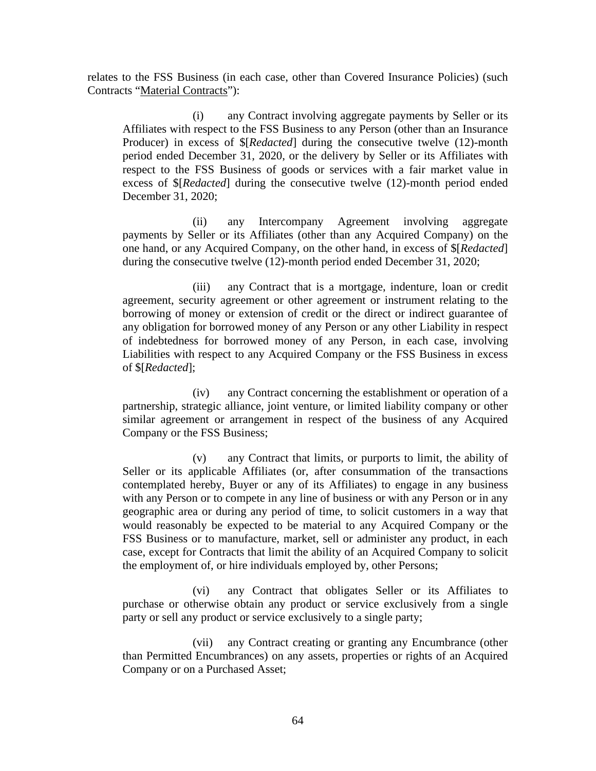relates to the FSS Business (in each case, other than Covered Insurance Policies) (such Contracts "Material Contracts"):

(i) any Contract involving aggregate payments by Seller or its Affiliates with respect to the FSS Business to any Person (other than an Insurance Producer) in excess of $[*Redacted*] during the consecutive twelve (12)-month period ended December 31, 2020, or the delivery by Seller or its Affiliates with respect to the FSS Business of goods or services with a fair market value in excess of $[*Redacted*] during the consecutive twelve (12)-month period ended December 31, 2020;

(ii) any Intercompany Agreement involving aggregate payments by Seller or its Affiliates (other than any Acquired Company) on the one hand, or any Acquired Company, on the other hand, in excess of $[*Redacted*] during the consecutive twelve (12)-month period ended December 31, 2020;

(iii) any Contract that is a mortgage, indenture, loan or credit agreement, security agreement or other agreement or instrument relating to the borrowing of money or extension of credit or the direct or indirect guarantee of any obligation for borrowed money of any Person or any other Liability in respect of indebtedness for borrowed money of any Person, in each case, involving Liabilities with respect to any Acquired Company or the FSS Business in excess of $[*Redacted*];

(iv) any Contract concerning the establishment or operation of a partnership, strategic alliance, joint venture, or limited liability company or other similar agreement or arrangement in respect of the business of any Acquired Company or the FSS Business;

(v) any Contract that limits, or purports to limit, the ability of Seller or its applicable Affiliates (or, after consummation of the transactions contemplated hereby, Buyer or any of its Affiliates) to engage in any business with any Person or to compete in any line of business or with any Person or in any geographic area or during any period of time, to solicit customers in a way that would reasonably be expected to be material to any Acquired Company or the FSS Business or to manufacture, market, sell or administer any product, in each case, except for Contracts that limit the ability of an Acquired Company to solicit the employment of, or hire individuals employed by, other Persons;

(vi) any Contract that obligates Seller or its Affiliates to purchase or otherwise obtain any product or service exclusively from a single party or sell any product or service exclusively to a single party;

(vii) any Contract creating or granting any Encumbrance (other than Permitted Encumbrances) on any assets, properties or rights of an Acquired Company or on a Purchased Asset;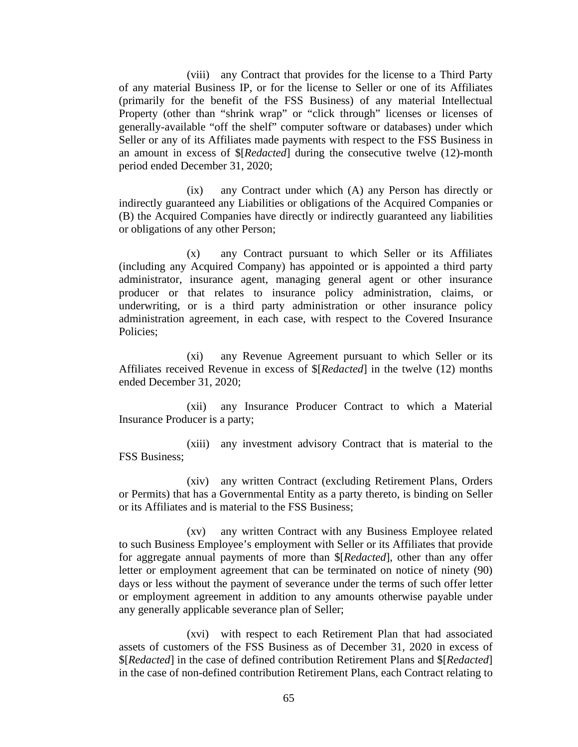(viii) any Contract that provides for the license to a Third Party of any material Business IP, or for the license to Seller or one of its Affiliates (primarily for the benefit of the FSS Business) of any material Intellectual Property (other than "shrink wrap" or "click through" licenses or licenses of generally-available "off the shelf" computer software or databases) under which Seller or any of its Affiliates made payments with respect to the FSS Business in an amount in excess of $[*Redacted*] during the consecutive twelve (12)-month period ended December 31, 2020;

(ix) any Contract under which (A) any Person has directly or indirectly guaranteed any Liabilities or obligations of the Acquired Companies or (B) the Acquired Companies have directly or indirectly guaranteed any liabilities or obligations of any other Person;

(x) any Contract pursuant to which Seller or its Affiliates (including any Acquired Company) has appointed or is appointed a third party administrator, insurance agent, managing general agent or other insurance producer or that relates to insurance policy administration, claims, or underwriting, or is a third party administration or other insurance policy administration agreement, in each case, with respect to the Covered Insurance Policies;

(xi) any Revenue Agreement pursuant to which Seller or its Affiliates received Revenue in excess of $[*Redacted*] in the twelve (12) months ended December 31, 2020;

(xii) any Insurance Producer Contract to which a Material Insurance Producer is a party;

(xiii) any investment advisory Contract that is material to the FSS Business;

(xiv) any written Contract (excluding Retirement Plans, Orders or Permits) that has a Governmental Entity as a party thereto, is binding on Seller or its Affiliates and is material to the FSS Business;

(xv) any written Contract with any Business Employee related to such Business Employee's employment with Seller or its Affiliates that provide for aggregate annual payments of more than $[*Redacted*], other than any offer letter or employment agreement that can be terminated on notice of ninety (90) days or less without the payment of severance under the terms of such offer letter or employment agreement in addition to any amounts otherwise payable under any generally applicable severance plan of Seller;

(xvi) with respect to each Retirement Plan that had associated assets of customers of the FSS Business as of December 31, 2020 in excess of $[*Redacted*] in the case of defined contribution Retirement Plans and $[*Redacted*] in the case of non-defined contribution Retirement Plans, each Contract relating to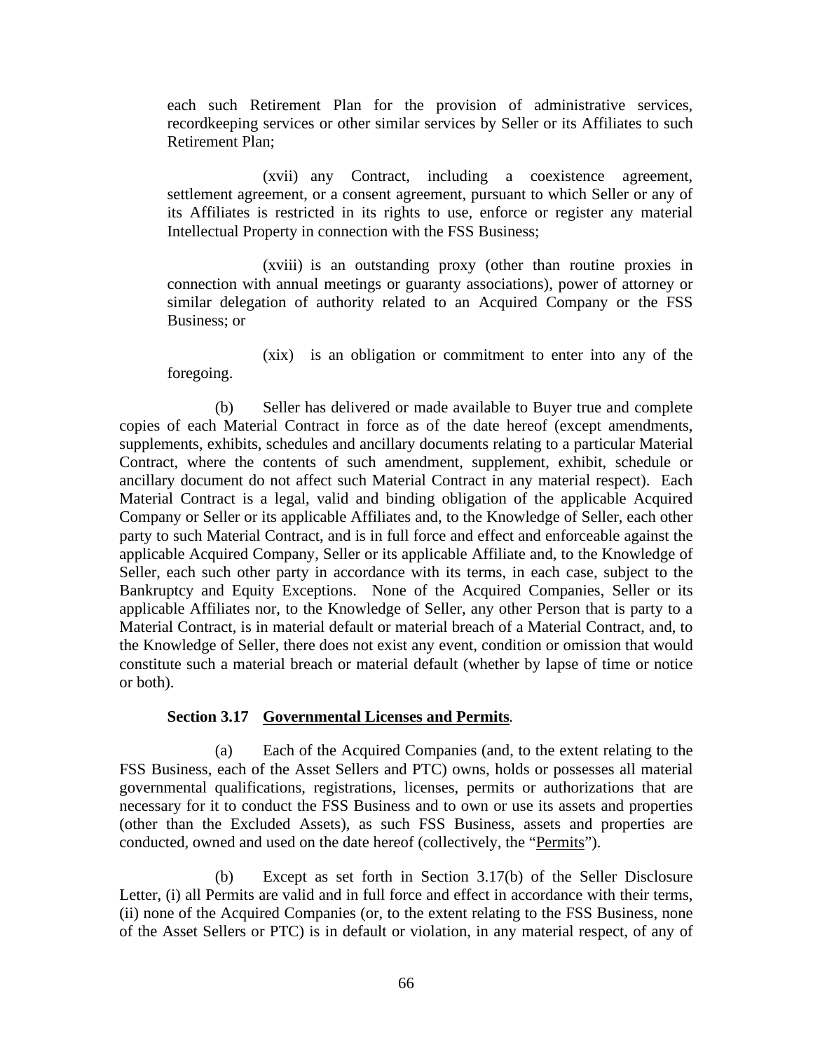each such Retirement Plan for the provision of administrative services, recordkeeping services or other similar services by Seller or its Affiliates to such Retirement Plan;

(xvii) any Contract, including a coexistence agreement, settlement agreement, or a consent agreement, pursuant to which Seller or any of its Affiliates is restricted in its rights to use, enforce or register any material Intellectual Property in connection with the FSS Business;

(xviii) is an outstanding proxy (other than routine proxies in connection with annual meetings or guaranty associations), power of attorney or similar delegation of authority related to an Acquired Company or the FSS Business; or

(xix) is an obligation or commitment to enter into any of the foregoing.

(b) Seller has delivered or made available to Buyer true and complete copies of each Material Contract in force as of the date hereof (except amendments, supplements, exhibits, schedules and ancillary documents relating to a particular Material Contract, where the contents of such amendment, supplement, exhibit, schedule or ancillary document do not affect such Material Contract in any material respect). Each Material Contract is a legal, valid and binding obligation of the applicable Acquired Company or Seller or its applicable Affiliates and, to the Knowledge of Seller, each other party to such Material Contract, and is in full force and effect and enforceable against the applicable Acquired Company, Seller or its applicable Affiliate and, to the Knowledge of Seller, each such other party in accordance with its terms, in each case, subject to the Bankruptcy and Equity Exceptions. None of the Acquired Companies, Seller or its applicable Affiliates nor, to the Knowledge of Seller, any other Person that is party to a Material Contract, is in material default or material breach of a Material Contract, and, to the Knowledge of Seller, there does not exist any event, condition or omission that would constitute such a material breach or material default (whether by lapse of time or notice or both).

**Section 3.17 Governmental Licenses and Permits.**

(a) Each of the Acquired Companies (and, to the extent relating to the FSS Business, each of the Asset Sellers and PTC) owns, holds or possesses all material governmental qualifications, registrations, licenses, permits or authorizations that are necessary for it to conduct the FSS Business and to own or use its assets and properties (other than the Excluded Assets), as such FSS Business, assets and properties are conducted, owned and used on the date hereof (collectively, the "Permits").

(b) Except as set forth in Section 3.17(b) of the Seller Disclosure Letter, (i) all Permits are valid and in full force and effect in accordance with their terms, (ii) none of the Acquired Companies (or, to the extent relating to the FSS Business, none of the Asset Sellers or PTC) is in default or violation, in any material respect, of any of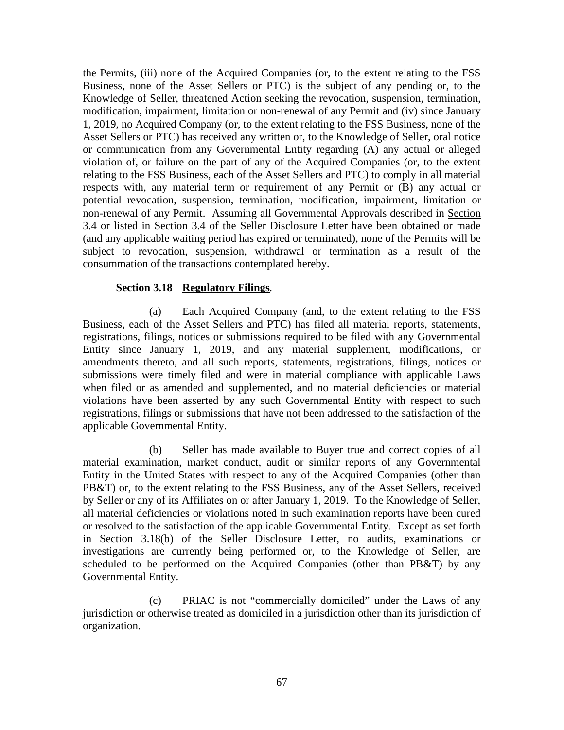the Permits, (iii) none of the Acquired Companies (or, to the extent relating to the FSS Business, none of the Asset Sellers or PTC) is the subject of any pending or, to the Knowledge of Seller, threatened Action seeking the revocation, suspension, termination, modification, impairment, limitation or non-renewal of any Permit and (iv) since January 1, 2019, no Acquired Company (or, to the extent relating to the FSS Business, none of the Asset Sellers or PTC) has received any written or, to the Knowledge of Seller, oral notice or communication from any Governmental Entity regarding (A) any actual or alleged violation of, or failure on the part of any of the Acquired Companies (or, to the extent relating to the FSS Business, each of the Asset Sellers and PTC) to comply in all material respects with, any material term or requirement of any Permit or (B) any actual or potential revocation, suspension, termination, modification, impairment, limitation or non-renewal of any Permit. Assuming all Governmental Approvals described in Section 3.4 or listed in Section 3.4 of the Seller Disclosure Letter have been obtained or made (and any applicable waiting period has expired or terminated), none of the Permits will be subject to revocation, suspension, withdrawal or termination as a result of the consummation of the transactions contemplated hereby.

**Section 3.18 Regulatory Filings.**

(a) Each Acquired Company (and, to the extent relating to the FSS Business, each of the Asset Sellers and PTC) has filed all material reports, statements, registrations, filings, notices or submissions required to be filed with any Governmental Entity since January 1, 2019, and any material supplement, modifications, or amendments thereto, and all such reports, statements, registrations, filings, notices or submissions were timely filed and were in material compliance with applicable Laws when filed or as amended and supplemented, and no material deficiencies or material violations have been asserted by any such Governmental Entity with respect to such registrations, filings or submissions that have not been addressed to the satisfaction of the applicable Governmental Entity.

(b) Seller has made available to Buyer true and correct copies of all material examination, market conduct, audit or similar reports of any Governmental Entity in the United States with respect to any of the Acquired Companies (other than PB&T) or, to the extent relating to the FSS Business, any of the Asset Sellers, received by Seller or any of its Affiliates on or after January 1, 2019. To the Knowledge of Seller, all material deficiencies or violations noted in such examination reports have been cured or resolved to the satisfaction of the applicable Governmental Entity. Except as set forth in Section 3.18(b) of the Seller Disclosure Letter, no audits, examinations or investigations are currently being performed or, to the Knowledge of Seller, are scheduled to be performed on the Acquired Companies (other than PB&T) by any Governmental Entity.

(c) PRIAC is not "commercially domiciled" under the Laws of any jurisdiction or otherwise treated as domiciled in a jurisdiction other than its jurisdiction of organization.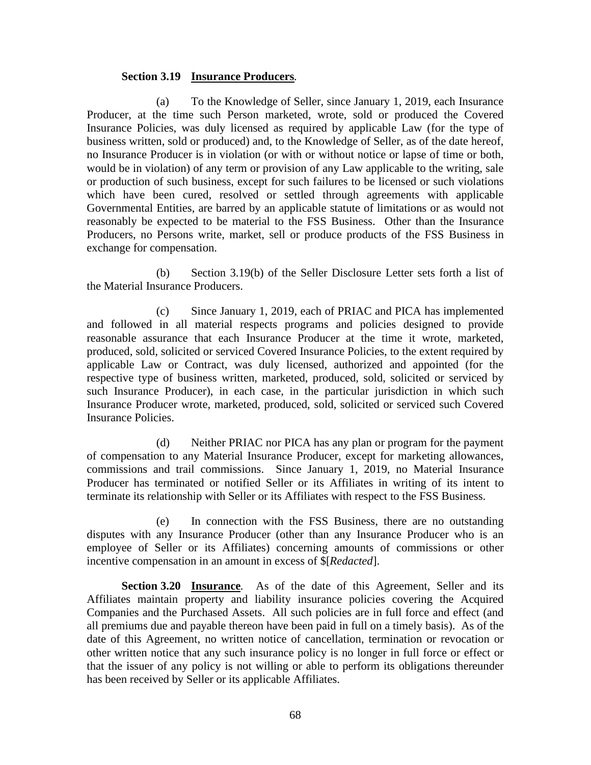**Section 3.19 Insurance Producers.**

(a) To the Knowledge of Seller, since January 1, 2019, each Insurance Producer, at the time such Person marketed, wrote, sold or produced the Covered Insurance Policies, was duly licensed as required by applicable Law (for the type of business written, sold or produced) and, to the Knowledge of Seller, as of the date hereof, no Insurance Producer is in violation (or with or without notice or lapse of time or both, would be in violation) of any term or provision of any Law applicable to the writing, sale or production of such business, except for such failures to be licensed or such violations which have been cured, resolved or settled through agreements with applicable Governmental Entities, are barred by an applicable statute of limitations or as would not reasonably be expected to be material to the FSS Business. Other than the Insurance Producers, no Persons write, market, sell or produce products of the FSS Business in exchange for compensation.

(b) Section 3.19(b) of the Seller Disclosure Letter sets forth a list of the Material Insurance Producers.

(c) Since January 1, 2019, each of PRIAC and PICA has implemented and followed in all material respects programs and policies designed to provide reasonable assurance that each Insurance Producer at the time it wrote, marketed, produced, sold, solicited or serviced Covered Insurance Policies, to the extent required by applicable Law or Contract, was duly licensed, authorized and appointed (for the respective type of business written, marketed, produced, sold, solicited or serviced by such Insurance Producer), in each case, in the particular jurisdiction in which such Insurance Producer wrote, marketed, produced, sold, solicited or serviced such Covered Insurance Policies.

(d) Neither PRIAC nor PICA has any plan or program for the payment of compensation to any Material Insurance Producer, except for marketing allowances, commissions and trail commissions. Since January 1, 2019, no Material Insurance Producer has terminated or notified Seller or its Affiliates in writing of its intent to terminate its relationship with Seller or its Affiliates with respect to the FSS Business.

(e) In connection with the FSS Business, there are no outstanding disputes with any Insurance Producer (other than any Insurance Producer who is an employee of Seller or its Affiliates) concerning amounts of commissions or other incentive compensation in an amount in excess of $[*Redacted*].

**Section 3.20 Insurance.** As of the date of this Agreement, Seller and its Affiliates maintain property and liability insurance policies covering the Acquired Companies and the Purchased Assets. All such policies are in full force and effect (and all premiums due and payable thereon have been paid in full on a timely basis). As of the date of this Agreement, no written notice of cancellation, termination or revocation or other written notice that any such insurance policy is no longer in full force or effect or that the issuer of any policy is not willing or able to perform its obligations thereunder has been received by Seller or its applicable Affiliates.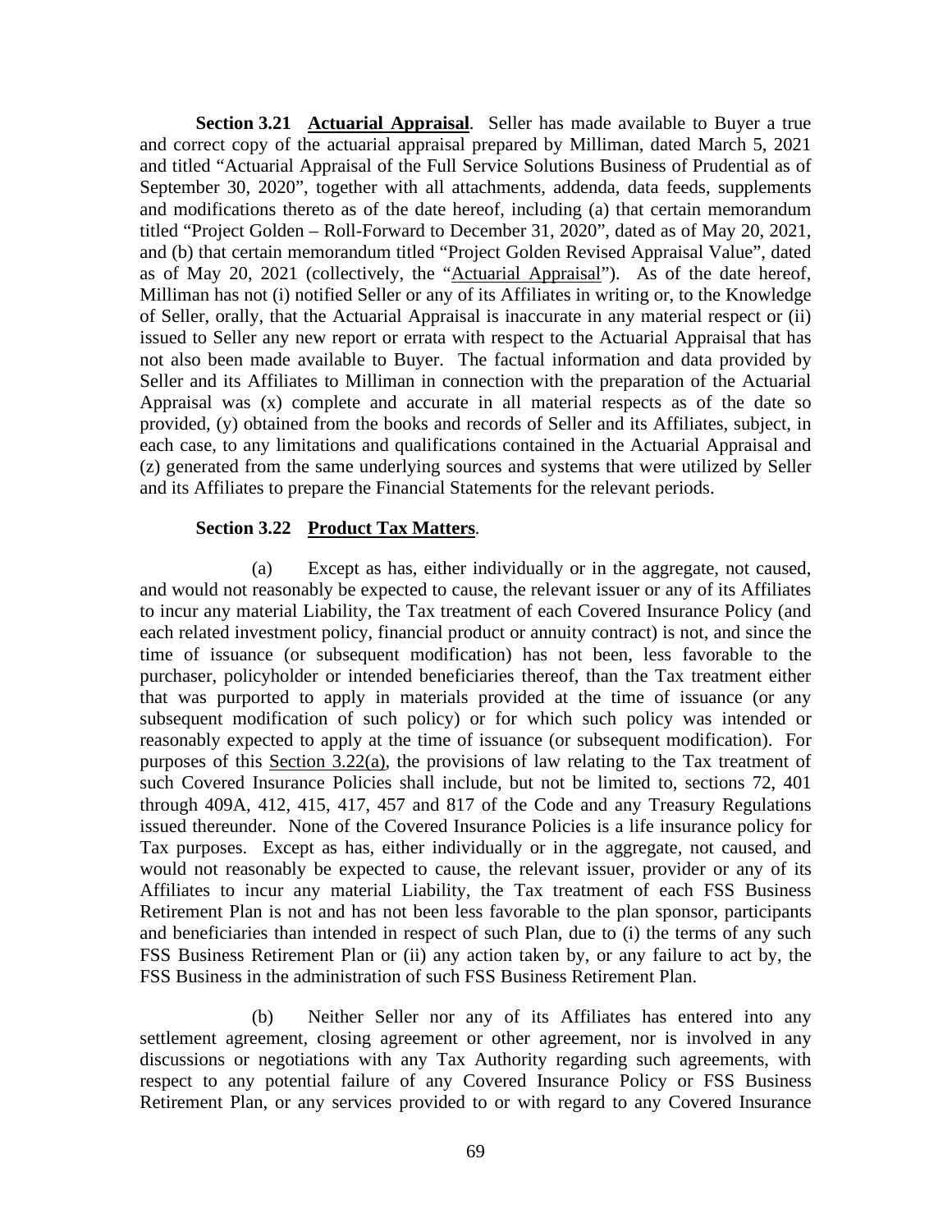**Section 3.21 Actuarial Appraisal**. Seller has made available to Buyer a true and correct copy of the actuarial appraisal prepared by Milliman, dated March 5, 2021 and titled "Actuarial Appraisal of the Full Service Solutions Business of Prudential as of September 30, 2020", together with all attachments, addenda, data feeds, supplements and modifications thereto as of the date hereof, including (a) that certain memorandum titled "Project Golden – Roll-Forward to December 31, 2020", dated as of May 20, 2021, and (b) that certain memorandum titled "Project Golden Revised Appraisal Value", dated as of May 20, 2021 (collectively, the "Actuarial Appraisal"). As of the date hereof, Milliman has not (i) notified Seller or any of its Affiliates in writing or, to the Knowledge of Seller, orally, that the Actuarial Appraisal is inaccurate in any material respect or (ii) issued to Seller any new report or errata with respect to the Actuarial Appraisal that has not also been made available to Buyer. The factual information and data provided by Seller and its Affiliates to Milliman in connection with the preparation of the Actuarial Appraisal was (x) complete and accurate in all material respects as of the date so provided, (y) obtained from the books and records of Seller and its Affiliates, subject, in each case, to any limitations and qualifications contained in the Actuarial Appraisal and (z) generated from the same underlying sources and systems that were utilized by Seller and its Affiliates to prepare the Financial Statements for the relevant periods.

**Section 3.22 Product Tax Matters**.

(a) Except as has, either individually or in the aggregate, not caused, and would not reasonably be expected to cause, the relevant issuer or any of its Affiliates to incur any material Liability, the Tax treatment of each Covered Insurance Policy (and each related investment policy, financial product or annuity contract) is not, and since the time of issuance (or subsequent modification) has not been, less favorable to the purchaser, policyholder or intended beneficiaries thereof, than the Tax treatment either that was purported to apply in materials provided at the time of issuance (or any subsequent modification of such policy) or for which such policy was intended or reasonably expected to apply at the time of issuance (or subsequent modification). For purposes of this Section 3.22(a), the provisions of law relating to the Tax treatment of such Covered Insurance Policies shall include, but not be limited to, sections 72, 401 through 409A, 412, 415, 417, 457 and 817 of the Code and any Treasury Regulations issued thereunder. None of the Covered Insurance Policies is a life insurance policy for Tax purposes. Except as has, either individually or in the aggregate, not caused, and would not reasonably be expected to cause, the relevant issuer, provider or any of its Affiliates to incur any material Liability, the Tax treatment of each FSS Business Retirement Plan is not and has not been less favorable to the plan sponsor, participants and beneficiaries than intended in respect of such Plan, due to (i) the terms of any such FSS Business Retirement Plan or (ii) any action taken by, or any failure to act by, the FSS Business in the administration of such FSS Business Retirement Plan.

(b) Neither Seller nor any of its Affiliates has entered into any settlement agreement, closing agreement or other agreement, nor is involved in any discussions or negotiations with any Tax Authority regarding such agreements, with respect to any potential failure of any Covered Insurance Policy or FSS Business Retirement Plan, or any services provided to or with regard to any Covered Insurance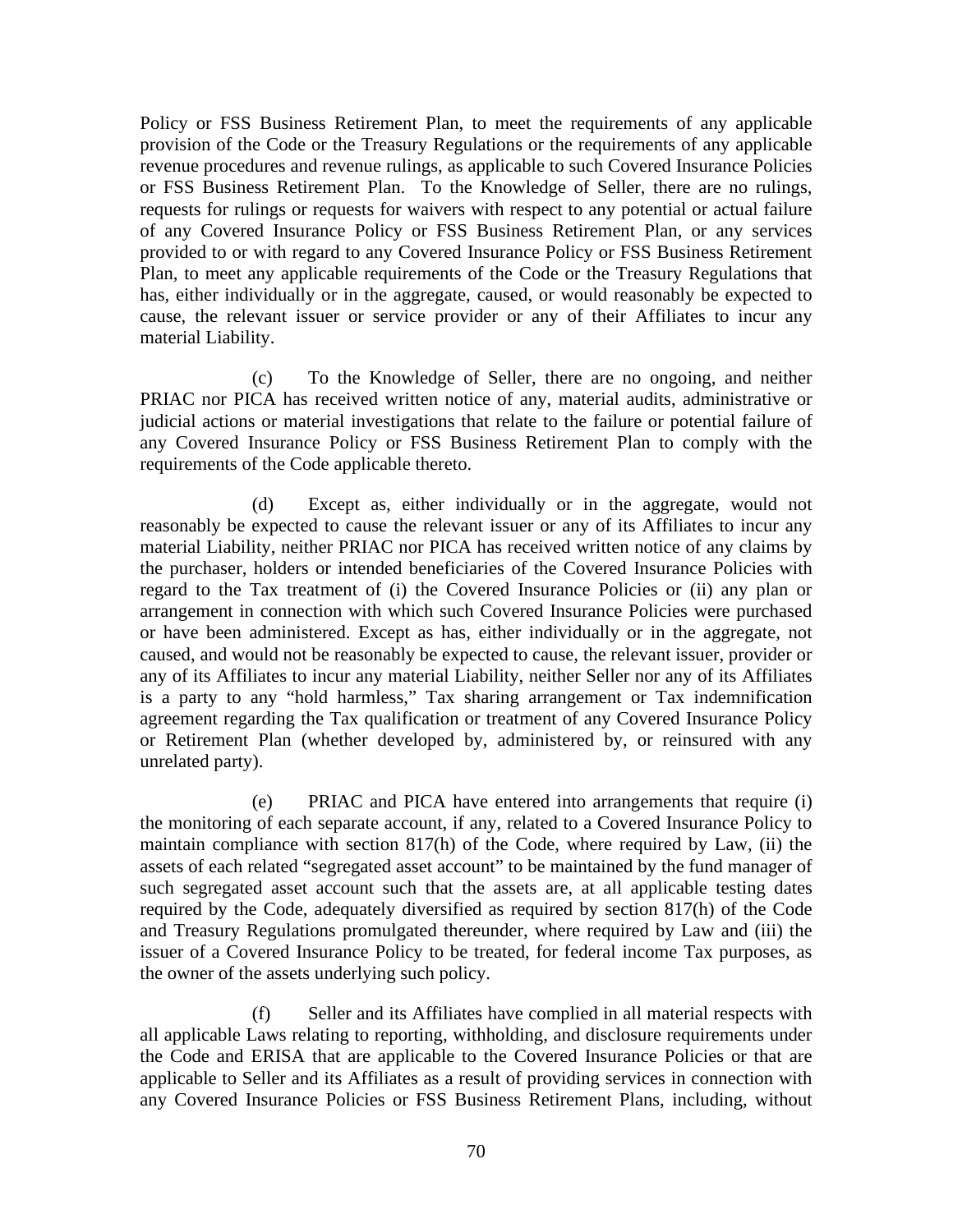Policy or FSS Business Retirement Plan, to meet the requirements of any applicable provision of the Code or the Treasury Regulations or the requirements of any applicable revenue procedures and revenue rulings, as applicable to such Covered Insurance Policies or FSS Business Retirement Plan. To the Knowledge of Seller, there are no rulings, requests for rulings or requests for waivers with respect to any potential or actual failure of any Covered Insurance Policy or FSS Business Retirement Plan, or any services provided to or with regard to any Covered Insurance Policy or FSS Business Retirement Plan, to meet any applicable requirements of the Code or the Treasury Regulations that has, either individually or in the aggregate, caused, or would reasonably be expected to cause, the relevant issuer or service provider or any of their Affiliates to incur any material Liability.

(c) To the Knowledge of Seller, there are no ongoing, and neither PRIAC nor PICA has received written notice of any, material audits, administrative or judicial actions or material investigations that relate to the failure or potential failure of any Covered Insurance Policy or FSS Business Retirement Plan to comply with the requirements of the Code applicable thereto.

(d) Except as, either individually or in the aggregate, would not reasonably be expected to cause the relevant issuer or any of its Affiliates to incur any material Liability, neither PRIAC nor PICA has received written notice of any claims by the purchaser, holders or intended beneficiaries of the Covered Insurance Policies with regard to the Tax treatment of (i) the Covered Insurance Policies or (ii) any plan or arrangement in connection with which such Covered Insurance Policies were purchased or have been administered. Except as has, either individually or in the aggregate, not caused, and would not be reasonably be expected to cause, the relevant issuer, provider or any of its Affiliates to incur any material Liability, neither Seller nor any of its Affiliates is a party to any "hold harmless," Tax sharing arrangement or Tax indemnification agreement regarding the Tax qualification or treatment of any Covered Insurance Policy or Retirement Plan (whether developed by, administered by, or reinsured with any unrelated party).

(e) PRIAC and PICA have entered into arrangements that require (i) the monitoring of each separate account, if any, related to a Covered Insurance Policy to maintain compliance with section 817(h) of the Code, where required by Law, (ii) the assets of each related "segregated asset account" to be maintained by the fund manager of such segregated asset account such that the assets are, at all applicable testing dates required by the Code, adequately diversified as required by section 817(h) of the Code and Treasury Regulations promulgated thereunder, where required by Law and (iii) the issuer of a Covered Insurance Policy to be treated, for federal income Tax purposes, as the owner of the assets underlying such policy.

(f) Seller and its Affiliates have complied in all material respects with all applicable Laws relating to reporting, withholding, and disclosure requirements under the Code and ERISA that are applicable to the Covered Insurance Policies or that are applicable to Seller and its Affiliates as a result of providing services in connection with any Covered Insurance Policies or FSS Business Retirement Plans, including, without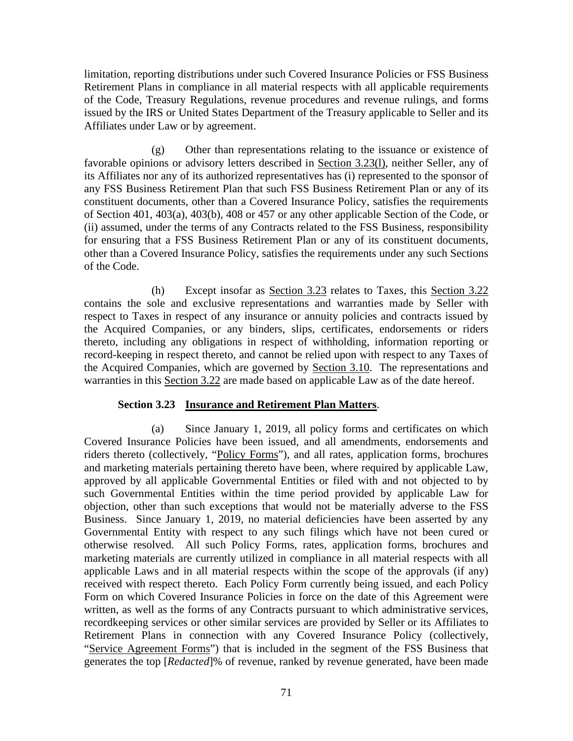limitation, reporting distributions under such Covered Insurance Policies or FSS Business Retirement Plans in compliance in all material respects with all applicable requirements of the Code, Treasury Regulations, revenue procedures and revenue rulings, and forms issued by the IRS or United States Department of the Treasury applicable to Seller and its Affiliates under Law or by agreement.

(g) Other than representations relating to the issuance or existence of favorable opinions or advisory letters described in Section 3.23(l), neither Seller, any of its Affiliates nor any of its authorized representatives has (i) represented to the sponsor of any FSS Business Retirement Plan that such FSS Business Retirement Plan or any of its constituent documents, other than a Covered Insurance Policy, satisfies the requirements of Section 401, 403(a), 403(b), 408 or 457 or any other applicable Section of the Code, or (ii) assumed, under the terms of any Contracts related to the FSS Business, responsibility for ensuring that a FSS Business Retirement Plan or any of its constituent documents, other than a Covered Insurance Policy, satisfies the requirements under any such Sections of the Code.

(h) Except insofar as Section 3.23 relates to Taxes, this Section 3.22 contains the sole and exclusive representations and warranties made by Seller with respect to Taxes in respect of any insurance or annuity policies and contracts issued by the Acquired Companies, or any binders, slips, certificates, endorsements or riders thereto, including any obligations in respect of withholding, information reporting or record-keeping in respect thereto, and cannot be relied upon with respect to any Taxes of the Acquired Companies, which are governed by Section 3.10. The representations and warranties in this Section 3.22 are made based on applicable Law as of the date hereof.

**Section 3.23 Insurance and Retirement Plan Matters**.

(a) Since January 1, 2019, all policy forms and certificates on which Covered Insurance Policies have been issued, and all amendments, endorsements and riders thereto (collectively, "Policy Forms"), and all rates, application forms, brochures and marketing materials pertaining thereto have been, where required by applicable Law, approved by all applicable Governmental Entities or filed with and not objected to by such Governmental Entities within the time period provided by applicable Law for objection, other than such exceptions that would not be materially adverse to the FSS Business. Since January 1, 2019, no material deficiencies have been asserted by any Governmental Entity with respect to any such filings which have not been cured or otherwise resolved. All such Policy Forms, rates, application forms, brochures and marketing materials are currently utilized in compliance in all material respects with all applicable Laws and in all material respects within the scope of the approvals (if any) received with respect thereto. Each Policy Form currently being issued, and each Policy Form on which Covered Insurance Policies in force on the date of this Agreement were written, as well as the forms of any Contracts pursuant to which administrative services, recordkeeping services or other similar services are provided by Seller or its Affiliates to Retirement Plans in connection with any Covered Insurance Policy (collectively, "Service Agreement Forms") that is included in the segment of the FSS Business that generates the top [*Redacted*]% of revenue, ranked by revenue generated, have been made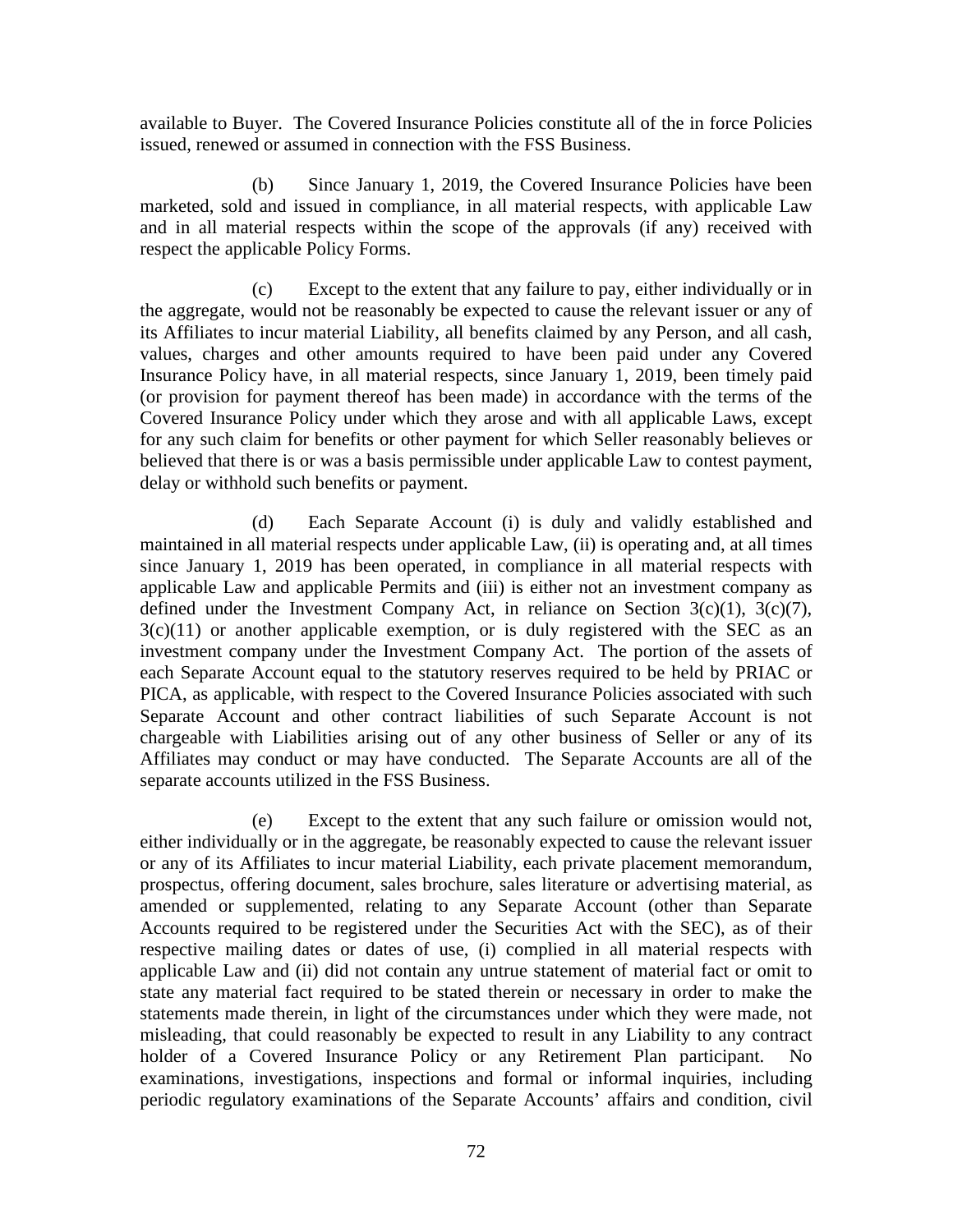available to Buyer. The Covered Insurance Policies constitute all of the in force Policies issued, renewed or assumed in connection with the FSS Business.

(b) Since January 1, 2019, the Covered Insurance Policies have been marketed, sold and issued in compliance, in all material respects, with applicable Law and in all material respects within the scope of the approvals (if any) received with respect the applicable Policy Forms.

(c) Except to the extent that any failure to pay, either individually or in the aggregate, would not be reasonably be expected to cause the relevant issuer or any of its Affiliates to incur material Liability, all benefits claimed by any Person, and all cash, values, charges and other amounts required to have been paid under any Covered Insurance Policy have, in all material respects, since January 1, 2019, been timely paid (or provision for payment thereof has been made) in accordance with the terms of the Covered Insurance Policy under which they arose and with all applicable Laws, except for any such claim for benefits or other payment for which Seller reasonably believes or believed that there is or was a basis permissible under applicable Law to contest payment, delay or withhold such benefits or payment.

(d) Each Separate Account (i) is duly and validly established and maintained in all material respects under applicable Law, (ii) is operating and, at all times since January 1, 2019 has been operated, in compliance in all material respects with applicable Law and applicable Permits and (iii) is either not an investment company as defined under the Investment Company Act, in reliance on Section 3(c)(1), 3(c)(7), 3(c)(11) or another applicable exemption, or is duly registered with the SEC as an investment company under the Investment Company Act. The portion of the assets of each Separate Account equal to the statutory reserves required to be held by PRIAC or PICA, as applicable, with respect to the Covered Insurance Policies associated with such Separate Account and other contract liabilities of such Separate Account is not chargeable with Liabilities arising out of any other business of Seller or any of its Affiliates may conduct or may have conducted. The Separate Accounts are all of the separate accounts utilized in the FSS Business.

(e) Except to the extent that any such failure or omission would not, either individually or in the aggregate, be reasonably expected to cause the relevant issuer or any of its Affiliates to incur material Liability, each private placement memorandum, prospectus, offering document, sales brochure, sales literature or advertising material, as amended or supplemented, relating to any Separate Account (other than Separate Accounts required to be registered under the Securities Act with the SEC), as of their respective mailing dates or dates of use, (i) complied in all material respects with applicable Law and (ii) did not contain any untrue statement of material fact or omit to state any material fact required to be stated therein or necessary in order to make the statements made therein, in light of the circumstances under which they were made, not misleading, that could reasonably be expected to result in any Liability to any contract holder of a Covered Insurance Policy or any Retirement Plan participant. No examinations, investigations, inspections and formal or informal inquiries, including periodic regulatory examinations of the Separate Accounts' affairs and condition, civil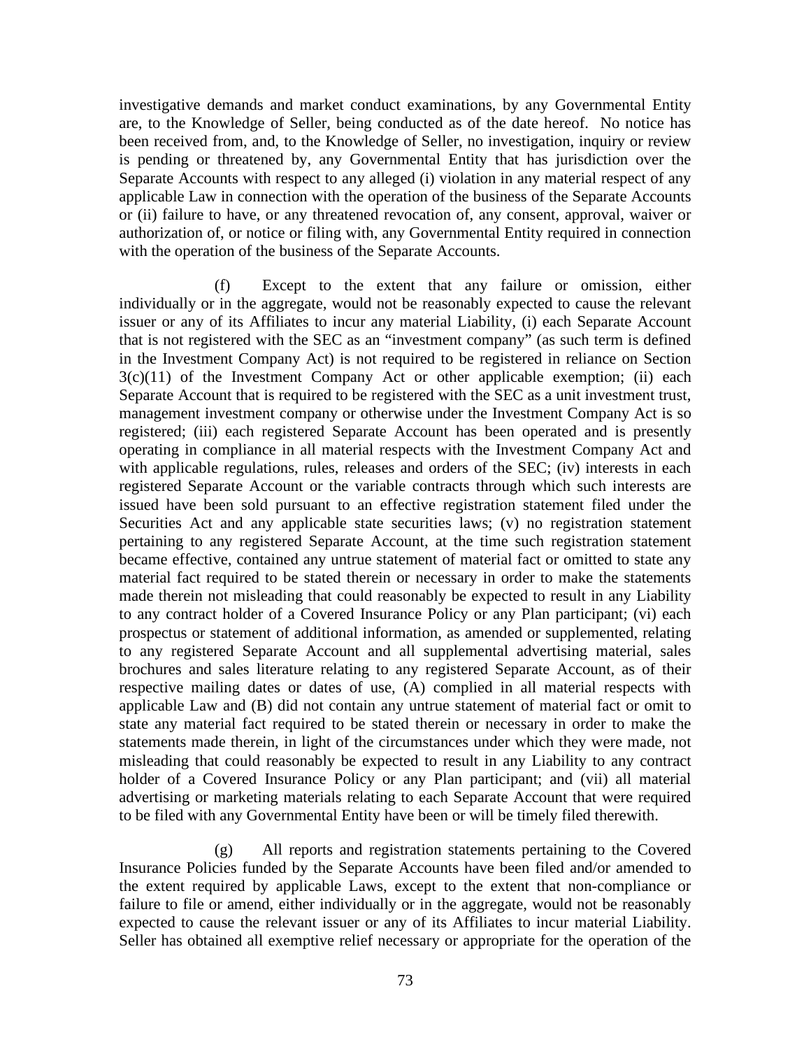investigative demands and market conduct examinations, by any Governmental Entity are, to the Knowledge of Seller, being conducted as of the date hereof. No notice has been received from, and, to the Knowledge of Seller, no investigation, inquiry or review is pending or threatened by, any Governmental Entity that has jurisdiction over the Separate Accounts with respect to any alleged (i) violation in any material respect of any applicable Law in connection with the operation of the business of the Separate Accounts or (ii) failure to have, or any threatened revocation of, any consent, approval, waiver or authorization of, or notice or filing with, any Governmental Entity required in connection with the operation of the business of the Separate Accounts.

(f) Except to the extent that any failure or omission, either individually or in the aggregate, would not be reasonably expected to cause the relevant issuer or any of its Affiliates to incur any material Liability, (i) each Separate Account that is not registered with the SEC as an "investment company" (as such term is defined in the Investment Company Act) is not required to be registered in reliance on Section 3(c)(11) of the Investment Company Act or other applicable exemption; (ii) each Separate Account that is required to be registered with the SEC as a unit investment trust, management investment company or otherwise under the Investment Company Act is so registered; (iii) each registered Separate Account has been operated and is presently operating in compliance in all material respects with the Investment Company Act and with applicable regulations, rules, releases and orders of the SEC; (iv) interests in each registered Separate Account or the variable contracts through which such interests are issued have been sold pursuant to an effective registration statement filed under the Securities Act and any applicable state securities laws; (v) no registration statement pertaining to any registered Separate Account, at the time such registration statement became effective, contained any untrue statement of material fact or omitted to state any material fact required to be stated therein or necessary in order to make the statements made therein not misleading that could reasonably be expected to result in any Liability to any contract holder of a Covered Insurance Policy or any Plan participant; (vi) each prospectus or statement of additional information, as amended or supplemented, relating to any registered Separate Account and all supplemental advertising material, sales brochures and sales literature relating to any registered Separate Account, as of their respective mailing dates or dates of use, (A) complied in all material respects with applicable Law and (B) did not contain any untrue statement of material fact or omit to state any material fact required to be stated therein or necessary in order to make the statements made therein, in light of the circumstances under which they were made, not misleading that could reasonably be expected to result in any Liability to any contract holder of a Covered Insurance Policy or any Plan participant; and (vii) all material advertising or marketing materials relating to each Separate Account that were required to be filed with any Governmental Entity have been or will be timely filed therewith.

(g) All reports and registration statements pertaining to the Covered Insurance Policies funded by the Separate Accounts have been filed and/or amended to the extent required by applicable Laws, except to the extent that non-compliance or failure to file or amend, either individually or in the aggregate, would not be reasonably expected to cause the relevant issuer or any of its Affiliates to incur material Liability. Seller has obtained all exemptive relief necessary or appropriate for the operation of the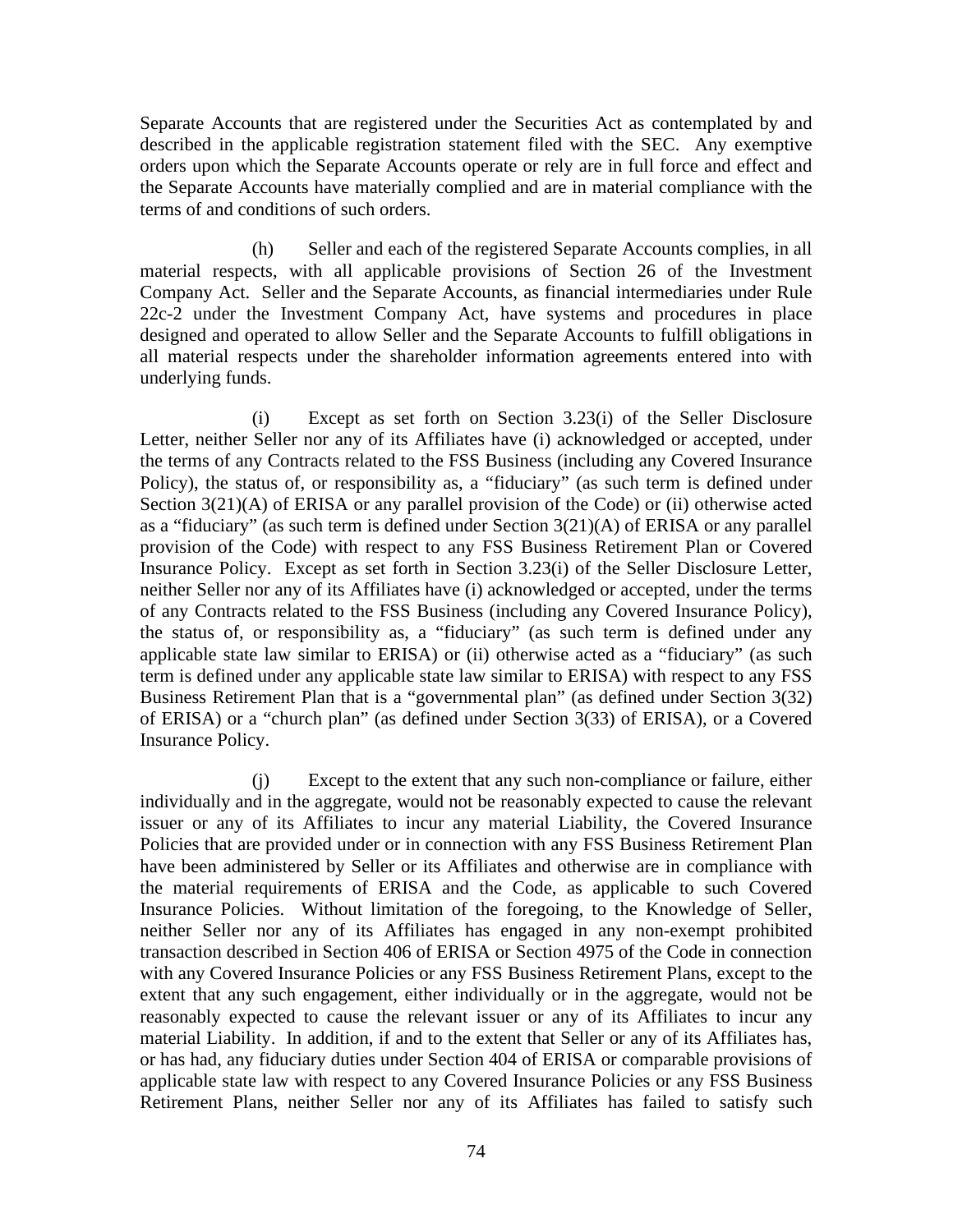Separate Accounts that are registered under the Securities Act as contemplated by and described in the applicable registration statement filed with the SEC. Any exemptive orders upon which the Separate Accounts operate or rely are in full force and effect and the Separate Accounts have materially complied and are in material compliance with the terms of and conditions of such orders.

(h) Seller and each of the registered Separate Accounts complies, in all material respects, with all applicable provisions of Section 26 of the Investment Company Act. Seller and the Separate Accounts, as financial intermediaries under Rule 22c-2 under the Investment Company Act, have systems and procedures in place designed and operated to allow Seller and the Separate Accounts to fulfill obligations in all material respects under the shareholder information agreements entered into with underlying funds.

(i) Except as set forth on Section 3.23(i) of the Seller Disclosure Letter, neither Seller nor any of its Affiliates have (i) acknowledged or accepted, under the terms of any Contracts related to the FSS Business (including any Covered Insurance Policy), the status of, or responsibility as, a "fiduciary" (as such term is defined under Section 3(21)(A) of ERISA or any parallel provision of the Code) or (ii) otherwise acted as a "fiduciary" (as such term is defined under Section 3(21)(A) of ERISA or any parallel provision of the Code) with respect to any FSS Business Retirement Plan or Covered Insurance Policy. Except as set forth in Section 3.23(i) of the Seller Disclosure Letter, neither Seller nor any of its Affiliates have (i) acknowledged or accepted, under the terms of any Contracts related to the FSS Business (including any Covered Insurance Policy), the status of, or responsibility as, a "fiduciary" (as such term is defined under any applicable state law similar to ERISA) or (ii) otherwise acted as a "fiduciary" (as such term is defined under any applicable state law similar to ERISA) with respect to any FSS Business Retirement Plan that is a "governmental plan" (as defined under Section 3(32) of ERISA) or a "church plan" (as defined under Section 3(33) of ERISA), or a Covered Insurance Policy.

(j) Except to the extent that any such non-compliance or failure, either individually and in the aggregate, would not be reasonably expected to cause the relevant issuer or any of its Affiliates to incur any material Liability, the Covered Insurance Policies that are provided under or in connection with any FSS Business Retirement Plan have been administered by Seller or its Affiliates and otherwise are in compliance with the material requirements of ERISA and the Code, as applicable to such Covered Insurance Policies. Without limitation of the foregoing, to the Knowledge of Seller, neither Seller nor any of its Affiliates has engaged in any non-exempt prohibited transaction described in Section 406 of ERISA or Section 4975 of the Code in connection with any Covered Insurance Policies or any FSS Business Retirement Plans, except to the extent that any such engagement, either individually or in the aggregate, would not be reasonably expected to cause the relevant issuer or any of its Affiliates to incur any material Liability. In addition, if and to the extent that Seller or any of its Affiliates has, or has had, any fiduciary duties under Section 404 of ERISA or comparable provisions of applicable state law with respect to any Covered Insurance Policies or any FSS Business Retirement Plans, neither Seller nor any of its Affiliates has failed to satisfy such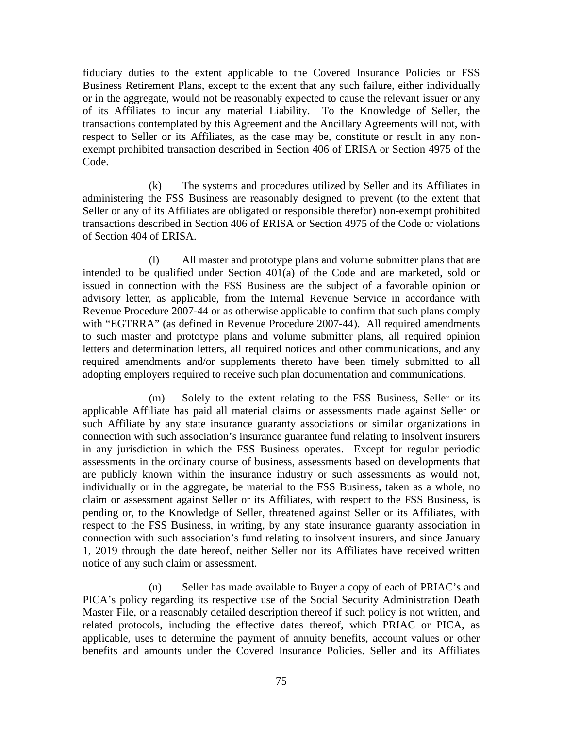fiduciary duties to the extent applicable to the Covered Insurance Policies or FSS Business Retirement Plans, except to the extent that any such failure, either individually or in the aggregate, would not be reasonably expected to cause the relevant issuer or any of its Affiliates to incur any material Liability. To the Knowledge of Seller, the transactions contemplated by this Agreement and the Ancillary Agreements will not, with respect to Seller or its Affiliates, as the case may be, constitute or result in any non-exempt prohibited transaction described in Section 406 of ERISA or Section 4975 of the Code.

(k) The systems and procedures utilized by Seller and its Affiliates in administering the FSS Business are reasonably designed to prevent (to the extent that Seller or any of its Affiliates are obligated or responsible therefor) non-exempt prohibited transactions described in Section 406 of ERISA or Section 4975 of the Code or violations of Section 404 of ERISA.

(l) All master and prototype plans and volume submitter plans that are intended to be qualified under Section 401(a) of the Code and are marketed, sold or issued in connection with the FSS Business are the subject of a favorable opinion or advisory letter, as applicable, from the Internal Revenue Service in accordance with Revenue Procedure 2007-44 or as otherwise applicable to confirm that such plans comply with "EGTRRA" (as defined in Revenue Procedure 2007-44). All required amendments to such master and prototype plans and volume submitter plans, all required opinion letters and determination letters, all required notices and other communications, and any required amendments and/or supplements thereto have been timely submitted to all adopting employers required to receive such plan documentation and communications.

(m) Solely to the extent relating to the FSS Business, Seller or its applicable Affiliate has paid all material claims or assessments made against Seller or such Affiliate by any state insurance guaranty associations or similar organizations in connection with such association's insurance guarantee fund relating to insolvent insurers in any jurisdiction in which the FSS Business operates. Except for regular periodic assessments in the ordinary course of business, assessments based on developments that are publicly known within the insurance industry or such assessments as would not, individually or in the aggregate, be material to the FSS Business, taken as a whole, no claim or assessment against Seller or its Affiliates, with respect to the FSS Business, is pending or, to the Knowledge of Seller, threatened against Seller or its Affiliates, with respect to the FSS Business, in writing, by any state insurance guaranty association in connection with such association's fund relating to insolvent insurers, and since January 1, 2019 through the date hereof, neither Seller nor its Affiliates have received written notice of any such claim or assessment.

(n) Seller has made available to Buyer a copy of each of PRIAC's and PICA's policy regarding its respective use of the Social Security Administration Death Master File, or a reasonably detailed description thereof if such policy is not written, and related protocols, including the effective dates thereof, which PRIAC or PICA, as applicable, uses to determine the payment of annuity benefits, account values or other benefits and amounts under the Covered Insurance Policies. Seller and its Affiliates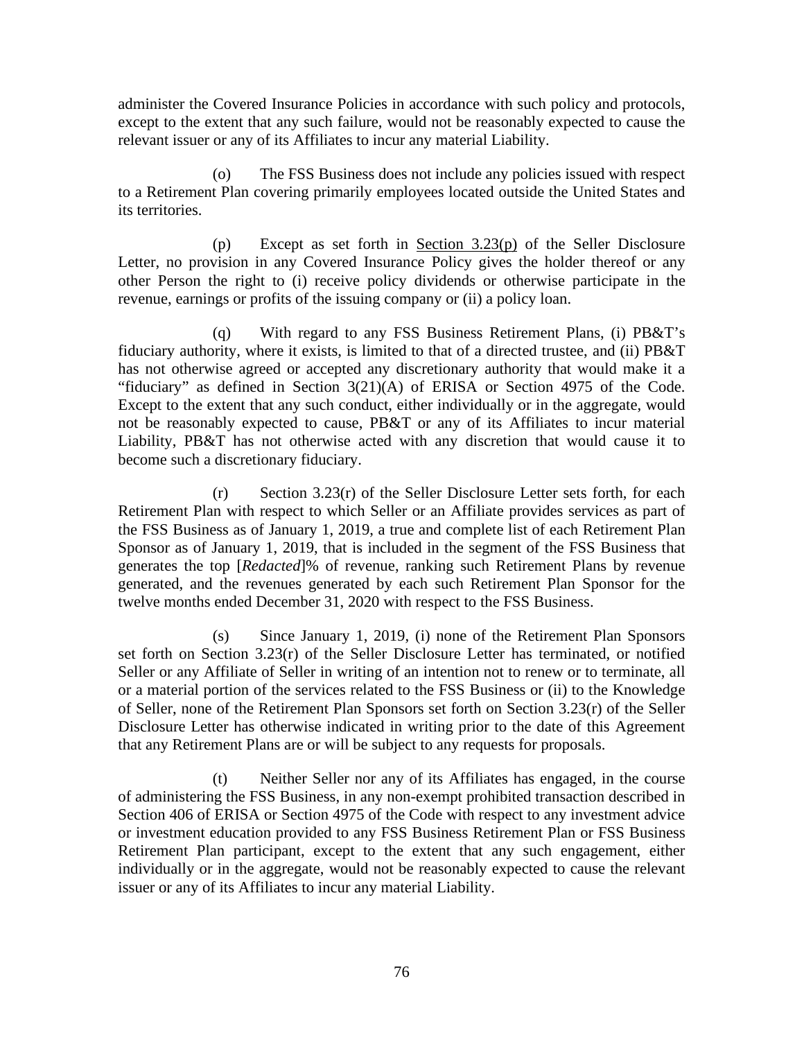administer the Covered Insurance Policies in accordance with such policy and protocols, except to the extent that any such failure, would not be reasonably expected to cause the relevant issuer or any of its Affiliates to incur any material Liability.

(o) The FSS Business does not include any policies issued with respect to a Retirement Plan covering primarily employees located outside the United States and its territories.

(p) Except as set forth in Section 3.23(p) of the Seller Disclosure Letter, no provision in any Covered Insurance Policy gives the holder thereof or any other Person the right to (i) receive policy dividends or otherwise participate in the revenue, earnings or profits of the issuing company or (ii) a policy loan.

(q) With regard to any FSS Business Retirement Plans, (i) PB&T's fiduciary authority, where it exists, is limited to that of a directed trustee, and (ii) PB&T has not otherwise agreed or accepted any discretionary authority that would make it a "fiduciary" as defined in Section 3(21)(A) of ERISA or Section 4975 of the Code. Except to the extent that any such conduct, either individually or in the aggregate, would not be reasonably expected to cause, PB&T or any of its Affiliates to incur material Liability, PB&T has not otherwise acted with any discretion that would cause it to become such a discretionary fiduciary.

(r) Section 3.23(r) of the Seller Disclosure Letter sets forth, for each Retirement Plan with respect to which Seller or an Affiliate provides services as part of the FSS Business as of January 1, 2019, a true and complete list of each Retirement Plan Sponsor as of January 1, 2019, that is included in the segment of the FSS Business that generates the top [*Redacted*]% of revenue, ranking such Retirement Plans by revenue generated, and the revenues generated by each such Retirement Plan Sponsor for the twelve months ended December 31, 2020 with respect to the FSS Business.

(s) Since January 1, 2019, (i) none of the Retirement Plan Sponsors set forth on Section 3.23(r) of the Seller Disclosure Letter has terminated, or notified Seller or any Affiliate of Seller in writing of an intention not to renew or to terminate, all or a material portion of the services related to the FSS Business or (ii) to the Knowledge of Seller, none of the Retirement Plan Sponsors set forth on Section 3.23(r) of the Seller Disclosure Letter has otherwise indicated in writing prior to the date of this Agreement that any Retirement Plans are or will be subject to any requests for proposals.

(t) Neither Seller nor any of its Affiliates has engaged, in the course of administering the FSS Business, in any non-exempt prohibited transaction described in Section 406 of ERISA or Section 4975 of the Code with respect to any investment advice or investment education provided to any FSS Business Retirement Plan or FSS Business Retirement Plan participant, except to the extent that any such engagement, either individually or in the aggregate, would not be reasonably expected to cause the relevant issuer or any of its Affiliates to incur any material Liability.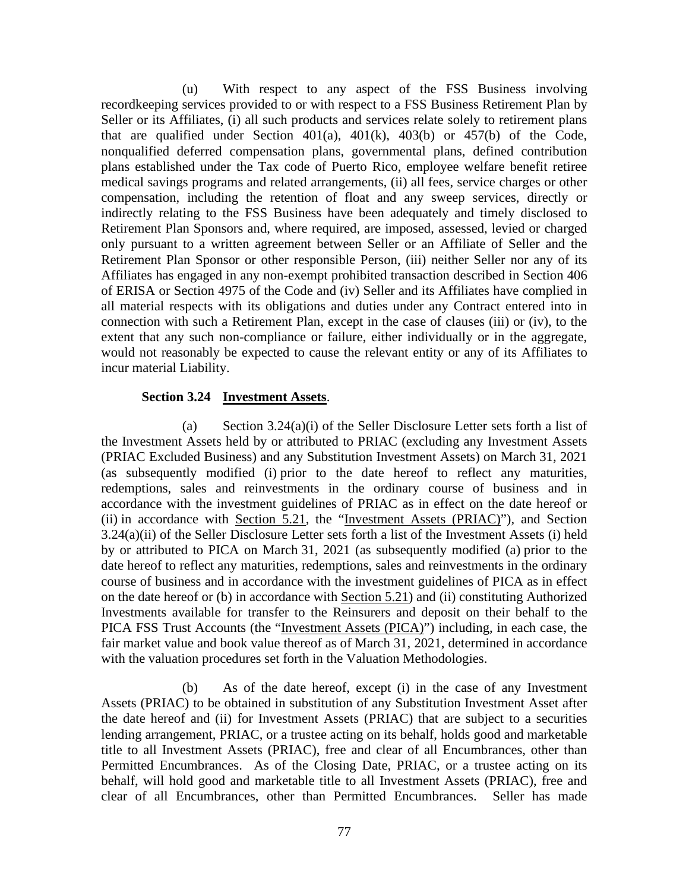(u) With respect to any aspect of the FSS Business involving recordkeeping services provided to or with respect to a FSS Business Retirement Plan by Seller or its Affiliates, (i) all such products and services relate solely to retirement plans that are qualified under Section 401(a), 401(k), 403(b) or 457(b) of the Code, nonqualified deferred compensation plans, governmental plans, defined contribution plans established under the Tax code of Puerto Rico, employee welfare benefit retiree medical savings programs and related arrangements, (ii) all fees, service charges or other compensation, including the retention of float and any sweep services, directly or indirectly relating to the FSS Business have been adequately and timely disclosed to Retirement Plan Sponsors and, where required, are imposed, assessed, levied or charged only pursuant to a written agreement between Seller or an Affiliate of Seller and the Retirement Plan Sponsor or other responsible Person, (iii) neither Seller nor any of its Affiliates has engaged in any non-exempt prohibited transaction described in Section 406 of ERISA or Section 4975 of the Code and (iv) Seller and its Affiliates have complied in all material respects with its obligations and duties under any Contract entered into in connection with such a Retirement Plan, except in the case of clauses (iii) or (iv), to the extent that any such non-compliance or failure, either individually or in the aggregate, would not reasonably be expected to cause the relevant entity or any of its Affiliates to incur material Liability.

**Section 3.24 Investment Assets**.

(a) Section 3.24(a)(i) of the Seller Disclosure Letter sets forth a list of the Investment Assets held by or attributed to PRIAC (excluding any Investment Assets (PRIAC Excluded Business) and any Substitution Investment Assets) on March 31, 2021 (as subsequently modified (i) prior to the date hereof to reflect any maturities, redemptions, sales and reinvestments in the ordinary course of business and in accordance with the investment guidelines of PRIAC as in effect on the date hereof or (ii) in accordance with Section 5.21, the "Investment Assets (PRIAC)"), and Section 3.24(a)(ii) of the Seller Disclosure Letter sets forth a list of the Investment Assets (i) held by or attributed to PICA on March 31, 2021 (as subsequently modified (a) prior to the date hereof to reflect any maturities, redemptions, sales and reinvestments in the ordinary course of business and in accordance with the investment guidelines of PICA as in effect on the date hereof or (b) in accordance with Section 5.21) and (ii) constituting Authorized Investments available for transfer to the Reinsurers and deposit on their behalf to the PICA FSS Trust Accounts (the "Investment Assets (PICA)") including, in each case, the fair market value and book value thereof as of March 31, 2021, determined in accordance with the valuation procedures set forth in the Valuation Methodologies.

(b) As of the date hereof, except (i) in the case of any Investment Assets (PRIAC) to be obtained in substitution of any Substitution Investment Asset after the date hereof and (ii) for Investment Assets (PRIAC) that are subject to a securities lending arrangement, PRIAC, or a trustee acting on its behalf, holds good and marketable title to all Investment Assets (PRIAC), free and clear of all Encumbrances, other than Permitted Encumbrances. As of the Closing Date, PRIAC, or a trustee acting on its behalf, will hold good and marketable title to all Investment Assets (PRIAC), free and clear of all Encumbrances, other than Permitted Encumbrances. Seller has made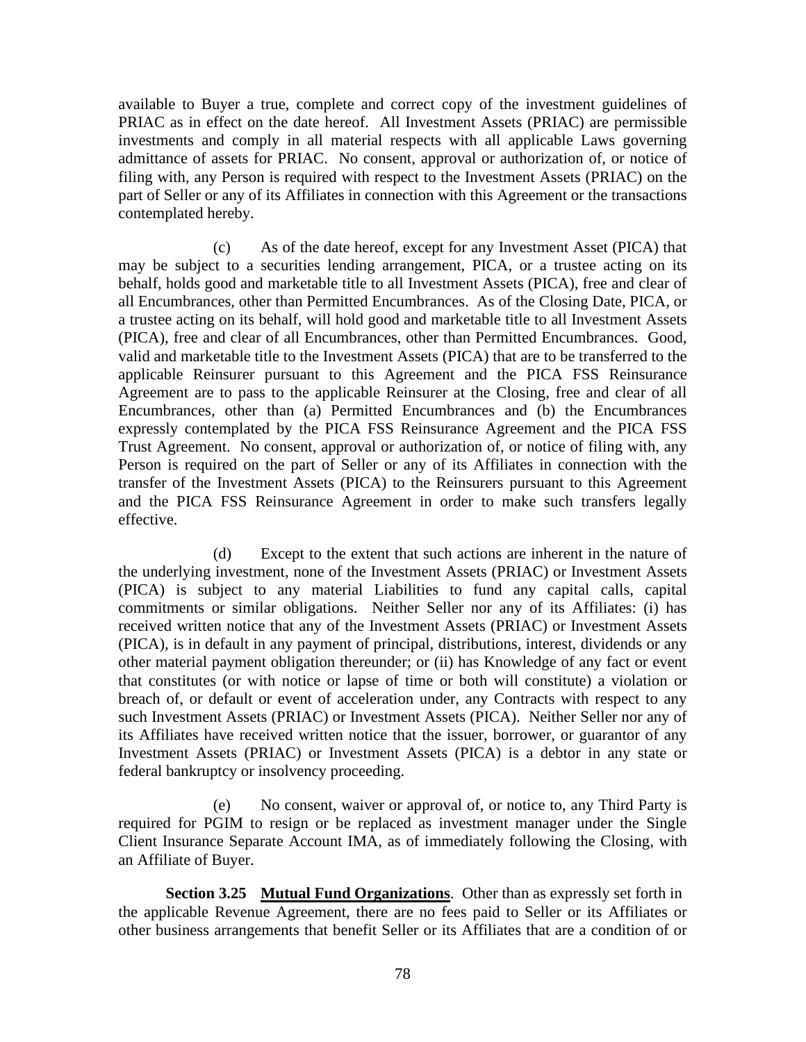available to Buyer a true, complete and correct copy of the investment guidelines of PRIAC as in effect on the date hereof. All Investment Assets (PRIAC) are permissible investments and comply in all material respects with all applicable Laws governing admittance of assets for PRIAC. No consent, approval or authorization of, or notice of filing with, any Person is required with respect to the Investment Assets (PRIAC) on the part of Seller or any of its Affiliates in connection with this Agreement or the transactions contemplated hereby.

(c) As of the date hereof, except for any Investment Asset (PICA) that may be subject to a securities lending arrangement, PICA, or a trustee acting on its behalf, holds good and marketable title to all Investment Assets (PICA), free and clear of all Encumbrances, other than Permitted Encumbrances. As of the Closing Date, PICA, or a trustee acting on its behalf, will hold good and marketable title to all Investment Assets (PICA), free and clear of all Encumbrances, other than Permitted Encumbrances. Good, valid and marketable title to the Investment Assets (PICA) that are to be transferred to the applicable Reinsurer pursuant to this Agreement and the PICA FSS Reinsurance Agreement are to pass to the applicable Reinsurer at the Closing, free and clear of all Encumbrances, other than (a) Permitted Encumbrances and (b) the Encumbrances expressly contemplated by the PICA FSS Reinsurance Agreement and the PICA FSS Trust Agreement. No consent, approval or authorization of, or notice of filing with, any Person is required on the part of Seller or any of its Affiliates in connection with the transfer of the Investment Assets (PICA) to the Reinsurers pursuant to this Agreement and the PICA FSS Reinsurance Agreement in order to make such transfers legally effective.

(d) Except to the extent that such actions are inherent in the nature of the underlying investment, none of the Investment Assets (PRIAC) or Investment Assets (PICA) is subject to any material Liabilities to fund any capital calls, capital commitments or similar obligations. Neither Seller nor any of its Affiliates: (i) has received written notice that any of the Investment Assets (PRIAC) or Investment Assets (PICA), is in default in any payment of principal, distributions, interest, dividends or any other material payment obligation thereunder; or (ii) has Knowledge of any fact or event that constitutes (or with notice or lapse of time or both will constitute) a violation or breach of, or default or event of acceleration under, any Contracts with respect to any such Investment Assets (PRIAC) or Investment Assets (PICA). Neither Seller nor any of its Affiliates have received written notice that the issuer, borrower, or guarantor of any Investment Assets (PRIAC) or Investment Assets (PICA) is a debtor in any state or federal bankruptcy or insolvency proceeding.

(e) No consent, waiver or approval of, or notice to, any Third Party is required for PGIM to resign or be replaced as investment manager under the Single Client Insurance Separate Account IMA, as of immediately following the Closing, with an Affiliate of Buyer.

**Section 3.25 Mutual Fund Organizations**. Other than as expressly set forth in the applicable Revenue Agreement, there are no fees paid to Seller or its Affiliates or other business arrangements that benefit Seller or its Affiliates that are a condition of or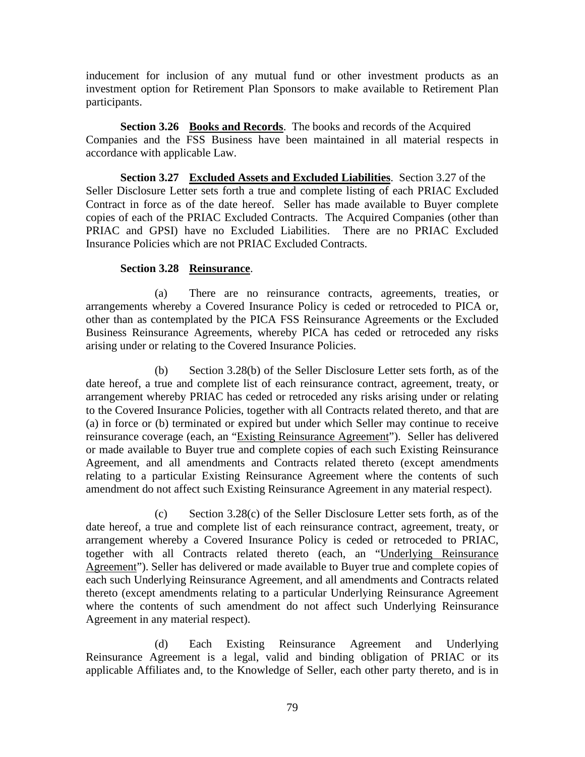inducement for inclusion of any mutual fund or other investment products as an investment option for Retirement Plan Sponsors to make available to Retirement Plan participants.

**Section 3.26 Books and Records**. The books and records of the Acquired Companies and the FSS Business have been maintained in all material respects in accordance with applicable Law.

**Section 3.27 Excluded Assets and Excluded Liabilities**. Section 3.27 of the Seller Disclosure Letter sets forth a true and complete listing of each PRIAC Excluded Contract in force as of the date hereof. Seller has made available to Buyer complete copies of each of the PRIAC Excluded Contracts. The Acquired Companies (other than PRIAC and GPSI) have no Excluded Liabilities. There are no PRIAC Excluded Insurance Policies which are not PRIAC Excluded Contracts.

**Section 3.28 Reinsurance**.

(a) There are no reinsurance contracts, agreements, treaties, or arrangements whereby a Covered Insurance Policy is ceded or retroceded to PICA or, other than as contemplated by the PICA FSS Reinsurance Agreements or the Excluded Business Reinsurance Agreements, whereby PICA has ceded or retroceded any risks arising under or relating to the Covered Insurance Policies.

(b) Section 3.28(b) of the Seller Disclosure Letter sets forth, as of the date hereof, a true and complete list of each reinsurance contract, agreement, treaty, or arrangement whereby PRIAC has ceded or retroceded any risks arising under or relating to the Covered Insurance Policies, together with all Contracts related thereto, and that are (a) in force or (b) terminated or expired but under which Seller may continue to receive reinsurance coverage (each, an "Existing Reinsurance Agreement"). Seller has delivered or made available to Buyer true and complete copies of each such Existing Reinsurance Agreement, and all amendments and Contracts related thereto (except amendments relating to a particular Existing Reinsurance Agreement where the contents of such amendment do not affect such Existing Reinsurance Agreement in any material respect).

(c) Section 3.28(c) of the Seller Disclosure Letter sets forth, as of the date hereof, a true and complete list of each reinsurance contract, agreement, treaty, or arrangement whereby a Covered Insurance Policy is ceded or retroceded to PRIAC, together with all Contracts related thereto (each, an "Underlying Reinsurance Agreement"). Seller has delivered or made available to Buyer true and complete copies of each such Underlying Reinsurance Agreement, and all amendments and Contracts related thereto (except amendments relating to a particular Underlying Reinsurance Agreement where the contents of such amendment do not affect such Underlying Reinsurance Agreement in any material respect).

(d) Each Existing Reinsurance Agreement and Underlying Reinsurance Agreement is a legal, valid and binding obligation of PRIAC or its applicable Affiliates and, to the Knowledge of Seller, each other party thereto, and is in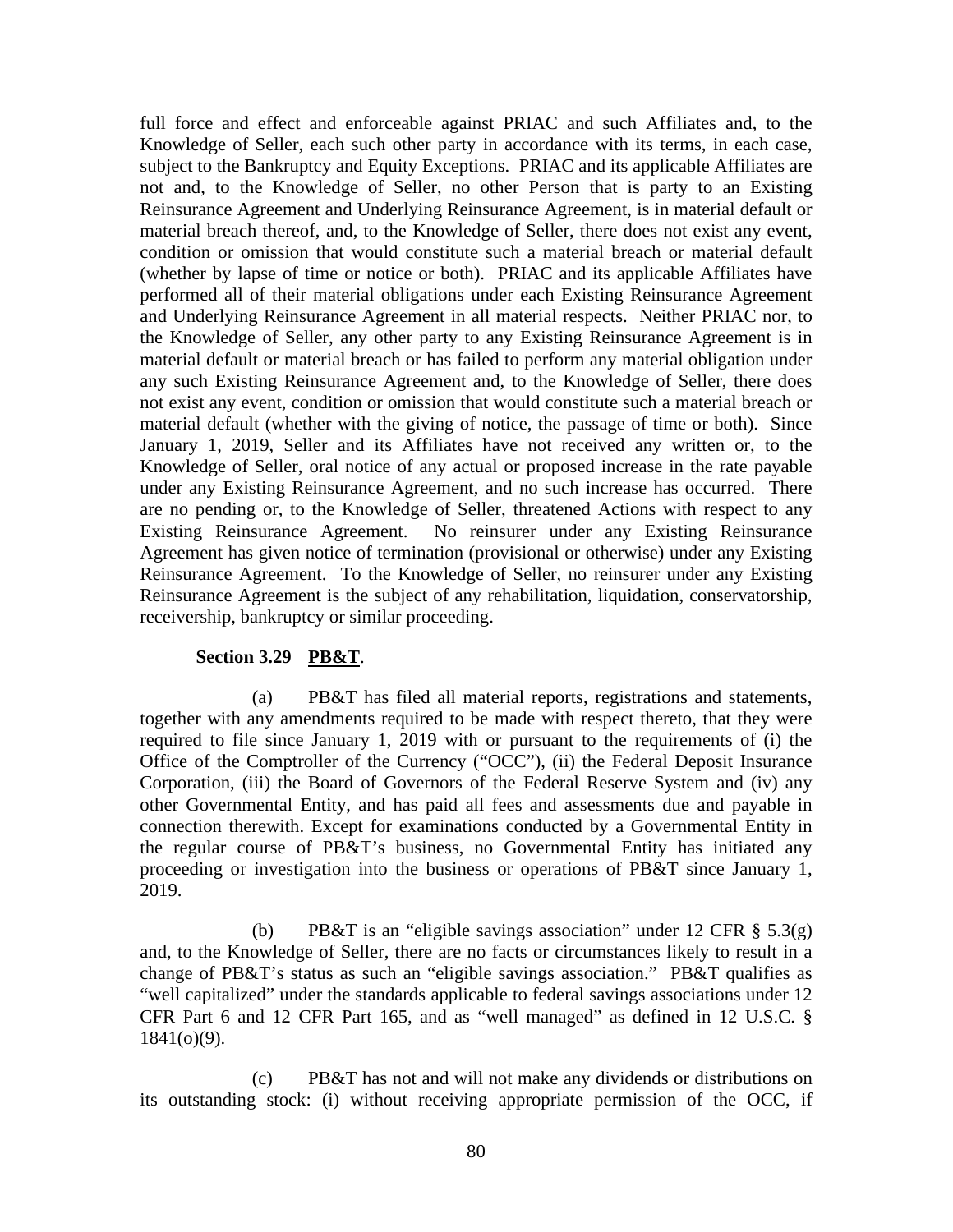full force and effect and enforceable against PRIAC and such Affiliates and, to the Knowledge of Seller, each such other party in accordance with its terms, in each case, subject to the Bankruptcy and Equity Exceptions. PRIAC and its applicable Affiliates are not and, to the Knowledge of Seller, no other Person that is party to an Existing Reinsurance Agreement and Underlying Reinsurance Agreement, is in material default or material breach thereof, and, to the Knowledge of Seller, there does not exist any event, condition or omission that would constitute such a material breach or material default (whether by lapse of time or notice or both). PRIAC and its applicable Affiliates have performed all of their material obligations under each Existing Reinsurance Agreement and Underlying Reinsurance Agreement in all material respects. Neither PRIAC nor, to the Knowledge of Seller, any other party to any Existing Reinsurance Agreement is in material default or material breach or has failed to perform any material obligation under any such Existing Reinsurance Agreement and, to the Knowledge of Seller, there does not exist any event, condition or omission that would constitute such a material breach or material default (whether with the giving of notice, the passage of time or both). Since January 1, 2019, Seller and its Affiliates have not received any written or, to the Knowledge of Seller, oral notice of any actual or proposed increase in the rate payable under any Existing Reinsurance Agreement, and no such increase has occurred. There are no pending or, to the Knowledge of Seller, threatened Actions with respect to any Existing Reinsurance Agreement. No reinsurer under any Existing Reinsurance Agreement has given notice of termination (provisional or otherwise) under any Existing Reinsurance Agreement. To the Knowledge of Seller, no reinsurer under any Existing Reinsurance Agreement is the subject of any rehabilitation, liquidation, conservatorship, receivership, bankruptcy or similar proceeding.

**Section 3.29 PB&T**.

(a) PB&T has filed all material reports, registrations and statements, together with any amendments required to be made with respect thereto, that they were required to file since January 1, 2019 with or pursuant to the requirements of (i) the Office of the Comptroller of the Currency ("OCC"), (ii) the Federal Deposit Insurance Corporation, (iii) the Board of Governors of the Federal Reserve System and (iv) any other Governmental Entity, and has paid all fees and assessments due and payable in connection therewith. Except for examinations conducted by a Governmental Entity in the regular course of PB&T's business, no Governmental Entity has initiated any proceeding or investigation into the business or operations of PB&T since January 1, 2019.

(b) PB&T is an "eligible savings association" under 12 CFR § 5.3(g) and, to the Knowledge of Seller, there are no facts or circumstances likely to result in a change of PB&T's status as such an "eligible savings association." PB&T qualifies as "well capitalized" under the standards applicable to federal savings associations under 12 CFR Part 6 and 12 CFR Part 165, and as "well managed" as defined in 12 U.S.C. § 1841(o)(9).

(c) PB&T has not and will not make any dividends or distributions on its outstanding stock: (i) without receiving appropriate permission of the OCC, if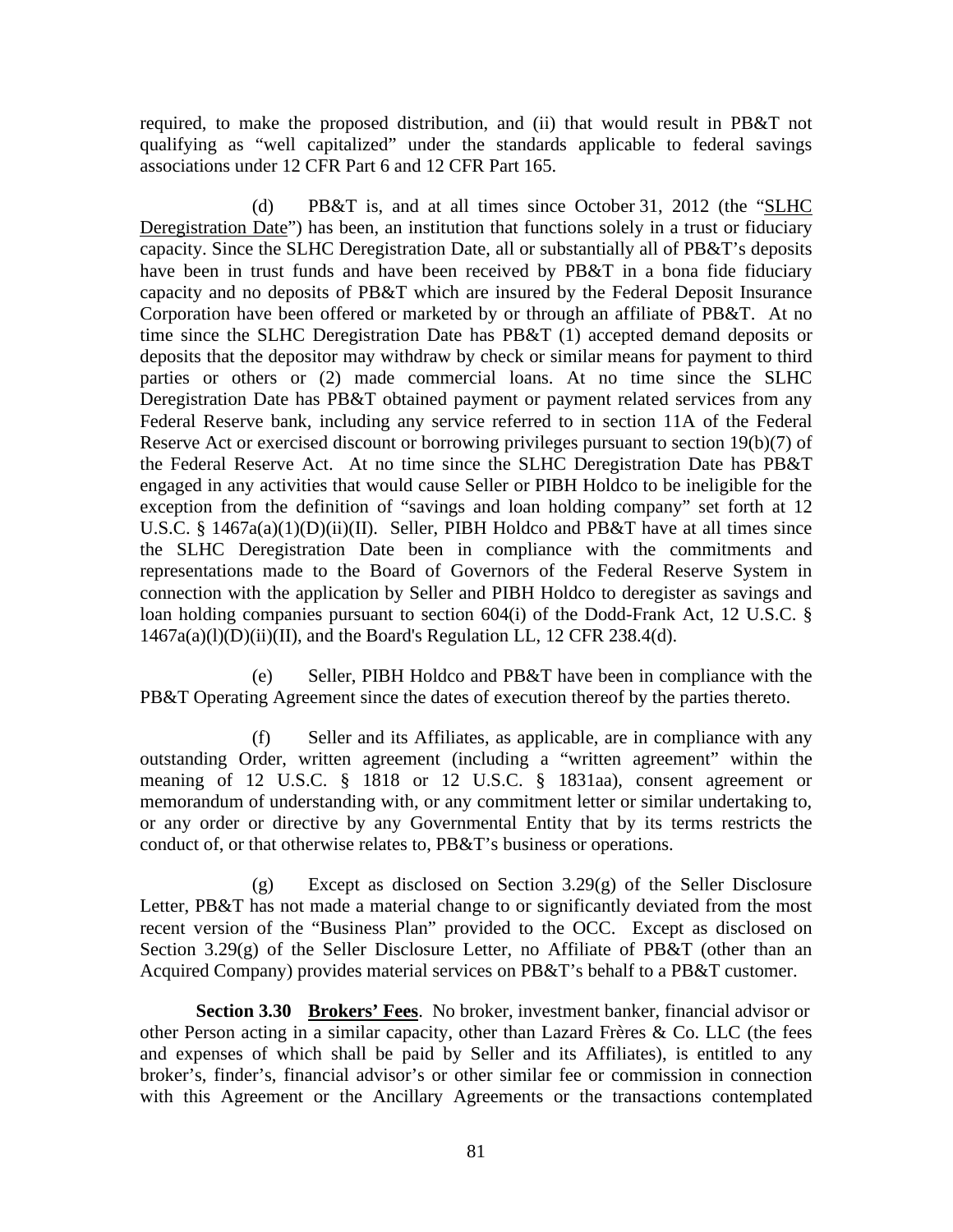required, to make the proposed distribution, and (ii) that would result in PB&T not qualifying as "well capitalized" under the standards applicable to federal savings associations under 12 CFR Part 6 and 12 CFR Part 165.

(d) PB&T is, and at all times since October 31, 2012 (the "SLHC Deregistration Date") has been, an institution that functions solely in a trust or fiduciary capacity. Since the SLHC Deregistration Date, all or substantially all of PB&T's deposits have been in trust funds and have been received by PB&T in a bona fide fiduciary capacity and no deposits of PB&T which are insured by the Federal Deposit Insurance Corporation have been offered or marketed by or through an affiliate of PB&T. At no time since the SLHC Deregistration Date has PB&T (1) accepted demand deposits or deposits that the depositor may withdraw by check or similar means for payment to third parties or others or (2) made commercial loans. At no time since the SLHC Deregistration Date has PB&T obtained payment or payment related services from any Federal Reserve bank, including any service referred to in section 11A of the Federal Reserve Act or exercised discount or borrowing privileges pursuant to section 19(b)(7) of the Federal Reserve Act. At no time since the SLHC Deregistration Date has PB&T engaged in any activities that would cause Seller or PIBH Holdco to be ineligible for the exception from the definition of "savings and loan holding company" set forth at 12 U.S.C. § 1467a(a)(1)(D)(ii)(II). Seller, PIBH Holdco and PB&T have at all times since the SLHC Deregistration Date been in compliance with the commitments and representations made to the Board of Governors of the Federal Reserve System in connection with the application by Seller and PIBH Holdco to deregister as savings and loan holding companies pursuant to section 604(i) of the Dodd-Frank Act, 12 U.S.C. § 1467a(a)(l)(D)(ii)(II), and the Board's Regulation LL, 12 CFR 238.4(d).

(e) Seller, PIBH Holdco and PB&T have been in compliance with the PB&T Operating Agreement since the dates of execution thereof by the parties thereto.

(f) Seller and its Affiliates, as applicable, are in compliance with any outstanding Order, written agreement (including a "written agreement" within the meaning of 12 U.S.C. § 1818 or 12 U.S.C. § 1831aa), consent agreement or memorandum of understanding with, or any commitment letter or similar undertaking to, or any order or directive by any Governmental Entity that by its terms restricts the conduct of, or that otherwise relates to, PB&T's business or operations.

(g) Except as disclosed on Section 3.29(g) of the Seller Disclosure Letter, PB&T has not made a material change to or significantly deviated from the most recent version of the "Business Plan" provided to the OCC. Except as disclosed on Section 3.29(g) of the Seller Disclosure Letter, no Affiliate of PB&T (other than an Acquired Company) provides material services on PB&T's behalf to a PB&T customer.

**Section 3.30 Brokers' Fees**. No broker, investment banker, financial advisor or other Person acting in a similar capacity, other than Lazard Frères & Co. LLC (the fees and expenses of which shall be paid by Seller and its Affiliates), is entitled to any broker's, finder's, financial advisor's or other similar fee or commission in connection with this Agreement or the Ancillary Agreements or the transactions contemplated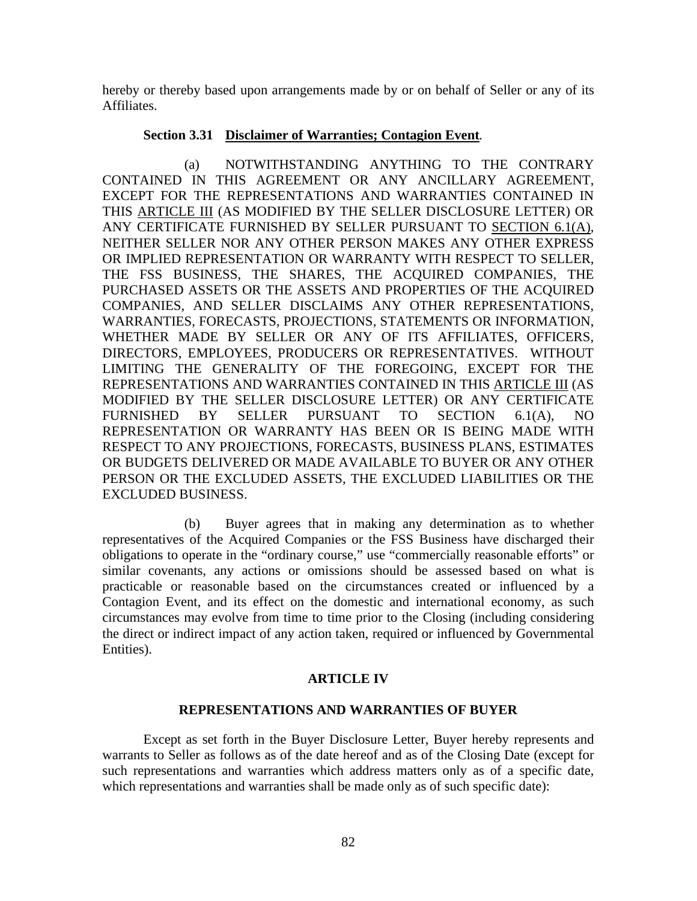hereby or thereby based upon arrangements made by or on behalf of Seller or any of its Affiliates.

**Section 3.31 Disclaimer of Warranties; Contagion Event.**

(a) NOTWITHSTANDING ANYTHING TO THE CONTRARY CONTAINED IN THIS AGREEMENT OR ANY ANCILLARY AGREEMENT, EXCEPT FOR THE REPRESENTATIONS AND WARRANTIES CONTAINED IN THIS ARTICLE III (AS MODIFIED BY THE SELLER DISCLOSURE LETTER) OR ANY CERTIFICATE FURNISHED BY SELLER PURSUANT TO SECTION 6.1(A), NEITHER SELLER NOR ANY OTHER PERSON MAKES ANY OTHER EXPRESS OR IMPLIED REPRESENTATION OR WARRANTY WITH RESPECT TO SELLER, THE FSS BUSINESS, THE SHARES, THE ACQUIRED COMPANIES, THE PURCHASED ASSETS OR THE ASSETS AND PROPERTIES OF THE ACQUIRED COMPANIES, AND SELLER DISCLAIMS ANY OTHER REPRESENTATIONS, WARRANTIES, FORECASTS, PROJECTIONS, STATEMENTS OR INFORMATION, WHETHER MADE BY SELLER OR ANY OF ITS AFFILIATES, OFFICERS, DIRECTORS, EMPLOYEES, PRODUCERS OR REPRESENTATIVES. WITHOUT LIMITING THE GENERALITY OF THE FOREGOING, EXCEPT FOR THE REPRESENTATIONS AND WARRANTIES CONTAINED IN THIS ARTICLE III (AS MODIFIED BY THE SELLER DISCLOSURE LETTER) OR ANY CERTIFICATE FURNISHED BY SELLER PURSUANT TO SECTION 6.1(A), NO REPRESENTATION OR WARRANTY HAS BEEN OR IS BEING MADE WITH RESPECT TO ANY PROJECTIONS, FORECASTS, BUSINESS PLANS, ESTIMATES OR BUDGETS DELIVERED OR MADE AVAILABLE TO BUYER OR ANY OTHER PERSON OR THE EXCLUDED ASSETS, THE EXCLUDED LIABILITIES OR THE EXCLUDED BUSINESS.

(b) Buyer agrees that in making any determination as to whether representatives of the Acquired Companies or the FSS Business have discharged their obligations to operate in the "ordinary course," use "commercially reasonable efforts" or similar covenants, any actions or omissions should be assessed based on what is practicable or reasonable based on the circumstances created or influenced by a Contagion Event, and its effect on the domestic and international economy, as such circumstances may evolve from time to time prior to the Closing (including considering the direct or indirect impact of any action taken, required or influenced by Governmental Entities).

## ARTICLE IV

## REPRESENTATIONS AND WARRANTIES OF BUYER

Except as set forth in the Buyer Disclosure Letter, Buyer hereby represents and warrants to Seller as follows as of the date hereof and as of the Closing Date (except for such representations and warranties which address matters only as of a specific date, which representations and warranties shall be made only as of such specific date):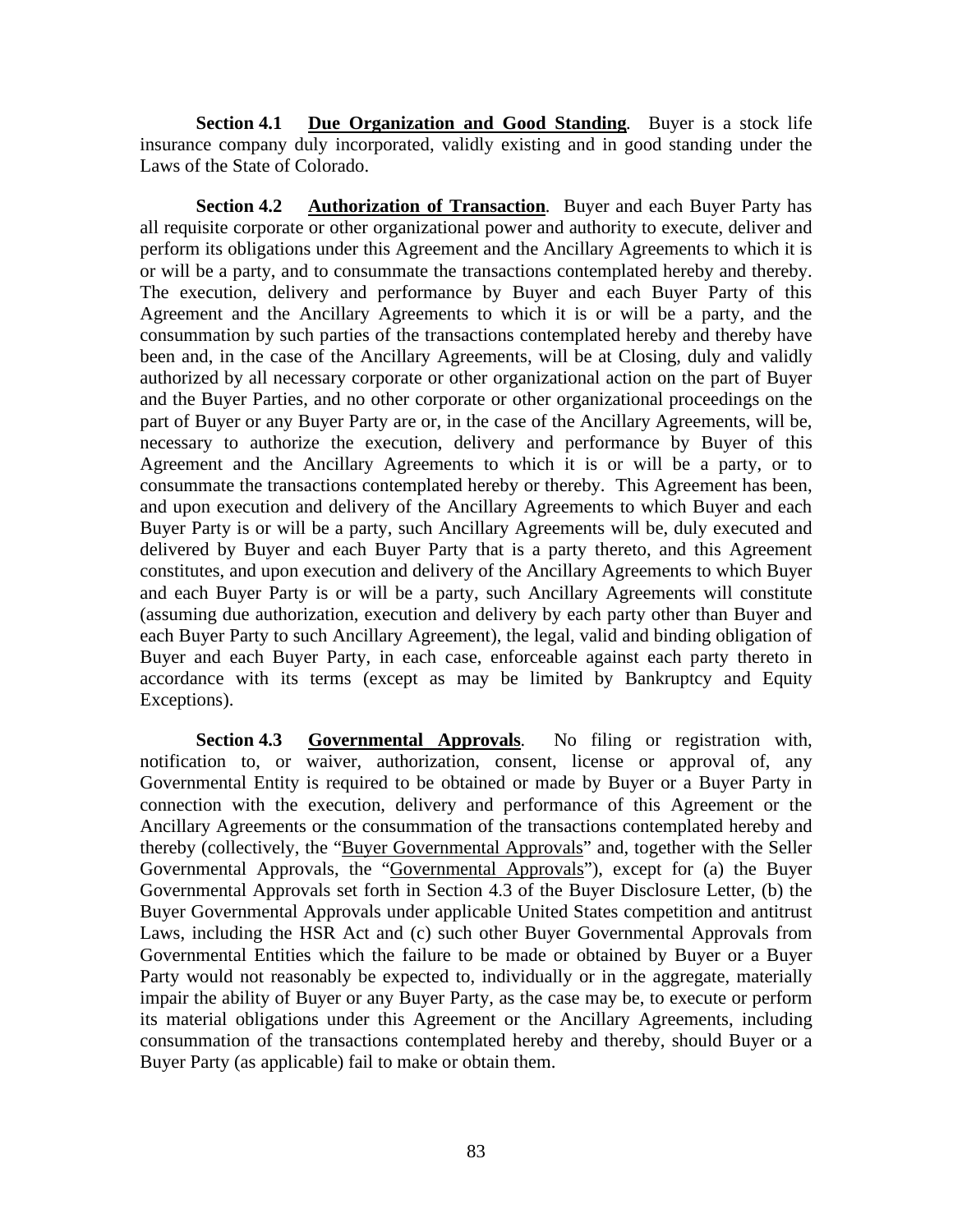**Section 4.1 Due Organization and Good Standing**. Buyer is a stock life insurance company duly incorporated, validly existing and in good standing under the Laws of the State of Colorado.

**Section 4.2 Authorization of Transaction**. Buyer and each Buyer Party has all requisite corporate or other organizational power and authority to execute, deliver and perform its obligations under this Agreement and the Ancillary Agreements to which it is or will be a party, and to consummate the transactions contemplated hereby and thereby. The execution, delivery and performance by Buyer and each Buyer Party of this Agreement and the Ancillary Agreements to which it is or will be a party, and the consummation by such parties of the transactions contemplated hereby and thereby have been and, in the case of the Ancillary Agreements, will be at Closing, duly and validly authorized by all necessary corporate or other organizational action on the part of Buyer and the Buyer Parties, and no other corporate or other organizational proceedings on the part of Buyer or any Buyer Party are or, in the case of the Ancillary Agreements, will be, necessary to authorize the execution, delivery and performance by Buyer of this Agreement and the Ancillary Agreements to which it is or will be a party, or to consummate the transactions contemplated hereby or thereby. This Agreement has been, and upon execution and delivery of the Ancillary Agreements to which Buyer and each Buyer Party is or will be a party, such Ancillary Agreements will be, duly executed and delivered by Buyer and each Buyer Party that is a party thereto, and this Agreement constitutes, and upon execution and delivery of the Ancillary Agreements to which Buyer and each Buyer Party is or will be a party, such Ancillary Agreements will constitute (assuming due authorization, execution and delivery by each party other than Buyer and each Buyer Party to such Ancillary Agreement), the legal, valid and binding obligation of Buyer and each Buyer Party, in each case, enforceable against each party thereto in accordance with its terms (except as may be limited by Bankruptcy and Equity Exceptions).

**Section 4.3 Governmental Approvals**. No filing or registration with, notification to, or waiver, authorization, consent, license or approval of, any Governmental Entity is required to be obtained or made by Buyer or a Buyer Party in connection with the execution, delivery and performance of this Agreement or the Ancillary Agreements or the consummation of the transactions contemplated hereby and thereby (collectively, the "Buyer Governmental Approvals" and, together with the Seller Governmental Approvals, the "Governmental Approvals"), except for (a) the Buyer Governmental Approvals set forth in Section 4.3 of the Buyer Disclosure Letter, (b) the Buyer Governmental Approvals under applicable United States competition and antitrust Laws, including the HSR Act and (c) such other Buyer Governmental Approvals from Governmental Entities which the failure to be made or obtained by Buyer or a Buyer Party would not reasonably be expected to, individually or in the aggregate, materially impair the ability of Buyer or any Buyer Party, as the case may be, to execute or perform its material obligations under this Agreement or the Ancillary Agreements, including consummation of the transactions contemplated hereby and thereby, should Buyer or a Buyer Party (as applicable) fail to make or obtain them.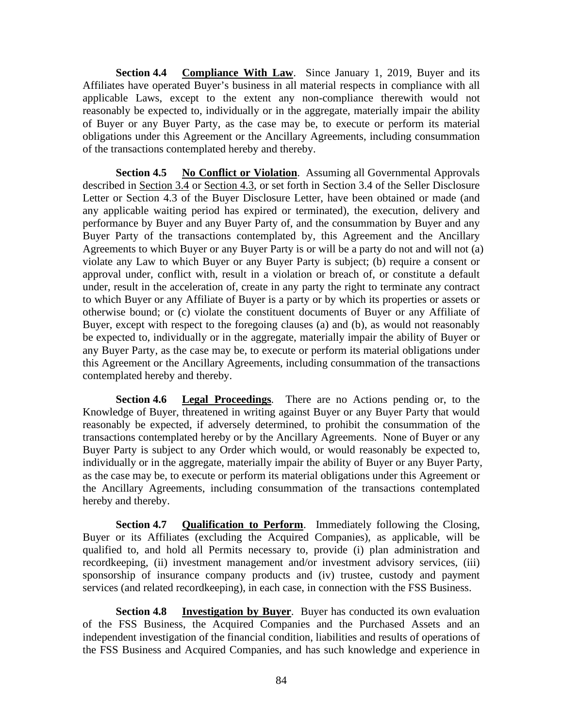**Section 4.4 Compliance With Law**. Since January 1, 2019, Buyer and its Affiliates have operated Buyer's business in all material respects in compliance with all applicable Laws, except to the extent any non-compliance therewith would not reasonably be expected to, individually or in the aggregate, materially impair the ability of Buyer or any Buyer Party, as the case may be, to execute or perform its material obligations under this Agreement or the Ancillary Agreements, including consummation of the transactions contemplated hereby and thereby.

**Section 4.5 No Conflict or Violation**. Assuming all Governmental Approvals described in Section 3.4 or Section 4.3, or set forth in Section 3.4 of the Seller Disclosure Letter or Section 4.3 of the Buyer Disclosure Letter, have been obtained or made (and any applicable waiting period has expired or terminated), the execution, delivery and performance by Buyer and any Buyer Party of, and the consummation by Buyer and any Buyer Party of the transactions contemplated by, this Agreement and the Ancillary Agreements to which Buyer or any Buyer Party is or will be a party do not and will not (a) violate any Law to which Buyer or any Buyer Party is subject; (b) require a consent or approval under, conflict with, result in a violation or breach of, or constitute a default under, result in the acceleration of, create in any party the right to terminate any contract to which Buyer or any Affiliate of Buyer is a party or by which its properties or assets or otherwise bound; or (c) violate the constituent documents of Buyer or any Affiliate of Buyer, except with respect to the foregoing clauses (a) and (b), as would not reasonably be expected to, individually or in the aggregate, materially impair the ability of Buyer or any Buyer Party, as the case may be, to execute or perform its material obligations under this Agreement or the Ancillary Agreements, including consummation of the transactions contemplated hereby and thereby.

**Section 4.6 Legal Proceedings**. There are no Actions pending or, to the Knowledge of Buyer, threatened in writing against Buyer or any Buyer Party that would reasonably be expected, if adversely determined, to prohibit the consummation of the transactions contemplated hereby or by the Ancillary Agreements. None of Buyer or any Buyer Party is subject to any Order which would, or would reasonably be expected to, individually or in the aggregate, materially impair the ability of Buyer or any Buyer Party, as the case may be, to execute or perform its material obligations under this Agreement or the Ancillary Agreements, including consummation of the transactions contemplated hereby and thereby.

**Section 4.7 Qualification to Perform**. Immediately following the Closing, Buyer or its Affiliates (excluding the Acquired Companies), as applicable, will be qualified to, and hold all Permits necessary to, provide (i) plan administration and recordkeeping, (ii) investment management and/or investment advisory services, (iii) sponsorship of insurance company products and (iv) trustee, custody and payment services (and related recordkeeping), in each case, in connection with the FSS Business.

**Section 4.8 Investigation by Buyer**. Buyer has conducted its own evaluation of the FSS Business, the Acquired Companies and the Purchased Assets and an independent investigation of the financial condition, liabilities and results of operations of the FSS Business and Acquired Companies, and has such knowledge and experience in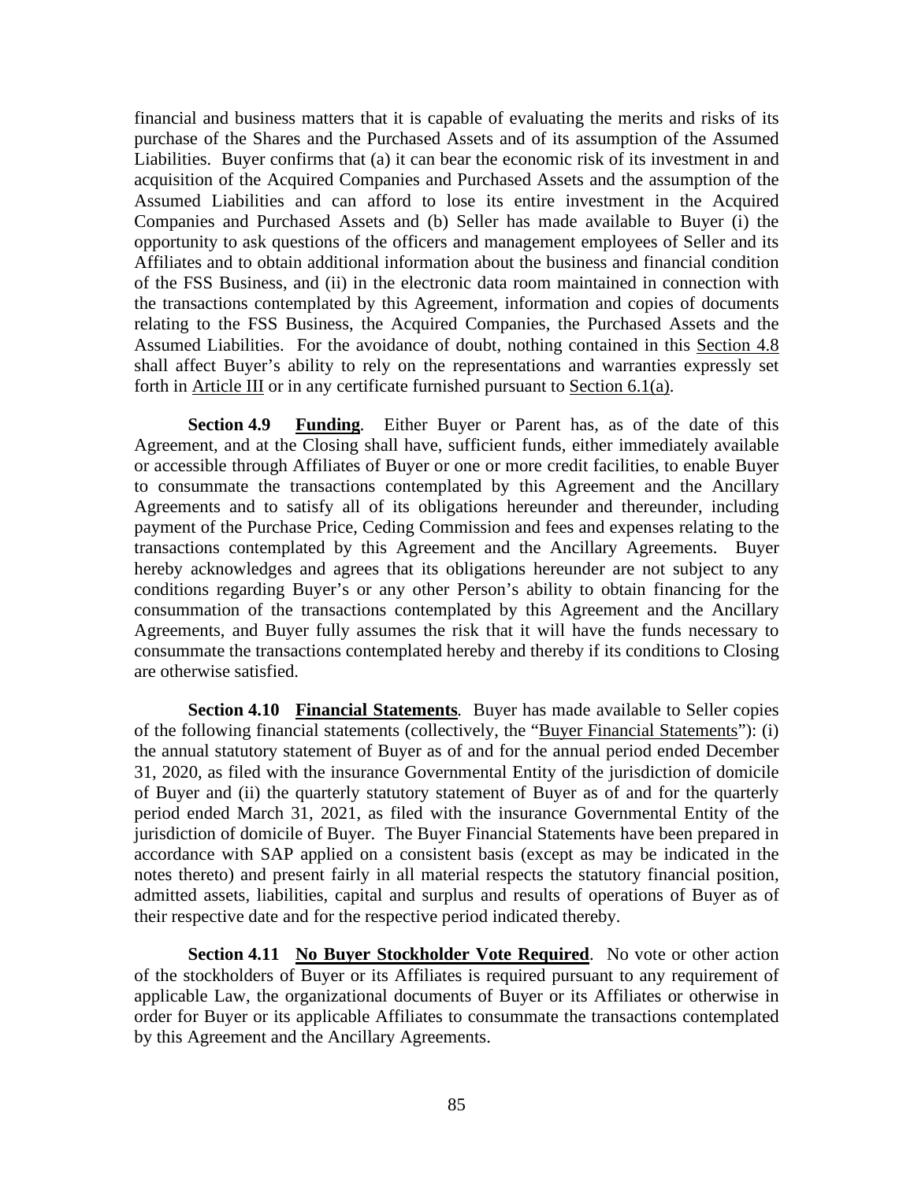financial and business matters that it is capable of evaluating the merits and risks of its purchase of the Shares and the Purchased Assets and of its assumption of the Assumed Liabilities. Buyer confirms that (a) it can bear the economic risk of its investment in and acquisition of the Acquired Companies and Purchased Assets and the assumption of the Assumed Liabilities and can afford to lose its entire investment in the Acquired Companies and Purchased Assets and (b) Seller has made available to Buyer (i) the opportunity to ask questions of the officers and management employees of Seller and its Affiliates and to obtain additional information about the business and financial condition of the FSS Business, and (ii) in the electronic data room maintained in connection with the transactions contemplated by this Agreement, information and copies of documents relating to the FSS Business, the Acquired Companies, the Purchased Assets and the Assumed Liabilities. For the avoidance of doubt, nothing contained in this Section 4.8 shall affect Buyer's ability to rely on the representations and warranties expressly set forth in Article III or in any certificate furnished pursuant to Section 6.1(a).

**Section 4.9 Funding**. Either Buyer or Parent has, as of the date of this Agreement, and at the Closing shall have, sufficient funds, either immediately available or accessible through Affiliates of Buyer or one or more credit facilities, to enable Buyer to consummate the transactions contemplated by this Agreement and the Ancillary Agreements and to satisfy all of its obligations hereunder and thereunder, including payment of the Purchase Price, Ceding Commission and fees and expenses relating to the transactions contemplated by this Agreement and the Ancillary Agreements. Buyer hereby acknowledges and agrees that its obligations hereunder are not subject to any conditions regarding Buyer's or any other Person's ability to obtain financing for the consummation of the transactions contemplated by this Agreement and the Ancillary Agreements, and Buyer fully assumes the risk that it will have the funds necessary to consummate the transactions contemplated hereby and thereby if its conditions to Closing are otherwise satisfied.

**Section 4.10 Financial Statements**. Buyer has made available to Seller copies of the following financial statements (collectively, the "Buyer Financial Statements"): (i) the annual statutory statement of Buyer as of and for the annual period ended December 31, 2020, as filed with the insurance Governmental Entity of the jurisdiction of domicile of Buyer and (ii) the quarterly statutory statement of Buyer as of and for the quarterly period ended March 31, 2021, as filed with the insurance Governmental Entity of the jurisdiction of domicile of Buyer. The Buyer Financial Statements have been prepared in accordance with SAP applied on a consistent basis (except as may be indicated in the notes thereto) and present fairly in all material respects the statutory financial position, admitted assets, liabilities, capital and surplus and results of operations of Buyer as of their respective date and for the respective period indicated thereby.

**Section 4.11 No Buyer Stockholder Vote Required**. No vote or other action of the stockholders of Buyer or its Affiliates is required pursuant to any requirement of applicable Law, the organizational documents of Buyer or its Affiliates or otherwise in order for Buyer or its applicable Affiliates to consummate the transactions contemplated by this Agreement and the Ancillary Agreements.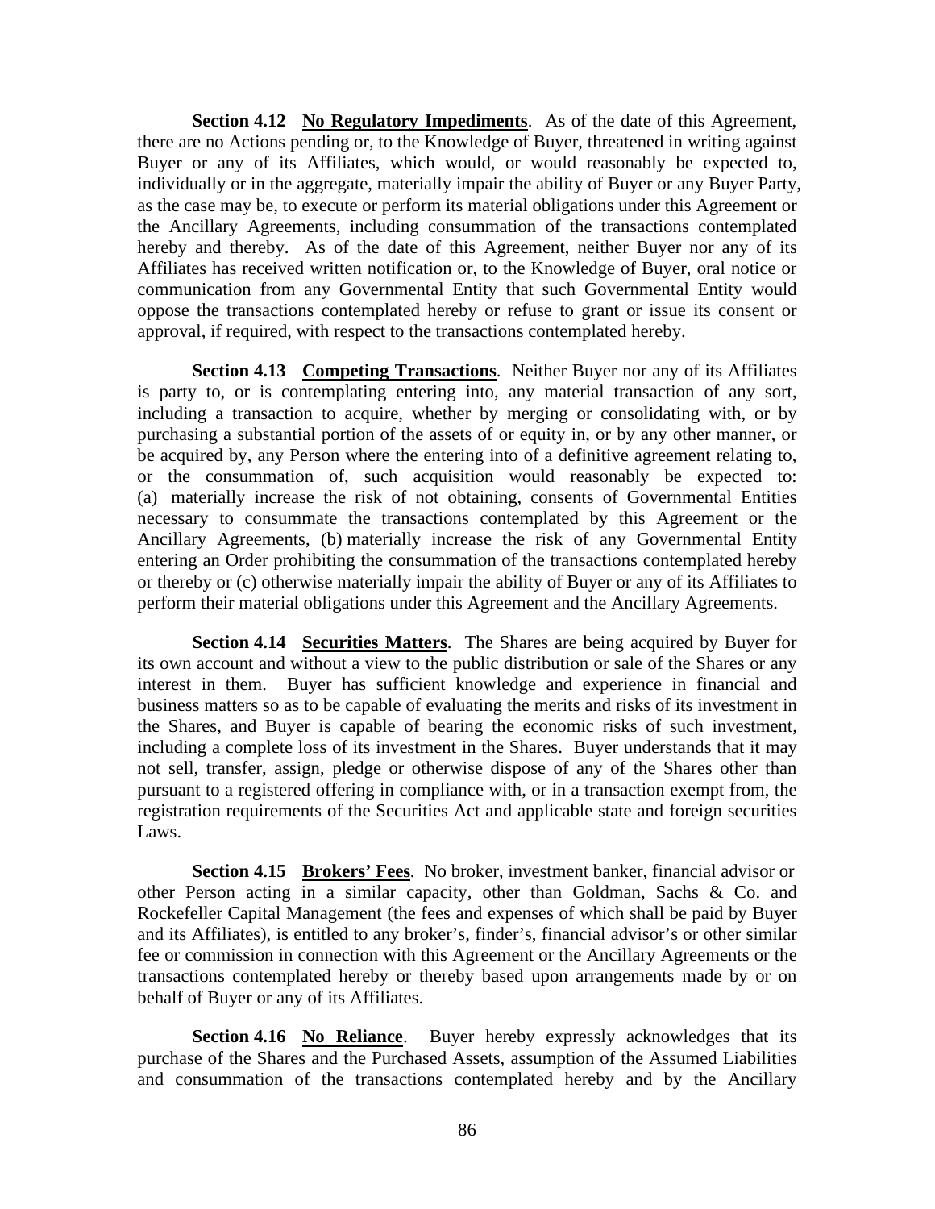**Section 4.12 No Regulatory Impediments**. As of the date of this Agreement, there are no Actions pending or, to the Knowledge of Buyer, threatened in writing against Buyer or any of its Affiliates, which would, or would reasonably be expected to, individually or in the aggregate, materially impair the ability of Buyer or any Buyer Party, as the case may be, to execute or perform its material obligations under this Agreement or the Ancillary Agreements, including consummation of the transactions contemplated hereby and thereby. As of the date of this Agreement, neither Buyer nor any of its Affiliates has received written notification or, to the Knowledge of Buyer, oral notice or communication from any Governmental Entity that such Governmental Entity would oppose the transactions contemplated hereby or refuse to grant or issue its consent or approval, if required, with respect to the transactions contemplated hereby.

**Section 4.13 Competing Transactions**. Neither Buyer nor any of its Affiliates is party to, or is contemplating entering into, any material transaction of any sort, including a transaction to acquire, whether by merging or consolidating with, or by purchasing a substantial portion of the assets of or equity in, or by any other manner, or be acquired by, any Person where the entering into of a definitive agreement relating to, or the consummation of, such acquisition would reasonably be expected to: (a) materially increase the risk of not obtaining, consents of Governmental Entities necessary to consummate the transactions contemplated by this Agreement or the Ancillary Agreements, (b) materially increase the risk of any Governmental Entity entering an Order prohibiting the consummation of the transactions contemplated hereby or thereby or (c) otherwise materially impair the ability of Buyer or any of its Affiliates to perform their material obligations under this Agreement and the Ancillary Agreements.

**Section 4.14 Securities Matters**. The Shares are being acquired by Buyer for its own account and without a view to the public distribution or sale of the Shares or any interest in them. Buyer has sufficient knowledge and experience in financial and business matters so as to be capable of evaluating the merits and risks of its investment in the Shares, and Buyer is capable of bearing the economic risks of such investment, including a complete loss of its investment in the Shares. Buyer understands that it may not sell, transfer, assign, pledge or otherwise dispose of any of the Shares other than pursuant to a registered offering in compliance with, or in a transaction exempt from, the registration requirements of the Securities Act and applicable state and foreign securities Laws.

**Section 4.15 Brokers' Fees**. No broker, investment banker, financial advisor or other Person acting in a similar capacity, other than Goldman, Sachs & Co. and Rockefeller Capital Management (the fees and expenses of which shall be paid by Buyer and its Affiliates), is entitled to any broker's, finder's, financial advisor's or other similar fee or commission in connection with this Agreement or the Ancillary Agreements or the transactions contemplated hereby or thereby based upon arrangements made by or on behalf of Buyer or any of its Affiliates.

**Section 4.16 No Reliance**. Buyer hereby expressly acknowledges that its purchase of the Shares and the Purchased Assets, assumption of the Assumed Liabilities and consummation of the transactions contemplated hereby and by the Ancillary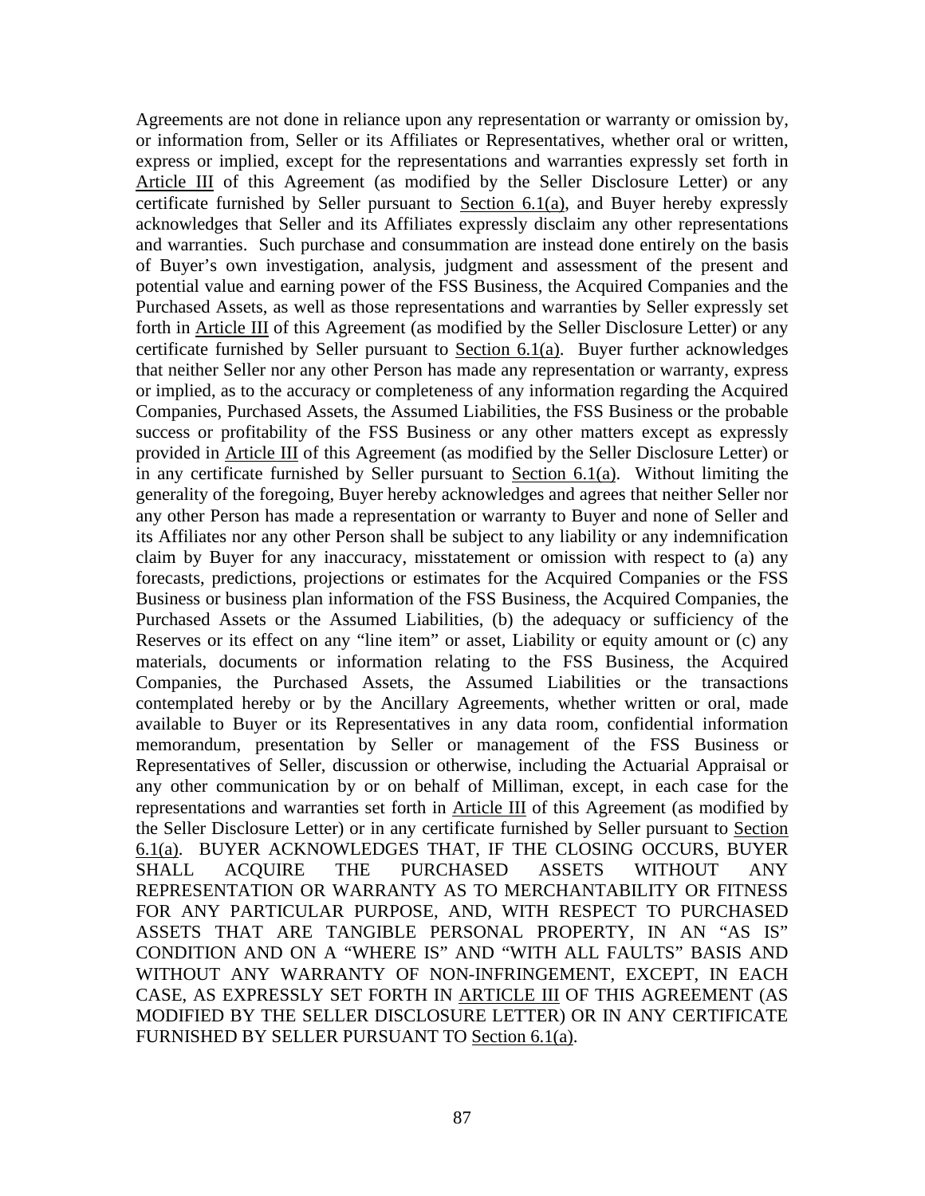Agreements are not done in reliance upon any representation or warranty or omission by, or information from, Seller or its Affiliates or Representatives, whether oral or written, express or implied, except for the representations and warranties expressly set forth in Article III of this Agreement (as modified by the Seller Disclosure Letter) or any certificate furnished by Seller pursuant to Section 6.1(a), and Buyer hereby expressly acknowledges that Seller and its Affiliates expressly disclaim any other representations and warranties. Such purchase and consummation are instead done entirely on the basis of Buyer's own investigation, analysis, judgment and assessment of the present and potential value and earning power of the FSS Business, the Acquired Companies and the Purchased Assets, as well as those representations and warranties by Seller expressly set forth in Article III of this Agreement (as modified by the Seller Disclosure Letter) or any certificate furnished by Seller pursuant to Section 6.1(a). Buyer further acknowledges that neither Seller nor any other Person has made any representation or warranty, express or implied, as to the accuracy or completeness of any information regarding the Acquired Companies, Purchased Assets, the Assumed Liabilities, the FSS Business or the probable success or profitability of the FSS Business or any other matters except as expressly provided in Article III of this Agreement (as modified by the Seller Disclosure Letter) or in any certificate furnished by Seller pursuant to Section 6.1(a). Without limiting the generality of the foregoing, Buyer hereby acknowledges and agrees that neither Seller nor any other Person has made a representation or warranty to Buyer and none of Seller and its Affiliates nor any other Person shall be subject to any liability or any indemnification claim by Buyer for any inaccuracy, misstatement or omission with respect to (a) any forecasts, predictions, projections or estimates for the Acquired Companies or the FSS Business or business plan information of the FSS Business, the Acquired Companies, the Purchased Assets or the Assumed Liabilities, (b) the adequacy or sufficiency of the Reserves or its effect on any "line item" or asset, Liability or equity amount or (c) any materials, documents or information relating to the FSS Business, the Acquired Companies, the Purchased Assets, the Assumed Liabilities or the transactions contemplated hereby or by the Ancillary Agreements, whether written or oral, made available to Buyer or its Representatives in any data room, confidential information memorandum, presentation by Seller or management of the FSS Business or Representatives of Seller, discussion or otherwise, including the Actuarial Appraisal or any other communication by or on behalf of Milliman, except, in each case for the representations and warranties set forth in Article III of this Agreement (as modified by the Seller Disclosure Letter) or in any certificate furnished by Seller pursuant to Section 6.1(a). BUYER ACKNOWLEDGES THAT, IF THE CLOSING OCCURS, BUYER SHALL ACQUIRE THE PURCHASED ASSETS WITHOUT ANY REPRESENTATION OR WARRANTY AS TO MERCHANTABILITY OR FITNESS FOR ANY PARTICULAR PURPOSE, AND, WITH RESPECT TO PURCHASED ASSETS THAT ARE TANGIBLE PERSONAL PROPERTY, IN AN "AS IS" CONDITION AND ON A "WHERE IS" AND "WITH ALL FAULTS" BASIS AND WITHOUT ANY WARRANTY OF NON-INFRINGEMENT, EXCEPT, IN EACH CASE, AS EXPRESSLY SET FORTH IN ARTICLE III OF THIS AGREEMENT (AS MODIFIED BY THE SELLER DISCLOSURE LETTER) OR IN ANY CERTIFICATE FURNISHED BY SELLER PURSUANT TO Section 6.1(a).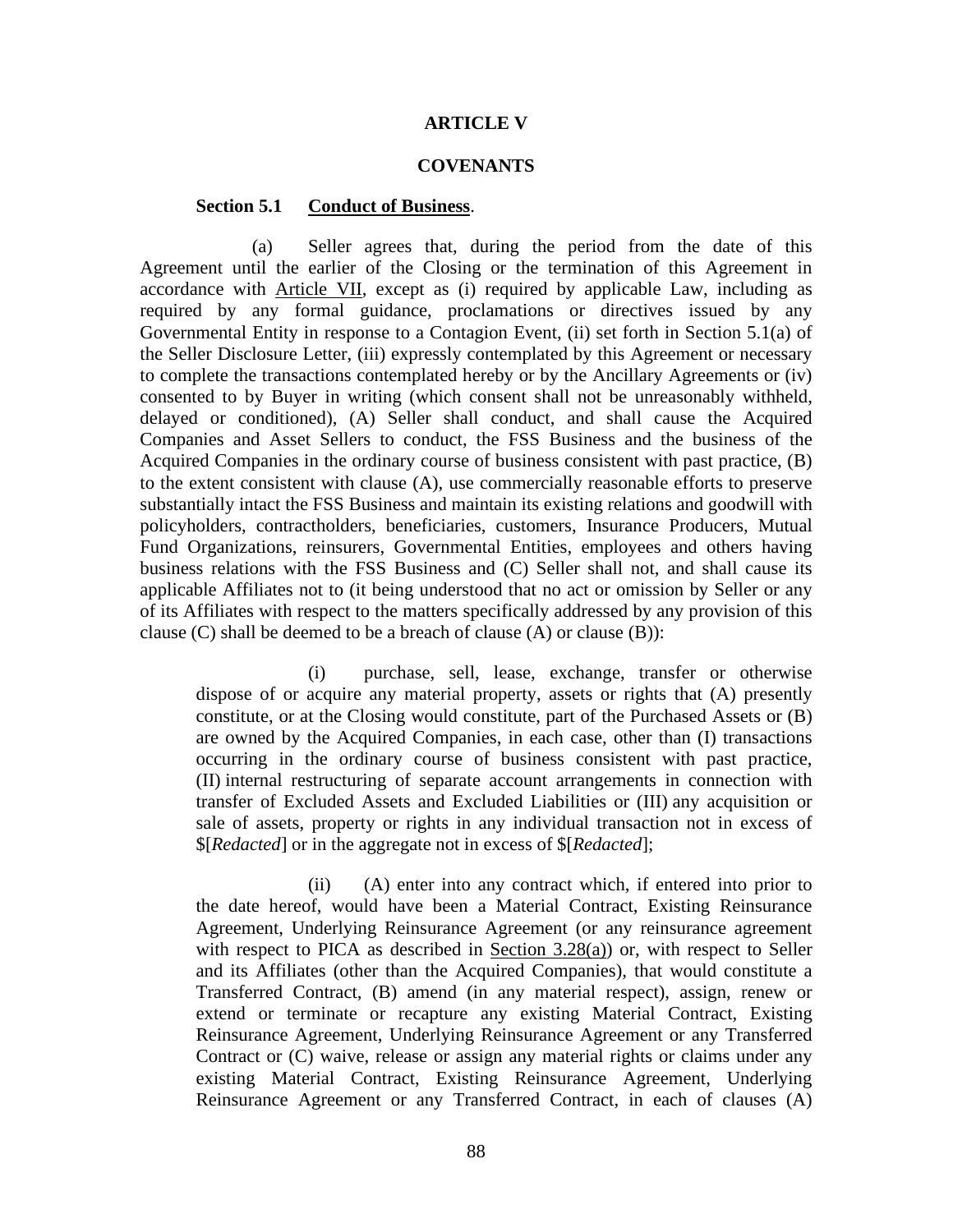## ARTICLE V

## COVENANTS

**Section 5.1 Conduct of Business.**

(a) Seller agrees that, during the period from the date of this Agreement until the earlier of the Closing or the termination of this Agreement in accordance with Article VII, except as (i) required by applicable Law, including as required by any formal guidance, proclamations or directives issued by any Governmental Entity in response to a Contagion Event, (ii) set forth in Section 5.1(a) of the Seller Disclosure Letter, (iii) expressly contemplated by this Agreement or necessary to complete the transactions contemplated hereby or by the Ancillary Agreements or (iv) consented to by Buyer in writing (which consent shall not be unreasonably withheld, delayed or conditioned), (A) Seller shall conduct, and shall cause the Acquired Companies and Asset Sellers to conduct, the FSS Business and the business of the Acquired Companies in the ordinary course of business consistent with past practice, (B) to the extent consistent with clause (A), use commercially reasonable efforts to preserve substantially intact the FSS Business and maintain its existing relations and goodwill with policyholders, contractholders, beneficiaries, customers, Insurance Producers, Mutual Fund Organizations, reinsurers, Governmental Entities, employees and others having business relations with the FSS Business and (C) Seller shall not, and shall cause its applicable Affiliates not to (it being understood that no act or omission by Seller or any of its Affiliates with respect to the matters specifically addressed by any provision of this clause (C) shall be deemed to be a breach of clause (A) or clause (B)):

(i) purchase, sell, lease, exchange, transfer or otherwise dispose of or acquire any material property, assets or rights that (A) presently constitute, or at the Closing would constitute, part of the Purchased Assets or (B) are owned by the Acquired Companies, in each case, other than (I) transactions occurring in the ordinary course of business consistent with past practice, (II) internal restructuring of separate account arrangements in connection with transfer of Excluded Assets and Excluded Liabilities or (III) any acquisition or sale of assets, property or rights in any individual transaction not in excess of $[*Redacted*] or in the aggregate not in excess of $[*Redacted*];

(ii) (A) enter into any contract which, if entered into prior to the date hereof, would have been a Material Contract, Existing Reinsurance Agreement, Underlying Reinsurance Agreement (or any reinsurance agreement with respect to PICA as described in Section 3.28(a)) or, with respect to Seller and its Affiliates (other than the Acquired Companies), that would constitute a Transferred Contract, (B) amend (in any material respect), assign, renew or extend or terminate or recapture any existing Material Contract, Existing Reinsurance Agreement, Underlying Reinsurance Agreement or any Transferred Contract or (C) waive, release or assign any material rights or claims under any existing Material Contract, Existing Reinsurance Agreement, Underlying Reinsurance Agreement or any Transferred Contract, in each of clauses (A)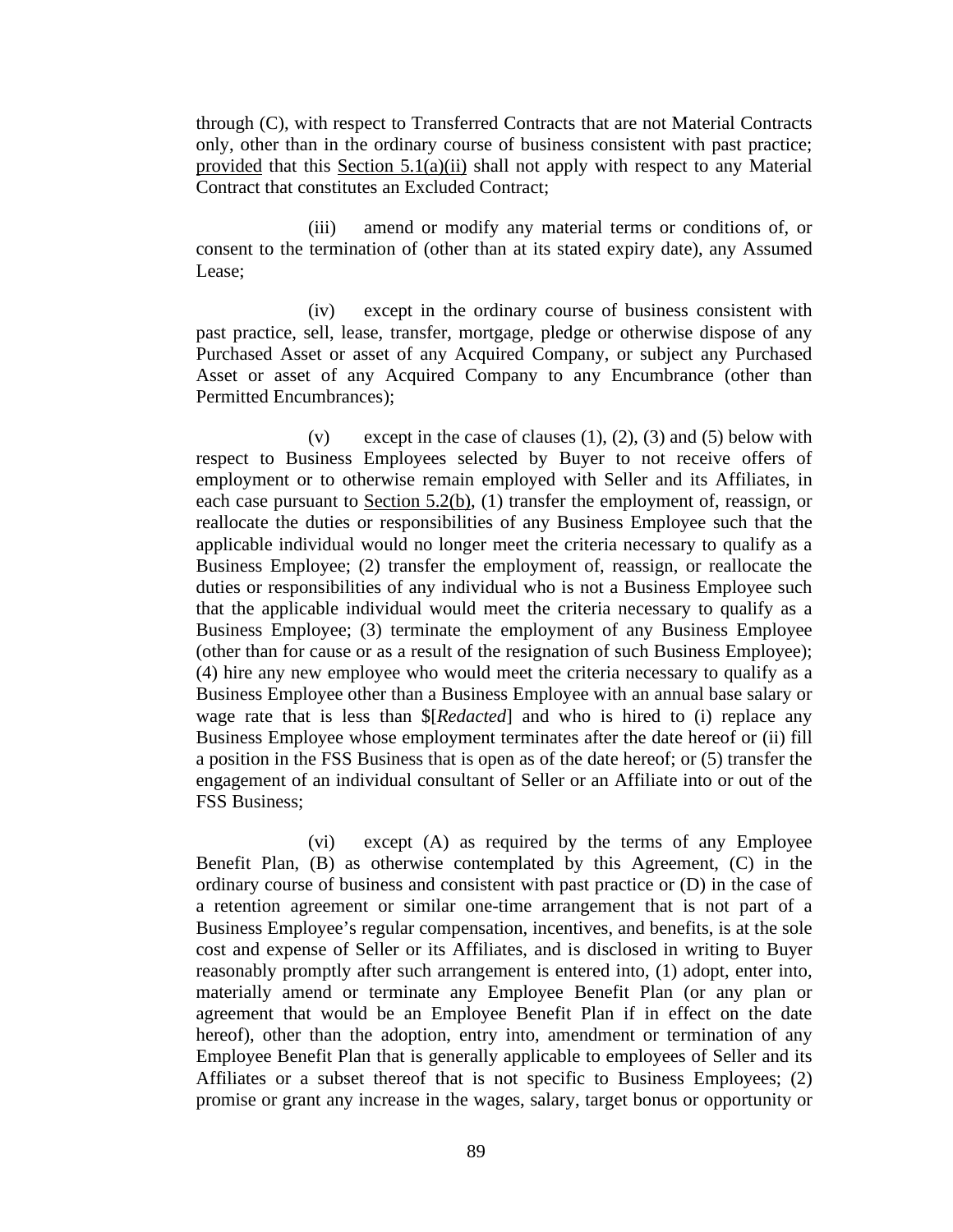through (C), with respect to Transferred Contracts that are not Material Contracts only, other than in the ordinary course of business consistent with past practice; provided that this Section 5.1(a)(ii) shall not apply with respect to any Material Contract that constitutes an Excluded Contract;

(iii) amend or modify any material terms or conditions of, or consent to the termination of (other than at its stated expiry date), any Assumed Lease;

(iv) except in the ordinary course of business consistent with past practice, sell, lease, transfer, mortgage, pledge or otherwise dispose of any Purchased Asset or asset of any Acquired Company, or subject any Purchased Asset or asset of any Acquired Company to any Encumbrance (other than Permitted Encumbrances);

(v) except in the case of clauses (1), (2), (3) and (5) below with respect to Business Employees selected by Buyer to not receive offers of employment or to otherwise remain employed with Seller and its Affiliates, in each case pursuant to Section 5.2(b), (1) transfer the employment of, reassign, or reallocate the duties or responsibilities of any Business Employee such that the applicable individual would no longer meet the criteria necessary to qualify as a Business Employee; (2) transfer the employment of, reassign, or reallocate the duties or responsibilities of any individual who is not a Business Employee such that the applicable individual would meet the criteria necessary to qualify as a Business Employee; (3) terminate the employment of any Business Employee (other than for cause or as a result of the resignation of such Business Employee); (4) hire any new employee who would meet the criteria necessary to qualify as a Business Employee other than a Business Employee with an annual base salary or wage rate that is less than $[*Redacted*] and who is hired to (i) replace any Business Employee whose employment terminates after the date hereof or (ii) fill a position in the FSS Business that is open as of the date hereof; or (5) transfer the engagement of an individual consultant of Seller or an Affiliate into or out of the FSS Business;

(vi) except (A) as required by the terms of any Employee Benefit Plan, (B) as otherwise contemplated by this Agreement, (C) in the ordinary course of business and consistent with past practice or (D) in the case of a retention agreement or similar one-time arrangement that is not part of a Business Employee's regular compensation, incentives, and benefits, is at the sole cost and expense of Seller or its Affiliates, and is disclosed in writing to Buyer reasonably promptly after such arrangement is entered into, (1) adopt, enter into, materially amend or terminate any Employee Benefit Plan (or any plan or agreement that would be an Employee Benefit Plan if in effect on the date hereof), other than the adoption, entry into, amendment or termination of any Employee Benefit Plan that is generally applicable to employees of Seller and its Affiliates or a subset thereof that is not specific to Business Employees; (2) promise or grant any increase in the wages, salary, target bonus or opportunity or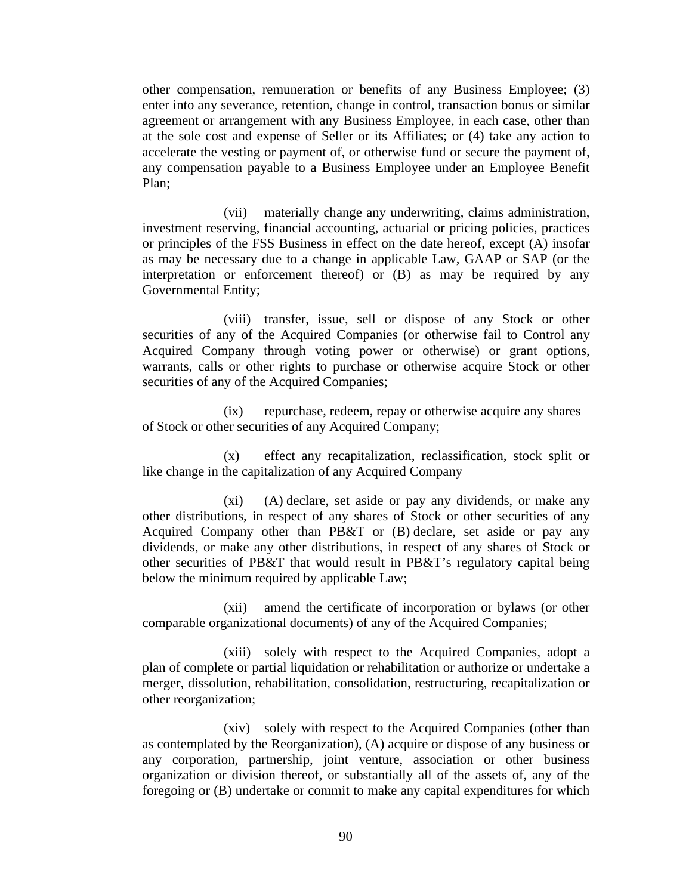other compensation, remuneration or benefits of any Business Employee; (3) enter into any severance, retention, change in control, transaction bonus or similar agreement or arrangement with any Business Employee, in each case, other than at the sole cost and expense of Seller or its Affiliates; or (4) take any action to accelerate the vesting or payment of, or otherwise fund or secure the payment of, any compensation payable to a Business Employee under an Employee Benefit Plan;

(vii) materially change any underwriting, claims administration, investment reserving, financial accounting, actuarial or pricing policies, practices or principles of the FSS Business in effect on the date hereof, except (A) insofar as may be necessary due to a change in applicable Law, GAAP or SAP (or the interpretation or enforcement thereof) or (B) as may be required by any Governmental Entity;

(viii) transfer, issue, sell or dispose of any Stock or other securities of any of the Acquired Companies (or otherwise fail to Control any Acquired Company through voting power or otherwise) or grant options, warrants, calls or other rights to purchase or otherwise acquire Stock or other securities of any of the Acquired Companies;

(ix) repurchase, redeem, repay or otherwise acquire any shares of Stock or other securities of any Acquired Company;

(x) effect any recapitalization, reclassification, stock split or like change in the capitalization of any Acquired Company

(xi) (A) declare, set aside or pay any dividends, or make any other distributions, in respect of any shares of Stock or other securities of any Acquired Company other than PB&T or (B) declare, set aside or pay any dividends, or make any other distributions, in respect of any shares of Stock or other securities of PB&T that would result in PB&T's regulatory capital being below the minimum required by applicable Law;

(xii) amend the certificate of incorporation or bylaws (or other comparable organizational documents) of any of the Acquired Companies;

(xiii) solely with respect to the Acquired Companies, adopt a plan of complete or partial liquidation or rehabilitation or authorize or undertake a merger, dissolution, rehabilitation, consolidation, restructuring, recapitalization or other reorganization;

(xiv) solely with respect to the Acquired Companies (other than as contemplated by the Reorganization), (A) acquire or dispose of any business or any corporation, partnership, joint venture, association or other business organization or division thereof, or substantially all of the assets of, any of the foregoing or (B) undertake or commit to make any capital expenditures for which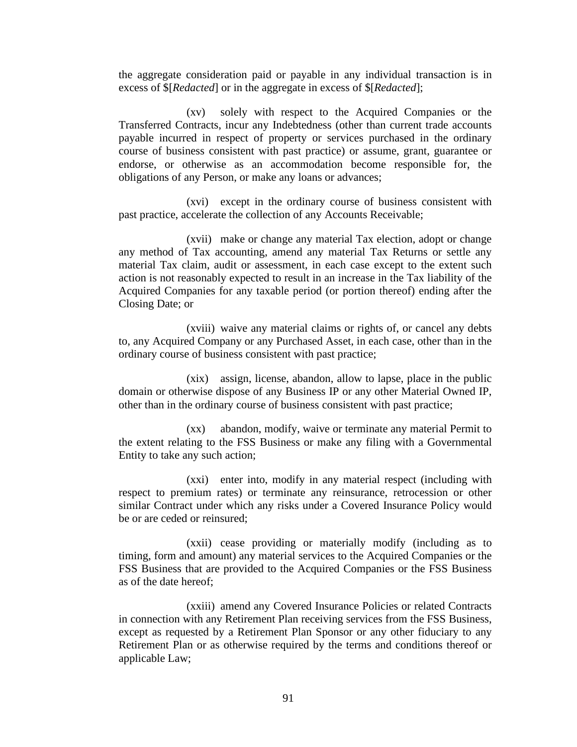the aggregate consideration paid or payable in any individual transaction is in excess of $[*Redacted*] or in the aggregate in excess of $[*Redacted*];

(xv) solely with respect to the Acquired Companies or the Transferred Contracts, incur any Indebtedness (other than current trade accounts payable incurred in respect of property or services purchased in the ordinary course of business consistent with past practice) or assume, grant, guarantee or endorse, or otherwise as an accommodation become responsible for, the obligations of any Person, or make any loans or advances;

(xvi) except in the ordinary course of business consistent with past practice, accelerate the collection of any Accounts Receivable;

(xvii) make or change any material Tax election, adopt or change any method of Tax accounting, amend any material Tax Returns or settle any material Tax claim, audit or assessment, in each case except to the extent such action is not reasonably expected to result in an increase in the Tax liability of the Acquired Companies for any taxable period (or portion thereof) ending after the Closing Date; or

(xviii) waive any material claims or rights of, or cancel any debts to, any Acquired Company or any Purchased Asset, in each case, other than in the ordinary course of business consistent with past practice;

(xix) assign, license, abandon, allow to lapse, place in the public domain or otherwise dispose of any Business IP or any other Material Owned IP, other than in the ordinary course of business consistent with past practice;

(xx) abandon, modify, waive or terminate any material Permit to the extent relating to the FSS Business or make any filing with a Governmental Entity to take any such action;

(xxi) enter into, modify in any material respect (including with respect to premium rates) or terminate any reinsurance, retrocession or other similar Contract under which any risks under a Covered Insurance Policy would be or are ceded or reinsured;

(xxii) cease providing or materially modify (including as to timing, form and amount) any material services to the Acquired Companies or the FSS Business that are provided to the Acquired Companies or the FSS Business as of the date hereof;

(xxiii) amend any Covered Insurance Policies or related Contracts in connection with any Retirement Plan receiving services from the FSS Business, except as requested by a Retirement Plan Sponsor or any other fiduciary to any Retirement Plan or as otherwise required by the terms and conditions thereof or applicable Law;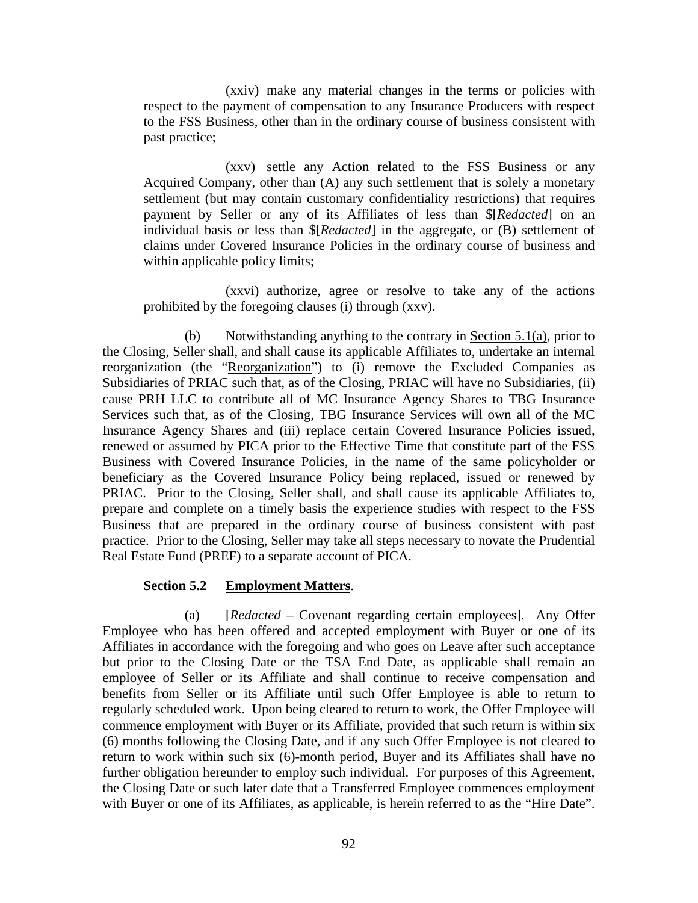(xxiv) make any material changes in the terms or policies with respect to the payment of compensation to any Insurance Producers with respect to the FSS Business, other than in the ordinary course of business consistent with past practice;

(xxv) settle any Action related to the FSS Business or any Acquired Company, other than (A) any such settlement that is solely a monetary settlement (but may contain customary confidentiality restrictions) that requires payment by Seller or any of its Affiliates of less than $[*Redacted*] on an individual basis or less than $[*Redacted*] in the aggregate, or (B) settlement of claims under Covered Insurance Policies in the ordinary course of business and within applicable policy limits;

(xxvi) authorize, agree or resolve to take any of the actions prohibited by the foregoing clauses (i) through (xxv).

(b) Notwithstanding anything to the contrary in Section 5.1(a), prior to the Closing, Seller shall, and shall cause its applicable Affiliates to, undertake an internal reorganization (the "Reorganization") to (i) remove the Excluded Companies as Subsidiaries of PRIAC such that, as of the Closing, PRIAC will have no Subsidiaries, (ii) cause PRH LLC to contribute all of MC Insurance Agency Shares to TBG Insurance Services such that, as of the Closing, TBG Insurance Services will own all of the MC Insurance Agency Shares and (iii) replace certain Covered Insurance Policies issued, renewed or assumed by PICA prior to the Effective Time that constitute part of the FSS Business with Covered Insurance Policies, in the name of the same policyholder or beneficiary as the Covered Insurance Policy being replaced, issued or renewed by PRIAC. Prior to the Closing, Seller shall, and shall cause its applicable Affiliates to, prepare and complete on a timely basis the experience studies with respect to the FSS Business that are prepared in the ordinary course of business consistent with past practice. Prior to the Closing, Seller may take all steps necessary to novate the Prudential Real Estate Fund (PREF) to a separate account of PICA.

**Section 5.2 Employment Matters.**

(a) [*Redacted* – Covenant regarding certain employees]. Any Offer Employee who has been offered and accepted employment with Buyer or one of its Affiliates in accordance with the foregoing and who goes on Leave after such acceptance but prior to the Closing Date or the TSA End Date, as applicable shall remain an employee of Seller or its Affiliate and shall continue to receive compensation and benefits from Seller or its Affiliate until such Offer Employee is able to return to regularly scheduled work. Upon being cleared to return to work, the Offer Employee will commence employment with Buyer or its Affiliate, provided that such return is within six (6) months following the Closing Date, and if any such Offer Employee is not cleared to return to work within such six (6)-month period, Buyer and its Affiliates shall have no further obligation hereunder to employ such individual. For purposes of this Agreement, the Closing Date or such later date that a Transferred Employee commences employment with Buyer or one of its Affiliates, as applicable, is herein referred to as the "Hire Date".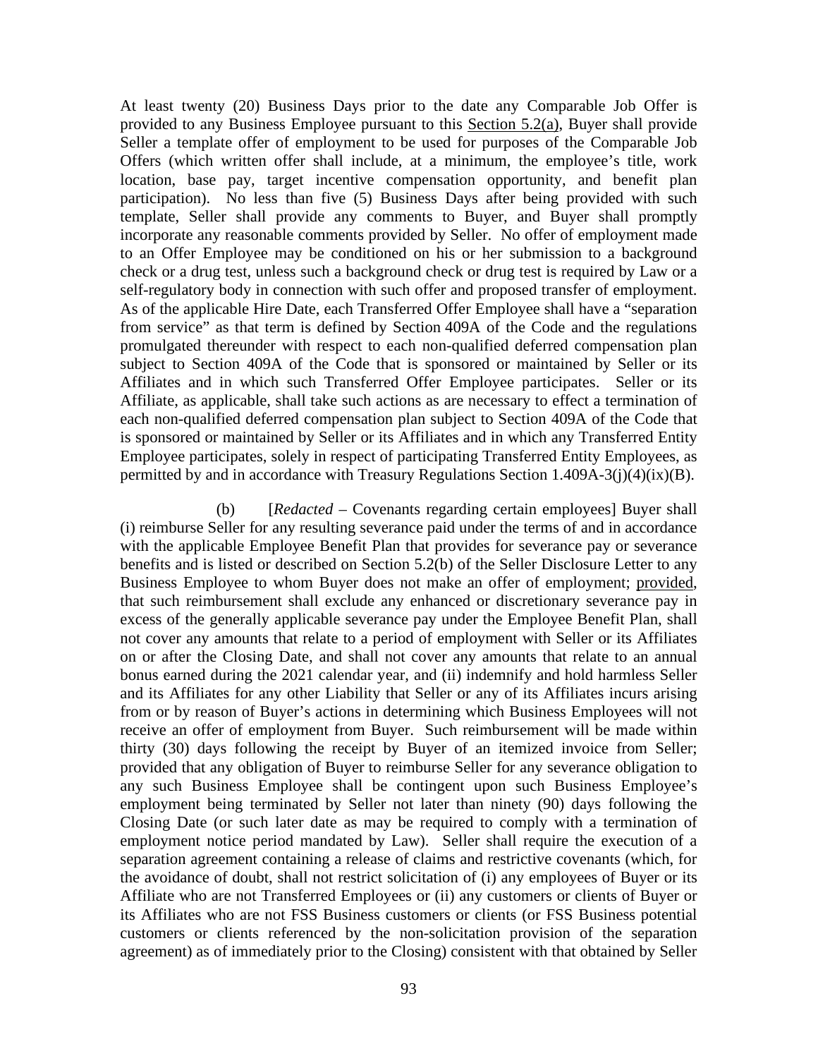At least twenty (20) Business Days prior to the date any Comparable Job Offer is provided to any Business Employee pursuant to this Section 5.2(a), Buyer shall provide Seller a template offer of employment to be used for purposes of the Comparable Job Offers (which written offer shall include, at a minimum, the employee's title, work location, base pay, target incentive compensation opportunity, and benefit plan participation). No less than five (5) Business Days after being provided with such template, Seller shall provide any comments to Buyer, and Buyer shall promptly incorporate any reasonable comments provided by Seller. No offer of employment made to an Offer Employee may be conditioned on his or her submission to a background check or a drug test, unless such a background check or drug test is required by Law or a self-regulatory body in connection with such offer and proposed transfer of employment. As of the applicable Hire Date, each Transferred Offer Employee shall have a "separation from service" as that term is defined by Section 409A of the Code and the regulations promulgated thereunder with respect to each non-qualified deferred compensation plan subject to Section 409A of the Code that is sponsored or maintained by Seller or its Affiliates and in which such Transferred Offer Employee participates. Seller or its Affiliate, as applicable, shall take such actions as are necessary to effect a termination of each non-qualified deferred compensation plan subject to Section 409A of the Code that is sponsored or maintained by Seller or its Affiliates and in which any Transferred Entity Employee participates, solely in respect of participating Transferred Entity Employees, as permitted by and in accordance with Treasury Regulations Section 1.409A-3(j)(4)(ix)(B).

(b) [*Redacted* – Covenants regarding certain employees] Buyer shall (i) reimburse Seller for any resulting severance paid under the terms of and in accordance with the applicable Employee Benefit Plan that provides for severance pay or severance benefits and is listed or described on Section 5.2(b) of the Seller Disclosure Letter to any Business Employee to whom Buyer does not make an offer of employment; provided, that such reimbursement shall exclude any enhanced or discretionary severance pay in excess of the generally applicable severance pay under the Employee Benefit Plan, shall not cover any amounts that relate to a period of employment with Seller or its Affiliates on or after the Closing Date, and shall not cover any amounts that relate to an annual bonus earned during the 2021 calendar year, and (ii) indemnify and hold harmless Seller and its Affiliates for any other Liability that Seller or any of its Affiliates incurs arising from or by reason of Buyer's actions in determining which Business Employees will not receive an offer of employment from Buyer. Such reimbursement will be made within thirty (30) days following the receipt by Buyer of an itemized invoice from Seller; provided that any obligation of Buyer to reimburse Seller for any severance obligation to any such Business Employee shall be contingent upon such Business Employee's employment being terminated by Seller not later than ninety (90) days following the Closing Date (or such later date as may be required to comply with a termination of employment notice period mandated by Law). Seller shall require the execution of a separation agreement containing a release of claims and restrictive covenants (which, for the avoidance of doubt, shall not restrict solicitation of (i) any employees of Buyer or its Affiliate who are not Transferred Employees or (ii) any customers or clients of Buyer or its Affiliates who are not FSS Business customers or clients (or FSS Business potential customers or clients referenced by the non-solicitation provision of the separation agreement) as of immediately prior to the Closing) consistent with that obtained by Seller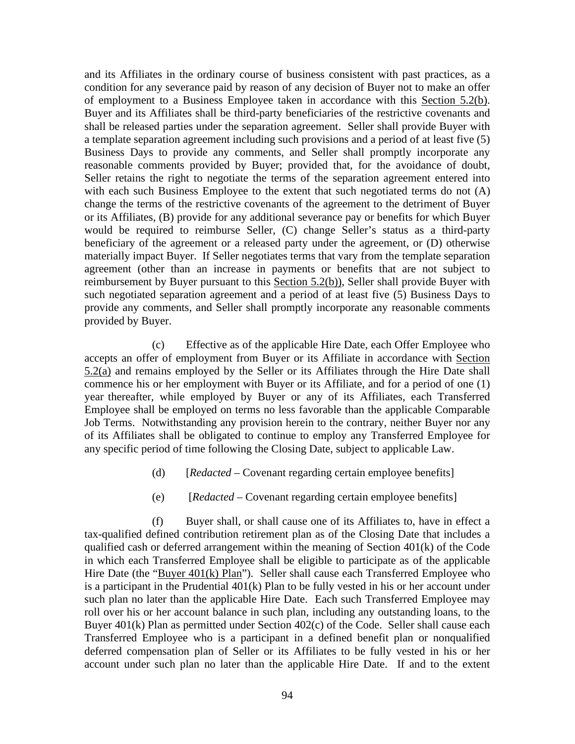and its Affiliates in the ordinary course of business consistent with past practices, as a condition for any severance paid by reason of any decision of Buyer not to make an offer of employment to a Business Employee taken in accordance with this Section 5.2(b). Buyer and its Affiliates shall be third-party beneficiaries of the restrictive covenants and shall be released parties under the separation agreement. Seller shall provide Buyer with a template separation agreement including such provisions and a period of at least five (5) Business Days to provide any comments, and Seller shall promptly incorporate any reasonable comments provided by Buyer; provided that, for the avoidance of doubt, Seller retains the right to negotiate the terms of the separation agreement entered into with each such Business Employee to the extent that such negotiated terms do not (A) change the terms of the restrictive covenants of the agreement to the detriment of Buyer or its Affiliates, (B) provide for any additional severance pay or benefits for which Buyer would be required to reimburse Seller, (C) change Seller's status as a third-party beneficiary of the agreement or a released party under the agreement, or (D) otherwise materially impact Buyer. If Seller negotiates terms that vary from the template separation agreement (other than an increase in payments or benefits that are not subject to reimbursement by Buyer pursuant to this Section 5.2(b)), Seller shall provide Buyer with such negotiated separation agreement and a period of at least five (5) Business Days to provide any comments, and Seller shall promptly incorporate any reasonable comments provided by Buyer.

(c) Effective as of the applicable Hire Date, each Offer Employee who accepts an offer of employment from Buyer or its Affiliate in accordance with Section 5.2(a) and remains employed by the Seller or its Affiliates through the Hire Date shall commence his or her employment with Buyer or its Affiliate, and for a period of one (1) year thereafter, while employed by Buyer or any of its Affiliates, each Transferred Employee shall be employed on terms no less favorable than the applicable Comparable Job Terms. Notwithstanding any provision herein to the contrary, neither Buyer nor any of its Affiliates shall be obligated to continue to employ any Transferred Employee for any specific period of time following the Closing Date, subject to applicable Law.

(d) [*Redacted* – Covenant regarding certain employee benefits]

(e) [*Redacted* – Covenant regarding certain employee benefits]

(f) Buyer shall, or shall cause one of its Affiliates to, have in effect a tax-qualified defined contribution retirement plan as of the Closing Date that includes a qualified cash or deferred arrangement within the meaning of Section 401(k) of the Code in which each Transferred Employee shall be eligible to participate as of the applicable Hire Date (the "Buyer 401(k) Plan"). Seller shall cause each Transferred Employee who is a participant in the Prudential 401(k) Plan to be fully vested in his or her account under such plan no later than the applicable Hire Date. Each such Transferred Employee may roll over his or her account balance in such plan, including any outstanding loans, to the Buyer 401(k) Plan as permitted under Section 402(c) of the Code. Seller shall cause each Transferred Employee who is a participant in a defined benefit plan or nonqualified deferred compensation plan of Seller or its Affiliates to be fully vested in his or her account under such plan no later than the applicable Hire Date. If and to the extent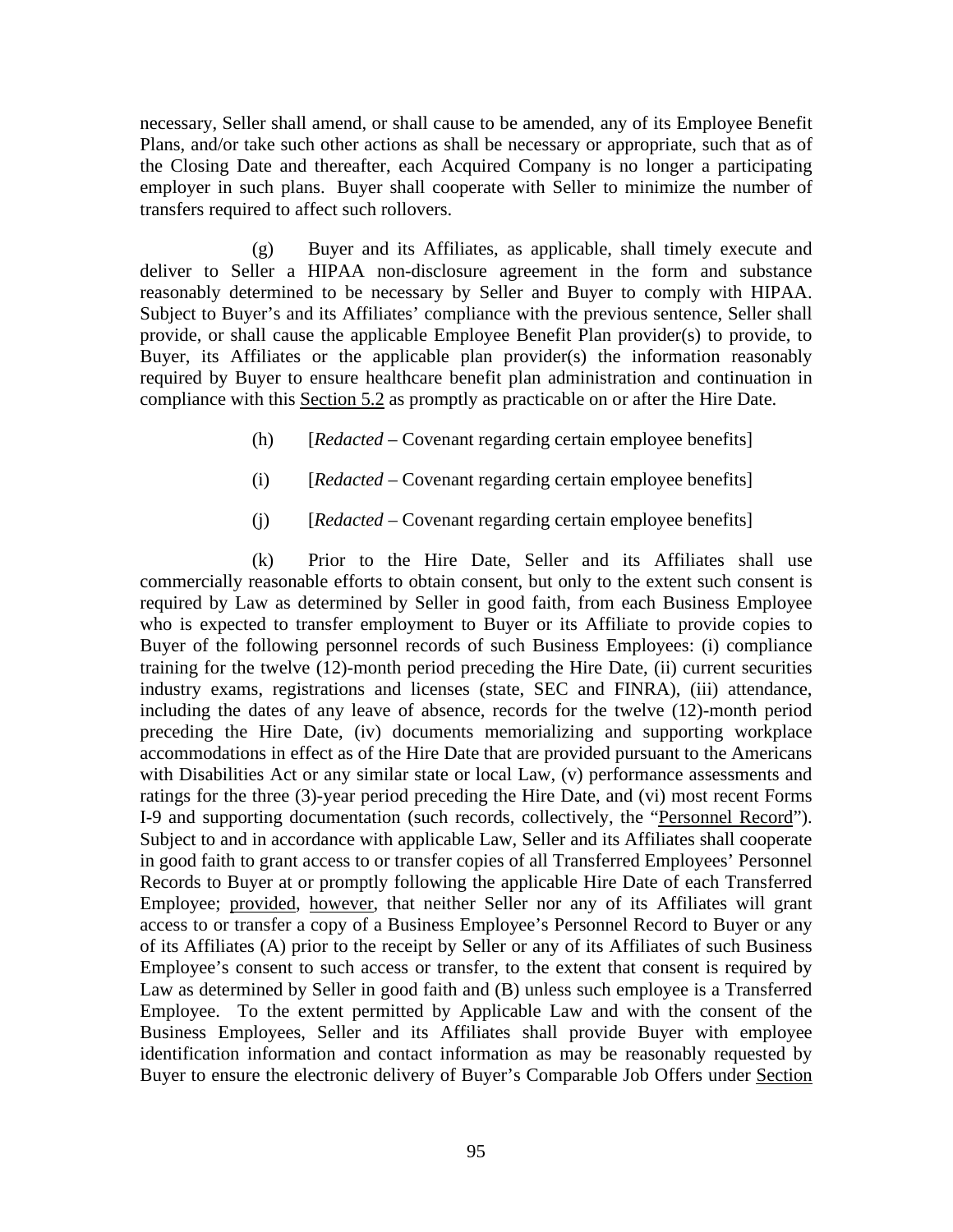necessary, Seller shall amend, or shall cause to be amended, any of its Employee Benefit Plans, and/or take such other actions as shall be necessary or appropriate, such that as of the Closing Date and thereafter, each Acquired Company is no longer a participating employer in such plans. Buyer shall cooperate with Seller to minimize the number of transfers required to affect such rollovers.

(g) Buyer and its Affiliates, as applicable, shall timely execute and deliver to Seller a HIPAA non-disclosure agreement in the form and substance reasonably determined to be necessary by Seller and Buyer to comply with HIPAA. Subject to Buyer's and its Affiliates' compliance with the previous sentence, Seller shall provide, or shall cause the applicable Employee Benefit Plan provider(s) to provide, to Buyer, its Affiliates or the applicable plan provider(s) the information reasonably required by Buyer to ensure healthcare benefit plan administration and continuation in compliance with this Section 5.2 as promptly as practicable on or after the Hire Date.

(h) [*Redacted* – Covenant regarding certain employee benefits]

(i) [*Redacted* – Covenant regarding certain employee benefits]

(j) [*Redacted* – Covenant regarding certain employee benefits]

(k) Prior to the Hire Date, Seller and its Affiliates shall use commercially reasonable efforts to obtain consent, but only to the extent such consent is required by Law as determined by Seller in good faith, from each Business Employee who is expected to transfer employment to Buyer or its Affiliate to provide copies to Buyer of the following personnel records of such Business Employees: (i) compliance training for the twelve (12)-month period preceding the Hire Date, (ii) current securities industry exams, registrations and licenses (state, SEC and FINRA), (iii) attendance, including the dates of any leave of absence, records for the twelve (12)-month period preceding the Hire Date, (iv) documents memorializing and supporting workplace accommodations in effect as of the Hire Date that are provided pursuant to the Americans with Disabilities Act or any similar state or local Law, (v) performance assessments and ratings for the three (3)-year period preceding the Hire Date, and (vi) most recent Forms I-9 and supporting documentation (such records, collectively, the "Personnel Record"). Subject to and in accordance with applicable Law, Seller and its Affiliates shall cooperate in good faith to grant access to or transfer copies of all Transferred Employees' Personnel Records to Buyer at or promptly following the applicable Hire Date of each Transferred Employee; provided, however, that neither Seller nor any of its Affiliates will grant access to or transfer a copy of a Business Employee's Personnel Record to Buyer or any of its Affiliates (A) prior to the receipt by Seller or any of its Affiliates of such Business Employee's consent to such access or transfer, to the extent that consent is required by Law as determined by Seller in good faith and (B) unless such employee is a Transferred Employee. To the extent permitted by Applicable Law and with the consent of the Business Employees, Seller and its Affiliates shall provide Buyer with employee identification information and contact information as may be reasonably requested by Buyer to ensure the electronic delivery of Buyer's Comparable Job Offers under Section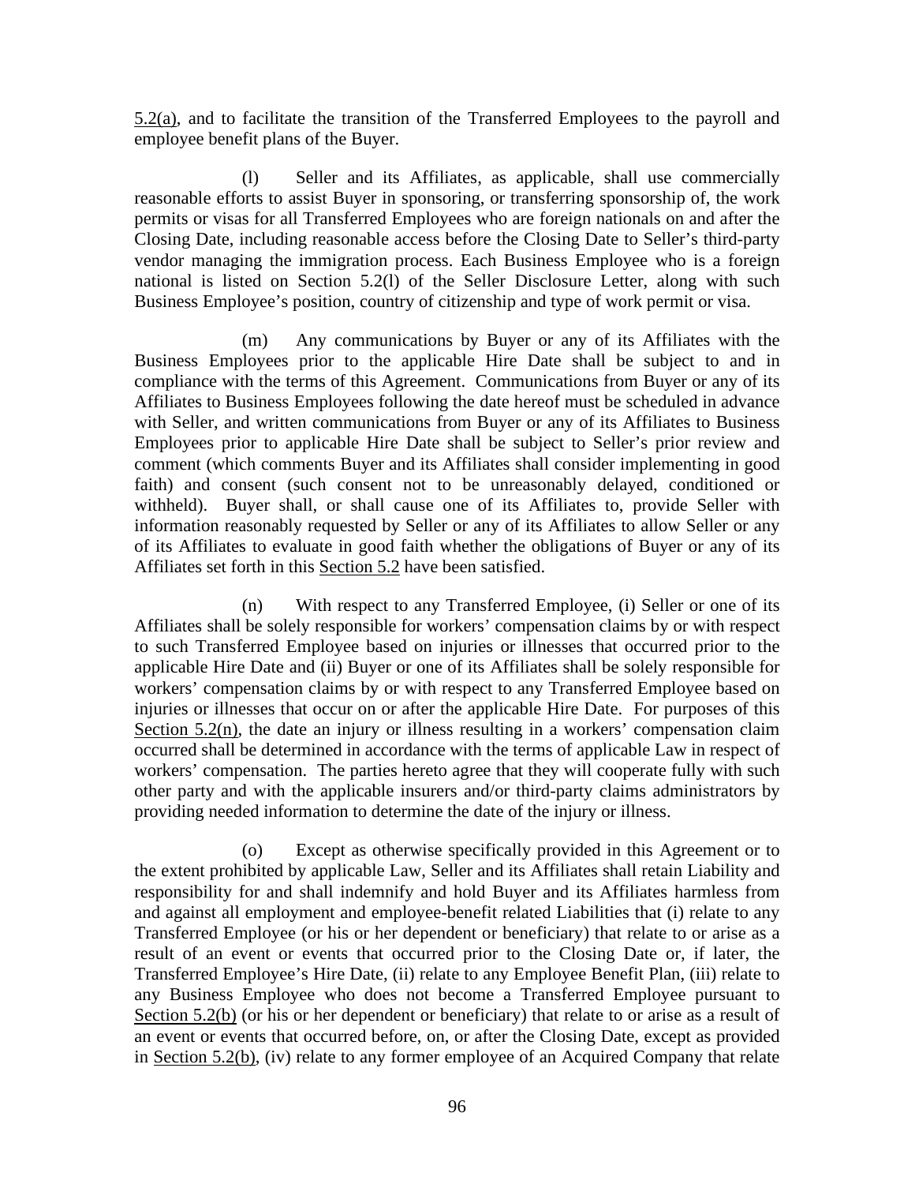5.2(a), and to facilitate the transition of the Transferred Employees to the payroll and employee benefit plans of the Buyer.

(l) Seller and its Affiliates, as applicable, shall use commercially reasonable efforts to assist Buyer in sponsoring, or transferring sponsorship of, the work permits or visas for all Transferred Employees who are foreign nationals on and after the Closing Date, including reasonable access before the Closing Date to Seller's third-party vendor managing the immigration process. Each Business Employee who is a foreign national is listed on Section 5.2(l) of the Seller Disclosure Letter, along with such Business Employee's position, country of citizenship and type of work permit or visa.

(m) Any communications by Buyer or any of its Affiliates with the Business Employees prior to the applicable Hire Date shall be subject to and in compliance with the terms of this Agreement. Communications from Buyer or any of its Affiliates to Business Employees following the date hereof must be scheduled in advance with Seller, and written communications from Buyer or any of its Affiliates to Business Employees prior to applicable Hire Date shall be subject to Seller's prior review and comment (which comments Buyer and its Affiliates shall consider implementing in good faith) and consent (such consent not to be unreasonably delayed, conditioned or withheld). Buyer shall, or shall cause one of its Affiliates to, provide Seller with information reasonably requested by Seller or any of its Affiliates to allow Seller or any of its Affiliates to evaluate in good faith whether the obligations of Buyer or any of its Affiliates set forth in this Section 5.2 have been satisfied.

(n) With respect to any Transferred Employee, (i) Seller or one of its Affiliates shall be solely responsible for workers' compensation claims by or with respect to such Transferred Employee based on injuries or illnesses that occurred prior to the applicable Hire Date and (ii) Buyer or one of its Affiliates shall be solely responsible for workers' compensation claims by or with respect to any Transferred Employee based on injuries or illnesses that occur on or after the applicable Hire Date. For purposes of this Section 5.2(n), the date an injury or illness resulting in a workers' compensation claim occurred shall be determined in accordance with the terms of applicable Law in respect of workers' compensation. The parties hereto agree that they will cooperate fully with such other party and with the applicable insurers and/or third-party claims administrators by providing needed information to determine the date of the injury or illness.

(o) Except as otherwise specifically provided in this Agreement or to the extent prohibited by applicable Law, Seller and its Affiliates shall retain Liability and responsibility for and shall indemnify and hold Buyer and its Affiliates harmless from and against all employment and employee-benefit related Liabilities that (i) relate to any Transferred Employee (or his or her dependent or beneficiary) that relate to or arise as a result of an event or events that occurred prior to the Closing Date or, if later, the Transferred Employee's Hire Date, (ii) relate to any Employee Benefit Plan, (iii) relate to any Business Employee who does not become a Transferred Employee pursuant to Section 5.2(b) (or his or her dependent or beneficiary) that relate to or arise as a result of an event or events that occurred before, on, or after the Closing Date, except as provided in Section 5.2(b), (iv) relate to any former employee of an Acquired Company that relate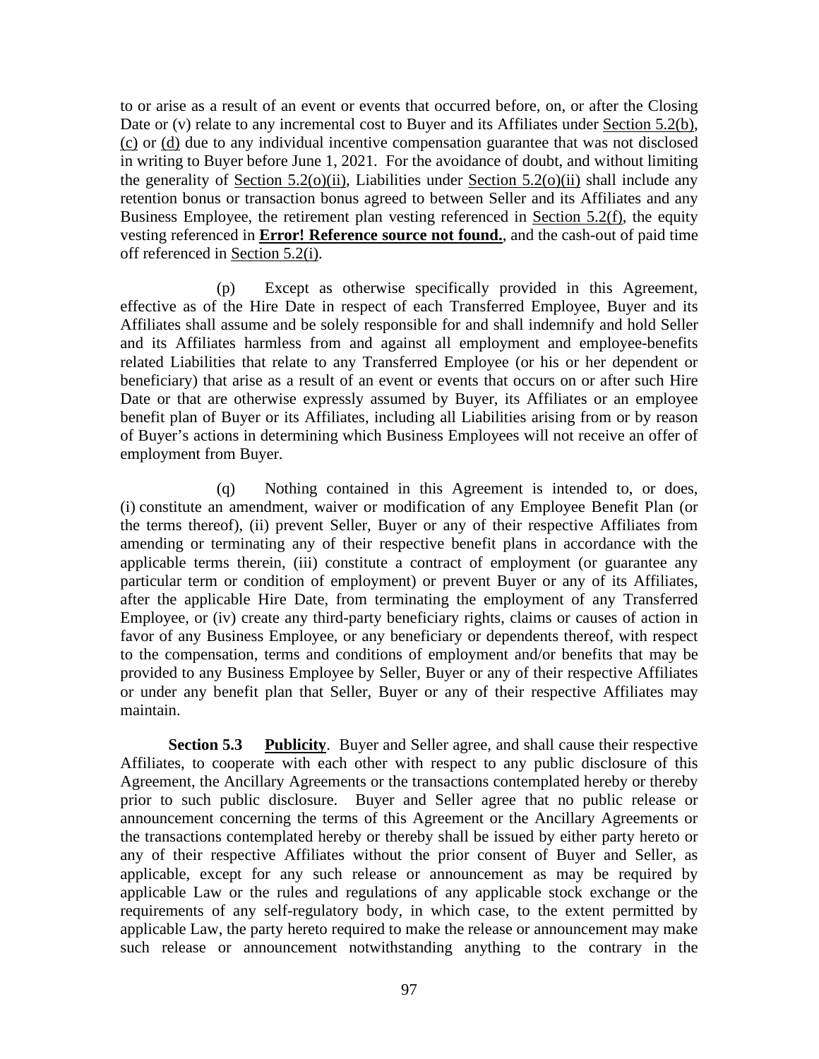to or arise as a result of an event or events that occurred before, on, or after the Closing Date or (v) relate to any incremental cost to Buyer and its Affiliates under Section 5.2(b), (c) or (d) due to any individual incentive compensation guarantee that was not disclosed in writing to Buyer before June 1, 2021. For the avoidance of doubt, and without limiting the generality of Section 5.2(o)(ii), Liabilities under Section 5.2(o)(ii) shall include any retention bonus or transaction bonus agreed to between Seller and its Affiliates and any Business Employee, the retirement plan vesting referenced in Section 5.2(f), the equity vesting referenced in **Error! Reference source not found.**, and the cash-out of paid time off referenced in Section 5.2(i).

(p) Except as otherwise specifically provided in this Agreement, effective as of the Hire Date in respect of each Transferred Employee, Buyer and its Affiliates shall assume and be solely responsible for and shall indemnify and hold Seller and its Affiliates harmless from and against all employment and employee-benefits related Liabilities that relate to any Transferred Employee (or his or her dependent or beneficiary) that arise as a result of an event or events that occurs on or after such Hire Date or that are otherwise expressly assumed by Buyer, its Affiliates or an employee benefit plan of Buyer or its Affiliates, including all Liabilities arising from or by reason of Buyer's actions in determining which Business Employees will not receive an offer of employment from Buyer.

(q) Nothing contained in this Agreement is intended to, or does, (i) constitute an amendment, waiver or modification of any Employee Benefit Plan (or the terms thereof), (ii) prevent Seller, Buyer or any of their respective Affiliates from amending or terminating any of their respective benefit plans in accordance with the applicable terms therein, (iii) constitute a contract of employment (or guarantee any particular term or condition of employment) or prevent Buyer or any of its Affiliates, after the applicable Hire Date, from terminating the employment of any Transferred Employee, or (iv) create any third-party beneficiary rights, claims or causes of action in favor of any Business Employee, or any beneficiary or dependents thereof, with respect to the compensation, terms and conditions of employment and/or benefits that may be provided to any Business Employee by Seller, Buyer or any of their respective Affiliates or under any benefit plan that Seller, Buyer or any of their respective Affiliates may maintain.

**Section 5.3 Publicity**. Buyer and Seller agree, and shall cause their respective Affiliates, to cooperate with each other with respect to any public disclosure of this Agreement, the Ancillary Agreements or the transactions contemplated hereby or thereby prior to such public disclosure. Buyer and Seller agree that no public release or announcement concerning the terms of this Agreement or the Ancillary Agreements or the transactions contemplated hereby or thereby shall be issued by either party hereto or any of their respective Affiliates without the prior consent of Buyer and Seller, as applicable, except for any such release or announcement as may be required by applicable Law or the rules and regulations of any applicable stock exchange or the requirements of any self-regulatory body, in which case, to the extent permitted by applicable Law, the party hereto required to make the release or announcement may make such release or announcement notwithstanding anything to the contrary in the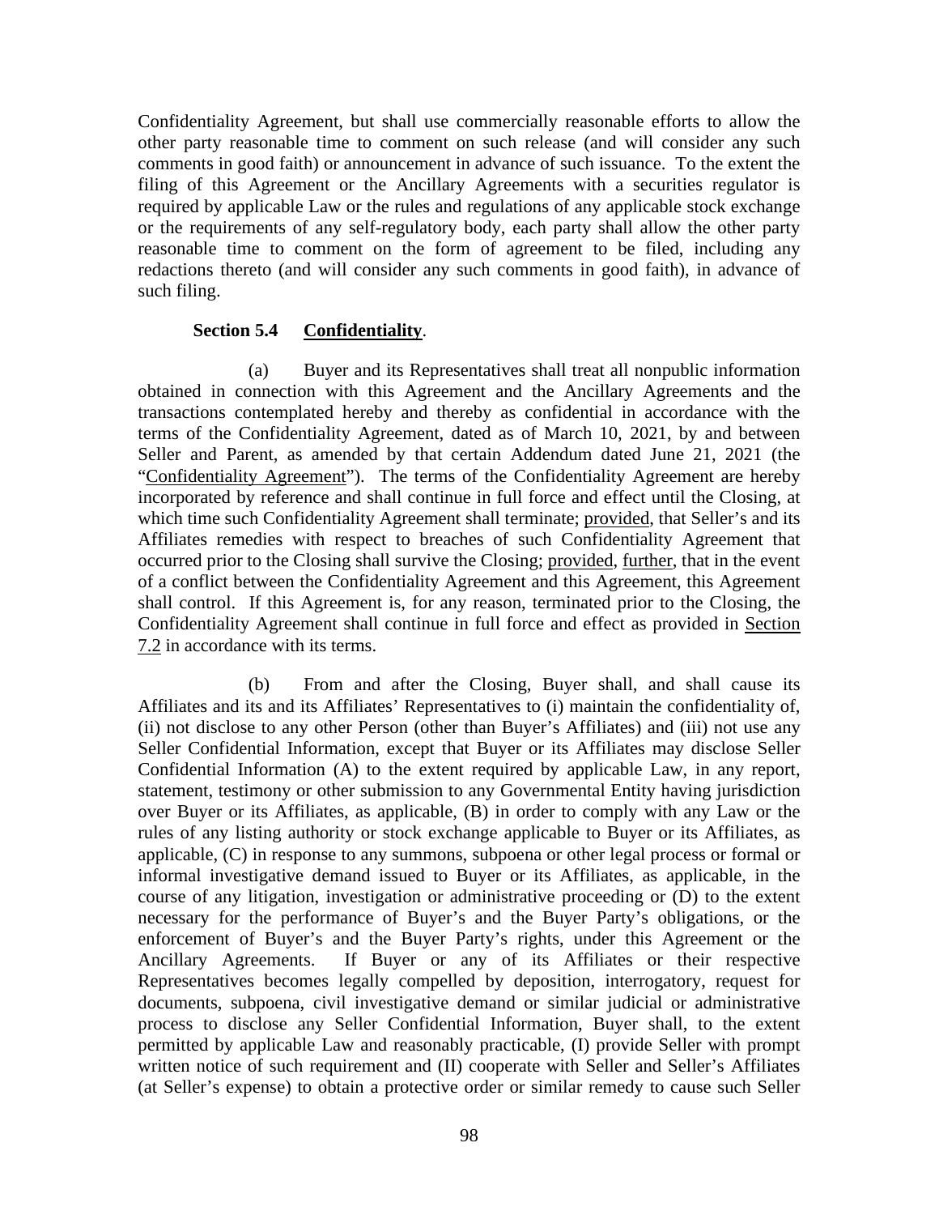Confidentiality Agreement, but shall use commercially reasonable efforts to allow the other party reasonable time to comment on such release (and will consider any such comments in good faith) or announcement in advance of such issuance. To the extent the filing of this Agreement or the Ancillary Agreements with a securities regulator is required by applicable Law or the rules and regulations of any applicable stock exchange or the requirements of any self-regulatory body, each party shall allow the other party reasonable time to comment on the form of agreement to be filed, including any redactions thereto (and will consider any such comments in good faith), in advance of such filing.

**Section 5.4 Confidentiality**.

(a) Buyer and its Representatives shall treat all nonpublic information obtained in connection with this Agreement and the Ancillary Agreements and the transactions contemplated hereby and thereby as confidential in accordance with the terms of the Confidentiality Agreement, dated as of March 10, 2021, by and between Seller and Parent, as amended by that certain Addendum dated June 21, 2021 (the "Confidentiality Agreement"). The terms of the Confidentiality Agreement are hereby incorporated by reference and shall continue in full force and effect until the Closing, at which time such Confidentiality Agreement shall terminate; provided, that Seller's and its Affiliates remedies with respect to breaches of such Confidentiality Agreement that occurred prior to the Closing shall survive the Closing; provided, further, that in the event of a conflict between the Confidentiality Agreement and this Agreement, this Agreement shall control. If this Agreement is, for any reason, terminated prior to the Closing, the Confidentiality Agreement shall continue in full force and effect as provided in Section 7.2 in accordance with its terms.

(b) From and after the Closing, Buyer shall, and shall cause its Affiliates and its and its Affiliates' Representatives to (i) maintain the confidentiality of, (ii) not disclose to any other Person (other than Buyer's Affiliates) and (iii) not use any Seller Confidential Information, except that Buyer or its Affiliates may disclose Seller Confidential Information (A) to the extent required by applicable Law, in any report, statement, testimony or other submission to any Governmental Entity having jurisdiction over Buyer or its Affiliates, as applicable, (B) in order to comply with any Law or the rules of any listing authority or stock exchange applicable to Buyer or its Affiliates, as applicable, (C) in response to any summons, subpoena or other legal process or formal or informal investigative demand issued to Buyer or its Affiliates, as applicable, in the course of any litigation, investigation or administrative proceeding or (D) to the extent necessary for the performance of Buyer's and the Buyer Party's obligations, or the enforcement of Buyer's and the Buyer Party's rights, under this Agreement or the Ancillary Agreements. If Buyer or any of its Affiliates or their respective Representatives becomes legally compelled by deposition, interrogatory, request for documents, subpoena, civil investigative demand or similar judicial or administrative process to disclose any Seller Confidential Information, Buyer shall, to the extent permitted by applicable Law and reasonably practicable, (I) provide Seller with prompt written notice of such requirement and (II) cooperate with Seller and Seller's Affiliates (at Seller's expense) to obtain a protective order or similar remedy to cause such Seller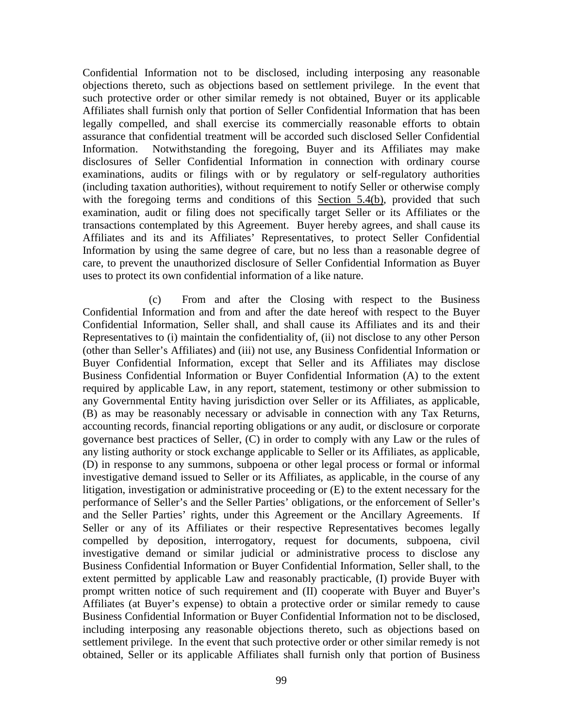Confidential Information not to be disclosed, including interposing any reasonable objections thereto, such as objections based on settlement privilege. In the event that such protective order or other similar remedy is not obtained, Buyer or its applicable Affiliates shall furnish only that portion of Seller Confidential Information that has been legally compelled, and shall exercise its commercially reasonable efforts to obtain assurance that confidential treatment will be accorded such disclosed Seller Confidential Information. Notwithstanding the foregoing, Buyer and its Affiliates may make disclosures of Seller Confidential Information in connection with ordinary course examinations, audits or filings with or by regulatory or self-regulatory authorities (including taxation authorities), without requirement to notify Seller or otherwise comply with the foregoing terms and conditions of this Section 5.4(b), provided that such examination, audit or filing does not specifically target Seller or its Affiliates or the transactions contemplated by this Agreement. Buyer hereby agrees, and shall cause its Affiliates and its and its Affiliates' Representatives, to protect Seller Confidential Information by using the same degree of care, but no less than a reasonable degree of care, to prevent the unauthorized disclosure of Seller Confidential Information as Buyer uses to protect its own confidential information of a like nature.

(c) From and after the Closing with respect to the Business Confidential Information and from and after the date hereof with respect to the Buyer Confidential Information, Seller shall, and shall cause its Affiliates and its and their Representatives to (i) maintain the confidentiality of, (ii) not disclose to any other Person (other than Seller's Affiliates) and (iii) not use, any Business Confidential Information or Buyer Confidential Information, except that Seller and its Affiliates may disclose Business Confidential Information or Buyer Confidential Information (A) to the extent required by applicable Law, in any report, statement, testimony or other submission to any Governmental Entity having jurisdiction over Seller or its Affiliates, as applicable, (B) as may be reasonably necessary or advisable in connection with any Tax Returns, accounting records, financial reporting obligations or any audit, or disclosure or corporate governance best practices of Seller, (C) in order to comply with any Law or the rules of any listing authority or stock exchange applicable to Seller or its Affiliates, as applicable, (D) in response to any summons, subpoena or other legal process or formal or informal investigative demand issued to Seller or its Affiliates, as applicable, in the course of any litigation, investigation or administrative proceeding or (E) to the extent necessary for the performance of Seller's and the Seller Parties' obligations, or the enforcement of Seller's and the Seller Parties' rights, under this Agreement or the Ancillary Agreements. If Seller or any of its Affiliates or their respective Representatives becomes legally compelled by deposition, interrogatory, request for documents, subpoena, civil investigative demand or similar judicial or administrative process to disclose any Business Confidential Information or Buyer Confidential Information, Seller shall, to the extent permitted by applicable Law and reasonably practicable, (I) provide Buyer with prompt written notice of such requirement and (II) cooperate with Buyer and Buyer's Affiliates (at Buyer's expense) to obtain a protective order or similar remedy to cause Business Confidential Information or Buyer Confidential Information not to be disclosed, including interposing any reasonable objections thereto, such as objections based on settlement privilege. In the event that such protective order or other similar remedy is not obtained, Seller or its applicable Affiliates shall furnish only that portion of Business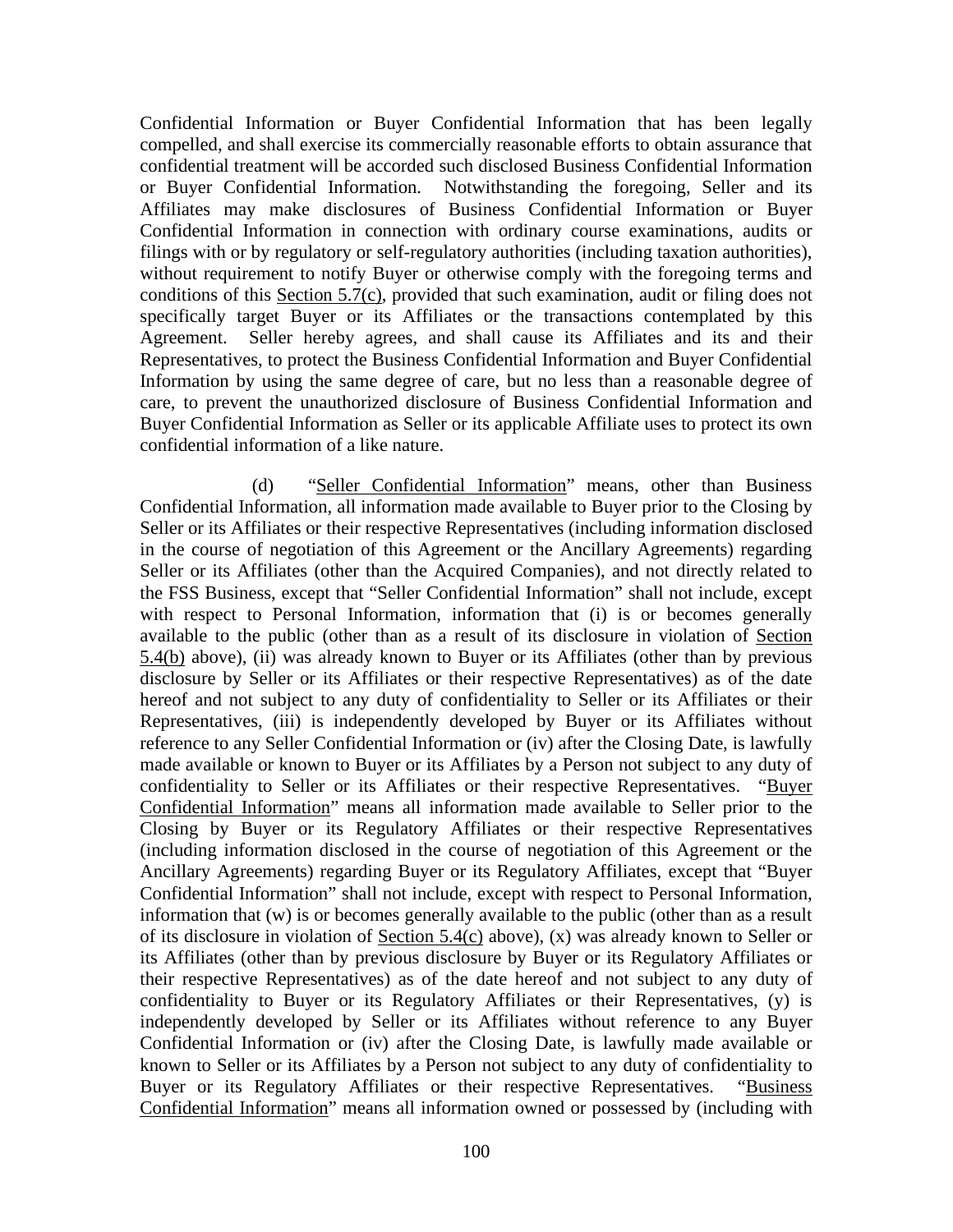Confidential Information or Buyer Confidential Information that has been legally compelled, and shall exercise its commercially reasonable efforts to obtain assurance that confidential treatment will be accorded such disclosed Business Confidential Information or Buyer Confidential Information. Notwithstanding the foregoing, Seller and its Affiliates may make disclosures of Business Confidential Information or Buyer Confidential Information in connection with ordinary course examinations, audits or filings with or by regulatory or self-regulatory authorities (including taxation authorities), without requirement to notify Buyer or otherwise comply with the foregoing terms and conditions of this Section 5.7(c), provided that such examination, audit or filing does not specifically target Buyer or its Affiliates or the transactions contemplated by this Agreement. Seller hereby agrees, and shall cause its Affiliates and its and their Representatives, to protect the Business Confidential Information and Buyer Confidential Information by using the same degree of care, but no less than a reasonable degree of care, to prevent the unauthorized disclosure of Business Confidential Information and Buyer Confidential Information as Seller or its applicable Affiliate uses to protect its own confidential information of a like nature.

(d) "Seller Confidential Information" means, other than Business Confidential Information, all information made available to Buyer prior to the Closing by Seller or its Affiliates or their respective Representatives (including information disclosed in the course of negotiation of this Agreement or the Ancillary Agreements) regarding Seller or its Affiliates (other than the Acquired Companies), and not directly related to the FSS Business, except that "Seller Confidential Information" shall not include, except with respect to Personal Information, information that (i) is or becomes generally available to the public (other than as a result of its disclosure in violation of Section 5.4(b) above), (ii) was already known to Buyer or its Affiliates (other than by previous disclosure by Seller or its Affiliates or their respective Representatives) as of the date hereof and not subject to any duty of confidentiality to Seller or its Affiliates or their Representatives, (iii) is independently developed by Buyer or its Affiliates without reference to any Seller Confidential Information or (iv) after the Closing Date, is lawfully made available or known to Buyer or its Affiliates by a Person not subject to any duty of confidentiality to Seller or its Affiliates or their respective Representatives. "Buyer Confidential Information" means all information made available to Seller prior to the Closing by Buyer or its Regulatory Affiliates or their respective Representatives (including information disclosed in the course of negotiation of this Agreement or the Ancillary Agreements) regarding Buyer or its Regulatory Affiliates, except that "Buyer Confidential Information" shall not include, except with respect to Personal Information, information that (w) is or becomes generally available to the public (other than as a result of its disclosure in violation of Section 5.4(c) above), (x) was already known to Seller or its Affiliates (other than by previous disclosure by Buyer or its Regulatory Affiliates or their respective Representatives) as of the date hereof and not subject to any duty of confidentiality to Buyer or its Regulatory Affiliates or their Representatives, (y) is independently developed by Seller or its Affiliates without reference to any Buyer Confidential Information or (iv) after the Closing Date, is lawfully made available or known to Seller or its Affiliates by a Person not subject to any duty of confidentiality to Buyer or its Regulatory Affiliates or their respective Representatives. "Business Confidential Information" means all information owned or possessed by (including with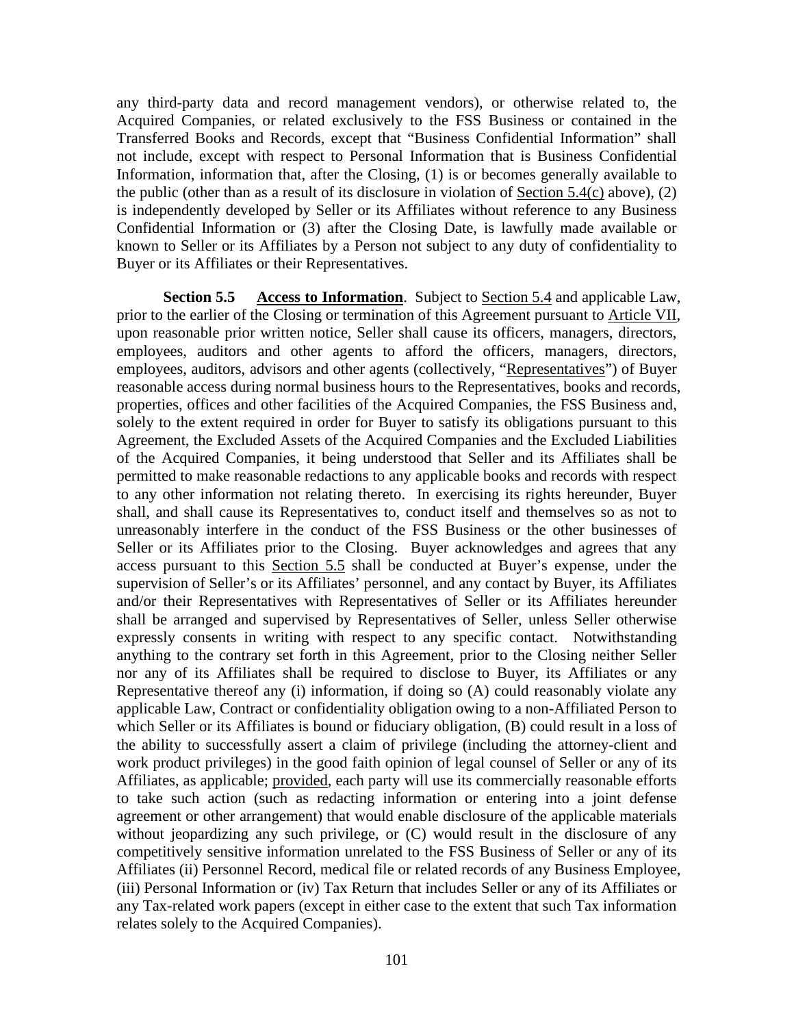any third-party data and record management vendors), or otherwise related to, the Acquired Companies, or related exclusively to the FSS Business or contained in the Transferred Books and Records, except that "Business Confidential Information" shall not include, except with respect to Personal Information that is Business Confidential Information, information that, after the Closing, (1) is or becomes generally available to the public (other than as a result of its disclosure in violation of Section 5.4(c) above), (2) is independently developed by Seller or its Affiliates without reference to any Business Confidential Information or (3) after the Closing Date, is lawfully made available or known to Seller or its Affiliates by a Person not subject to any duty of confidentiality to Buyer or its Affiliates or their Representatives.

**Section 5.5 Access to Information**. Subject to Section 5.4 and applicable Law, prior to the earlier of the Closing or termination of this Agreement pursuant to Article VII, upon reasonable prior written notice, Seller shall cause its officers, managers, directors, employees, auditors and other agents to afford the officers, managers, directors, employees, auditors, advisors and other agents (collectively, "Representatives") of Buyer reasonable access during normal business hours to the Representatives, books and records, properties, offices and other facilities of the Acquired Companies, the FSS Business and, solely to the extent required in order for Buyer to satisfy its obligations pursuant to this Agreement, the Excluded Assets of the Acquired Companies and the Excluded Liabilities of the Acquired Companies, it being understood that Seller and its Affiliates shall be permitted to make reasonable redactions to any applicable books and records with respect to any other information not relating thereto. In exercising its rights hereunder, Buyer shall, and shall cause its Representatives to, conduct itself and themselves so as not to unreasonably interfere in the conduct of the FSS Business or the other businesses of Seller or its Affiliates prior to the Closing. Buyer acknowledges and agrees that any access pursuant to this Section 5.5 shall be conducted at Buyer's expense, under the supervision of Seller's or its Affiliates' personnel, and any contact by Buyer, its Affiliates and/or their Representatives with Representatives of Seller or its Affiliates hereunder shall be arranged and supervised by Representatives of Seller, unless Seller otherwise expressly consents in writing with respect to any specific contact. Notwithstanding anything to the contrary set forth in this Agreement, prior to the Closing neither Seller nor any of its Affiliates shall be required to disclose to Buyer, its Affiliates or any Representative thereof any (i) information, if doing so (A) could reasonably violate any applicable Law, Contract or confidentiality obligation owing to a non-Affiliated Person to which Seller or its Affiliates is bound or fiduciary obligation, (B) could result in a loss of the ability to successfully assert a claim of privilege (including the attorney-client and work product privileges) in the good faith opinion of legal counsel of Seller or any of its Affiliates, as applicable; provided, each party will use its commercially reasonable efforts to take such action (such as redacting information or entering into a joint defense agreement or other arrangement) that would enable disclosure of the applicable materials without jeopardizing any such privilege, or (C) would result in the disclosure of any competitively sensitive information unrelated to the FSS Business of Seller or any of its Affiliates (ii) Personnel Record, medical file or related records of any Business Employee, (iii) Personal Information or (iv) Tax Return that includes Seller or any of its Affiliates or any Tax-related work papers (except in either case to the extent that such Tax information relates solely to the Acquired Companies).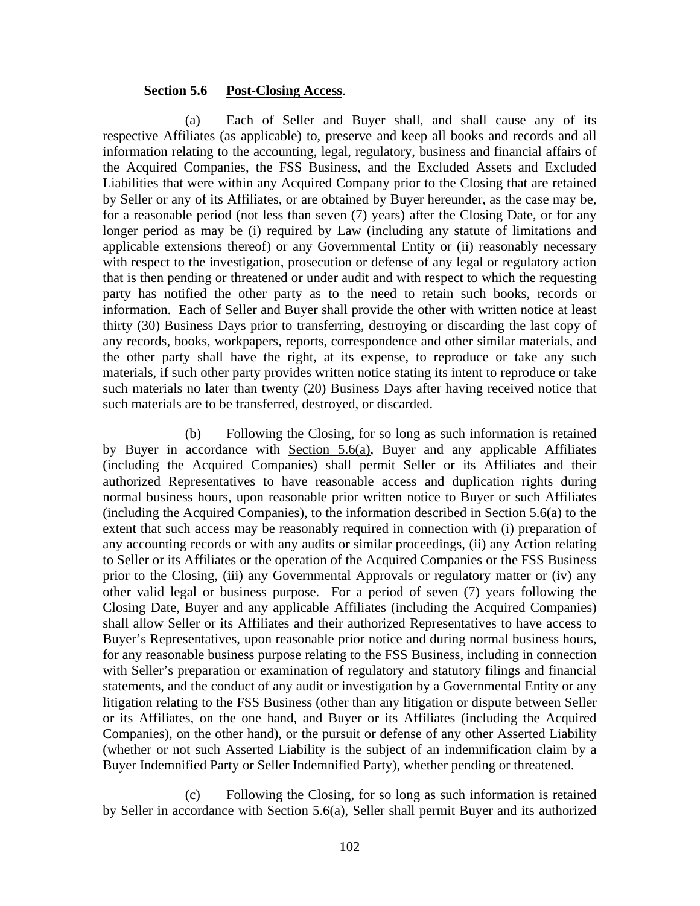**Section 5.6 Post-Closing Access.**

(a) Each of Seller and Buyer shall, and shall cause any of its respective Affiliates (as applicable) to, preserve and keep all books and records and all information relating to the accounting, legal, regulatory, business and financial affairs of the Acquired Companies, the FSS Business, and the Excluded Assets and Excluded Liabilities that were within any Acquired Company prior to the Closing that are retained by Seller or any of its Affiliates, or are obtained by Buyer hereunder, as the case may be, for a reasonable period (not less than seven (7) years) after the Closing Date, or for any longer period as may be (i) required by Law (including any statute of limitations and applicable extensions thereof) or any Governmental Entity or (ii) reasonably necessary with respect to the investigation, prosecution or defense of any legal or regulatory action that is then pending or threatened or under audit and with respect to which the requesting party has notified the other party as to the need to retain such books, records or information. Each of Seller and Buyer shall provide the other with written notice at least thirty (30) Business Days prior to transferring, destroying or discarding the last copy of any records, books, workpapers, reports, correspondence and other similar materials, and the other party shall have the right, at its expense, to reproduce or take any such materials, if such other party provides written notice stating its intent to reproduce or take such materials no later than twenty (20) Business Days after having received notice that such materials are to be transferred, destroyed, or discarded.

(b) Following the Closing, for so long as such information is retained by Buyer in accordance with Section 5.6(a), Buyer and any applicable Affiliates (including the Acquired Companies) shall permit Seller or its Affiliates and their authorized Representatives to have reasonable access and duplication rights during normal business hours, upon reasonable prior written notice to Buyer or such Affiliates (including the Acquired Companies), to the information described in Section 5.6(a) to the extent that such access may be reasonably required in connection with (i) preparation of any accounting records or with any audits or similar proceedings, (ii) any Action relating to Seller or its Affiliates or the operation of the Acquired Companies or the FSS Business prior to the Closing, (iii) any Governmental Approvals or regulatory matter or (iv) any other valid legal or business purpose. For a period of seven (7) years following the Closing Date, Buyer and any applicable Affiliates (including the Acquired Companies) shall allow Seller or its Affiliates and their authorized Representatives to have access to Buyer's Representatives, upon reasonable prior notice and during normal business hours, for any reasonable business purpose relating to the FSS Business, including in connection with Seller's preparation or examination of regulatory and statutory filings and financial statements, and the conduct of any audit or investigation by a Governmental Entity or any litigation relating to the FSS Business (other than any litigation or dispute between Seller or its Affiliates, on the one hand, and Buyer or its Affiliates (including the Acquired Companies), on the other hand), or the pursuit or defense of any other Asserted Liability (whether or not such Asserted Liability is the subject of an indemnification claim by a Buyer Indemnified Party or Seller Indemnified Party), whether pending or threatened.

(c) Following the Closing, for so long as such information is retained by Seller in accordance with Section 5.6(a), Seller shall permit Buyer and its authorized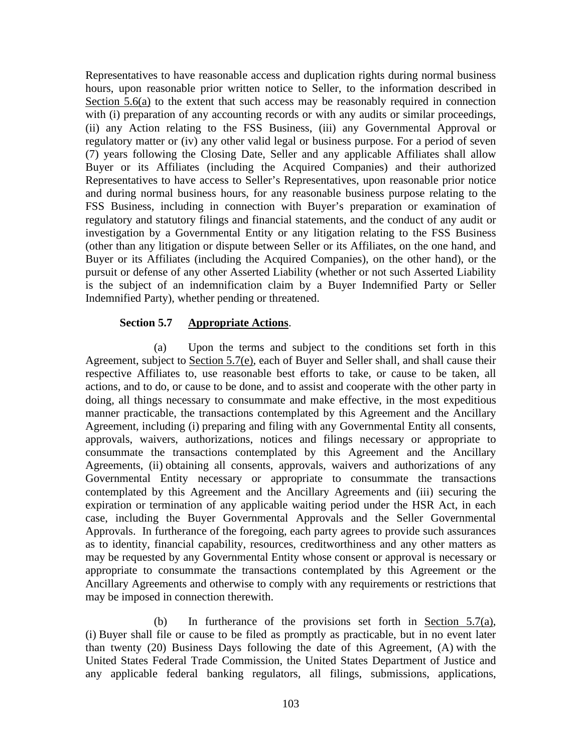Representatives to have reasonable access and duplication rights during normal business hours, upon reasonable prior written notice to Seller, to the information described in Section 5.6(a) to the extent that such access may be reasonably required in connection with (i) preparation of any accounting records or with any audits or similar proceedings, (ii) any Action relating to the FSS Business, (iii) any Governmental Approval or regulatory matter or (iv) any other valid legal or business purpose. For a period of seven (7) years following the Closing Date, Seller and any applicable Affiliates shall allow Buyer or its Affiliates (including the Acquired Companies) and their authorized Representatives to have access to Seller's Representatives, upon reasonable prior notice and during normal business hours, for any reasonable business purpose relating to the FSS Business, including in connection with Buyer's preparation or examination of regulatory and statutory filings and financial statements, and the conduct of any audit or investigation by a Governmental Entity or any litigation relating to the FSS Business (other than any litigation or dispute between Seller or its Affiliates, on the one hand, and Buyer or its Affiliates (including the Acquired Companies), on the other hand), or the pursuit or defense of any other Asserted Liability (whether or not such Asserted Liability is the subject of an indemnification claim by a Buyer Indemnified Party or Seller Indemnified Party), whether pending or threatened.

**Section 5.7 Appropriate Actions**.

(a) Upon the terms and subject to the conditions set forth in this Agreement, subject to Section 5.7(e), each of Buyer and Seller shall, and shall cause their respective Affiliates to, use reasonable best efforts to take, or cause to be taken, all actions, and to do, or cause to be done, and to assist and cooperate with the other party in doing, all things necessary to consummate and make effective, in the most expeditious manner practicable, the transactions contemplated by this Agreement and the Ancillary Agreement, including (i) preparing and filing with any Governmental Entity all consents, approvals, waivers, authorizations, notices and filings necessary or appropriate to consummate the transactions contemplated by this Agreement and the Ancillary Agreements, (ii) obtaining all consents, approvals, waivers and authorizations of any Governmental Entity necessary or appropriate to consummate the transactions contemplated by this Agreement and the Ancillary Agreements and (iii) securing the expiration or termination of any applicable waiting period under the HSR Act, in each case, including the Buyer Governmental Approvals and the Seller Governmental Approvals. In furtherance of the foregoing, each party agrees to provide such assurances as to identity, financial capability, resources, creditworthiness and any other matters as may be requested by any Governmental Entity whose consent or approval is necessary or appropriate to consummate the transactions contemplated by this Agreement or the Ancillary Agreements and otherwise to comply with any requirements or restrictions that may be imposed in connection therewith.

(b) In furtherance of the provisions set forth in Section 5.7(a), (i) Buyer shall file or cause to be filed as promptly as practicable, but in no event later than twenty (20) Business Days following the date of this Agreement, (A) with the United States Federal Trade Commission, the United States Department of Justice and any applicable federal banking regulators, all filings, submissions, applications,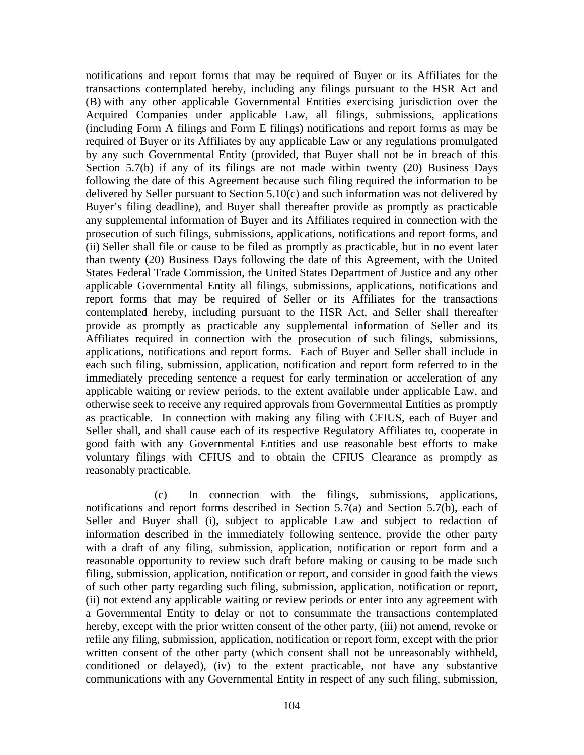notifications and report forms that may be required of Buyer or its Affiliates for the transactions contemplated hereby, including any filings pursuant to the HSR Act and (B) with any other applicable Governmental Entities exercising jurisdiction over the Acquired Companies under applicable Law, all filings, submissions, applications (including Form A filings and Form E filings) notifications and report forms as may be required of Buyer or its Affiliates by any applicable Law or any regulations promulgated by any such Governmental Entity (provided, that Buyer shall not be in breach of this Section 5.7(b) if any of its filings are not made within twenty (20) Business Days following the date of this Agreement because such filing required the information to be delivered by Seller pursuant to Section 5.10(c) and such information was not delivered by Buyer's filing deadline), and Buyer shall thereafter provide as promptly as practicable any supplemental information of Buyer and its Affiliates required in connection with the prosecution of such filings, submissions, applications, notifications and report forms, and (ii) Seller shall file or cause to be filed as promptly as practicable, but in no event later than twenty (20) Business Days following the date of this Agreement, with the United States Federal Trade Commission, the United States Department of Justice and any other applicable Governmental Entity all filings, submissions, applications, notifications and report forms that may be required of Seller or its Affiliates for the transactions contemplated hereby, including pursuant to the HSR Act, and Seller shall thereafter provide as promptly as practicable any supplemental information of Seller and its Affiliates required in connection with the prosecution of such filings, submissions, applications, notifications and report forms. Each of Buyer and Seller shall include in each such filing, submission, application, notification and report form referred to in the immediately preceding sentence a request for early termination or acceleration of any applicable waiting or review periods, to the extent available under applicable Law, and otherwise seek to receive any required approvals from Governmental Entities as promptly as practicable. In connection with making any filing with CFIUS, each of Buyer and Seller shall, and shall cause each of its respective Regulatory Affiliates to, cooperate in good faith with any Governmental Entities and use reasonable best efforts to make voluntary filings with CFIUS and to obtain the CFIUS Clearance as promptly as reasonably practicable.

(c) In connection with the filings, submissions, applications, notifications and report forms described in Section 5.7(a) and Section 5.7(b), each of Seller and Buyer shall (i), subject to applicable Law and subject to redaction of information described in the immediately following sentence, provide the other party with a draft of any filing, submission, application, notification or report form and a reasonable opportunity to review such draft before making or causing to be made such filing, submission, application, notification or report, and consider in good faith the views of such other party regarding such filing, submission, application, notification or report, (ii) not extend any applicable waiting or review periods or enter into any agreement with a Governmental Entity to delay or not to consummate the transactions contemplated hereby, except with the prior written consent of the other party, (iii) not amend, revoke or refile any filing, submission, application, notification or report form, except with the prior written consent of the other party (which consent shall not be unreasonably withheld, conditioned or delayed), (iv) to the extent practicable, not have any substantive communications with any Governmental Entity in respect of any such filing, submission,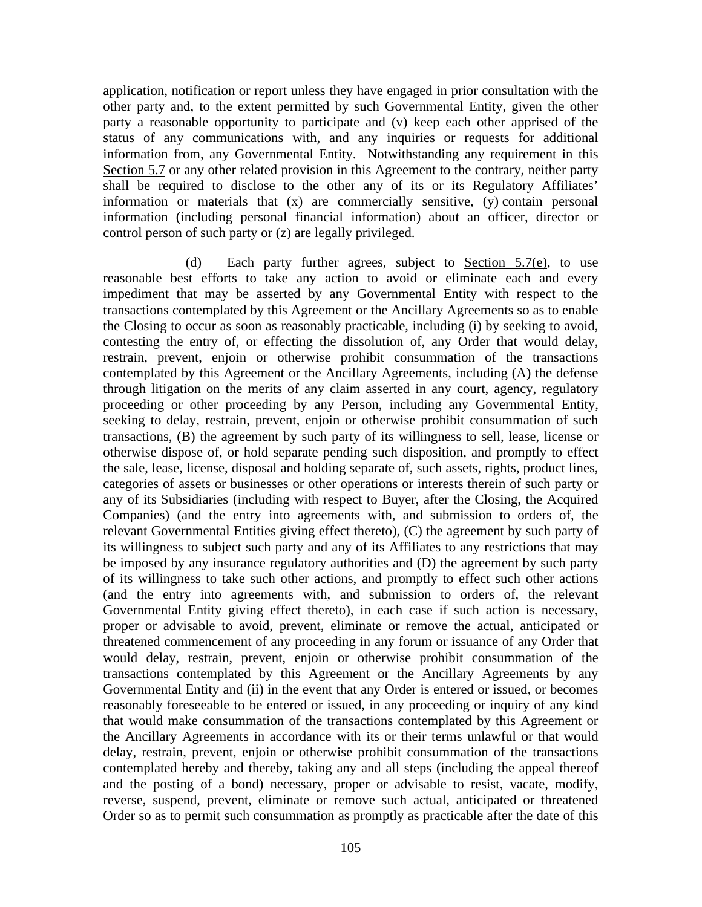application, notification or report unless they have engaged in prior consultation with the other party and, to the extent permitted by such Governmental Entity, given the other party a reasonable opportunity to participate and (v) keep each other apprised of the status of any communications with, and any inquiries or requests for additional information from, any Governmental Entity. Notwithstanding any requirement in this Section 5.7 or any other related provision in this Agreement to the contrary, neither party shall be required to disclose to the other any of its or its Regulatory Affiliates' information or materials that (x) are commercially sensitive, (y) contain personal information (including personal financial information) about an officer, director or control person of such party or (z) are legally privileged.

(d) Each party further agrees, subject to Section 5.7(e), to use reasonable best efforts to take any action to avoid or eliminate each and every impediment that may be asserted by any Governmental Entity with respect to the transactions contemplated by this Agreement or the Ancillary Agreements so as to enable the Closing to occur as soon as reasonably practicable, including (i) by seeking to avoid, contesting the entry of, or effecting the dissolution of, any Order that would delay, restrain, prevent, enjoin or otherwise prohibit consummation of the transactions contemplated by this Agreement or the Ancillary Agreements, including (A) the defense through litigation on the merits of any claim asserted in any court, agency, regulatory proceeding or other proceeding by any Person, including any Governmental Entity, seeking to delay, restrain, prevent, enjoin or otherwise prohibit consummation of such transactions, (B) the agreement by such party of its willingness to sell, lease, license or otherwise dispose of, or hold separate pending such disposition, and promptly to effect the sale, lease, license, disposal and holding separate of, such assets, rights, product lines, categories of assets or businesses or other operations or interests therein of such party or any of its Subsidiaries (including with respect to Buyer, after the Closing, the Acquired Companies) (and the entry into agreements with, and submission to orders of, the relevant Governmental Entities giving effect thereto), (C) the agreement by such party of its willingness to subject such party and any of its Affiliates to any restrictions that may be imposed by any insurance regulatory authorities and (D) the agreement by such party of its willingness to take such other actions, and promptly to effect such other actions (and the entry into agreements with, and submission to orders of, the relevant Governmental Entity giving effect thereto), in each case if such action is necessary, proper or advisable to avoid, prevent, eliminate or remove the actual, anticipated or threatened commencement of any proceeding in any forum or issuance of any Order that would delay, restrain, prevent, enjoin or otherwise prohibit consummation of the transactions contemplated by this Agreement or the Ancillary Agreements by any Governmental Entity and (ii) in the event that any Order is entered or issued, or becomes reasonably foreseeable to be entered or issued, in any proceeding or inquiry of any kind that would make consummation of the transactions contemplated by this Agreement or the Ancillary Agreements in accordance with its or their terms unlawful or that would delay, restrain, prevent, enjoin or otherwise prohibit consummation of the transactions contemplated hereby and thereby, taking any and all steps (including the appeal thereof and the posting of a bond) necessary, proper or advisable to resist, vacate, modify, reverse, suspend, prevent, eliminate or remove such actual, anticipated or threatened Order so as to permit such consummation as promptly as practicable after the date of this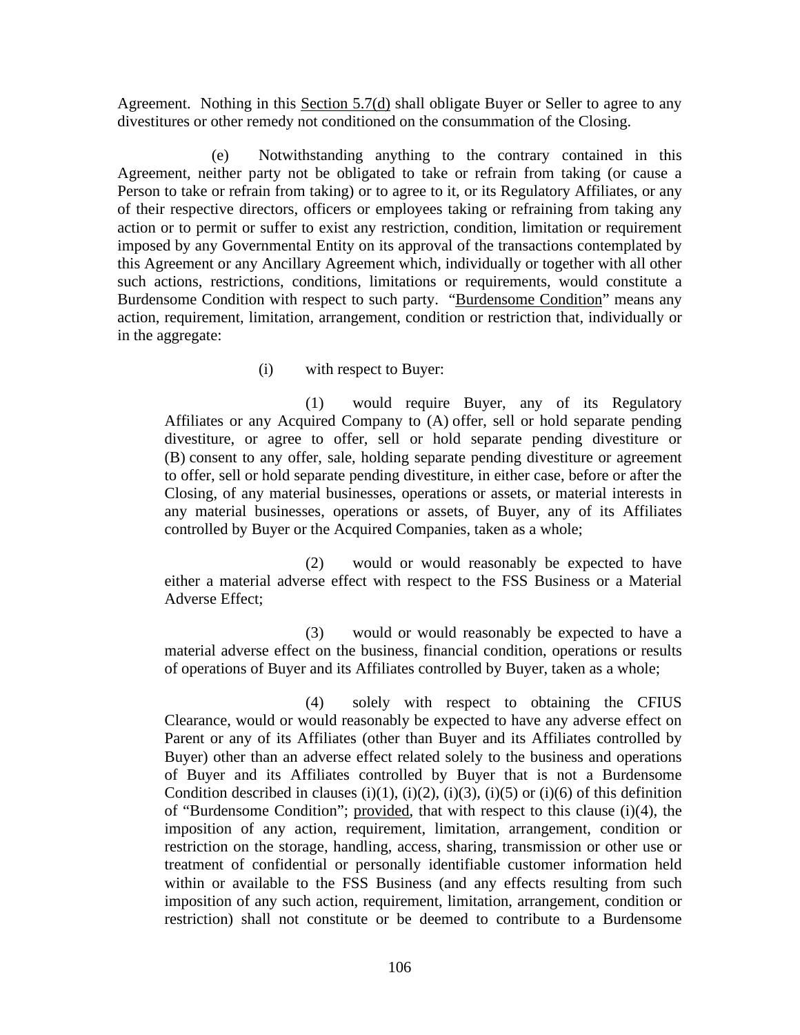Agreement. Nothing in this Section 5.7(d) shall obligate Buyer or Seller to agree to any divestitures or other remedy not conditioned on the consummation of the Closing.

(e) Notwithstanding anything to the contrary contained in this Agreement, neither party not be obligated to take or refrain from taking (or cause a Person to take or refrain from taking) or to agree to it, or its Regulatory Affiliates, or any of their respective directors, officers or employees taking or refraining from taking any action or to permit or suffer to exist any restriction, condition, limitation or requirement imposed by any Governmental Entity on its approval of the transactions contemplated by this Agreement or any Ancillary Agreement which, individually or together with all other such actions, restrictions, conditions, limitations or requirements, would constitute a Burdensome Condition with respect to such party. "Burdensome Condition" means any action, requirement, limitation, arrangement, condition or restriction that, individually or in the aggregate:

(i) with respect to Buyer:

(1) would require Buyer, any of its Regulatory Affiliates or any Acquired Company to (A) offer, sell or hold separate pending divestiture, or agree to offer, sell or hold separate pending divestiture or (B) consent to any offer, sale, holding separate pending divestiture or agreement to offer, sell or hold separate pending divestiture, in either case, before or after the Closing, of any material businesses, operations or assets, or material interests in any material businesses, operations or assets, of Buyer, any of its Affiliates controlled by Buyer or the Acquired Companies, taken as a whole;

(2) would or would reasonably be expected to have either a material adverse effect with respect to the FSS Business or a Material Adverse Effect;

(3) would or would reasonably be expected to have a material adverse effect on the business, financial condition, operations or results of operations of Buyer and its Affiliates controlled by Buyer, taken as a whole;

(4) solely with respect to obtaining the CFIUS Clearance, would or would reasonably be expected to have any adverse effect on Parent or any of its Affiliates (other than Buyer and its Affiliates controlled by Buyer) other than an adverse effect related solely to the business and operations of Buyer and its Affiliates controlled by Buyer that is not a Burdensome Condition described in clauses (i)(1), (i)(2), (i)(3), (i)(5) or (i)(6) of this definition of "Burdensome Condition"; provided, that with respect to this clause (i)(4), the imposition of any action, requirement, limitation, arrangement, condition or restriction on the storage, handling, access, sharing, transmission or other use or treatment of confidential or personally identifiable customer information held within or available to the FSS Business (and any effects resulting from such imposition of any such action, requirement, limitation, arrangement, condition or restriction) shall not constitute or be deemed to contribute to a Burdensome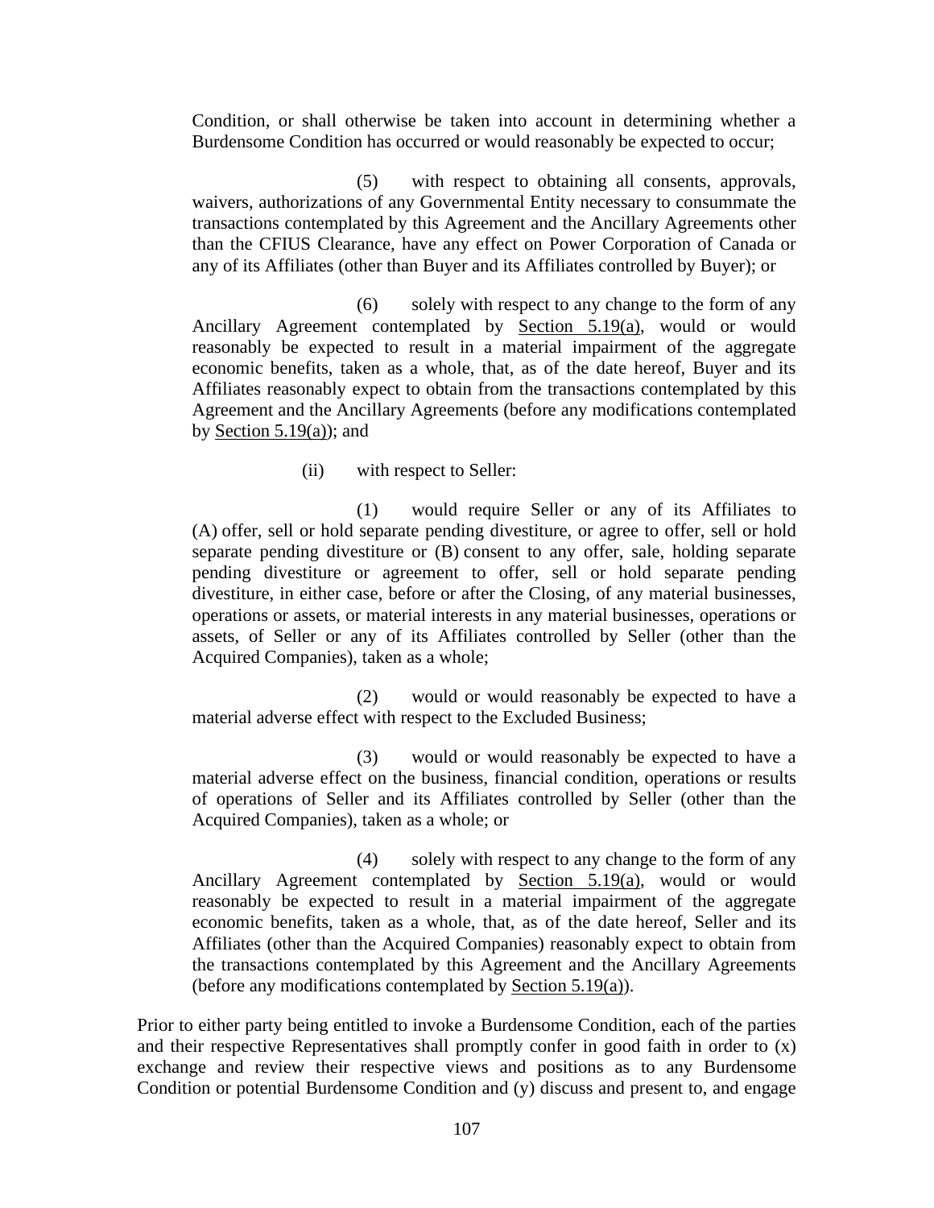Condition, or shall otherwise be taken into account in determining whether a Burdensome Condition has occurred or would reasonably be expected to occur;

(5) with respect to obtaining all consents, approvals, waivers, authorizations of any Governmental Entity necessary to consummate the transactions contemplated by this Agreement and the Ancillary Agreements other than the CFIUS Clearance, have any effect on Power Corporation of Canada or any of its Affiliates (other than Buyer and its Affiliates controlled by Buyer); or

(6) solely with respect to any change to the form of any Ancillary Agreement contemplated by Section 5.19(a), would or would reasonably be expected to result in a material impairment of the aggregate economic benefits, taken as a whole, that, as of the date hereof, Buyer and its Affiliates reasonably expect to obtain from the transactions contemplated by this Agreement and the Ancillary Agreements (before any modifications contemplated by Section 5.19(a)); and

(ii) with respect to Seller:

(1) would require Seller or any of its Affiliates to (A) offer, sell or hold separate pending divestiture, or agree to offer, sell or hold separate pending divestiture or (B) consent to any offer, sale, holding separate pending divestiture or agreement to offer, sell or hold separate pending divestiture, in either case, before or after the Closing, of any material businesses, operations or assets, or material interests in any material businesses, operations or assets, of Seller or any of its Affiliates controlled by Seller (other than the Acquired Companies), taken as a whole;

(2) would or would reasonably be expected to have a material adverse effect with respect to the Excluded Business;

(3) would or would reasonably be expected to have a material adverse effect on the business, financial condition, operations or results of operations of Seller and its Affiliates controlled by Seller (other than the Acquired Companies), taken as a whole; or

(4) solely with respect to any change to the form of any Ancillary Agreement contemplated by Section 5.19(a), would or would reasonably be expected to result in a material impairment of the aggregate economic benefits, taken as a whole, that, as of the date hereof, Seller and its Affiliates (other than the Acquired Companies) reasonably expect to obtain from the transactions contemplated by this Agreement and the Ancillary Agreements (before any modifications contemplated by Section 5.19(a)).

Prior to either party being entitled to invoke a Burdensome Condition, each of the parties and their respective Representatives shall promptly confer in good faith in order to (x) exchange and review their respective views and positions as to any Burdensome Condition or potential Burdensome Condition and (y) discuss and present to, and engage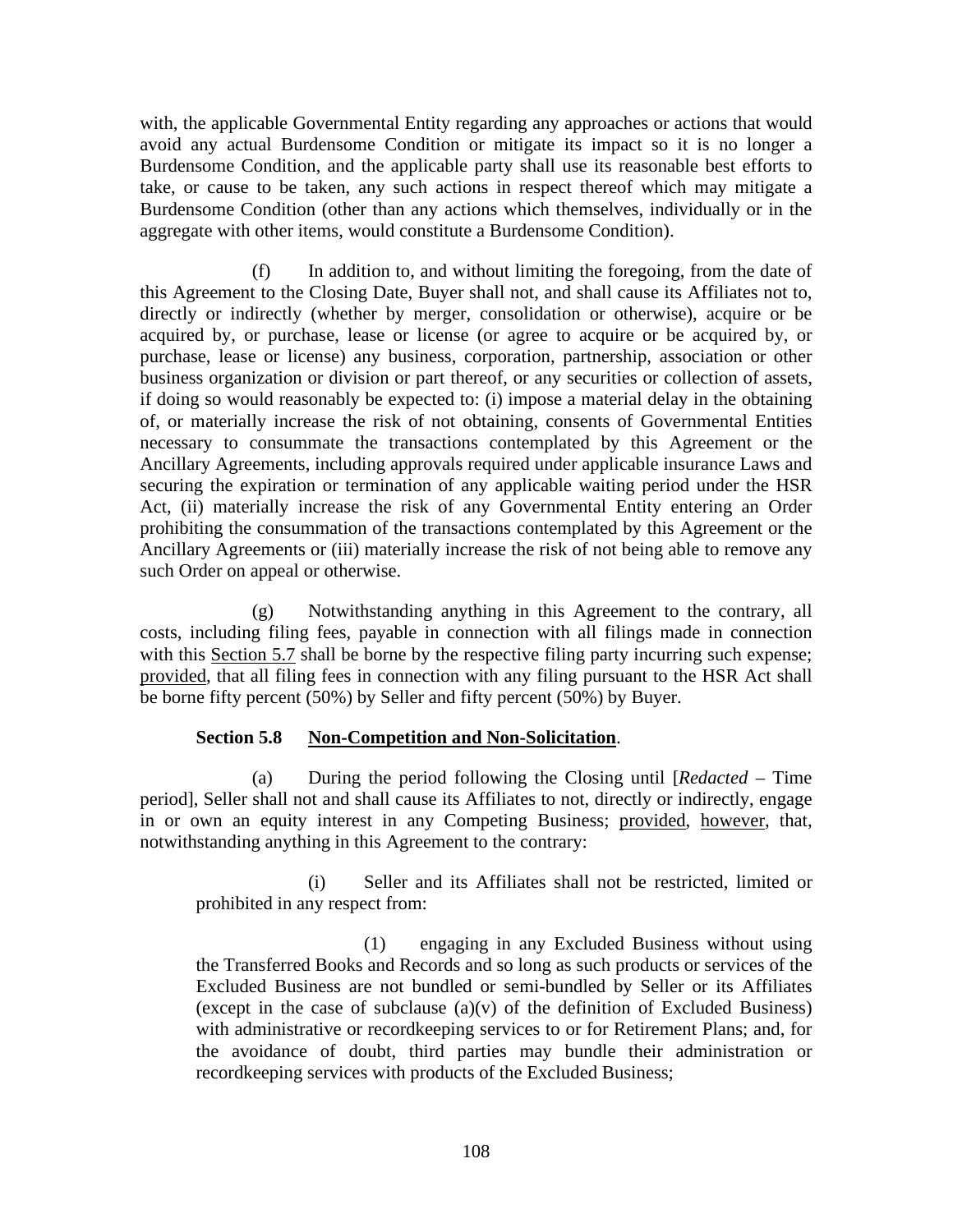with, the applicable Governmental Entity regarding any approaches or actions that would avoid any actual Burdensome Condition or mitigate its impact so it is no longer a Burdensome Condition, and the applicable party shall use its reasonable best efforts to take, or cause to be taken, any such actions in respect thereof which may mitigate a Burdensome Condition (other than any actions which themselves, individually or in the aggregate with other items, would constitute a Burdensome Condition).

(f) In addition to, and without limiting the foregoing, from the date of this Agreement to the Closing Date, Buyer shall not, and shall cause its Affiliates not to, directly or indirectly (whether by merger, consolidation or otherwise), acquire or be acquired by, or purchase, lease or license (or agree to acquire or be acquired by, or purchase, lease or license) any business, corporation, partnership, association or other business organization or division or part thereof, or any securities or collection of assets, if doing so would reasonably be expected to: (i) impose a material delay in the obtaining of, or materially increase the risk of not obtaining, consents of Governmental Entities necessary to consummate the transactions contemplated by this Agreement or the Ancillary Agreements, including approvals required under applicable insurance Laws and securing the expiration or termination of any applicable waiting period under the HSR Act, (ii) materially increase the risk of any Governmental Entity entering an Order prohibiting the consummation of the transactions contemplated by this Agreement or the Ancillary Agreements or (iii) materially increase the risk of not being able to remove any such Order on appeal or otherwise.

(g) Notwithstanding anything in this Agreement to the contrary, all costs, including filing fees, payable in connection with all filings made in connection with this Section 5.7 shall be borne by the respective filing party incurring such expense; provided, that all filing fees in connection with any filing pursuant to the HSR Act shall be borne fifty percent (50%) by Seller and fifty percent (50%) by Buyer.

**Section 5.8 Non-Competition and Non-Solicitation.**

(a) During the period following the Closing until [*Redacted* – Time period], Seller shall not and shall cause its Affiliates to not, directly or indirectly, engage in or own an equity interest in any Competing Business; provided, however, that, notwithstanding anything in this Agreement to the contrary:

(i) Seller and its Affiliates shall not be restricted, limited or prohibited in any respect from:

(1) engaging in any Excluded Business without using the Transferred Books and Records and so long as such products or services of the Excluded Business are not bundled or semi-bundled by Seller or its Affiliates (except in the case of subclause (a)(v) of the definition of Excluded Business) with administrative or recordkeeping services to or for Retirement Plans; and, for the avoidance of doubt, third parties may bundle their administration or recordkeeping services with products of the Excluded Business;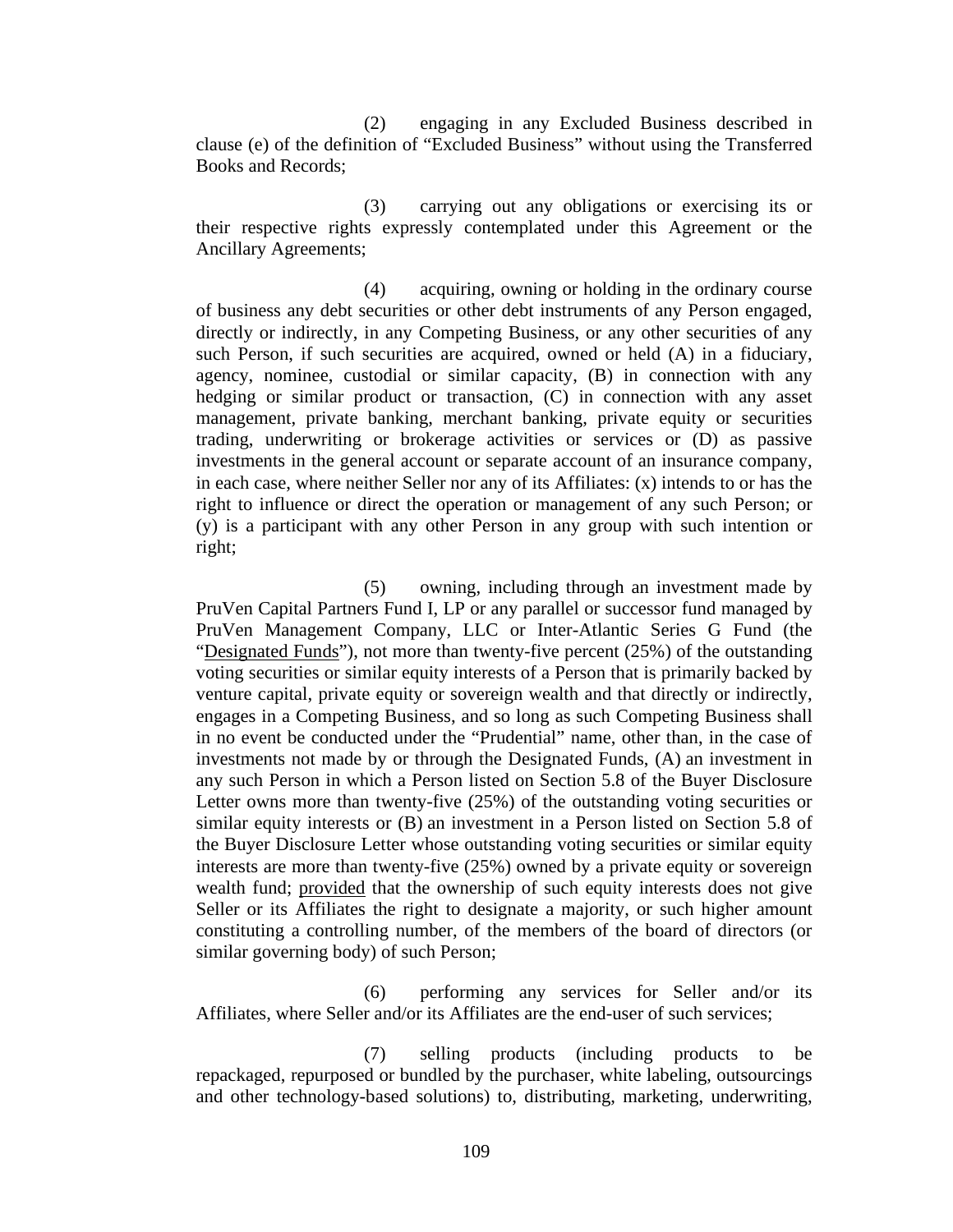(2) engaging in any Excluded Business described in clause (e) of the definition of "Excluded Business" without using the Transferred Books and Records;

(3) carrying out any obligations or exercising its or their respective rights expressly contemplated under this Agreement or the Ancillary Agreements;

(4) acquiring, owning or holding in the ordinary course of business any debt securities or other debt instruments of any Person engaged, directly or indirectly, in any Competing Business, or any other securities of any such Person, if such securities are acquired, owned or held (A) in a fiduciary, agency, nominee, custodial or similar capacity, (B) in connection with any hedging or similar product or transaction, (C) in connection with any asset management, private banking, merchant banking, private equity or securities trading, underwriting or brokerage activities or services or (D) as passive investments in the general account or separate account of an insurance company, in each case, where neither Seller nor any of its Affiliates: (x) intends to or has the right to influence or direct the operation or management of any such Person; or (y) is a participant with any other Person in any group with such intention or right;

(5) owning, including through an investment made by PruVen Capital Partners Fund I, LP or any parallel or successor fund managed by PruVen Management Company, LLC or Inter-Atlantic Series G Fund (the "Designated Funds"), not more than twenty-five percent (25%) of the outstanding voting securities or similar equity interests of a Person that is primarily backed by venture capital, private equity or sovereign wealth and that directly or indirectly, engages in a Competing Business, and so long as such Competing Business shall in no event be conducted under the "Prudential" name, other than, in the case of investments not made by or through the Designated Funds, (A) an investment in any such Person in which a Person listed on Section 5.8 of the Buyer Disclosure Letter owns more than twenty-five (25%) of the outstanding voting securities or similar equity interests or (B) an investment in a Person listed on Section 5.8 of the Buyer Disclosure Letter whose outstanding voting securities or similar equity interests are more than twenty-five (25%) owned by a private equity or sovereign wealth fund; provided that the ownership of such equity interests does not give Seller or its Affiliates the right to designate a majority, or such higher amount constituting a controlling number, of the members of the board of directors (or similar governing body) of such Person;

(6) performing any services for Seller and/or its Affiliates, where Seller and/or its Affiliates are the end-user of such services;

(7) selling products (including products to be repackaged, repurposed or bundled by the purchaser, white labeling, outsourcings and other technology-based solutions) to, distributing, marketing, underwriting,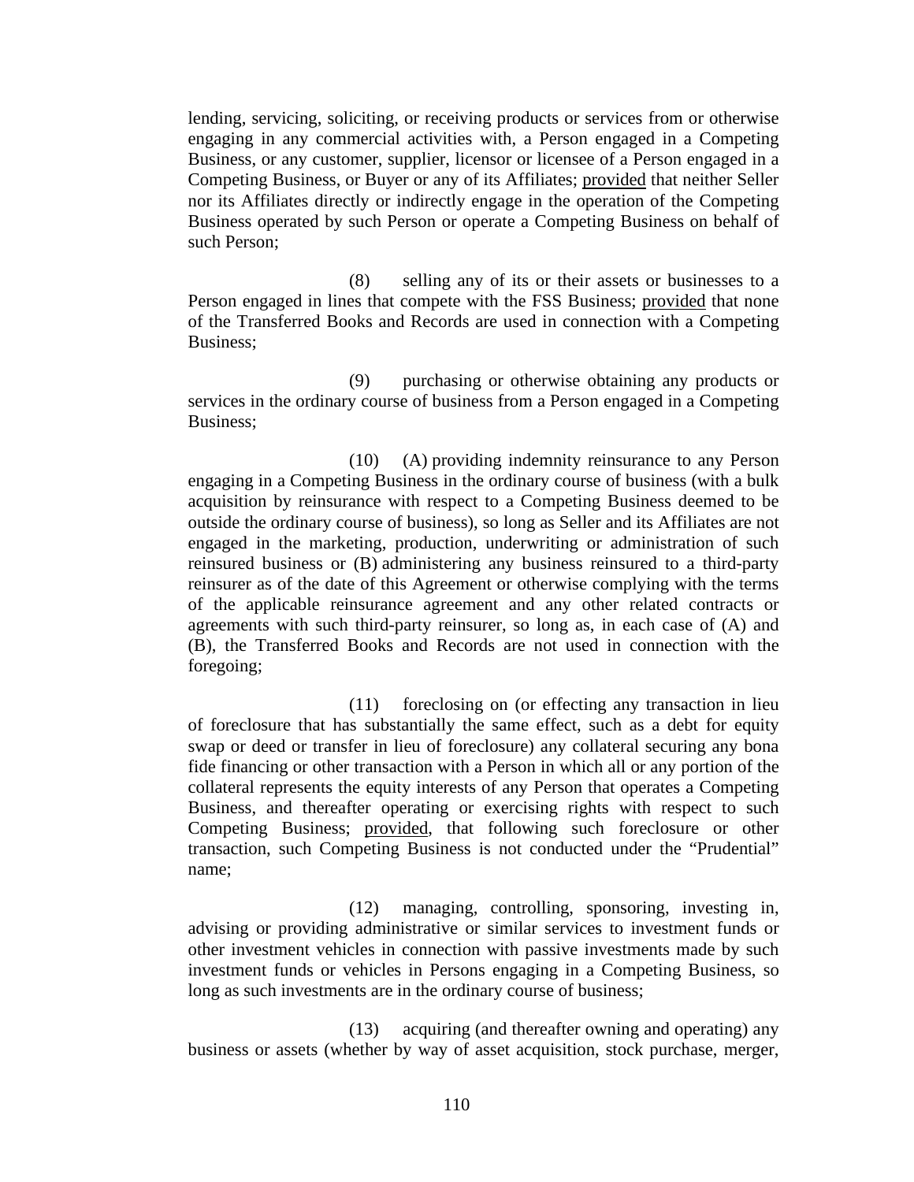lending, servicing, soliciting, or receiving products or services from or otherwise engaging in any commercial activities with, a Person engaged in a Competing Business, or any customer, supplier, licensor or licensee of a Person engaged in a Competing Business, or Buyer or any of its Affiliates; provided that neither Seller nor its Affiliates directly or indirectly engage in the operation of the Competing Business operated by such Person or operate a Competing Business on behalf of such Person;

(8) selling any of its or their assets or businesses to a Person engaged in lines that compete with the FSS Business; provided that none of the Transferred Books and Records are used in connection with a Competing Business;

(9) purchasing or otherwise obtaining any products or services in the ordinary course of business from a Person engaged in a Competing Business;

(10) (A) providing indemnity reinsurance to any Person engaging in a Competing Business in the ordinary course of business (with a bulk acquisition by reinsurance with respect to a Competing Business deemed to be outside the ordinary course of business), so long as Seller and its Affiliates are not engaged in the marketing, production, underwriting or administration of such reinsured business or (B) administering any business reinsured to a third-party reinsurer as of the date of this Agreement or otherwise complying with the terms of the applicable reinsurance agreement and any other related contracts or agreements with such third-party reinsurer, so long as, in each case of (A) and (B), the Transferred Books and Records are not used in connection with the foregoing;

(11) foreclosing on (or effecting any transaction in lieu of foreclosure that has substantially the same effect, such as a debt for equity swap or deed or transfer in lieu of foreclosure) any collateral securing any bona fide financing or other transaction with a Person in which all or any portion of the collateral represents the equity interests of any Person that operates a Competing Business, and thereafter operating or exercising rights with respect to such Competing Business; provided, that following such foreclosure or other transaction, such Competing Business is not conducted under the "Prudential" name;

(12) managing, controlling, sponsoring, investing in, advising or providing administrative or similar services to investment funds or other investment vehicles in connection with passive investments made by such investment funds or vehicles in Persons engaging in a Competing Business, so long as such investments are in the ordinary course of business;

(13) acquiring (and thereafter owning and operating) any business or assets (whether by way of asset acquisition, stock purchase, merger,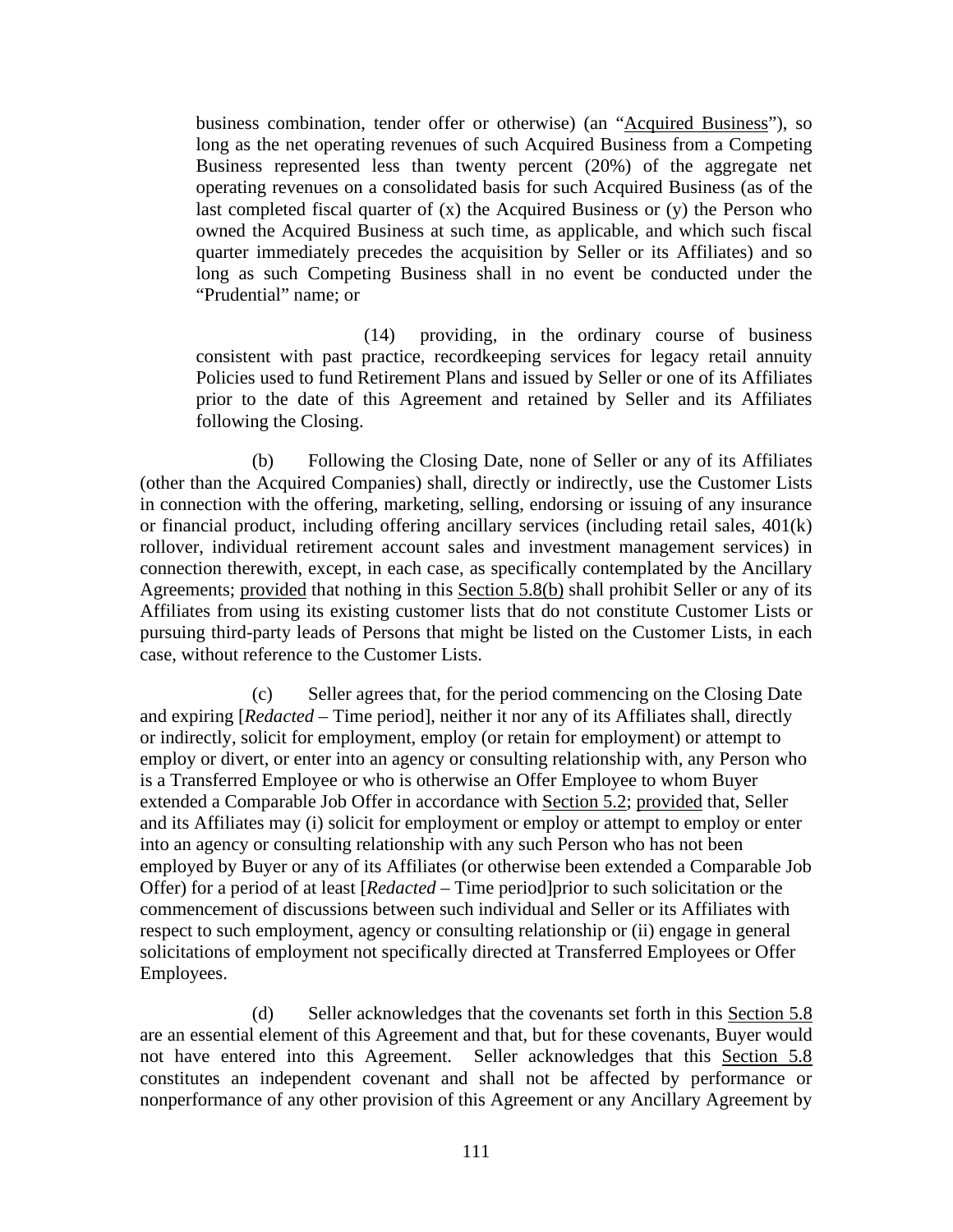business combination, tender offer or otherwise) (an "Acquired Business"), so long as the net operating revenues of such Acquired Business from a Competing Business represented less than twenty percent (20%) of the aggregate net operating revenues on a consolidated basis for such Acquired Business (as of the last completed fiscal quarter of (x) the Acquired Business or (y) the Person who owned the Acquired Business at such time, as applicable, and which such fiscal quarter immediately precedes the acquisition by Seller or its Affiliates) and so long as such Competing Business shall in no event be conducted under the "Prudential" name; or

(14) providing, in the ordinary course of business consistent with past practice, recordkeeping services for legacy retail annuity Policies used to fund Retirement Plans and issued by Seller or one of its Affiliates prior to the date of this Agreement and retained by Seller and its Affiliates following the Closing.

(b) Following the Closing Date, none of Seller or any of its Affiliates (other than the Acquired Companies) shall, directly or indirectly, use the Customer Lists in connection with the offering, marketing, selling, endorsing or issuing of any insurance or financial product, including offering ancillary services (including retail sales, 401(k) rollover, individual retirement account sales and investment management services) in connection therewith, except, in each case, as specifically contemplated by the Ancillary Agreements; provided that nothing in this Section 5.8(b) shall prohibit Seller or any of its Affiliates from using its existing customer lists that do not constitute Customer Lists or pursuing third-party leads of Persons that might be listed on the Customer Lists, in each case, without reference to the Customer Lists.

(c) Seller agrees that, for the period commencing on the Closing Date and expiring [*Redacted* – Time period], neither it nor any of its Affiliates shall, directly or indirectly, solicit for employment, employ (or retain for employment) or attempt to employ or divert, or enter into an agency or consulting relationship with, any Person who is a Transferred Employee or who is otherwise an Offer Employee to whom Buyer extended a Comparable Job Offer in accordance with Section 5.2; provided that, Seller and its Affiliates may (i) solicit for employment or employ or attempt to employ or enter into an agency or consulting relationship with any such Person who has not been employed by Buyer or any of its Affiliates (or otherwise been extended a Comparable Job Offer) for a period of at least [*Redacted* – Time period]prior to such solicitation or the commencement of discussions between such individual and Seller or its Affiliates with respect to such employment, agency or consulting relationship or (ii) engage in general solicitations of employment not specifically directed at Transferred Employees or Offer Employees.

(d) Seller acknowledges that the covenants set forth in this Section 5.8 are an essential element of this Agreement and that, but for these covenants, Buyer would not have entered into this Agreement. Seller acknowledges that this Section 5.8 constitutes an independent covenant and shall not be affected by performance or nonperformance of any other provision of this Agreement or any Ancillary Agreement by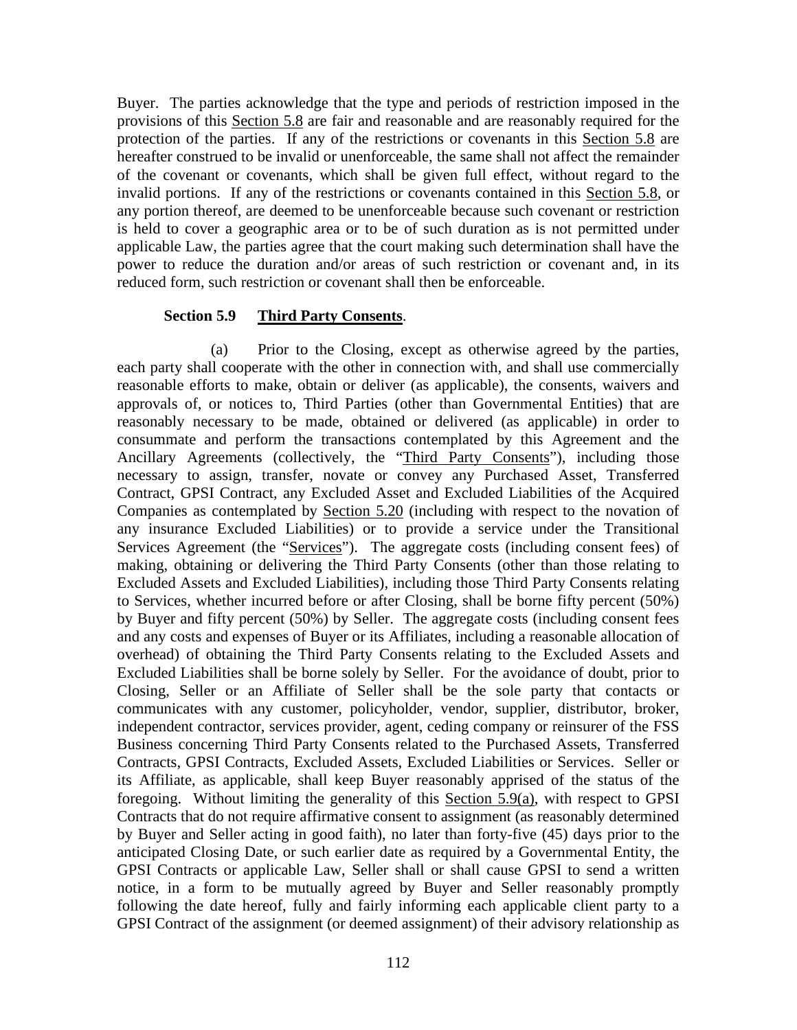Buyer. The parties acknowledge that the type and periods of restriction imposed in the provisions of this Section 5.8 are fair and reasonable and are reasonably required for the protection of the parties. If any of the restrictions or covenants in this Section 5.8 are hereafter construed to be invalid or unenforceable, the same shall not affect the remainder of the covenant or covenants, which shall be given full effect, without regard to the invalid portions. If any of the restrictions or covenants contained in this Section 5.8, or any portion thereof, are deemed to be unenforceable because such covenant or restriction is held to cover a geographic area or to be of such duration as is not permitted under applicable Law, the parties agree that the court making such determination shall have the power to reduce the duration and/or areas of such restriction or covenant and, in its reduced form, such restriction or covenant shall then be enforceable.

**Section 5.9 Third Party Consents**.

(a) Prior to the Closing, except as otherwise agreed by the parties, each party shall cooperate with the other in connection with, and shall use commercially reasonable efforts to make, obtain or deliver (as applicable), the consents, waivers and approvals of, or notices to, Third Parties (other than Governmental Entities) that are reasonably necessary to be made, obtained or delivered (as applicable) in order to consummate and perform the transactions contemplated by this Agreement and the Ancillary Agreements (collectively, the "Third Party Consents"), including those necessary to assign, transfer, novate or convey any Purchased Asset, Transferred Contract, GPSI Contract, any Excluded Asset and Excluded Liabilities of the Acquired Companies as contemplated by Section 5.20 (including with respect to the novation of any insurance Excluded Liabilities) or to provide a service under the Transitional Services Agreement (the "Services"). The aggregate costs (including consent fees) of making, obtaining or delivering the Third Party Consents (other than those relating to Excluded Assets and Excluded Liabilities), including those Third Party Consents relating to Services, whether incurred before or after Closing, shall be borne fifty percent (50%) by Buyer and fifty percent (50%) by Seller. The aggregate costs (including consent fees and any costs and expenses of Buyer or its Affiliates, including a reasonable allocation of overhead) of obtaining the Third Party Consents relating to the Excluded Assets and Excluded Liabilities shall be borne solely by Seller. For the avoidance of doubt, prior to Closing, Seller or an Affiliate of Seller shall be the sole party that contacts or communicates with any customer, policyholder, vendor, supplier, distributor, broker, independent contractor, services provider, agent, ceding company or reinsurer of the FSS Business concerning Third Party Consents related to the Purchased Assets, Transferred Contracts, GPSI Contracts, Excluded Assets, Excluded Liabilities or Services. Seller or its Affiliate, as applicable, shall keep Buyer reasonably apprised of the status of the foregoing. Without limiting the generality of this Section 5.9(a), with respect to GPSI Contracts that do not require affirmative consent to assignment (as reasonably determined by Buyer and Seller acting in good faith), no later than forty-five (45) days prior to the anticipated Closing Date, or such earlier date as required by a Governmental Entity, the GPSI Contracts or applicable Law, Seller shall or shall cause GPSI to send a written notice, in a form to be mutually agreed by Buyer and Seller reasonably promptly following the date hereof, fully and fairly informing each applicable client party to a GPSI Contract of the assignment (or deemed assignment) of their advisory relationship as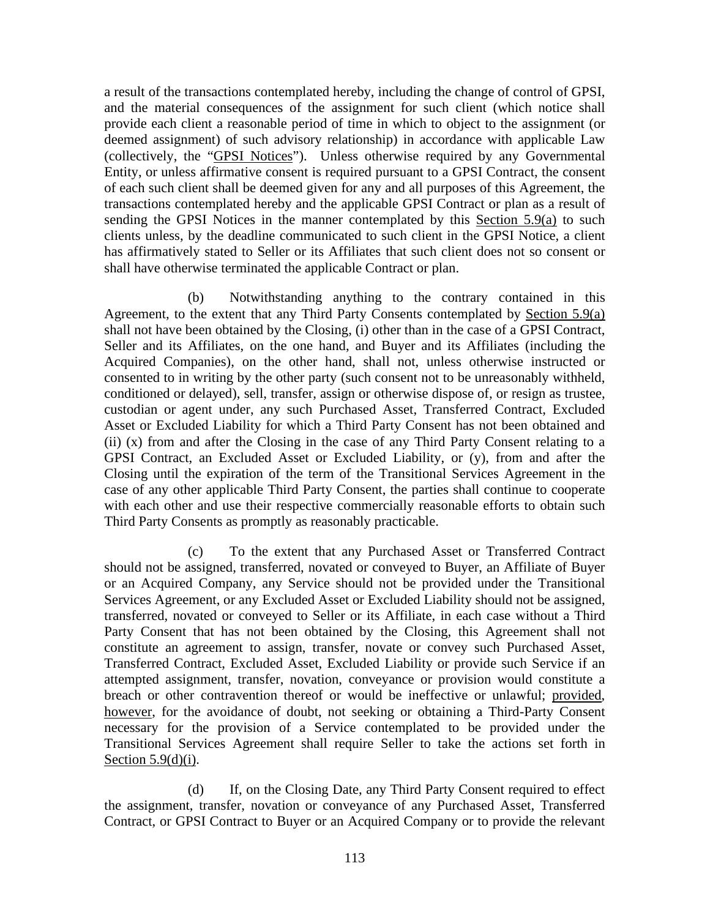a result of the transactions contemplated hereby, including the change of control of GPSI, and the material consequences of the assignment for such client (which notice shall provide each client a reasonable period of time in which to object to the assignment (or deemed assignment) of such advisory relationship) in accordance with applicable Law (collectively, the "GPSI Notices"). Unless otherwise required by any Governmental Entity, or unless affirmative consent is required pursuant to a GPSI Contract, the consent of each such client shall be deemed given for any and all purposes of this Agreement, the transactions contemplated hereby and the applicable GPSI Contract or plan as a result of sending the GPSI Notices in the manner contemplated by this Section 5.9(a) to such clients unless, by the deadline communicated to such client in the GPSI Notice, a client has affirmatively stated to Seller or its Affiliates that such client does not so consent or shall have otherwise terminated the applicable Contract or plan.

(b) Notwithstanding anything to the contrary contained in this Agreement, to the extent that any Third Party Consents contemplated by Section 5.9(a) shall not have been obtained by the Closing, (i) other than in the case of a GPSI Contract, Seller and its Affiliates, on the one hand, and Buyer and its Affiliates (including the Acquired Companies), on the other hand, shall not, unless otherwise instructed or consented to in writing by the other party (such consent not to be unreasonably withheld, conditioned or delayed), sell, transfer, assign or otherwise dispose of, or resign as trustee, custodian or agent under, any such Purchased Asset, Transferred Contract, Excluded Asset or Excluded Liability for which a Third Party Consent has not been obtained and (ii) (x) from and after the Closing in the case of any Third Party Consent relating to a GPSI Contract, an Excluded Asset or Excluded Liability, or (y), from and after the Closing until the expiration of the term of the Transitional Services Agreement in the case of any other applicable Third Party Consent, the parties shall continue to cooperate with each other and use their respective commercially reasonable efforts to obtain such Third Party Consents as promptly as reasonably practicable.

(c) To the extent that any Purchased Asset or Transferred Contract should not be assigned, transferred, novated or conveyed to Buyer, an Affiliate of Buyer or an Acquired Company, any Service should not be provided under the Transitional Services Agreement, or any Excluded Asset or Excluded Liability should not be assigned, transferred, novated or conveyed to Seller or its Affiliate, in each case without a Third Party Consent that has not been obtained by the Closing, this Agreement shall not constitute an agreement to assign, transfer, novate or convey such Purchased Asset, Transferred Contract, Excluded Asset, Excluded Liability or provide such Service if an attempted assignment, transfer, novation, conveyance or provision would constitute a breach or other contravention thereof or would be ineffective or unlawful; provided, however, for the avoidance of doubt, not seeking or obtaining a Third-Party Consent necessary for the provision of a Service contemplated to be provided under the Transitional Services Agreement shall require Seller to take the actions set forth in Section 5.9(d)(i).

(d) If, on the Closing Date, any Third Party Consent required to effect the assignment, transfer, novation or conveyance of any Purchased Asset, Transferred Contract, or GPSI Contract to Buyer or an Acquired Company or to provide the relevant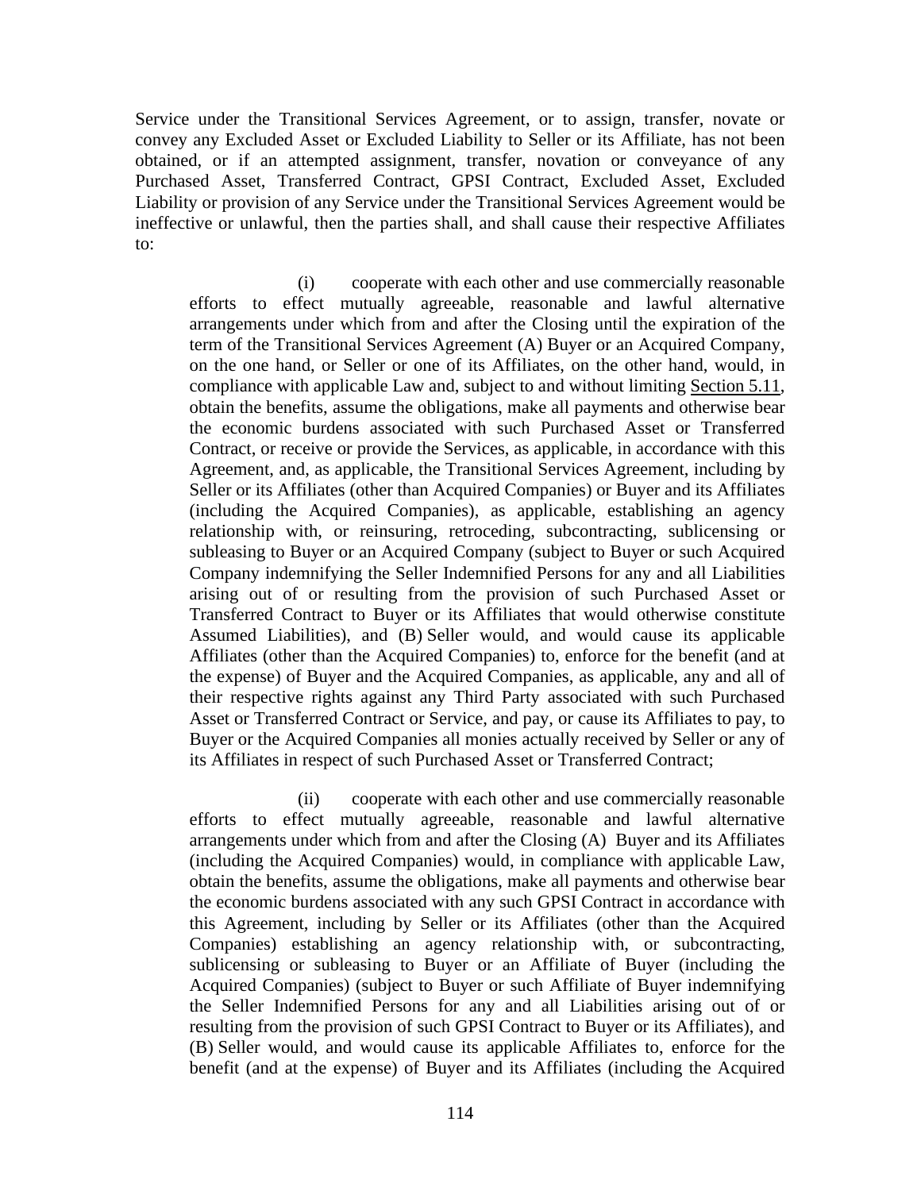Service under the Transitional Services Agreement, or to assign, transfer, novate or convey any Excluded Asset or Excluded Liability to Seller or its Affiliate, has not been obtained, or if an attempted assignment, transfer, novation or conveyance of any Purchased Asset, Transferred Contract, GPSI Contract, Excluded Asset, Excluded Liability or provision of any Service under the Transitional Services Agreement would be ineffective or unlawful, then the parties shall, and shall cause their respective Affiliates to:

(i) cooperate with each other and use commercially reasonable efforts to effect mutually agreeable, reasonable and lawful alternative arrangements under which from and after the Closing until the expiration of the term of the Transitional Services Agreement (A) Buyer or an Acquired Company, on the one hand, or Seller or one of its Affiliates, on the other hand, would, in compliance with applicable Law and, subject to and without limiting Section 5.11, obtain the benefits, assume the obligations, make all payments and otherwise bear the economic burdens associated with such Purchased Asset or Transferred Contract, or receive or provide the Services, as applicable, in accordance with this Agreement, and, as applicable, the Transitional Services Agreement, including by Seller or its Affiliates (other than Acquired Companies) or Buyer and its Affiliates (including the Acquired Companies), as applicable, establishing an agency relationship with, or reinsuring, retroceding, subcontracting, sublicensing or subleasing to Buyer or an Acquired Company (subject to Buyer or such Acquired Company indemnifying the Seller Indemnified Persons for any and all Liabilities arising out of or resulting from the provision of such Purchased Asset or Transferred Contract to Buyer or its Affiliates that would otherwise constitute Assumed Liabilities), and (B) Seller would, and would cause its applicable Affiliates (other than the Acquired Companies) to, enforce for the benefit (and at the expense) of Buyer and the Acquired Companies, as applicable, any and all of their respective rights against any Third Party associated with such Purchased Asset or Transferred Contract or Service, and pay, or cause its Affiliates to pay, to Buyer or the Acquired Companies all monies actually received by Seller or any of its Affiliates in respect of such Purchased Asset or Transferred Contract;

(ii) cooperate with each other and use commercially reasonable efforts to effect mutually agreeable, reasonable and lawful alternative arrangements under which from and after the Closing (A) Buyer and its Affiliates (including the Acquired Companies) would, in compliance with applicable Law, obtain the benefits, assume the obligations, make all payments and otherwise bear the economic burdens associated with any such GPSI Contract in accordance with this Agreement, including by Seller or its Affiliates (other than the Acquired Companies) establishing an agency relationship with, or subcontracting, sublicensing or subleasing to Buyer or an Affiliate of Buyer (including the Acquired Companies) (subject to Buyer or such Affiliate of Buyer indemnifying the Seller Indemnified Persons for any and all Liabilities arising out of or resulting from the provision of such GPSI Contract to Buyer or its Affiliates), and (B) Seller would, and would cause its applicable Affiliates to, enforce for the benefit (and at the expense) of Buyer and its Affiliates (including the Acquired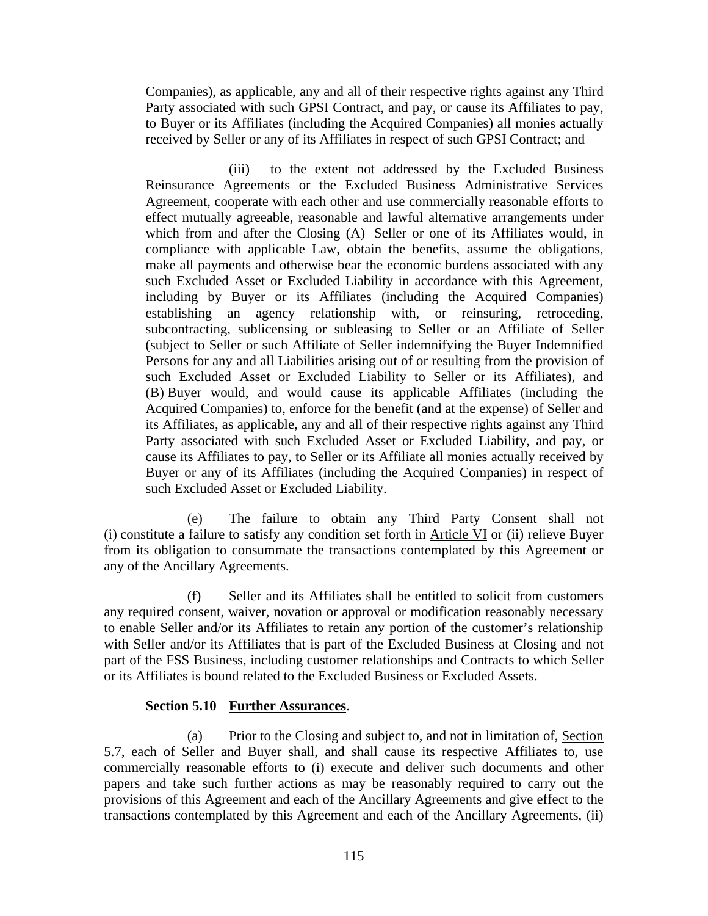Companies), as applicable, any and all of their respective rights against any Third Party associated with such GPSI Contract, and pay, or cause its Affiliates to pay, to Buyer or its Affiliates (including the Acquired Companies) all monies actually received by Seller or any of its Affiliates in respect of such GPSI Contract; and

(iii) to the extent not addressed by the Excluded Business Reinsurance Agreements or the Excluded Business Administrative Services Agreement, cooperate with each other and use commercially reasonable efforts to effect mutually agreeable, reasonable and lawful alternative arrangements under which from and after the Closing (A) Seller or one of its Affiliates would, in compliance with applicable Law, obtain the benefits, assume the obligations, make all payments and otherwise bear the economic burdens associated with any such Excluded Asset or Excluded Liability in accordance with this Agreement, including by Buyer or its Affiliates (including the Acquired Companies) establishing an agency relationship with, or reinsuring, retroceding, subcontracting, sublicensing or subleasing to Seller or an Affiliate of Seller (subject to Seller or such Affiliate of Seller indemnifying the Buyer Indemnified Persons for any and all Liabilities arising out of or resulting from the provision of such Excluded Asset or Excluded Liability to Seller or its Affiliates), and (B) Buyer would, and would cause its applicable Affiliates (including the Acquired Companies) to, enforce for the benefit (and at the expense) of Seller and its Affiliates, as applicable, any and all of their respective rights against any Third Party associated with such Excluded Asset or Excluded Liability, and pay, or cause its Affiliates to pay, to Seller or its Affiliate all monies actually received by Buyer or any of its Affiliates (including the Acquired Companies) in respect of such Excluded Asset or Excluded Liability.

(e) The failure to obtain any Third Party Consent shall not (i) constitute a failure to satisfy any condition set forth in Article VI or (ii) relieve Buyer from its obligation to consummate the transactions contemplated by this Agreement or any of the Ancillary Agreements.

(f) Seller and its Affiliates shall be entitled to solicit from customers any required consent, waiver, novation or approval or modification reasonably necessary to enable Seller and/or its Affiliates to retain any portion of the customer's relationship with Seller and/or its Affiliates that is part of the Excluded Business at Closing and not part of the FSS Business, including customer relationships and Contracts to which Seller or its Affiliates is bound related to the Excluded Business or Excluded Assets.

**Section 5.10 Further Assurances**.

(a) Prior to the Closing and subject to, and not in limitation of, Section 5.7, each of Seller and Buyer shall, and shall cause its respective Affiliates to, use commercially reasonable efforts to (i) execute and deliver such documents and other papers and take such further actions as may be reasonably required to carry out the provisions of this Agreement and each of the Ancillary Agreements and give effect to the transactions contemplated by this Agreement and each of the Ancillary Agreements, (ii)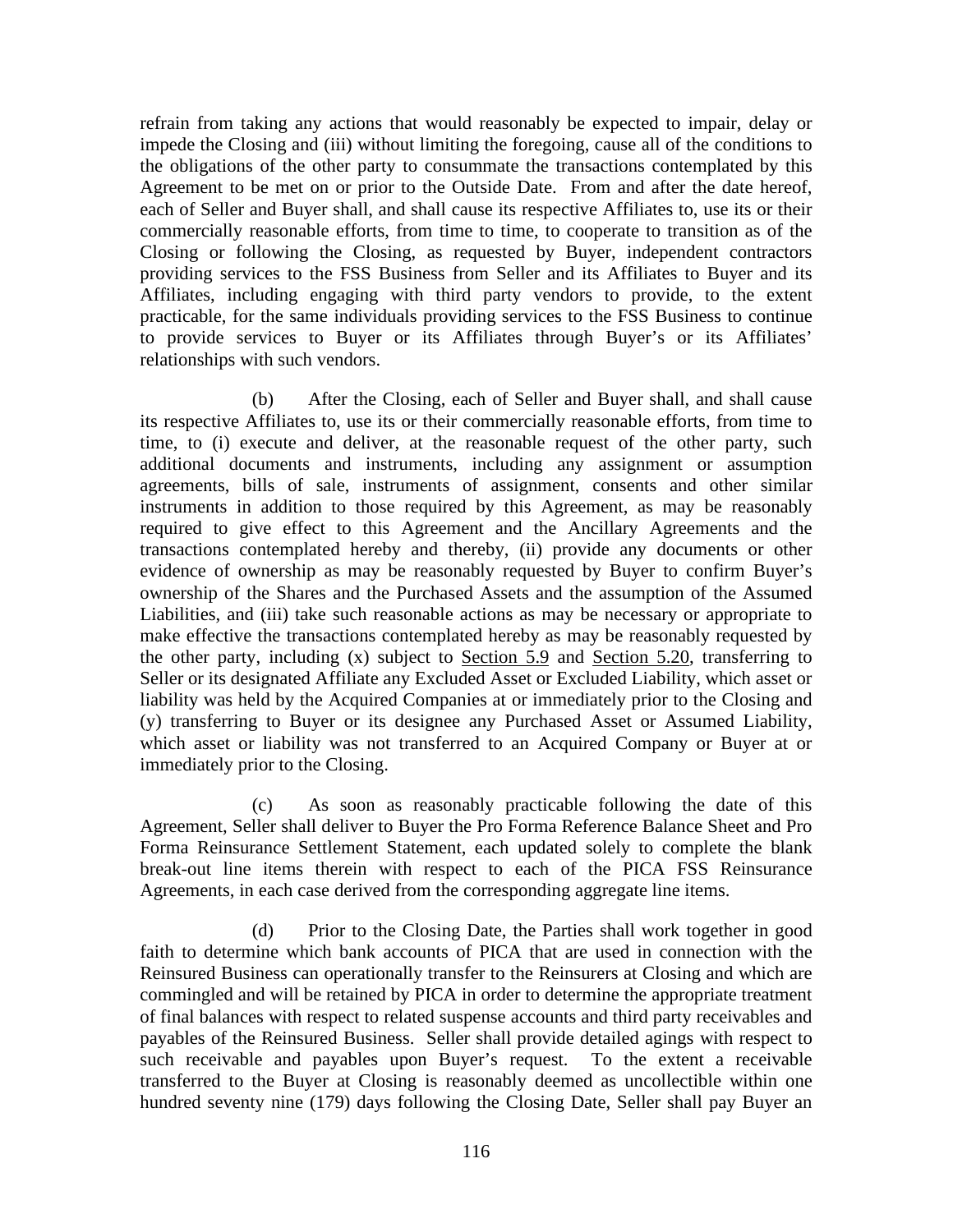refrain from taking any actions that would reasonably be expected to impair, delay or impede the Closing and (iii) without limiting the foregoing, cause all of the conditions to the obligations of the other party to consummate the transactions contemplated by this Agreement to be met on or prior to the Outside Date. From and after the date hereof, each of Seller and Buyer shall, and shall cause its respective Affiliates to, use its or their commercially reasonable efforts, from time to time, to cooperate to transition as of the Closing or following the Closing, as requested by Buyer, independent contractors providing services to the FSS Business from Seller and its Affiliates to Buyer and its Affiliates, including engaging with third party vendors to provide, to the extent practicable, for the same individuals providing services to the FSS Business to continue to provide services to Buyer or its Affiliates through Buyer's or its Affiliates' relationships with such vendors.

(b) After the Closing, each of Seller and Buyer shall, and shall cause its respective Affiliates to, use its or their commercially reasonable efforts, from time to time, to (i) execute and deliver, at the reasonable request of the other party, such additional documents and instruments, including any assignment or assumption agreements, bills of sale, instruments of assignment, consents and other similar instruments in addition to those required by this Agreement, as may be reasonably required to give effect to this Agreement and the Ancillary Agreements and the transactions contemplated hereby and thereby, (ii) provide any documents or other evidence of ownership as may be reasonably requested by Buyer to confirm Buyer's ownership of the Shares and the Purchased Assets and the assumption of the Assumed Liabilities, and (iii) take such reasonable actions as may be necessary or appropriate to make effective the transactions contemplated hereby as may be reasonably requested by the other party, including (x) subject to Section 5.9 and Section 5.20, transferring to Seller or its designated Affiliate any Excluded Asset or Excluded Liability, which asset or liability was held by the Acquired Companies at or immediately prior to the Closing and (y) transferring to Buyer or its designee any Purchased Asset or Assumed Liability, which asset or liability was not transferred to an Acquired Company or Buyer at or immediately prior to the Closing.

(c) As soon as reasonably practicable following the date of this Agreement, Seller shall deliver to Buyer the Pro Forma Reference Balance Sheet and Pro Forma Reinsurance Settlement Statement, each updated solely to complete the blank break-out line items therein with respect to each of the PICA FSS Reinsurance Agreements, in each case derived from the corresponding aggregate line items.

(d) Prior to the Closing Date, the Parties shall work together in good faith to determine which bank accounts of PICA that are used in connection with the Reinsured Business can operationally transfer to the Reinsurers at Closing and which are commingled and will be retained by PICA in order to determine the appropriate treatment of final balances with respect to related suspense accounts and third party receivables and payables of the Reinsured Business. Seller shall provide detailed agings with respect to such receivable and payables upon Buyer's request. To the extent a receivable transferred to the Buyer at Closing is reasonably deemed as uncollectible within one hundred seventy nine (179) days following the Closing Date, Seller shall pay Buyer an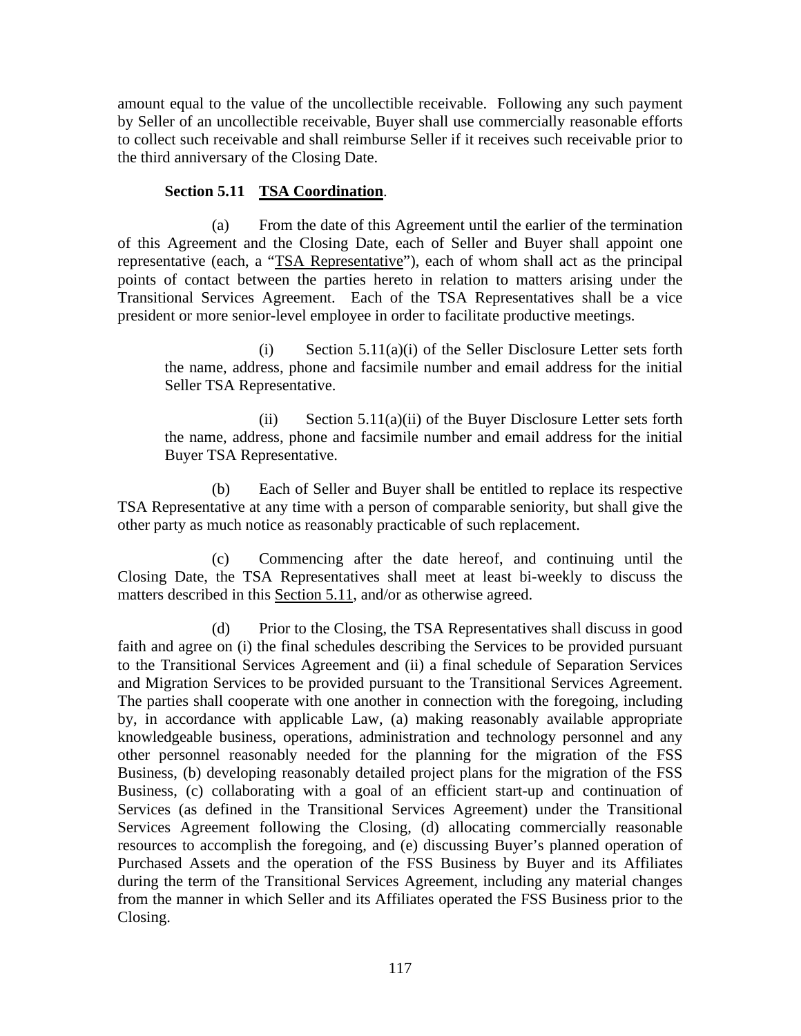amount equal to the value of the uncollectible receivable. Following any such payment by Seller of an uncollectible receivable, Buyer shall use commercially reasonable efforts to collect such receivable and shall reimburse Seller if it receives such receivable prior to the third anniversary of the Closing Date.

**Section 5.11 TSA Coordination**.

(a) From the date of this Agreement until the earlier of the termination of this Agreement and the Closing Date, each of Seller and Buyer shall appoint one representative (each, a "TSA Representative"), each of whom shall act as the principal points of contact between the parties hereto in relation to matters arising under the Transitional Services Agreement. Each of the TSA Representatives shall be a vice president or more senior-level employee in order to facilitate productive meetings.

(i) Section 5.11(a)(i) of the Seller Disclosure Letter sets forth the name, address, phone and facsimile number and email address for the initial Seller TSA Representative.

(ii) Section 5.11(a)(ii) of the Buyer Disclosure Letter sets forth the name, address, phone and facsimile number and email address for the initial Buyer TSA Representative.

(b) Each of Seller and Buyer shall be entitled to replace its respective TSA Representative at any time with a person of comparable seniority, but shall give the other party as much notice as reasonably practicable of such replacement.

(c) Commencing after the date hereof, and continuing until the Closing Date, the TSA Representatives shall meet at least bi-weekly to discuss the matters described in this Section 5.11, and/or as otherwise agreed.

(d) Prior to the Closing, the TSA Representatives shall discuss in good faith and agree on (i) the final schedules describing the Services to be provided pursuant to the Transitional Services Agreement and (ii) a final schedule of Separation Services and Migration Services to be provided pursuant to the Transitional Services Agreement. The parties shall cooperate with one another in connection with the foregoing, including by, in accordance with applicable Law, (a) making reasonably available appropriate knowledgeable business, operations, administration and technology personnel and any other personnel reasonably needed for the planning for the migration of the FSS Business, (b) developing reasonably detailed project plans for the migration of the FSS Business, (c) collaborating with a goal of an efficient start-up and continuation of Services (as defined in the Transitional Services Agreement) under the Transitional Services Agreement following the Closing, (d) allocating commercially reasonable resources to accomplish the foregoing, and (e) discussing Buyer's planned operation of Purchased Assets and the operation of the FSS Business by Buyer and its Affiliates during the term of the Transitional Services Agreement, including any material changes from the manner in which Seller and its Affiliates operated the FSS Business prior to the Closing.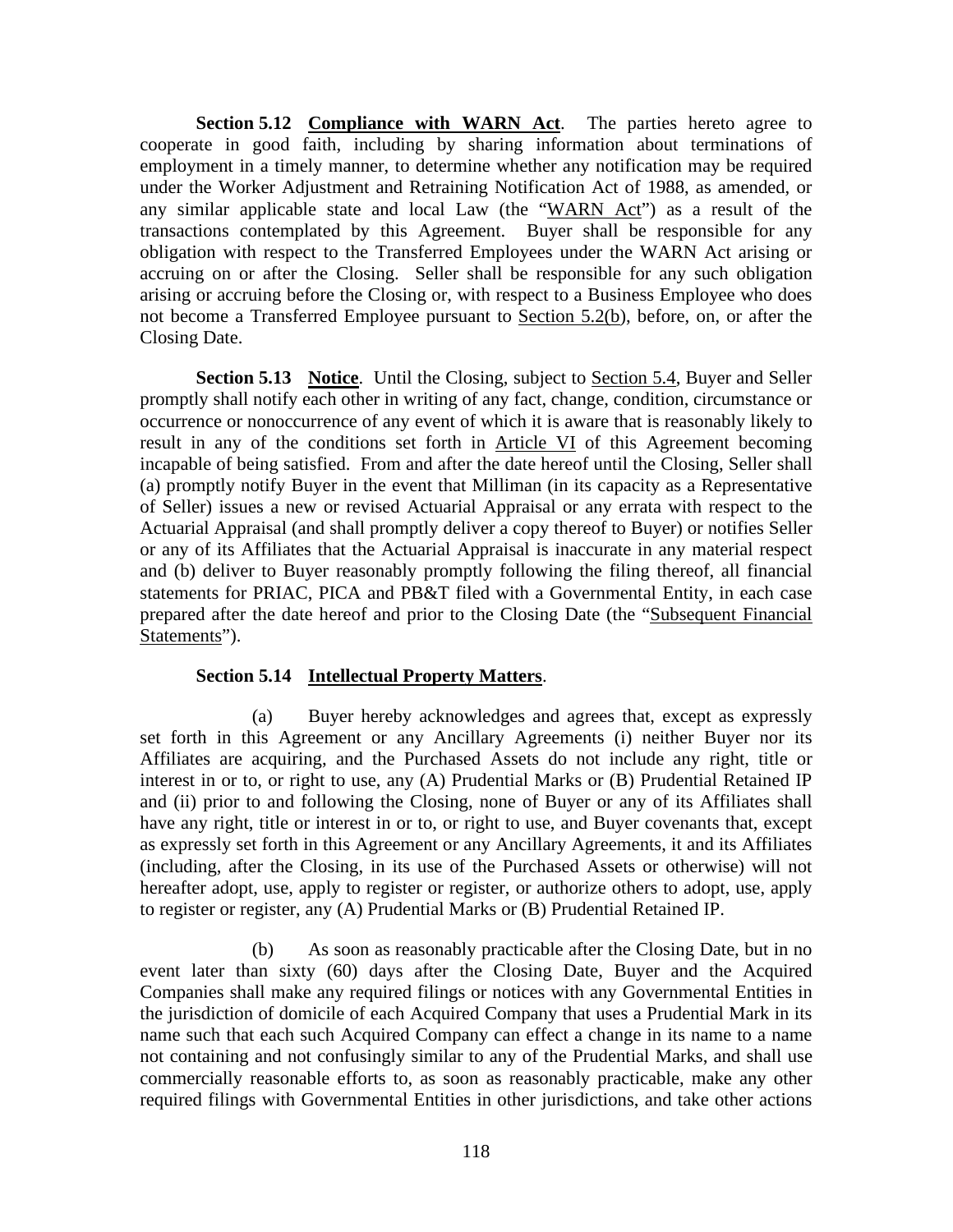**Section 5.12 Compliance with WARN Act**. The parties hereto agree to cooperate in good faith, including by sharing information about terminations of employment in a timely manner, to determine whether any notification may be required under the Worker Adjustment and Retraining Notification Act of 1988, as amended, or any similar applicable state and local Law (the "WARN Act") as a result of the transactions contemplated by this Agreement. Buyer shall be responsible for any obligation with respect to the Transferred Employees under the WARN Act arising or accruing on or after the Closing. Seller shall be responsible for any such obligation arising or accruing before the Closing or, with respect to a Business Employee who does not become a Transferred Employee pursuant to Section 5.2(b), before, on, or after the Closing Date.

**Section 5.13 Notice**. Until the Closing, subject to Section 5.4, Buyer and Seller promptly shall notify each other in writing of any fact, change, condition, circumstance or occurrence or nonoccurrence of any event of which it is aware that is reasonably likely to result in any of the conditions set forth in Article VI of this Agreement becoming incapable of being satisfied. From and after the date hereof until the Closing, Seller shall (a) promptly notify Buyer in the event that Milliman (in its capacity as a Representative of Seller) issues a new or revised Actuarial Appraisal or any errata with respect to the Actuarial Appraisal (and shall promptly deliver a copy thereof to Buyer) or notifies Seller or any of its Affiliates that the Actuarial Appraisal is inaccurate in any material respect and (b) deliver to Buyer reasonably promptly following the filing thereof, all financial statements for PRIAC, PICA and PB&T filed with a Governmental Entity, in each case prepared after the date hereof and prior to the Closing Date (the "Subsequent Financial Statements").

**Section 5.14 Intellectual Property Matters**.

(a) Buyer hereby acknowledges and agrees that, except as expressly set forth in this Agreement or any Ancillary Agreements (i) neither Buyer nor its Affiliates are acquiring, and the Purchased Assets do not include any right, title or interest in or to, or right to use, any (A) Prudential Marks or (B) Prudential Retained IP and (ii) prior to and following the Closing, none of Buyer or any of its Affiliates shall have any right, title or interest in or to, or right to use, and Buyer covenants that, except as expressly set forth in this Agreement or any Ancillary Agreements, it and its Affiliates (including, after the Closing, in its use of the Purchased Assets or otherwise) will not hereafter adopt, use, apply to register or register, or authorize others to adopt, use, apply to register or register, any (A) Prudential Marks or (B) Prudential Retained IP.

(b) As soon as reasonably practicable after the Closing Date, but in no event later than sixty (60) days after the Closing Date, Buyer and the Acquired Companies shall make any required filings or notices with any Governmental Entities in the jurisdiction of domicile of each Acquired Company that uses a Prudential Mark in its name such that each such Acquired Company can effect a change in its name to a name not containing and not confusingly similar to any of the Prudential Marks, and shall use commercially reasonable efforts to, as soon as reasonably practicable, make any other required filings with Governmental Entities in other jurisdictions, and take other actions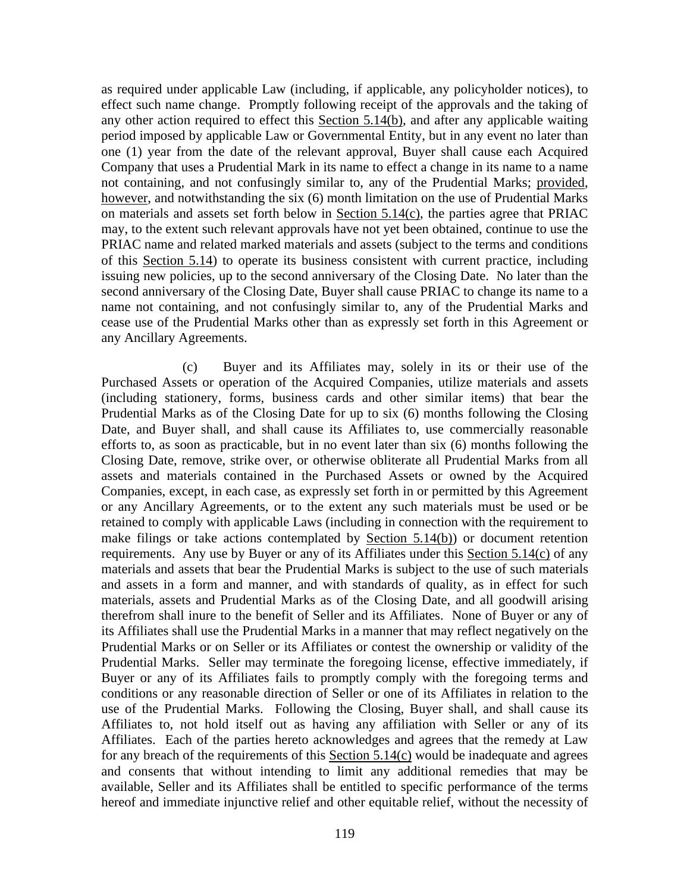as required under applicable Law (including, if applicable, any policyholder notices), to effect such name change. Promptly following receipt of the approvals and the taking of any other action required to effect this Section 5.14(b), and after any applicable waiting period imposed by applicable Law or Governmental Entity, but in any event no later than one (1) year from the date of the relevant approval, Buyer shall cause each Acquired Company that uses a Prudential Mark in its name to effect a change in its name to a name not containing, and not confusingly similar to, any of the Prudential Marks; provided, however, and notwithstanding the six (6) month limitation on the use of Prudential Marks on materials and assets set forth below in Section 5.14(c), the parties agree that PRIAC may, to the extent such relevant approvals have not yet been obtained, continue to use the PRIAC name and related marked materials and assets (subject to the terms and conditions of this Section 5.14) to operate its business consistent with current practice, including issuing new policies, up to the second anniversary of the Closing Date. No later than the second anniversary of the Closing Date, Buyer shall cause PRIAC to change its name to a name not containing, and not confusingly similar to, any of the Prudential Marks and cease use of the Prudential Marks other than as expressly set forth in this Agreement or any Ancillary Agreements.

(c) Buyer and its Affiliates may, solely in its or their use of the Purchased Assets or operation of the Acquired Companies, utilize materials and assets (including stationery, forms, business cards and other similar items) that bear the Prudential Marks as of the Closing Date for up to six (6) months following the Closing Date, and Buyer shall, and shall cause its Affiliates to, use commercially reasonable efforts to, as soon as practicable, but in no event later than six (6) months following the Closing Date, remove, strike over, or otherwise obliterate all Prudential Marks from all assets and materials contained in the Purchased Assets or owned by the Acquired Companies, except, in each case, as expressly set forth in or permitted by this Agreement or any Ancillary Agreements, or to the extent any such materials must be used or be retained to comply with applicable Laws (including in connection with the requirement to make filings or take actions contemplated by Section 5.14(b)) or document retention requirements. Any use by Buyer or any of its Affiliates under this Section 5.14(c) of any materials and assets that bear the Prudential Marks is subject to the use of such materials and assets in a form and manner, and with standards of quality, as in effect for such materials, assets and Prudential Marks as of the Closing Date, and all goodwill arising therefrom shall inure to the benefit of Seller and its Affiliates. None of Buyer or any of its Affiliates shall use the Prudential Marks in a manner that may reflect negatively on the Prudential Marks or on Seller or its Affiliates or contest the ownership or validity of the Prudential Marks. Seller may terminate the foregoing license, effective immediately, if Buyer or any of its Affiliates fails to promptly comply with the foregoing terms and conditions or any reasonable direction of Seller or one of its Affiliates in relation to the use of the Prudential Marks. Following the Closing, Buyer shall, and shall cause its Affiliates to, not hold itself out as having any affiliation with Seller or any of its Affiliates. Each of the parties hereto acknowledges and agrees that the remedy at Law for any breach of the requirements of this Section 5.14(c) would be inadequate and agrees and consents that without intending to limit any additional remedies that may be available, Seller and its Affiliates shall be entitled to specific performance of the terms hereof and immediate injunctive relief and other equitable relief, without the necessity of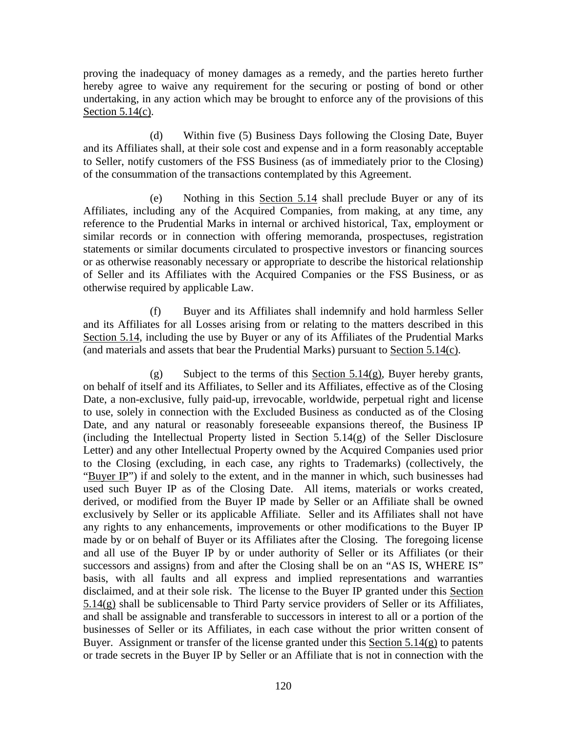proving the inadequacy of money damages as a remedy, and the parties hereto further hereby agree to waive any requirement for the securing or posting of bond or other undertaking, in any action which may be brought to enforce any of the provisions of this Section 5.14(c).

(d) Within five (5) Business Days following the Closing Date, Buyer and its Affiliates shall, at their sole cost and expense and in a form reasonably acceptable to Seller, notify customers of the FSS Business (as of immediately prior to the Closing) of the consummation of the transactions contemplated by this Agreement.

(e) Nothing in this Section 5.14 shall preclude Buyer or any of its Affiliates, including any of the Acquired Companies, from making, at any time, any reference to the Prudential Marks in internal or archived historical, Tax, employment or similar records or in connection with offering memoranda, prospectuses, registration statements or similar documents circulated to prospective investors or financing sources or as otherwise reasonably necessary or appropriate to describe the historical relationship of Seller and its Affiliates with the Acquired Companies or the FSS Business, or as otherwise required by applicable Law.

(f) Buyer and its Affiliates shall indemnify and hold harmless Seller and its Affiliates for all Losses arising from or relating to the matters described in this Section 5.14, including the use by Buyer or any of its Affiliates of the Prudential Marks (and materials and assets that bear the Prudential Marks) pursuant to Section 5.14(c).

(g) Subject to the terms of this Section 5.14(g), Buyer hereby grants, on behalf of itself and its Affiliates, to Seller and its Affiliates, effective as of the Closing Date, a non-exclusive, fully paid-up, irrevocable, worldwide, perpetual right and license to use, solely in connection with the Excluded Business as conducted as of the Closing Date, and any natural or reasonably foreseeable expansions thereof, the Business IP (including the Intellectual Property listed in Section 5.14(g) of the Seller Disclosure Letter) and any other Intellectual Property owned by the Acquired Companies used prior to the Closing (excluding, in each case, any rights to Trademarks) (collectively, the "Buyer IP") if and solely to the extent, and in the manner in which, such businesses had used such Buyer IP as of the Closing Date. All items, materials or works created, derived, or modified from the Buyer IP made by Seller or an Affiliate shall be owned exclusively by Seller or its applicable Affiliate. Seller and its Affiliates shall not have any rights to any enhancements, improvements or other modifications to the Buyer IP made by or on behalf of Buyer or its Affiliates after the Closing. The foregoing license and all use of the Buyer IP by or under authority of Seller or its Affiliates (or their successors and assigns) from and after the Closing shall be on an "AS IS, WHERE IS" basis, with all faults and all express and implied representations and warranties disclaimed, and at their sole risk. The license to the Buyer IP granted under this Section 5.14(g) shall be sublicensable to Third Party service providers of Seller or its Affiliates, and shall be assignable and transferable to successors in interest to all or a portion of the businesses of Seller or its Affiliates, in each case without the prior written consent of Buyer. Assignment or transfer of the license granted under this Section 5.14(g) to patents or trade secrets in the Buyer IP by Seller or an Affiliate that is not in connection with the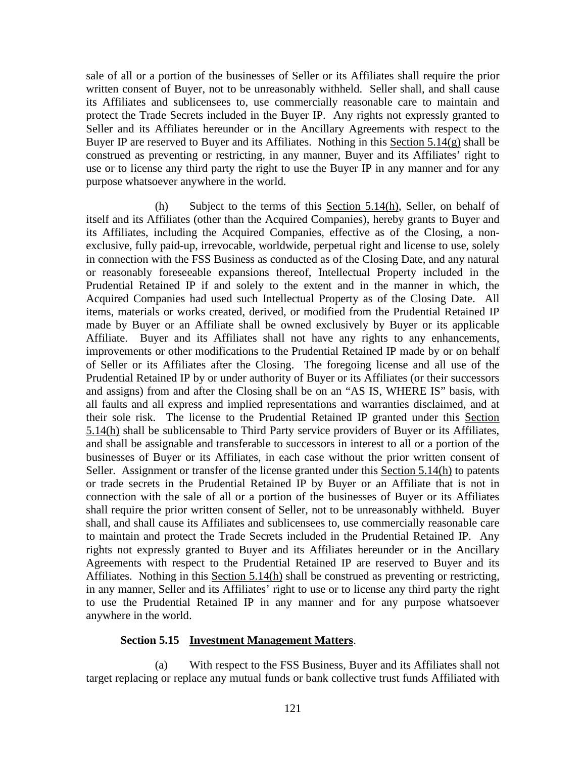sale of all or a portion of the businesses of Seller or its Affiliates shall require the prior written consent of Buyer, not to be unreasonably withheld. Seller shall, and shall cause its Affiliates and sublicensees to, use commercially reasonable care to maintain and protect the Trade Secrets included in the Buyer IP. Any rights not expressly granted to Seller and its Affiliates hereunder or in the Ancillary Agreements with respect to the Buyer IP are reserved to Buyer and its Affiliates. Nothing in this Section 5.14(g) shall be construed as preventing or restricting, in any manner, Buyer and its Affiliates' right to use or to license any third party the right to use the Buyer IP in any manner and for any purpose whatsoever anywhere in the world.

(h) Subject to the terms of this Section 5.14(h), Seller, on behalf of itself and its Affiliates (other than the Acquired Companies), hereby grants to Buyer and its Affiliates, including the Acquired Companies, effective as of the Closing, a non-exclusive, fully paid-up, irrevocable, worldwide, perpetual right and license to use, solely in connection with the FSS Business as conducted as of the Closing Date, and any natural or reasonably foreseeable expansions thereof, Intellectual Property included in the Prudential Retained IP if and solely to the extent and in the manner in which, the Acquired Companies had used such Intellectual Property as of the Closing Date. All items, materials or works created, derived, or modified from the Prudential Retained IP made by Buyer or an Affiliate shall be owned exclusively by Buyer or its applicable Affiliate. Buyer and its Affiliates shall not have any rights to any enhancements, improvements or other modifications to the Prudential Retained IP made by or on behalf of Seller or its Affiliates after the Closing. The foregoing license and all use of the Prudential Retained IP by or under authority of Buyer or its Affiliates (or their successors and assigns) from and after the Closing shall be on an "AS IS, WHERE IS" basis, with all faults and all express and implied representations and warranties disclaimed, and at their sole risk. The license to the Prudential Retained IP granted under this Section 5.14(h) shall be sublicensable to Third Party service providers of Buyer or its Affiliates, and shall be assignable and transferable to successors in interest to all or a portion of the businesses of Buyer or its Affiliates, in each case without the prior written consent of Seller. Assignment or transfer of the license granted under this Section 5.14(h) to patents or trade secrets in the Prudential Retained IP by Buyer or an Affiliate that is not in connection with the sale of all or a portion of the businesses of Buyer or its Affiliates shall require the prior written consent of Seller, not to be unreasonably withheld. Buyer shall, and shall cause its Affiliates and sublicensees to, use commercially reasonable care to maintain and protect the Trade Secrets included in the Prudential Retained IP. Any rights not expressly granted to Buyer and its Affiliates hereunder or in the Ancillary Agreements with respect to the Prudential Retained IP are reserved to Buyer and its Affiliates. Nothing in this Section 5.14(h) shall be construed as preventing or restricting, in any manner, Seller and its Affiliates' right to use or to license any third party the right to use the Prudential Retained IP in any manner and for any purpose whatsoever anywhere in the world.

**Section 5.15 Investment Management Matters**.

(a) With respect to the FSS Business, Buyer and its Affiliates shall not target replacing or replace any mutual funds or bank collective trust funds Affiliated with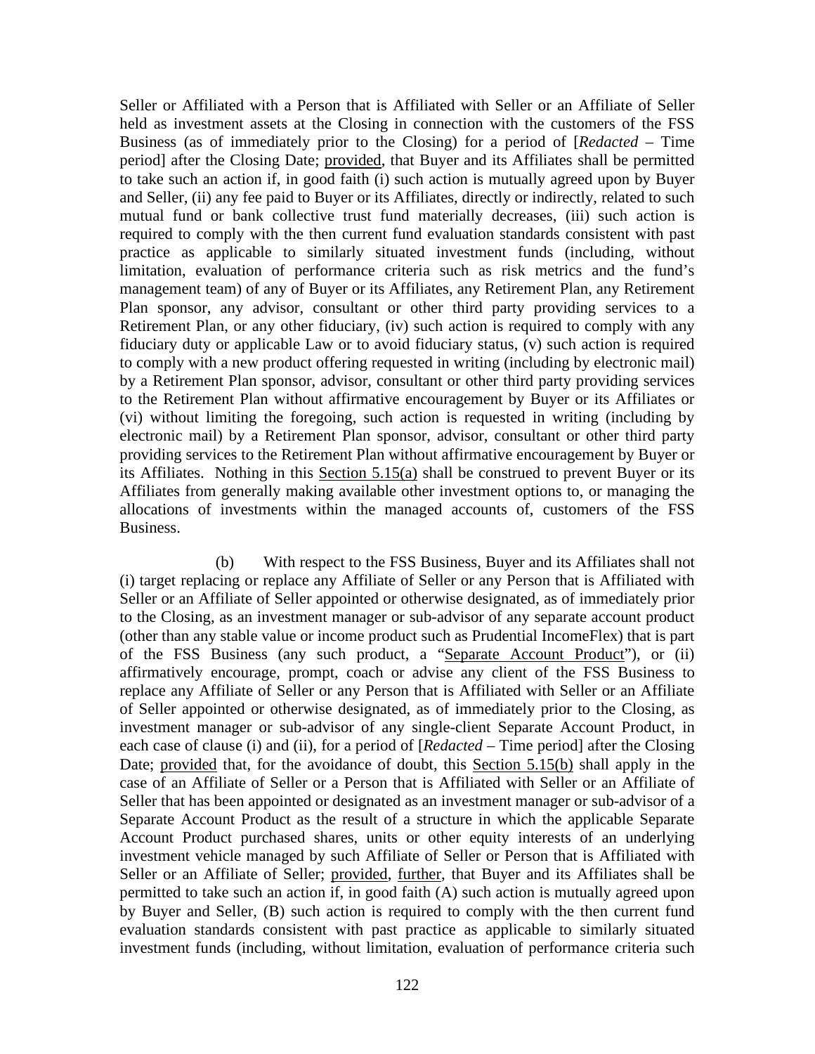Seller or Affiliated with a Person that is Affiliated with Seller or an Affiliate of Seller held as investment assets at the Closing in connection with the customers of the FSS Business (as of immediately prior to the Closing) for a period of [*Redacted* – Time period] after the Closing Date; provided, that Buyer and its Affiliates shall be permitted to take such an action if, in good faith (i) such action is mutually agreed upon by Buyer and Seller, (ii) any fee paid to Buyer or its Affiliates, directly or indirectly, related to such mutual fund or bank collective trust fund materially decreases, (iii) such action is required to comply with the then current fund evaluation standards consistent with past practice as applicable to similarly situated investment funds (including, without limitation, evaluation of performance criteria such as risk metrics and the fund's management team) of any of Buyer or its Affiliates, any Retirement Plan, any Retirement Plan sponsor, any advisor, consultant or other third party providing services to a Retirement Plan, or any other fiduciary, (iv) such action is required to comply with any fiduciary duty or applicable Law or to avoid fiduciary status, (v) such action is required to comply with a new product offering requested in writing (including by electronic mail) by a Retirement Plan sponsor, advisor, consultant or other third party providing services to the Retirement Plan without affirmative encouragement by Buyer or its Affiliates or (vi) without limiting the foregoing, such action is requested in writing (including by electronic mail) by a Retirement Plan sponsor, advisor, consultant or other third party providing services to the Retirement Plan without affirmative encouragement by Buyer or its Affiliates. Nothing in this Section 5.15(a) shall be construed to prevent Buyer or its Affiliates from generally making available other investment options to, or managing the allocations of investments within the managed accounts of, customers of the FSS Business.

(b) With respect to the FSS Business, Buyer and its Affiliates shall not (i) target replacing or replace any Affiliate of Seller or any Person that is Affiliated with Seller or an Affiliate of Seller appointed or otherwise designated, as of immediately prior to the Closing, as an investment manager or sub-advisor of any separate account product (other than any stable value or income product such as Prudential IncomeFlex) that is part of the FSS Business (any such product, a "Separate Account Product"), or (ii) affirmatively encourage, prompt, coach or advise any client of the FSS Business to replace any Affiliate of Seller or any Person that is Affiliated with Seller or an Affiliate of Seller appointed or otherwise designated, as of immediately prior to the Closing, as investment manager or sub-advisor of any single-client Separate Account Product, in each case of clause (i) and (ii), for a period of [*Redacted* – Time period] after the Closing Date; provided that, for the avoidance of doubt, this Section 5.15(b) shall apply in the case of an Affiliate of Seller or a Person that is Affiliated with Seller or an Affiliate of Seller that has been appointed or designated as an investment manager or sub-advisor of a Separate Account Product as the result of a structure in which the applicable Separate Account Product purchased shares, units or other equity interests of an underlying investment vehicle managed by such Affiliate of Seller or Person that is Affiliated with Seller or an Affiliate of Seller; provided, further, that Buyer and its Affiliates shall be permitted to take such an action if, in good faith (A) such action is mutually agreed upon by Buyer and Seller, (B) such action is required to comply with the then current fund evaluation standards consistent with past practice as applicable to similarly situated investment funds (including, without limitation, evaluation of performance criteria such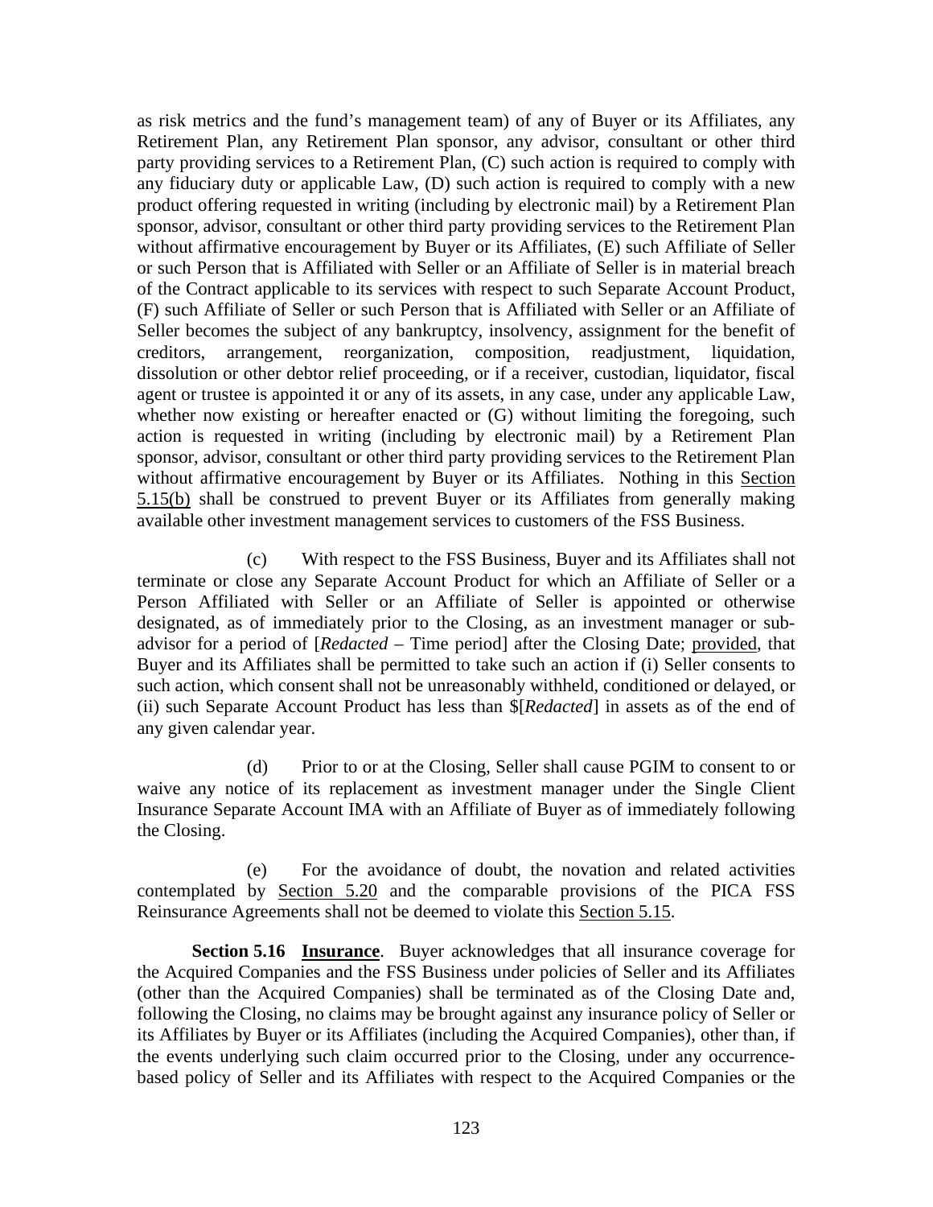as risk metrics and the fund's management team) of any of Buyer or its Affiliates, any Retirement Plan, any Retirement Plan sponsor, any advisor, consultant or other third party providing services to a Retirement Plan, (C) such action is required to comply with any fiduciary duty or applicable Law, (D) such action is required to comply with a new product offering requested in writing (including by electronic mail) by a Retirement Plan sponsor, advisor, consultant or other third party providing services to the Retirement Plan without affirmative encouragement by Buyer or its Affiliates, (E) such Affiliate of Seller or such Person that is Affiliated with Seller or an Affiliate of Seller is in material breach of the Contract applicable to its services with respect to such Separate Account Product, (F) such Affiliate of Seller or such Person that is Affiliated with Seller or an Affiliate of Seller becomes the subject of any bankruptcy, insolvency, assignment for the benefit of creditors, arrangement, reorganization, composition, readjustment, liquidation, dissolution or other debtor relief proceeding, or if a receiver, custodian, liquidator, fiscal agent or trustee is appointed it or any of its assets, in any case, under any applicable Law, whether now existing or hereafter enacted or (G) without limiting the foregoing, such action is requested in writing (including by electronic mail) by a Retirement Plan sponsor, advisor, consultant or other third party providing services to the Retirement Plan without affirmative encouragement by Buyer or its Affiliates. Nothing in this Section 5.15(b) shall be construed to prevent Buyer or its Affiliates from generally making available other investment management services to customers of the FSS Business.

(c) With respect to the FSS Business, Buyer and its Affiliates shall not terminate or close any Separate Account Product for which an Affiliate of Seller or a Person Affiliated with Seller or an Affiliate of Seller is appointed or otherwise designated, as of immediately prior to the Closing, as an investment manager or sub-advisor for a period of [*Redacted* – Time period] after the Closing Date; provided, that Buyer and its Affiliates shall be permitted to take such an action if (i) Seller consents to such action, which consent shall not be unreasonably withheld, conditioned or delayed, or (ii) such Separate Account Product has less than $[*Redacted*] in assets as of the end of any given calendar year.

(d) Prior to or at the Closing, Seller shall cause PGIM to consent to or waive any notice of its replacement as investment manager under the Single Client Insurance Separate Account IMA with an Affiliate of Buyer as of immediately following the Closing.

(e) For the avoidance of doubt, the novation and related activities contemplated by Section 5.20 and the comparable provisions of the PICA FSS Reinsurance Agreements shall not be deemed to violate this Section 5.15.

**Section 5.16 Insurance**. Buyer acknowledges that all insurance coverage for the Acquired Companies and the FSS Business under policies of Seller and its Affiliates (other than the Acquired Companies) shall be terminated as of the Closing Date and, following the Closing, no claims may be brought against any insurance policy of Seller or its Affiliates by Buyer or its Affiliates (including the Acquired Companies), other than, if the events underlying such claim occurred prior to the Closing, under any occurrence-based policy of Seller and its Affiliates with respect to the Acquired Companies or the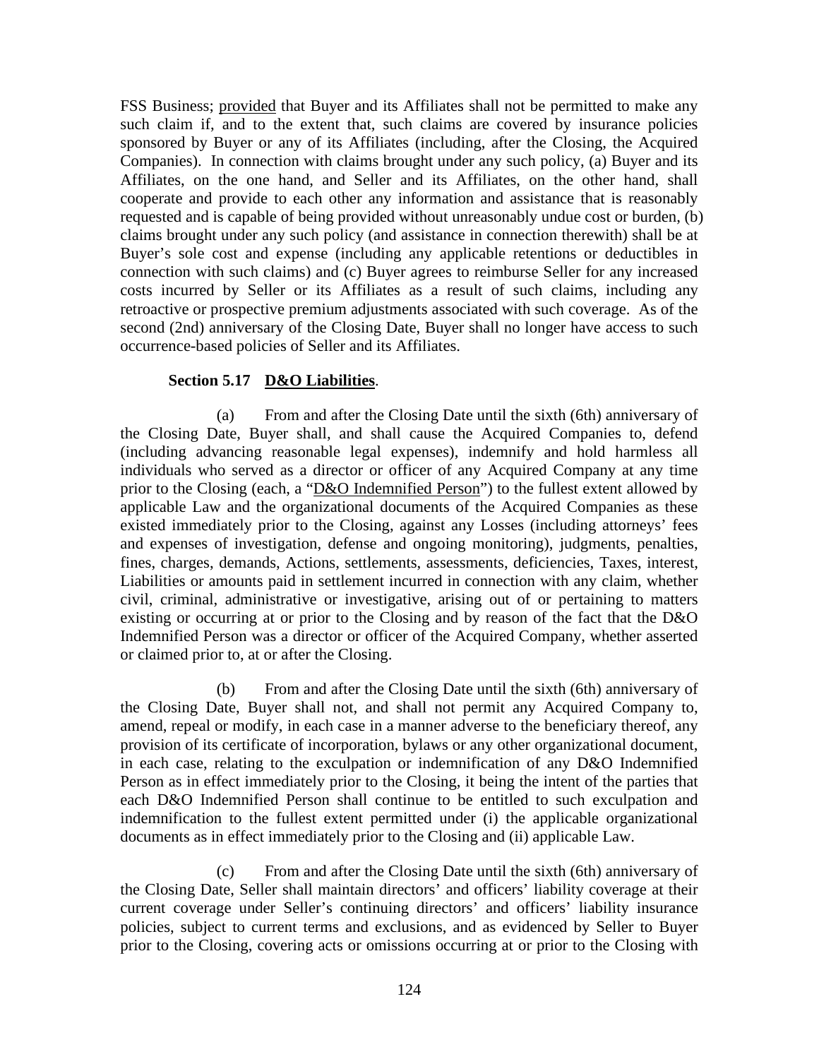FSS Business; provided that Buyer and its Affiliates shall not be permitted to make any such claim if, and to the extent that, such claims are covered by insurance policies sponsored by Buyer or any of its Affiliates (including, after the Closing, the Acquired Companies). In connection with claims brought under any such policy, (a) Buyer and its Affiliates, on the one hand, and Seller and its Affiliates, on the other hand, shall cooperate and provide to each other any information and assistance that is reasonably requested and is capable of being provided without unreasonably undue cost or burden, (b) claims brought under any such policy (and assistance in connection therewith) shall be at Buyer's sole cost and expense (including any applicable retentions or deductibles in connection with such claims) and (c) Buyer agrees to reimburse Seller for any increased costs incurred by Seller or its Affiliates as a result of such claims, including any retroactive or prospective premium adjustments associated with such coverage. As of the second (2nd) anniversary of the Closing Date, Buyer shall no longer have access to such occurrence-based policies of Seller and its Affiliates.

**Section 5.17 D&O Liabilities**.

(a) From and after the Closing Date until the sixth (6th) anniversary of the Closing Date, Buyer shall, and shall cause the Acquired Companies to, defend (including advancing reasonable legal expenses), indemnify and hold harmless all individuals who served as a director or officer of any Acquired Company at any time prior to the Closing (each, a "D&O Indemnified Person") to the fullest extent allowed by applicable Law and the organizational documents of the Acquired Companies as these existed immediately prior to the Closing, against any Losses (including attorneys' fees and expenses of investigation, defense and ongoing monitoring), judgments, penalties, fines, charges, demands, Actions, settlements, assessments, deficiencies, Taxes, interest, Liabilities or amounts paid in settlement incurred in connection with any claim, whether civil, criminal, administrative or investigative, arising out of or pertaining to matters existing or occurring at or prior to the Closing and by reason of the fact that the D&O Indemnified Person was a director or officer of the Acquired Company, whether asserted or claimed prior to, at or after the Closing.

(b) From and after the Closing Date until the sixth (6th) anniversary of the Closing Date, Buyer shall not, and shall not permit any Acquired Company to, amend, repeal or modify, in each case in a manner adverse to the beneficiary thereof, any provision of its certificate of incorporation, bylaws or any other organizational document, in each case, relating to the exculpation or indemnification of any D&O Indemnified Person as in effect immediately prior to the Closing, it being the intent of the parties that each D&O Indemnified Person shall continue to be entitled to such exculpation and indemnification to the fullest extent permitted under (i) the applicable organizational documents as in effect immediately prior to the Closing and (ii) applicable Law.

(c) From and after the Closing Date until the sixth (6th) anniversary of the Closing Date, Seller shall maintain directors' and officers' liability coverage at their current coverage under Seller's continuing directors' and officers' liability insurance policies, subject to current terms and exclusions, and as evidenced by Seller to Buyer prior to the Closing, covering acts or omissions occurring at or prior to the Closing with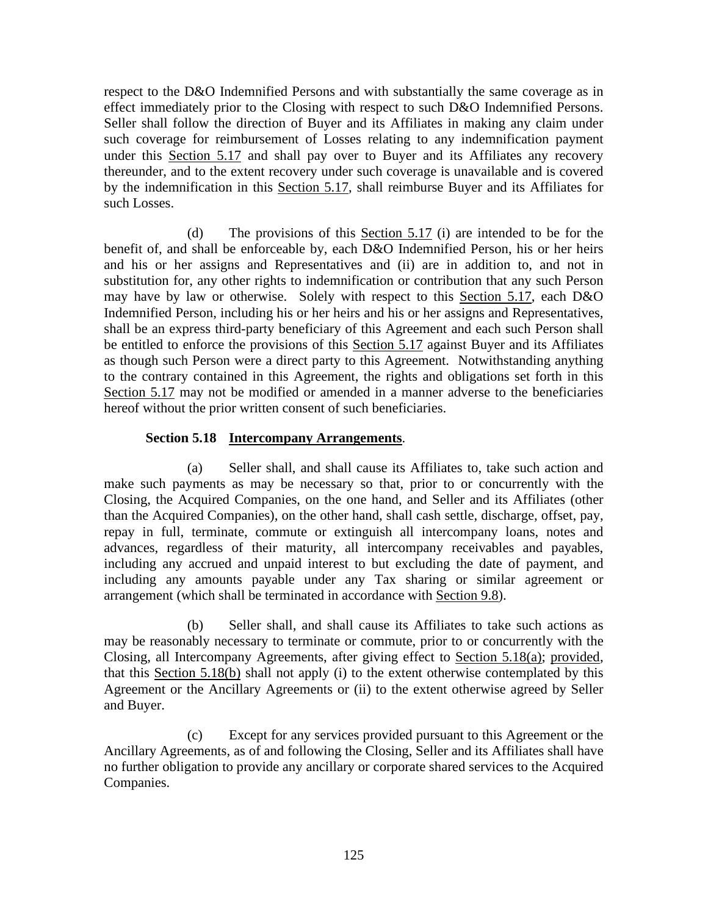respect to the D&O Indemnified Persons and with substantially the same coverage as in effect immediately prior to the Closing with respect to such D&O Indemnified Persons. Seller shall follow the direction of Buyer and its Affiliates in making any claim under such coverage for reimbursement of Losses relating to any indemnification payment under this Section 5.17 and shall pay over to Buyer and its Affiliates any recovery thereunder, and to the extent recovery under such coverage is unavailable and is covered by the indemnification in this Section 5.17, shall reimburse Buyer and its Affiliates for such Losses.

(d) The provisions of this Section 5.17 (i) are intended to be for the benefit of, and shall be enforceable by, each D&O Indemnified Person, his or her heirs and his or her assigns and Representatives and (ii) are in addition to, and not in substitution for, any other rights to indemnification or contribution that any such Person may have by law or otherwise. Solely with respect to this Section 5.17, each D&O Indemnified Person, including his or her heirs and his or her assigns and Representatives, shall be an express third-party beneficiary of this Agreement and each such Person shall be entitled to enforce the provisions of this Section 5.17 against Buyer and its Affiliates as though such Person were a direct party to this Agreement. Notwithstanding anything to the contrary contained in this Agreement, the rights and obligations set forth in this Section 5.17 may not be modified or amended in a manner adverse to the beneficiaries hereof without the prior written consent of such beneficiaries.

**Section 5.18 Intercompany Arrangements**.

(a) Seller shall, and shall cause its Affiliates to, take such action and make such payments as may be necessary so that, prior to or concurrently with the Closing, the Acquired Companies, on the one hand, and Seller and its Affiliates (other than the Acquired Companies), on the other hand, shall cash settle, discharge, offset, pay, repay in full, terminate, commute or extinguish all intercompany loans, notes and advances, regardless of their maturity, all intercompany receivables and payables, including any accrued and unpaid interest to but excluding the date of payment, and including any amounts payable under any Tax sharing or similar agreement or arrangement (which shall be terminated in accordance with Section 9.8).

(b) Seller shall, and shall cause its Affiliates to take such actions as may be reasonably necessary to terminate or commute, prior to or concurrently with the Closing, all Intercompany Agreements, after giving effect to Section 5.18(a); provided, that this Section 5.18(b) shall not apply (i) to the extent otherwise contemplated by this Agreement or the Ancillary Agreements or (ii) to the extent otherwise agreed by Seller and Buyer.

(c) Except for any services provided pursuant to this Agreement or the Ancillary Agreements, as of and following the Closing, Seller and its Affiliates shall have no further obligation to provide any ancillary or corporate shared services to the Acquired Companies.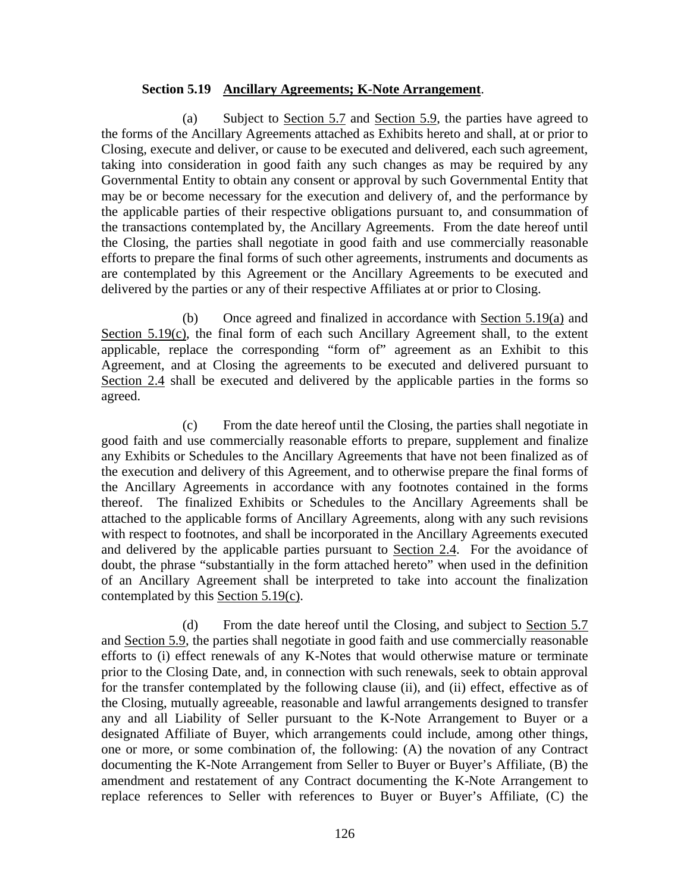**Section 5.19 Ancillary Agreements; K-Note Arrangement**.

(a) Subject to Section 5.7 and Section 5.9, the parties have agreed to the forms of the Ancillary Agreements attached as Exhibits hereto and shall, at or prior to Closing, execute and deliver, or cause to be executed and delivered, each such agreement, taking into consideration in good faith any such changes as may be required by any Governmental Entity to obtain any consent or approval by such Governmental Entity that may be or become necessary for the execution and delivery of, and the performance by the applicable parties of their respective obligations pursuant to, and consummation of the transactions contemplated by, the Ancillary Agreements. From the date hereof until the Closing, the parties shall negotiate in good faith and use commercially reasonable efforts to prepare the final forms of such other agreements, instruments and documents as are contemplated by this Agreement or the Ancillary Agreements to be executed and delivered by the parties or any of their respective Affiliates at or prior to Closing.

(b) Once agreed and finalized in accordance with Section 5.19(a) and Section 5.19(c), the final form of each such Ancillary Agreement shall, to the extent applicable, replace the corresponding "form of" agreement as an Exhibit to this Agreement, and at Closing the agreements to be executed and delivered pursuant to Section 2.4 shall be executed and delivered by the applicable parties in the forms so agreed.

(c) From the date hereof until the Closing, the parties shall negotiate in good faith and use commercially reasonable efforts to prepare, supplement and finalize any Exhibits or Schedules to the Ancillary Agreements that have not been finalized as of the execution and delivery of this Agreement, and to otherwise prepare the final forms of the Ancillary Agreements in accordance with any footnotes contained in the forms thereof. The finalized Exhibits or Schedules to the Ancillary Agreements shall be attached to the applicable forms of Ancillary Agreements, along with any such revisions with respect to footnotes, and shall be incorporated in the Ancillary Agreements executed and delivered by the applicable parties pursuant to Section 2.4. For the avoidance of doubt, the phrase "substantially in the form attached hereto" when used in the definition of an Ancillary Agreement shall be interpreted to take into account the finalization contemplated by this Section 5.19(c).

(d) From the date hereof until the Closing, and subject to Section 5.7 and Section 5.9, the parties shall negotiate in good faith and use commercially reasonable efforts to (i) effect renewals of any K-Notes that would otherwise mature or terminate prior to the Closing Date, and, in connection with such renewals, seek to obtain approval for the transfer contemplated by the following clause (ii), and (ii) effect, effective as of the Closing, mutually agreeable, reasonable and lawful arrangements designed to transfer any and all Liability of Seller pursuant to the K-Note Arrangement to Buyer or a designated Affiliate of Buyer, which arrangements could include, among other things, one or more, or some combination of, the following: (A) the novation of any Contract documenting the K-Note Arrangement from Seller to Buyer or Buyer's Affiliate, (B) the amendment and restatement of any Contract documenting the K-Note Arrangement to replace references to Seller with references to Buyer or Buyer's Affiliate, (C) the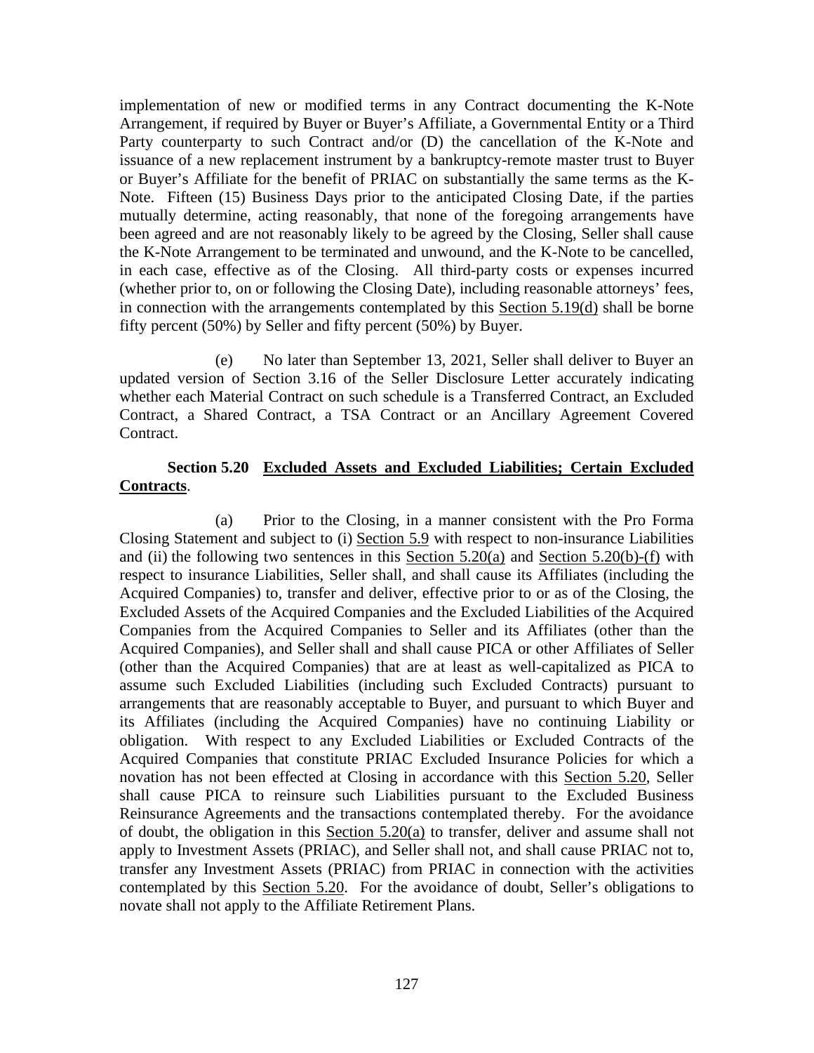implementation of new or modified terms in any Contract documenting the K-Note Arrangement, if required by Buyer or Buyer's Affiliate, a Governmental Entity or a Third Party counterparty to such Contract and/or (D) the cancellation of the K-Note and issuance of a new replacement instrument by a bankruptcy-remote master trust to Buyer or Buyer's Affiliate for the benefit of PRIAC on substantially the same terms as the K-Note. Fifteen (15) Business Days prior to the anticipated Closing Date, if the parties mutually determine, acting reasonably, that none of the foregoing arrangements have been agreed and are not reasonably likely to be agreed by the Closing, Seller shall cause the K-Note Arrangement to be terminated and unwound, and the K-Note to be cancelled, in each case, effective as of the Closing. All third-party costs or expenses incurred (whether prior to, on or following the Closing Date), including reasonable attorneys' fees, in connection with the arrangements contemplated by this Section 5.19(d) shall be borne fifty percent (50%) by Seller and fifty percent (50%) by Buyer.

(e) No later than September 13, 2021, Seller shall deliver to Buyer an updated version of Section 3.16 of the Seller Disclosure Letter accurately indicating whether each Material Contract on such schedule is a Transferred Contract, an Excluded Contract, a Shared Contract, a TSA Contract or an Ancillary Agreement Covered Contract.

**Section 5.20 Excluded Assets and Excluded Liabilities; Certain Excluded Contracts**.

(a) Prior to the Closing, in a manner consistent with the Pro Forma Closing Statement and subject to (i) Section 5.9 with respect to non-insurance Liabilities and (ii) the following two sentences in this Section 5.20(a) and Section 5.20(b)-(f) with respect to insurance Liabilities, Seller shall, and shall cause its Affiliates (including the Acquired Companies) to, transfer and deliver, effective prior to or as of the Closing, the Excluded Assets of the Acquired Companies and the Excluded Liabilities of the Acquired Companies from the Acquired Companies to Seller and its Affiliates (other than the Acquired Companies), and Seller shall and shall cause PICA or other Affiliates of Seller (other than the Acquired Companies) that are at least as well-capitalized as PICA to assume such Excluded Liabilities (including such Excluded Contracts) pursuant to arrangements that are reasonably acceptable to Buyer, and pursuant to which Buyer and its Affiliates (including the Acquired Companies) have no continuing Liability or obligation. With respect to any Excluded Liabilities or Excluded Contracts of the Acquired Companies that constitute PRIAC Excluded Insurance Policies for which a novation has not been effected at Closing in accordance with this Section 5.20, Seller shall cause PICA to reinsure such Liabilities pursuant to the Excluded Business Reinsurance Agreements and the transactions contemplated thereby. For the avoidance of doubt, the obligation in this Section 5.20(a) to transfer, deliver and assume shall not apply to Investment Assets (PRIAC), and Seller shall not, and shall cause PRIAC not to, transfer any Investment Assets (PRIAC) from PRIAC in connection with the activities contemplated by this Section 5.20. For the avoidance of doubt, Seller's obligations to novate shall not apply to the Affiliate Retirement Plans.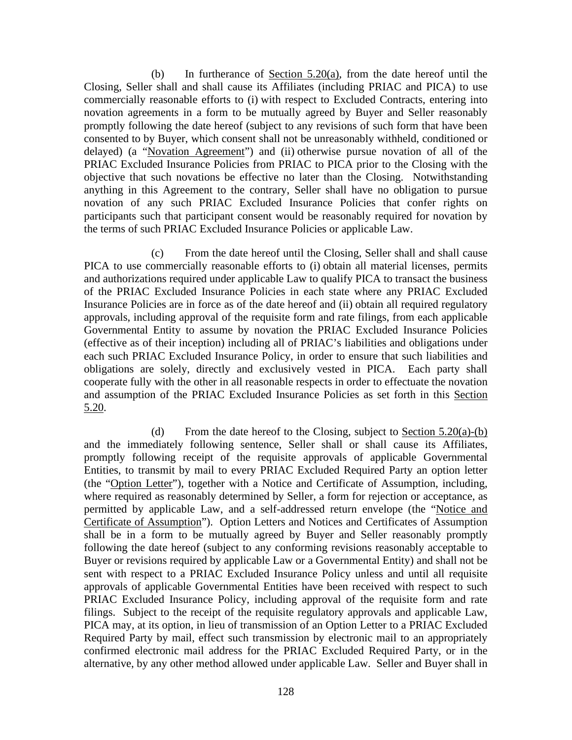(b) In furtherance of Section 5.20(a), from the date hereof until the Closing, Seller shall and shall cause its Affiliates (including PRIAC and PICA) to use commercially reasonable efforts to (i) with respect to Excluded Contracts, entering into novation agreements in a form to be mutually agreed by Buyer and Seller reasonably promptly following the date hereof (subject to any revisions of such form that have been consented to by Buyer, which consent shall not be unreasonably withheld, conditioned or delayed) (a "Novation Agreement") and (ii) otherwise pursue novation of all of the PRIAC Excluded Insurance Policies from PRIAC to PICA prior to the Closing with the objective that such novations be effective no later than the Closing. Notwithstanding anything in this Agreement to the contrary, Seller shall have no obligation to pursue novation of any such PRIAC Excluded Insurance Policies that confer rights on participants such that participant consent would be reasonably required for novation by the terms of such PRIAC Excluded Insurance Policies or applicable Law.

(c) From the date hereof until the Closing, Seller shall and shall cause PICA to use commercially reasonable efforts to (i) obtain all material licenses, permits and authorizations required under applicable Law to qualify PICA to transact the business of the PRIAC Excluded Insurance Policies in each state where any PRIAC Excluded Insurance Policies are in force as of the date hereof and (ii) obtain all required regulatory approvals, including approval of the requisite form and rate filings, from each applicable Governmental Entity to assume by novation the PRIAC Excluded Insurance Policies (effective as of their inception) including all of PRIAC's liabilities and obligations under each such PRIAC Excluded Insurance Policy, in order to ensure that such liabilities and obligations are solely, directly and exclusively vested in PICA. Each party shall cooperate fully with the other in all reasonable respects in order to effectuate the novation and assumption of the PRIAC Excluded Insurance Policies as set forth in this Section 5.20.

(d) From the date hereof to the Closing, subject to Section 5.20(a)-(b) and the immediately following sentence, Seller shall or shall cause its Affiliates, promptly following receipt of the requisite approvals of applicable Governmental Entities, to transmit by mail to every PRIAC Excluded Required Party an option letter (the "Option Letter"), together with a Notice and Certificate of Assumption, including, where required as reasonably determined by Seller, a form for rejection or acceptance, as permitted by applicable Law, and a self-addressed return envelope (the "Notice and Certificate of Assumption"). Option Letters and Notices and Certificates of Assumption shall be in a form to be mutually agreed by Buyer and Seller reasonably promptly following the date hereof (subject to any conforming revisions reasonably acceptable to Buyer or revisions required by applicable Law or a Governmental Entity) and shall not be sent with respect to a PRIAC Excluded Insurance Policy unless and until all requisite approvals of applicable Governmental Entities have been received with respect to such PRIAC Excluded Insurance Policy, including approval of the requisite form and rate filings. Subject to the receipt of the requisite regulatory approvals and applicable Law, PICA may, at its option, in lieu of transmission of an Option Letter to a PRIAC Excluded Required Party by mail, effect such transmission by electronic mail to an appropriately confirmed electronic mail address for the PRIAC Excluded Required Party, or in the alternative, by any other method allowed under applicable Law. Seller and Buyer shall in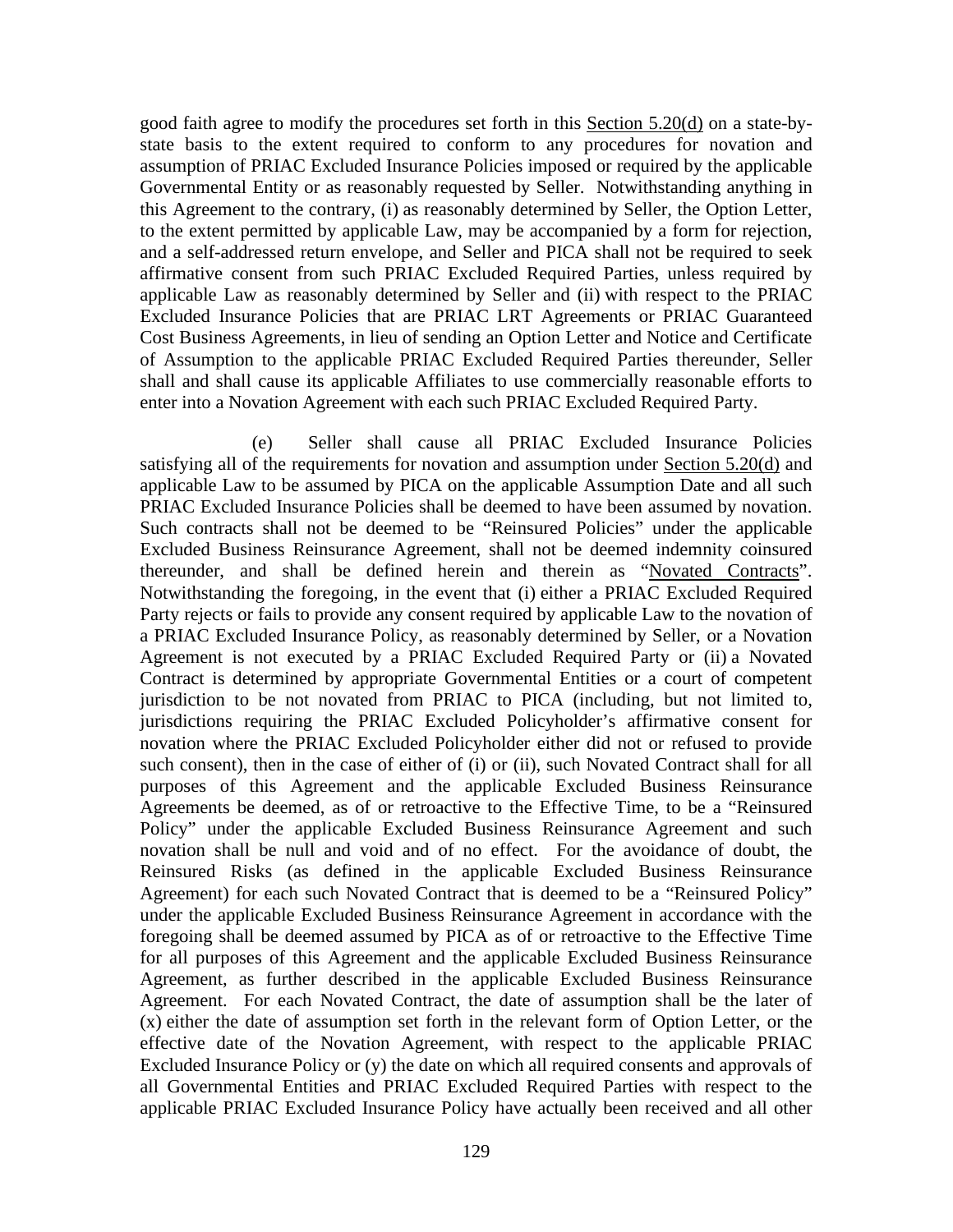good faith agree to modify the procedures set forth in this Section 5.20(d) on a state-by-state basis to the extent required to conform to any procedures for novation and assumption of PRIAC Excluded Insurance Policies imposed or required by the applicable Governmental Entity or as reasonably requested by Seller. Notwithstanding anything in this Agreement to the contrary, (i) as reasonably determined by Seller, the Option Letter, to the extent permitted by applicable Law, may be accompanied by a form for rejection, and a self-addressed return envelope, and Seller and PICA shall not be required to seek affirmative consent from such PRIAC Excluded Required Parties, unless required by applicable Law as reasonably determined by Seller and (ii) with respect to the PRIAC Excluded Insurance Policies that are PRIAC LRT Agreements or PRIAC Guaranteed Cost Business Agreements, in lieu of sending an Option Letter and Notice and Certificate of Assumption to the applicable PRIAC Excluded Required Parties thereunder, Seller shall and shall cause its applicable Affiliates to use commercially reasonable efforts to enter into a Novation Agreement with each such PRIAC Excluded Required Party.

(e) Seller shall cause all PRIAC Excluded Insurance Policies satisfying all of the requirements for novation and assumption under Section 5.20(d) and applicable Law to be assumed by PICA on the applicable Assumption Date and all such PRIAC Excluded Insurance Policies shall be deemed to have been assumed by novation. Such contracts shall not be deemed to be "Reinsured Policies" under the applicable Excluded Business Reinsurance Agreement, shall not be deemed indemnity coinsured thereunder, and shall be defined herein and therein as "Novated Contracts". Notwithstanding the foregoing, in the event that (i) either a PRIAC Excluded Required Party rejects or fails to provide any consent required by applicable Law to the novation of a PRIAC Excluded Insurance Policy, as reasonably determined by Seller, or a Novation Agreement is not executed by a PRIAC Excluded Required Party or (ii) a Novated Contract is determined by appropriate Governmental Entities or a court of competent jurisdiction to be not novated from PRIAC to PICA (including, but not limited to, jurisdictions requiring the PRIAC Excluded Policyholder's affirmative consent for novation where the PRIAC Excluded Policyholder either did not or refused to provide such consent), then in the case of either of (i) or (ii), such Novated Contract shall for all purposes of this Agreement and the applicable Excluded Business Reinsurance Agreements be deemed, as of or retroactive to the Effective Time, to be a "Reinsured Policy" under the applicable Excluded Business Reinsurance Agreement and such novation shall be null and void and of no effect. For the avoidance of doubt, the Reinsured Risks (as defined in the applicable Excluded Business Reinsurance Agreement) for each such Novated Contract that is deemed to be a "Reinsured Policy" under the applicable Excluded Business Reinsurance Agreement in accordance with the foregoing shall be deemed assumed by PICA as of or retroactive to the Effective Time for all purposes of this Agreement and the applicable Excluded Business Reinsurance Agreement, as further described in the applicable Excluded Business Reinsurance Agreement. For each Novated Contract, the date of assumption shall be the later of (x) either the date of assumption set forth in the relevant form of Option Letter, or the effective date of the Novation Agreement, with respect to the applicable PRIAC Excluded Insurance Policy or (y) the date on which all required consents and approvals of all Governmental Entities and PRIAC Excluded Required Parties with respect to the applicable PRIAC Excluded Insurance Policy have actually been received and all other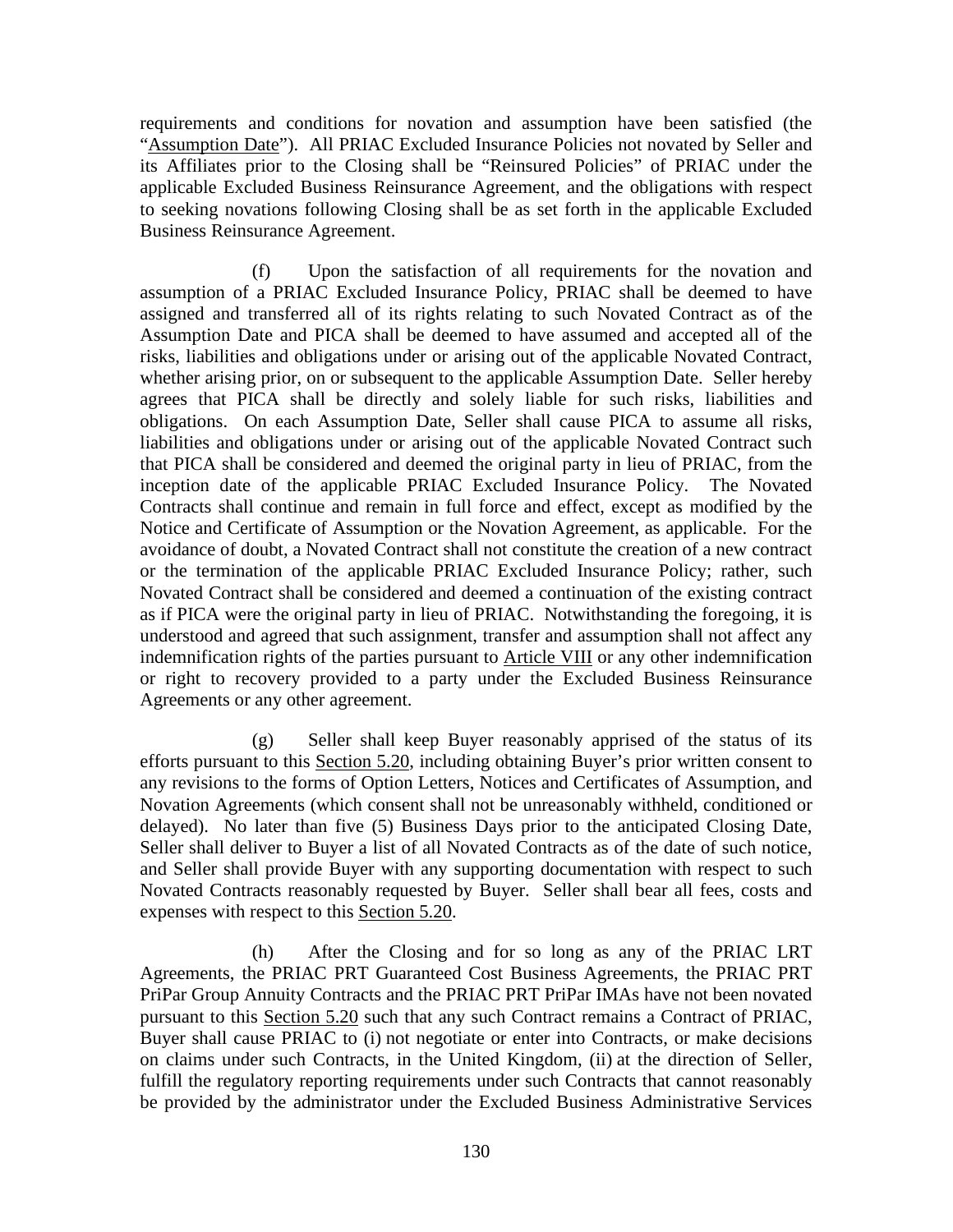requirements and conditions for novation and assumption have been satisfied (the "Assumption Date"). All PRIAC Excluded Insurance Policies not novated by Seller and its Affiliates prior to the Closing shall be "Reinsured Policies" of PRIAC under the applicable Excluded Business Reinsurance Agreement, and the obligations with respect to seeking novations following Closing shall be as set forth in the applicable Excluded Business Reinsurance Agreement.

(f) Upon the satisfaction of all requirements for the novation and assumption of a PRIAC Excluded Insurance Policy, PRIAC shall be deemed to have assigned and transferred all of its rights relating to such Novated Contract as of the Assumption Date and PICA shall be deemed to have assumed and accepted all of the risks, liabilities and obligations under or arising out of the applicable Novated Contract, whether arising prior, on or subsequent to the applicable Assumption Date. Seller hereby agrees that PICA shall be directly and solely liable for such risks, liabilities and obligations. On each Assumption Date, Seller shall cause PICA to assume all risks, liabilities and obligations under or arising out of the applicable Novated Contract such that PICA shall be considered and deemed the original party in lieu of PRIAC, from the inception date of the applicable PRIAC Excluded Insurance Policy. The Novated Contracts shall continue and remain in full force and effect, except as modified by the Notice and Certificate of Assumption or the Novation Agreement, as applicable. For the avoidance of doubt, a Novated Contract shall not constitute the creation of a new contract or the termination of the applicable PRIAC Excluded Insurance Policy; rather, such Novated Contract shall be considered and deemed a continuation of the existing contract as if PICA were the original party in lieu of PRIAC. Notwithstanding the foregoing, it is understood and agreed that such assignment, transfer and assumption shall not affect any indemnification rights of the parties pursuant to Article VIII or any other indemnification or right to recovery provided to a party under the Excluded Business Reinsurance Agreements or any other agreement.

(g) Seller shall keep Buyer reasonably apprised of the status of its efforts pursuant to this Section 5.20, including obtaining Buyer's prior written consent to any revisions to the forms of Option Letters, Notices and Certificates of Assumption, and Novation Agreements (which consent shall not be unreasonably withheld, conditioned or delayed). No later than five (5) Business Days prior to the anticipated Closing Date, Seller shall deliver to Buyer a list of all Novated Contracts as of the date of such notice, and Seller shall provide Buyer with any supporting documentation with respect to such Novated Contracts reasonably requested by Buyer. Seller shall bear all fees, costs and expenses with respect to this Section 5.20.

(h) After the Closing and for so long as any of the PRIAC LRT Agreements, the PRIAC PRT Guaranteed Cost Business Agreements, the PRIAC PRT PriPar Group Annuity Contracts and the PRIAC PRT PriPar IMAs have not been novated pursuant to this Section 5.20 such that any such Contract remains a Contract of PRIAC, Buyer shall cause PRIAC to (i) not negotiate or enter into Contracts, or make decisions on claims under such Contracts, in the United Kingdom, (ii) at the direction of Seller, fulfill the regulatory reporting requirements under such Contracts that cannot reasonably be provided by the administrator under the Excluded Business Administrative Services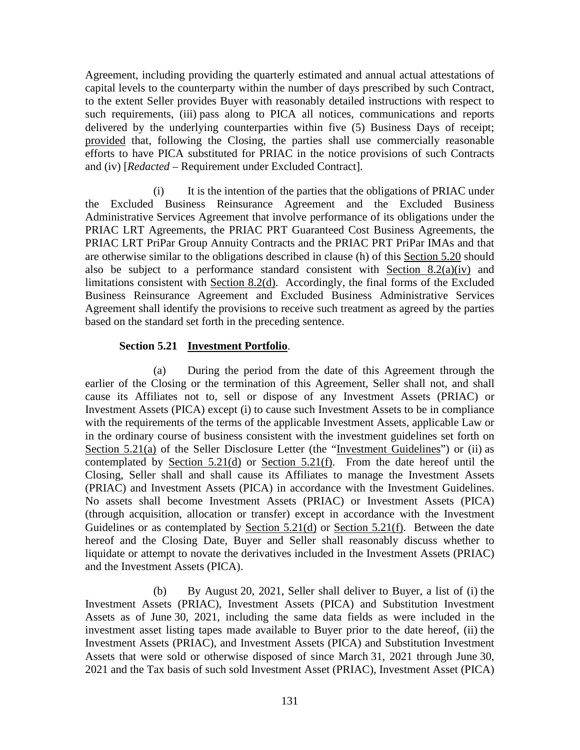Agreement, including providing the quarterly estimated and annual actual attestations of capital levels to the counterparty within the number of days prescribed by such Contract, to the extent Seller provides Buyer with reasonably detailed instructions with respect to such requirements, (iii) pass along to PICA all notices, communications and reports delivered by the underlying counterparties within five (5) Business Days of receipt; provided that, following the Closing, the parties shall use commercially reasonable efforts to have PICA substituted for PRIAC in the notice provisions of such Contracts and (iv) [*Redacted* – Requirement under Excluded Contract].

(i) It is the intention of the parties that the obligations of PRIAC under the Excluded Business Reinsurance Agreement and the Excluded Business Administrative Services Agreement that involve performance of its obligations under the PRIAC LRT Agreements, the PRIAC PRT Guaranteed Cost Business Agreements, the PRIAC LRT PriPar Group Annuity Contracts and the PRIAC PRT PriPar IMAs and that are otherwise similar to the obligations described in clause (h) of this Section 5.20 should also be subject to a performance standard consistent with Section 8.2(a)(iv) and limitations consistent with Section 8.2(d). Accordingly, the final forms of the Excluded Business Reinsurance Agreement and Excluded Business Administrative Services Agreement shall identify the provisions to receive such treatment as agreed by the parties based on the standard set forth in the preceding sentence.

**Section 5.21 Investment Portfolio**.

(a) During the period from the date of this Agreement through the earlier of the Closing or the termination of this Agreement, Seller shall not, and shall cause its Affiliates not to, sell or dispose of any Investment Assets (PRIAC) or Investment Assets (PICA) except (i) to cause such Investment Assets to be in compliance with the requirements of the terms of the applicable Investment Assets, applicable Law or in the ordinary course of business consistent with the investment guidelines set forth on Section 5.21(a) of the Seller Disclosure Letter (the "Investment Guidelines") or (ii) as contemplated by Section 5.21(d) or Section 5.21(f). From the date hereof until the Closing, Seller shall and shall cause its Affiliates to manage the Investment Assets (PRIAC) and Investment Assets (PICA) in accordance with the Investment Guidelines. No assets shall become Investment Assets (PRIAC) or Investment Assets (PICA) (through acquisition, allocation or transfer) except in accordance with the Investment Guidelines or as contemplated by Section 5.21(d) or Section 5.21(f). Between the date hereof and the Closing Date, Buyer and Seller shall reasonably discuss whether to liquidate or attempt to novate the derivatives included in the Investment Assets (PRIAC) and the Investment Assets (PICA).

(b) By August 20, 2021, Seller shall deliver to Buyer, a list of (i) the Investment Assets (PRIAC), Investment Assets (PICA) and Substitution Investment Assets as of June 30, 2021, including the same data fields as were included in the investment asset listing tapes made available to Buyer prior to the date hereof, (ii) the Investment Assets (PRIAC), and Investment Assets (PICA) and Substitution Investment Assets that were sold or otherwise disposed of since March 31, 2021 through June 30, 2021 and the Tax basis of such sold Investment Asset (PRIAC), Investment Asset (PICA)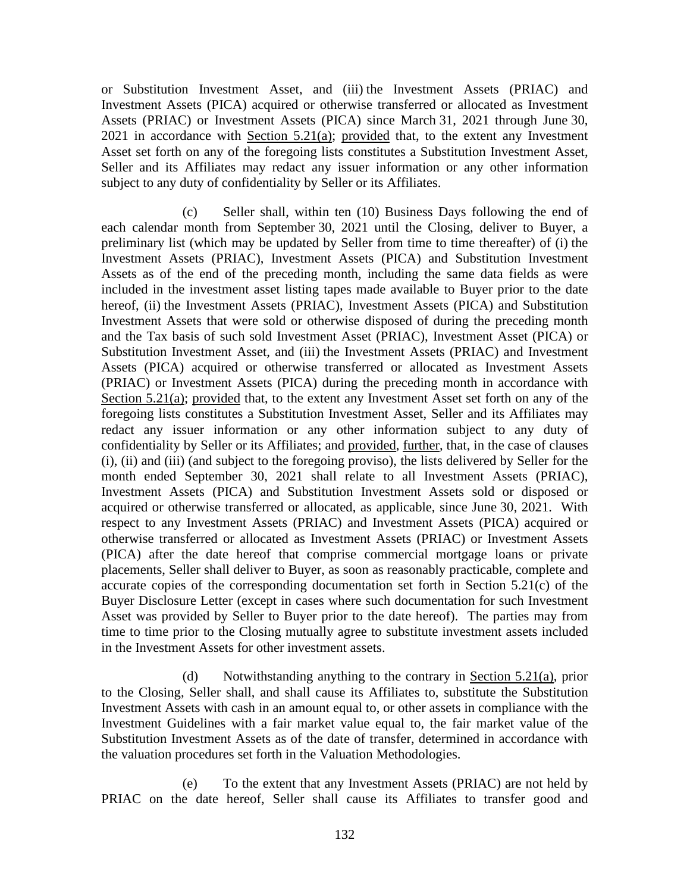or Substitution Investment Asset, and (iii) the Investment Assets (PRIAC) and Investment Assets (PICA) acquired or otherwise transferred or allocated as Investment Assets (PRIAC) or Investment Assets (PICA) since March 31, 2021 through June 30, 2021 in accordance with Section 5.21(a); provided that, to the extent any Investment Asset set forth on any of the foregoing lists constitutes a Substitution Investment Asset, Seller and its Affiliates may redact any issuer information or any other information subject to any duty of confidentiality by Seller or its Affiliates.

(c) Seller shall, within ten (10) Business Days following the end of each calendar month from September 30, 2021 until the Closing, deliver to Buyer, a preliminary list (which may be updated by Seller from time to time thereafter) of (i) the Investment Assets (PRIAC), Investment Assets (PICA) and Substitution Investment Assets as of the end of the preceding month, including the same data fields as were included in the investment asset listing tapes made available to Buyer prior to the date hereof, (ii) the Investment Assets (PRIAC), Investment Assets (PICA) and Substitution Investment Assets that were sold or otherwise disposed of during the preceding month and the Tax basis of such sold Investment Asset (PRIAC), Investment Asset (PICA) or Substitution Investment Asset, and (iii) the Investment Assets (PRIAC) and Investment Assets (PICA) acquired or otherwise transferred or allocated as Investment Assets (PRIAC) or Investment Assets (PICA) during the preceding month in accordance with Section 5.21(a); provided that, to the extent any Investment Asset set forth on any of the foregoing lists constitutes a Substitution Investment Asset, Seller and its Affiliates may redact any issuer information or any other information subject to any duty of confidentiality by Seller or its Affiliates; and provided, further, that, in the case of clauses (i), (ii) and (iii) (and subject to the foregoing proviso), the lists delivered by Seller for the month ended September 30, 2021 shall relate to all Investment Assets (PRIAC), Investment Assets (PICA) and Substitution Investment Assets sold or disposed or acquired or otherwise transferred or allocated, as applicable, since June 30, 2021. With respect to any Investment Assets (PRIAC) and Investment Assets (PICA) acquired or otherwise transferred or allocated as Investment Assets (PRIAC) or Investment Assets (PICA) after the date hereof that comprise commercial mortgage loans or private placements, Seller shall deliver to Buyer, as soon as reasonably practicable, complete and accurate copies of the corresponding documentation set forth in Section 5.21(c) of the Buyer Disclosure Letter (except in cases where such documentation for such Investment Asset was provided by Seller to Buyer prior to the date hereof). The parties may from time to time prior to the Closing mutually agree to substitute investment assets included in the Investment Assets for other investment assets.

(d) Notwithstanding anything to the contrary in Section 5.21(a), prior to the Closing, Seller shall, and shall cause its Affiliates to, substitute the Substitution Investment Assets with cash in an amount equal to, or other assets in compliance with the Investment Guidelines with a fair market value equal to, the fair market value of the Substitution Investment Assets as of the date of transfer, determined in accordance with the valuation procedures set forth in the Valuation Methodologies.

(e) To the extent that any Investment Assets (PRIAC) are not held by PRIAC on the date hereof, Seller shall cause its Affiliates to transfer good and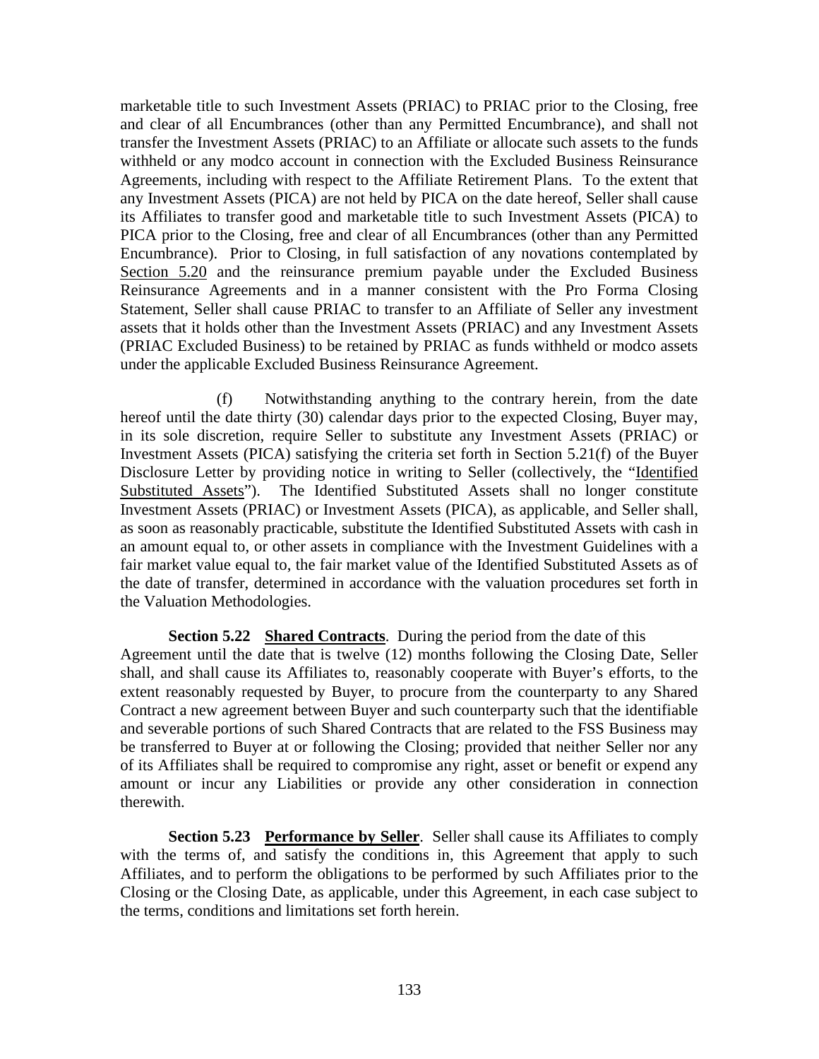marketable title to such Investment Assets (PRIAC) to PRIAC prior to the Closing, free and clear of all Encumbrances (other than any Permitted Encumbrance), and shall not transfer the Investment Assets (PRIAC) to an Affiliate or allocate such assets to the funds withheld or any modco account in connection with the Excluded Business Reinsurance Agreements, including with respect to the Affiliate Retirement Plans. To the extent that any Investment Assets (PICA) are not held by PICA on the date hereof, Seller shall cause its Affiliates to transfer good and marketable title to such Investment Assets (PICA) to PICA prior to the Closing, free and clear of all Encumbrances (other than any Permitted Encumbrance). Prior to Closing, in full satisfaction of any novations contemplated by Section 5.20 and the reinsurance premium payable under the Excluded Business Reinsurance Agreements and in a manner consistent with the Pro Forma Closing Statement, Seller shall cause PRIAC to transfer to an Affiliate of Seller any investment assets that it holds other than the Investment Assets (PRIAC) and any Investment Assets (PRIAC Excluded Business) to be retained by PRIAC as funds withheld or modco assets under the applicable Excluded Business Reinsurance Agreement.

(f) Notwithstanding anything to the contrary herein, from the date hereof until the date thirty (30) calendar days prior to the expected Closing, Buyer may, in its sole discretion, require Seller to substitute any Investment Assets (PRIAC) or Investment Assets (PICA) satisfying the criteria set forth in Section 5.21(f) of the Buyer Disclosure Letter by providing notice in writing to Seller (collectively, the "Identified Substituted Assets"). The Identified Substituted Assets shall no longer constitute Investment Assets (PRIAC) or Investment Assets (PICA), as applicable, and Seller shall, as soon as reasonably practicable, substitute the Identified Substituted Assets with cash in an amount equal to, or other assets in compliance with the Investment Guidelines with a fair market value equal to, the fair market value of the Identified Substituted Assets as of the date of transfer, determined in accordance with the valuation procedures set forth in the Valuation Methodologies.

**Section 5.22 Shared Contracts**. During the period from the date of this Agreement until the date that is twelve (12) months following the Closing Date, Seller shall, and shall cause its Affiliates to, reasonably cooperate with Buyer's efforts, to the extent reasonably requested by Buyer, to procure from the counterparty to any Shared Contract a new agreement between Buyer and such counterparty such that the identifiable and severable portions of such Shared Contracts that are related to the FSS Business may be transferred to Buyer at or following the Closing; provided that neither Seller nor any of its Affiliates shall be required to compromise any right, asset or benefit or expend any amount or incur any Liabilities or provide any other consideration in connection therewith.

**Section 5.23 Performance by Seller**. Seller shall cause its Affiliates to comply with the terms of, and satisfy the conditions in, this Agreement that apply to such Affiliates, and to perform the obligations to be performed by such Affiliates prior to the Closing or the Closing Date, as applicable, under this Agreement, in each case subject to the terms, conditions and limitations set forth herein.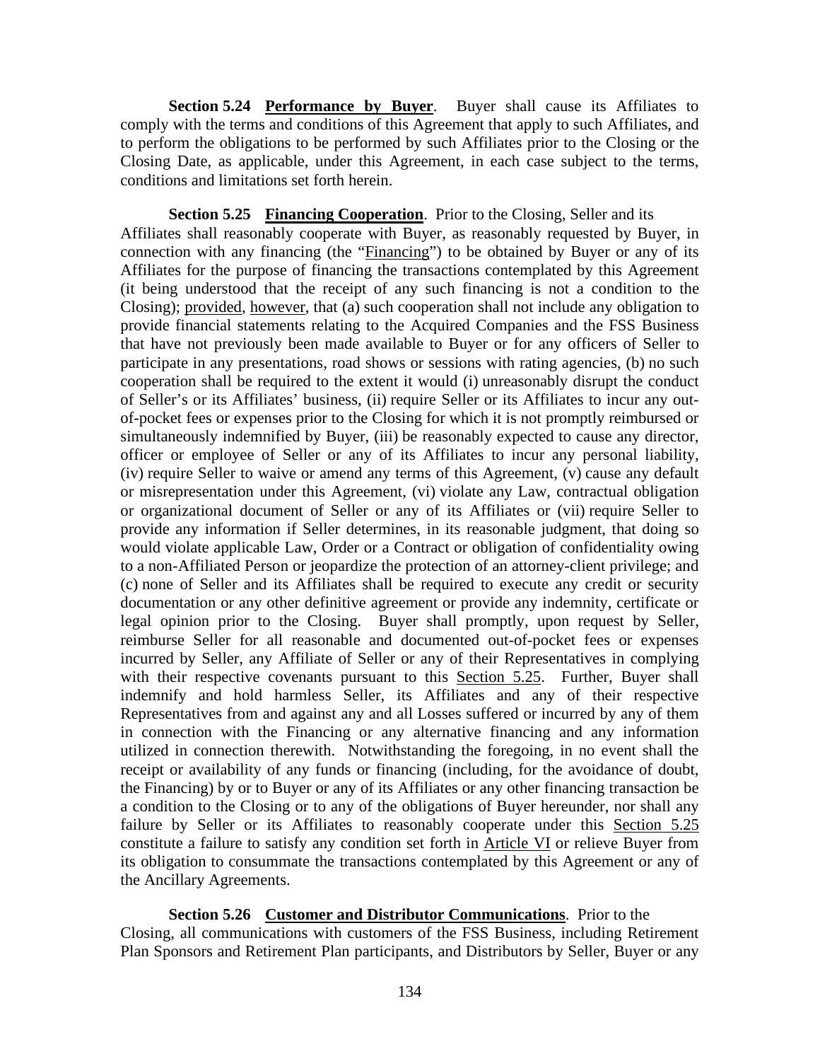**Section 5.24 Performance by Buyer**. Buyer shall cause its Affiliates to comply with the terms and conditions of this Agreement that apply to such Affiliates, and to perform the obligations to be performed by such Affiliates prior to the Closing or the Closing Date, as applicable, under this Agreement, in each case subject to the terms, conditions and limitations set forth herein.

**Section 5.25 Financing Cooperation**. Prior to the Closing, Seller and its Affiliates shall reasonably cooperate with Buyer, as reasonably requested by Buyer, in connection with any financing (the "Financing") to be obtained by Buyer or any of its Affiliates for the purpose of financing the transactions contemplated by this Agreement (it being understood that the receipt of any such financing is not a condition to the Closing); provided, however, that (a) such cooperation shall not include any obligation to provide financial statements relating to the Acquired Companies and the FSS Business that have not previously been made available to Buyer or for any officers of Seller to participate in any presentations, road shows or sessions with rating agencies, (b) no such cooperation shall be required to the extent it would (i) unreasonably disrupt the conduct of Seller's or its Affiliates' business, (ii) require Seller or its Affiliates to incur any out-of-pocket fees or expenses prior to the Closing for which it is not promptly reimbursed or simultaneously indemnified by Buyer, (iii) be reasonably expected to cause any director, officer or employee of Seller or any of its Affiliates to incur any personal liability, (iv) require Seller to waive or amend any terms of this Agreement, (v) cause any default or misrepresentation under this Agreement, (vi) violate any Law, contractual obligation or organizational document of Seller or any of its Affiliates or (vii) require Seller to provide any information if Seller determines, in its reasonable judgment, that doing so would violate applicable Law, Order or a Contract or obligation of confidentiality owing to a non-Affiliated Person or jeopardize the protection of an attorney-client privilege; and (c) none of Seller and its Affiliates shall be required to execute any credit or security documentation or any other definitive agreement or provide any indemnity, certificate or legal opinion prior to the Closing. Buyer shall promptly, upon request by Seller, reimburse Seller for all reasonable and documented out-of-pocket fees or expenses incurred by Seller, any Affiliate of Seller or any of their Representatives in complying with their respective covenants pursuant to this Section 5.25. Further, Buyer shall indemnify and hold harmless Seller, its Affiliates and any of their respective Representatives from and against any and all Losses suffered or incurred by any of them in connection with the Financing or any alternative financing and any information utilized in connection therewith. Notwithstanding the foregoing, in no event shall the receipt or availability of any funds or financing (including, for the avoidance of doubt, the Financing) by or to Buyer or any of its Affiliates or any other financing transaction be a condition to the Closing or to any of the obligations of Buyer hereunder, nor shall any failure by Seller or its Affiliates to reasonably cooperate under this Section 5.25 constitute a failure to satisfy any condition set forth in Article VI or relieve Buyer from its obligation to consummate the transactions contemplated by this Agreement or any of the Ancillary Agreements.

**Section 5.26 Customer and Distributor Communications**. Prior to the Closing, all communications with customers of the FSS Business, including Retirement Plan Sponsors and Retirement Plan participants, and Distributors by Seller, Buyer or any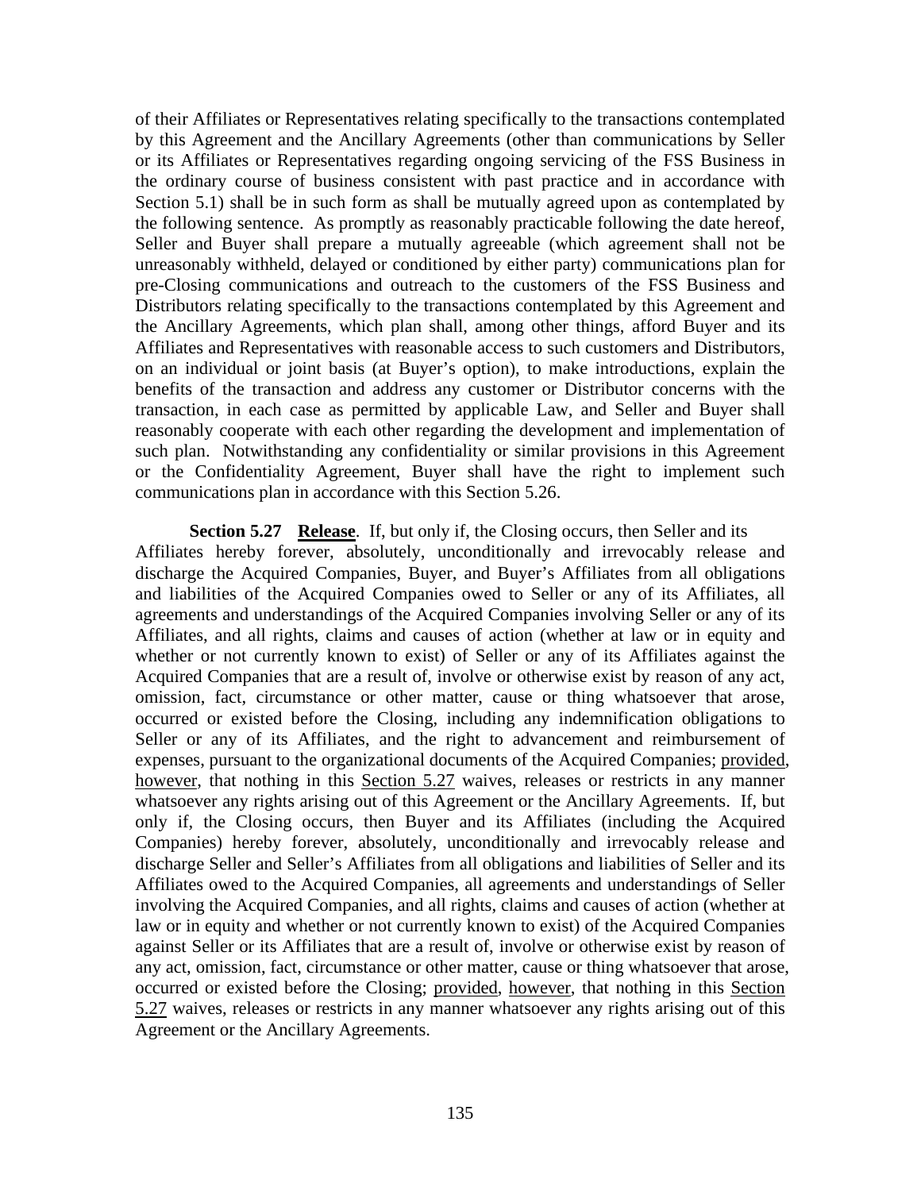of their Affiliates or Representatives relating specifically to the transactions contemplated by this Agreement and the Ancillary Agreements (other than communications by Seller or its Affiliates or Representatives regarding ongoing servicing of the FSS Business in the ordinary course of business consistent with past practice and in accordance with Section 5.1) shall be in such form as shall be mutually agreed upon as contemplated by the following sentence. As promptly as reasonably practicable following the date hereof, Seller and Buyer shall prepare a mutually agreeable (which agreement shall not be unreasonably withheld, delayed or conditioned by either party) communications plan for pre-Closing communications and outreach to the customers of the FSS Business and Distributors relating specifically to the transactions contemplated by this Agreement and the Ancillary Agreements, which plan shall, among other things, afford Buyer and its Affiliates and Representatives with reasonable access to such customers and Distributors, on an individual or joint basis (at Buyer's option), to make introductions, explain the benefits of the transaction and address any customer or Distributor concerns with the transaction, in each case as permitted by applicable Law, and Seller and Buyer shall reasonably cooperate with each other regarding the development and implementation of such plan. Notwithstanding any confidentiality or similar provisions in this Agreement or the Confidentiality Agreement, Buyer shall have the right to implement such communications plan in accordance with this Section 5.26.

**Section 5.27 Release**. If, but only if, the Closing occurs, then Seller and its Affiliates hereby forever, absolutely, unconditionally and irrevocably release and discharge the Acquired Companies, Buyer, and Buyer's Affiliates from all obligations and liabilities of the Acquired Companies owed to Seller or any of its Affiliates, all agreements and understandings of the Acquired Companies involving Seller or any of its Affiliates, and all rights, claims and causes of action (whether at law or in equity and whether or not currently known to exist) of Seller or any of its Affiliates against the Acquired Companies that are a result of, involve or otherwise exist by reason of any act, omission, fact, circumstance or other matter, cause or thing whatsoever that arose, occurred or existed before the Closing, including any indemnification obligations to Seller or any of its Affiliates, and the right to advancement and reimbursement of expenses, pursuant to the organizational documents of the Acquired Companies; provided, however, that nothing in this Section 5.27 waives, releases or restricts in any manner whatsoever any rights arising out of this Agreement or the Ancillary Agreements. If, but only if, the Closing occurs, then Buyer and its Affiliates (including the Acquired Companies) hereby forever, absolutely, unconditionally and irrevocably release and discharge Seller and Seller's Affiliates from all obligations and liabilities of Seller and its Affiliates owed to the Acquired Companies, all agreements and understandings of Seller involving the Acquired Companies, and all rights, claims and causes of action (whether at law or in equity and whether or not currently known to exist) of the Acquired Companies against Seller or its Affiliates that are a result of, involve or otherwise exist by reason of any act, omission, fact, circumstance or other matter, cause or thing whatsoever that arose, occurred or existed before the Closing; provided, however, that nothing in this Section 5.27 waives, releases or restricts in any manner whatsoever any rights arising out of this Agreement or the Ancillary Agreements.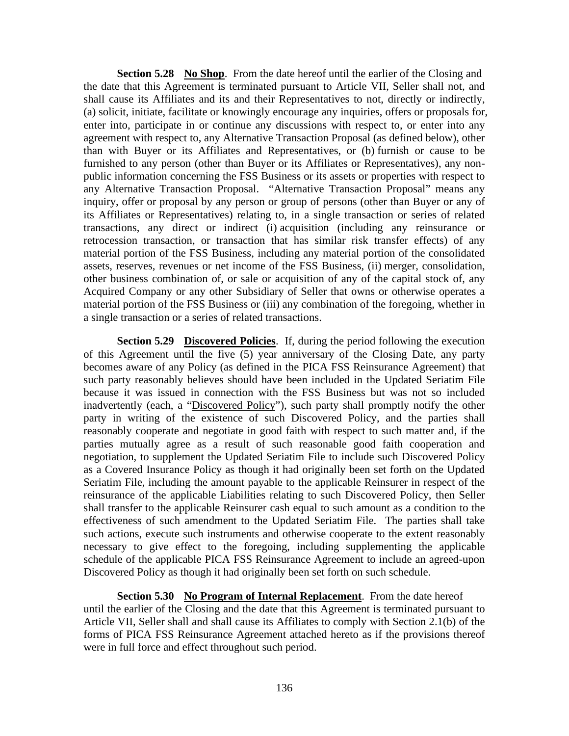**Section 5.28 No Shop**. From the date hereof until the earlier of the Closing and the date that this Agreement is terminated pursuant to Article VII, Seller shall not, and shall cause its Affiliates and its and their Representatives to not, directly or indirectly, (a) solicit, initiate, facilitate or knowingly encourage any inquiries, offers or proposals for, enter into, participate in or continue any discussions with respect to, or enter into any agreement with respect to, any Alternative Transaction Proposal (as defined below), other than with Buyer or its Affiliates and Representatives, or (b) furnish or cause to be furnished to any person (other than Buyer or its Affiliates or Representatives), any non-public information concerning the FSS Business or its assets or properties with respect to any Alternative Transaction Proposal. "Alternative Transaction Proposal" means any inquiry, offer or proposal by any person or group of persons (other than Buyer or any of its Affiliates or Representatives) relating to, in a single transaction or series of related transactions, any direct or indirect (i) acquisition (including any reinsurance or retrocession transaction, or transaction that has similar risk transfer effects) of any material portion of the FSS Business, including any material portion of the consolidated assets, reserves, revenues or net income of the FSS Business, (ii) merger, consolidation, other business combination of, or sale or acquisition of any of the capital stock of, any Acquired Company or any other Subsidiary of Seller that owns or otherwise operates a material portion of the FSS Business or (iii) any combination of the foregoing, whether in a single transaction or a series of related transactions.

**Section 5.29 Discovered Policies**. If, during the period following the execution of this Agreement until the five (5) year anniversary of the Closing Date, any party becomes aware of any Policy (as defined in the PICA FSS Reinsurance Agreement) that such party reasonably believes should have been included in the Updated Seriatim File because it was issued in connection with the FSS Business but was not so included inadvertently (each, a "Discovered Policy"), such party shall promptly notify the other party in writing of the existence of such Discovered Policy, and the parties shall reasonably cooperate and negotiate in good faith with respect to such matter and, if the parties mutually agree as a result of such reasonable good faith cooperation and negotiation, to supplement the Updated Seriatim File to include such Discovered Policy as a Covered Insurance Policy as though it had originally been set forth on the Updated Seriatim File, including the amount payable to the applicable Reinsurer in respect of the reinsurance of the applicable Liabilities relating to such Discovered Policy, then Seller shall transfer to the applicable Reinsurer cash equal to such amount as a condition to the effectiveness of such amendment to the Updated Seriatim File. The parties shall take such actions, execute such instruments and otherwise cooperate to the extent reasonably necessary to give effect to the foregoing, including supplementing the applicable schedule of the applicable PICA FSS Reinsurance Agreement to include an agreed-upon Discovered Policy as though it had originally been set forth on such schedule.

**Section 5.30 No Program of Internal Replacement**. From the date hereof until the earlier of the Closing and the date that this Agreement is terminated pursuant to Article VII, Seller shall and shall cause its Affiliates to comply with Section 2.1(b) of the forms of PICA FSS Reinsurance Agreement attached hereto as if the provisions thereof were in full force and effect throughout such period.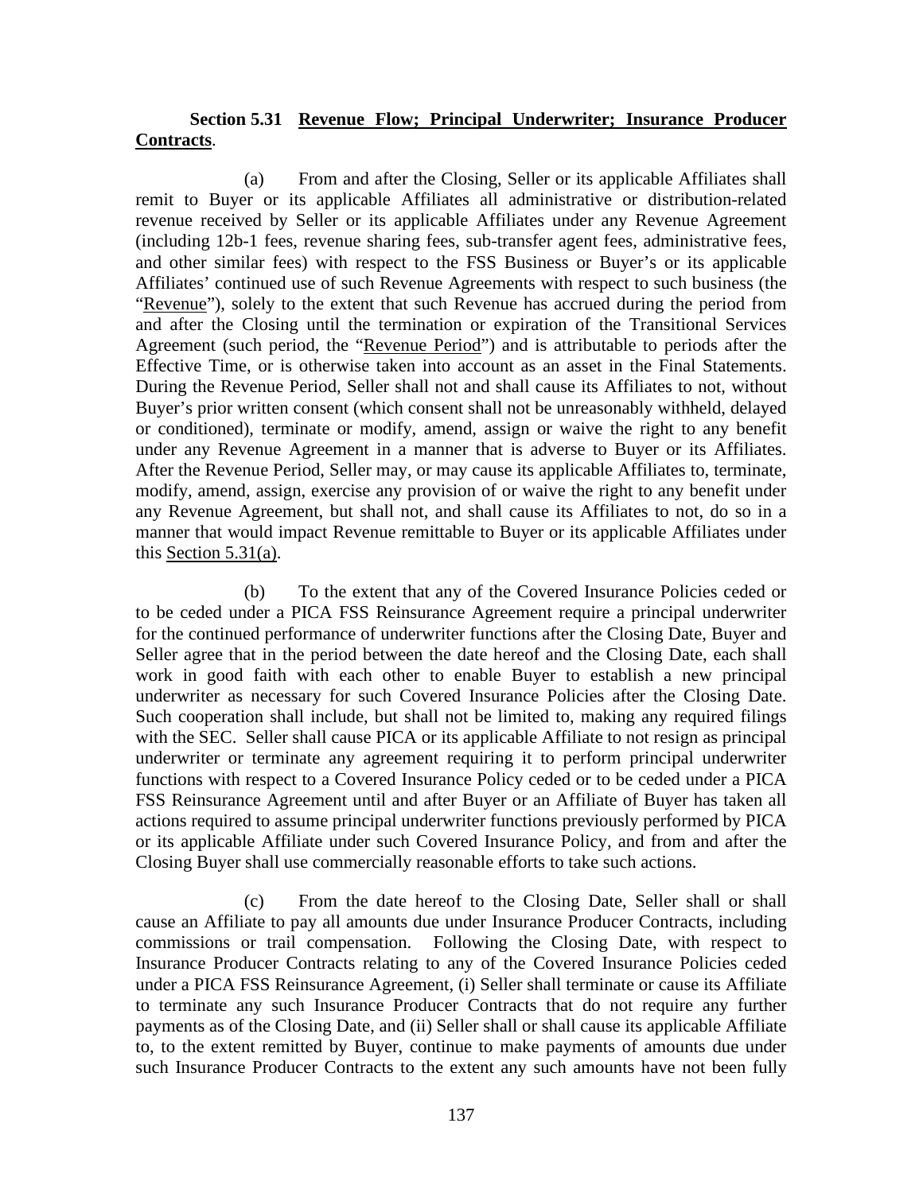**Section 5.31 Revenue Flow; Principal Underwriter; Insurance Producer Contracts**.

(a) From and after the Closing, Seller or its applicable Affiliates shall remit to Buyer or its applicable Affiliates all administrative or distribution-related revenue received by Seller or its applicable Affiliates under any Revenue Agreement (including 12b-1 fees, revenue sharing fees, sub-transfer agent fees, administrative fees, and other similar fees) with respect to the FSS Business or Buyer's or its applicable Affiliates' continued use of such Revenue Agreements with respect to such business (the "Revenue"), solely to the extent that such Revenue has accrued during the period from and after the Closing until the termination or expiration of the Transitional Services Agreement (such period, the "Revenue Period") and is attributable to periods after the Effective Time, or is otherwise taken into account as an asset in the Final Statements. During the Revenue Period, Seller shall not and shall cause its Affiliates to not, without Buyer's prior written consent (which consent shall not be unreasonably withheld, delayed or conditioned), terminate or modify, amend, assign or waive the right to any benefit under any Revenue Agreement in a manner that is adverse to Buyer or its Affiliates. After the Revenue Period, Seller may, or may cause its applicable Affiliates to, terminate, modify, amend, assign, exercise any provision of or waive the right to any benefit under any Revenue Agreement, but shall not, and shall cause its Affiliates to not, do so in a manner that would impact Revenue remittable to Buyer or its applicable Affiliates under this Section 5.31(a).

(b) To the extent that any of the Covered Insurance Policies ceded or to be ceded under a PICA FSS Reinsurance Agreement require a principal underwriter for the continued performance of underwriter functions after the Closing Date, Buyer and Seller agree that in the period between the date hereof and the Closing Date, each shall work in good faith with each other to enable Buyer to establish a new principal underwriter as necessary for such Covered Insurance Policies after the Closing Date. Such cooperation shall include, but shall not be limited to, making any required filings with the SEC. Seller shall cause PICA or its applicable Affiliate to not resign as principal underwriter or terminate any agreement requiring it to perform principal underwriter functions with respect to a Covered Insurance Policy ceded or to be ceded under a PICA FSS Reinsurance Agreement until and after Buyer or an Affiliate of Buyer has taken all actions required to assume principal underwriter functions previously performed by PICA or its applicable Affiliate under such Covered Insurance Policy, and from and after the Closing Buyer shall use commercially reasonable efforts to take such actions.

(c) From the date hereof to the Closing Date, Seller shall or shall cause an Affiliate to pay all amounts due under Insurance Producer Contracts, including commissions or trail compensation. Following the Closing Date, with respect to Insurance Producer Contracts relating to any of the Covered Insurance Policies ceded under a PICA FSS Reinsurance Agreement, (i) Seller shall terminate or cause its Affiliate to terminate any such Insurance Producer Contracts that do not require any further payments as of the Closing Date, and (ii) Seller shall or shall cause its applicable Affiliate to, to the extent remitted by Buyer, continue to make payments of amounts due under such Insurance Producer Contracts to the extent any such amounts have not been fully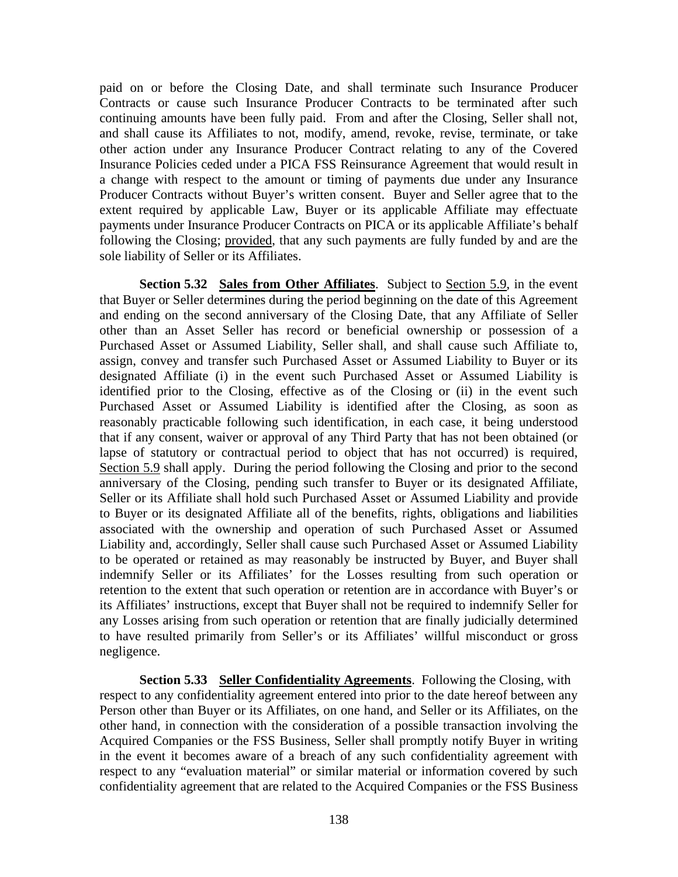paid on or before the Closing Date, and shall terminate such Insurance Producer Contracts or cause such Insurance Producer Contracts to be terminated after such continuing amounts have been fully paid. From and after the Closing, Seller shall not, and shall cause its Affiliates to not, modify, amend, revoke, revise, terminate, or take other action under any Insurance Producer Contract relating to any of the Covered Insurance Policies ceded under a PICA FSS Reinsurance Agreement that would result in a change with respect to the amount or timing of payments due under any Insurance Producer Contracts without Buyer's written consent. Buyer and Seller agree that to the extent required by applicable Law, Buyer or its applicable Affiliate may effectuate payments under Insurance Producer Contracts on PICA or its applicable Affiliate's behalf following the Closing; provided, that any such payments are fully funded by and are the sole liability of Seller or its Affiliates.

**Section 5.32 Sales from Other Affiliates**. Subject to Section 5.9, in the event that Buyer or Seller determines during the period beginning on the date of this Agreement and ending on the second anniversary of the Closing Date, that any Affiliate of Seller other than an Asset Seller has record or beneficial ownership or possession of a Purchased Asset or Assumed Liability, Seller shall, and shall cause such Affiliate to, assign, convey and transfer such Purchased Asset or Assumed Liability to Buyer or its designated Affiliate (i) in the event such Purchased Asset or Assumed Liability is identified prior to the Closing, effective as of the Closing or (ii) in the event such Purchased Asset or Assumed Liability is identified after the Closing, as soon as reasonably practicable following such identification, in each case, it being understood that if any consent, waiver or approval of any Third Party that has not been obtained (or lapse of statutory or contractual period to object that has not occurred) is required, Section 5.9 shall apply. During the period following the Closing and prior to the second anniversary of the Closing, pending such transfer to Buyer or its designated Affiliate, Seller or its Affiliate shall hold such Purchased Asset or Assumed Liability and provide to Buyer or its designated Affiliate all of the benefits, rights, obligations and liabilities associated with the ownership and operation of such Purchased Asset or Assumed Liability and, accordingly, Seller shall cause such Purchased Asset or Assumed Liability to be operated or retained as may reasonably be instructed by Buyer, and Buyer shall indemnify Seller or its Affiliates' for the Losses resulting from such operation or retention to the extent that such operation or retention are in accordance with Buyer's or its Affiliates' instructions, except that Buyer shall not be required to indemnify Seller for any Losses arising from such operation or retention that are finally judicially determined to have resulted primarily from Seller's or its Affiliates' willful misconduct or gross negligence.

**Section 5.33 Seller Confidentiality Agreements**. Following the Closing, with respect to any confidentiality agreement entered into prior to the date hereof between any Person other than Buyer or its Affiliates, on one hand, and Seller or its Affiliates, on the other hand, in connection with the consideration of a possible transaction involving the Acquired Companies or the FSS Business, Seller shall promptly notify Buyer in writing in the event it becomes aware of a breach of any such confidentiality agreement with respect to any "evaluation material" or similar material or information covered by such confidentiality agreement that are related to the Acquired Companies or the FSS Business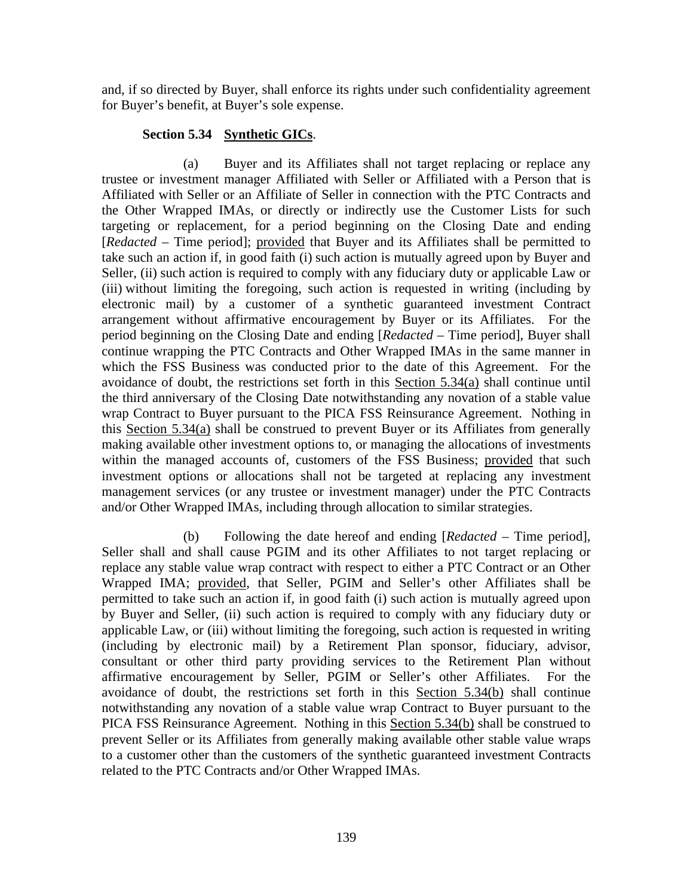and, if so directed by Buyer, shall enforce its rights under such confidentiality agreement for Buyer's benefit, at Buyer's sole expense.

**Section 5.34 Synthetic GICs**.

(a) Buyer and its Affiliates shall not target replacing or replace any trustee or investment manager Affiliated with Seller or Affiliated with a Person that is Affiliated with Seller or an Affiliate of Seller in connection with the PTC Contracts and the Other Wrapped IMAs, or directly or indirectly use the Customer Lists for such targeting or replacement, for a period beginning on the Closing Date and ending [*Redacted* – Time period]; provided that Buyer and its Affiliates shall be permitted to take such an action if, in good faith (i) such action is mutually agreed upon by Buyer and Seller, (ii) such action is required to comply with any fiduciary duty or applicable Law or (iii) without limiting the foregoing, such action is requested in writing (including by electronic mail) by a customer of a synthetic guaranteed investment Contract arrangement without affirmative encouragement by Buyer or its Affiliates. For the period beginning on the Closing Date and ending [*Redacted* – Time period], Buyer shall continue wrapping the PTC Contracts and Other Wrapped IMAs in the same manner in which the FSS Business was conducted prior to the date of this Agreement. For the avoidance of doubt, the restrictions set forth in this Section 5.34(a) shall continue until the third anniversary of the Closing Date notwithstanding any novation of a stable value wrap Contract to Buyer pursuant to the PICA FSS Reinsurance Agreement. Nothing in this Section 5.34(a) shall be construed to prevent Buyer or its Affiliates from generally making available other investment options to, or managing the allocations of investments within the managed accounts of, customers of the FSS Business; provided that such investment options or allocations shall not be targeted at replacing any investment management services (or any trustee or investment manager) under the PTC Contracts and/or Other Wrapped IMAs, including through allocation to similar strategies.

(b) Following the date hereof and ending [*Redacted* – Time period], Seller shall and shall cause PGIM and its other Affiliates to not target replacing or replace any stable value wrap contract with respect to either a PTC Contract or an Other Wrapped IMA; provided, that Seller, PGIM and Seller's other Affiliates shall be permitted to take such an action if, in good faith (i) such action is mutually agreed upon by Buyer and Seller, (ii) such action is required to comply with any fiduciary duty or applicable Law, or (iii) without limiting the foregoing, such action is requested in writing (including by electronic mail) by a Retirement Plan sponsor, fiduciary, advisor, consultant or other third party providing services to the Retirement Plan without affirmative encouragement by Seller, PGIM or Seller's other Affiliates. For the avoidance of doubt, the restrictions set forth in this Section 5.34(b) shall continue notwithstanding any novation of a stable value wrap Contract to Buyer pursuant to the PICA FSS Reinsurance Agreement. Nothing in this Section 5.34(b) shall be construed to prevent Seller or its Affiliates from generally making available other stable value wraps to a customer other than the customers of the synthetic guaranteed investment Contracts related to the PTC Contracts and/or Other Wrapped IMAs.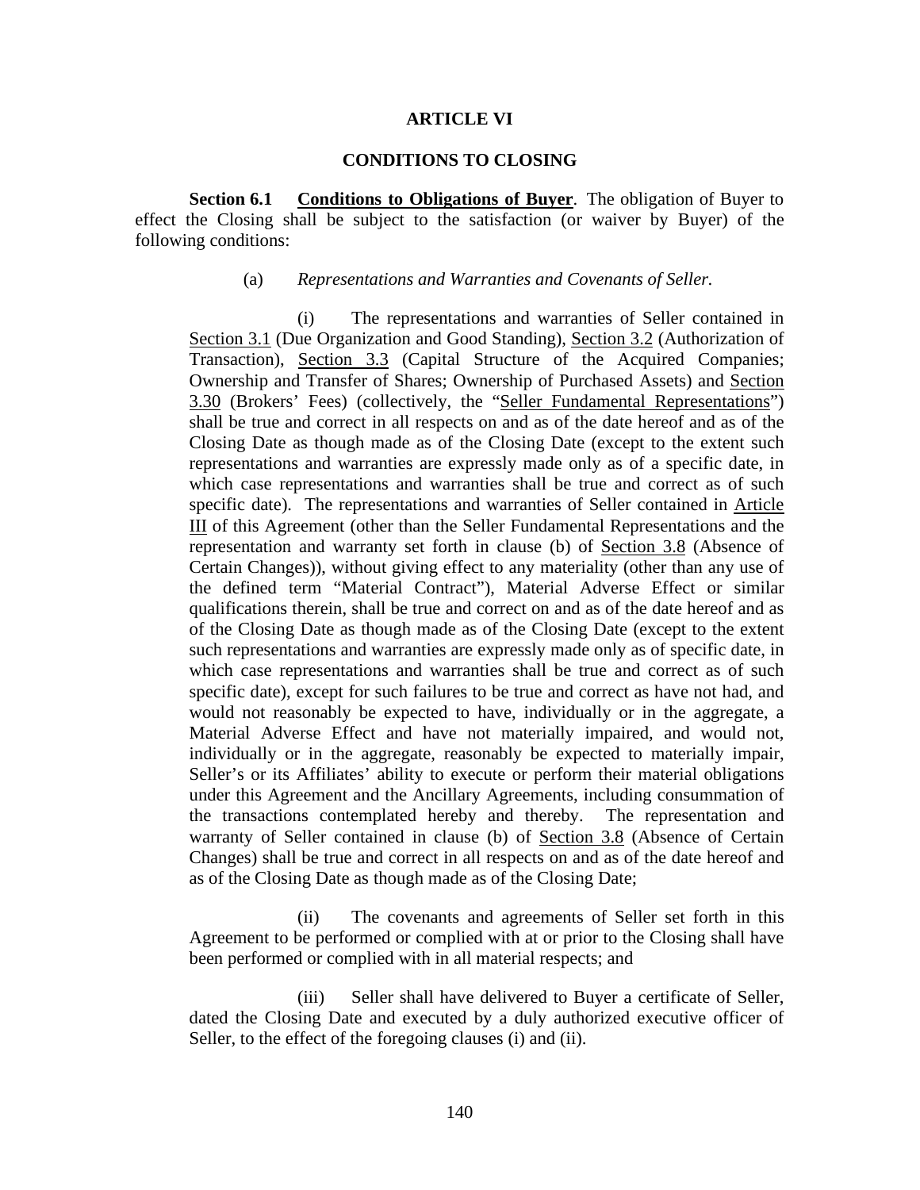# ARTICLE VI

## CONDITIONS TO CLOSING

**Section 6.1 <u>Conditions to Obligations of Buyer</u>**. The obligation of Buyer to effect the Closing shall be subject to the satisfaction (or waiver by Buyer) of the following conditions:

(a) *Representations and Warranties and Covenants of Seller.*

(i) The representations and warranties of Seller contained in <u>Section 3.1</u> (Due Organization and Good Standing), <u>Section 3.2</u> (Authorization of Transaction), <u>Section 3.3</u> (Capital Structure of the Acquired Companies; Ownership and Transfer of Shares; Ownership of Purchased Assets) and <u>Section 3.30</u> (Brokers' Fees) (collectively, the "<u>Seller Fundamental Representations</u>") shall be true and correct in all respects on and as of the date hereof and as of the Closing Date as though made as of the Closing Date (except to the extent such representations and warranties are expressly made only as of a specific date, in which case representations and warranties shall be true and correct as of such specific date). The representations and warranties of Seller contained in <u>Article III</u> of this Agreement (other than the Seller Fundamental Representations and the representation and warranty set forth in clause (b) of <u>Section 3.8</u> (Absence of Certain Changes)), without giving effect to any materiality (other than any use of the defined term "Material Contract"), Material Adverse Effect or similar qualifications therein, shall be true and correct on and as of the date hereof and as of the Closing Date as though made as of the Closing Date (except to the extent such representations and warranties are expressly made only as of specific date, in which case representations and warranties shall be true and correct as of such specific date), except for such failures to be true and correct as have not had, and would not reasonably be expected to have, individually or in the aggregate, a Material Adverse Effect and have not materially impaired, and would not, individually or in the aggregate, reasonably be expected to materially impair, Seller's or its Affiliates' ability to execute or perform their material obligations under this Agreement and the Ancillary Agreements, including consummation of the transactions contemplated hereby and thereby. The representation and warranty of Seller contained in clause (b) of <u>Section 3.8</u> (Absence of Certain Changes) shall be true and correct in all respects on and as of the date hereof and as of the Closing Date as though made as of the Closing Date;

(ii) The covenants and agreements of Seller set forth in this Agreement to be performed or complied with at or prior to the Closing shall have been performed or complied with in all material respects; and

(iii) Seller shall have delivered to Buyer a certificate of Seller, dated the Closing Date and executed by a duly authorized executive officer of Seller, to the effect of the foregoing clauses (i) and (ii).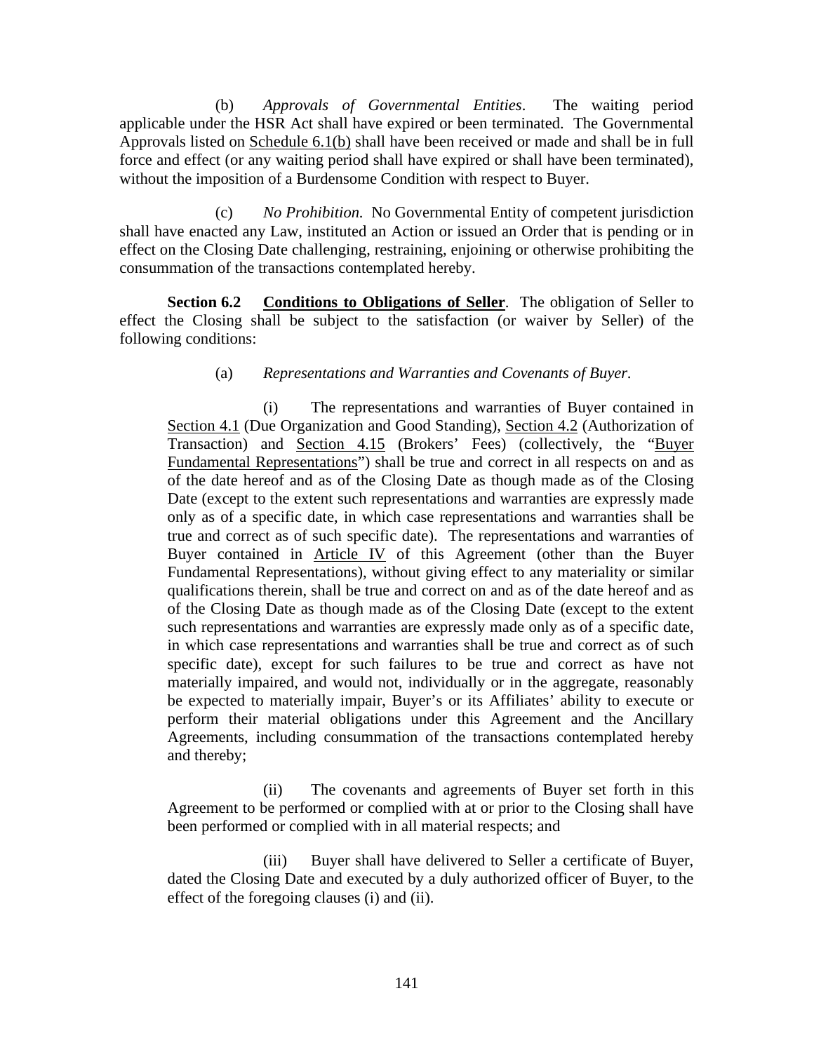(b) *Approvals of Governmental Entities*. The waiting period applicable under the HSR Act shall have expired or been terminated. The Governmental Approvals listed on Schedule 6.1(b) shall have been received or made and shall be in full force and effect (or any waiting period shall have expired or shall have been terminated), without the imposition of a Burdensome Condition with respect to Buyer.

(c) *No Prohibition.* No Governmental Entity of competent jurisdiction shall have enacted any Law, instituted an Action or issued an Order that is pending or in effect on the Closing Date challenging, restraining, enjoining or otherwise prohibiting the consummation of the transactions contemplated hereby.

**Section 6.2 Conditions to Obligations of Seller**. The obligation of Seller to effect the Closing shall be subject to the satisfaction (or waiver by Seller) of the following conditions:

(a) *Representations and Warranties and Covenants of Buyer.*

(i) The representations and warranties of Buyer contained in Section 4.1 (Due Organization and Good Standing), Section 4.2 (Authorization of Transaction) and Section 4.15 (Brokers' Fees) (collectively, the "Buyer Fundamental Representations") shall be true and correct in all respects on and as of the date hereof and as of the Closing Date as though made as of the Closing Date (except to the extent such representations and warranties are expressly made only as of a specific date, in which case representations and warranties shall be true and correct as of such specific date). The representations and warranties of Buyer contained in Article IV of this Agreement (other than the Buyer Fundamental Representations), without giving effect to any materiality or similar qualifications therein, shall be true and correct on and as of the date hereof and as of the Closing Date as though made as of the Closing Date (except to the extent such representations and warranties are expressly made only as of a specific date, in which case representations and warranties shall be true and correct as of such specific date), except for such failures to be true and correct as have not materially impaired, and would not, individually or in the aggregate, reasonably be expected to materially impair, Buyer's or its Affiliates' ability to execute or perform their material obligations under this Agreement and the Ancillary Agreements, including consummation of the transactions contemplated hereby and thereby;

(ii) The covenants and agreements of Buyer set forth in this Agreement to be performed or complied with at or prior to the Closing shall have been performed or complied with in all material respects; and

(iii) Buyer shall have delivered to Seller a certificate of Buyer, dated the Closing Date and executed by a duly authorized officer of Buyer, to the effect of the foregoing clauses (i) and (ii).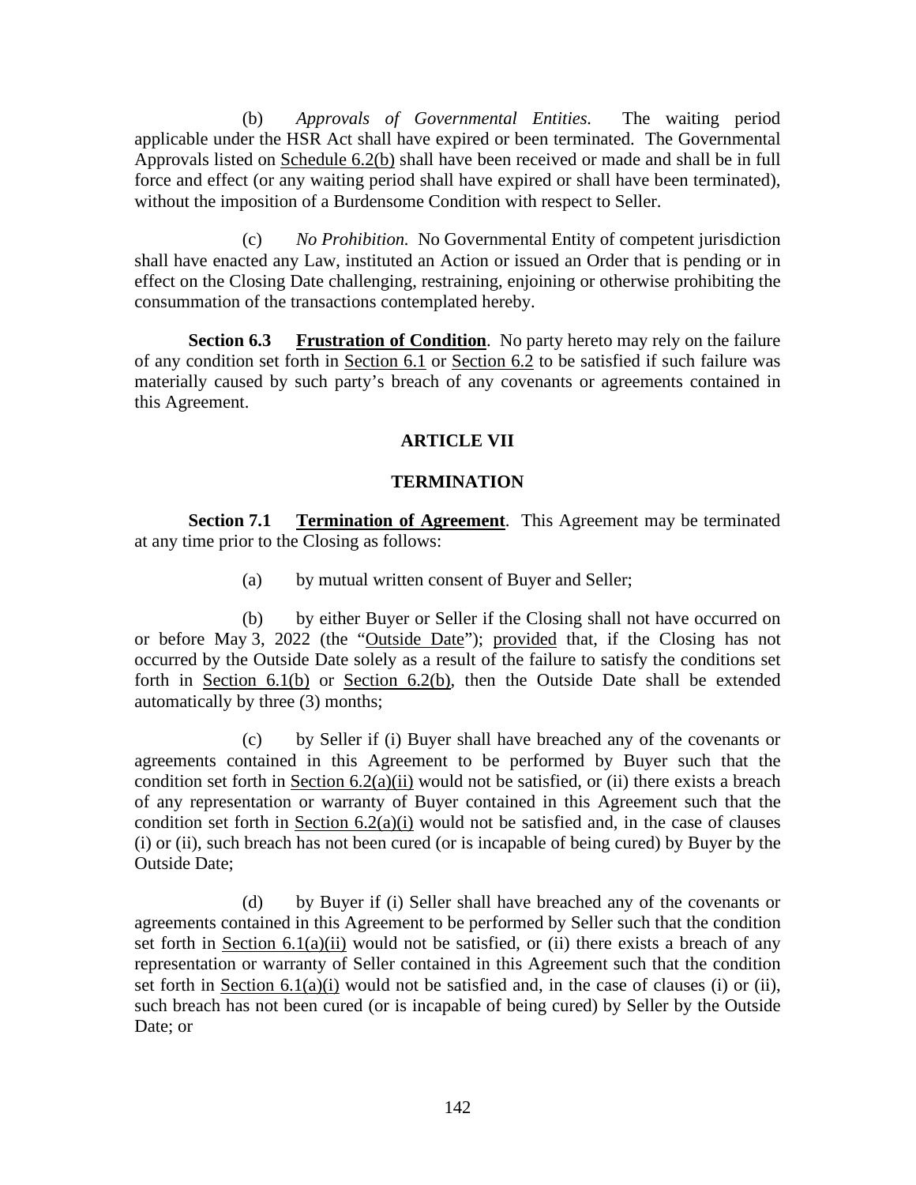(b) *Approvals of Governmental Entities.* The waiting period applicable under the HSR Act shall have expired or been terminated. The Governmental Approvals listed on Schedule 6.2(b) shall have been received or made and shall be in full force and effect (or any waiting period shall have expired or shall have been terminated), without the imposition of a Burdensome Condition with respect to Seller.

(c) *No Prohibition.* No Governmental Entity of competent jurisdiction shall have enacted any Law, instituted an Action or issued an Order that is pending or in effect on the Closing Date challenging, restraining, enjoining or otherwise prohibiting the consummation of the transactions contemplated hereby.

**Section 6.3 Frustration of Condition**. No party hereto may rely on the failure of any condition set forth in Section 6.1 or Section 6.2 to be satisfied if such failure was materially caused by such party's breach of any covenants or agreements contained in this Agreement.

## ARTICLE VII

## TERMINATION

**Section 7.1 Termination of Agreement**. This Agreement may be terminated at any time prior to the Closing as follows:

(a) by mutual written consent of Buyer and Seller;

(b) by either Buyer or Seller if the Closing shall not have occurred on or before May 3, 2022 (the "Outside Date"); provided that, if the Closing has not occurred by the Outside Date solely as a result of the failure to satisfy the conditions set forth in Section 6.1(b) or Section 6.2(b), then the Outside Date shall be extended automatically by three (3) months;

(c) by Seller if (i) Buyer shall have breached any of the covenants or agreements contained in this Agreement to be performed by Buyer such that the condition set forth in Section 6.2(a)(ii) would not be satisfied, or (ii) there exists a breach of any representation or warranty of Buyer contained in this Agreement such that the condition set forth in Section 6.2(a)(i) would not be satisfied and, in the case of clauses (i) or (ii), such breach has not been cured (or is incapable of being cured) by Buyer by the Outside Date;

(d) by Buyer if (i) Seller shall have breached any of the covenants or agreements contained in this Agreement to be performed by Seller such that the condition set forth in Section 6.1(a)(ii) would not be satisfied, or (ii) there exists a breach of any representation or warranty of Seller contained in this Agreement such that the condition set forth in Section 6.1(a)(i) would not be satisfied and, in the case of clauses (i) or (ii), such breach has not been cured (or is incapable of being cured) by Seller by the Outside Date; or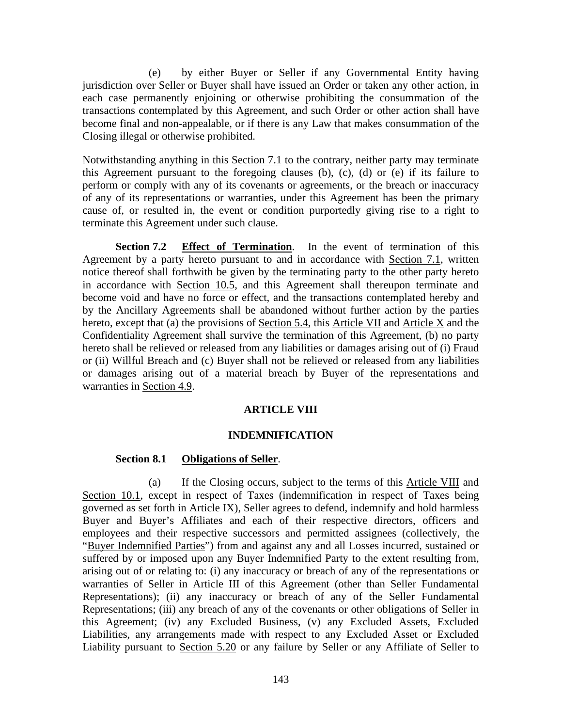(e) by either Buyer or Seller if any Governmental Entity having jurisdiction over Seller or Buyer shall have issued an Order or taken any other action, in each case permanently enjoining or otherwise prohibiting the consummation of the transactions contemplated by this Agreement, and such Order or other action shall have become final and non-appealable, or if there is any Law that makes consummation of the Closing illegal or otherwise prohibited.

Notwithstanding anything in this Section 7.1 to the contrary, neither party may terminate this Agreement pursuant to the foregoing clauses (b), (c), (d) or (e) if its failure to perform or comply with any of its covenants or agreements, or the breach or inaccuracy of any of its representations or warranties, under this Agreement has been the primary cause of, or resulted in, the event or condition purportedly giving rise to a right to terminate this Agreement under such clause.

**Section 7.2 Effect of Termination**. In the event of termination of this Agreement by a party hereto pursuant to and in accordance with Section 7.1, written notice thereof shall forthwith be given by the terminating party to the other party hereto in accordance with Section 10.5, and this Agreement shall thereupon terminate and become void and have no force or effect, and the transactions contemplated hereby and by the Ancillary Agreements shall be abandoned without further action by the parties hereto, except that (a) the provisions of Section 5.4, this Article VII and Article X and the Confidentiality Agreement shall survive the termination of this Agreement, (b) no party hereto shall be relieved or released from any liabilities or damages arising out of (i) Fraud or (ii) Willful Breach and (c) Buyer shall not be relieved or released from any liabilities or damages arising out of a material breach by Buyer of the representations and warranties in Section 4.9.

## ARTICLE VIII

## INDEMNIFICATION

**Section 8.1 Obligations of Seller**.

(a) If the Closing occurs, subject to the terms of this Article VIII and Section 10.1, except in respect of Taxes (indemnification in respect of Taxes being governed as set forth in Article IX), Seller agrees to defend, indemnify and hold harmless Buyer and Buyer's Affiliates and each of their respective directors, officers and employees and their respective successors and permitted assignees (collectively, the "Buyer Indemnified Parties") from and against any and all Losses incurred, sustained or suffered by or imposed upon any Buyer Indemnified Party to the extent resulting from, arising out of or relating to: (i) any inaccuracy or breach of any of the representations or warranties of Seller in Article III of this Agreement (other than Seller Fundamental Representations); (ii) any inaccuracy or breach of any of the Seller Fundamental Representations; (iii) any breach of any of the covenants or other obligations of Seller in this Agreement; (iv) any Excluded Business, (v) any Excluded Assets, Excluded Liabilities, any arrangements made with respect to any Excluded Asset or Excluded Liability pursuant to Section 5.20 or any failure by Seller or any Affiliate of Seller to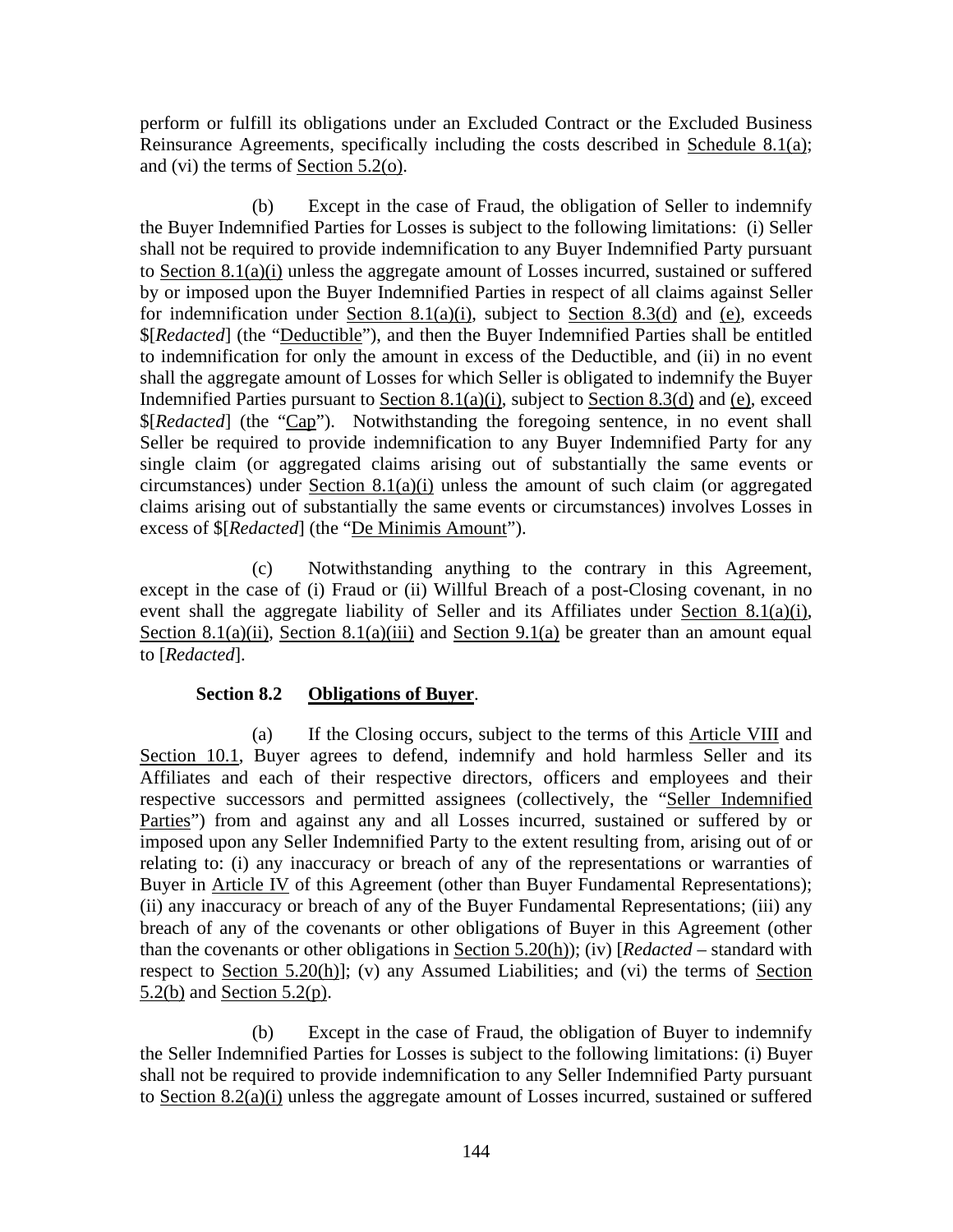perform or fulfill its obligations under an Excluded Contract or the Excluded Business Reinsurance Agreements, specifically including the costs described in Schedule 8.1(a); and (vi) the terms of Section 5.2(o).

(b) Except in the case of Fraud, the obligation of Seller to indemnify the Buyer Indemnified Parties for Losses is subject to the following limitations: (i) Seller shall not be required to provide indemnification to any Buyer Indemnified Party pursuant to Section 8.1(a)(i) unless the aggregate amount of Losses incurred, sustained or suffered by or imposed upon the Buyer Indemnified Parties in respect of all claims against Seller for indemnification under Section 8.1(a)(i), subject to Section 8.3(d) and (e), exceeds $[*Redacted*] (the "Deductible"), and then the Buyer Indemnified Parties shall be entitled to indemnification for only the amount in excess of the Deductible, and (ii) in no event shall the aggregate amount of Losses for which Seller is obligated to indemnify the Buyer Indemnified Parties pursuant to Section 8.1(a)(i), subject to Section 8.3(d) and (e), exceed $[*Redacted*] (the "Cap"). Notwithstanding the foregoing sentence, in no event shall Seller be required to provide indemnification to any Buyer Indemnified Party for any single claim (or aggregated claims arising out of substantially the same events or circumstances) under Section 8.1(a)(i) unless the amount of such claim (or aggregated claims arising out of substantially the same events or circumstances) involves Losses in excess of $[*Redacted*] (the "De Minimis Amount").

(c) Notwithstanding anything to the contrary in this Agreement, except in the case of (i) Fraud or (ii) Willful Breach of a post-Closing covenant, in no event shall the aggregate liability of Seller and its Affiliates under Section 8.1(a)(i), Section 8.1(a)(ii), Section 8.1(a)(iii) and Section 9.1(a) be greater than an amount equal to [*Redacted*].

**Section 8.2 Obligations of Buyer**.

(a) If the Closing occurs, subject to the terms of this Article VIII and Section 10.1, Buyer agrees to defend, indemnify and hold harmless Seller and its Affiliates and each of their respective directors, officers and employees and their respective successors and permitted assignees (collectively, the "Seller Indemnified Parties") from and against any and all Losses incurred, sustained or suffered by or imposed upon any Seller Indemnified Party to the extent resulting from, arising out of or relating to: (i) any inaccuracy or breach of any of the representations or warranties of Buyer in Article IV of this Agreement (other than Buyer Fundamental Representations); (ii) any inaccuracy or breach of any of the Buyer Fundamental Representations; (iii) any breach of any of the covenants or other obligations of Buyer in this Agreement (other than the covenants or other obligations in Section 5.20(h)); (iv) [*Redacted* – standard with respect to Section 5.20(h)]; (v) any Assumed Liabilities; and (vi) the terms of Section 5.2(b) and Section 5.2(p).

(b) Except in the case of Fraud, the obligation of Buyer to indemnify the Seller Indemnified Parties for Losses is subject to the following limitations: (i) Buyer shall not be required to provide indemnification to any Seller Indemnified Party pursuant to Section 8.2(a)(i) unless the aggregate amount of Losses incurred, sustained or suffered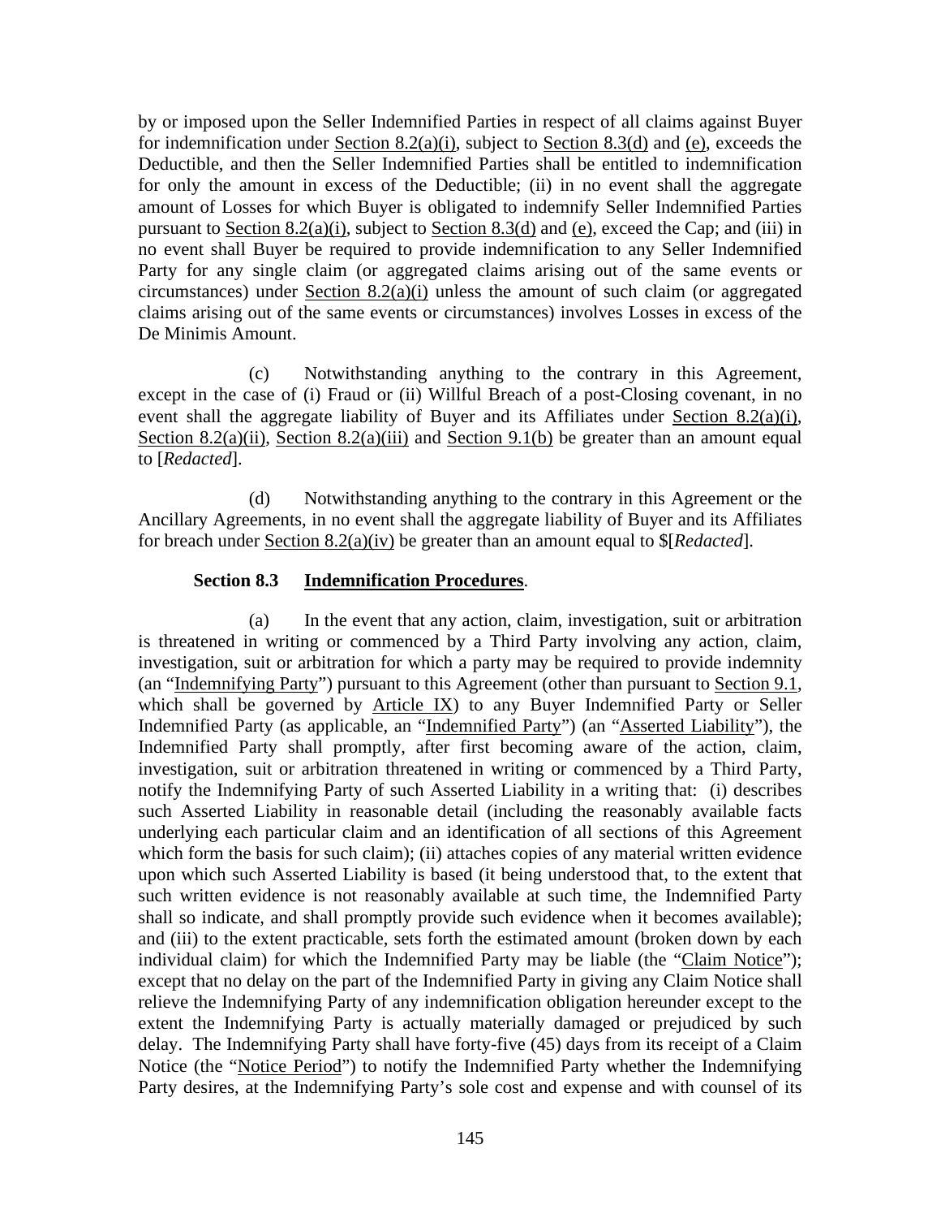by or imposed upon the Seller Indemnified Parties in respect of all claims against Buyer for indemnification under Section 8.2(a)(i), subject to Section 8.3(d) and (e), exceeds the Deductible, and then the Seller Indemnified Parties shall be entitled to indemnification for only the amount in excess of the Deductible; (ii) in no event shall the aggregate amount of Losses for which Buyer is obligated to indemnify Seller Indemnified Parties pursuant to Section 8.2(a)(i), subject to Section 8.3(d) and (e), exceed the Cap; and (iii) in no event shall Buyer be required to provide indemnification to any Seller Indemnified Party for any single claim (or aggregated claims arising out of the same events or circumstances) under Section 8.2(a)(i) unless the amount of such claim (or aggregated claims arising out of the same events or circumstances) involves Losses in excess of the De Minimis Amount.

(c) Notwithstanding anything to the contrary in this Agreement, except in the case of (i) Fraud or (ii) Willful Breach of a post-Closing covenant, in no event shall the aggregate liability of Buyer and its Affiliates under Section 8.2(a)(i), Section 8.2(a)(ii), Section 8.2(a)(iii) and Section 9.1(b) be greater than an amount equal to [*Redacted*].

(d) Notwithstanding anything to the contrary in this Agreement or the Ancillary Agreements, in no event shall the aggregate liability of Buyer and its Affiliates for breach under Section 8.2(a)(iv) be greater than an amount equal to $[*Redacted*].

**Section 8.3 Indemnification Procedures**.

(a) In the event that any action, claim, investigation, suit or arbitration is threatened in writing or commenced by a Third Party involving any action, claim, investigation, suit or arbitration for which a party may be required to provide indemnity (an "Indemnifying Party") pursuant to this Agreement (other than pursuant to Section 9.1, which shall be governed by Article IX) to any Buyer Indemnified Party or Seller Indemnified Party (as applicable, an "Indemnified Party") (an "Asserted Liability"), the Indemnified Party shall promptly, after first becoming aware of the action, claim, investigation, suit or arbitration threatened in writing or commenced by a Third Party, notify the Indemnifying Party of such Asserted Liability in a writing that: (i) describes such Asserted Liability in reasonable detail (including the reasonably available facts underlying each particular claim and an identification of all sections of this Agreement which form the basis for such claim); (ii) attaches copies of any material written evidence upon which such Asserted Liability is based (it being understood that, to the extent that such written evidence is not reasonably available at such time, the Indemnified Party shall so indicate, and shall promptly provide such evidence when it becomes available); and (iii) to the extent practicable, sets forth the estimated amount (broken down by each individual claim) for which the Indemnified Party may be liable (the "Claim Notice"); except that no delay on the part of the Indemnified Party in giving any Claim Notice shall relieve the Indemnifying Party of any indemnification obligation hereunder except to the extent the Indemnifying Party is actually materially damaged or prejudiced by such delay. The Indemnifying Party shall have forty-five (45) days from its receipt of a Claim Notice (the "Notice Period") to notify the Indemnified Party whether the Indemnifying Party desires, at the Indemnifying Party's sole cost and expense and with counsel of its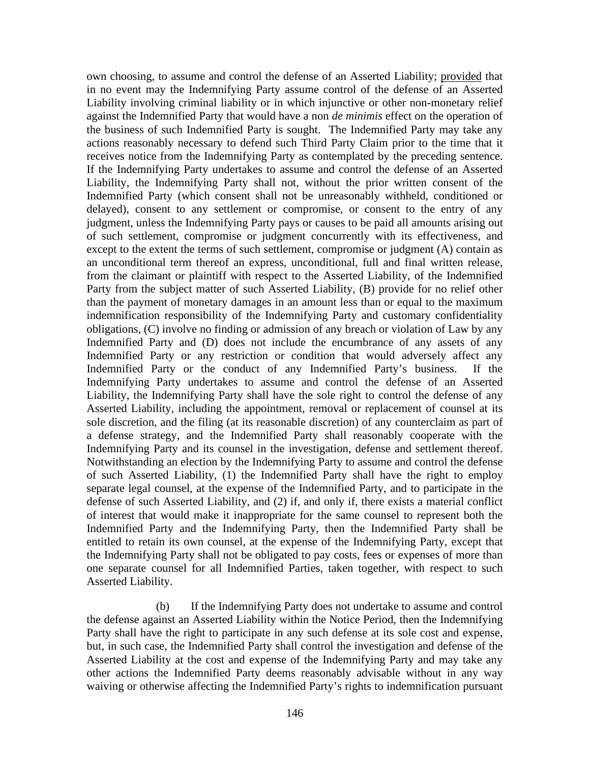own choosing, to assume and control the defense of an Asserted Liability; provided that in no event may the Indemnifying Party assume control of the defense of an Asserted Liability involving criminal liability or in which injunctive or other non-monetary relief against the Indemnified Party that would have a non *de minimis* effect on the operation of the business of such Indemnified Party is sought. The Indemnified Party may take any actions reasonably necessary to defend such Third Party Claim prior to the time that it receives notice from the Indemnifying Party as contemplated by the preceding sentence. If the Indemnifying Party undertakes to assume and control the defense of an Asserted Liability, the Indemnifying Party shall not, without the prior written consent of the Indemnified Party (which consent shall not be unreasonably withheld, conditioned or delayed), consent to any settlement or compromise, or consent to the entry of any judgment, unless the Indemnifying Party pays or causes to be paid all amounts arising out of such settlement, compromise or judgment concurrently with its effectiveness, and except to the extent the terms of such settlement, compromise or judgment (A) contain as an unconditional term thereof an express, unconditional, full and final written release, from the claimant or plaintiff with respect to the Asserted Liability, of the Indemnified Party from the subject matter of such Asserted Liability, (B) provide for no relief other than the payment of monetary damages in an amount less than or equal to the maximum indemnification responsibility of the Indemnifying Party and customary confidentiality obligations, (C) involve no finding or admission of any breach or violation of Law by any Indemnified Party and (D) does not include the encumbrance of any assets of any Indemnified Party or any restriction or condition that would adversely affect any Indemnified Party or the conduct of any Indemnified Party's business. If the Indemnifying Party undertakes to assume and control the defense of an Asserted Liability, the Indemnifying Party shall have the sole right to control the defense of any Asserted Liability, including the appointment, removal or replacement of counsel at its sole discretion, and the filing (at its reasonable discretion) of any counterclaim as part of a defense strategy, and the Indemnified Party shall reasonably cooperate with the Indemnifying Party and its counsel in the investigation, defense and settlement thereof. Notwithstanding an election by the Indemnifying Party to assume and control the defense of such Asserted Liability, (1) the Indemnified Party shall have the right to employ separate legal counsel, at the expense of the Indemnified Party, and to participate in the defense of such Asserted Liability, and (2) if, and only if, there exists a material conflict of interest that would make it inappropriate for the same counsel to represent both the Indemnified Party and the Indemnifying Party, then the Indemnified Party shall be entitled to retain its own counsel, at the expense of the Indemnifying Party, except that the Indemnifying Party shall not be obligated to pay costs, fees or expenses of more than one separate counsel for all Indemnified Parties, taken together, with respect to such Asserted Liability.

(b) If the Indemnifying Party does not undertake to assume and control the defense against an Asserted Liability within the Notice Period, then the Indemnifying Party shall have the right to participate in any such defense at its sole cost and expense, but, in such case, the Indemnified Party shall control the investigation and defense of the Asserted Liability at the cost and expense of the Indemnifying Party and may take any other actions the Indemnified Party deems reasonably advisable without in any way waiving or otherwise affecting the Indemnified Party's rights to indemnification pursuant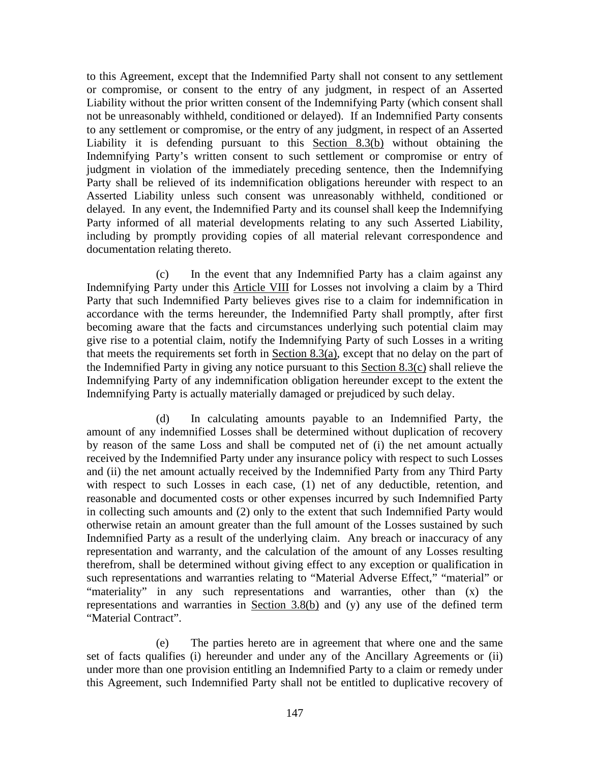to this Agreement, except that the Indemnified Party shall not consent to any settlement or compromise, or consent to the entry of any judgment, in respect of an Asserted Liability without the prior written consent of the Indemnifying Party (which consent shall not be unreasonably withheld, conditioned or delayed). If an Indemnified Party consents to any settlement or compromise, or the entry of any judgment, in respect of an Asserted Liability it is defending pursuant to this Section 8.3(b) without obtaining the Indemnifying Party's written consent to such settlement or compromise or entry of judgment in violation of the immediately preceding sentence, then the Indemnifying Party shall be relieved of its indemnification obligations hereunder with respect to an Asserted Liability unless such consent was unreasonably withheld, conditioned or delayed. In any event, the Indemnified Party and its counsel shall keep the Indemnifying Party informed of all material developments relating to any such Asserted Liability, including by promptly providing copies of all material relevant correspondence and documentation relating thereto.

(c) In the event that any Indemnified Party has a claim against any Indemnifying Party under this Article VIII for Losses not involving a claim by a Third Party that such Indemnified Party believes gives rise to a claim for indemnification in accordance with the terms hereunder, the Indemnified Party shall promptly, after first becoming aware that the facts and circumstances underlying such potential claim may give rise to a potential claim, notify the Indemnifying Party of such Losses in a writing that meets the requirements set forth in Section 8.3(a), except that no delay on the part of the Indemnified Party in giving any notice pursuant to this Section 8.3(c) shall relieve the Indemnifying Party of any indemnification obligation hereunder except to the extent the Indemnifying Party is actually materially damaged or prejudiced by such delay.

(d) In calculating amounts payable to an Indemnified Party, the amount of any indemnified Losses shall be determined without duplication of recovery by reason of the same Loss and shall be computed net of (i) the net amount actually received by the Indemnified Party under any insurance policy with respect to such Losses and (ii) the net amount actually received by the Indemnified Party from any Third Party with respect to such Losses in each case, (1) net of any deductible, retention, and reasonable and documented costs or other expenses incurred by such Indemnified Party in collecting such amounts and (2) only to the extent that such Indemnified Party would otherwise retain an amount greater than the full amount of the Losses sustained by such Indemnified Party as a result of the underlying claim. Any breach or inaccuracy of any representation and warranty, and the calculation of the amount of any Losses resulting therefrom, shall be determined without giving effect to any exception or qualification in such representations and warranties relating to "Material Adverse Effect," "material" or "materiality" in any such representations and warranties, other than (x) the representations and warranties in Section 3.8(b) and (y) any use of the defined term "Material Contract".

(e) The parties hereto are in agreement that where one and the same set of facts qualifies (i) hereunder and under any of the Ancillary Agreements or (ii) under more than one provision entitling an Indemnified Party to a claim or remedy under this Agreement, such Indemnified Party shall not be entitled to duplicative recovery of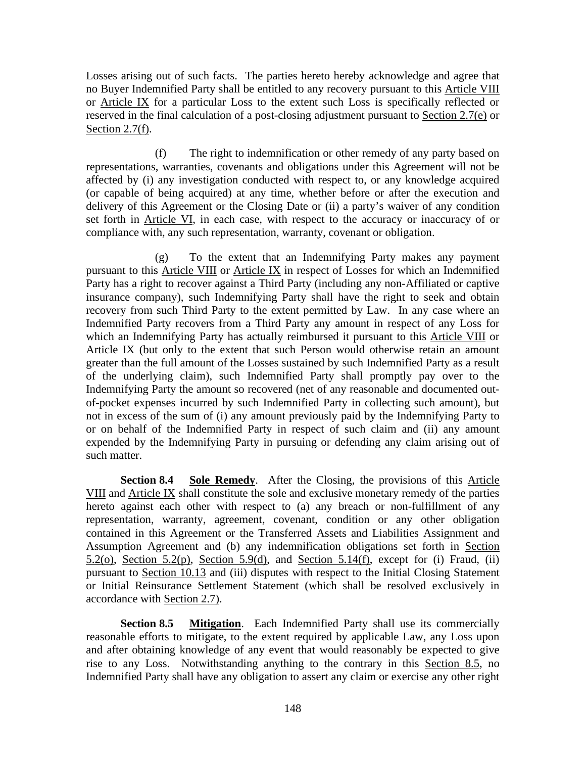Losses arising out of such facts. The parties hereto hereby acknowledge and agree that no Buyer Indemnified Party shall be entitled to any recovery pursuant to this Article VIII or Article IX for a particular Loss to the extent such Loss is specifically reflected or reserved in the final calculation of a post-closing adjustment pursuant to Section 2.7(e) or Section 2.7(f).

(f) The right to indemnification or other remedy of any party based on representations, warranties, covenants and obligations under this Agreement will not be affected by (i) any investigation conducted with respect to, or any knowledge acquired (or capable of being acquired) at any time, whether before or after the execution and delivery of this Agreement or the Closing Date or (ii) a party's waiver of any condition set forth in Article VI, in each case, with respect to the accuracy or inaccuracy of or compliance with, any such representation, warranty, covenant or obligation.

(g) To the extent that an Indemnifying Party makes any payment pursuant to this Article VIII or Article IX in respect of Losses for which an Indemnified Party has a right to recover against a Third Party (including any non-Affiliated or captive insurance company), such Indemnifying Party shall have the right to seek and obtain recovery from such Third Party to the extent permitted by Law. In any case where an Indemnified Party recovers from a Third Party any amount in respect of any Loss for which an Indemnifying Party has actually reimbursed it pursuant to this Article VIII or Article IX (but only to the extent that such Person would otherwise retain an amount greater than the full amount of the Losses sustained by such Indemnified Party as a result of the underlying claim), such Indemnified Party shall promptly pay over to the Indemnifying Party the amount so recovered (net of any reasonable and documented out-of-pocket expenses incurred by such Indemnified Party in collecting such amount), but not in excess of the sum of (i) any amount previously paid by the Indemnifying Party to or on behalf of the Indemnified Party in respect of such claim and (ii) any amount expended by the Indemnifying Party in pursuing or defending any claim arising out of such matter.

**Section 8.4 Sole Remedy**. After the Closing, the provisions of this Article VIII and Article IX shall constitute the sole and exclusive monetary remedy of the parties hereto against each other with respect to (a) any breach or non-fulfillment of any representation, warranty, agreement, covenant, condition or any other obligation contained in this Agreement or the Transferred Assets and Liabilities Assignment and Assumption Agreement and (b) any indemnification obligations set forth in Section 5.2(o), Section 5.2(p), Section 5.9(d), and Section 5.14(f), except for (i) Fraud, (ii) pursuant to Section 10.13 and (iii) disputes with respect to the Initial Closing Statement or Initial Reinsurance Settlement Statement (which shall be resolved exclusively in accordance with Section 2.7).

**Section 8.5 Mitigation**. Each Indemnified Party shall use its commercially reasonable efforts to mitigate, to the extent required by applicable Law, any Loss upon and after obtaining knowledge of any event that would reasonably be expected to give rise to any Loss. Notwithstanding anything to the contrary in this Section 8.5, no Indemnified Party shall have any obligation to assert any claim or exercise any other right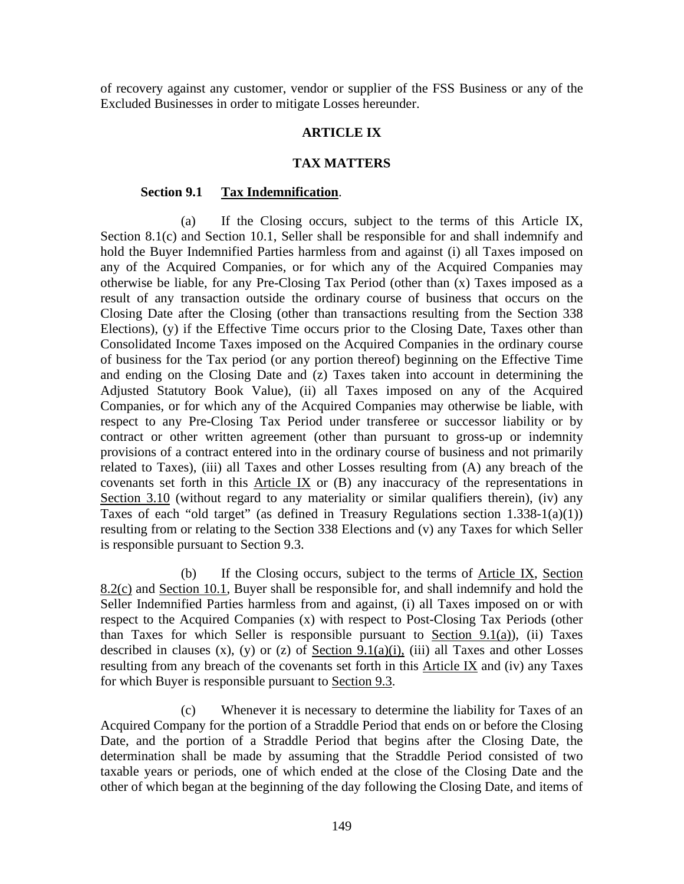of recovery against any customer, vendor or supplier of the FSS Business or any of the Excluded Businesses in order to mitigate Losses hereunder.

## ARTICLE IX

## TAX MATTERS

**Section 9.1 Tax Indemnification**.

(a) If the Closing occurs, subject to the terms of this Article IX, Section 8.1(c) and Section 10.1, Seller shall be responsible for and shall indemnify and hold the Buyer Indemnified Parties harmless from and against (i) all Taxes imposed on any of the Acquired Companies, or for which any of the Acquired Companies may otherwise be liable, for any Pre-Closing Tax Period (other than (x) Taxes imposed as a result of any transaction outside the ordinary course of business that occurs on the Closing Date after the Closing (other than transactions resulting from the Section 338 Elections), (y) if the Effective Time occurs prior to the Closing Date, Taxes other than Consolidated Income Taxes imposed on the Acquired Companies in the ordinary course of business for the Tax period (or any portion thereof) beginning on the Effective Time and ending on the Closing Date and (z) Taxes taken into account in determining the Adjusted Statutory Book Value), (ii) all Taxes imposed on any of the Acquired Companies, or for which any of the Acquired Companies may otherwise be liable, with respect to any Pre-Closing Tax Period under transferee or successor liability or by contract or other written agreement (other than pursuant to gross-up or indemnity provisions of a contract entered into in the ordinary course of business and not primarily related to Taxes), (iii) all Taxes and other Losses resulting from (A) any breach of the covenants set forth in this Article IX or (B) any inaccuracy of the representations in Section 3.10 (without regard to any materiality or similar qualifiers therein), (iv) any Taxes of each "old target" (as defined in Treasury Regulations section 1.338-1(a)(1)) resulting from or relating to the Section 338 Elections and (v) any Taxes for which Seller is responsible pursuant to Section 9.3.

(b) If the Closing occurs, subject to the terms of Article IX, Section 8.2(c) and Section 10.1, Buyer shall be responsible for, and shall indemnify and hold the Seller Indemnified Parties harmless from and against, (i) all Taxes imposed on or with respect to the Acquired Companies (x) with respect to Post-Closing Tax Periods (other than Taxes for which Seller is responsible pursuant to Section 9.1(a)), (ii) Taxes described in clauses (x), (y) or (z) of Section 9.1(a)(i), (iii) all Taxes and other Losses resulting from any breach of the covenants set forth in this Article IX and (iv) any Taxes for which Buyer is responsible pursuant to Section 9.3.

(c) Whenever it is necessary to determine the liability for Taxes of an Acquired Company for the portion of a Straddle Period that ends on or before the Closing Date, and the portion of a Straddle Period that begins after the Closing Date, the determination shall be made by assuming that the Straddle Period consisted of two taxable years or periods, one of which ended at the close of the Closing Date and the other of which began at the beginning of the day following the Closing Date, and items of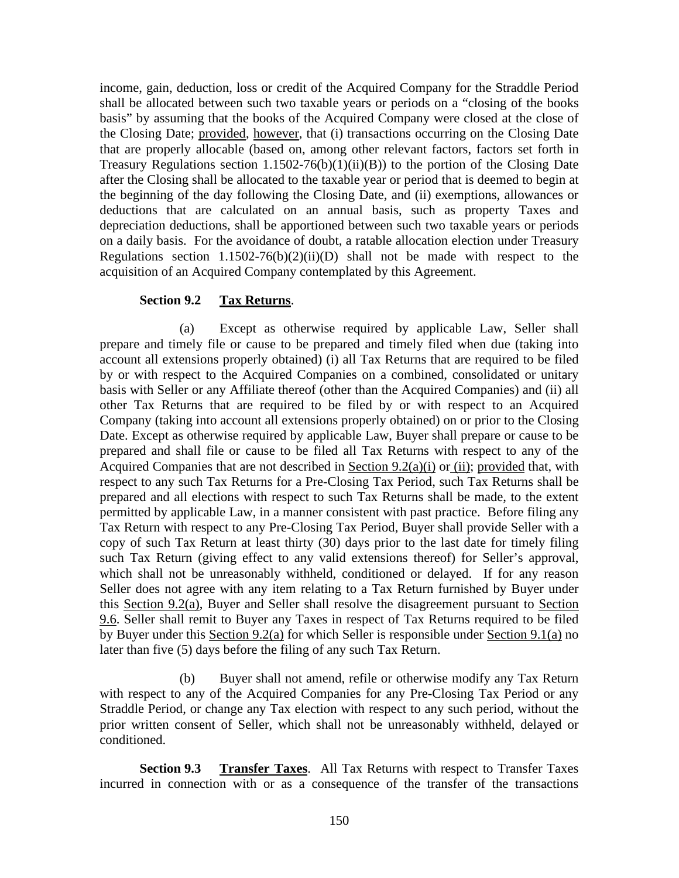income, gain, deduction, loss or credit of the Acquired Company for the Straddle Period shall be allocated between such two taxable years or periods on a "closing of the books basis" by assuming that the books of the Acquired Company were closed at the close of the Closing Date; provided, however, that (i) transactions occurring on the Closing Date that are properly allocable (based on, among other relevant factors, factors set forth in Treasury Regulations section 1.1502-76(b)(1)(ii)(B)) to the portion of the Closing Date after the Closing shall be allocated to the taxable year or period that is deemed to begin at the beginning of the day following the Closing Date, and (ii) exemptions, allowances or deductions that are calculated on an annual basis, such as property Taxes and depreciation deductions, shall be apportioned between such two taxable years or periods on a daily basis. For the avoidance of doubt, a ratable allocation election under Treasury Regulations section 1.1502-76(b)(2)(ii)(D) shall not be made with respect to the acquisition of an Acquired Company contemplated by this Agreement.

**Section 9.2 Tax Returns**.

(a) Except as otherwise required by applicable Law, Seller shall prepare and timely file or cause to be prepared and timely filed when due (taking into account all extensions properly obtained) (i) all Tax Returns that are required to be filed by or with respect to the Acquired Companies on a combined, consolidated or unitary basis with Seller or any Affiliate thereof (other than the Acquired Companies) and (ii) all other Tax Returns that are required to be filed by or with respect to an Acquired Company (taking into account all extensions properly obtained) on or prior to the Closing Date. Except as otherwise required by applicable Law, Buyer shall prepare or cause to be prepared and shall file or cause to be filed all Tax Returns with respect to any of the Acquired Companies that are not described in Section 9.2(a)(i) or (ii); provided that, with respect to any such Tax Returns for a Pre-Closing Tax Period, such Tax Returns shall be prepared and all elections with respect to such Tax Returns shall be made, to the extent permitted by applicable Law, in a manner consistent with past practice. Before filing any Tax Return with respect to any Pre-Closing Tax Period, Buyer shall provide Seller with a copy of such Tax Return at least thirty (30) days prior to the last date for timely filing such Tax Return (giving effect to any valid extensions thereof) for Seller's approval, which shall not be unreasonably withheld, conditioned or delayed. If for any reason Seller does not agree with any item relating to a Tax Return furnished by Buyer under this Section 9.2(a), Buyer and Seller shall resolve the disagreement pursuant to Section 9.6. Seller shall remit to Buyer any Taxes in respect of Tax Returns required to be filed by Buyer under this Section 9.2(a) for which Seller is responsible under Section 9.1(a) no later than five (5) days before the filing of any such Tax Return.

(b) Buyer shall not amend, refile or otherwise modify any Tax Return with respect to any of the Acquired Companies for any Pre-Closing Tax Period or any Straddle Period, or change any Tax election with respect to any such period, without the prior written consent of Seller, which shall not be unreasonably withheld, delayed or conditioned.

**Section 9.3 Transfer Taxes**. All Tax Returns with respect to Transfer Taxes incurred in connection with or as a consequence of the transfer of the transactions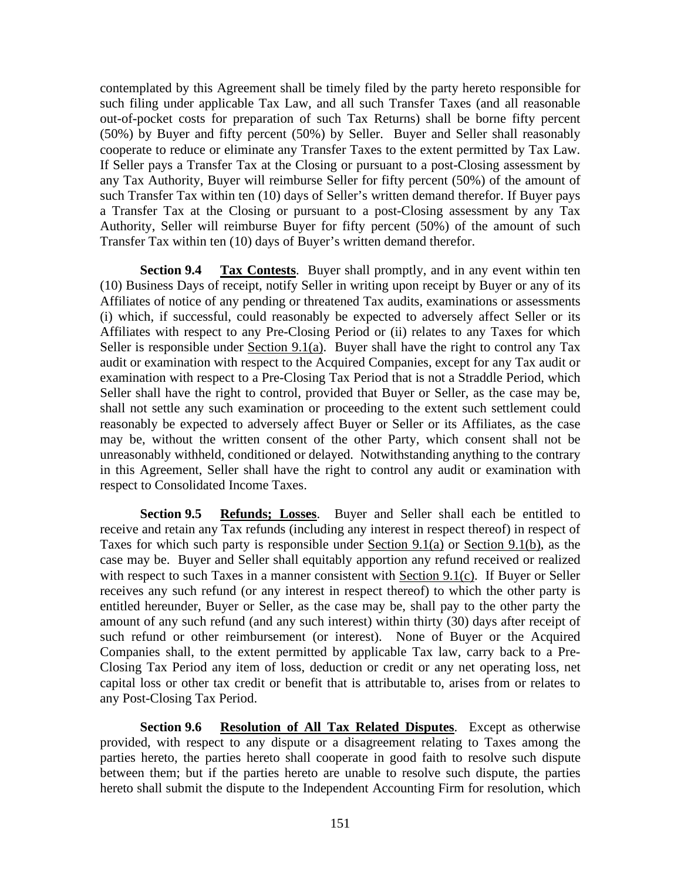contemplated by this Agreement shall be timely filed by the party hereto responsible for such filing under applicable Tax Law, and all such Transfer Taxes (and all reasonable out-of-pocket costs for preparation of such Tax Returns) shall be borne fifty percent (50%) by Buyer and fifty percent (50%) by Seller. Buyer and Seller shall reasonably cooperate to reduce or eliminate any Transfer Taxes to the extent permitted by Tax Law. If Seller pays a Transfer Tax at the Closing or pursuant to a post-Closing assessment by any Tax Authority, Buyer will reimburse Seller for fifty percent (50%) of the amount of such Transfer Tax within ten (10) days of Seller's written demand therefor. If Buyer pays a Transfer Tax at the Closing or pursuant to a post-Closing assessment by any Tax Authority, Seller will reimburse Buyer for fifty percent (50%) of the amount of such Transfer Tax within ten (10) days of Buyer's written demand therefor.

**Section 9.4 Tax Contests**. Buyer shall promptly, and in any event within ten (10) Business Days of receipt, notify Seller in writing upon receipt by Buyer or any of its Affiliates of notice of any pending or threatened Tax audits, examinations or assessments (i) which, if successful, could reasonably be expected to adversely affect Seller or its Affiliates with respect to any Pre-Closing Period or (ii) relates to any Taxes for which Seller is responsible under Section 9.1(a). Buyer shall have the right to control any Tax audit or examination with respect to the Acquired Companies, except for any Tax audit or examination with respect to a Pre-Closing Tax Period that is not a Straddle Period, which Seller shall have the right to control, provided that Buyer or Seller, as the case may be, shall not settle any such examination or proceeding to the extent such settlement could reasonably be expected to adversely affect Buyer or Seller or its Affiliates, as the case may be, without the written consent of the other Party, which consent shall not be unreasonably withheld, conditioned or delayed. Notwithstanding anything to the contrary in this Agreement, Seller shall have the right to control any audit or examination with respect to Consolidated Income Taxes.

**Section 9.5 Refunds; Losses**. Buyer and Seller shall each be entitled to receive and retain any Tax refunds (including any interest in respect thereof) in respect of Taxes for which such party is responsible under Section 9.1(a) or Section 9.1(b), as the case may be. Buyer and Seller shall equitably apportion any refund received or realized with respect to such Taxes in a manner consistent with Section 9.1(c). If Buyer or Seller receives any such refund (or any interest in respect thereof) to which the other party is entitled hereunder, Buyer or Seller, as the case may be, shall pay to the other party the amount of any such refund (and any such interest) within thirty (30) days after receipt of such refund or other reimbursement (or interest). None of Buyer or the Acquired Companies shall, to the extent permitted by applicable Tax law, carry back to a Pre-Closing Tax Period any item of loss, deduction or credit or any net operating loss, net capital loss or other tax credit or benefit that is attributable to, arises from or relates to any Post-Closing Tax Period.

**Section 9.6 Resolution of All Tax Related Disputes**. Except as otherwise provided, with respect to any dispute or a disagreement relating to Taxes among the parties hereto, the parties hereto shall cooperate in good faith to resolve such dispute between them; but if the parties hereto are unable to resolve such dispute, the parties hereto shall submit the dispute to the Independent Accounting Firm for resolution, which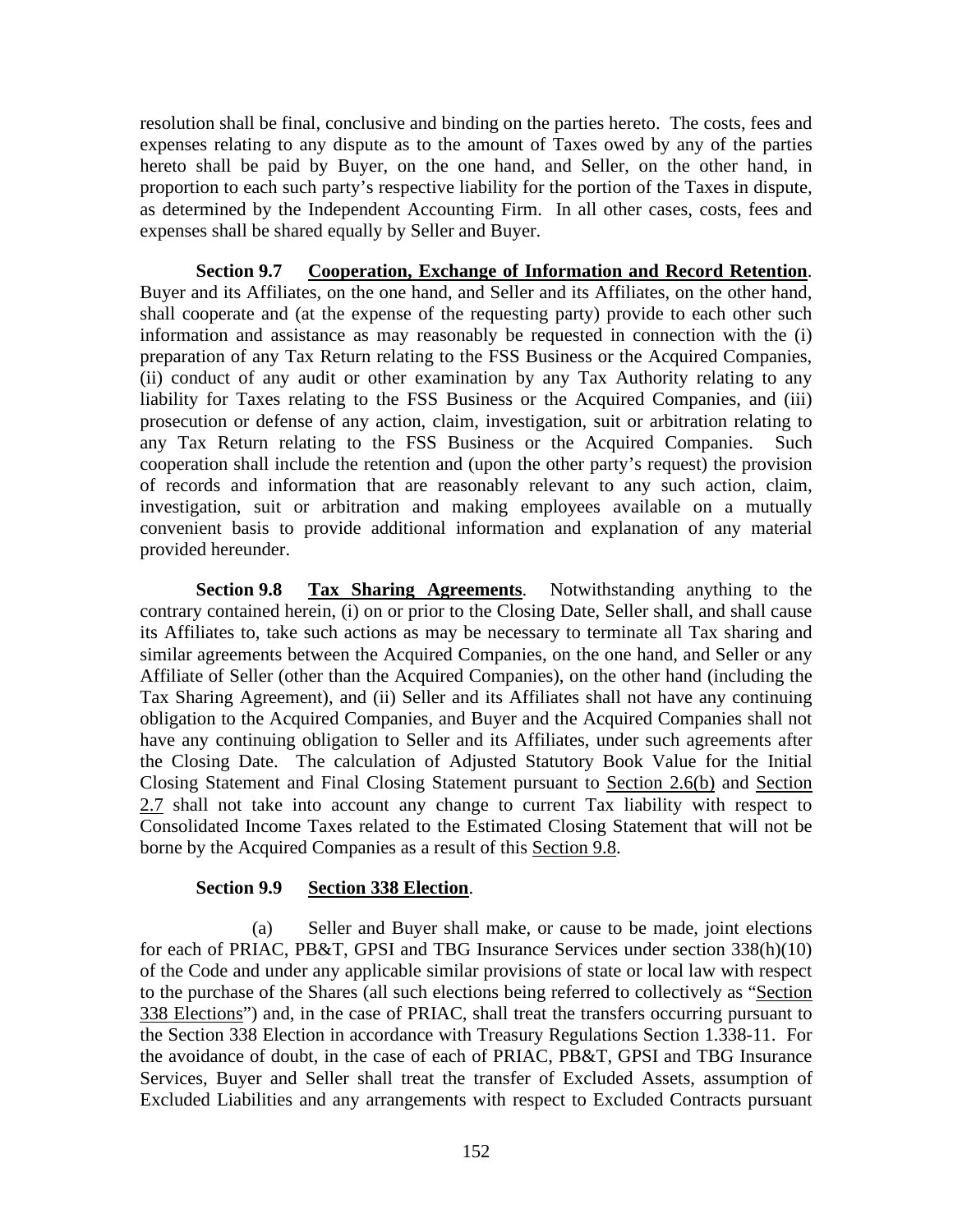resolution shall be final, conclusive and binding on the parties hereto. The costs, fees and expenses relating to any dispute as to the amount of Taxes owed by any of the parties hereto shall be paid by Buyer, on the one hand, and Seller, on the other hand, in proportion to each such party's respective liability for the portion of the Taxes in dispute, as determined by the Independent Accounting Firm. In all other cases, costs, fees and expenses shall be shared equally by Seller and Buyer.

**Section 9.7 Cooperation, Exchange of Information and Record Retention**. Buyer and its Affiliates, on the one hand, and Seller and its Affiliates, on the other hand, shall cooperate and (at the expense of the requesting party) provide to each other such information and assistance as may reasonably be requested in connection with the (i) preparation of any Tax Return relating to the FSS Business or the Acquired Companies, (ii) conduct of any audit or other examination by any Tax Authority relating to any liability for Taxes relating to the FSS Business or the Acquired Companies, and (iii) prosecution or defense of any action, claim, investigation, suit or arbitration relating to any Tax Return relating to the FSS Business or the Acquired Companies. Such cooperation shall include the retention and (upon the other party's request) the provision of records and information that are reasonably relevant to any such action, claim, investigation, suit or arbitration and making employees available on a mutually convenient basis to provide additional information and explanation of any material provided hereunder.

**Section 9.8 Tax Sharing Agreements**. Notwithstanding anything to the contrary contained herein, (i) on or prior to the Closing Date, Seller shall, and shall cause its Affiliates to, take such actions as may be necessary to terminate all Tax sharing and similar agreements between the Acquired Companies, on the one hand, and Seller or any Affiliate of Seller (other than the Acquired Companies), on the other hand (including the Tax Sharing Agreement), and (ii) Seller and its Affiliates shall not have any continuing obligation to the Acquired Companies, and Buyer and the Acquired Companies shall not have any continuing obligation to Seller and its Affiliates, under such agreements after the Closing Date. The calculation of Adjusted Statutory Book Value for the Initial Closing Statement and Final Closing Statement pursuant to Section 2.6(b) and Section 2.7 shall not take into account any change to current Tax liability with respect to Consolidated Income Taxes related to the Estimated Closing Statement that will not be borne by the Acquired Companies as a result of this Section 9.8.

**Section 9.9 Section 338 Election**.

(a) Seller and Buyer shall make, or cause to be made, joint elections for each of PRIAC, PB&T, GPSI and TBG Insurance Services under section 338(h)(10) of the Code and under any applicable similar provisions of state or local law with respect to the purchase of the Shares (all such elections being referred to collectively as "Section 338 Elections") and, in the case of PRIAC, shall treat the transfers occurring pursuant to the Section 338 Election in accordance with Treasury Regulations Section 1.338-11. For the avoidance of doubt, in the case of each of PRIAC, PB&T, GPSI and TBG Insurance Services, Buyer and Seller shall treat the transfer of Excluded Assets, assumption of Excluded Liabilities and any arrangements with respect to Excluded Contracts pursuant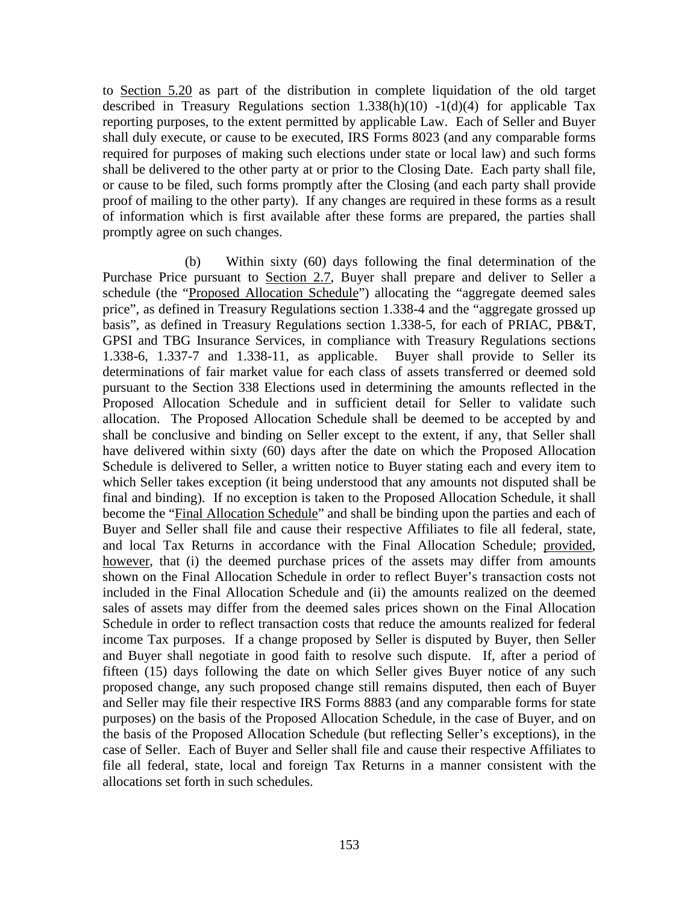to Section 5.20 as part of the distribution in complete liquidation of the old target described in Treasury Regulations section 1.338(h)(10) -1(d)(4) for applicable Tax reporting purposes, to the extent permitted by applicable Law. Each of Seller and Buyer shall duly execute, or cause to be executed, IRS Forms 8023 (and any comparable forms required for purposes of making such elections under state or local law) and such forms shall be delivered to the other party at or prior to the Closing Date. Each party shall file, or cause to be filed, such forms promptly after the Closing (and each party shall provide proof of mailing to the other party). If any changes are required in these forms as a result of information which is first available after these forms are prepared, the parties shall promptly agree on such changes.

(b) Within sixty (60) days following the final determination of the Purchase Price pursuant to Section 2.7, Buyer shall prepare and deliver to Seller a schedule (the "Proposed Allocation Schedule") allocating the "aggregate deemed sales price", as defined in Treasury Regulations section 1.338-4 and the "aggregate grossed up basis", as defined in Treasury Regulations section 1.338-5, for each of PRIAC, PB&T, GPSI and TBG Insurance Services, in compliance with Treasury Regulations sections 1.338-6, 1.337-7 and 1.338-11, as applicable. Buyer shall provide to Seller its determinations of fair market value for each class of assets transferred or deemed sold pursuant to the Section 338 Elections used in determining the amounts reflected in the Proposed Allocation Schedule and in sufficient detail for Seller to validate such allocation. The Proposed Allocation Schedule shall be deemed to be accepted by and shall be conclusive and binding on Seller except to the extent, if any, that Seller shall have delivered within sixty (60) days after the date on which the Proposed Allocation Schedule is delivered to Seller, a written notice to Buyer stating each and every item to which Seller takes exception (it being understood that any amounts not disputed shall be final and binding). If no exception is taken to the Proposed Allocation Schedule, it shall become the "Final Allocation Schedule" and shall be binding upon the parties and each of Buyer and Seller shall file and cause their respective Affiliates to file all federal, state, and local Tax Returns in accordance with the Final Allocation Schedule; provided, however, that (i) the deemed purchase prices of the assets may differ from amounts shown on the Final Allocation Schedule in order to reflect Buyer's transaction costs not included in the Final Allocation Schedule and (ii) the amounts realized on the deemed sales of assets may differ from the deemed sales prices shown on the Final Allocation Schedule in order to reflect transaction costs that reduce the amounts realized for federal income Tax purposes. If a change proposed by Seller is disputed by Buyer, then Seller and Buyer shall negotiate in good faith to resolve such dispute. If, after a period of fifteen (15) days following the date on which Seller gives Buyer notice of any such proposed change, any such proposed change still remains disputed, then each of Buyer and Seller may file their respective IRS Forms 8883 (and any comparable forms for state purposes) on the basis of the Proposed Allocation Schedule, in the case of Buyer, and on the basis of the Proposed Allocation Schedule (but reflecting Seller's exceptions), in the case of Seller. Each of Buyer and Seller shall file and cause their respective Affiliates to file all federal, state, local and foreign Tax Returns in a manner consistent with the allocations set forth in such schedules.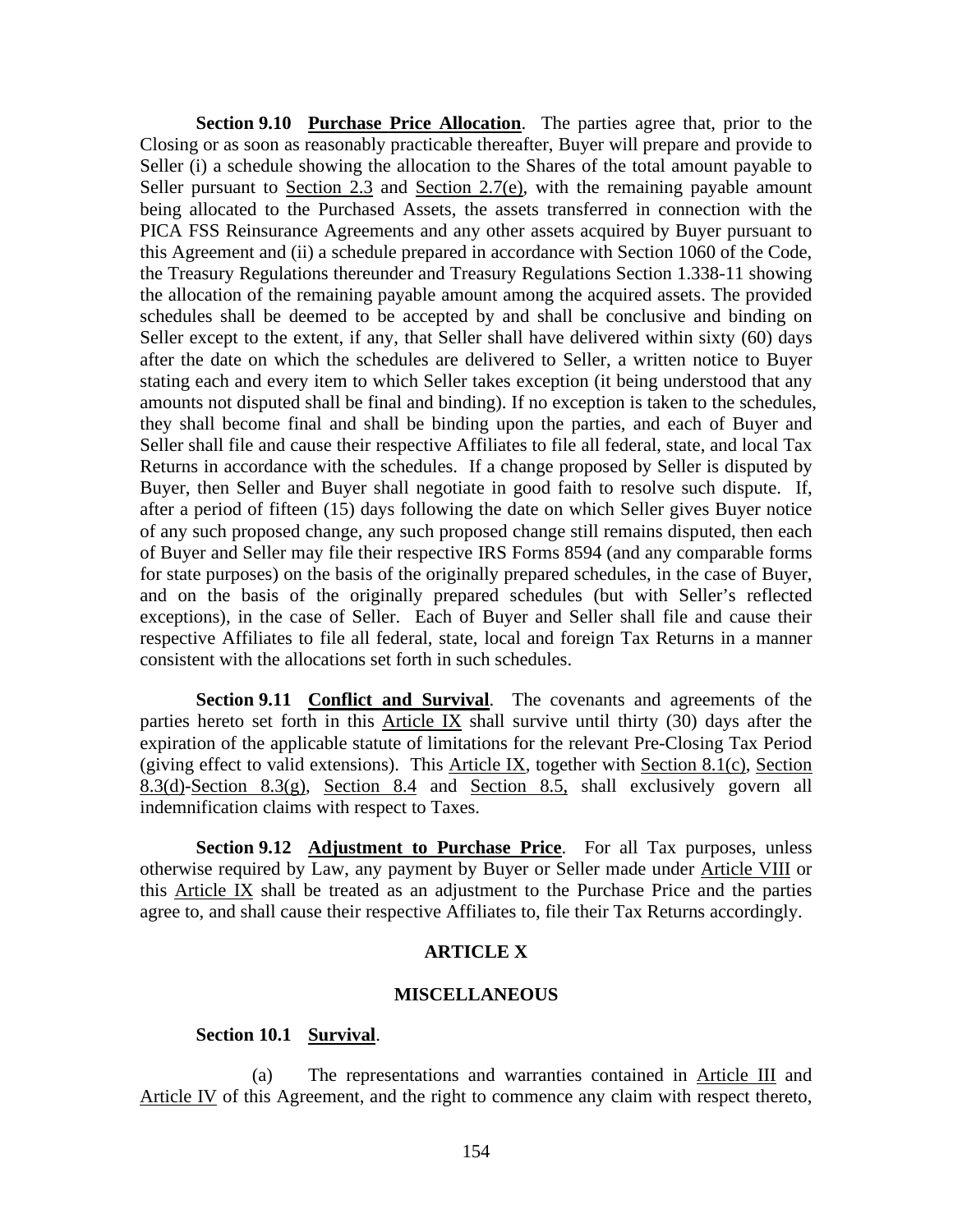**Section 9.10 Purchase Price Allocation**. The parties agree that, prior to the Closing or as soon as reasonably practicable thereafter, Buyer will prepare and provide to Seller (i) a schedule showing the allocation to the Shares of the total amount payable to Seller pursuant to Section 2.3 and Section 2.7(e), with the remaining payable amount being allocated to the Purchased Assets, the assets transferred in connection with the PICA FSS Reinsurance Agreements and any other assets acquired by Buyer pursuant to this Agreement and (ii) a schedule prepared in accordance with Section 1060 of the Code, the Treasury Regulations thereunder and Treasury Regulations Section 1.338-11 showing the allocation of the remaining payable amount among the acquired assets. The provided schedules shall be deemed to be accepted by and shall be conclusive and binding on Seller except to the extent, if any, that Seller shall have delivered within sixty (60) days after the date on which the schedules are delivered to Seller, a written notice to Buyer stating each and every item to which Seller takes exception (it being understood that any amounts not disputed shall be final and binding). If no exception is taken to the schedules, they shall become final and shall be binding upon the parties, and each of Buyer and Seller shall file and cause their respective Affiliates to file all federal, state, and local Tax Returns in accordance with the schedules. If a change proposed by Seller is disputed by Buyer, then Seller and Buyer shall negotiate in good faith to resolve such dispute. If, after a period of fifteen (15) days following the date on which Seller gives Buyer notice of any such proposed change, any such proposed change still remains disputed, then each of Buyer and Seller may file their respective IRS Forms 8594 (and any comparable forms for state purposes) on the basis of the originally prepared schedules, in the case of Buyer, and on the basis of the originally prepared schedules (but with Seller's reflected exceptions), in the case of Seller. Each of Buyer and Seller shall file and cause their respective Affiliates to file all federal, state, local and foreign Tax Returns in a manner consistent with the allocations set forth in such schedules.

**Section 9.11 Conflict and Survival**. The covenants and agreements of the parties hereto set forth in this Article IX shall survive until thirty (30) days after the expiration of the applicable statute of limitations for the relevant Pre-Closing Tax Period (giving effect to valid extensions). This Article IX, together with Section 8.1(c), Section 8.3(d)-Section 8.3(g), Section 8.4 and Section 8.5, shall exclusively govern all indemnification claims with respect to Taxes.

**Section 9.12 Adjustment to Purchase Price**. For all Tax purposes, unless otherwise required by Law, any payment by Buyer or Seller made under Article VIII or this Article IX shall be treated as an adjustment to the Purchase Price and the parties agree to, and shall cause their respective Affiliates to, file their Tax Returns accordingly.

## ARTICLE X

## MISCELLANEOUS

**Section 10.1 Survival**.

(a) The representations and warranties contained in Article III and Article IV of this Agreement, and the right to commence any claim with respect thereto,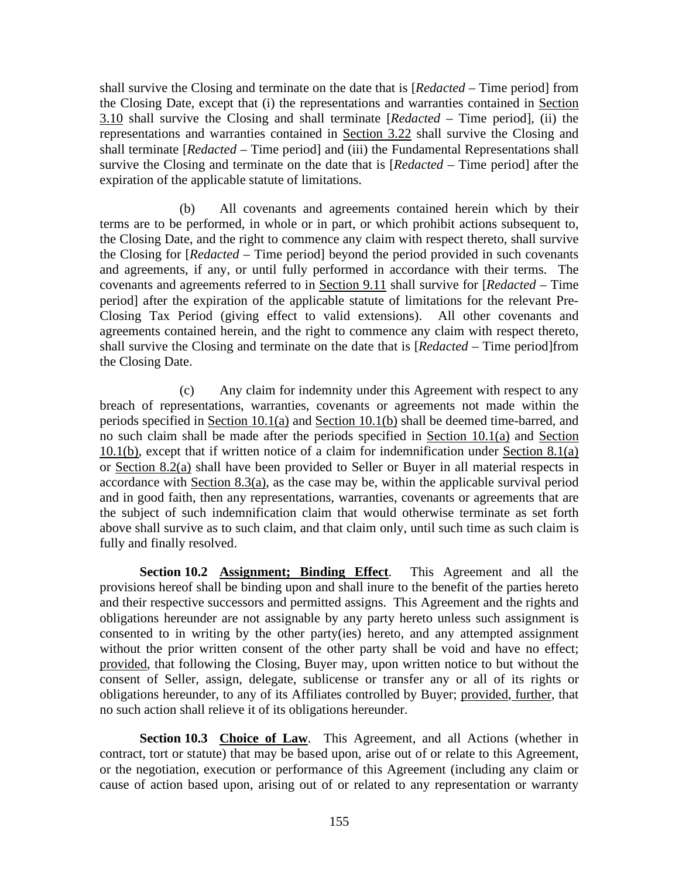shall survive the Closing and terminate on the date that is [*Redacted* – Time period] from the Closing Date, except that (i) the representations and warranties contained in Section 3.10 shall survive the Closing and shall terminate [*Redacted* – Time period], (ii) the representations and warranties contained in Section 3.22 shall survive the Closing and shall terminate [*Redacted* – Time period] and (iii) the Fundamental Representations shall survive the Closing and terminate on the date that is [*Redacted* – Time period] after the expiration of the applicable statute of limitations.

(b) All covenants and agreements contained herein which by their terms are to be performed, in whole or in part, or which prohibit actions subsequent to, the Closing Date, and the right to commence any claim with respect thereto, shall survive the Closing for [*Redacted* – Time period] beyond the period provided in such covenants and agreements, if any, or until fully performed in accordance with their terms. The covenants and agreements referred to in Section 9.11 shall survive for [*Redacted* – Time period] after the expiration of the applicable statute of limitations for the relevant Pre-Closing Tax Period (giving effect to valid extensions). All other covenants and agreements contained herein, and the right to commence any claim with respect thereto, shall survive the Closing and terminate on the date that is [*Redacted* – Time period]from the Closing Date.

(c) Any claim for indemnity under this Agreement with respect to any breach of representations, warranties, covenants or agreements not made within the periods specified in Section 10.1(a) and Section 10.1(b) shall be deemed time-barred, and no such claim shall be made after the periods specified in Section 10.1(a) and Section 10.1(b), except that if written notice of a claim for indemnification under Section 8.1(a) or Section 8.2(a) shall have been provided to Seller or Buyer in all material respects in accordance with Section 8.3(a), as the case may be, within the applicable survival period and in good faith, then any representations, warranties, covenants or agreements that are the subject of such indemnification claim that would otherwise terminate as set forth above shall survive as to such claim, and that claim only, until such time as such claim is fully and finally resolved.

**Section 10.2 Assignment; Binding Effect**. This Agreement and all the provisions hereof shall be binding upon and shall inure to the benefit of the parties hereto and their respective successors and permitted assigns. This Agreement and the rights and obligations hereunder are not assignable by any party hereto unless such assignment is consented to in writing by the other party(ies) hereto, and any attempted assignment without the prior written consent of the other party shall be void and have no effect; provided, that following the Closing, Buyer may, upon written notice to but without the consent of Seller, assign, delegate, sublicense or transfer any or all of its rights or obligations hereunder, to any of its Affiliates controlled by Buyer; provided, further, that no such action shall relieve it of its obligations hereunder.

**Section 10.3 Choice of Law**. This Agreement, and all Actions (whether in contract, tort or statute) that may be based upon, arise out of or relate to this Agreement, or the negotiation, execution or performance of this Agreement (including any claim or cause of action based upon, arising out of or related to any representation or warranty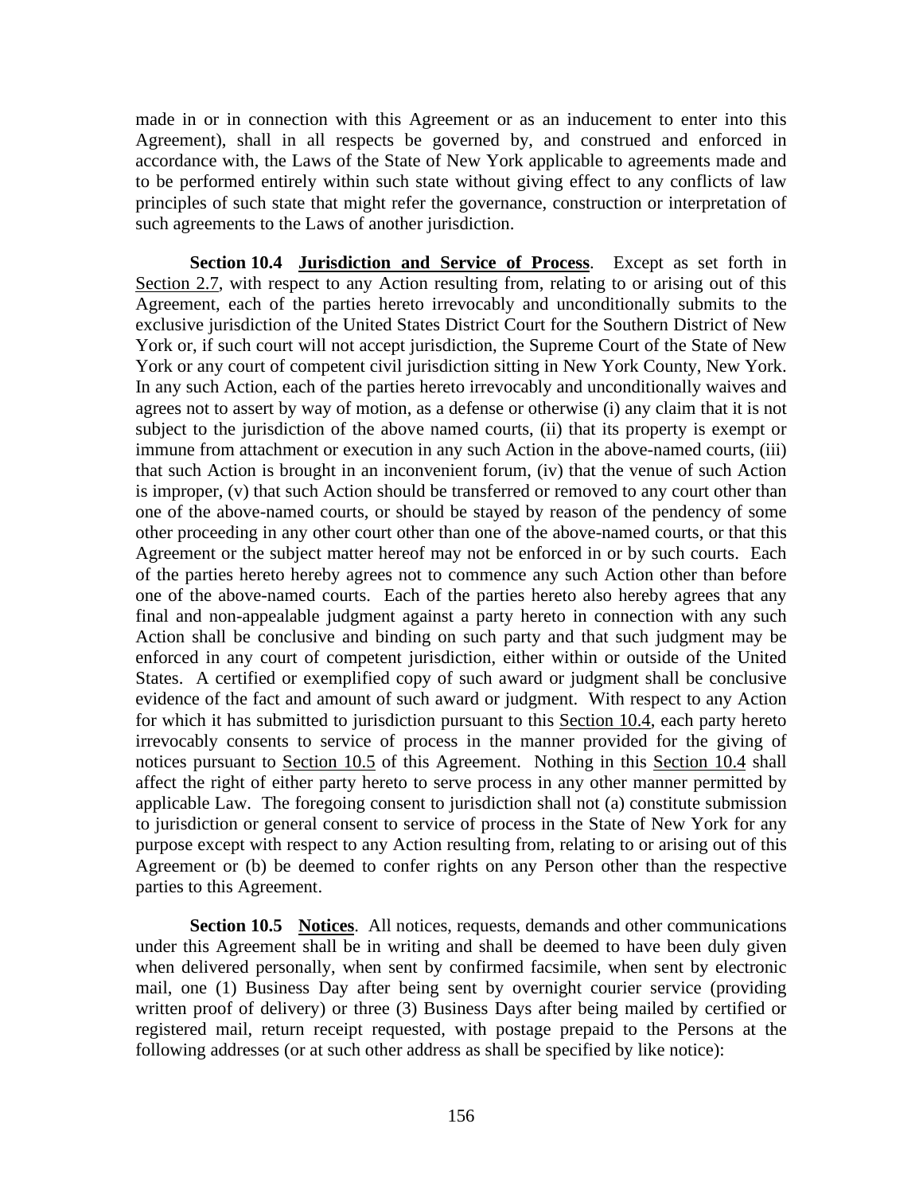made in or in connection with this Agreement or as an inducement to enter into this Agreement), shall in all respects be governed by, and construed and enforced in accordance with, the Laws of the State of New York applicable to agreements made and to be performed entirely within such state without giving effect to any conflicts of law principles of such state that might refer the governance, construction or interpretation of such agreements to the Laws of another jurisdiction.

**Section 10.4 Jurisdiction and Service of Process**. Except as set forth in Section 2.7, with respect to any Action resulting from, relating to or arising out of this Agreement, each of the parties hereto irrevocably and unconditionally submits to the exclusive jurisdiction of the United States District Court for the Southern District of New York or, if such court will not accept jurisdiction, the Supreme Court of the State of New York or any court of competent civil jurisdiction sitting in New York County, New York. In any such Action, each of the parties hereto irrevocably and unconditionally waives and agrees not to assert by way of motion, as a defense or otherwise (i) any claim that it is not subject to the jurisdiction of the above named courts, (ii) that its property is exempt or immune from attachment or execution in any such Action in the above-named courts, (iii) that such Action is brought in an inconvenient forum, (iv) that the venue of such Action is improper, (v) that such Action should be transferred or removed to any court other than one of the above-named courts, or should be stayed by reason of the pendency of some other proceeding in any other court other than one of the above-named courts, or that this Agreement or the subject matter hereof may not be enforced in or by such courts. Each of the parties hereto hereby agrees not to commence any such Action other than before one of the above-named courts. Each of the parties hereto also hereby agrees that any final and non-appealable judgment against a party hereto in connection with any such Action shall be conclusive and binding on such party and that such judgment may be enforced in any court of competent jurisdiction, either within or outside of the United States. A certified or exemplified copy of such award or judgment shall be conclusive evidence of the fact and amount of such award or judgment. With respect to any Action for which it has submitted to jurisdiction pursuant to this Section 10.4, each party hereto irrevocably consents to service of process in the manner provided for the giving of notices pursuant to Section 10.5 of this Agreement. Nothing in this Section 10.4 shall affect the right of either party hereto to serve process in any other manner permitted by applicable Law. The foregoing consent to jurisdiction shall not (a) constitute submission to jurisdiction or general consent to service of process in the State of New York for any purpose except with respect to any Action resulting from, relating to or arising out of this Agreement or (b) be deemed to confer rights on any Person other than the respective parties to this Agreement.

**Section 10.5 Notices**. All notices, requests, demands and other communications under this Agreement shall be in writing and shall be deemed to have been duly given when delivered personally, when sent by confirmed facsimile, when sent by electronic mail, one (1) Business Day after being sent by overnight courier service (providing written proof of delivery) or three (3) Business Days after being mailed by certified or registered mail, return receipt requested, with postage prepaid to the Persons at the following addresses (or at such other address as shall be specified by like notice):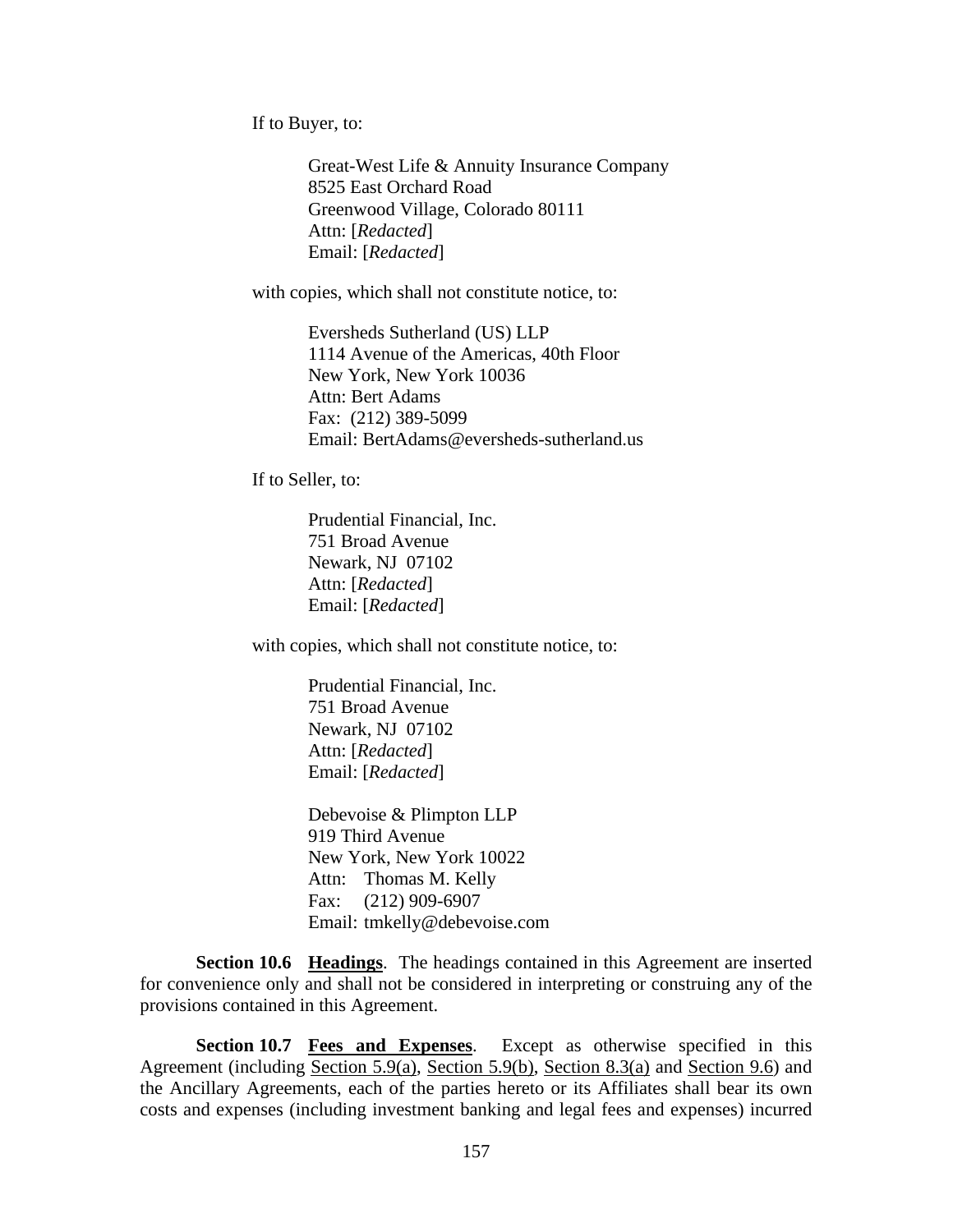If to Buyer, to:

Great-West Life & Annuity Insurance Company
8525 East Orchard Road
Greenwood Village, Colorado 80111
Attn: [*Redacted*]
Email: [*Redacted*]

with copies, which shall not constitute notice, to:

Eversheds Sutherland (US) LLP
1114 Avenue of the Americas, 40th Floor
New York, New York 10036
Attn: Bert Adams
Fax: (212) 389-5099
Email: BertAdams@eversheds-sutherland.us

If to Seller, to:

Prudential Financial, Inc.
751 Broad Avenue
Newark, NJ 07102
Attn: [*Redacted*]
Email: [*Redacted*]

with copies, which shall not constitute notice, to:

Prudential Financial, Inc.
751 Broad Avenue
Newark, NJ 07102
Attn: [*Redacted*]
Email: [*Redacted*]

Debevoise & Plimpton LLP
919 Third Avenue
New York, New York 10022
Attn: Thomas M. Kelly
Fax: (212) 909-6907
Email: tmkelly@debevoise.com

**Section 10.6 Headings**. The headings contained in this Agreement are inserted for convenience only and shall not be considered in interpreting or construing any of the provisions contained in this Agreement.

**Section 10.7 Fees and Expenses**. Except as otherwise specified in this Agreement (including Section 5.9(a), Section 5.9(b), Section 8.3(a) and Section 9.6) and the Ancillary Agreements, each of the parties hereto or its Affiliates shall bear its own costs and expenses (including investment banking and legal fees and expenses) incurred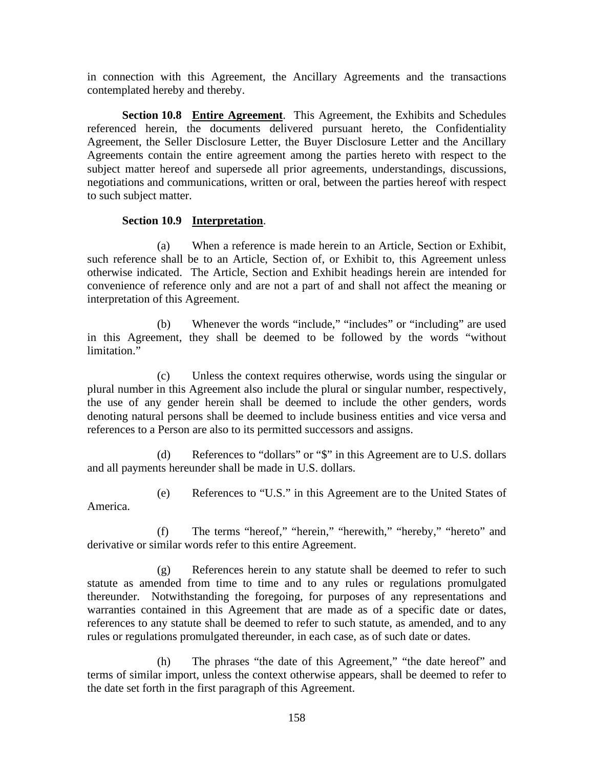in connection with this Agreement, the Ancillary Agreements and the transactions contemplated hereby and thereby.

**Section 10.8 Entire Agreement**. This Agreement, the Exhibits and Schedules referenced herein, the documents delivered pursuant hereto, the Confidentiality Agreement, the Seller Disclosure Letter, the Buyer Disclosure Letter and the Ancillary Agreements contain the entire agreement among the parties hereto with respect to the subject matter hereof and supersede all prior agreements, understandings, discussions, negotiations and communications, written or oral, between the parties hereof with respect to such subject matter.

**Section 10.9 Interpretation**.

(a) When a reference is made herein to an Article, Section or Exhibit, such reference shall be to an Article, Section of, or Exhibit to, this Agreement unless otherwise indicated. The Article, Section and Exhibit headings herein are intended for convenience of reference only and are not a part of and shall not affect the meaning or interpretation of this Agreement.

(b) Whenever the words "include," "includes" or "including" are used in this Agreement, they shall be deemed to be followed by the words "without limitation."

(c) Unless the context requires otherwise, words using the singular or plural number in this Agreement also include the plural or singular number, respectively, the use of any gender herein shall be deemed to include the other genders, words denoting natural persons shall be deemed to include business entities and vice versa and references to a Person are also to its permitted successors and assigns.

(d) References to "dollars" or "$" in this Agreement are to U.S. dollars and all payments hereunder shall be made in U.S. dollars.

(e) References to "U.S." in this Agreement are to the United States of America.

(f) The terms "hereof," "herein," "herewith," "hereby," "hereto" and derivative or similar words refer to this entire Agreement.

(g) References herein to any statute shall be deemed to refer to such statute as amended from time to time and to any rules or regulations promulgated thereunder. Notwithstanding the foregoing, for purposes of any representations and warranties contained in this Agreement that are made as of a specific date or dates, references to any statute shall be deemed to refer to such statute, as amended, and to any rules or regulations promulgated thereunder, in each case, as of such date or dates.

(h) The phrases "the date of this Agreement," "the date hereof" and terms of similar import, unless the context otherwise appears, shall be deemed to refer to the date set forth in the first paragraph of this Agreement.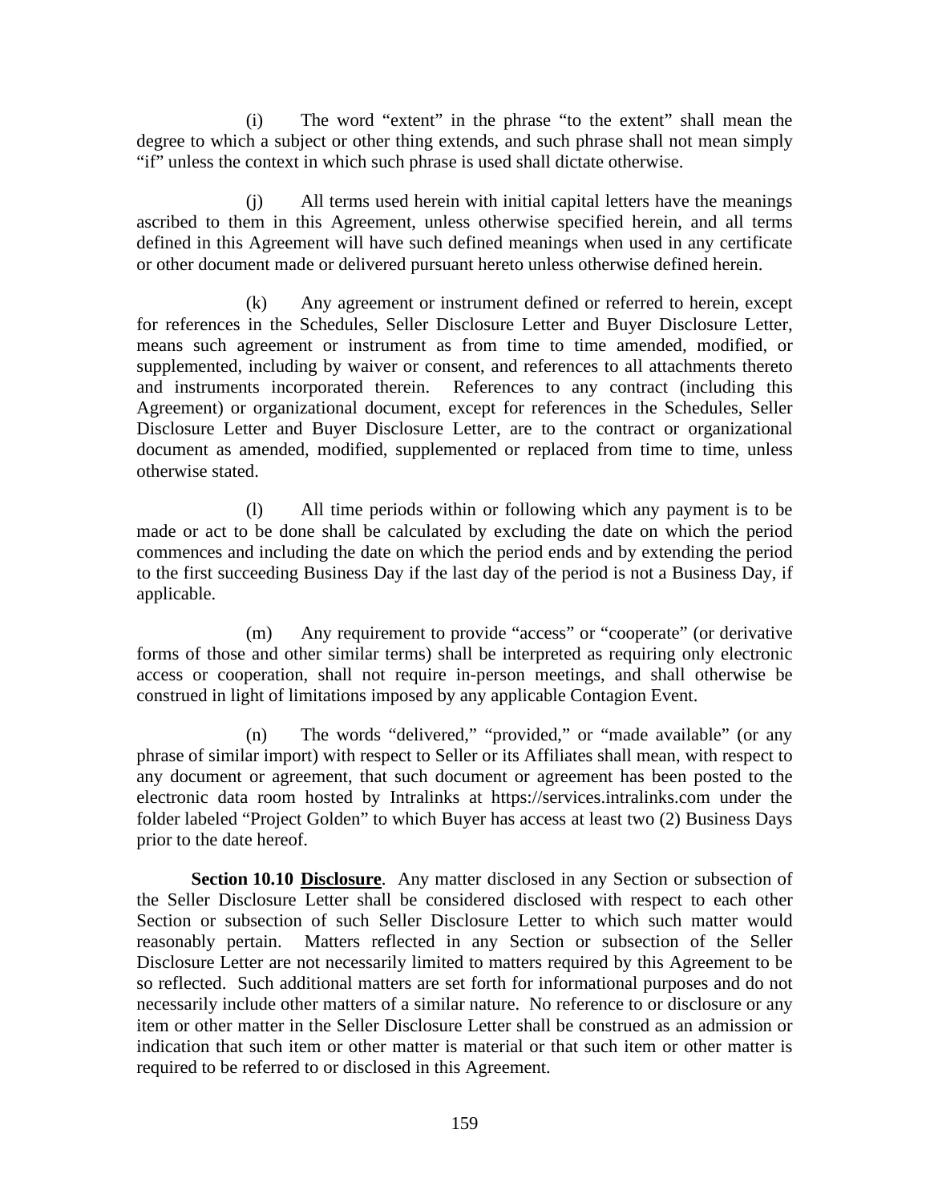(i) The word "extent" in the phrase "to the extent" shall mean the degree to which a subject or other thing extends, and such phrase shall not mean simply "if" unless the context in which such phrase is used shall dictate otherwise.

(j) All terms used herein with initial capital letters have the meanings ascribed to them in this Agreement, unless otherwise specified herein, and all terms defined in this Agreement will have such defined meanings when used in any certificate or other document made or delivered pursuant hereto unless otherwise defined herein.

(k) Any agreement or instrument defined or referred to herein, except for references in the Schedules, Seller Disclosure Letter and Buyer Disclosure Letter, means such agreement or instrument as from time to time amended, modified, or supplemented, including by waiver or consent, and references to all attachments thereto and instruments incorporated therein. References to any contract (including this Agreement) or organizational document, except for references in the Schedules, Seller Disclosure Letter and Buyer Disclosure Letter, are to the contract or organizational document as amended, modified, supplemented or replaced from time to time, unless otherwise stated.

(l) All time periods within or following which any payment is to be made or act to be done shall be calculated by excluding the date on which the period commences and including the date on which the period ends and by extending the period to the first succeeding Business Day if the last day of the period is not a Business Day, if applicable.

(m) Any requirement to provide "access" or "cooperate" (or derivative forms of those and other similar terms) shall be interpreted as requiring only electronic access or cooperation, shall not require in-person meetings, and shall otherwise be construed in light of limitations imposed by any applicable Contagion Event.

(n) The words "delivered," "provided," or "made available" (or any phrase of similar import) with respect to Seller or its Affiliates shall mean, with respect to any document or agreement, that such document or agreement has been posted to the electronic data room hosted by Intralinks at https://services.intralinks.com under the folder labeled "Project Golden" to which Buyer has access at least two (2) Business Days prior to the date hereof.

**Section 10.10 Disclosure**. Any matter disclosed in any Section or subsection of the Seller Disclosure Letter shall be considered disclosed with respect to each other Section or subsection of such Seller Disclosure Letter to which such matter would reasonably pertain. Matters reflected in any Section or subsection of the Seller Disclosure Letter are not necessarily limited to matters required by this Agreement to be so reflected. Such additional matters are set forth for informational purposes and do not necessarily include other matters of a similar nature. No reference to or disclosure or any item or other matter in the Seller Disclosure Letter shall be construed as an admission or indication that such item or other matter is material or that such item or other matter is required to be referred to or disclosed in this Agreement.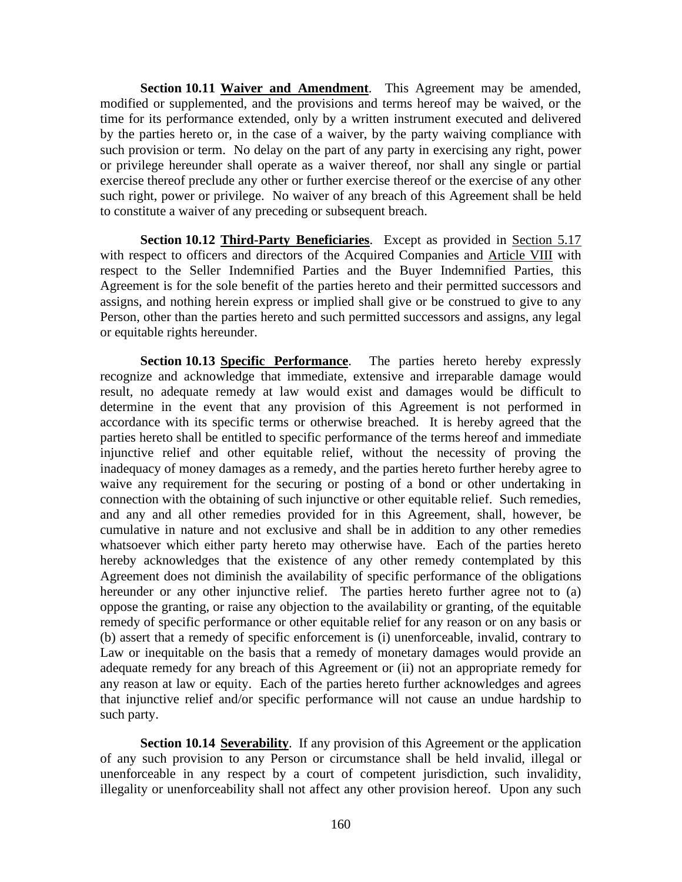**Section 10.11 Waiver and Amendment**. This Agreement may be amended, modified or supplemented, and the provisions and terms hereof may be waived, or the time for its performance extended, only by a written instrument executed and delivered by the parties hereto or, in the case of a waiver, by the party waiving compliance with such provision or term. No delay on the part of any party in exercising any right, power or privilege hereunder shall operate as a waiver thereof, nor shall any single or partial exercise thereof preclude any other or further exercise thereof or the exercise of any other such right, power or privilege. No waiver of any breach of this Agreement shall be held to constitute a waiver of any preceding or subsequent breach.

**Section 10.12 Third-Party Beneficiaries**. Except as provided in Section 5.17 with respect to officers and directors of the Acquired Companies and Article VIII with respect to the Seller Indemnified Parties and the Buyer Indemnified Parties, this Agreement is for the sole benefit of the parties hereto and their permitted successors and assigns, and nothing herein express or implied shall give or be construed to give to any Person, other than the parties hereto and such permitted successors and assigns, any legal or equitable rights hereunder.

**Section 10.13 Specific Performance**. The parties hereto hereby expressly recognize and acknowledge that immediate, extensive and irreparable damage would result, no adequate remedy at law would exist and damages would be difficult to determine in the event that any provision of this Agreement is not performed in accordance with its specific terms or otherwise breached. It is hereby agreed that the parties hereto shall be entitled to specific performance of the terms hereof and immediate injunctive relief and other equitable relief, without the necessity of proving the inadequacy of money damages as a remedy, and the parties hereto further hereby agree to waive any requirement for the securing or posting of a bond or other undertaking in connection with the obtaining of such injunctive or other equitable relief. Such remedies, and any and all other remedies provided for in this Agreement, shall, however, be cumulative in nature and not exclusive and shall be in addition to any other remedies whatsoever which either party hereto may otherwise have. Each of the parties hereto hereby acknowledges that the existence of any other remedy contemplated by this Agreement does not diminish the availability of specific performance of the obligations hereunder or any other injunctive relief. The parties hereto further agree not to (a) oppose the granting, or raise any objection to the availability or granting, of the equitable remedy of specific performance or other equitable relief for any reason or on any basis or (b) assert that a remedy of specific enforcement is (i) unenforceable, invalid, contrary to Law or inequitable on the basis that a remedy of monetary damages would provide an adequate remedy for any breach of this Agreement or (ii) not an appropriate remedy for any reason at law or equity. Each of the parties hereto further acknowledges and agrees that injunctive relief and/or specific performance will not cause an undue hardship to such party.

**Section 10.14 Severability**. If any provision of this Agreement or the application of any such provision to any Person or circumstance shall be held invalid, illegal or unenforceable in any respect by a court of competent jurisdiction, such invalidity, illegality or unenforceability shall not affect any other provision hereof. Upon any such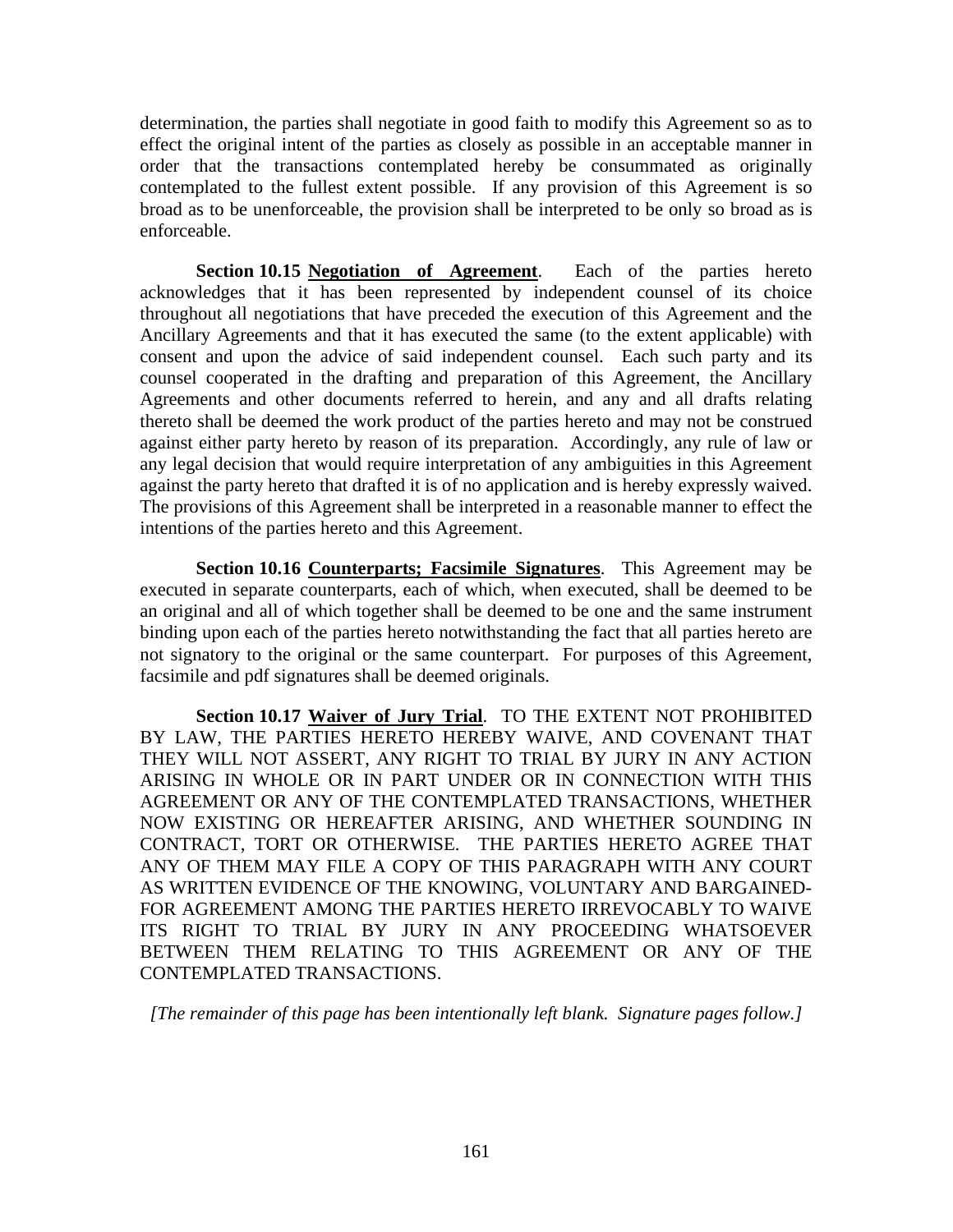determination, the parties shall negotiate in good faith to modify this Agreement so as to effect the original intent of the parties as closely as possible in an acceptable manner in order that the transactions contemplated hereby be consummated as originally contemplated to the fullest extent possible. If any provision of this Agreement is so broad as to be unenforceable, the provision shall be interpreted to be only so broad as is enforceable.

**Section 10.15 Negotiation of Agreement**. Each of the parties hereto acknowledges that it has been represented by independent counsel of its choice throughout all negotiations that have preceded the execution of this Agreement and the Ancillary Agreements and that it has executed the same (to the extent applicable) with consent and upon the advice of said independent counsel. Each such party and its counsel cooperated in the drafting and preparation of this Agreement, the Ancillary Agreements and other documents referred to herein, and any and all drafts relating thereto shall be deemed the work product of the parties hereto and may not be construed against either party hereto by reason of its preparation. Accordingly, any rule of law or any legal decision that would require interpretation of any ambiguities in this Agreement against the party hereto that drafted it is of no application and is hereby expressly waived. The provisions of this Agreement shall be interpreted in a reasonable manner to effect the intentions of the parties hereto and this Agreement.

**Section 10.16 Counterparts; Facsimile Signatures**. This Agreement may be executed in separate counterparts, each of which, when executed, shall be deemed to be an original and all of which together shall be deemed to be one and the same instrument binding upon each of the parties hereto notwithstanding the fact that all parties hereto are not signatory to the original or the same counterpart. For purposes of this Agreement, facsimile and pdf signatures shall be deemed originals.

**Section 10.17 Waiver of Jury Trial**. TO THE EXTENT NOT PROHIBITED BY LAW, THE PARTIES HERETO HEREBY WAIVE, AND COVENANT THAT THEY WILL NOT ASSERT, ANY RIGHT TO TRIAL BY JURY IN ANY ACTION ARISING IN WHOLE OR IN PART UNDER OR IN CONNECTION WITH THIS AGREEMENT OR ANY OF THE CONTEMPLATED TRANSACTIONS, WHETHER NOW EXISTING OR HEREAFTER ARISING, AND WHETHER SOUNDING IN CONTRACT, TORT OR OTHERWISE. THE PARTIES HERETO AGREE THAT ANY OF THEM MAY FILE A COPY OF THIS PARAGRAPH WITH ANY COURT AS WRITTEN EVIDENCE OF THE KNOWING, VOLUNTARY AND BARGAINED-FOR AGREEMENT AMONG THE PARTIES HERETO IRREVOCABLY TO WAIVE ITS RIGHT TO TRIAL BY JURY IN ANY PROCEEDING WHATSOEVER BETWEEN THEM RELATING TO THIS AGREEMENT OR ANY OF THE CONTEMPLATED TRANSACTIONS.

*[The remainder of this page has been intentionally left blank. Signature pages follow.]*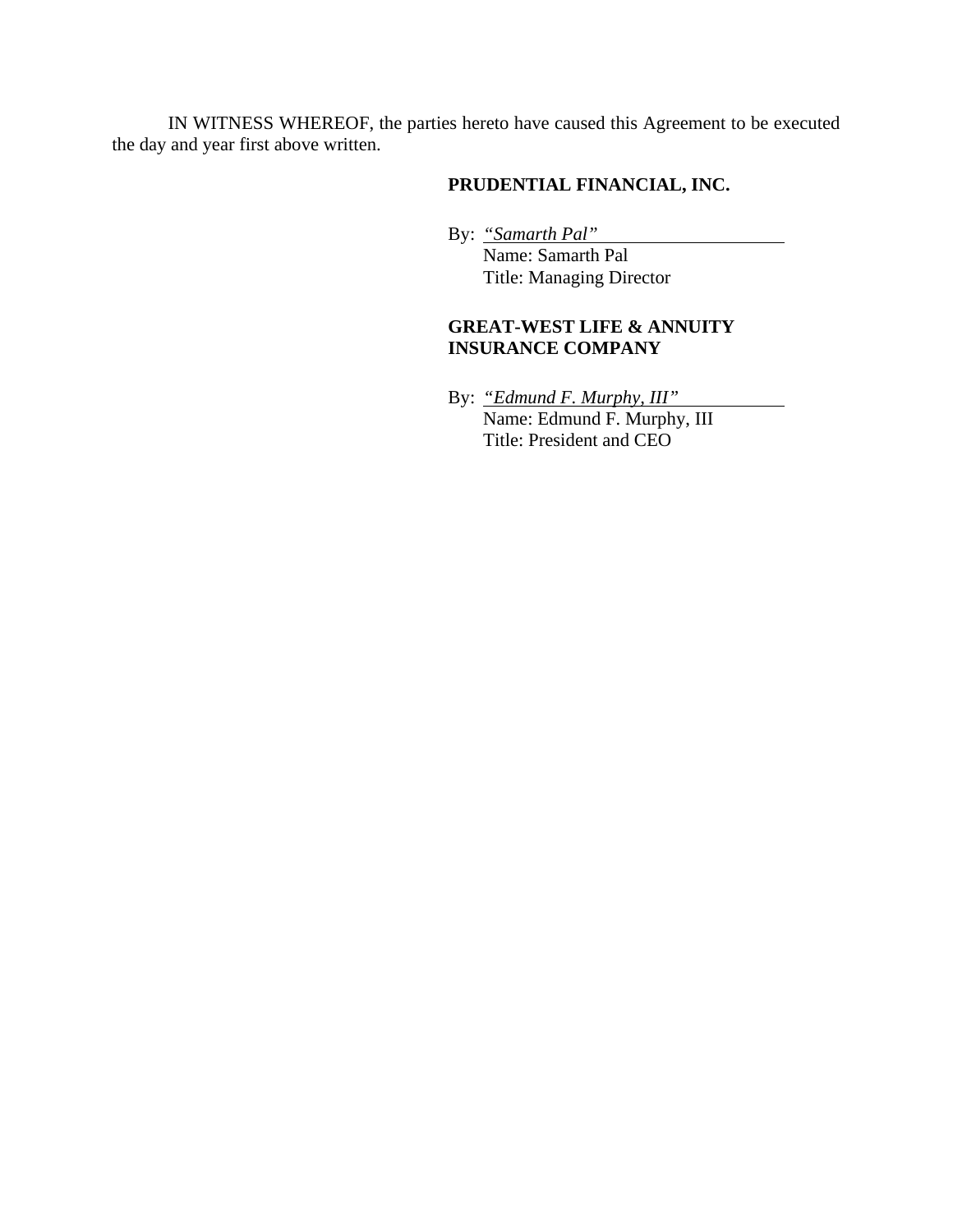IN WITNESS WHEREOF, the parties hereto have caused this Agreement to be executed the day and year first above written.

**PRUDENTIAL FINANCIAL, INC.**

By: *"Samarth Pal"*
Name: Samarth Pal
Title: Managing Director

**GREAT-WEST LIFE & ANNUITY INSURANCE COMPANY**

By: *"Edmund F. Murphy, III"*
Name: Edmund F. Murphy, III
Title: President and CEO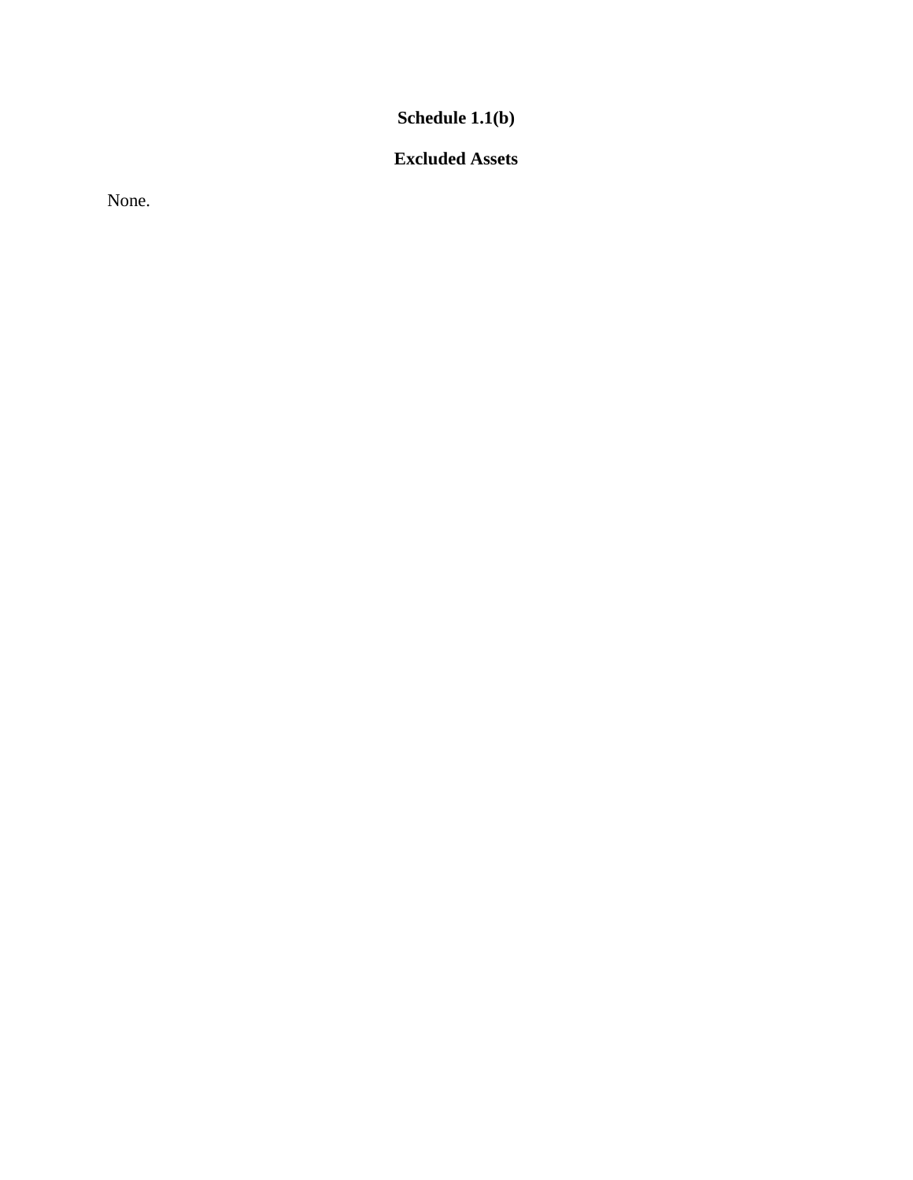**Schedule 1.1(b)**

**Excluded Assets**

None.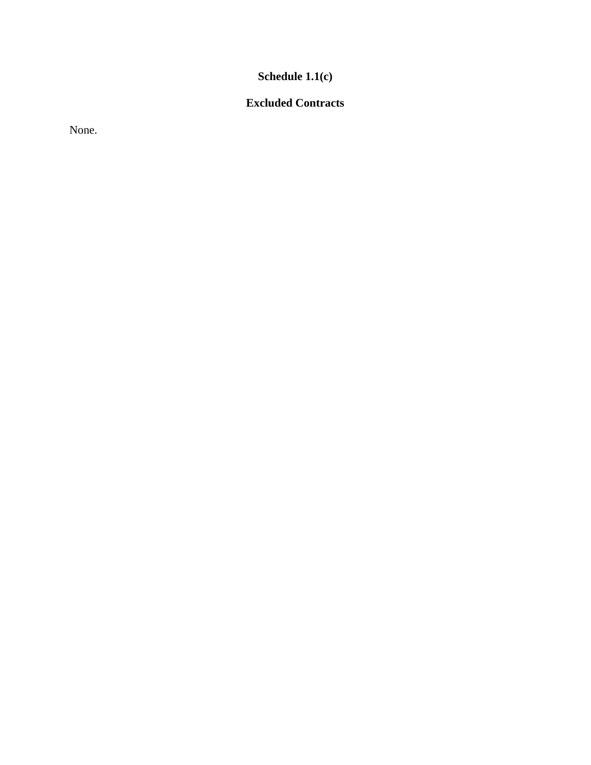# Schedule 1.1(c)

## Excluded Contracts

None.